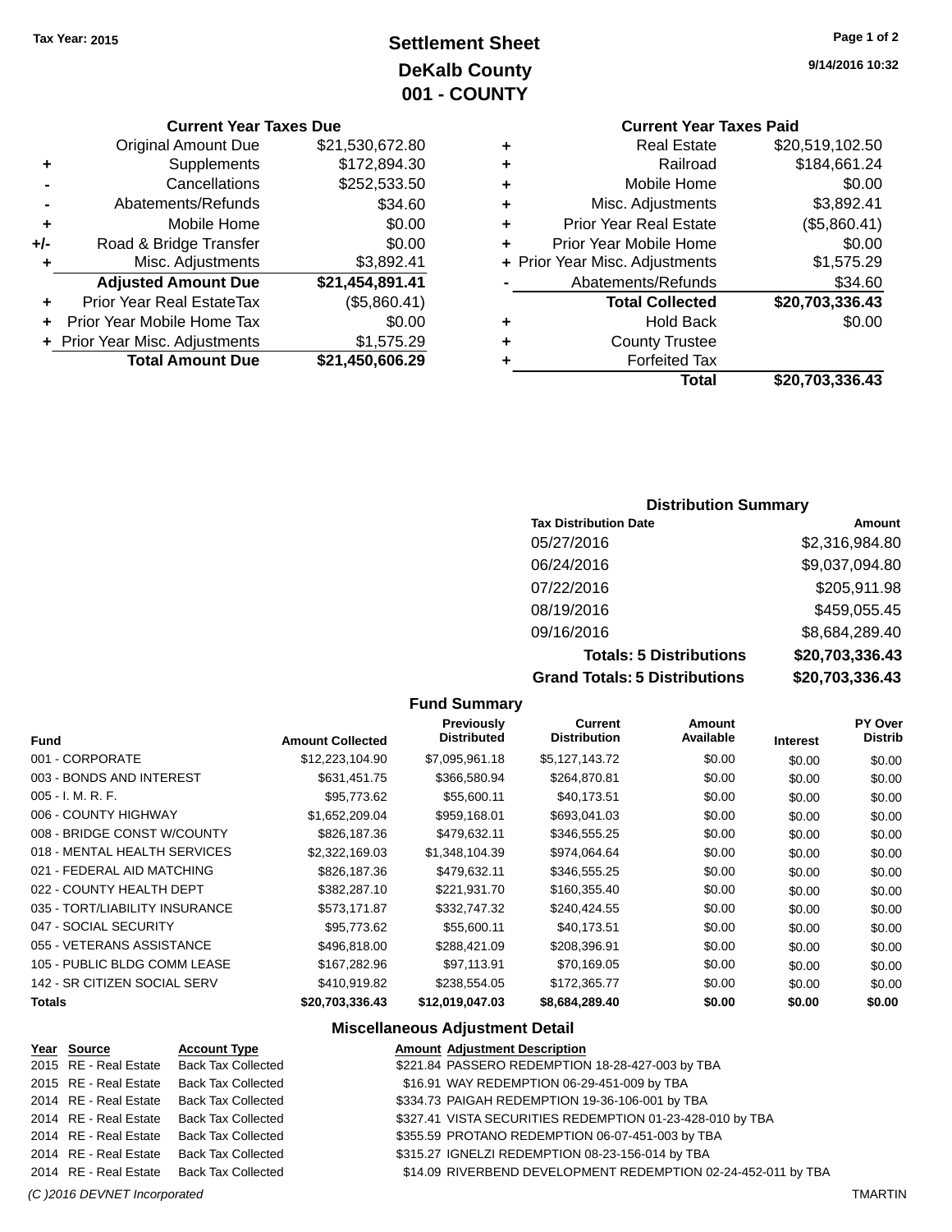Tax Year: 2015

# Settlement Sheet
## DeKalb County
## 001 - COUNTY

9/14/2016 10:32

### Current Year Taxes Due

| | | |
|---|---|---|
| | Original Amount Due | $21,530,672.80 |
| + | Supplements | $172,894.30 |
| - | Cancellations | $252,533.50 |
| - | Abatements/Refunds | $34.60 |
| + | Mobile Home | $0.00 |
| +/- | Road & Bridge Transfer | $0.00 |
| + | Misc. Adjustments | $3,892.41 |
| | **Adjusted Amount Due** | **$21,454,891.41** |
| + | Prior Year Real EstateTax | ($5,860.41) |
| + | Prior Year Mobile Home Tax | $0.00 |
| + | Prior Year Misc. Adjustments | $1,575.29 |
| | **Total Amount Due** | **$21,450,606.29** |

### Current Year Taxes Paid

| | | |
|---|---|---|
| + | Real Estate | $20,519,102.50 |
| + | Railroad | $184,661.24 |
| + | Mobile Home | $0.00 |
| + | Misc. Adjustments | $3,892.41 |
| + | Prior Year Real Estate | ($5,860.41) |
| + | Prior Year Mobile Home | $0.00 |
| + | Prior Year Misc. Adjustments | $1,575.29 |
| - | Abatements/Refunds | $34.60 |
| | **Total Collected** | **$20,703,336.43** |
| + | Hold Back | $0.00 |
| + | County Trustee | |
| + | Forfeited Tax | |
| | **Total** | **$20,703,336.43** |

### Distribution Summary

| Tax Distribution Date | Amount |
|---|---|
| 05/27/2016 | $2,316,984.80 |
| 06/24/2016 | $9,037,094.80 |
| 07/22/2016 | $205,911.98 |
| 08/19/2016 | $459,055.45 |
| 09/16/2016 | $8,684,289.40 |
| **Totals: 5 Distributions** | **$20,703,336.43** |
| **Grand Totals: 5 Distributions** | **$20,703,336.43** |

### Fund Summary

| Fund | Amount Collected | Previously Distributed | Current Distribution | Amount Available | Interest | PY Over Distrib |
|---|---|---|---|---|---|---|
| 001 - CORPORATE | $12,223,104.90 | $7,095,961.18 | $5,127,143.72 | $0.00 | $0.00 | $0.00 |
| 003 - BONDS AND INTEREST | $631,451.75 | $366,580.94 | $264,870.81 | $0.00 | $0.00 | $0.00 |
| 005 - I. M. R. F. | $95,773.62 | $55,600.11 | $40,173.51 | $0.00 | $0.00 | $0.00 |
| 006 - COUNTY HIGHWAY | $1,652,209.04 | $959,168.01 | $693,041.03 | $0.00 | $0.00 | $0.00 |
| 008 - BRIDGE CONST W/COUNTY | $826,187.36 | $479,632.11 | $346,555.25 | $0.00 | $0.00 | $0.00 |
| 018 - MENTAL HEALTH SERVICES | $2,322,169.03 | $1,348,104.39 | $974,064.64 | $0.00 | $0.00 | $0.00 |
| 021 - FEDERAL AID MATCHING | $826,187.36 | $479,632.11 | $346,555.25 | $0.00 | $0.00 | $0.00 |
| 022 - COUNTY HEALTH DEPT | $382,287.10 | $221,931.70 | $160,355.40 | $0.00 | $0.00 | $0.00 |
| 035 - TORT/LIABILITY INSURANCE | $573,171.87 | $332,747.32 | $240,424.55 | $0.00 | $0.00 | $0.00 |
| 047 - SOCIAL SECURITY | $95,773.62 | $55,600.11 | $40,173.51 | $0.00 | $0.00 | $0.00 |
| 055 - VETERANS ASSISTANCE | $496,818.00 | $288,421.09 | $208,396.91 | $0.00 | $0.00 | $0.00 |
| 105 - PUBLIC BLDG COMM LEASE | $167,282.96 | $97,113.91 | $70,169.05 | $0.00 | $0.00 | $0.00 |
| 142 - SR CITIZEN SOCIAL SERV | $410,919.82 | $238,554.05 | $172,365.77 | $0.00 | $0.00 | $0.00 |
| **Totals** | **$20,703,336.43** | **$12,019,047.03** | **$8,684,289.40** | **$0.00** | **$0.00** | **$0.00** |

### Miscellaneous Adjustment Detail

| Year | Source | Account Type | Amount | Adjustment Description |
|---|---|---|---|---|
| 2015 | RE - Real Estate | Back Tax Collected | $221.84 | PASSERO REDEMPTION 18-28-427-003 by TBA |
| 2015 | RE - Real Estate | Back Tax Collected | $16.91 | WAY REDEMPTION 06-29-451-009 by TBA |
| 2014 | RE - Real Estate | Back Tax Collected | $334.73 | PAIGAH REDEMPTION 19-36-106-001 by TBA |
| 2014 | RE - Real Estate | Back Tax Collected | $327.41 | VISTA SECURITIES REDEMPTION 01-23-428-010 by TBA |
| 2014 | RE - Real Estate | Back Tax Collected | $355.59 | PROTANO REDEMPTION 06-07-451-003 by TBA |
| 2014 | RE - Real Estate | Back Tax Collected | $315.27 | IGNELZI REDEMPTION 08-23-156-014 by TBA |
| 2014 | RE - Real Estate | Back Tax Collected | $14.09 | RIVERBEND DEVELOPMENT REDEMPTION 02-24-452-011 by TBA |

(C )2016 DEVNET Incorporated TMARTIN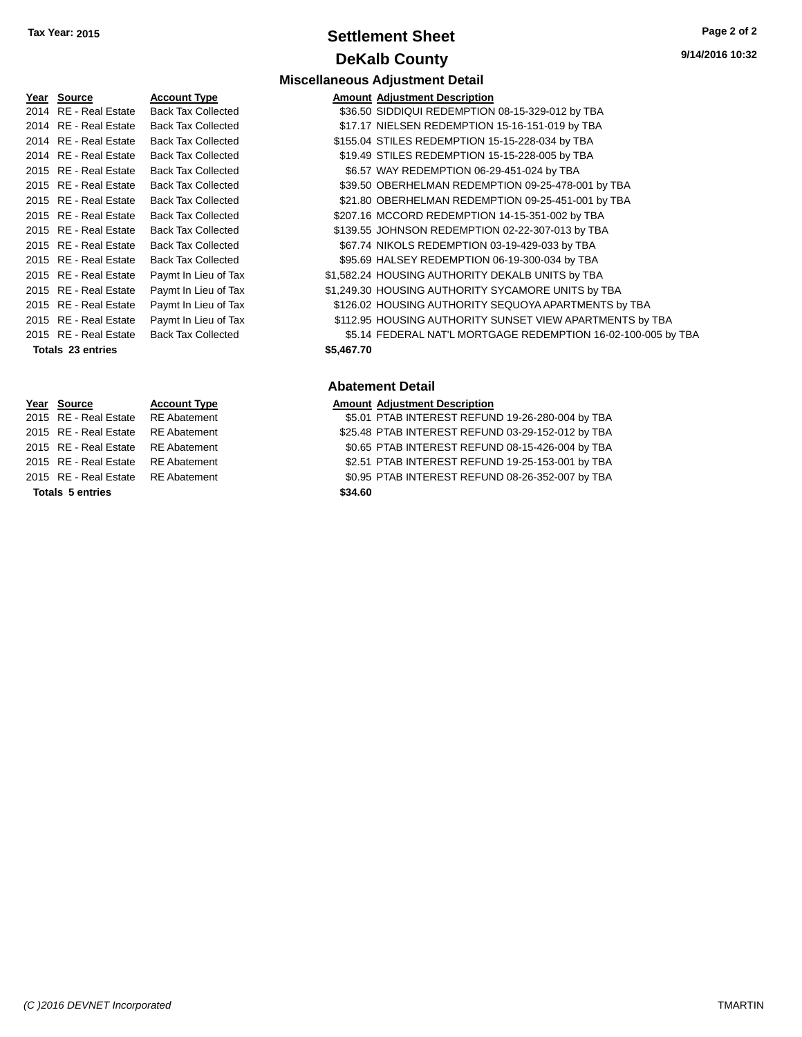# Settlement Sheet

## DeKalb County

**Tax Year: 2015**

9/14/2016 10:32

### Miscellaneous Adjustment Detail

| Year | Source | Account Type | Amount | Adjustment Description |
|---|---|---|---|---|
| 2014 | RE - Real Estate | Back Tax Collected | $36.50 | SIDDIQUI REDEMPTION 08-15-329-012 by TBA |
| 2014 | RE - Real Estate | Back Tax Collected | $17.17 | NIELSEN REDEMPTION 15-16-151-019 by TBA |
| 2014 | RE - Real Estate | Back Tax Collected | $155.04 | STILES REDEMPTION 15-15-228-034 by TBA |
| 2014 | RE - Real Estate | Back Tax Collected | $19.49 | STILES REDEMPTION 15-15-228-005 by TBA |
| 2015 | RE - Real Estate | Back Tax Collected | $6.57 | WAY REDEMPTION 06-29-451-024 by TBA |
| 2015 | RE - Real Estate | Back Tax Collected | $39.50 | OBERHELMAN REDEMPTION 09-25-478-001 by TBA |
| 2015 | RE - Real Estate | Back Tax Collected | $21.80 | OBERHELMAN REDEMPTION 09-25-451-001 by TBA |
| 2015 | RE - Real Estate | Back Tax Collected | $207.16 | MCCORD REDEMPTION 14-15-351-002 by TBA |
| 2015 | RE - Real Estate | Back Tax Collected | $139.55 | JOHNSON REDEMPTION 02-22-307-013 by TBA |
| 2015 | RE - Real Estate | Back Tax Collected | $67.74 | NIKOLS REDEMPTION 03-19-429-033 by TBA |
| 2015 | RE - Real Estate | Back Tax Collected | $95.69 | HALSEY REDEMPTION 06-19-300-034 by TBA |
| 2015 | RE - Real Estate | Paymt In Lieu of Tax | $1,582.24 | HOUSING AUTHORITY DEKALB UNITS by TBA |
| 2015 | RE - Real Estate | Paymt In Lieu of Tax | $1,249.30 | HOUSING AUTHORITY SYCAMORE UNITS by TBA |
| 2015 | RE - Real Estate | Paymt In Lieu of Tax | $126.02 | HOUSING AUTHORITY SEQUOYA APARTMENTS by TBA |
| 2015 | RE - Real Estate | Paymt In Lieu of Tax | $112.95 | HOUSING AUTHORITY SUNSET VIEW APARTMENTS by TBA |
| 2015 | RE - Real Estate | Back Tax Collected | $5.14 | FEDERAL NAT'L MORTGAGE REDEMPTION 16-02-100-005 by TBA |
| **Totals 23 entries** | | | **$5,467.70** | |

### Abatement Detail

| Year | Source | Account Type | Amount | Adjustment Description |
|---|---|---|---|---|
| 2015 | RE - Real Estate | RE Abatement | $5.01 | PTAB INTEREST REFUND 19-26-280-004 by TBA |
| 2015 | RE - Real Estate | RE Abatement | $25.48 | PTAB INTEREST REFUND 03-29-152-012 by TBA |
| 2015 | RE - Real Estate | RE Abatement | $0.65 | PTAB INTEREST REFUND 08-15-426-004 by TBA |
| 2015 | RE - Real Estate | RE Abatement | $2.51 | PTAB INTEREST REFUND 19-25-153-001 by TBA |
| 2015 | RE - Real Estate | RE Abatement | $0.95 | PTAB INTEREST REFUND 08-26-352-007 by TBA |
| **Totals 5 entries** | | | **$34.60** | |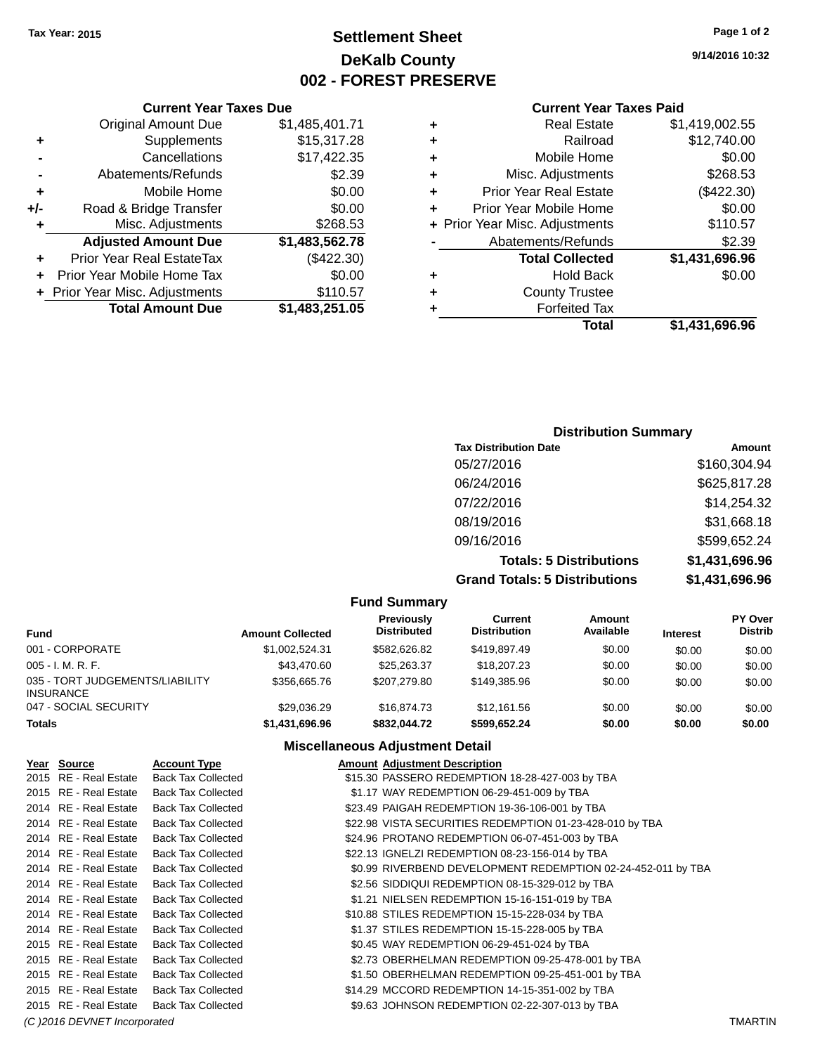Tax Year: 2015

# Settlement Sheet
## DeKalb County
## 002 - FOREST PRESERVE

9/14/2016 10:32

### Current Year Taxes Due

| | | |
|---|---|---|
| | Original Amount Due | $1,485,401.71 |
| + | Supplements | $15,317.28 |
| - | Cancellations | $17,422.35 |
| - | Abatements/Refunds | $2.39 |
| + | Mobile Home | $0.00 |
| +/- | Road & Bridge Transfer | $0.00 |
| + | Misc. Adjustments | $268.53 |
| | **Adjusted Amount Due** | **$1,483,562.78** |
| + | Prior Year Real EstateTax | ($422.30) |
| + | Prior Year Mobile Home Tax | $0.00 |
| + | Prior Year Misc. Adjustments | $110.57 |
| | **Total Amount Due** | **$1,483,251.05** |

### Current Year Taxes Paid

| | | |
|---|---|---|
| + | Real Estate | $1,419,002.55 |
| + | Railroad | $12,740.00 |
| + | Mobile Home | $0.00 |
| + | Misc. Adjustments | $268.53 |
| + | Prior Year Real Estate | ($422.30) |
| + | Prior Year Mobile Home | $0.00 |
| + | Prior Year Misc. Adjustments | $110.57 |
| - | Abatements/Refunds | $2.39 |
| | **Total Collected** | **$1,431,696.96** |
| + | Hold Back | $0.00 |
| + | County Trustee | |
| + | Forfeited Tax | |
| | **Total** | **$1,431,696.96** |

### Distribution Summary

| Tax Distribution Date | Amount |
|---|---|
| 05/27/2016 | $160,304.94 |
| 06/24/2016 | $625,817.28 |
| 07/22/2016 | $14,254.32 |
| 08/19/2016 | $31,668.18 |
| 09/16/2016 | $599,652.24 |
| **Totals: 5 Distributions** | **$1,431,696.96** |
| **Grand Totals: 5 Distributions** | **$1,431,696.96** |

### Fund Summary

| Fund | Amount Collected | Previously Distributed | Current Distribution | Amount Available | Interest | PY Over Distrib |
|---|---|---|---|---|---|---|
| 001 - CORPORATE | $1,002,524.31 | $582,626.82 | $419,897.49 | $0.00 | $0.00 | $0.00 |
| 005 - I. M. R. F. | $43,470.60 | $25,263.37 | $18,207.23 | $0.00 | $0.00 | $0.00 |
| 035 - TORT JUDGEMENTS/LIABILITY INSURANCE | $356,665.76 | $207,279.80 | $149,385.96 | $0.00 | $0.00 | $0.00 |
| 047 - SOCIAL SECURITY | $29,036.29 | $16,874.73 | $12,161.56 | $0.00 | $0.00 | $0.00 |
| **Totals** | **$1,431,696.96** | **$832,044.72** | **$599,652.24** | **$0.00** | **$0.00** | **$0.00** |

### Miscellaneous Adjustment Detail

| Year | Source | Account Type | Amount | Adjustment Description |
|---|---|---|---|---|
| 2015 | RE - Real Estate | Back Tax Collected | $15.30 | PASSERO REDEMPTION 18-28-427-003 by TBA |
| 2015 | RE - Real Estate | Back Tax Collected | $1.17 | WAY REDEMPTION 06-29-451-009 by TBA |
| 2014 | RE - Real Estate | Back Tax Collected | $23.49 | PAIGAH REDEMPTION 19-36-106-001 by TBA |
| 2014 | RE - Real Estate | Back Tax Collected | $22.98 | VISTA SECURITIES REDEMPTION 01-23-428-010 by TBA |
| 2014 | RE - Real Estate | Back Tax Collected | $24.96 | PROTANO REDEMPTION 06-07-451-003 by TBA |
| 2014 | RE - Real Estate | Back Tax Collected | $22.13 | IGNELZI REDEMPTION 08-23-156-014 by TBA |
| 2014 | RE - Real Estate | Back Tax Collected | $0.99 | RIVERBEND DEVELOPMENT REDEMPTION 02-24-452-011 by TBA |
| 2014 | RE - Real Estate | Back Tax Collected | $2.56 | SIDDIQUI REDEMPTION 08-15-329-012 by TBA |
| 2014 | RE - Real Estate | Back Tax Collected | $1.21 | NIELSEN REDEMPTION 15-16-151-019 by TBA |
| 2014 | RE - Real Estate | Back Tax Collected | $10.88 | STILES REDEMPTION 15-15-228-034 by TBA |
| 2014 | RE - Real Estate | Back Tax Collected | $1.37 | STILES REDEMPTION 15-15-228-005 by TBA |
| 2015 | RE - Real Estate | Back Tax Collected | $0.45 | WAY REDEMPTION 06-29-451-024 by TBA |
| 2015 | RE - Real Estate | Back Tax Collected | $2.73 | OBERHELMAN REDEMPTION 09-25-478-001 by TBA |
| 2015 | RE - Real Estate | Back Tax Collected | $1.50 | OBERHELMAN REDEMPTION 09-25-451-001 by TBA |
| 2015 | RE - Real Estate | Back Tax Collected | $14.29 | MCCORD REDEMPTION 14-15-351-002 by TBA |
| 2015 | RE - Real Estate | Back Tax Collected | $9.63 | JOHNSON REDEMPTION 02-22-307-013 by TBA |

(C )2016 DEVNET Incorporated TMARTIN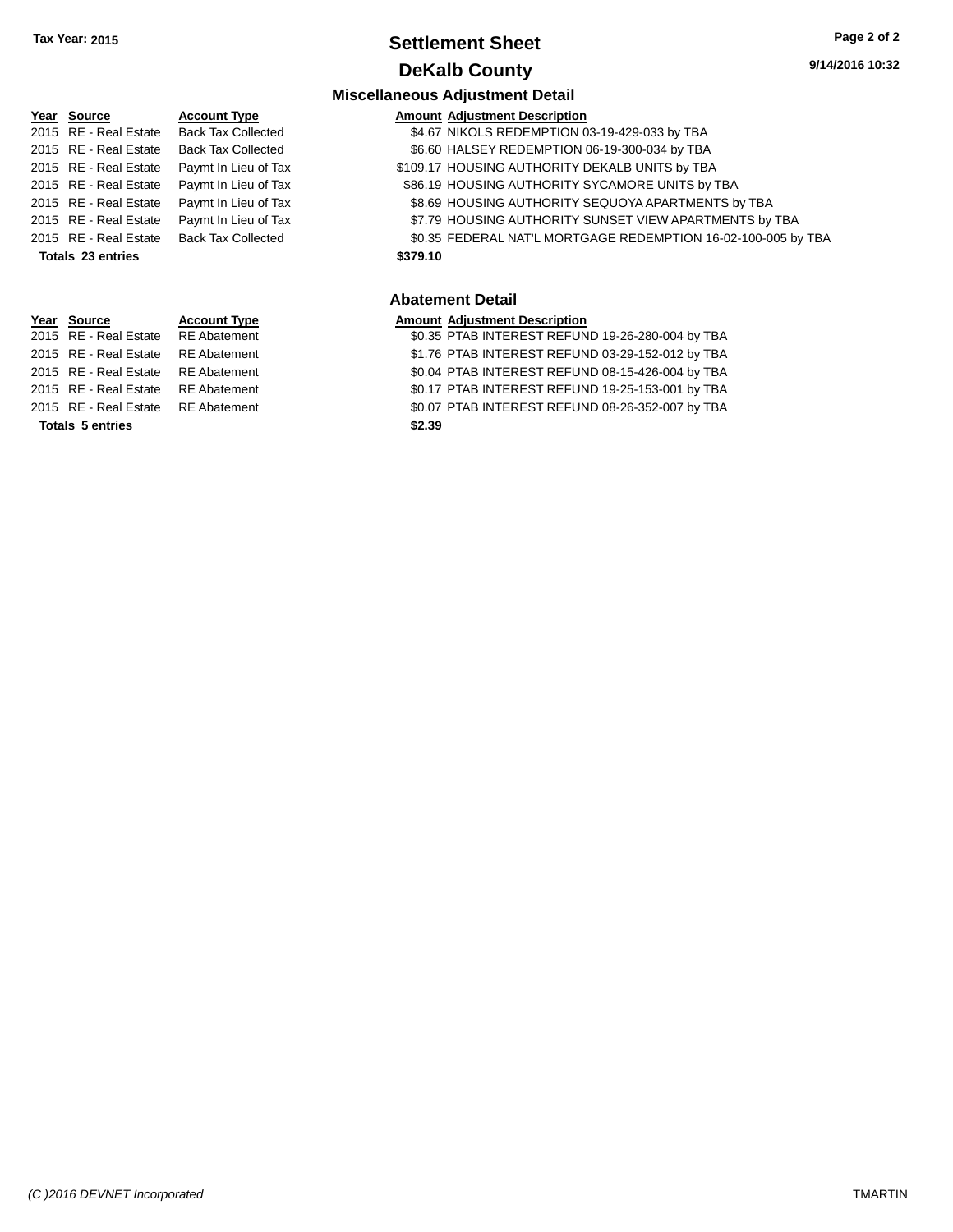**Tax Year: 2015**

# Settlement Sheet

## DeKalb County

9/14/2016 10:32

### Miscellaneous Adjustment Detail

| Year | Source | Account Type | Amount | Adjustment Description |
|---|---|---|---|---|
| 2015 | RE - Real Estate | Back Tax Collected | $4.67 | NIKOLS REDEMPTION 03-19-429-033 by TBA |
| 2015 | RE - Real Estate | Back Tax Collected | $6.60 | HALSEY REDEMPTION 06-19-300-034 by TBA |
| 2015 | RE - Real Estate | Paymt In Lieu of Tax | $109.17 | HOUSING AUTHORITY DEKALB UNITS by TBA |
| 2015 | RE - Real Estate | Paymt In Lieu of Tax | $86.19 | HOUSING AUTHORITY SYCAMORE UNITS by TBA |
| 2015 | RE - Real Estate | Paymt In Lieu of Tax | $8.69 | HOUSING AUTHORITY SEQUOYA APARTMENTS by TBA |
| 2015 | RE - Real Estate | Paymt In Lieu of Tax | $7.79 | HOUSING AUTHORITY SUNSET VIEW APARTMENTS by TBA |
| 2015 | RE - Real Estate | Back Tax Collected | $0.35 | FEDERAL NAT'L MORTGAGE REDEMPTION 16-02-100-005 by TBA |
| **Totals 23 entries** | | | **$379.10** | |

### Abatement Detail

| Year | Source | Account Type | Amount | Adjustment Description |
|---|---|---|---|---|
| 2015 | RE - Real Estate | RE Abatement | $0.35 | PTAB INTEREST REFUND 19-26-280-004 by TBA |
| 2015 | RE - Real Estate | RE Abatement | $1.76 | PTAB INTEREST REFUND 03-29-152-012 by TBA |
| 2015 | RE - Real Estate | RE Abatement | $0.04 | PTAB INTEREST REFUND 08-15-426-004 by TBA |
| 2015 | RE - Real Estate | RE Abatement | $0.17 | PTAB INTEREST REFUND 19-25-153-001 by TBA |
| 2015 | RE - Real Estate | RE Abatement | $0.07 | PTAB INTEREST REFUND 08-26-352-007 by TBA |
| **Totals 5 entries** | | | **$2.39** | |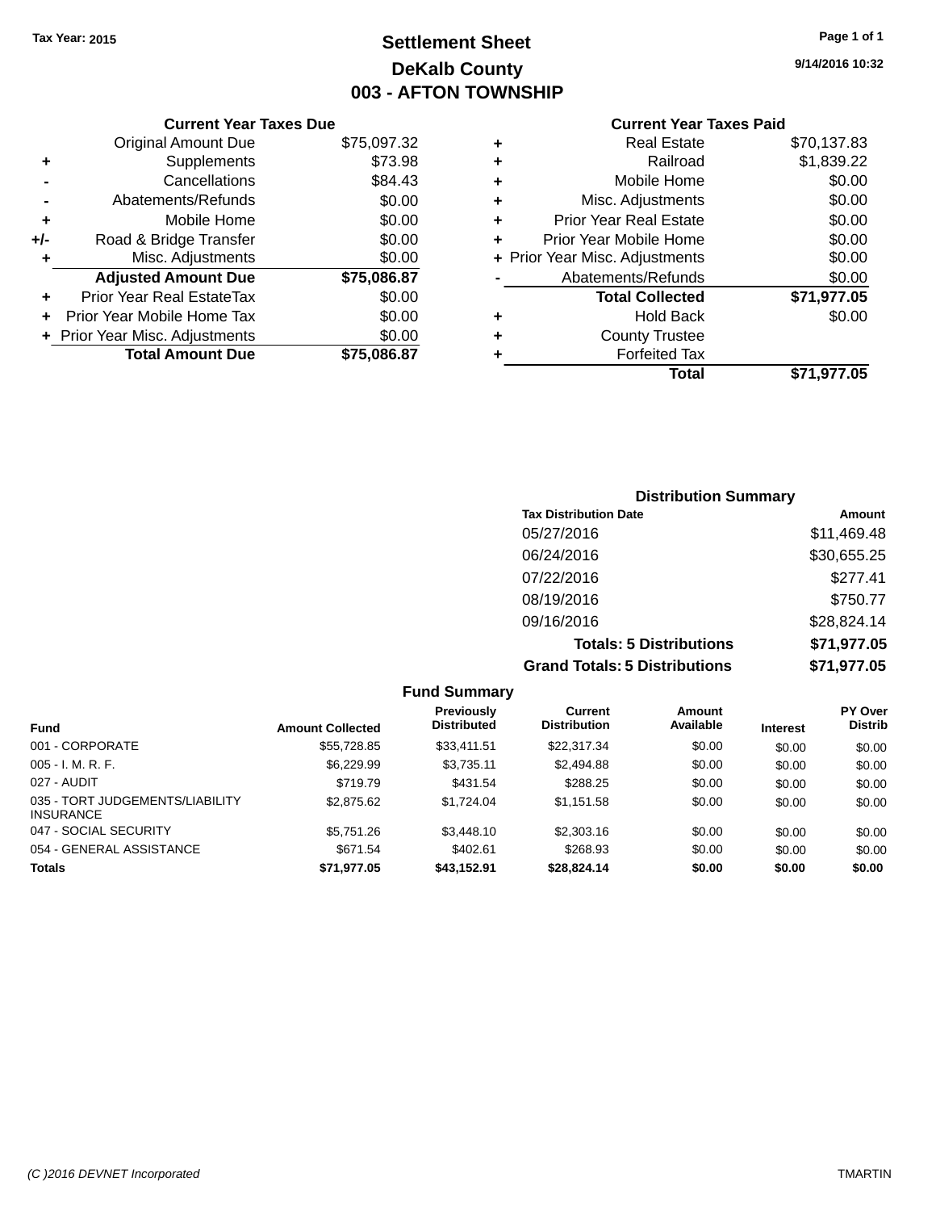Tax Year: 2015

# Settlement Sheet
## DeKalb County
## 003 - AFTON TOWNSHIP

9/14/2016 10:32

### Current Year Taxes Due

| | | Amount |
|---|---|---|
| | Original Amount Due | $75,097.32 |
| + | Supplements | $73.98 |
| - | Cancellations | $84.43 |
| - | Abatements/Refunds | $0.00 |
| + | Mobile Home | $0.00 |
| +/- | Road & Bridge Transfer | $0.00 |
| + | Misc. Adjustments | $0.00 |
| | **Adjusted Amount Due** | **$75,086.87** |
| + | Prior Year Real EstateTax | $0.00 |
| + | Prior Year Mobile Home Tax | $0.00 |
| + | Prior Year Misc. Adjustments | $0.00 |
| | **Total Amount Due** | **$75,086.87** |

### Current Year Taxes Paid

| | | Amount |
|---|---|---|
| + | Real Estate | $70,137.83 |
| + | Railroad | $1,839.22 |
| + | Mobile Home | $0.00 |
| + | Misc. Adjustments | $0.00 |
| + | Prior Year Real Estate | $0.00 |
| + | Prior Year Mobile Home | $0.00 |
| + | Prior Year Misc. Adjustments | $0.00 |
| - | Abatements/Refunds | $0.00 |
| | **Total Collected** | **$71,977.05** |
| + | Hold Back | $0.00 |
| + | County Trustee | |
| + | Forfeited Tax | |
| | **Total** | **$71,977.05** |

### Distribution Summary

| Tax Distribution Date | Amount |
|---|---|
| 05/27/2016 | $11,469.48 |
| 06/24/2016 | $30,655.25 |
| 07/22/2016 | $277.41 |
| 08/19/2016 | $750.77 |
| 09/16/2016 | $28,824.14 |
| **Totals: 5 Distributions** | **$71,977.05** |
| **Grand Totals: 5 Distributions** | **$71,977.05** |

### Fund Summary

| Fund | Amount Collected | Previously Distributed | Current Distribution | Amount Available | Interest | PY Over Distrib |
|---|---|---|---|---|---|---|
| 001 - CORPORATE | $55,728.85 | $33,411.51 | $22,317.34 | $0.00 | $0.00 | $0.00 |
| 005 - I. M. R. F. | $6,229.99 | $3,735.11 | $2,494.88 | $0.00 | $0.00 | $0.00 |
| 027 - AUDIT | $719.79 | $431.54 | $288.25 | $0.00 | $0.00 | $0.00 |
| 035 - TORT JUDGEMENTS/LIABILITY INSURANCE | $2,875.62 | $1,724.04 | $1,151.58 | $0.00 | $0.00 | $0.00 |
| 047 - SOCIAL SECURITY | $5,751.26 | $3,448.10 | $2,303.16 | $0.00 | $0.00 | $0.00 |
| 054 - GENERAL ASSISTANCE | $671.54 | $402.61 | $268.93 | $0.00 | $0.00 | $0.00 |
| **Totals** | **$71,977.05** | **$43,152.91** | **$28,824.14** | **$0.00** | **$0.00** | **$0.00** |

(C )2016 DEVNET Incorporated TMARTIN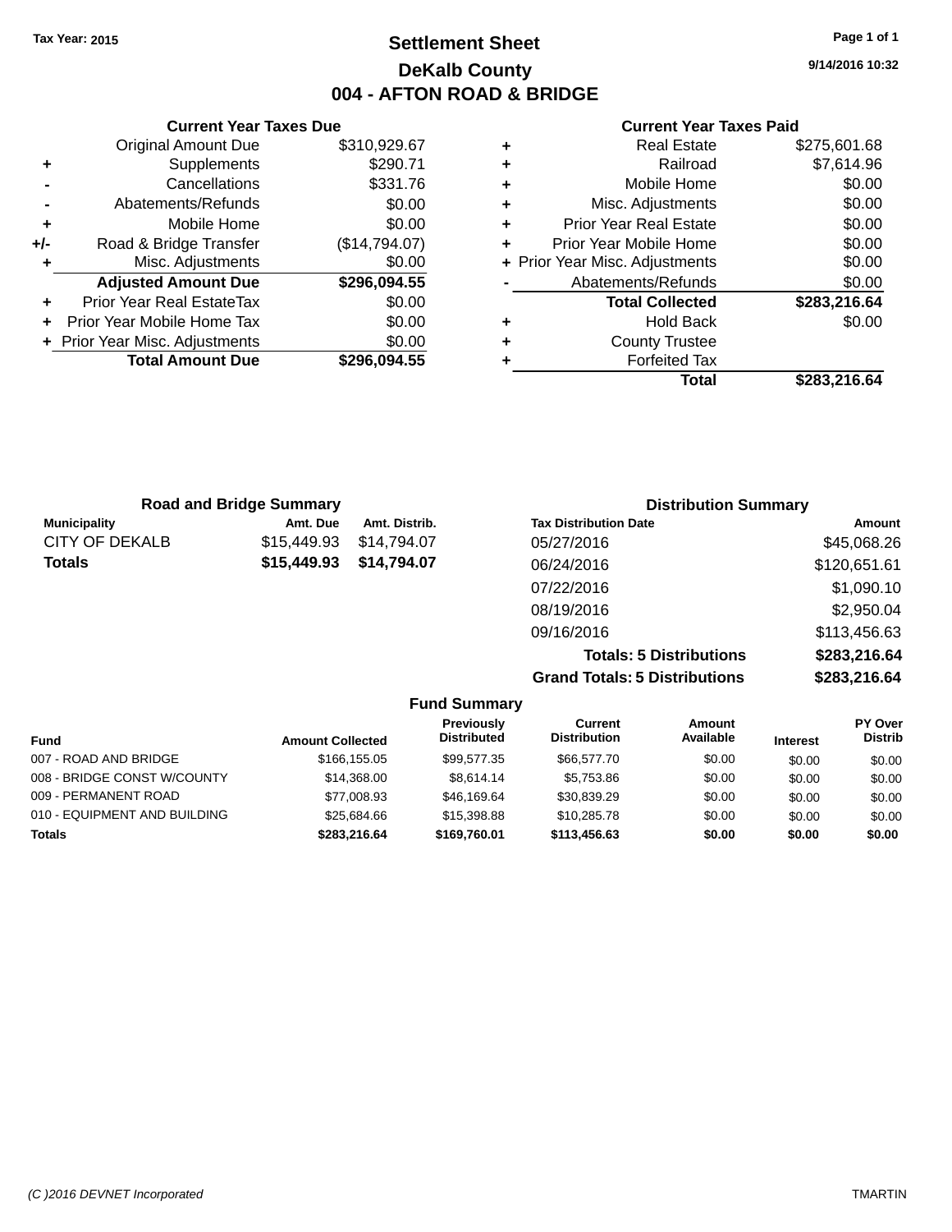Tax Year: 2015

# Settlement Sheet

## DeKalb County

## 004 - AFTON ROAD & BRIDGE

9/14/2016 10:32

### Current Year Taxes Due

| | | |
|---|---|---|
| | Original Amount Due | $310,929.67 |
| + | Supplements | $290.71 |
| - | Cancellations | $331.76 |
| - | Abatements/Refunds | $0.00 |
| + | Mobile Home | $0.00 |
| +/- | Road & Bridge Transfer | ($14,794.07) |
| + | Misc. Adjustments | $0.00 |
| | **Adjusted Amount Due** | **$296,094.55** |
| + | Prior Year Real EstateTax | $0.00 |
| + | Prior Year Mobile Home Tax | $0.00 |
| + | Prior Year Misc. Adjustments | $0.00 |
| | **Total Amount Due** | **$296,094.55** |

### Current Year Taxes Paid

| | | |
|---|---|---|
| + | Real Estate | $275,601.68 |
| + | Railroad | $7,614.96 |
| + | Mobile Home | $0.00 |
| + | Misc. Adjustments | $0.00 |
| + | Prior Year Real Estate | $0.00 |
| + | Prior Year Mobile Home | $0.00 |
| + | Prior Year Misc. Adjustments | $0.00 |
| - | Abatements/Refunds | $0.00 |
| | **Total Collected** | **$283,216.64** |
| + | Hold Back | $0.00 |
| + | County Trustee | |
| + | Forfeited Tax | |
| | **Total** | **$283,216.64** |

### Road and Bridge Summary

| Municipality | Amt. Due | Amt. Distrib. |
|---|---|---|
| CITY OF DEKALB | $15,449.93 | $14,794.07 |
| **Totals** | **$15,449.93** | **$14,794.07** |

### Distribution Summary

| Tax Distribution Date | Amount |
|---|---|
| 05/27/2016 | $45,068.26 |
| 06/24/2016 | $120,651.61 |
| 07/22/2016 | $1,090.10 |
| 08/19/2016 | $2,950.04 |
| 09/16/2016 | $113,456.63 |
| **Totals: 5 Distributions** | **$283,216.64** |
| **Grand Totals: 5 Distributions** | **$283,216.64** |

### Fund Summary

| Fund | Amount Collected | Previously Distributed | Current Distribution | Amount Available | Interest | PY Over Distrib |
|---|---|---|---|---|---|---|
| 007 - ROAD AND BRIDGE | $166,155.05 | $99,577.35 | $66,577.70 | $0.00 | $0.00 | $0.00 |
| 008 - BRIDGE CONST W/COUNTY | $14,368.00 | $8,614.14 | $5,753.86 | $0.00 | $0.00 | $0.00 |
| 009 - PERMANENT ROAD | $77,008.93 | $46,169.64 | $30,839.29 | $0.00 | $0.00 | $0.00 |
| 010 - EQUIPMENT AND BUILDING | $25,684.66 | $15,398.88 | $10,285.78 | $0.00 | $0.00 | $0.00 |
| **Totals** | **$283,216.64** | **$169,760.01** | **$113,456.63** | **$0.00** | **$0.00** | **$0.00** |

(C )2016 DEVNET Incorporated TMARTIN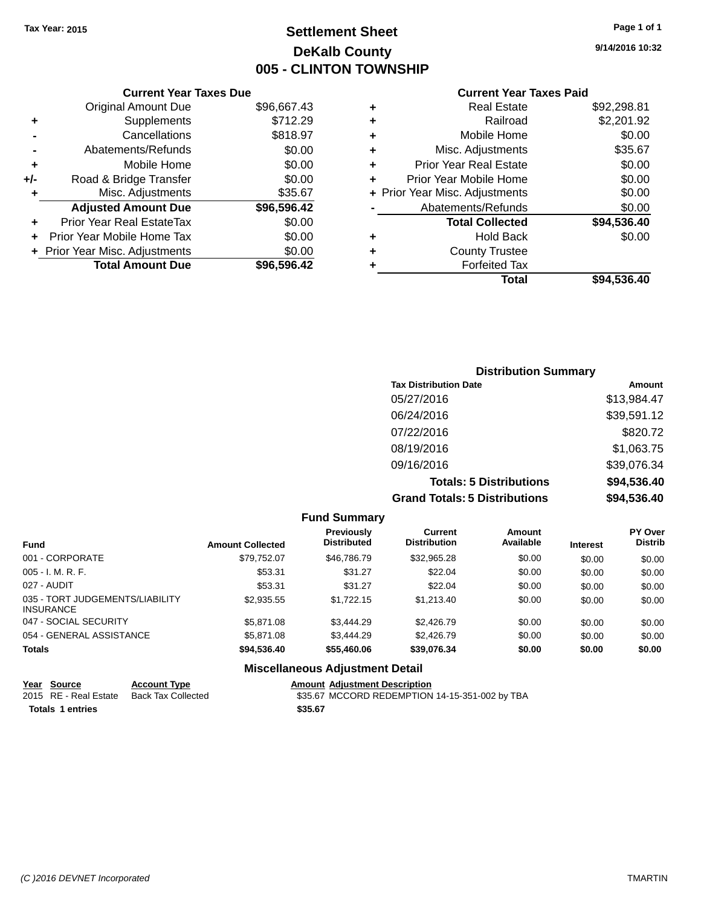Tax Year: 2015

# Settlement Sheet
## DeKalb County
## 005 - CLINTON TOWNSHIP

9/14/2016 10:32

### Current Year Taxes Due

| | | |
|---|---|---|
| | Original Amount Due | $96,667.43 |
| + | Supplements | $712.29 |
| - | Cancellations | $818.97 |
| - | Abatements/Refunds | $0.00 |
| + | Mobile Home | $0.00 |
| +/- | Road & Bridge Transfer | $0.00 |
| + | Misc. Adjustments | $35.67 |
| | **Adjusted Amount Due** | **$96,596.42** |
| + | Prior Year Real EstateTax | $0.00 |
| + | Prior Year Mobile Home Tax | $0.00 |
| + | Prior Year Misc. Adjustments | $0.00 |
| | **Total Amount Due** | **$96,596.42** |

### Current Year Taxes Paid

| | | |
|---|---|---|
| + | Real Estate | $92,298.81 |
| + | Railroad | $2,201.92 |
| + | Mobile Home | $0.00 |
| + | Misc. Adjustments | $35.67 |
| + | Prior Year Real Estate | $0.00 |
| + | Prior Year Mobile Home | $0.00 |
| + | Prior Year Misc. Adjustments | $0.00 |
| - | Abatements/Refunds | $0.00 |
| | **Total Collected** | **$94,536.40** |
| + | Hold Back | $0.00 |
| + | County Trustee | |
| + | Forfeited Tax | |
| | **Total** | **$94,536.40** |

### Distribution Summary

| Tax Distribution Date | Amount |
|---|---|
| 05/27/2016 | $13,984.47 |
| 06/24/2016 | $39,591.12 |
| 07/22/2016 | $820.72 |
| 08/19/2016 | $1,063.75 |
| 09/16/2016 | $39,076.34 |
| **Totals: 5 Distributions** | **$94,536.40** |
| **Grand Totals: 5 Distributions** | **$94,536.40** |

### Fund Summary

| Fund | Amount Collected | Previously Distributed | Current Distribution | Amount Available | Interest | PY Over Distrib |
|---|---|---|---|---|---|---|
| 001 - CORPORATE | $79,752.07 | $46,786.79 | $32,965.28 | $0.00 | $0.00 | $0.00 |
| 005 - I. M. R. F. | $53.31 | $31.27 | $22.04 | $0.00 | $0.00 | $0.00 |
| 027 - AUDIT | $53.31 | $31.27 | $22.04 | $0.00 | $0.00 | $0.00 |
| 035 - TORT JUDGEMENTS/LIABILITY INSURANCE | $2,935.55 | $1,722.15 | $1,213.40 | $0.00 | $0.00 | $0.00 |
| 047 - SOCIAL SECURITY | $5,871.08 | $3,444.29 | $2,426.79 | $0.00 | $0.00 | $0.00 |
| 054 - GENERAL ASSISTANCE | $5,871.08 | $3,444.29 | $2,426.79 | $0.00 | $0.00 | $0.00 |
| **Totals** | **$94,536.40** | **$55,460.06** | **$39,076.34** | **$0.00** | **$0.00** | **$0.00** |

### Miscellaneous Adjustment Detail

| Year | Source | Account Type | Amount | Adjustment Description |
|---|---|---|---|---|
| 2015 | RE - Real Estate | Back Tax Collected | $35.67 | MCCORD REDEMPTION 14-15-351-002 by TBA |
| **Totals 1 entries** | | | **$35.67** | |

(C )2016 DEVNET Incorporated TMARTIN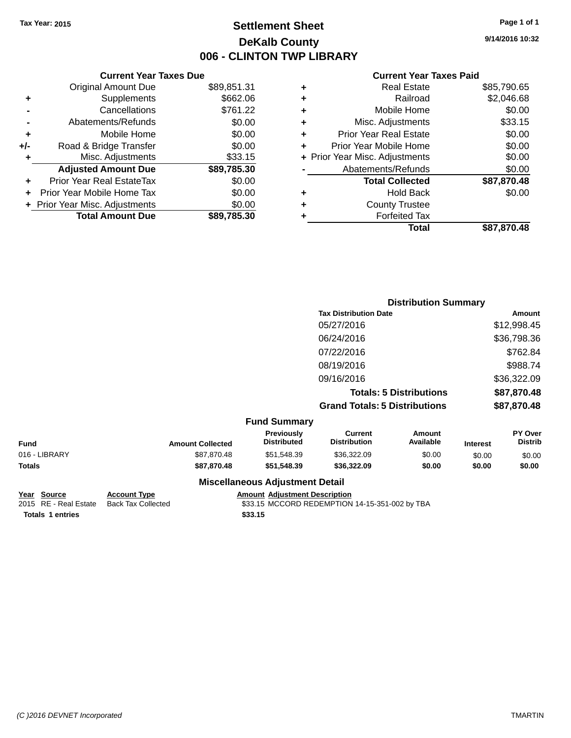Tax Year: 2015

# Settlement Sheet

## DeKalb County

## 006 - CLINTON TWP LIBRARY

9/14/2016 10:32

### Current Year Taxes Due

| | | |
|---|---|---|
| | Original Amount Due | $89,851.31 |
| + | Supplements | $662.06 |
| - | Cancellations | $761.22 |
| - | Abatements/Refunds | $0.00 |
| + | Mobile Home | $0.00 |
| +/- | Road & Bridge Transfer | $0.00 |
| + | Misc. Adjustments | $33.15 |
| | **Adjusted Amount Due** | **$89,785.30** |
| + | Prior Year Real EstateTax | $0.00 |
| + | Prior Year Mobile Home Tax | $0.00 |
| + | Prior Year Misc. Adjustments | $0.00 |
| | **Total Amount Due** | **$89,785.30** |

### Current Year Taxes Paid

| | | |
|---|---|---|
| + | Real Estate | $85,790.65 |
| + | Railroad | $2,046.68 |
| + | Mobile Home | $0.00 |
| + | Misc. Adjustments | $33.15 |
| + | Prior Year Real Estate | $0.00 |
| + | Prior Year Mobile Home | $0.00 |
| + | Prior Year Misc. Adjustments | $0.00 |
| - | Abatements/Refunds | $0.00 |
| | **Total Collected** | **$87,870.48** |
| + | Hold Back | $0.00 |
| + | County Trustee | |
| + | Forfeited Tax | |
| | **Total** | **$87,870.48** |

### Distribution Summary

| Tax Distribution Date | Amount |
|---|---|
| 05/27/2016 | $12,998.45 |
| 06/24/2016 | $36,798.36 |
| 07/22/2016 | $762.84 |
| 08/19/2016 | $988.74 |
| 09/16/2016 | $36,322.09 |
| **Totals: 5 Distributions** | **$87,870.48** |
| **Grand Totals: 5 Distributions** | **$87,870.48** |

### Fund Summary

| Fund | Amount Collected | Previously Distributed | Current Distribution | Amount Available | Interest | PY Over Distrib |
|---|---|---|---|---|---|---|
| 016 - LIBRARY | $87,870.48 | $51,548.39 | $36,322.09 | $0.00 | $0.00 | $0.00 |
| **Totals** | **$87,870.48** | **$51,548.39** | **$36,322.09** | **$0.00** | **$0.00** | **$0.00** |

### Miscellaneous Adjustment Detail

| Year | Source | Account Type | Amount | Adjustment Description |
|---|---|---|---|---|
| 2015 | RE - Real Estate | Back Tax Collected | $33.15 | MCCORD REDEMPTION 14-15-351-002 by TBA |
| **Totals** | **1 entries** | | **$33.15** | |

(C )2016 DEVNET Incorporated — TMARTIN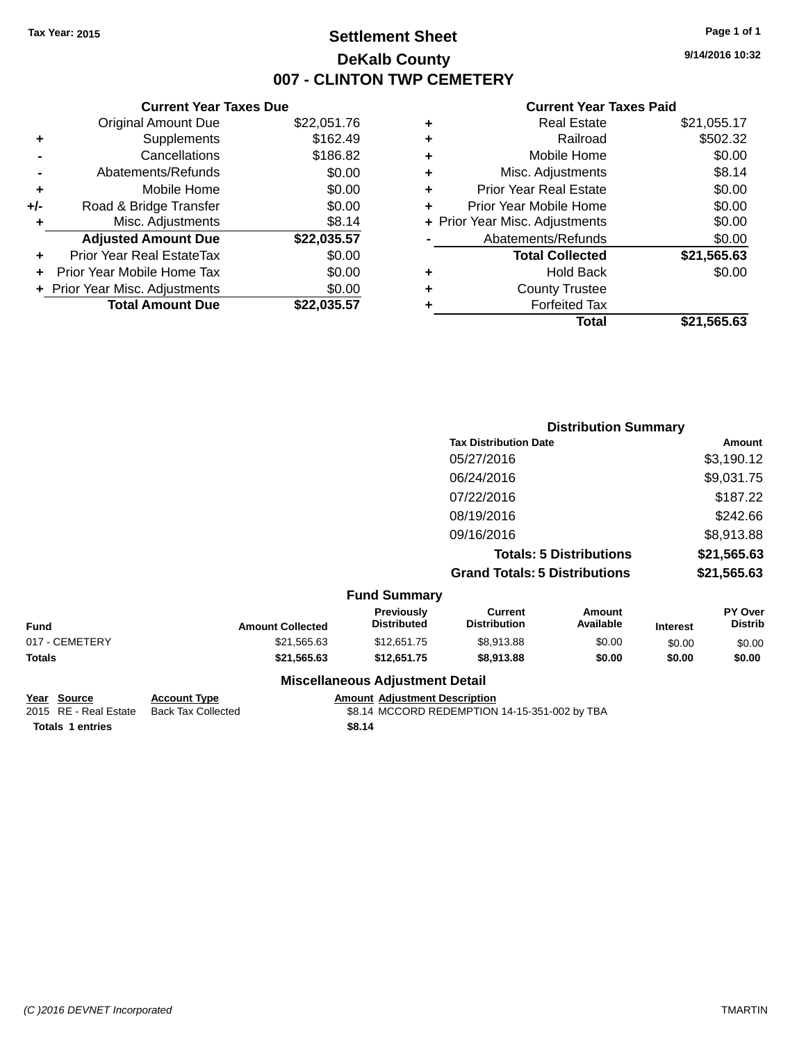Tax Year: 2015

# Settlement Sheet

## DeKalb County

## 007 - CLINTON TWP CEMETERY

9/14/2016 10:32

### Current Year Taxes Due

| | | |
|---|---|---|
| | Original Amount Due | $22,051.76 |
| + | Supplements | $162.49 |
| - | Cancellations | $186.82 |
| - | Abatements/Refunds | $0.00 |
| + | Mobile Home | $0.00 |
| +/- | Road & Bridge Transfer | $0.00 |
| + | Misc. Adjustments | $8.14 |
| | **Adjusted Amount Due** | **$22,035.57** |
| + | Prior Year Real EstateTax | $0.00 |
| + | Prior Year Mobile Home Tax | $0.00 |
| + | Prior Year Misc. Adjustments | $0.00 |
| | **Total Amount Due** | **$22,035.57** |

### Current Year Taxes Paid

| | | |
|---|---|---|
| + | Real Estate | $21,055.17 |
| + | Railroad | $502.32 |
| + | Mobile Home | $0.00 |
| + | Misc. Adjustments | $8.14 |
| + | Prior Year Real Estate | $0.00 |
| + | Prior Year Mobile Home | $0.00 |
| + | Prior Year Misc. Adjustments | $0.00 |
| - | Abatements/Refunds | $0.00 |
| | **Total Collected** | **$21,565.63** |
| + | Hold Back | $0.00 |
| + | County Trustee | |
| + | Forfeited Tax | |
| | **Total** | **$21,565.63** |

### Distribution Summary

| Tax Distribution Date | Amount |
|---|---|
| 05/27/2016 | $3,190.12 |
| 06/24/2016 | $9,031.75 |
| 07/22/2016 | $187.22 |
| 08/19/2016 | $242.66 |
| 09/16/2016 | $8,913.88 |
| **Totals: 5 Distributions** | **$21,565.63** |
| **Grand Totals: 5 Distributions** | **$21,565.63** |

### Fund Summary

| Fund | Amount Collected | Previously Distributed | Current Distribution | Amount Available | Interest | PY Over Distrib |
|---|---|---|---|---|---|---|
| 017 - CEMETERY | $21,565.63 | $12,651.75 | $8,913.88 | $0.00 | $0.00 | $0.00 |
| **Totals** | **$21,565.63** | **$12,651.75** | **$8,913.88** | **$0.00** | **$0.00** | **$0.00** |

### Miscellaneous Adjustment Detail

| Year | Source | Account Type | Amount | Adjustment Description |
|---|---|---|---|---|
| 2015 | RE - Real Estate | Back Tax Collected | $8.14 | MCCORD REDEMPTION 14-15-351-002 by TBA |
| **Totals** | **1 entries** | | **$8.14** | |

(C )2016 DEVNET Incorporated TMARTIN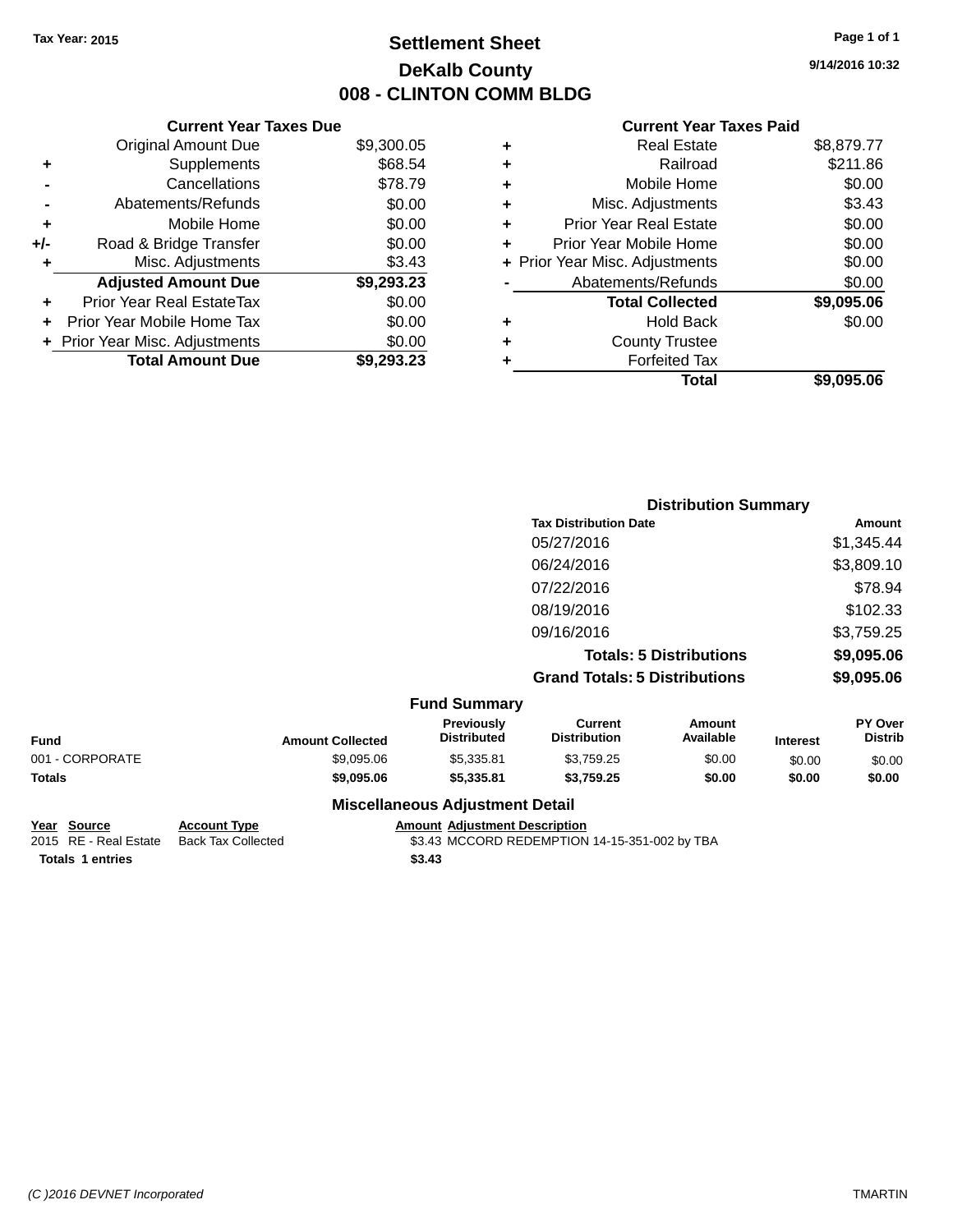Tax Year: 2015

# Settlement Sheet
## DeKalb County
## 008 - CLINTON COMM BLDG

9/14/2016 10:32

### Current Year Taxes Due

| | | |
|---|---|---|
| | Original Amount Due | $9,300.05 |
| + | Supplements | $68.54 |
| - | Cancellations | $78.79 |
| - | Abatements/Refunds | $0.00 |
| + | Mobile Home | $0.00 |
| +/- | Road & Bridge Transfer | $0.00 |
| + | Misc. Adjustments | $3.43 |
| | **Adjusted Amount Due** | **$9,293.23** |
| + | Prior Year Real EstateTax | $0.00 |
| + | Prior Year Mobile Home Tax | $0.00 |
| + | Prior Year Misc. Adjustments | $0.00 |
| | **Total Amount Due** | **$9,293.23** |

### Current Year Taxes Paid

| | | |
|---|---|---|
| + | Real Estate | $8,879.77 |
| + | Railroad | $211.86 |
| + | Mobile Home | $0.00 |
| + | Misc. Adjustments | $3.43 |
| + | Prior Year Real Estate | $0.00 |
| + | Prior Year Mobile Home | $0.00 |
| + | Prior Year Misc. Adjustments | $0.00 |
| - | Abatements/Refunds | $0.00 |
| | **Total Collected** | **$9,095.06** |
| + | Hold Back | $0.00 |
| + | County Trustee | |
| + | Forfeited Tax | |
| | **Total** | **$9,095.06** |

### Distribution Summary

| Tax Distribution Date | Amount |
|---|---|
| 05/27/2016 | $1,345.44 |
| 06/24/2016 | $3,809.10 |
| 07/22/2016 | $78.94 |
| 08/19/2016 | $102.33 |
| 09/16/2016 | $3,759.25 |
| **Totals: 5 Distributions** | **$9,095.06** |
| **Grand Totals: 5 Distributions** | **$9,095.06** |

### Fund Summary

| Fund | Amount Collected | Previously Distributed | Current Distribution | Amount Available | Interest | PY Over Distrib |
|---|---|---|---|---|---|---|
| 001 - CORPORATE | $9,095.06 | $5,335.81 | $3,759.25 | $0.00 | $0.00 | $0.00 |
| **Totals** | **$9,095.06** | **$5,335.81** | **$3,759.25** | **$0.00** | **$0.00** | **$0.00** |

### Miscellaneous Adjustment Detail

| Year | Source | Account Type | Amount | Adjustment Description |
|---|---|---|---|---|
| 2015 | RE - Real Estate | Back Tax Collected | $3.43 | MCCORD REDEMPTION 14-15-351-002 by TBA |
| **Totals** | **1 entries** | | **$3.43** | |

(C )2016 DEVNET Incorporated TMARTIN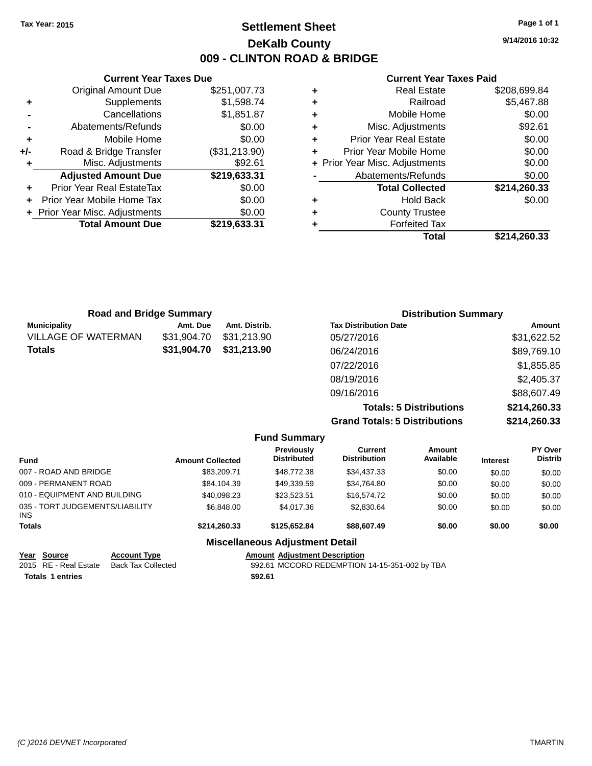Tax Year: 2015

# Settlement Sheet

## DeKalb County

## 009 - CLINTON ROAD & BRIDGE

9/14/2016 10:32

### Current Year Taxes Due

| | | |
|---|---|---|
| | Original Amount Due | $251,007.73 |
| + | Supplements | $1,598.74 |
| - | Cancellations | $1,851.87 |
| - | Abatements/Refunds | $0.00 |
| + | Mobile Home | $0.00 |
| +/- | Road & Bridge Transfer | ($31,213.90) |
| + | Misc. Adjustments | $92.61 |
| | **Adjusted Amount Due** | **$219,633.31** |
| + | Prior Year Real EstateTax | $0.00 |
| + | Prior Year Mobile Home Tax | $0.00 |
| + | Prior Year Misc. Adjustments | $0.00 |
| | **Total Amount Due** | **$219,633.31** |

### Current Year Taxes Paid

| | | |
|---|---|---|
| + | Real Estate | $208,699.84 |
| + | Railroad | $5,467.88 |
| + | Mobile Home | $0.00 |
| + | Misc. Adjustments | $92.61 |
| + | Prior Year Real Estate | $0.00 |
| + | Prior Year Mobile Home | $0.00 |
| + | Prior Year Misc. Adjustments | $0.00 |
| - | Abatements/Refunds | $0.00 |
| | **Total Collected** | **$214,260.33** |
| + | Hold Back | $0.00 |
| + | County Trustee | |
| + | Forfeited Tax | |
| | **Total** | **$214,260.33** |

### Road and Bridge Summary

| Municipality | Amt. Due | Amt. Distrib. |
|---|---|---|
| VILLAGE OF WATERMAN | $31,904.70 | $31,213.90 |
| **Totals** | **$31,904.70** | **$31,213.90** |

### Distribution Summary

| Tax Distribution Date | Amount |
|---|---|
| 05/27/2016 | $31,622.52 |
| 06/24/2016 | $89,769.10 |
| 07/22/2016 | $1,855.85 |
| 08/19/2016 | $2,405.37 |
| 09/16/2016 | $88,607.49 |
| **Totals: 5 Distributions** | **$214,260.33** |
| **Grand Totals: 5 Distributions** | **$214,260.33** |

### Fund Summary

| Fund | Amount Collected | Previously Distributed | Current Distribution | Amount Available | Interest | PY Over Distrib |
|---|---|---|---|---|---|---|
| 007 - ROAD AND BRIDGE | $83,209.71 | $48,772.38 | $34,437.33 | $0.00 | $0.00 | $0.00 |
| 009 - PERMANENT ROAD | $84,104.39 | $49,339.59 | $34,764.80 | $0.00 | $0.00 | $0.00 |
| 010 - EQUIPMENT AND BUILDING | $40,098.23 | $23,523.51 | $16,574.72 | $0.00 | $0.00 | $0.00 |
| 035 - TORT JUDGEMENTS/LIABILITY INS | $6,848.00 | $4,017.36 | $2,830.64 | $0.00 | $0.00 | $0.00 |
| **Totals** | **$214,260.33** | **$125,652.84** | **$88,607.49** | **$0.00** | **$0.00** | **$0.00** |

### Miscellaneous Adjustment Detail

| Year | Source | Account Type | Amount | Adjustment Description |
|---|---|---|---|---|
| 2015 | RE - Real Estate | Back Tax Collected | $92.61 | MCCORD REDEMPTION 14-15-351-002 by TBA |
| **Totals** | **1 entries** | | **$92.61** | |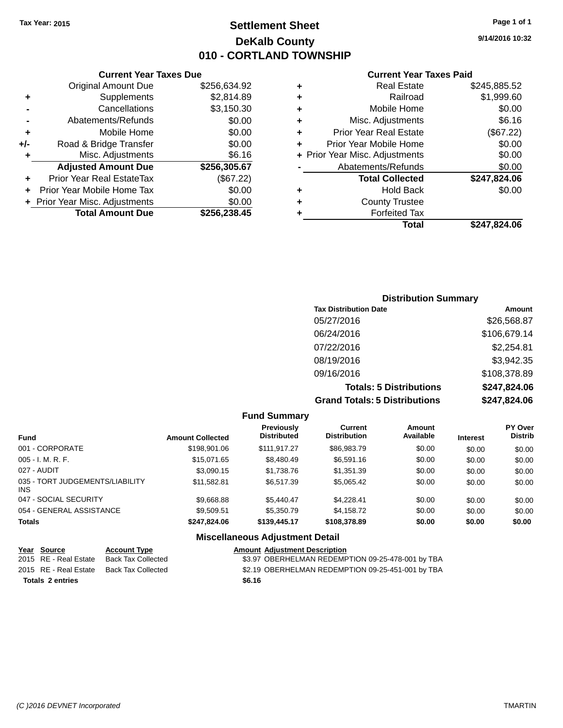Tax Year: 2015

# Settlement Sheet
## DeKalb County
## 010 - CORTLAND TOWNSHIP

9/14/2016 10:32

### Current Year Taxes Due

| | | |
|---|---|---|
| | Original Amount Due | $256,634.92 |
| + | Supplements | $2,814.89 |
| - | Cancellations | $3,150.30 |
| - | Abatements/Refunds | $0.00 |
| + | Mobile Home | $0.00 |
| +/- | Road & Bridge Transfer | $0.00 |
| + | Misc. Adjustments | $6.16 |
| | **Adjusted Amount Due** | **$256,305.67** |
| + | Prior Year Real EstateTax | ($67.22) |
| + | Prior Year Mobile Home Tax | $0.00 |
| + | Prior Year Misc. Adjustments | $0.00 |
| | **Total Amount Due** | **$256,238.45** |

### Current Year Taxes Paid

| | | |
|---|---|---|
| + | Real Estate | $245,885.52 |
| + | Railroad | $1,999.60 |
| + | Mobile Home | $0.00 |
| + | Misc. Adjustments | $6.16 |
| + | Prior Year Real Estate | ($67.22) |
| + | Prior Year Mobile Home | $0.00 |
| + | Prior Year Misc. Adjustments | $0.00 |
| - | Abatements/Refunds | $0.00 |
| | **Total Collected** | **$247,824.06** |
| + | Hold Back | $0.00 |
| + | County Trustee | |
| + | Forfeited Tax | |
| | **Total** | **$247,824.06** |

### Distribution Summary

| Tax Distribution Date | Amount |
|---|---|
| 05/27/2016 | $26,568.87 |
| 06/24/2016 | $106,679.14 |
| 07/22/2016 | $2,254.81 |
| 08/19/2016 | $3,942.35 |
| 09/16/2016 | $108,378.89 |
| **Totals: 5 Distributions** | **$247,824.06** |
| **Grand Totals: 5 Distributions** | **$247,824.06** |

### Fund Summary

| Fund | Amount Collected | Previously Distributed | Current Distribution | Amount Available | Interest | PY Over Distrib |
|---|---|---|---|---|---|---|
| 001 - CORPORATE | $198,901.06 | $111,917.27 | $86,983.79 | $0.00 | $0.00 | $0.00 |
| 005 - I. M. R. F. | $15,071.65 | $8,480.49 | $6,591.16 | $0.00 | $0.00 | $0.00 |
| 027 - AUDIT | $3,090.15 | $1,738.76 | $1,351.39 | $0.00 | $0.00 | $0.00 |
| 035 - TORT JUDGEMENTS/LIABILITY INS | $11,582.81 | $6,517.39 | $5,065.42 | $0.00 | $0.00 | $0.00 |
| 047 - SOCIAL SECURITY | $9,668.88 | $5,440.47 | $4,228.41 | $0.00 | $0.00 | $0.00 |
| 054 - GENERAL ASSISTANCE | $9,509.51 | $5,350.79 | $4,158.72 | $0.00 | $0.00 | $0.00 |
| **Totals** | **$247,824.06** | **$139,445.17** | **$108,378.89** | **$0.00** | **$0.00** | **$0.00** |

### Miscellaneous Adjustment Detail

| Year | Source | Account Type | Amount | Adjustment Description |
|---|---|---|---|---|
| 2015 | RE - Real Estate | Back Tax Collected | $3.97 | OBERHELMAN REDEMPTION 09-25-478-001 by TBA |
| 2015 | RE - Real Estate | Back Tax Collected | $2.19 | OBERHELMAN REDEMPTION 09-25-451-001 by TBA |
| **Totals** | **2 entries** | | **$6.16** | |

(C )2016 DEVNET Incorporated — TMARTIN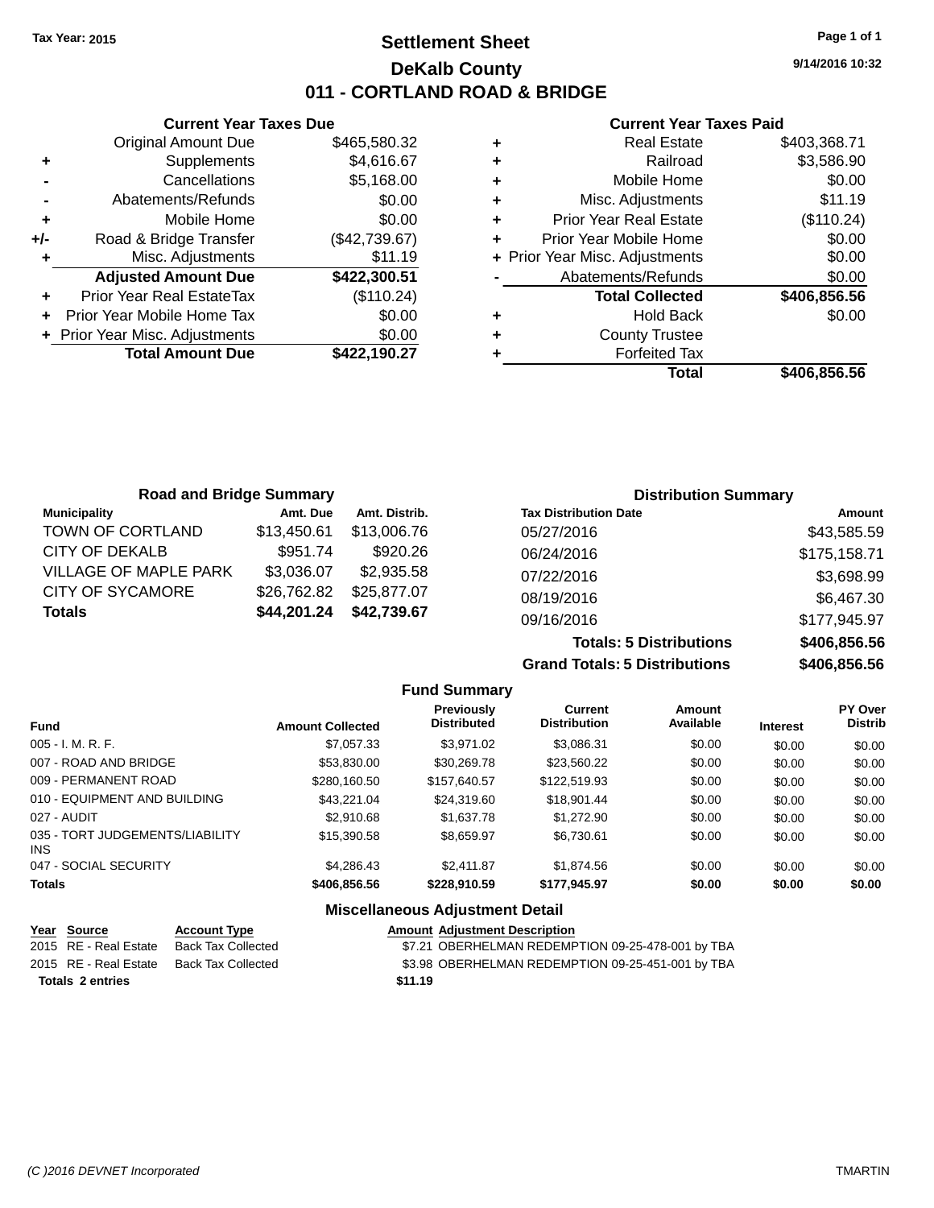Tax Year: 2015

# Settlement Sheet

## DeKalb County

## 011 - CORTLAND ROAD & BRIDGE

9/14/2016 10:32

### Current Year Taxes Due

| | | |
|---|---|---|
| | Original Amount Due | $465,580.32 |
| + | Supplements | $4,616.67 |
| - | Cancellations | $5,168.00 |
| - | Abatements/Refunds | $0.00 |
| + | Mobile Home | $0.00 |
| +/- | Road & Bridge Transfer | ($42,739.67) |
| + | Misc. Adjustments | $11.19 |
| | **Adjusted Amount Due** | **$422,300.51** |
| + | Prior Year Real EstateTax | ($110.24) |
| + | Prior Year Mobile Home Tax | $0.00 |
| + | Prior Year Misc. Adjustments | $0.00 |
| | **Total Amount Due** | **$422,190.27** |

### Current Year Taxes Paid

| | | |
|---|---|---|
| + | Real Estate | $403,368.71 |
| + | Railroad | $3,586.90 |
| + | Mobile Home | $0.00 |
| + | Misc. Adjustments | $11.19 |
| + | Prior Year Real Estate | ($110.24) |
| + | Prior Year Mobile Home | $0.00 |
| + | Prior Year Misc. Adjustments | $0.00 |
| - | Abatements/Refunds | $0.00 |
| | **Total Collected** | **$406,856.56** |
| + | Hold Back | $0.00 |
| + | County Trustee | |
| + | Forfeited Tax | |
| | **Total** | **$406,856.56** |

### Road and Bridge Summary

| Municipality | Amt. Due | Amt. Distrib. |
|---|---|---|
| TOWN OF CORTLAND | $13,450.61 | $13,006.76 |
| CITY OF DEKALB | $951.74 | $920.26 |
| VILLAGE OF MAPLE PARK | $3,036.07 | $2,935.58 |
| CITY OF SYCAMORE | $26,762.82 | $25,877.07 |
| **Totals** | **$44,201.24** | **$42,739.67** |

### Distribution Summary

| Tax Distribution Date | Amount |
|---|---|
| 05/27/2016 | $43,585.59 |
| 06/24/2016 | $175,158.71 |
| 07/22/2016 | $3,698.99 |
| 08/19/2016 | $6,467.30 |
| 09/16/2016 | $177,945.97 |
| **Totals: 5 Distributions** | **$406,856.56** |
| **Grand Totals: 5 Distributions** | **$406,856.56** |

### Fund Summary

| Fund | Amount Collected | Previously Distributed | Current Distribution | Amount Available | Interest | PY Over Distrib |
|---|---|---|---|---|---|---|
| 005 - I. M. R. F. | $7,057.33 | $3,971.02 | $3,086.31 | $0.00 | $0.00 | $0.00 |
| 007 - ROAD AND BRIDGE | $53,830.00 | $30,269.78 | $23,560.22 | $0.00 | $0.00 | $0.00 |
| 009 - PERMANENT ROAD | $280,160.50 | $157,640.57 | $122,519.93 | $0.00 | $0.00 | $0.00 |
| 010 - EQUIPMENT AND BUILDING | $43,221.04 | $24,319.60 | $18,901.44 | $0.00 | $0.00 | $0.00 |
| 027 - AUDIT | $2,910.68 | $1,637.78 | $1,272.90 | $0.00 | $0.00 | $0.00 |
| 035 - TORT JUDGEMENTS/LIABILITY INS | $15,390.58 | $8,659.97 | $6,730.61 | $0.00 | $0.00 | $0.00 |
| 047 - SOCIAL SECURITY | $4,286.43 | $2,411.87 | $1,874.56 | $0.00 | $0.00 | $0.00 |
| **Totals** | **$406,856.56** | **$228,910.59** | **$177,945.97** | **$0.00** | **$0.00** | **$0.00** |

### Miscellaneous Adjustment Detail

| Year | Source | Account Type | Amount | Adjustment Description |
|---|---|---|---|---|
| 2015 | RE - Real Estate | Back Tax Collected | $7.21 | OBERHELMAN REDEMPTION 09-25-478-001 by TBA |
| 2015 | RE - Real Estate | Back Tax Collected | $3.98 | OBERHELMAN REDEMPTION 09-25-451-001 by TBA |
| **Totals 2 entries** | | | **$11.19** | |

(C )2016 DEVNET Incorporated TMARTIN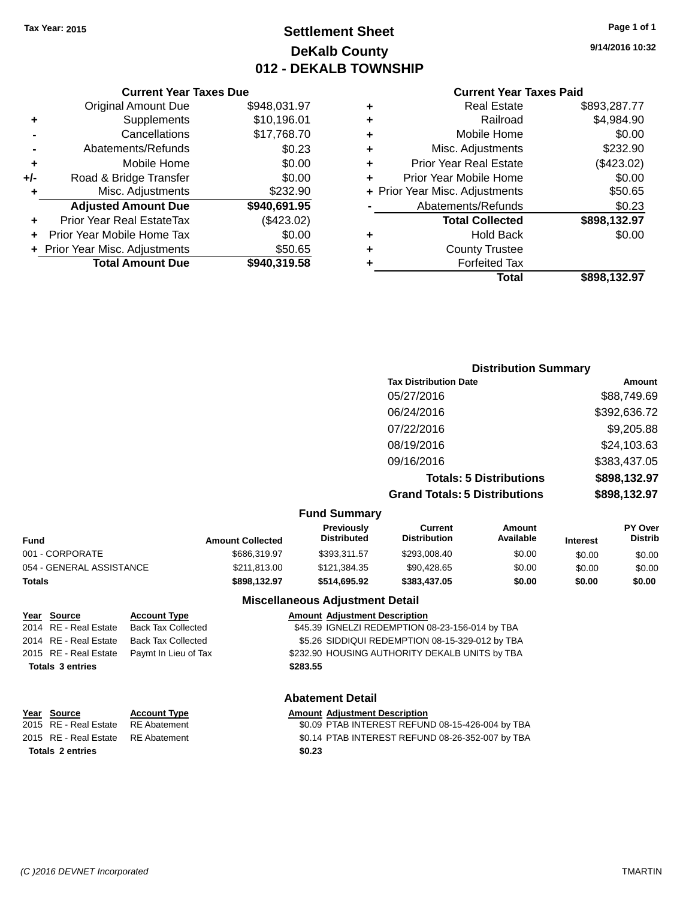**Tax Year: 2015**

# Settlement Sheet
## DeKalb County
## 012 - DEKALB TOWNSHIP

9/14/2016 10:32

### Current Year Taxes Due

| | | |
|---|---|---|
| | Original Amount Due | $948,031.97 |
| + | Supplements | $10,196.01 |
| - | Cancellations | $17,768.70 |
| - | Abatements/Refunds | $0.23 |
| + | Mobile Home | $0.00 |
| +/- | Road & Bridge Transfer | $0.00 |
| + | Misc. Adjustments | $232.90 |
| | **Adjusted Amount Due** | **$940,691.95** |
| + | Prior Year Real EstateTax | ($423.02) |
| + | Prior Year Mobile Home Tax | $0.00 |
| + | Prior Year Misc. Adjustments | $50.65 |
| | **Total Amount Due** | **$940,319.58** |

### Current Year Taxes Paid

| | | |
|---|---|---|
| + | Real Estate | $893,287.77 |
| + | Railroad | $4,984.90 |
| + | Mobile Home | $0.00 |
| + | Misc. Adjustments | $232.90 |
| + | Prior Year Real Estate | ($423.02) |
| + | Prior Year Mobile Home | $0.00 |
| + | Prior Year Misc. Adjustments | $50.65 |
| - | Abatements/Refunds | $0.23 |
| | **Total Collected** | **$898,132.97** |
| + | Hold Back | $0.00 |
| + | County Trustee | |
| + | Forfeited Tax | |
| | **Total** | **$898,132.97** |

### Distribution Summary

| Tax Distribution Date | Amount |
|---|---|
| 05/27/2016 | $88,749.69 |
| 06/24/2016 | $392,636.72 |
| 07/22/2016 | $9,205.88 |
| 08/19/2016 | $24,103.63 |
| 09/16/2016 | $383,437.05 |
| **Totals: 5 Distributions** | **$898,132.97** |
| **Grand Totals: 5 Distributions** | **$898,132.97** |

### Fund Summary

| Fund | Amount Collected | Previously Distributed | Current Distribution | Amount Available | Interest | PY Over Distrib |
|---|---|---|---|---|---|---|
| 001 - CORPORATE | $686,319.97 | $393,311.57 | $293,008.40 | $0.00 | $0.00 | $0.00 |
| 054 - GENERAL ASSISTANCE | $211,813.00 | $121,384.35 | $90,428.65 | $0.00 | $0.00 | $0.00 |
| **Totals** | **$898,132.97** | **$514,695.92** | **$383,437.05** | **$0.00** | **$0.00** | **$0.00** |

### Miscellaneous Adjustment Detail

| Year | Source | Account Type | Amount | Adjustment Description |
|---|---|---|---|---|
| 2014 | RE - Real Estate | Back Tax Collected | $45.39 | IGNELZI REDEMPTION 08-23-156-014 by TBA |
| 2014 | RE - Real Estate | Back Tax Collected | $5.26 | SIDDIQUI REDEMPTION 08-15-329-012 by TBA |
| 2015 | RE - Real Estate | Paymt In Lieu of Tax | $232.90 | HOUSING AUTHORITY DEKALB UNITS by TBA |
| **Totals 3 entries** | | | **$283.55** | |

### Abatement Detail

| Year | Source | Account Type | Amount | Adjustment Description |
|---|---|---|---|---|
| 2015 | RE - Real Estate | RE Abatement | $0.09 | PTAB INTEREST REFUND 08-15-426-004 by TBA |
| 2015 | RE - Real Estate | RE Abatement | $0.14 | PTAB INTEREST REFUND 08-26-352-007 by TBA |
| **Totals 2 entries** | | | **$0.23** | |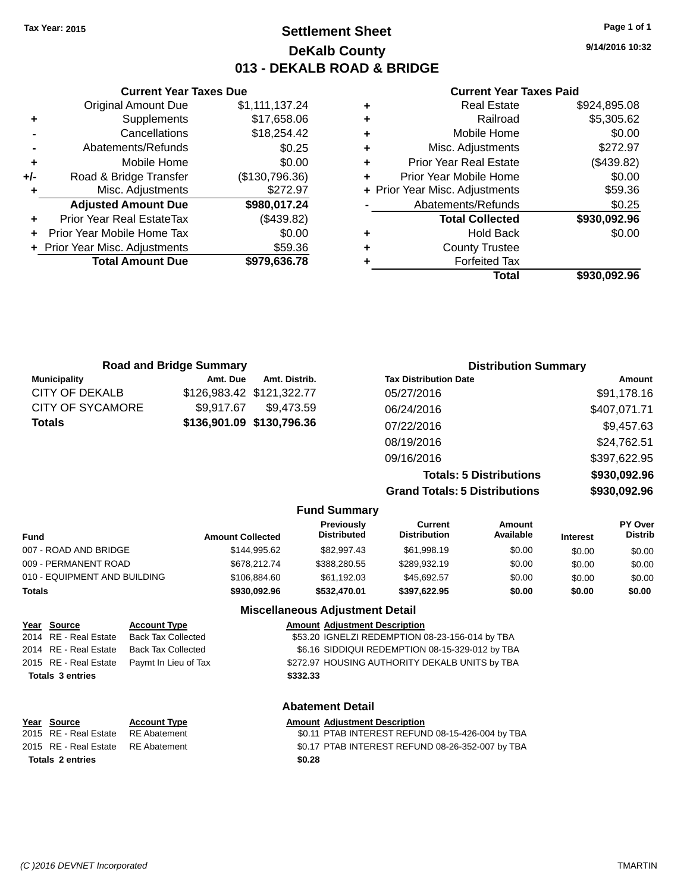Tax Year: 2015

# Settlement Sheet
## DeKalb County
## 013 - DEKALB ROAD & BRIDGE

9/14/2016 10:32

### Current Year Taxes Due

| | | |
|---|---|---|
| | Original Amount Due | $1,111,137.24 |
| + | Supplements | $17,658.06 |
| - | Cancellations | $18,254.42 |
| - | Abatements/Refunds | $0.25 |
| + | Mobile Home | $0.00 |
| +/- | Road & Bridge Transfer | ($130,796.36) |
| + | Misc. Adjustments | $272.97 |
| | **Adjusted Amount Due** | **$980,017.24** |
| + | Prior Year Real EstateTax | ($439.82) |
| + | Prior Year Mobile Home Tax | $0.00 |
| + | Prior Year Misc. Adjustments | $59.36 |
| | **Total Amount Due** | **$979,636.78** |

### Current Year Taxes Paid

| | | |
|---|---|---|
| + | Real Estate | $924,895.08 |
| + | Railroad | $5,305.62 |
| + | Mobile Home | $0.00 |
| + | Misc. Adjustments | $272.97 |
| + | Prior Year Real Estate | ($439.82) |
| + | Prior Year Mobile Home | $0.00 |
| + | Prior Year Misc. Adjustments | $59.36 |
| - | Abatements/Refunds | $0.25 |
| | **Total Collected** | **$930,092.96** |
| + | Hold Back | $0.00 |
| + | County Trustee | |
| + | Forfeited Tax | |
| | **Total** | **$930,092.96** |

### Road and Bridge Summary

| Municipality | Amt. Due | Amt. Distrib. |
|---|---|---|
| CITY OF DEKALB | $126,983.42 | $121,322.77 |
| CITY OF SYCAMORE | $9,917.67 | $9,473.59 |
| **Totals** | **$136,901.09** | **$130,796.36** |

### Distribution Summary

| Tax Distribution Date | Amount |
|---|---|
| 05/27/2016 | $91,178.16 |
| 06/24/2016 | $407,071.71 |
| 07/22/2016 | $9,457.63 |
| 08/19/2016 | $24,762.51 |
| 09/16/2016 | $397,622.95 |
| **Totals: 5 Distributions** | **$930,092.96** |
| **Grand Totals: 5 Distributions** | **$930,092.96** |

### Fund Summary

| Fund | Amount Collected | Previously Distributed | Current Distribution | Amount Available | Interest | PY Over Distrib |
|---|---|---|---|---|---|---|
| 007 - ROAD AND BRIDGE | $144,995.62 | $82,997.43 | $61,998.19 | $0.00 | $0.00 | $0.00 |
| 009 - PERMANENT ROAD | $678,212.74 | $388,280.55 | $289,932.19 | $0.00 | $0.00 | $0.00 |
| 010 - EQUIPMENT AND BUILDING | $106,884.60 | $61,192.03 | $45,692.57 | $0.00 | $0.00 | $0.00 |
| **Totals** | **$930,092.96** | **$532,470.01** | **$397,622.95** | **$0.00** | **$0.00** | **$0.00** |

### Miscellaneous Adjustment Detail

| Year | Source | Account Type | Amount | Adjustment Description |
|---|---|---|---|---|
| 2014 | RE - Real Estate | Back Tax Collected | $53.20 | IGNELZI REDEMPTION 08-23-156-014 by TBA |
| 2014 | RE - Real Estate | Back Tax Collected | $6.16 | SIDDIQUI REDEMPTION 08-15-329-012 by TBA |
| 2015 | RE - Real Estate | Paymt In Lieu of Tax | $272.97 | HOUSING AUTHORITY DEKALB UNITS by TBA |
| **Totals 3 entries** | | | **$332.33** | |

### Abatement Detail

| Year | Source | Account Type | Amount | Adjustment Description |
|---|---|---|---|---|
| 2015 | RE - Real Estate | RE Abatement | $0.11 | PTAB INTEREST REFUND 08-15-426-004 by TBA |
| 2015 | RE - Real Estate | RE Abatement | $0.17 | PTAB INTEREST REFUND 08-26-352-007 by TBA |
| **Totals 2 entries** | | | **$0.28** | |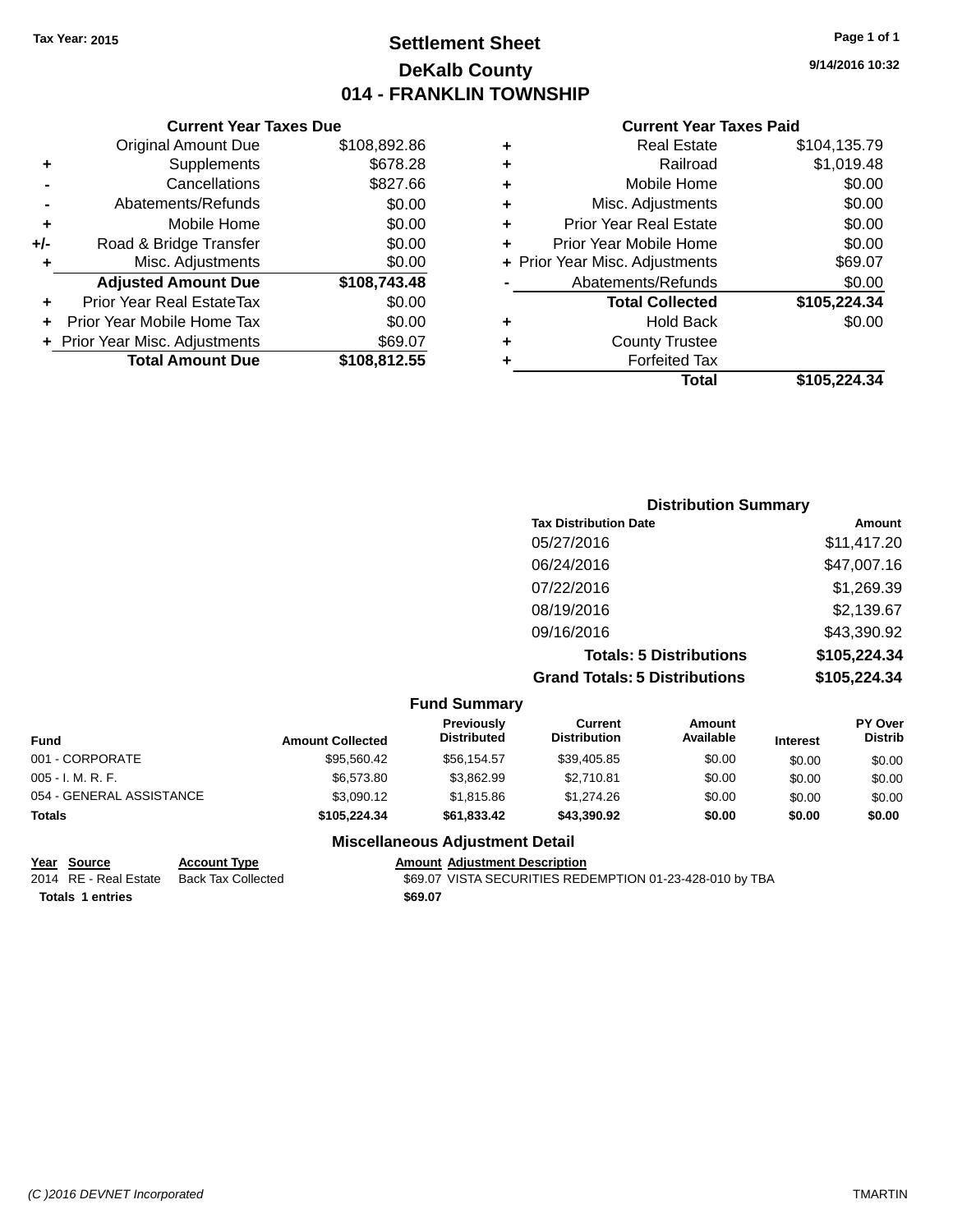Tax Year: 2015

# Settlement Sheet

## DeKalb County

## 014 - FRANKLIN TOWNSHIP

9/14/2016 10:32

### Current Year Taxes Due

| | | |
|---|---|---|
| | Original Amount Due | $108,892.86 |
| + | Supplements | $678.28 |
| - | Cancellations | $827.66 |
| - | Abatements/Refunds | $0.00 |
| + | Mobile Home | $0.00 |
| +/- | Road & Bridge Transfer | $0.00 |
| + | Misc. Adjustments | $0.00 |
| | **Adjusted Amount Due** | **$108,743.48** |
| + | Prior Year Real EstateTax | $0.00 |
| + | Prior Year Mobile Home Tax | $0.00 |
| + | Prior Year Misc. Adjustments | $69.07 |
| | **Total Amount Due** | **$108,812.55** |

### Current Year Taxes Paid

| | | |
|---|---|---|
| + | Real Estate | $104,135.79 |
| + | Railroad | $1,019.48 |
| + | Mobile Home | $0.00 |
| + | Misc. Adjustments | $0.00 |
| + | Prior Year Real Estate | $0.00 |
| + | Prior Year Mobile Home | $0.00 |
| + | Prior Year Misc. Adjustments | $69.07 |
| - | Abatements/Refunds | $0.00 |
| | **Total Collected** | **$105,224.34** |
| + | Hold Back | $0.00 |
| + | County Trustee | |
| + | Forfeited Tax | |
| | **Total** | **$105,224.34** |

### Distribution Summary

| Tax Distribution Date | Amount |
|---|---|
| 05/27/2016 | $11,417.20 |
| 06/24/2016 | $47,007.16 |
| 07/22/2016 | $1,269.39 |
| 08/19/2016 | $2,139.67 |
| 09/16/2016 | $43,390.92 |
| **Totals: 5 Distributions** | **$105,224.34** |
| **Grand Totals: 5 Distributions** | **$105,224.34** |

### Fund Summary

| Fund | Amount Collected | Previously Distributed | Current Distribution | Amount Available | Interest | PY Over Distrib |
|---|---|---|---|---|---|---|
| 001 - CORPORATE | $95,560.42 | $56,154.57 | $39,405.85 | $0.00 | $0.00 | $0.00 |
| 005 - I. M. R. F. | $6,573.80 | $3,862.99 | $2,710.81 | $0.00 | $0.00 | $0.00 |
| 054 - GENERAL ASSISTANCE | $3,090.12 | $1,815.86 | $1,274.26 | $0.00 | $0.00 | $0.00 |
| **Totals** | **$105,224.34** | **$61,833.42** | **$43,390.92** | **$0.00** | **$0.00** | **$0.00** |

### Miscellaneous Adjustment Detail

| Year | Source | Account Type | Amount | Adjustment Description |
|---|---|---|---|---|
| 2014 | RE - Real Estate | Back Tax Collected | $69.07 | VISTA SECURITIES REDEMPTION 01-23-428-010 by TBA |
| **Totals 1 entries** | | | **$69.07** | |

(C )2016 DEVNET Incorporated TMARTIN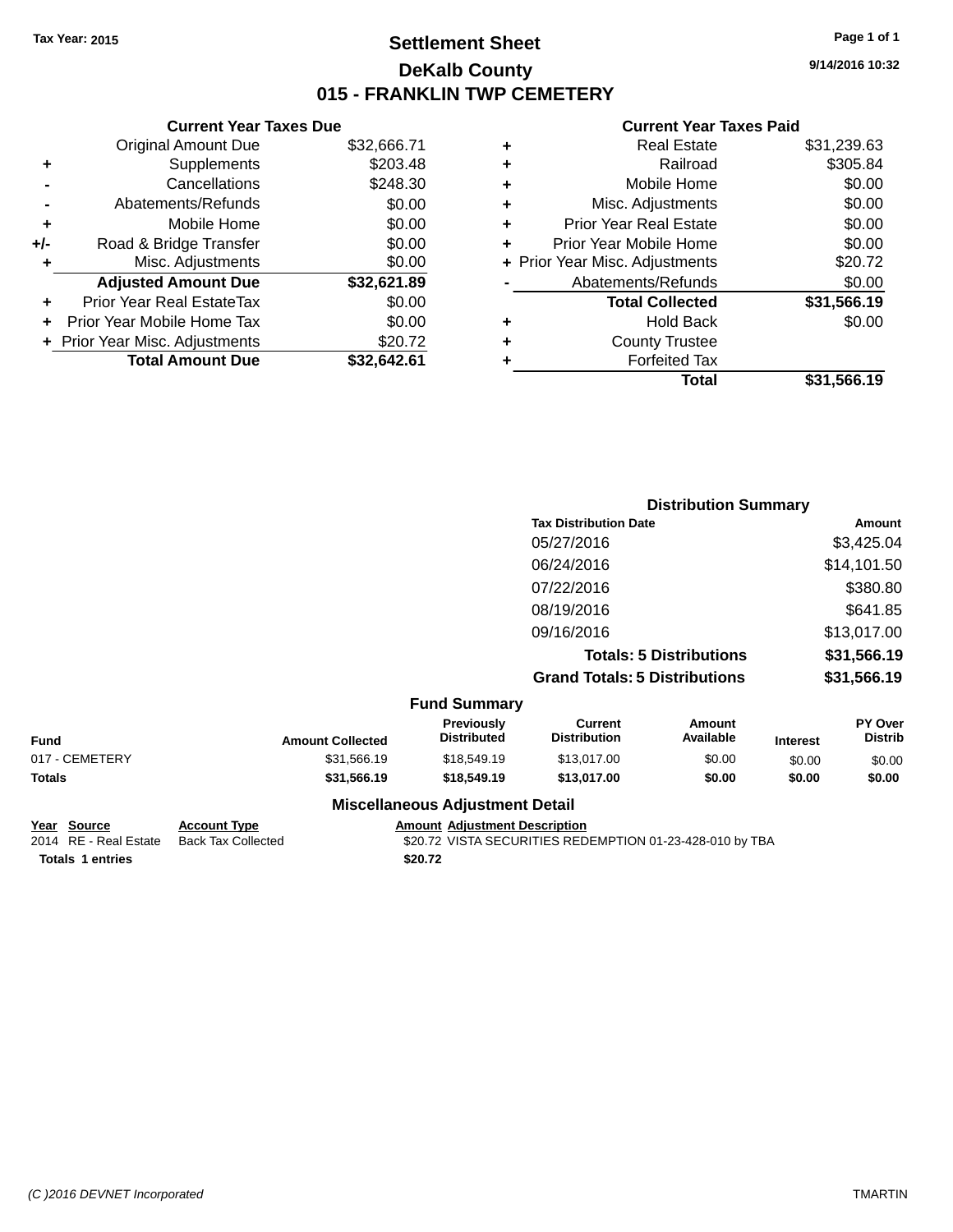Tax Year: 2015

# Settlement Sheet
## DeKalb County
## 015 - FRANKLIN TWP CEMETERY

9/14/2016 10:32

### Current Year Taxes Due

| | | |
|---|---|---|
| | Original Amount Due | $32,666.71 |
| + | Supplements | $203.48 |
| - | Cancellations | $248.30 |
| - | Abatements/Refunds | $0.00 |
| + | Mobile Home | $0.00 |
| +/- | Road & Bridge Transfer | $0.00 |
| + | Misc. Adjustments | $0.00 |
| | **Adjusted Amount Due** | **$32,621.89** |
| + | Prior Year Real EstateTax | $0.00 |
| + | Prior Year Mobile Home Tax | $0.00 |
| + | Prior Year Misc. Adjustments | $20.72 |
| | **Total Amount Due** | **$32,642.61** |

### Current Year Taxes Paid

| | | |
|---|---|---|
| + | Real Estate | $31,239.63 |
| + | Railroad | $305.84 |
| + | Mobile Home | $0.00 |
| + | Misc. Adjustments | $0.00 |
| + | Prior Year Real Estate | $0.00 |
| + | Prior Year Mobile Home | $0.00 |
| + | Prior Year Misc. Adjustments | $20.72 |
| - | Abatements/Refunds | $0.00 |
| | **Total Collected** | **$31,566.19** |
| + | Hold Back | $0.00 |
| + | County Trustee | |
| + | Forfeited Tax | |
| | **Total** | **$31,566.19** |

### Distribution Summary

| Tax Distribution Date | Amount |
|---|---|
| 05/27/2016 | $3,425.04 |
| 06/24/2016 | $14,101.50 |
| 07/22/2016 | $380.80 |
| 08/19/2016 | $641.85 |
| 09/16/2016 | $13,017.00 |
| **Totals: 5 Distributions** | **$31,566.19** |
| **Grand Totals: 5 Distributions** | **$31,566.19** |

### Fund Summary

| Fund | Amount Collected | Previously Distributed | Current Distribution | Amount Available | Interest | PY Over Distrib |
|---|---|---|---|---|---|---|
| 017 - CEMETERY | $31,566.19 | $18,549.19 | $13,017.00 | $0.00 | $0.00 | $0.00 |
| **Totals** | **$31,566.19** | **$18,549.19** | **$13,017.00** | **$0.00** | **$0.00** | **$0.00** |

### Miscellaneous Adjustment Detail

| Year | Source | Account Type | Amount | Adjustment Description |
|---|---|---|---|---|
| 2014 | RE - Real Estate | Back Tax Collected | $20.72 | VISTA SECURITIES REDEMPTION 01-23-428-010 by TBA |
| **Totals** | **1 entries** | | **$20.72** | |

(C )2016 DEVNET Incorporated — TMARTIN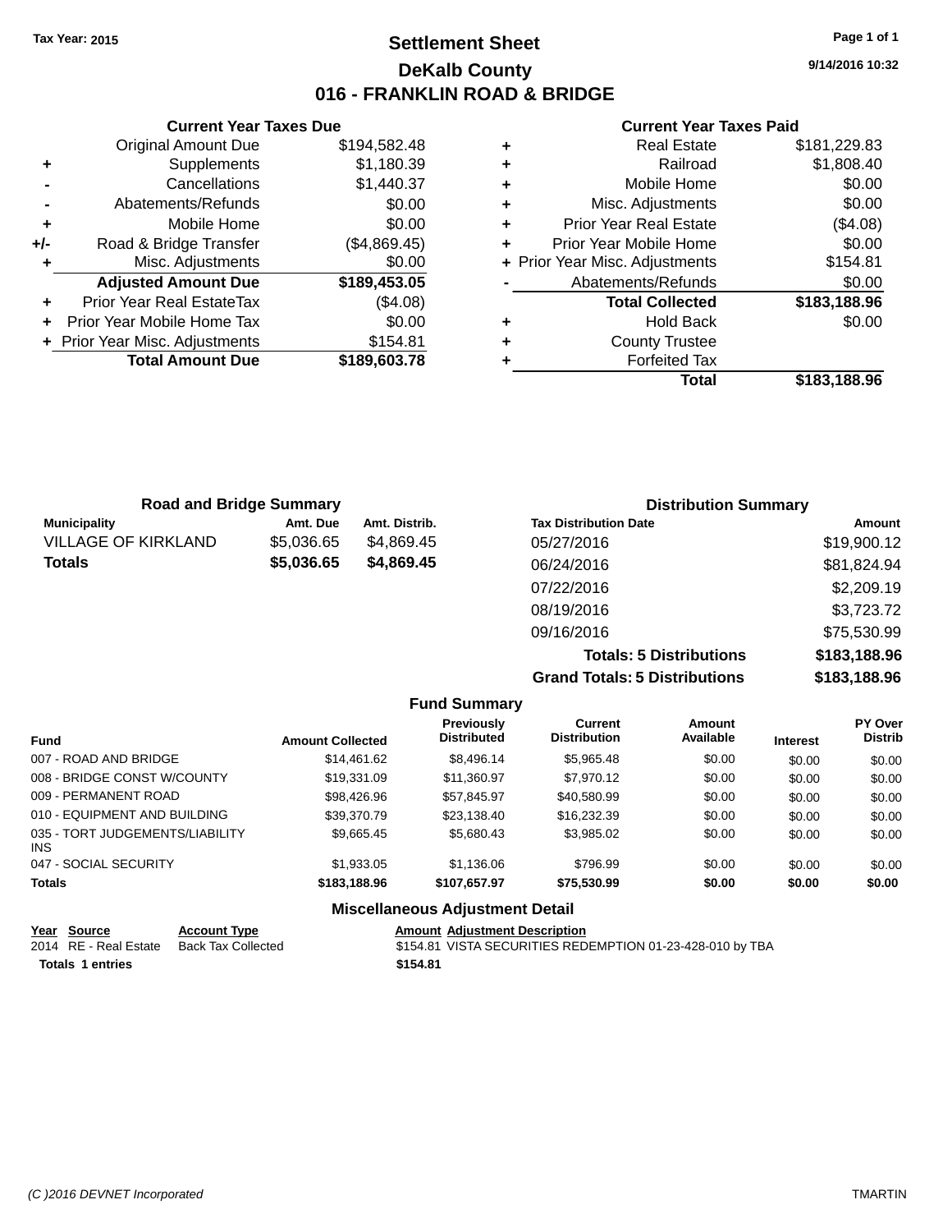Tax Year: 2015

# Settlement Sheet

## DeKalb County

## 016 - FRANKLIN ROAD & BRIDGE

9/14/2016 10:32

### Current Year Taxes Due

| | | |
|---|---|---|
| | Original Amount Due | $194,582.48 |
| + | Supplements | $1,180.39 |
| - | Cancellations | $1,440.37 |
| - | Abatements/Refunds | $0.00 |
| + | Mobile Home | $0.00 |
| +/- | Road & Bridge Transfer | ($4,869.45) |
| + | Misc. Adjustments | $0.00 |
| | **Adjusted Amount Due** | **$189,453.05** |
| + | Prior Year Real EstateTax | ($4.08) |
| + | Prior Year Mobile Home Tax | $0.00 |
| + | Prior Year Misc. Adjustments | $154.81 |
| | **Total Amount Due** | **$189,603.78** |

### Current Year Taxes Paid

| | | |
|---|---|---|
| + | Real Estate | $181,229.83 |
| + | Railroad | $1,808.40 |
| + | Mobile Home | $0.00 |
| + | Misc. Adjustments | $0.00 |
| + | Prior Year Real Estate | ($4.08) |
| + | Prior Year Mobile Home | $0.00 |
| + | Prior Year Misc. Adjustments | $154.81 |
| - | Abatements/Refunds | $0.00 |
| | **Total Collected** | **$183,188.96** |
| + | Hold Back | $0.00 |
| + | County Trustee | |
| + | Forfeited Tax | |
| | **Total** | **$183,188.96** |

### Road and Bridge Summary

| Municipality | Amt. Due | Amt. Distrib. |
|---|---|---|
| VILLAGE OF KIRKLAND | $5,036.65 | $4,869.45 |
| **Totals** | **$5,036.65** | **$4,869.45** |

### Distribution Summary

| Tax Distribution Date | Amount |
|---|---|
| 05/27/2016 | $19,900.12 |
| 06/24/2016 | $81,824.94 |
| 07/22/2016 | $2,209.19 |
| 08/19/2016 | $3,723.72 |
| 09/16/2016 | $75,530.99 |
| **Totals: 5 Distributions** | **$183,188.96** |
| **Grand Totals: 5 Distributions** | **$183,188.96** |

### Fund Summary

| Fund | Amount Collected | Previously Distributed | Current Distribution | Amount Available | Interest | PY Over Distrib |
|---|---|---|---|---|---|---|
| 007 - ROAD AND BRIDGE | $14,461.62 | $8,496.14 | $5,965.48 | $0.00 | $0.00 | $0.00 |
| 008 - BRIDGE CONST W/COUNTY | $19,331.09 | $11,360.97 | $7,970.12 | $0.00 | $0.00 | $0.00 |
| 009 - PERMANENT ROAD | $98,426.96 | $57,845.97 | $40,580.99 | $0.00 | $0.00 | $0.00 |
| 010 - EQUIPMENT AND BUILDING | $39,370.79 | $23,138.40 | $16,232.39 | $0.00 | $0.00 | $0.00 |
| 035 - TORT JUDGEMENTS/LIABILITY INS | $9,665.45 | $5,680.43 | $3,985.02 | $0.00 | $0.00 | $0.00 |
| 047 - SOCIAL SECURITY | $1,933.05 | $1,136.06 | $796.99 | $0.00 | $0.00 | $0.00 |
| **Totals** | **$183,188.96** | **$107,657.97** | **$75,530.99** | **$0.00** | **$0.00** | **$0.00** |

### Miscellaneous Adjustment Detail

| Year | Source | Account Type | Amount | Adjustment Description |
|---|---|---|---|---|
| 2014 | RE - Real Estate | Back Tax Collected | $154.81 | VISTA SECURITIES REDEMPTION 01-23-428-010 by TBA |
| **Totals 1 entries** | | | **$154.81** | |

(C )2016 DEVNET Incorporated TMARTIN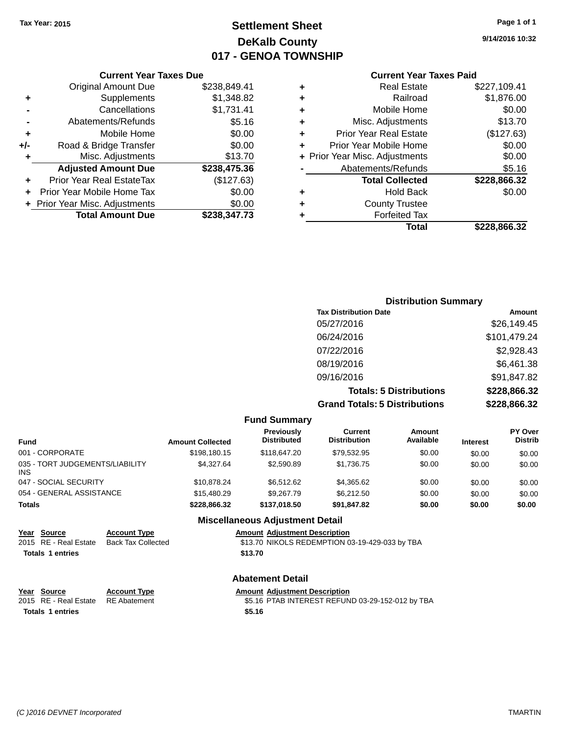Tax Year: 2015

# Settlement Sheet
## DeKalb County
## 017 - GENOA TOWNSHIP

9/14/2016 10:32

### Current Year Taxes Due

| | | |
|---|---|---|
| | Original Amount Due | $238,849.41 |
| + | Supplements | $1,348.82 |
| - | Cancellations | $1,731.41 |
| - | Abatements/Refunds | $5.16 |
| + | Mobile Home | $0.00 |
| +/- | Road & Bridge Transfer | $0.00 |
| + | Misc. Adjustments | $13.70 |
| | **Adjusted Amount Due** | **$238,475.36** |
| + | Prior Year Real EstateTax | ($127.63) |
| + | Prior Year Mobile Home Tax | $0.00 |
| + | Prior Year Misc. Adjustments | $0.00 |
| | **Total Amount Due** | **$238,347.73** |

### Current Year Taxes Paid

| | | |
|---|---|---|
| + | Real Estate | $227,109.41 |
| + | Railroad | $1,876.00 |
| + | Mobile Home | $0.00 |
| + | Misc. Adjustments | $13.70 |
| + | Prior Year Real Estate | ($127.63) |
| + | Prior Year Mobile Home | $0.00 |
| + | Prior Year Misc. Adjustments | $0.00 |
| - | Abatements/Refunds | $5.16 |
| | **Total Collected** | **$228,866.32** |
| + | Hold Back | $0.00 |
| + | County Trustee | |
| + | Forfeited Tax | |
| | **Total** | **$228,866.32** |

### Distribution Summary

| Tax Distribution Date | Amount |
|---|---|
| 05/27/2016 | $26,149.45 |
| 06/24/2016 | $101,479.24 |
| 07/22/2016 | $2,928.43 |
| 08/19/2016 | $6,461.38 |
| 09/16/2016 | $91,847.82 |
| **Totals: 5 Distributions** | **$228,866.32** |
| **Grand Totals: 5 Distributions** | **$228,866.32** |

### Fund Summary

| Fund | Amount Collected | Previously Distributed | Current Distribution | Amount Available | Interest | PY Over Distrib |
|---|---|---|---|---|---|---|
| 001 - CORPORATE | $198,180.15 | $118,647.20 | $79,532.95 | $0.00 | $0.00 | $0.00 |
| 035 - TORT JUDGEMENTS/LIABILITY INS | $4,327.64 | $2,590.89 | $1,736.75 | $0.00 | $0.00 | $0.00 |
| 047 - SOCIAL SECURITY | $10,878.24 | $6,512.62 | $4,365.62 | $0.00 | $0.00 | $0.00 |
| 054 - GENERAL ASSISTANCE | $15,480.29 | $9,267.79 | $6,212.50 | $0.00 | $0.00 | $0.00 |
| **Totals** | **$228,866.32** | **$137,018.50** | **$91,847.82** | **$0.00** | **$0.00** | **$0.00** |

### Miscellaneous Adjustment Detail

| Year | Source | Account Type | Amount | Adjustment Description |
|---|---|---|---|---|
| 2015 | RE - Real Estate | Back Tax Collected | $13.70 | NIKOLS REDEMPTION 03-19-429-033 by TBA |
| **Totals** | **1 entries** | | **$13.70** | |

### Abatement Detail

| Year | Source | Account Type | Amount | Adjustment Description |
|---|---|---|---|---|
| 2015 | RE - Real Estate | RE Abatement | $5.16 | PTAB INTEREST REFUND 03-29-152-012 by TBA |
| **Totals** | **1 entries** | | **$5.16** | |

(C )2016 DEVNET Incorporated TMARTIN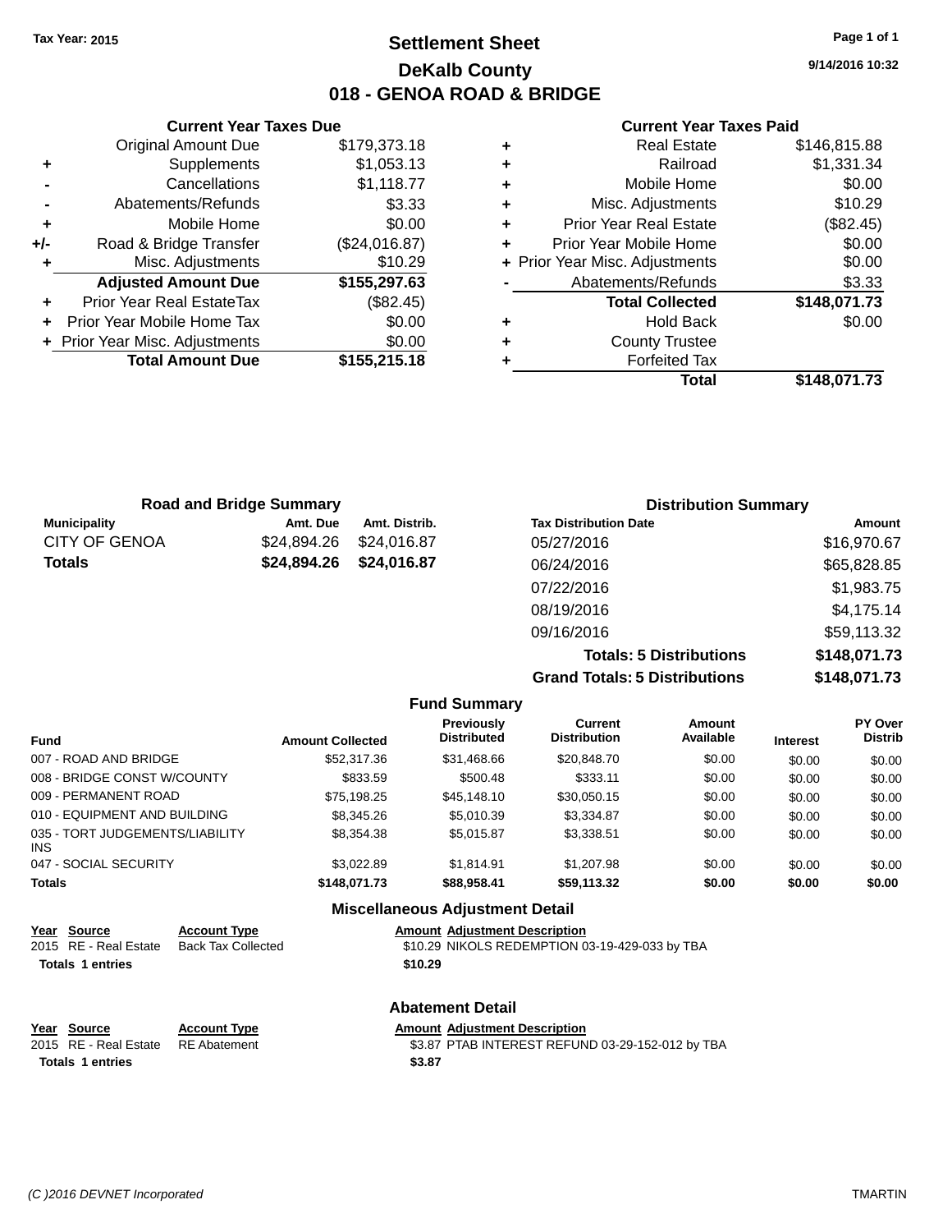Tax Year: 2015

# Settlement Sheet
## DeKalb County
## 018 - GENOA ROAD & BRIDGE

9/14/2016 10:32

### Current Year Taxes Due

| | | |
|---|---|---|
| | Original Amount Due | $179,373.18 |
| + | Supplements | $1,053.13 |
| - | Cancellations | $1,118.77 |
| - | Abatements/Refunds | $3.33 |
| + | Mobile Home | $0.00 |
| +/- | Road & Bridge Transfer | ($24,016.87) |
| + | Misc. Adjustments | $10.29 |
| | **Adjusted Amount Due** | **$155,297.63** |
| + | Prior Year Real EstateTax | ($82.45) |
| + | Prior Year Mobile Home Tax | $0.00 |
| + | Prior Year Misc. Adjustments | $0.00 |
| | **Total Amount Due** | **$155,215.18** |

### Current Year Taxes Paid

| | | |
|---|---|---|
| + | Real Estate | $146,815.88 |
| + | Railroad | $1,331.34 |
| + | Mobile Home | $0.00 |
| + | Misc. Adjustments | $10.29 |
| + | Prior Year Real Estate | ($82.45) |
| + | Prior Year Mobile Home | $0.00 |
| + | Prior Year Misc. Adjustments | $0.00 |
| - | Abatements/Refunds | $3.33 |
| | **Total Collected** | **$148,071.73** |
| + | Hold Back | $0.00 |
| + | County Trustee | |
| + | Forfeited Tax | |
| | **Total** | **$148,071.73** |

### Road and Bridge Summary

| Municipality | Amt. Due | Amt. Distrib. |
|---|---|---|
| CITY OF GENOA | $24,894.26 | $24,016.87 |
| **Totals** | **$24,894.26** | **$24,016.87** |

### Distribution Summary

| Tax Distribution Date | Amount |
|---|---|
| 05/27/2016 | $16,970.67 |
| 06/24/2016 | $65,828.85 |
| 07/22/2016 | $1,983.75 |
| 08/19/2016 | $4,175.14 |
| 09/16/2016 | $59,113.32 |
| **Totals: 5 Distributions** | **$148,071.73** |
| **Grand Totals: 5 Distributions** | **$148,071.73** |

### Fund Summary

| Fund | Amount Collected | Previously Distributed | Current Distribution | Amount Available | Interest | PY Over Distrib |
|---|---|---|---|---|---|---|
| 007 - ROAD AND BRIDGE | $52,317.36 | $31,468.66 | $20,848.70 | $0.00 | $0.00 | $0.00 |
| 008 - BRIDGE CONST W/COUNTY | $833.59 | $500.48 | $333.11 | $0.00 | $0.00 | $0.00 |
| 009 - PERMANENT ROAD | $75,198.25 | $45,148.10 | $30,050.15 | $0.00 | $0.00 | $0.00 |
| 010 - EQUIPMENT AND BUILDING | $8,345.26 | $5,010.39 | $3,334.87 | $0.00 | $0.00 | $0.00 |
| 035 - TORT JUDGEMENTS/LIABILITY INS | $8,354.38 | $5,015.87 | $3,338.51 | $0.00 | $0.00 | $0.00 |
| 047 - SOCIAL SECURITY | $3,022.89 | $1,814.91 | $1,207.98 | $0.00 | $0.00 | $0.00 |
| **Totals** | **$148,071.73** | **$88,958.41** | **$59,113.32** | **$0.00** | **$0.00** | **$0.00** |

### Miscellaneous Adjustment Detail

| Year | Source | Account Type | Amount | Adjustment Description |
|---|---|---|---|---|
| 2015 | RE - Real Estate | Back Tax Collected | $10.29 | NIKOLS REDEMPTION 03-19-429-033 by TBA |
| **Totals** | **1 entries** | | **$10.29** | |

### Abatement Detail

| Year | Source | Account Type | Amount | Adjustment Description |
|---|---|---|---|---|
| 2015 | RE - Real Estate | RE Abatement | $3.87 | PTAB INTEREST REFUND 03-29-152-012 by TBA |
| **Totals** | **1 entries** | | **$3.87** | |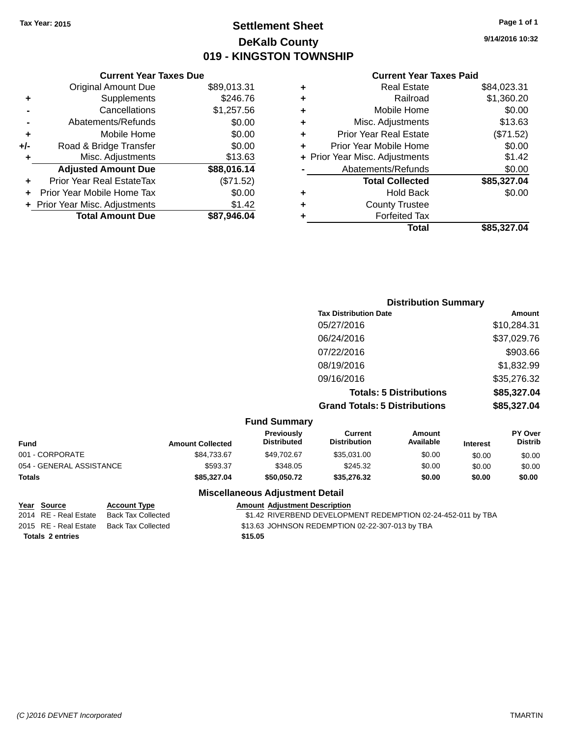Tax Year: 2015

# Settlement Sheet

## DeKalb County

## 019 - KINGSTON TOWNSHIP

9/14/2016 10:32

### Current Year Taxes Due

| | | |
|---|---|---|
| | Original Amount Due | $89,013.31 |
| + | Supplements | $246.76 |
| - | Cancellations | $1,257.56 |
| - | Abatements/Refunds | $0.00 |
| + | Mobile Home | $0.00 |
| +/- | Road & Bridge Transfer | $0.00 |
| + | Misc. Adjustments | $13.63 |
| | **Adjusted Amount Due** | **$88,016.14** |
| + | Prior Year Real EstateTax | ($71.52) |
| + | Prior Year Mobile Home Tax | $0.00 |
| + | Prior Year Misc. Adjustments | $1.42 |
| | **Total Amount Due** | **$87,946.04** |

### Current Year Taxes Paid

| | | |
|---|---|---|
| + | Real Estate | $84,023.31 |
| + | Railroad | $1,360.20 |
| + | Mobile Home | $0.00 |
| + | Misc. Adjustments | $13.63 |
| + | Prior Year Real Estate | ($71.52) |
| + | Prior Year Mobile Home | $0.00 |
| + | Prior Year Misc. Adjustments | $1.42 |
| - | Abatements/Refunds | $0.00 |
| | **Total Collected** | **$85,327.04** |
| + | Hold Back | $0.00 |
| + | County Trustee | |
| + | Forfeited Tax | |
| | **Total** | **$85,327.04** |

### Distribution Summary

| Tax Distribution Date | Amount |
|---|---|
| 05/27/2016 | $10,284.31 |
| 06/24/2016 | $37,029.76 |
| 07/22/2016 | $903.66 |
| 08/19/2016 | $1,832.99 |
| 09/16/2016 | $35,276.32 |
| **Totals: 5 Distributions** | **$85,327.04** |
| **Grand Totals: 5 Distributions** | **$85,327.04** |

### Fund Summary

| Fund | Amount Collected | Previously Distributed | Current Distribution | Amount Available | Interest | PY Over Distrib |
|---|---|---|---|---|---|---|
| 001 - CORPORATE | $84,733.67 | $49,702.67 | $35,031.00 | $0.00 | $0.00 | $0.00 |
| 054 - GENERAL ASSISTANCE | $593.37 | $348.05 | $245.32 | $0.00 | $0.00 | $0.00 |
| **Totals** | **$85,327.04** | **$50,050.72** | **$35,276.32** | **$0.00** | **$0.00** | **$0.00** |

### Miscellaneous Adjustment Detail

| Year | Source | Account Type | Amount | Adjustment Description |
|---|---|---|---|---|
| 2014 | RE - Real Estate | Back Tax Collected | $1.42 | RIVERBEND DEVELOPMENT REDEMPTION 02-24-452-011 by TBA |
| 2015 | RE - Real Estate | Back Tax Collected | $13.63 | JOHNSON REDEMPTION 02-22-307-013 by TBA |
| **Totals 2 entries** | | | **$15.05** | |

(C )2016 DEVNET Incorporated TMARTIN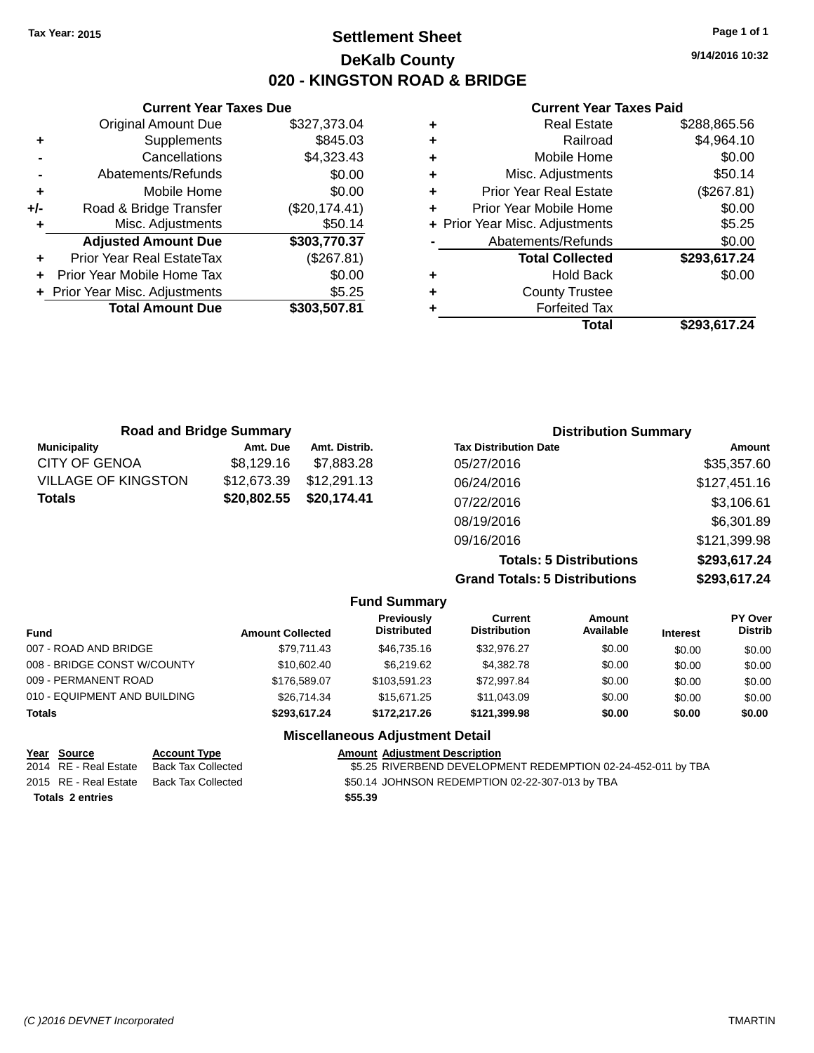Tax Year: 2015

# Settlement Sheet

## DeKalb County

## 020 - KINGSTON ROAD & BRIDGE

9/14/2016 10:32

### Current Year Taxes Due

| | | |
|---|---|---|
| | Original Amount Due | $327,373.04 |
| + | Supplements | $845.03 |
| - | Cancellations | $4,323.43 |
| - | Abatements/Refunds | $0.00 |
| + | Mobile Home | $0.00 |
| +/- | Road & Bridge Transfer | ($20,174.41) |
| + | Misc. Adjustments | $50.14 |
| | **Adjusted Amount Due** | **$303,770.37** |
| + | Prior Year Real EstateTax | ($267.81) |
| + | Prior Year Mobile Home Tax | $0.00 |
| + | Prior Year Misc. Adjustments | $5.25 |
| | **Total Amount Due** | **$303,507.81** |

### Current Year Taxes Paid

| | | |
|---|---|---|
| + | Real Estate | $288,865.56 |
| + | Railroad | $4,964.10 |
| + | Mobile Home | $0.00 |
| + | Misc. Adjustments | $50.14 |
| + | Prior Year Real Estate | ($267.81) |
| + | Prior Year Mobile Home | $0.00 |
| + | Prior Year Misc. Adjustments | $5.25 |
| - | Abatements/Refunds | $0.00 |
| | **Total Collected** | **$293,617.24** |
| + | Hold Back | $0.00 |
| + | County Trustee | |
| + | Forfeited Tax | |
| | **Total** | **$293,617.24** |

### Road and Bridge Summary

| Municipality | Amt. Due | Amt. Distrib. |
|---|---|---|
| CITY OF GENOA | $8,129.16 | $7,883.28 |
| VILLAGE OF KINGSTON | $12,673.39 | $12,291.13 |
| **Totals** | **$20,802.55** | **$20,174.41** |

### Distribution Summary

| Tax Distribution Date | Amount |
|---|---|
| 05/27/2016 | $35,357.60 |
| 06/24/2016 | $127,451.16 |
| 07/22/2016 | $3,106.61 |
| 08/19/2016 | $6,301.89 |
| 09/16/2016 | $121,399.98 |
| **Totals: 5 Distributions** | **$293,617.24** |
| **Grand Totals: 5 Distributions** | **$293,617.24** |

### Fund Summary

| Fund | Amount Collected | Previously Distributed | Current Distribution | Amount Available | Interest | PY Over Distrib |
|---|---|---|---|---|---|---|
| 007 - ROAD AND BRIDGE | $79,711.43 | $46,735.16 | $32,976.27 | $0.00 | $0.00 | $0.00 |
| 008 - BRIDGE CONST W/COUNTY | $10,602.40 | $6,219.62 | $4,382.78 | $0.00 | $0.00 | $0.00 |
| 009 - PERMANENT ROAD | $176,589.07 | $103,591.23 | $72,997.84 | $0.00 | $0.00 | $0.00 |
| 010 - EQUIPMENT AND BUILDING | $26,714.34 | $15,671.25 | $11,043.09 | $0.00 | $0.00 | $0.00 |
| **Totals** | **$293,617.24** | **$172,217.26** | **$121,399.98** | **$0.00** | **$0.00** | **$0.00** |

### Miscellaneous Adjustment Detail

| Year | Source | Account Type | Amount | Adjustment Description |
|---|---|---|---|---|
| 2014 | RE - Real Estate | Back Tax Collected | $5.25 | RIVERBEND DEVELOPMENT REDEMPTION 02-24-452-011 by TBA |
| 2015 | RE - Real Estate | Back Tax Collected | $50.14 | JOHNSON REDEMPTION 02-22-307-013 by TBA |
| **Totals 2 entries** | | | **$55.39** | |

(C )2016 DEVNET Incorporated TMARTIN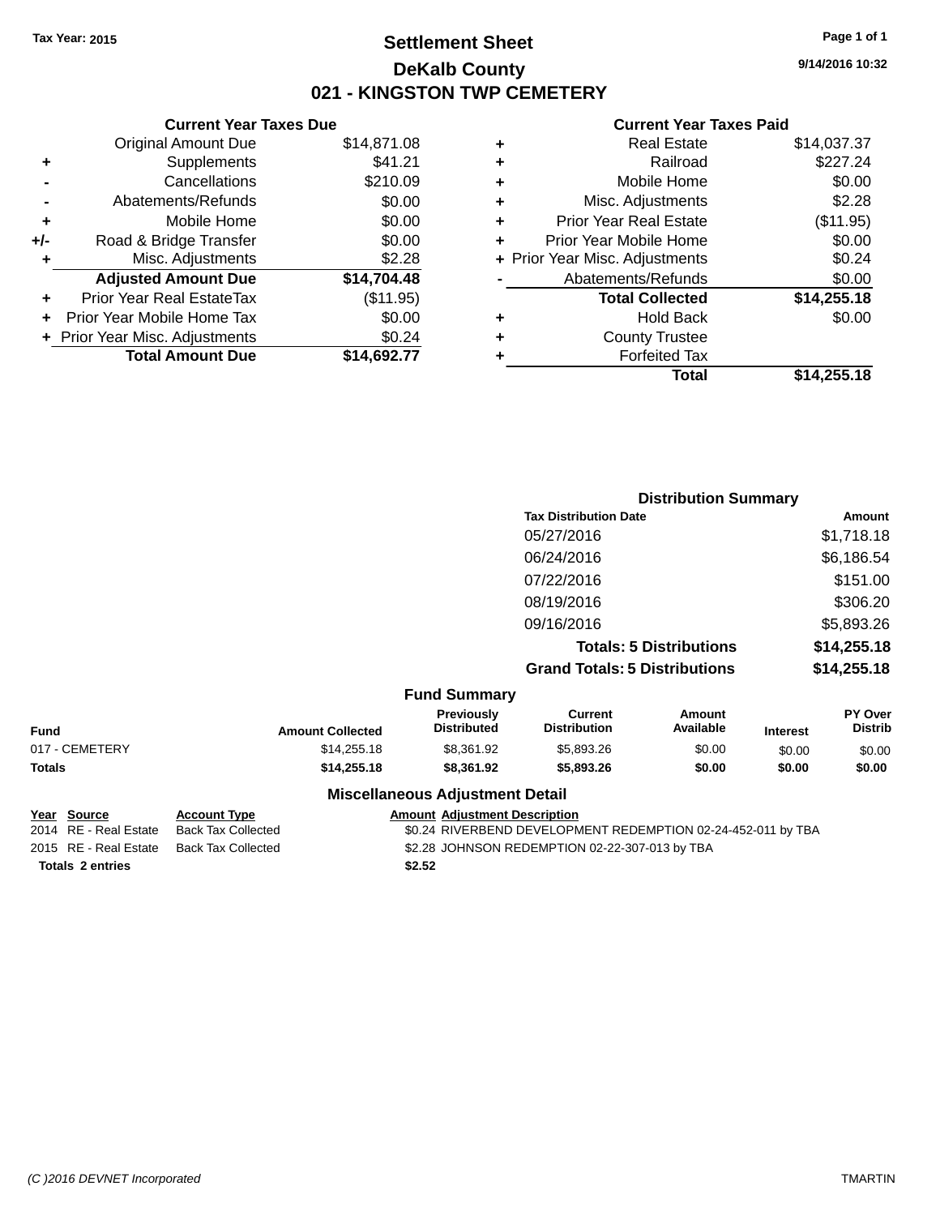Tax Year: 2015

# Settlement Sheet

## DeKalb County

## 021 - KINGSTON TWP CEMETERY

9/14/2016 10:32

### Current Year Taxes Due

| | | |
|---|---|---|
| | Original Amount Due | $14,871.08 |
| + | Supplements | $41.21 |
| - | Cancellations | $210.09 |
| - | Abatements/Refunds | $0.00 |
| + | Mobile Home | $0.00 |
| +/- | Road & Bridge Transfer | $0.00 |
| + | Misc. Adjustments | $2.28 |
| | **Adjusted Amount Due** | **$14,704.48** |
| + | Prior Year Real EstateTax | ($11.95) |
| + | Prior Year Mobile Home Tax | $0.00 |
| + | Prior Year Misc. Adjustments | $0.24 |
| | **Total Amount Due** | **$14,692.77** |

### Current Year Taxes Paid

| | | |
|---|---|---|
| + | Real Estate | $14,037.37 |
| + | Railroad | $227.24 |
| + | Mobile Home | $0.00 |
| + | Misc. Adjustments | $2.28 |
| + | Prior Year Real Estate | ($11.95) |
| + | Prior Year Mobile Home | $0.00 |
| + | Prior Year Misc. Adjustments | $0.24 |
| - | Abatements/Refunds | $0.00 |
| | **Total Collected** | **$14,255.18** |
| + | Hold Back | $0.00 |
| + | County Trustee | |
| + | Forfeited Tax | |
| | **Total** | **$14,255.18** |

### Distribution Summary

| Tax Distribution Date | Amount |
|---|---|
| 05/27/2016 | $1,718.18 |
| 06/24/2016 | $6,186.54 |
| 07/22/2016 | $151.00 |
| 08/19/2016 | $306.20 |
| 09/16/2016 | $5,893.26 |
| **Totals: 5 Distributions** | **$14,255.18** |
| **Grand Totals: 5 Distributions** | **$14,255.18** |

### Fund Summary

| Fund | Amount Collected | Previously Distributed | Current Distribution | Amount Available | Interest | PY Over Distrib |
|---|---|---|---|---|---|---|
| 017 - CEMETERY | $14,255.18 | $8,361.92 | $5,893.26 | $0.00 | $0.00 | $0.00 |
| **Totals** | **$14,255.18** | **$8,361.92** | **$5,893.26** | **$0.00** | **$0.00** | **$0.00** |

### Miscellaneous Adjustment Detail

| Year | Source | Account Type | Amount | Adjustment Description |
|---|---|---|---|---|
| 2014 | RE - Real Estate | Back Tax Collected | $0.24 | RIVERBEND DEVELOPMENT REDEMPTION 02-24-452-011 by TBA |
| 2015 | RE - Real Estate | Back Tax Collected | $2.28 | JOHNSON REDEMPTION 02-22-307-013 by TBA |
| **Totals** | **2 entries** | | **$2.52** | |

(C )2016 DEVNET Incorporated TMARTIN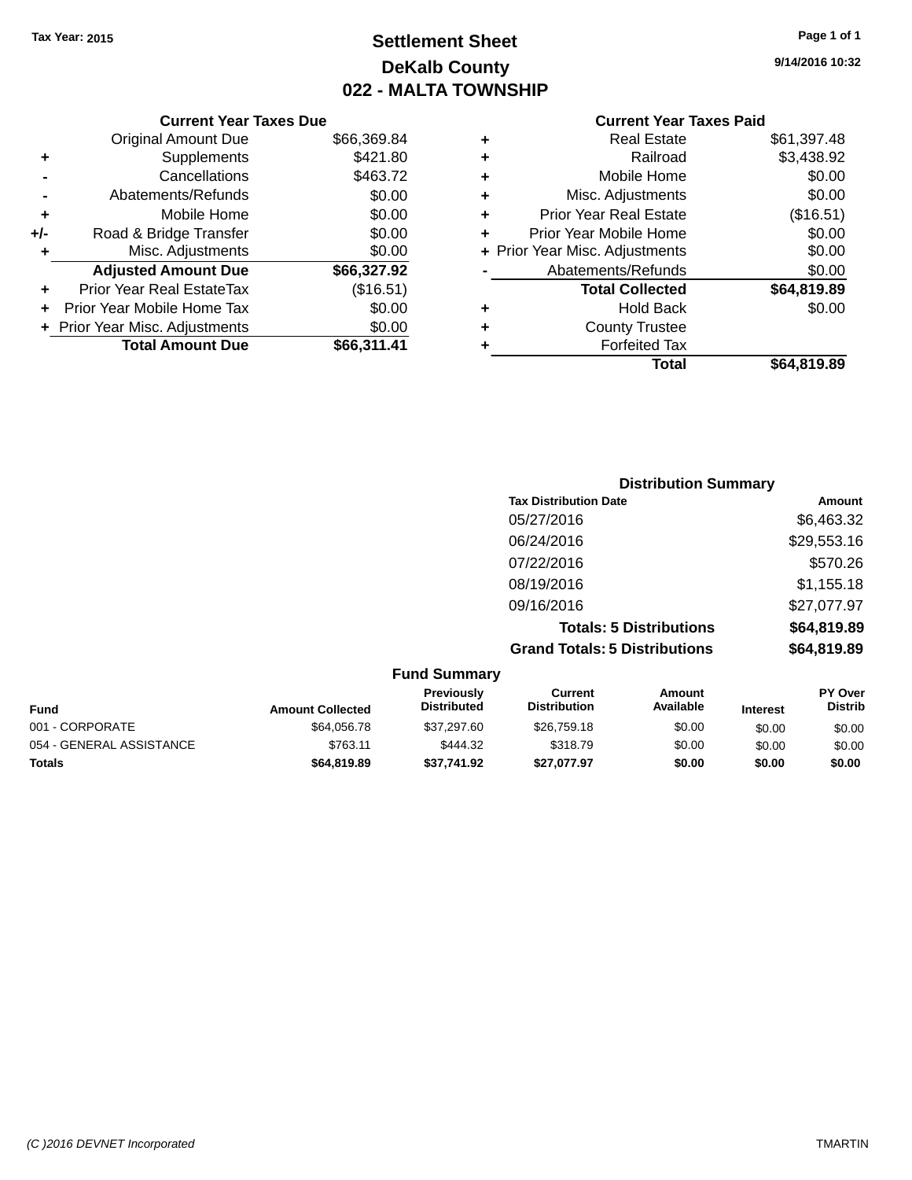Tax Year: 2015

# Settlement Sheet
## DeKalb County
## 022 - MALTA TOWNSHIP

9/14/2016 10:32

### Current Year Taxes Due

| | | |
|---|---|---|
| | Original Amount Due | $66,369.84 |
| + | Supplements | $421.80 |
| - | Cancellations | $463.72 |
| - | Abatements/Refunds | $0.00 |
| + | Mobile Home | $0.00 |
| +/- | Road & Bridge Transfer | $0.00 |
| + | Misc. Adjustments | $0.00 |
| | **Adjusted Amount Due** | **$66,327.92** |
| + | Prior Year Real EstateTax | ($16.51) |
| + | Prior Year Mobile Home Tax | $0.00 |
| + | Prior Year Misc. Adjustments | $0.00 |
| | **Total Amount Due** | **$66,311.41** |

### Current Year Taxes Paid

| | | |
|---|---|---|
| + | Real Estate | $61,397.48 |
| + | Railroad | $3,438.92 |
| + | Mobile Home | $0.00 |
| + | Misc. Adjustments | $0.00 |
| + | Prior Year Real Estate | ($16.51) |
| + | Prior Year Mobile Home | $0.00 |
| + | Prior Year Misc. Adjustments | $0.00 |
| - | Abatements/Refunds | $0.00 |
| | **Total Collected** | **$64,819.89** |
| + | Hold Back | $0.00 |
| + | County Trustee | |
| + | Forfeited Tax | |
| | **Total** | **$64,819.89** |

### Distribution Summary

| Tax Distribution Date | Amount |
|---|---|
| 05/27/2016 | $6,463.32 |
| 06/24/2016 | $29,553.16 |
| 07/22/2016 | $570.26 |
| 08/19/2016 | $1,155.18 |
| 09/16/2016 | $27,077.97 |
| **Totals: 5 Distributions** | **$64,819.89** |
| **Grand Totals: 5 Distributions** | **$64,819.89** |

### Fund Summary

| Fund | Amount Collected | Previously Distributed | Current Distribution | Amount Available | Interest | PY Over Distrib |
|---|---|---|---|---|---|---|
| 001 - CORPORATE | $64,056.78 | $37,297.60 | $26,759.18 | $0.00 | $0.00 | $0.00 |
| 054 - GENERAL ASSISTANCE | $763.11 | $444.32 | $318.79 | $0.00 | $0.00 | $0.00 |
| **Totals** | **$64,819.89** | **$37,741.92** | **$27,077.97** | **$0.00** | **$0.00** | **$0.00** |

(C )2016 DEVNET Incorporated — TMARTIN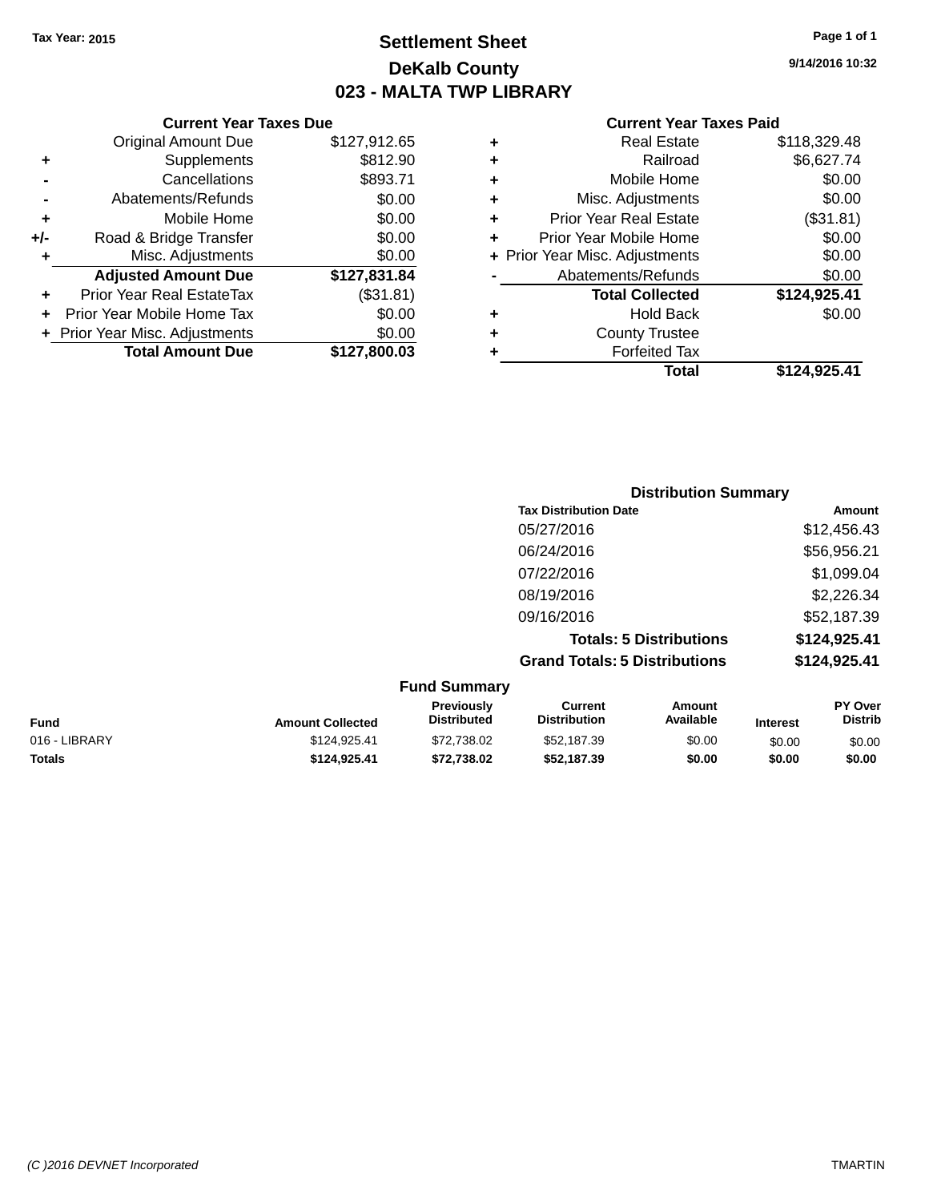Tax Year: 2015

# Settlement Sheet
## DeKalb County
## 023 - MALTA TWP LIBRARY

9/14/2016 10:32

### Current Year Taxes Due

| | | |
|---|---|---|
| | Original Amount Due | $127,912.65 |
| + | Supplements | $812.90 |
| - | Cancellations | $893.71 |
| - | Abatements/Refunds | $0.00 |
| + | Mobile Home | $0.00 |
| +/- | Road & Bridge Transfer | $0.00 |
| + | Misc. Adjustments | $0.00 |
| | **Adjusted Amount Due** | **$127,831.84** |
| + | Prior Year Real EstateTax | ($31.81) |
| + | Prior Year Mobile Home Tax | $0.00 |
| + | Prior Year Misc. Adjustments | $0.00 |
| | **Total Amount Due** | **$127,800.03** |

### Current Year Taxes Paid

| | | |
|---|---|---|
| + | Real Estate | $118,329.48 |
| + | Railroad | $6,627.74 |
| + | Mobile Home | $0.00 |
| + | Misc. Adjustments | $0.00 |
| + | Prior Year Real Estate | ($31.81) |
| + | Prior Year Mobile Home | $0.00 |
| + | Prior Year Misc. Adjustments | $0.00 |
| - | Abatements/Refunds | $0.00 |
| | **Total Collected** | **$124,925.41** |
| + | Hold Back | $0.00 |
| + | County Trustee | |
| + | Forfeited Tax | |
| | **Total** | **$124,925.41** |

### Distribution Summary

| Tax Distribution Date | Amount |
|---|---|
| 05/27/2016 | $12,456.43 |
| 06/24/2016 | $56,956.21 |
| 07/22/2016 | $1,099.04 |
| 08/19/2016 | $2,226.34 |
| 09/16/2016 | $52,187.39 |
| **Totals: 5 Distributions** | **$124,925.41** |
| **Grand Totals: 5 Distributions** | **$124,925.41** |

### Fund Summary

| Fund | Amount Collected | Previously Distributed | Current Distribution | Amount Available | Interest | PY Over Distrib |
|---|---|---|---|---|---|---|
| 016 - LIBRARY | $124,925.41 | $72,738.02 | $52,187.39 | $0.00 | $0.00 | $0.00 |
| **Totals** | **$124,925.41** | **$72,738.02** | **$52,187.39** | **$0.00** | **$0.00** | **$0.00** |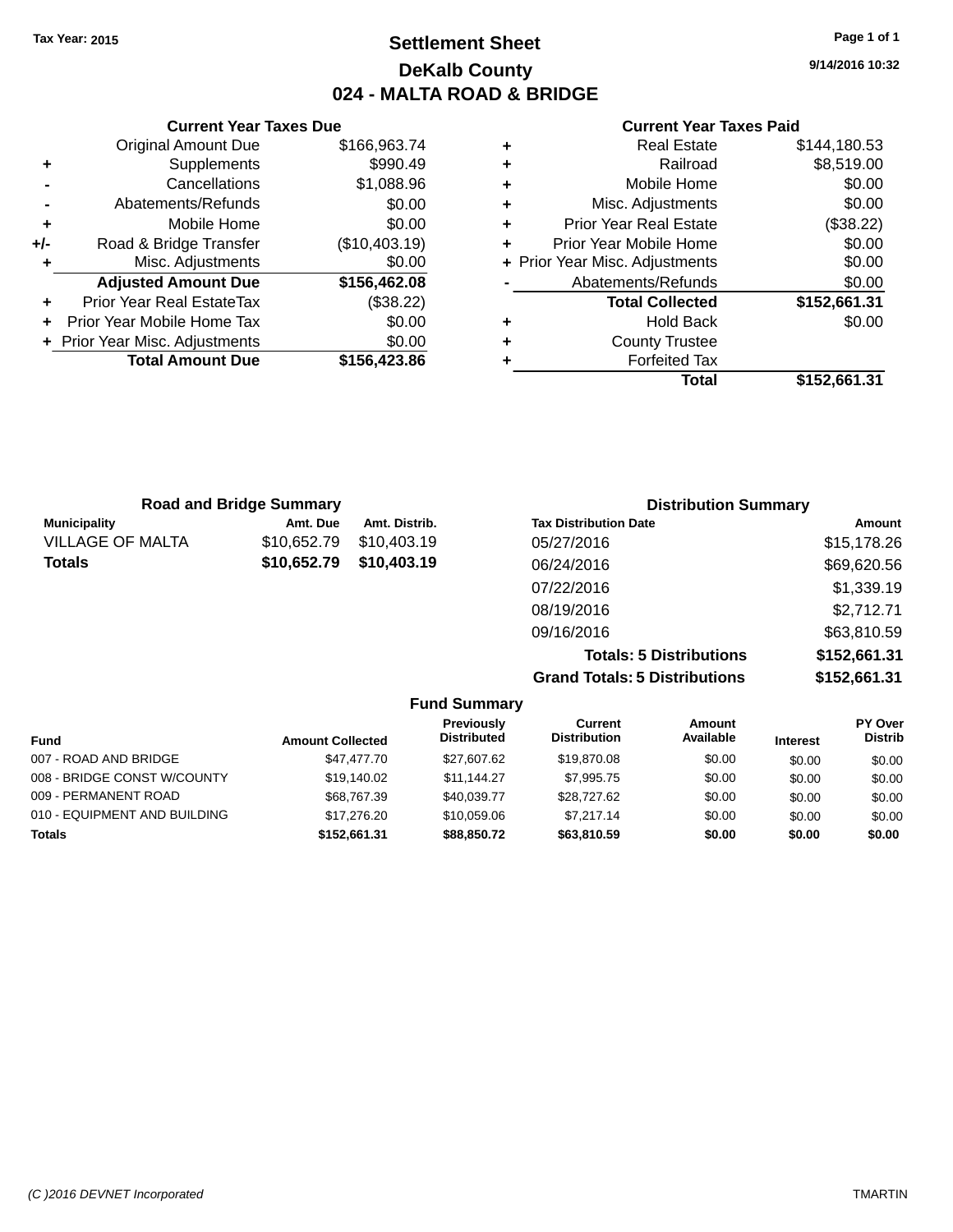**Tax Year: 2015**

# Settlement Sheet

## DeKalb County

## 024 - MALTA ROAD & BRIDGE

9/14/2016 10:32

### Current Year Taxes Due

| | | |
|---|---|---|
| | Original Amount Due | $166,963.74 |
| + | Supplements | $990.49 |
| - | Cancellations | $1,088.96 |
| - | Abatements/Refunds | $0.00 |
| + | Mobile Home | $0.00 |
| +/- | Road & Bridge Transfer | ($10,403.19) |
| + | Misc. Adjustments | $0.00 |
| | **Adjusted Amount Due** | **$156,462.08** |
| + | Prior Year Real EstateTax | ($38.22) |
| + | Prior Year Mobile Home Tax | $0.00 |
| + | Prior Year Misc. Adjustments | $0.00 |
| | **Total Amount Due** | **$156,423.86** |

### Current Year Taxes Paid

| | | |
|---|---|---|
| + | Real Estate | $144,180.53 |
| + | Railroad | $8,519.00 |
| + | Mobile Home | $0.00 |
| + | Misc. Adjustments | $0.00 |
| + | Prior Year Real Estate | ($38.22) |
| + | Prior Year Mobile Home | $0.00 |
| + | Prior Year Misc. Adjustments | $0.00 |
| - | Abatements/Refunds | $0.00 |
| | **Total Collected** | **$152,661.31** |
| + | Hold Back | $0.00 |
| + | County Trustee | |
| + | Forfeited Tax | |
| | **Total** | **$152,661.31** |

### Road and Bridge Summary

| Municipality | Amt. Due | Amt. Distrib. |
|---|---|---|
| VILLAGE OF MALTA | $10,652.79 | $10,403.19 |
| **Totals** | **$10,652.79** | **$10,403.19** |

### Distribution Summary

| Tax Distribution Date | Amount |
|---|---|
| 05/27/2016 | $15,178.26 |
| 06/24/2016 | $69,620.56 |
| 07/22/2016 | $1,339.19 |
| 08/19/2016 | $2,712.71 |
| 09/16/2016 | $63,810.59 |
| **Totals: 5 Distributions** | **$152,661.31** |
| **Grand Totals: 5 Distributions** | **$152,661.31** |

### Fund Summary

| Fund | Amount Collected | Previously Distributed | Current Distribution | Amount Available | Interest | PY Over Distrib |
|---|---|---|---|---|---|---|
| 007 - ROAD AND BRIDGE | $47,477.70 | $27,607.62 | $19,870.08 | $0.00 | $0.00 | $0.00 |
| 008 - BRIDGE CONST W/COUNTY | $19,140.02 | $11,144.27 | $7,995.75 | $0.00 | $0.00 | $0.00 |
| 009 - PERMANENT ROAD | $68,767.39 | $40,039.77 | $28,727.62 | $0.00 | $0.00 | $0.00 |
| 010 - EQUIPMENT AND BUILDING | $17,276.20 | $10,059.06 | $7,217.14 | $0.00 | $0.00 | $0.00 |
| **Totals** | **$152,661.31** | **$88,850.72** | **$63,810.59** | **$0.00** | **$0.00** | **$0.00** |

(C )2016 DEVNET Incorporated TMARTIN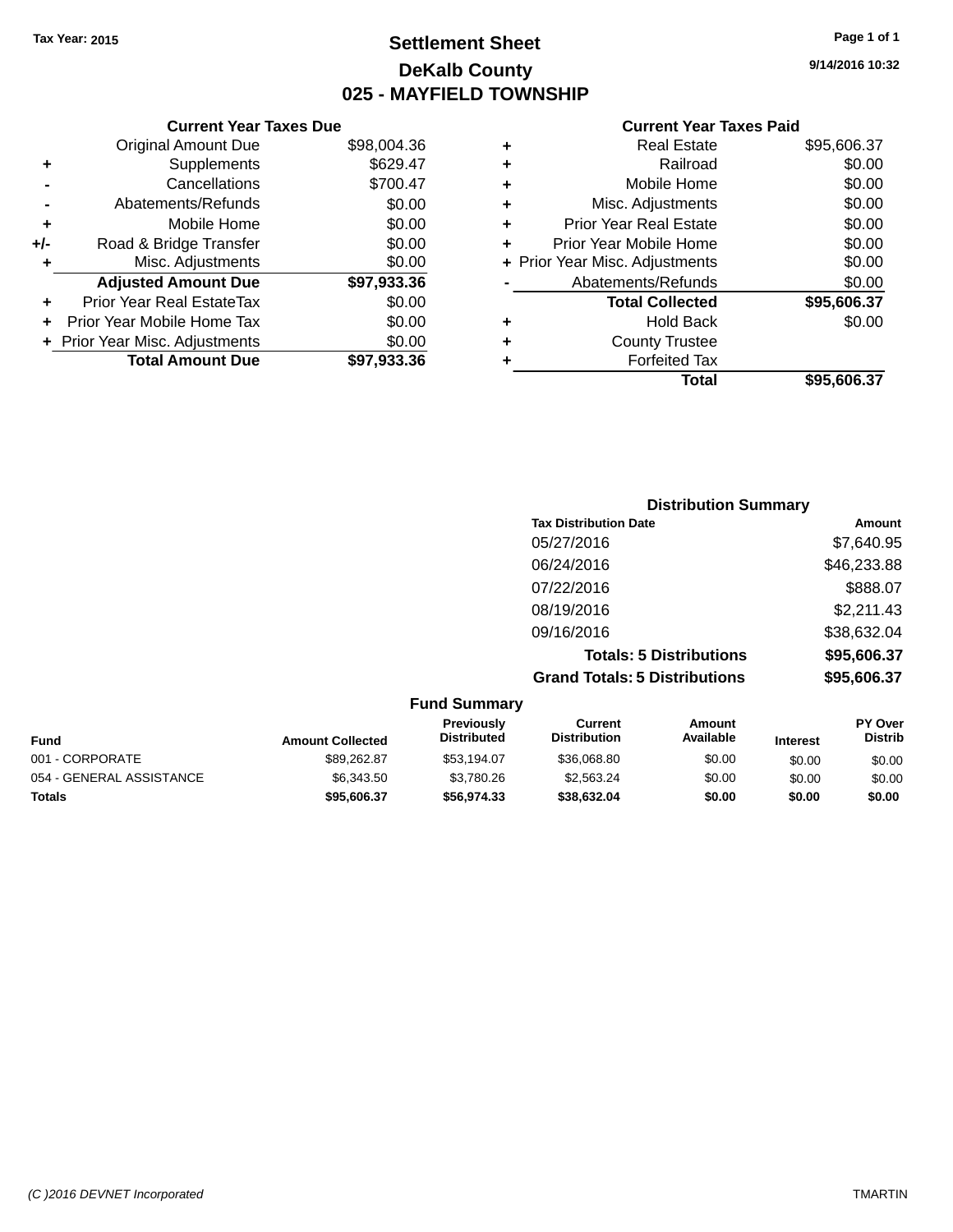Tax Year: 2015

# Settlement Sheet

## DeKalb County

## 025 - MAYFIELD TOWNSHIP

9/14/2016 10:32

### Current Year Taxes Due

| | | |
|---|---|---|
| | Original Amount Due | $98,004.36 |
| + | Supplements | $629.47 |
| - | Cancellations | $700.47 |
| - | Abatements/Refunds | $0.00 |
| + | Mobile Home | $0.00 |
| +/- | Road & Bridge Transfer | $0.00 |
| + | Misc. Adjustments | $0.00 |
| | **Adjusted Amount Due** | **$97,933.36** |
| + | Prior Year Real EstateTax | $0.00 |
| + | Prior Year Mobile Home Tax | $0.00 |
| + | Prior Year Misc. Adjustments | $0.00 |
| | **Total Amount Due** | **$97,933.36** |

### Current Year Taxes Paid

| | | |
|---|---|---|
| + | Real Estate | $95,606.37 |
| + | Railroad | $0.00 |
| + | Mobile Home | $0.00 |
| + | Misc. Adjustments | $0.00 |
| + | Prior Year Real Estate | $0.00 |
| + | Prior Year Mobile Home | $0.00 |
| + | Prior Year Misc. Adjustments | $0.00 |
| - | Abatements/Refunds | $0.00 |
| | **Total Collected** | **$95,606.37** |
| + | Hold Back | $0.00 |
| + | County Trustee | |
| + | Forfeited Tax | |
| | **Total** | **$95,606.37** |

### Distribution Summary

| Tax Distribution Date | Amount |
|---|---|
| 05/27/2016 | $7,640.95 |
| 06/24/2016 | $46,233.88 |
| 07/22/2016 | $888.07 |
| 08/19/2016 | $2,211.43 |
| 09/16/2016 | $38,632.04 |
| **Totals: 5 Distributions** | **$95,606.37** |
| **Grand Totals: 5 Distributions** | **$95,606.37** |

### Fund Summary

| Fund | Amount Collected | Previously Distributed | Current Distribution | Amount Available | Interest | PY Over Distrib |
|---|---|---|---|---|---|---|
| 001 - CORPORATE | $89,262.87 | $53,194.07 | $36,068.80 | $0.00 | $0.00 | $0.00 |
| 054 - GENERAL ASSISTANCE | $6,343.50 | $3,780.26 | $2,563.24 | $0.00 | $0.00 | $0.00 |
| **Totals** | **$95,606.37** | **$56,974.33** | **$38,632.04** | **$0.00** | **$0.00** | **$0.00** |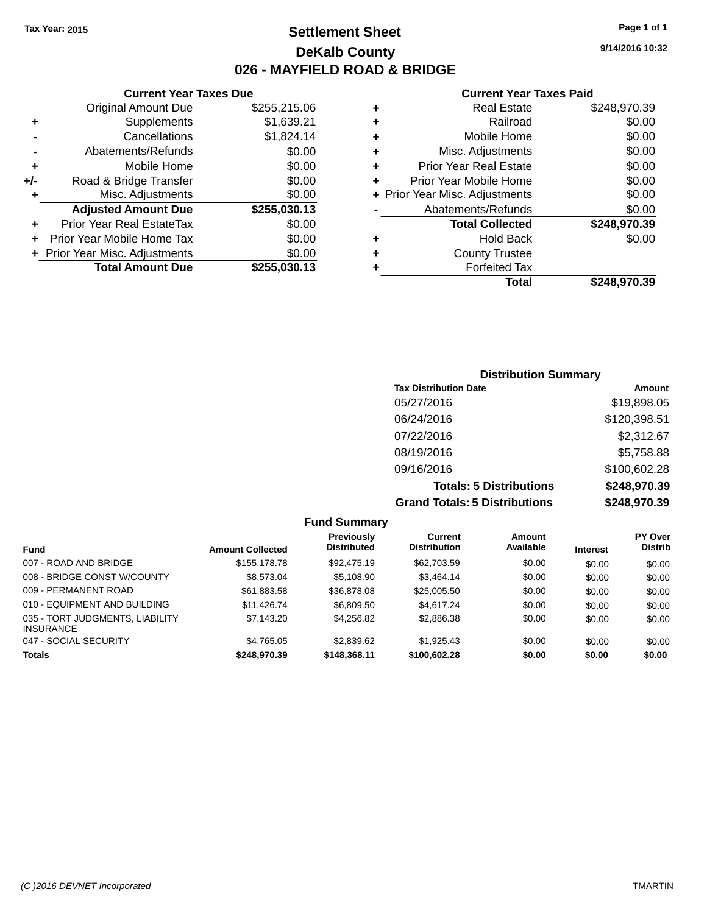Tax Year: 2015

# Settlement Sheet

## DeKalb County

## 026 - MAYFIELD ROAD & BRIDGE

9/14/2016 10:32

### Current Year Taxes Due

| | | |
|---|---|---|
| | Original Amount Due | $255,215.06 |
| + | Supplements | $1,639.21 |
| - | Cancellations | $1,824.14 |
| - | Abatements/Refunds | $0.00 |
| + | Mobile Home | $0.00 |
| +/- | Road & Bridge Transfer | $0.00 |
| + | Misc. Adjustments | $0.00 |
| | **Adjusted Amount Due** | **$255,030.13** |
| + | Prior Year Real EstateTax | $0.00 |
| + | Prior Year Mobile Home Tax | $0.00 |
| + | Prior Year Misc. Adjustments | $0.00 |
| | **Total Amount Due** | **$255,030.13** |

### Current Year Taxes Paid

| | | |
|---|---|---|
| + | Real Estate | $248,970.39 |
| + | Railroad | $0.00 |
| + | Mobile Home | $0.00 |
| + | Misc. Adjustments | $0.00 |
| + | Prior Year Real Estate | $0.00 |
| + | Prior Year Mobile Home | $0.00 |
| + | Prior Year Misc. Adjustments | $0.00 |
| - | Abatements/Refunds | $0.00 |
| | **Total Collected** | **$248,970.39** |
| + | Hold Back | $0.00 |
| + | County Trustee | |
| + | Forfeited Tax | |
| | **Total** | **$248,970.39** |

### Distribution Summary

| Tax Distribution Date | Amount |
|---|---|
| 05/27/2016 | $19,898.05 |
| 06/24/2016 | $120,398.51 |
| 07/22/2016 | $2,312.67 |
| 08/19/2016 | $5,758.88 |
| 09/16/2016 | $100,602.28 |
| **Totals: 5 Distributions** | **$248,970.39** |
| **Grand Totals: 5 Distributions** | **$248,970.39** |

### Fund Summary

| Fund | Amount Collected | Previously Distributed | Current Distribution | Amount Available | Interest | PY Over Distrib |
|---|---|---|---|---|---|---|
| 007 - ROAD AND BRIDGE | $155,178.78 | $92,475.19 | $62,703.59 | $0.00 | $0.00 | $0.00 |
| 008 - BRIDGE CONST W/COUNTY | $8,573.04 | $5,108.90 | $3,464.14 | $0.00 | $0.00 | $0.00 |
| 009 - PERMANENT ROAD | $61,883.58 | $36,878.08 | $25,005.50 | $0.00 | $0.00 | $0.00 |
| 010 - EQUIPMENT AND BUILDING | $11,426.74 | $6,809.50 | $4,617.24 | $0.00 | $0.00 | $0.00 |
| 035 - TORT JUDGMENTS, LIABILITY INSURANCE | $7,143.20 | $4,256.82 | $2,886.38 | $0.00 | $0.00 | $0.00 |
| 047 - SOCIAL SECURITY | $4,765.05 | $2,839.62 | $1,925.43 | $0.00 | $0.00 | $0.00 |
| **Totals** | **$248,970.39** | **$148,368.11** | **$100,602.28** | **$0.00** | **$0.00** | **$0.00** |

(C )2016 DEVNET Incorporated TMARTIN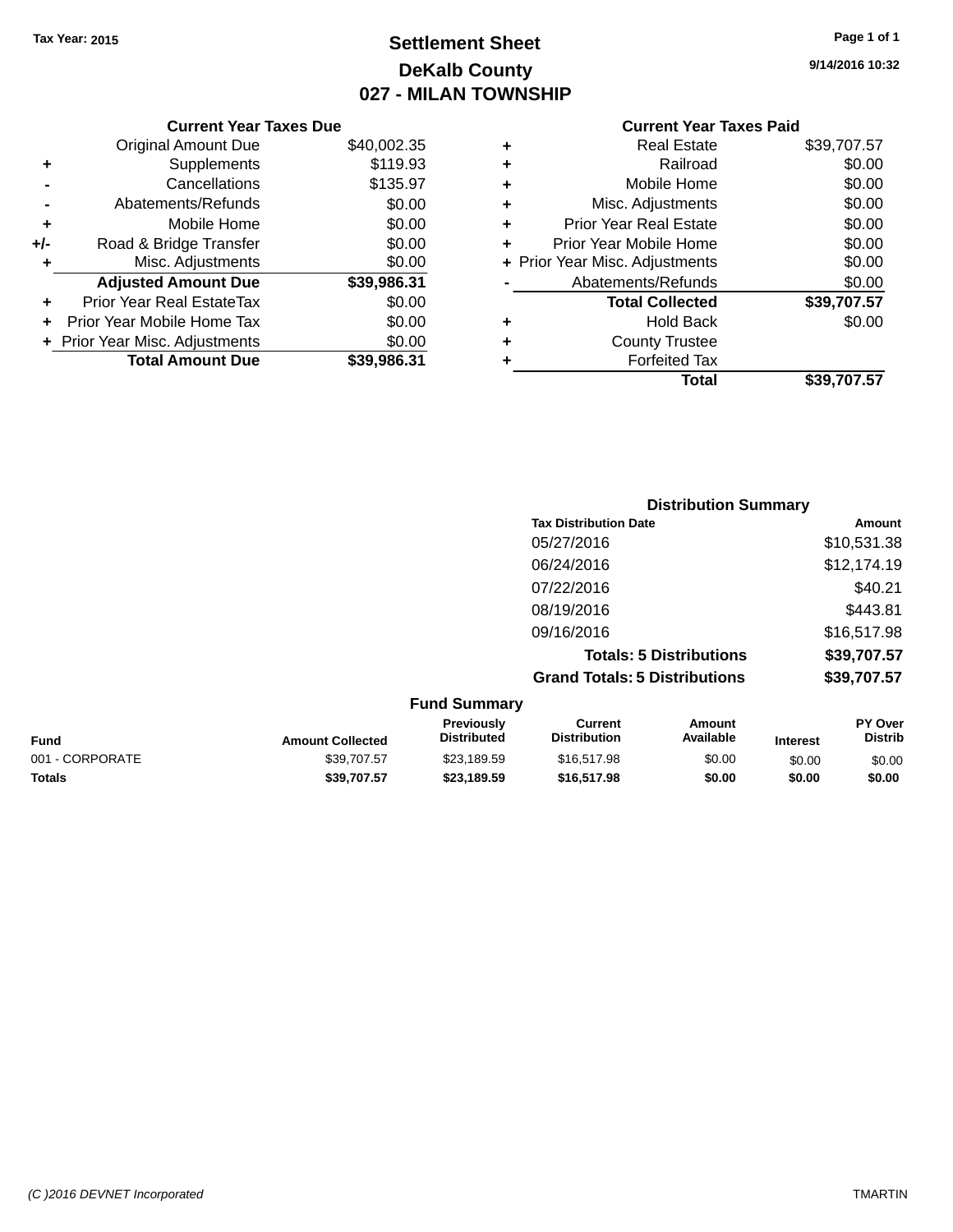Tax Year: 2015

# Settlement Sheet

## DeKalb County

## 027 - MILAN TOWNSHIP

9/14/2016 10:32

### Current Year Taxes Due

| | | |
|---|---|---|
| | Original Amount Due | $40,002.35 |
| + | Supplements | $119.93 |
| - | Cancellations | $135.97 |
| - | Abatements/Refunds | $0.00 |
| + | Mobile Home | $0.00 |
| +/- | Road & Bridge Transfer | $0.00 |
| + | Misc. Adjustments | $0.00 |
| | **Adjusted Amount Due** | **$39,986.31** |
| + | Prior Year Real EstateTax | $0.00 |
| + | Prior Year Mobile Home Tax | $0.00 |
| + | Prior Year Misc. Adjustments | $0.00 |
| | **Total Amount Due** | **$39,986.31** |

### Current Year Taxes Paid

| | | |
|---|---|---|
| + | Real Estate | $39,707.57 |
| + | Railroad | $0.00 |
| + | Mobile Home | $0.00 |
| + | Misc. Adjustments | $0.00 |
| + | Prior Year Real Estate | $0.00 |
| + | Prior Year Mobile Home | $0.00 |
| + | Prior Year Misc. Adjustments | $0.00 |
| - | Abatements/Refunds | $0.00 |
| | **Total Collected** | **$39,707.57** |
| + | Hold Back | $0.00 |
| + | County Trustee | |
| + | Forfeited Tax | |
| | **Total** | **$39,707.57** |

### Distribution Summary

| Tax Distribution Date | Amount |
|---|---|
| 05/27/2016 | $10,531.38 |
| 06/24/2016 | $12,174.19 |
| 07/22/2016 | $40.21 |
| 08/19/2016 | $443.81 |
| 09/16/2016 | $16,517.98 |
| **Totals: 5 Distributions** | **$39,707.57** |
| **Grand Totals: 5 Distributions** | **$39,707.57** |

### Fund Summary

| Fund | Amount Collected | Previously Distributed | Current Distribution | Amount Available | Interest | PY Over Distrib |
|---|---|---|---|---|---|---|
| 001 - CORPORATE | $39,707.57 | $23,189.59 | $16,517.98 | $0.00 | $0.00 | $0.00 |
| **Totals** | **$39,707.57** | **$23,189.59** | **$16,517.98** | **$0.00** | **$0.00** | **$0.00** |

(C )2016 DEVNET Incorporated TMARTIN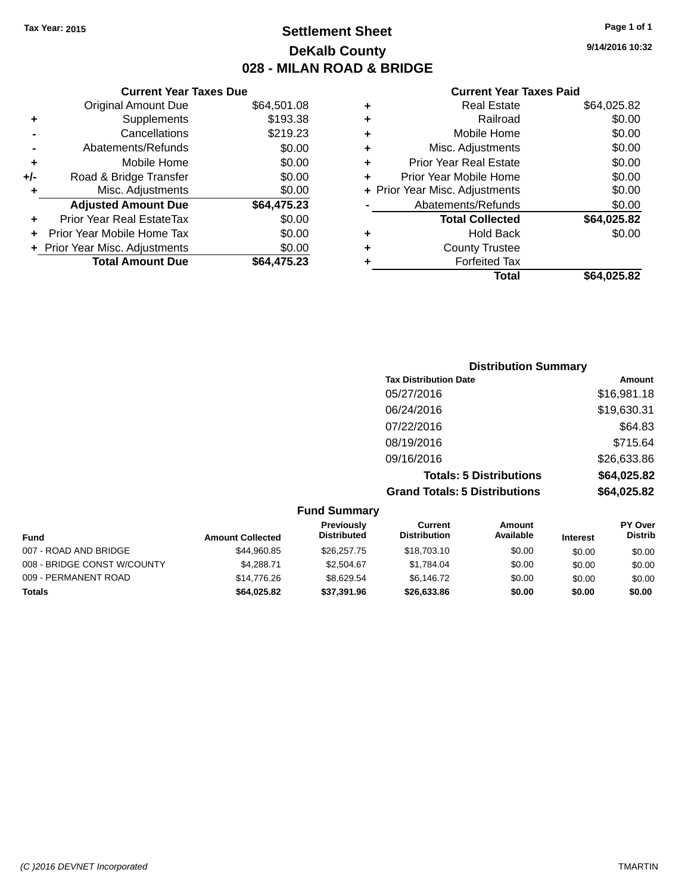Tax Year: 2015

# Settlement Sheet

## DeKalb County

## 028 - MILAN ROAD & BRIDGE

9/14/2016 10:32

### Current Year Taxes Due

| | | |
|---|---|---|
| | Original Amount Due | $64,501.08 |
| + | Supplements | $193.38 |
| - | Cancellations | $219.23 |
| - | Abatements/Refunds | $0.00 |
| + | Mobile Home | $0.00 |
| +/- | Road & Bridge Transfer | $0.00 |
| + | Misc. Adjustments | $0.00 |
| | **Adjusted Amount Due** | **$64,475.23** |
| + | Prior Year Real EstateTax | $0.00 |
| + | Prior Year Mobile Home Tax | $0.00 |
| + | Prior Year Misc. Adjustments | $0.00 |
| | **Total Amount Due** | **$64,475.23** |

### Current Year Taxes Paid

| | | |
|---|---|---|
| + | Real Estate | $64,025.82 |
| + | Railroad | $0.00 |
| + | Mobile Home | $0.00 |
| + | Misc. Adjustments | $0.00 |
| + | Prior Year Real Estate | $0.00 |
| + | Prior Year Mobile Home | $0.00 |
| + | Prior Year Misc. Adjustments | $0.00 |
| - | Abatements/Refunds | $0.00 |
| | **Total Collected** | **$64,025.82** |
| + | Hold Back | $0.00 |
| + | County Trustee | |
| + | Forfeited Tax | |
| | **Total** | **$64,025.82** |

### Distribution Summary

| Tax Distribution Date | Amount |
|---|---|
| 05/27/2016 | $16,981.18 |
| 06/24/2016 | $19,630.31 |
| 07/22/2016 | $64.83 |
| 08/19/2016 | $715.64 |
| 09/16/2016 | $26,633.86 |
| **Totals: 5 Distributions** | **$64,025.82** |
| **Grand Totals: 5 Distributions** | **$64,025.82** |

### Fund Summary

| Fund | Amount Collected | Previously Distributed | Current Distribution | Amount Available | Interest | PY Over Distrib |
|---|---|---|---|---|---|---|
| 007 - ROAD AND BRIDGE | $44,960.85 | $26,257.75 | $18,703.10 | $0.00 | $0.00 | $0.00 |
| 008 - BRIDGE CONST W/COUNTY | $4,288.71 | $2,504.67 | $1,784.04 | $0.00 | $0.00 | $0.00 |
| 009 - PERMANENT ROAD | $14,776.26 | $8,629.54 | $6,146.72 | $0.00 | $0.00 | $0.00 |
| **Totals** | **$64,025.82** | **$37,391.96** | **$26,633.86** | **$0.00** | **$0.00** | **$0.00** |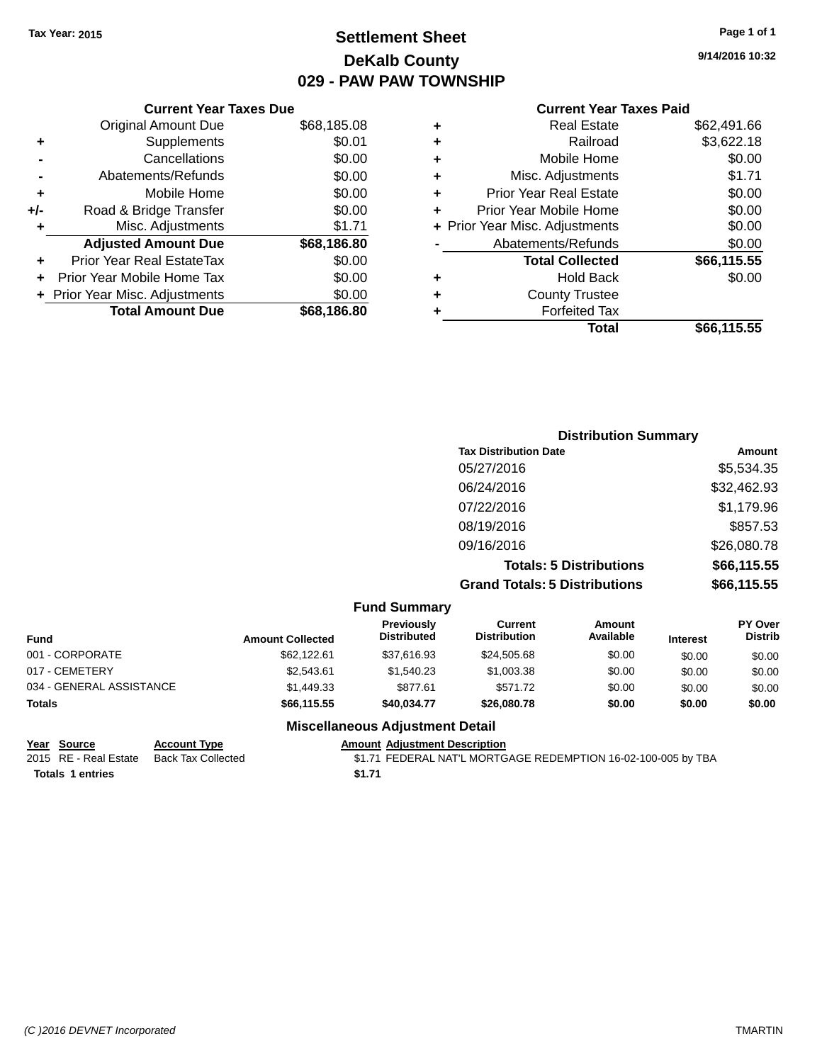Tax Year: 2015

# Settlement Sheet

## DeKalb County

## 029 - PAW PAW TOWNSHIP

9/14/2016 10:32

### Current Year Taxes Due

| | | |
|---|---|---|
| | Original Amount Due | $68,185.08 |
| + | Supplements | $0.01 |
| - | Cancellations | $0.00 |
| - | Abatements/Refunds | $0.00 |
| + | Mobile Home | $0.00 |
| +/- | Road & Bridge Transfer | $0.00 |
| + | Misc. Adjustments | $1.71 |
| | **Adjusted Amount Due** | **$68,186.80** |
| + | Prior Year Real EstateTax | $0.00 |
| + | Prior Year Mobile Home Tax | $0.00 |
| + | Prior Year Misc. Adjustments | $0.00 |
| | **Total Amount Due** | **$68,186.80** |

### Current Year Taxes Paid

| | | |
|---|---|---|
| + | Real Estate | $62,491.66 |
| + | Railroad | $3,622.18 |
| + | Mobile Home | $0.00 |
| + | Misc. Adjustments | $1.71 |
| + | Prior Year Real Estate | $0.00 |
| + | Prior Year Mobile Home | $0.00 |
| + | Prior Year Misc. Adjustments | $0.00 |
| - | Abatements/Refunds | $0.00 |
| | **Total Collected** | **$66,115.55** |
| + | Hold Back | $0.00 |
| + | County Trustee | |
| + | Forfeited Tax | |
| | **Total** | **$66,115.55** |

### Distribution Summary

| Tax Distribution Date | Amount |
|---|---|
| 05/27/2016 | $5,534.35 |
| 06/24/2016 | $32,462.93 |
| 07/22/2016 | $1,179.96 |
| 08/19/2016 | $857.53 |
| 09/16/2016 | $26,080.78 |
| **Totals: 5 Distributions** | **$66,115.55** |
| **Grand Totals: 5 Distributions** | **$66,115.55** |

### Fund Summary

| Fund | Amount Collected | Previously Distributed | Current Distribution | Amount Available | Interest | PY Over Distrib |
|---|---|---|---|---|---|---|
| 001 - CORPORATE | $62,122.61 | $37,616.93 | $24,505.68 | $0.00 | $0.00 | $0.00 |
| 017 - CEMETERY | $2,543.61 | $1,540.23 | $1,003.38 | $0.00 | $0.00 | $0.00 |
| 034 - GENERAL ASSISTANCE | $1,449.33 | $877.61 | $571.72 | $0.00 | $0.00 | $0.00 |
| **Totals** | **$66,115.55** | **$40,034.77** | **$26,080.78** | **$0.00** | **$0.00** | **$0.00** |

### Miscellaneous Adjustment Detail

| Year | Source | Account Type | Amount | Adjustment Description |
|---|---|---|---|---|
| 2015 | RE - Real Estate | Back Tax Collected | $1.71 | FEDERAL NAT'L MORTGAGE REDEMPTION 16-02-100-005 by TBA |
| **Totals** | **1 entries** | | **$1.71** | |

(C )2016 DEVNET Incorporated TMARTIN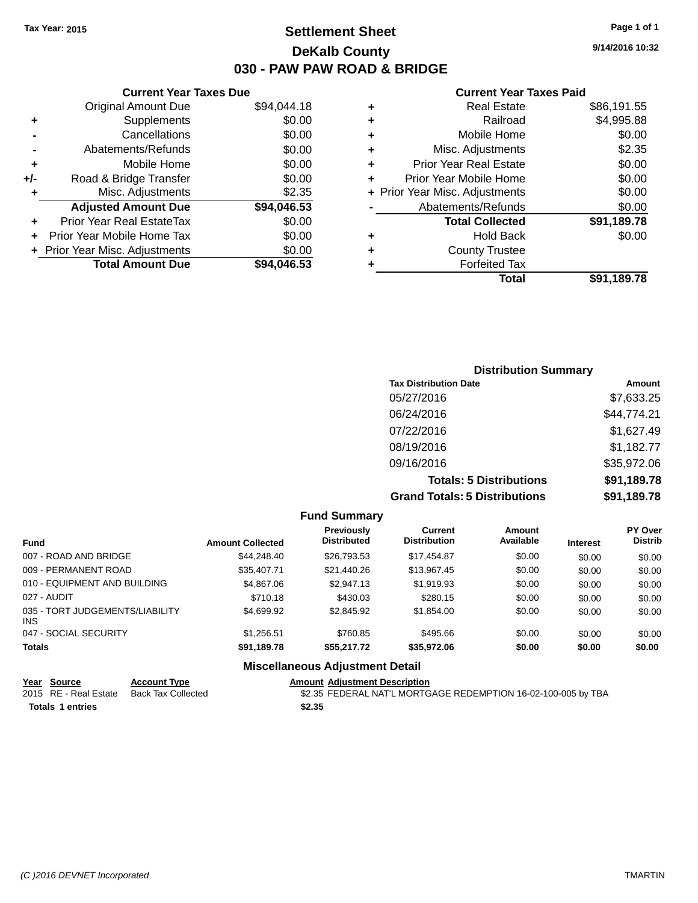Tax Year: 2015

# Settlement Sheet

## DeKalb County

## 030 - PAW PAW ROAD & BRIDGE

9/14/2016 10:32

### Current Year Taxes Due

| | | |
|---|---|---|
| | Original Amount Due | $94,044.18 |
| + | Supplements | $0.00 |
| - | Cancellations | $0.00 |
| - | Abatements/Refunds | $0.00 |
| + | Mobile Home | $0.00 |
| +/- | Road & Bridge Transfer | $0.00 |
| + | Misc. Adjustments | $2.35 |
| | **Adjusted Amount Due** | **$94,046.53** |
| + | Prior Year Real EstateTax | $0.00 |
| + | Prior Year Mobile Home Tax | $0.00 |
| + | Prior Year Misc. Adjustments | $0.00 |
| | **Total Amount Due** | **$94,046.53** |

### Current Year Taxes Paid

| | | |
|---|---|---|
| + | Real Estate | $86,191.55 |
| + | Railroad | $4,995.88 |
| + | Mobile Home | $0.00 |
| + | Misc. Adjustments | $2.35 |
| + | Prior Year Real Estate | $0.00 |
| + | Prior Year Mobile Home | $0.00 |
| + | Prior Year Misc. Adjustments | $0.00 |
| - | Abatements/Refunds | $0.00 |
| | **Total Collected** | **$91,189.78** |
| + | Hold Back | $0.00 |
| + | County Trustee | |
| + | Forfeited Tax | |
| | **Total** | **$91,189.78** |

### Distribution Summary

| Tax Distribution Date | Amount |
|---|---|
| 05/27/2016 | $7,633.25 |
| 06/24/2016 | $44,774.21 |
| 07/22/2016 | $1,627.49 |
| 08/19/2016 | $1,182.77 |
| 09/16/2016 | $35,972.06 |
| **Totals: 5 Distributions** | **$91,189.78** |
| **Grand Totals: 5 Distributions** | **$91,189.78** |

### Fund Summary

| Fund | Amount Collected | Previously Distributed | Current Distribution | Amount Available | Interest | PY Over Distrib |
|---|---|---|---|---|---|---|
| 007 - ROAD AND BRIDGE | $44,248.40 | $26,793.53 | $17,454.87 | $0.00 | $0.00 | $0.00 |
| 009 - PERMANENT ROAD | $35,407.71 | $21,440.26 | $13,967.45 | $0.00 | $0.00 | $0.00 |
| 010 - EQUIPMENT AND BUILDING | $4,867.06 | $2,947.13 | $1,919.93 | $0.00 | $0.00 | $0.00 |
| 027 - AUDIT | $710.18 | $430.03 | $280.15 | $0.00 | $0.00 | $0.00 |
| 035 - TORT JUDGEMENTS/LIABILITY INS | $4,699.92 | $2,845.92 | $1,854.00 | $0.00 | $0.00 | $0.00 |
| 047 - SOCIAL SECURITY | $1,256.51 | $760.85 | $495.66 | $0.00 | $0.00 | $0.00 |
| **Totals** | **$91,189.78** | **$55,217.72** | **$35,972.06** | **$0.00** | **$0.00** | **$0.00** |

### Miscellaneous Adjustment Detail

| Year | Source | Account Type | Amount | Adjustment Description |
|---|---|---|---|---|
| 2015 | RE - Real Estate | Back Tax Collected | $2.35 | FEDERAL NAT'L MORTGAGE REDEMPTION 16-02-100-005 by TBA |
| **Totals** | **1 entries** | | **$2.35** | |

(C )2016 DEVNET Incorporated TMARTIN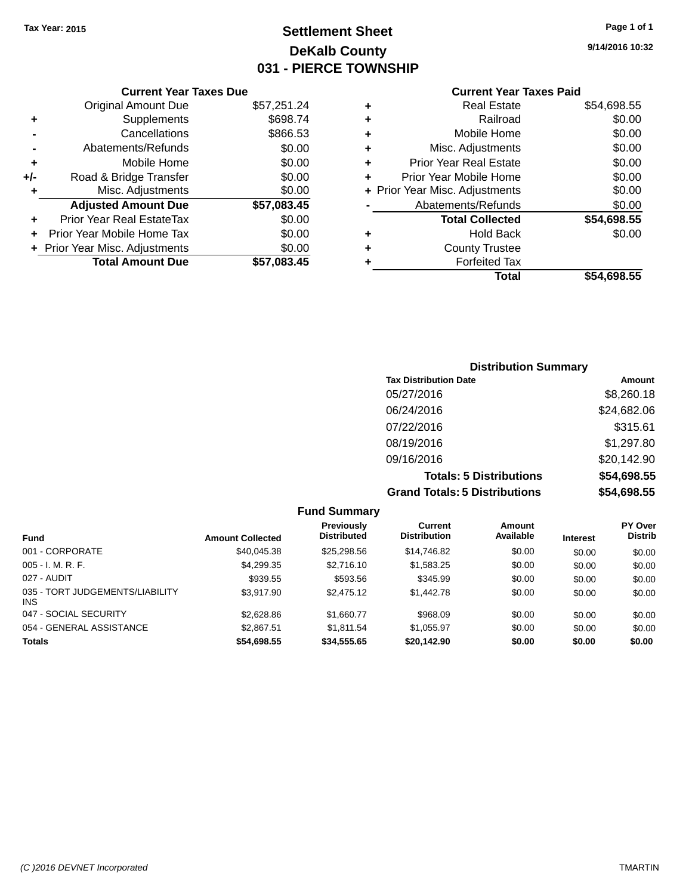Tax Year: 2015

# Settlement Sheet

## DeKalb County

## 031 - PIERCE TOWNSHIP

9/14/2016 10:32

### Current Year Taxes Due

| | | |
|---|---|---|
| | Original Amount Due | $57,251.24 |
| + | Supplements | $698.74 |
| - | Cancellations | $866.53 |
| - | Abatements/Refunds | $0.00 |
| + | Mobile Home | $0.00 |
| +/- | Road & Bridge Transfer | $0.00 |
| + | Misc. Adjustments | $0.00 |
| | **Adjusted Amount Due** | **$57,083.45** |
| + | Prior Year Real EstateTax | $0.00 |
| + | Prior Year Mobile Home Tax | $0.00 |
| + | Prior Year Misc. Adjustments | $0.00 |
| | **Total Amount Due** | **$57,083.45** |

### Current Year Taxes Paid

| | | |
|---|---|---|
| + | Real Estate | $54,698.55 |
| + | Railroad | $0.00 |
| + | Mobile Home | $0.00 |
| + | Misc. Adjustments | $0.00 |
| + | Prior Year Real Estate | $0.00 |
| + | Prior Year Mobile Home | $0.00 |
| + | Prior Year Misc. Adjustments | $0.00 |
| - | Abatements/Refunds | $0.00 |
| | **Total Collected** | **$54,698.55** |
| + | Hold Back | $0.00 |
| + | County Trustee | |
| + | Forfeited Tax | |
| | **Total** | **$54,698.55** |

### Distribution Summary

| Tax Distribution Date | Amount |
|---|---|
| 05/27/2016 | $8,260.18 |
| 06/24/2016 | $24,682.06 |
| 07/22/2016 | $315.61 |
| 08/19/2016 | $1,297.80 |
| 09/16/2016 | $20,142.90 |
| **Totals: 5 Distributions** | **$54,698.55** |
| **Grand Totals: 5 Distributions** | **$54,698.55** |

### Fund Summary

| Fund | Amount Collected | Previously Distributed | Current Distribution | Amount Available | Interest | PY Over Distrib |
|---|---|---|---|---|---|---|
| 001 - CORPORATE | $40,045.38 | $25,298.56 | $14,746.82 | $0.00 | $0.00 | $0.00 |
| 005 - I. M. R. F. | $4,299.35 | $2,716.10 | $1,583.25 | $0.00 | $0.00 | $0.00 |
| 027 - AUDIT | $939.55 | $593.56 | $345.99 | $0.00 | $0.00 | $0.00 |
| 035 - TORT JUDGEMENTS/LIABILITY INS | $3,917.90 | $2,475.12 | $1,442.78 | $0.00 | $0.00 | $0.00 |
| 047 - SOCIAL SECURITY | $2,628.86 | $1,660.77 | $968.09 | $0.00 | $0.00 | $0.00 |
| 054 - GENERAL ASSISTANCE | $2,867.51 | $1,811.54 | $1,055.97 | $0.00 | $0.00 | $0.00 |
| **Totals** | **$54,698.55** | **$34,555.65** | **$20,142.90** | **$0.00** | **$0.00** | **$0.00** |

(C )2016 DEVNET Incorporated TMARTIN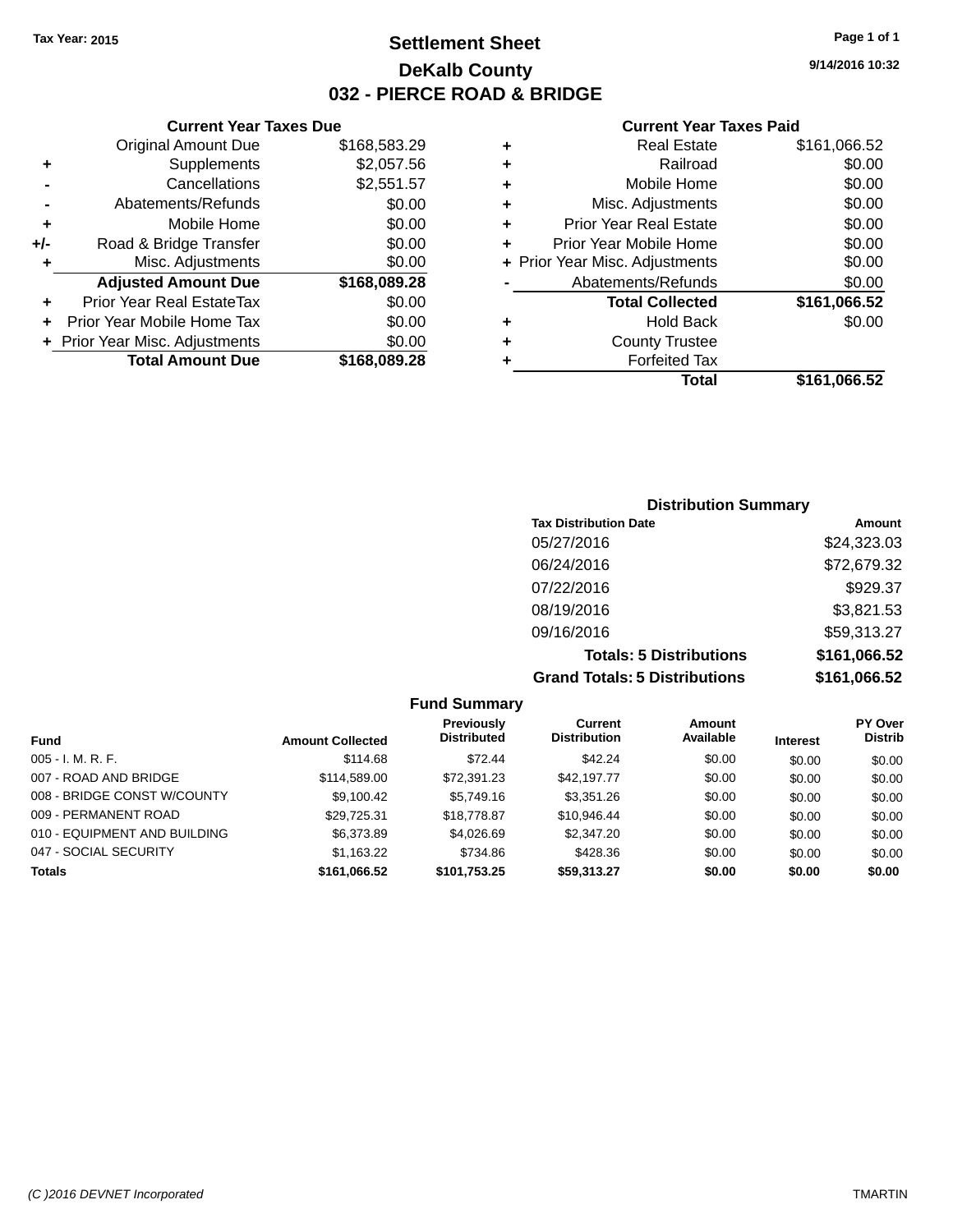Tax Year: 2015

# Settlement Sheet
## DeKalb County
## 032 - PIERCE ROAD & BRIDGE

9/14/2016 10:32

### Current Year Taxes Due

| | | |
|---|---|---|
| | Original Amount Due | $168,583.29 |
| + | Supplements | $2,057.56 |
| - | Cancellations | $2,551.57 |
| - | Abatements/Refunds | $0.00 |
| + | Mobile Home | $0.00 |
| +/- | Road & Bridge Transfer | $0.00 |
| + | Misc. Adjustments | $0.00 |
| | **Adjusted Amount Due** | **$168,089.28** |
| + | Prior Year Real EstateTax | $0.00 |
| + | Prior Year Mobile Home Tax | $0.00 |
| + | Prior Year Misc. Adjustments | $0.00 |
| | **Total Amount Due** | **$168,089.28** |

### Current Year Taxes Paid

| | | |
|---|---|---|
| + | Real Estate | $161,066.52 |
| + | Railroad | $0.00 |
| + | Mobile Home | $0.00 |
| + | Misc. Adjustments | $0.00 |
| + | Prior Year Real Estate | $0.00 |
| + | Prior Year Mobile Home | $0.00 |
| + | Prior Year Misc. Adjustments | $0.00 |
| - | Abatements/Refunds | $0.00 |
| | **Total Collected** | **$161,066.52** |
| + | Hold Back | $0.00 |
| + | County Trustee | |
| + | Forfeited Tax | |
| | **Total** | **$161,066.52** |

### Distribution Summary

| Tax Distribution Date | Amount |
|---|---|
| 05/27/2016 | $24,323.03 |
| 06/24/2016 | $72,679.32 |
| 07/22/2016 | $929.37 |
| 08/19/2016 | $3,821.53 |
| 09/16/2016 | $59,313.27 |
| **Totals: 5 Distributions** | **$161,066.52** |
| **Grand Totals: 5 Distributions** | **$161,066.52** |

### Fund Summary

| Fund | Amount Collected | Previously Distributed | Current Distribution | Amount Available | Interest | PY Over Distrib |
|---|---|---|---|---|---|---|
| 005 - I. M. R. F. | $114.68 | $72.44 | $42.24 | $0.00 | $0.00 | $0.00 |
| 007 - ROAD AND BRIDGE | $114,589.00 | $72,391.23 | $42,197.77 | $0.00 | $0.00 | $0.00 |
| 008 - BRIDGE CONST W/COUNTY | $9,100.42 | $5,749.16 | $3,351.26 | $0.00 | $0.00 | $0.00 |
| 009 - PERMANENT ROAD | $29,725.31 | $18,778.87 | $10,946.44 | $0.00 | $0.00 | $0.00 |
| 010 - EQUIPMENT AND BUILDING | $6,373.89 | $4,026.69 | $2,347.20 | $0.00 | $0.00 | $0.00 |
| 047 - SOCIAL SECURITY | $1,163.22 | $734.86 | $428.36 | $0.00 | $0.00 | $0.00 |
| **Totals** | **$161,066.52** | **$101,753.25** | **$59,313.27** | **$0.00** | **$0.00** | **$0.00** |

(C )2016 DEVNET Incorporated TMARTIN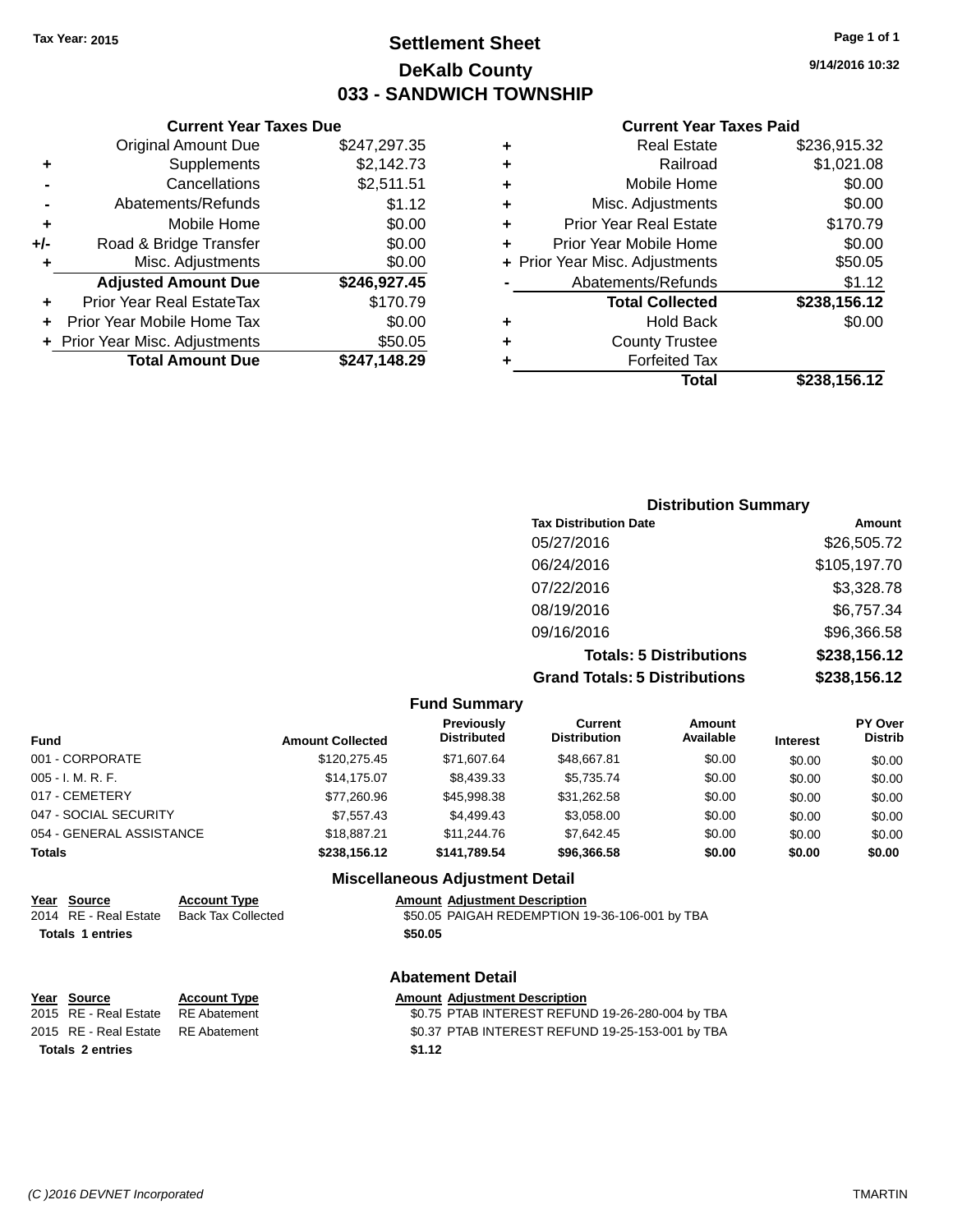Tax Year: 2015

# Settlement Sheet

## DeKalb County

## 033 - SANDWICH TOWNSHIP

9/14/2016 10:32

### Current Year Taxes Due

| | | |
|---|---|---|
| | Original Amount Due | $247,297.35 |
| + | Supplements | $2,142.73 |
| - | Cancellations | $2,511.51 |
| - | Abatements/Refunds | $1.12 |
| + | Mobile Home | $0.00 |
| +/- | Road & Bridge Transfer | $0.00 |
| + | Misc. Adjustments | $0.00 |
| | **Adjusted Amount Due** | **$246,927.45** |
| + | Prior Year Real EstateTax | $170.79 |
| + | Prior Year Mobile Home Tax | $0.00 |
| + | Prior Year Misc. Adjustments | $50.05 |
| | **Total Amount Due** | **$247,148.29** |

### Current Year Taxes Paid

| | | |
|---|---|---|
| + | Real Estate | $236,915.32 |
| + | Railroad | $1,021.08 |
| + | Mobile Home | $0.00 |
| + | Misc. Adjustments | $0.00 |
| + | Prior Year Real Estate | $170.79 |
| + | Prior Year Mobile Home | $0.00 |
| + | Prior Year Misc. Adjustments | $50.05 |
| - | Abatements/Refunds | $1.12 |
| | **Total Collected** | **$238,156.12** |
| + | Hold Back | $0.00 |
| + | County Trustee | |
| + | Forfeited Tax | |
| | **Total** | **$238,156.12** |

### Distribution Summary

| Tax Distribution Date | Amount |
|---|---|
| 05/27/2016 | $26,505.72 |
| 06/24/2016 | $105,197.70 |
| 07/22/2016 | $3,328.78 |
| 08/19/2016 | $6,757.34 |
| 09/16/2016 | $96,366.58 |
| **Totals: 5 Distributions** | **$238,156.12** |
| **Grand Totals: 5 Distributions** | **$238,156.12** |

### Fund Summary

| Fund | Amount Collected | Previously Distributed | Current Distribution | Amount Available | Interest | PY Over Distrib |
|---|---|---|---|---|---|---|
| 001 - CORPORATE | $120,275.45 | $71,607.64 | $48,667.81 | $0.00 | $0.00 | $0.00 |
| 005 - I. M. R. F. | $14,175.07 | $8,439.33 | $5,735.74 | $0.00 | $0.00 | $0.00 |
| 017 - CEMETERY | $77,260.96 | $45,998.38 | $31,262.58 | $0.00 | $0.00 | $0.00 |
| 047 - SOCIAL SECURITY | $7,557.43 | $4,499.43 | $3,058.00 | $0.00 | $0.00 | $0.00 |
| 054 - GENERAL ASSISTANCE | $18,887.21 | $11,244.76 | $7,642.45 | $0.00 | $0.00 | $0.00 |
| **Totals** | **$238,156.12** | **$141,789.54** | **$96,366.58** | **$0.00** | **$0.00** | **$0.00** |

### Miscellaneous Adjustment Detail

| Year | Source | Account Type | Amount | Adjustment Description |
|---|---|---|---|---|
| 2014 | RE - Real Estate | Back Tax Collected | $50.05 | PAIGAH REDEMPTION 19-36-106-001 by TBA |
| **Totals 1 entries** | | | **$50.05** | |

### Abatement Detail

| Year | Source | Account Type | Amount | Adjustment Description |
|---|---|---|---|---|
| 2015 | RE - Real Estate | RE Abatement | $0.75 | PTAB INTEREST REFUND 19-26-280-004 by TBA |
| 2015 | RE - Real Estate | RE Abatement | $0.37 | PTAB INTEREST REFUND 19-25-153-001 by TBA |
| **Totals 2 entries** | | | **$1.12** | |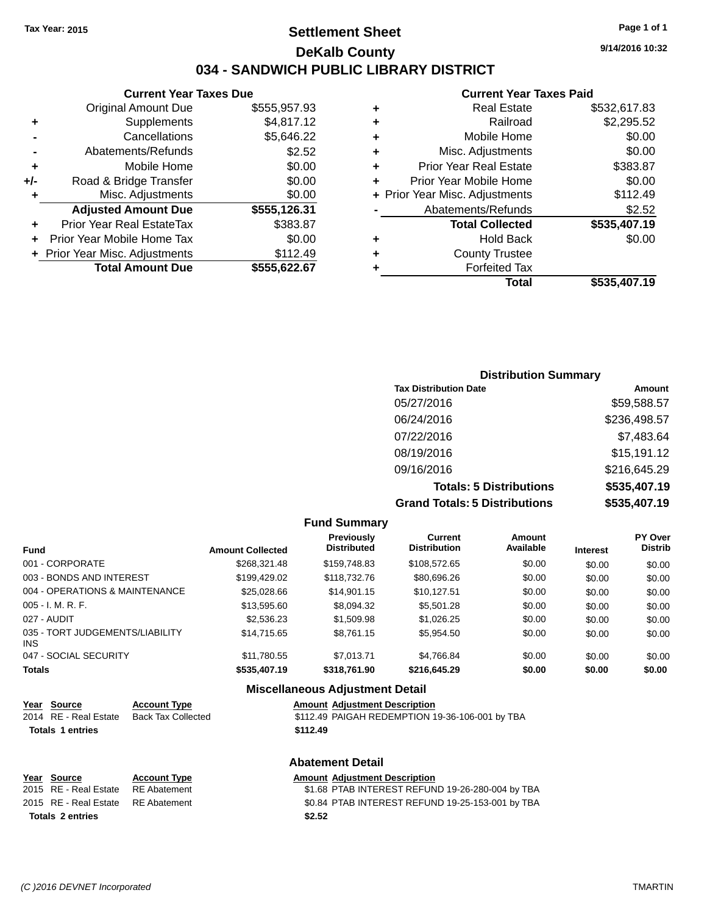Tax Year: 2015

# Settlement Sheet

## DeKalb County

## 034 - SANDWICH PUBLIC LIBRARY DISTRICT

9/14/2016 10:32

### Current Year Taxes Due

| | | |
|---|---|---|
| | Original Amount Due | $555,957.93 |
| + | Supplements | $4,817.12 |
| - | Cancellations | $5,646.22 |
| - | Abatements/Refunds | $2.52 |
| + | Mobile Home | $0.00 |
| +/- | Road & Bridge Transfer | $0.00 |
| + | Misc. Adjustments | $0.00 |
| | **Adjusted Amount Due** | **$555,126.31** |
| + | Prior Year Real EstateTax | $383.87 |
| + | Prior Year Mobile Home Tax | $0.00 |
| + | Prior Year Misc. Adjustments | $112.49 |
| | **Total Amount Due** | **$555,622.67** |

### Current Year Taxes Paid

| | | |
|---|---|---|
| + | Real Estate | $532,617.83 |
| + | Railroad | $2,295.52 |
| + | Mobile Home | $0.00 |
| + | Misc. Adjustments | $0.00 |
| + | Prior Year Real Estate | $383.87 |
| + | Prior Year Mobile Home | $0.00 |
| + | Prior Year Misc. Adjustments | $112.49 |
| - | Abatements/Refunds | $2.52 |
| | **Total Collected** | **$535,407.19** |
| + | Hold Back | $0.00 |
| + | County Trustee | |
| + | Forfeited Tax | |
| | **Total** | **$535,407.19** |

### Distribution Summary

| Tax Distribution Date | Amount |
|---|---|
| 05/27/2016 | $59,588.57 |
| 06/24/2016 | $236,498.57 |
| 07/22/2016 | $7,483.64 |
| 08/19/2016 | $15,191.12 |
| 09/16/2016 | $216,645.29 |
| **Totals: 5 Distributions** | **$535,407.19** |
| **Grand Totals: 5 Distributions** | **$535,407.19** |

### Fund Summary

| Fund | Amount Collected | Previously Distributed | Current Distribution | Amount Available | Interest | PY Over Distrib |
|---|---|---|---|---|---|---|
| 001 - CORPORATE | $268,321.48 | $159,748.83 | $108,572.65 | $0.00 | $0.00 | $0.00 |
| 003 - BONDS AND INTEREST | $199,429.02 | $118,732.76 | $80,696.26 | $0.00 | $0.00 | $0.00 |
| 004 - OPERATIONS & MAINTENANCE | $25,028.66 | $14,901.15 | $10,127.51 | $0.00 | $0.00 | $0.00 |
| 005 - I. M. R. F. | $13,595.60 | $8,094.32 | $5,501.28 | $0.00 | $0.00 | $0.00 |
| 027 - AUDIT | $2,536.23 | $1,509.98 | $1,026.25 | $0.00 | $0.00 | $0.00 |
| 035 - TORT JUDGEMENTS/LIABILITY INS | $14,715.65 | $8,761.15 | $5,954.50 | $0.00 | $0.00 | $0.00 |
| 047 - SOCIAL SECURITY | $11,780.55 | $7,013.71 | $4,766.84 | $0.00 | $0.00 | $0.00 |
| **Totals** | **$535,407.19** | **$318,761.90** | **$216,645.29** | **$0.00** | **$0.00** | **$0.00** |

### Miscellaneous Adjustment Detail

| Year | Source | Account Type | Amount | Adjustment Description |
|---|---|---|---|---|
| 2014 | RE - Real Estate | Back Tax Collected | $112.49 | PAIGAH REDEMPTION 19-36-106-001 by TBA |
| **Totals 1 entries** | | | **$112.49** | |

### Abatement Detail

| Year | Source | Account Type | Amount | Adjustment Description |
|---|---|---|---|---|
| 2015 | RE - Real Estate | RE Abatement | $1.68 | PTAB INTEREST REFUND 19-26-280-004 by TBA |
| 2015 | RE - Real Estate | RE Abatement | $0.84 | PTAB INTEREST REFUND 19-25-153-001 by TBA |
| **Totals 2 entries** | | | **$2.52** | |

(C )2016 DEVNET Incorporated TMARTIN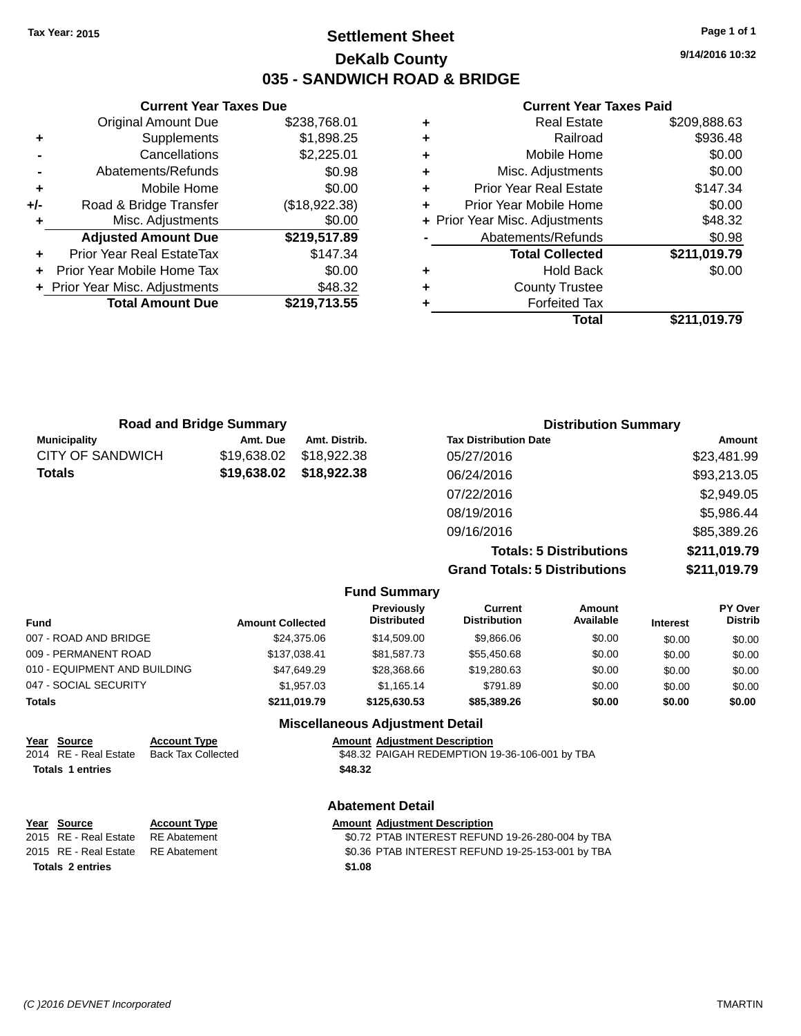Tax Year: 2015

# Settlement Sheet
## DeKalb County
## 035 - SANDWICH ROAD & BRIDGE

9/14/2016 10:32

### Current Year Taxes Due

| | | |
|---|---|---|
| | Original Amount Due | $238,768.01 |
| + | Supplements | $1,898.25 |
| - | Cancellations | $2,225.01 |
| - | Abatements/Refunds | $0.98 |
| + | Mobile Home | $0.00 |
| +/- | Road & Bridge Transfer | ($18,922.38) |
| + | Misc. Adjustments | $0.00 |
| | **Adjusted Amount Due** | **$219,517.89** |
| + | Prior Year Real EstateTax | $147.34 |
| + | Prior Year Mobile Home Tax | $0.00 |
| + | Prior Year Misc. Adjustments | $48.32 |
| | **Total Amount Due** | **$219,713.55** |

### Current Year Taxes Paid

| | | |
|---|---|---|
| + | Real Estate | $209,888.63 |
| + | Railroad | $936.48 |
| + | Mobile Home | $0.00 |
| + | Misc. Adjustments | $0.00 |
| + | Prior Year Real Estate | $147.34 |
| + | Prior Year Mobile Home | $0.00 |
| + | Prior Year Misc. Adjustments | $48.32 |
| - | Abatements/Refunds | $0.98 |
| | **Total Collected** | **$211,019.79** |
| + | Hold Back | $0.00 |
| + | County Trustee | |
| + | Forfeited Tax | |
| | **Total** | **$211,019.79** |

### Road and Bridge Summary

| Municipality | Amt. Due | Amt. Distrib. |
|---|---|---|
| CITY OF SANDWICH | $19,638.02 | $18,922.38 |
| **Totals** | **$19,638.02** | **$18,922.38** |

### Distribution Summary

| Tax Distribution Date | Amount |
|---|---|
| 05/27/2016 | $23,481.99 |
| 06/24/2016 | $93,213.05 |
| 07/22/2016 | $2,949.05 |
| 08/19/2016 | $5,986.44 |
| 09/16/2016 | $85,389.26 |
| **Totals: 5 Distributions** | **$211,019.79** |
| **Grand Totals: 5 Distributions** | **$211,019.79** |

### Fund Summary

| Fund | Amount Collected | Previously Distributed | Current Distribution | Amount Available | Interest | PY Over Distrib |
|---|---|---|---|---|---|---|
| 007 - ROAD AND BRIDGE | $24,375.06 | $14,509.00 | $9,866.06 | $0.00 | $0.00 | $0.00 |
| 009 - PERMANENT ROAD | $137,038.41 | $81,587.73 | $55,450.68 | $0.00 | $0.00 | $0.00 |
| 010 - EQUIPMENT AND BUILDING | $47,649.29 | $28,368.66 | $19,280.63 | $0.00 | $0.00 | $0.00 |
| 047 - SOCIAL SECURITY | $1,957.03 | $1,165.14 | $791.89 | $0.00 | $0.00 | $0.00 |
| **Totals** | **$211,019.79** | **$125,630.53** | **$85,389.26** | **$0.00** | **$0.00** | **$0.00** |

### Miscellaneous Adjustment Detail

| Year | Source | Account Type | Amount | Adjustment Description |
|---|---|---|---|---|
| 2014 | RE - Real Estate | Back Tax Collected | $48.32 | PAIGAH REDEMPTION 19-36-106-001 by TBA |
| **Totals 1 entries** | | | **$48.32** | |

### Abatement Detail

| Year | Source | Account Type | Amount | Adjustment Description |
|---|---|---|---|---|
| 2015 | RE - Real Estate | RE Abatement | $0.72 | PTAB INTEREST REFUND 19-26-280-004 by TBA |
| 2015 | RE - Real Estate | RE Abatement | $0.36 | PTAB INTEREST REFUND 19-25-153-001 by TBA |
| **Totals 2 entries** | | | **$1.08** | |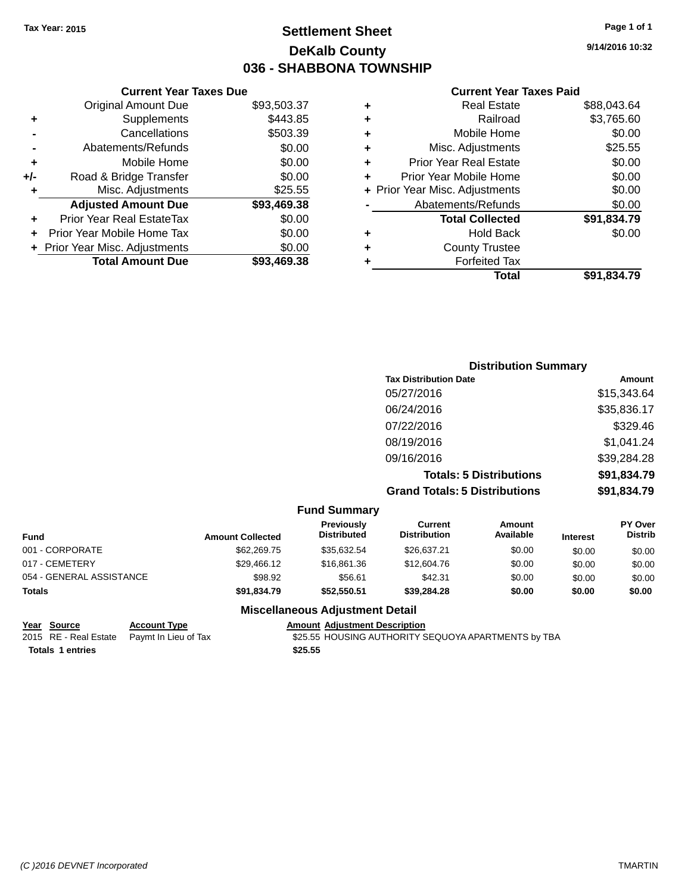Tax Year: 2015

# Settlement Sheet

## DeKalb County

## 036 - SHABBONA TOWNSHIP

9/14/2016 10:32

### Current Year Taxes Due

| | | |
|---|---|---|
| | Original Amount Due | $93,503.37 |
| + | Supplements | $443.85 |
| - | Cancellations | $503.39 |
| - | Abatements/Refunds | $0.00 |
| + | Mobile Home | $0.00 |
| +/- | Road & Bridge Transfer | $0.00 |
| + | Misc. Adjustments | $25.55 |
| | **Adjusted Amount Due** | **$93,469.38** |
| + | Prior Year Real EstateTax | $0.00 |
| + | Prior Year Mobile Home Tax | $0.00 |
| + | Prior Year Misc. Adjustments | $0.00 |
| | **Total Amount Due** | **$93,469.38** |

### Current Year Taxes Paid

| | | |
|---|---|---|
| + | Real Estate | $88,043.64 |
| + | Railroad | $3,765.60 |
| + | Mobile Home | $0.00 |
| + | Misc. Adjustments | $25.55 |
| + | Prior Year Real Estate | $0.00 |
| + | Prior Year Mobile Home | $0.00 |
| + | Prior Year Misc. Adjustments | $0.00 |
| - | Abatements/Refunds | $0.00 |
| | **Total Collected** | **$91,834.79** |
| + | Hold Back | $0.00 |
| + | County Trustee | |
| + | Forfeited Tax | |
| | **Total** | **$91,834.79** |

### Distribution Summary

| Tax Distribution Date | Amount |
|---|---|
| 05/27/2016 | $15,343.64 |
| 06/24/2016 | $35,836.17 |
| 07/22/2016 | $329.46 |
| 08/19/2016 | $1,041.24 |
| 09/16/2016 | $39,284.28 |
| **Totals: 5 Distributions** | **$91,834.79** |
| **Grand Totals: 5 Distributions** | **$91,834.79** |

### Fund Summary

| Fund | Amount Collected | Previously Distributed | Current Distribution | Amount Available | Interest | PY Over Distrib |
|---|---|---|---|---|---|---|
| 001 - CORPORATE | $62,269.75 | $35,632.54 | $26,637.21 | $0.00 | $0.00 | $0.00 |
| 017 - CEMETERY | $29,466.12 | $16,861.36 | $12,604.76 | $0.00 | $0.00 | $0.00 |
| 054 - GENERAL ASSISTANCE | $98.92 | $56.61 | $42.31 | $0.00 | $0.00 | $0.00 |
| **Totals** | **$91,834.79** | **$52,550.51** | **$39,284.28** | **$0.00** | **$0.00** | **$0.00** |

### Miscellaneous Adjustment Detail

| Year | Source | Account Type | Amount | Adjustment Description |
|---|---|---|---|---|
| 2015 | RE - Real Estate | Paymt In Lieu of Tax | $25.55 | HOUSING AUTHORITY SEQUOYA APARTMENTS by TBA |
| **Totals 1 entries** | | | **$25.55** | |

(C )2016 DEVNET Incorporated TMARTIN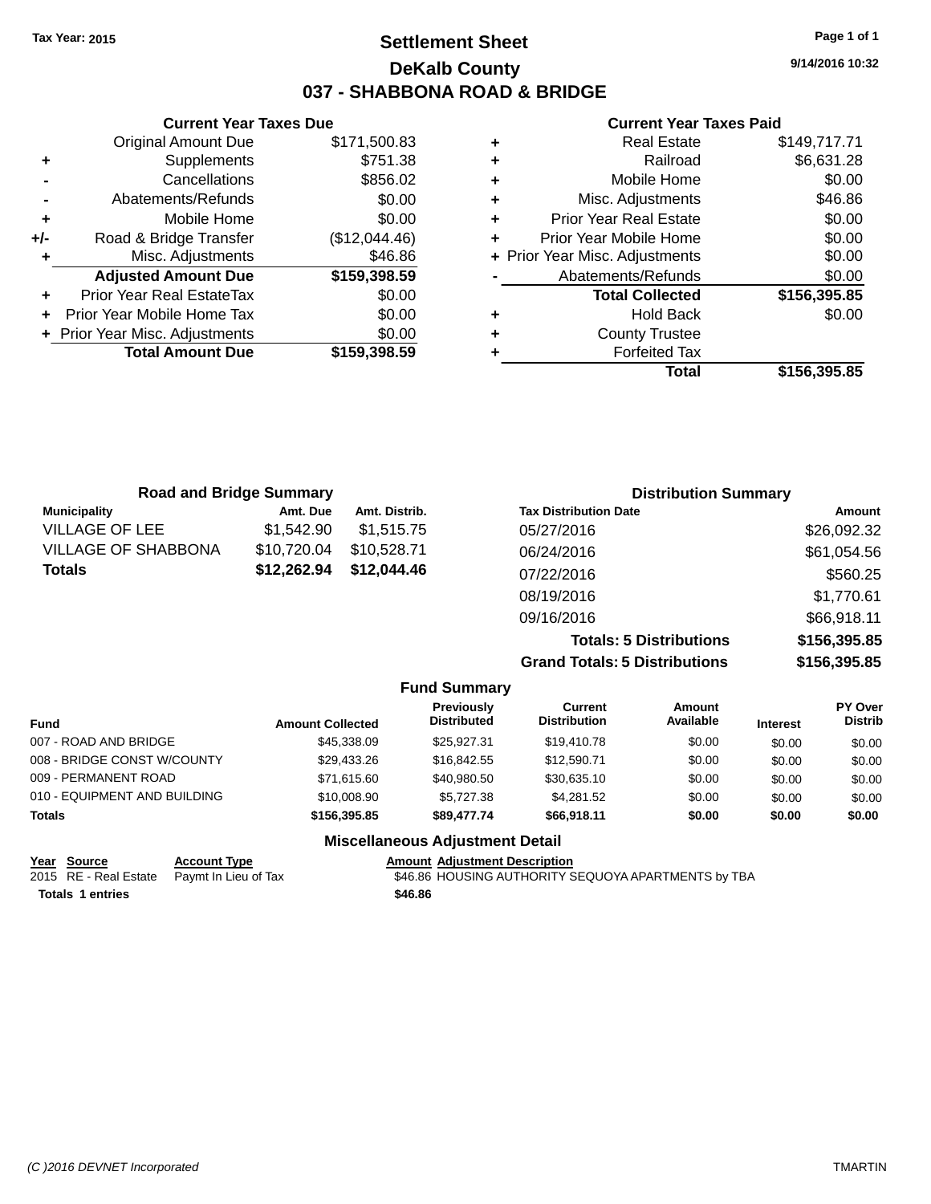**Tax Year: 2015**

# Settlement Sheet
## DeKalb County
## 037 - SHABBONA ROAD & BRIDGE

9/14/2016 10:32

### Current Year Taxes Due

| | | |
|---|---|---|
| | Original Amount Due | $171,500.83 |
| + | Supplements | $751.38 |
| - | Cancellations | $856.02 |
| - | Abatements/Refunds | $0.00 |
| + | Mobile Home | $0.00 |
| +/- | Road & Bridge Transfer | ($12,044.46) |
| + | Misc. Adjustments | $46.86 |
| | **Adjusted Amount Due** | **$159,398.59** |
| + | Prior Year Real EstateTax | $0.00 |
| + | Prior Year Mobile Home Tax | $0.00 |
| + | Prior Year Misc. Adjustments | $0.00 |
| | **Total Amount Due** | **$159,398.59** |

### Current Year Taxes Paid

| | | |
|---|---|---|
| + | Real Estate | $149,717.71 |
| + | Railroad | $6,631.28 |
| + | Mobile Home | $0.00 |
| + | Misc. Adjustments | $46.86 |
| + | Prior Year Real Estate | $0.00 |
| + | Prior Year Mobile Home | $0.00 |
| + | Prior Year Misc. Adjustments | $0.00 |
| - | Abatements/Refunds | $0.00 |
| | **Total Collected** | **$156,395.85** |
| + | Hold Back | $0.00 |
| + | County Trustee | |
| + | Forfeited Tax | |
| | **Total** | **$156,395.85** |

### Road and Bridge Summary

| Municipality | Amt. Due | Amt. Distrib. |
|---|---|---|
| VILLAGE OF LEE | $1,542.90 | $1,515.75 |
| VILLAGE OF SHABBONA | $10,720.04 | $10,528.71 |
| **Totals** | **$12,262.94** | **$12,044.46** |

### Distribution Summary

| Tax Distribution Date | Amount |
|---|---|
| 05/27/2016 | $26,092.32 |
| 06/24/2016 | $61,054.56 |
| 07/22/2016 | $560.25 |
| 08/19/2016 | $1,770.61 |
| 09/16/2016 | $66,918.11 |
| **Totals: 5 Distributions** | **$156,395.85** |
| **Grand Totals: 5 Distributions** | **$156,395.85** |

### Fund Summary

| Fund | Amount Collected | Previously Distributed | Current Distribution | Amount Available | Interest | PY Over Distrib |
|---|---|---|---|---|---|---|
| 007 - ROAD AND BRIDGE | $45,338.09 | $25,927.31 | $19,410.78 | $0.00 | $0.00 | $0.00 |
| 008 - BRIDGE CONST W/COUNTY | $29,433.26 | $16,842.55 | $12,590.71 | $0.00 | $0.00 | $0.00 |
| 009 - PERMANENT ROAD | $71,615.60 | $40,980.50 | $30,635.10 | $0.00 | $0.00 | $0.00 |
| 010 - EQUIPMENT AND BUILDING | $10,008.90 | $5,727.38 | $4,281.52 | $0.00 | $0.00 | $0.00 |
| **Totals** | **$156,395.85** | **$89,477.74** | **$66,918.11** | **$0.00** | **$0.00** | **$0.00** |

### Miscellaneous Adjustment Detail

| Year | Source | Account Type | Amount | Adjustment Description |
|---|---|---|---|---|
| 2015 | RE - Real Estate | Paymt In Lieu of Tax | $46.86 | HOUSING AUTHORITY SEQUOYA APARTMENTS by TBA |
| **Totals 1 entries** | | | **$46.86** | |

(C )2016 DEVNET Incorporated TMARTIN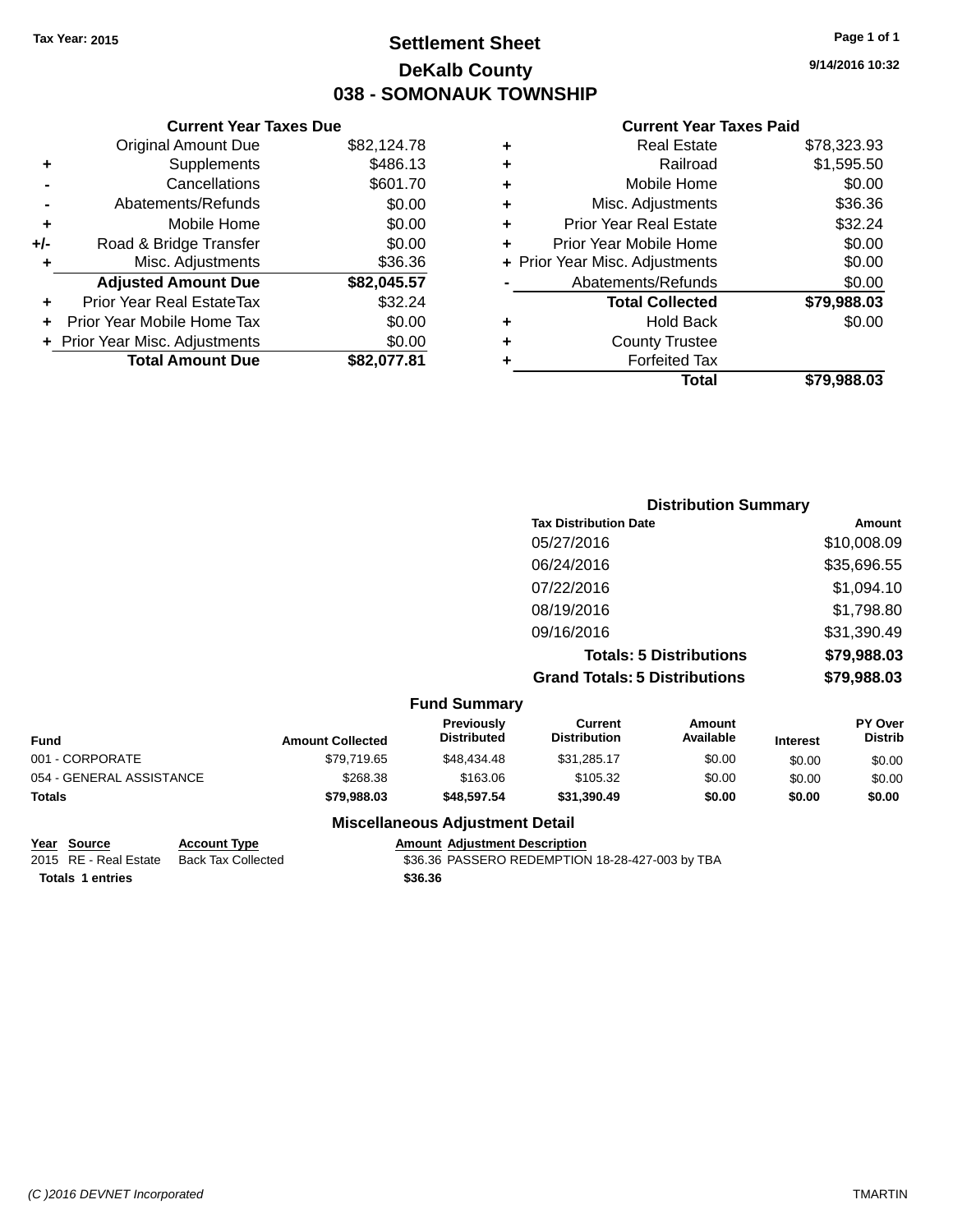Tax Year: 2015

# Settlement Sheet

## DeKalb County

## 038 - SOMONAUK TOWNSHIP

9/14/2016 10:32

### Current Year Taxes Due

| | | |
|---|---|---|
| | Original Amount Due | $82,124.78 |
| + | Supplements | $486.13 |
| - | Cancellations | $601.70 |
| - | Abatements/Refunds | $0.00 |
| + | Mobile Home | $0.00 |
| +/- | Road & Bridge Transfer | $0.00 |
| + | Misc. Adjustments | $36.36 |
| | **Adjusted Amount Due** | **$82,045.57** |
| + | Prior Year Real EstateTax | $32.24 |
| + | Prior Year Mobile Home Tax | $0.00 |
| + | Prior Year Misc. Adjustments | $0.00 |
| | **Total Amount Due** | **$82,077.81** |

### Current Year Taxes Paid

| | | |
|---|---|---|
| + | Real Estate | $78,323.93 |
| + | Railroad | $1,595.50 |
| + | Mobile Home | $0.00 |
| + | Misc. Adjustments | $36.36 |
| + | Prior Year Real Estate | $32.24 |
| + | Prior Year Mobile Home | $0.00 |
| + | Prior Year Misc. Adjustments | $0.00 |
| - | Abatements/Refunds | $0.00 |
| | **Total Collected** | **$79,988.03** |
| + | Hold Back | $0.00 |
| + | County Trustee | |
| + | Forfeited Tax | |
| | **Total** | **$79,988.03** |

### Distribution Summary

| Tax Distribution Date | Amount |
|---|---|
| 05/27/2016 | $10,008.09 |
| 06/24/2016 | $35,696.55 |
| 07/22/2016 | $1,094.10 |
| 08/19/2016 | $1,798.80 |
| 09/16/2016 | $31,390.49 |
| **Totals: 5 Distributions** | **$79,988.03** |
| **Grand Totals: 5 Distributions** | **$79,988.03** |

### Fund Summary

| Fund | Amount Collected | Previously Distributed | Current Distribution | Amount Available | Interest | PY Over Distrib |
|---|---|---|---|---|---|---|
| 001 - CORPORATE | $79,719.65 | $48,434.48 | $31,285.17 | $0.00 | $0.00 | $0.00 |
| 054 - GENERAL ASSISTANCE | $268.38 | $163.06 | $105.32 | $0.00 | $0.00 | $0.00 |
| **Totals** | **$79,988.03** | **$48,597.54** | **$31,390.49** | **$0.00** | **$0.00** | **$0.00** |

### Miscellaneous Adjustment Detail

| Year | Source | Account Type | Amount | Adjustment Description |
|---|---|---|---|---|
| 2015 | RE - Real Estate | Back Tax Collected | $36.36 | PASSERO REDEMPTION 18-28-427-003 by TBA |
| **Totals** | **1 entries** | | **$36.36** | |

(C )2016 DEVNET Incorporated TMARTIN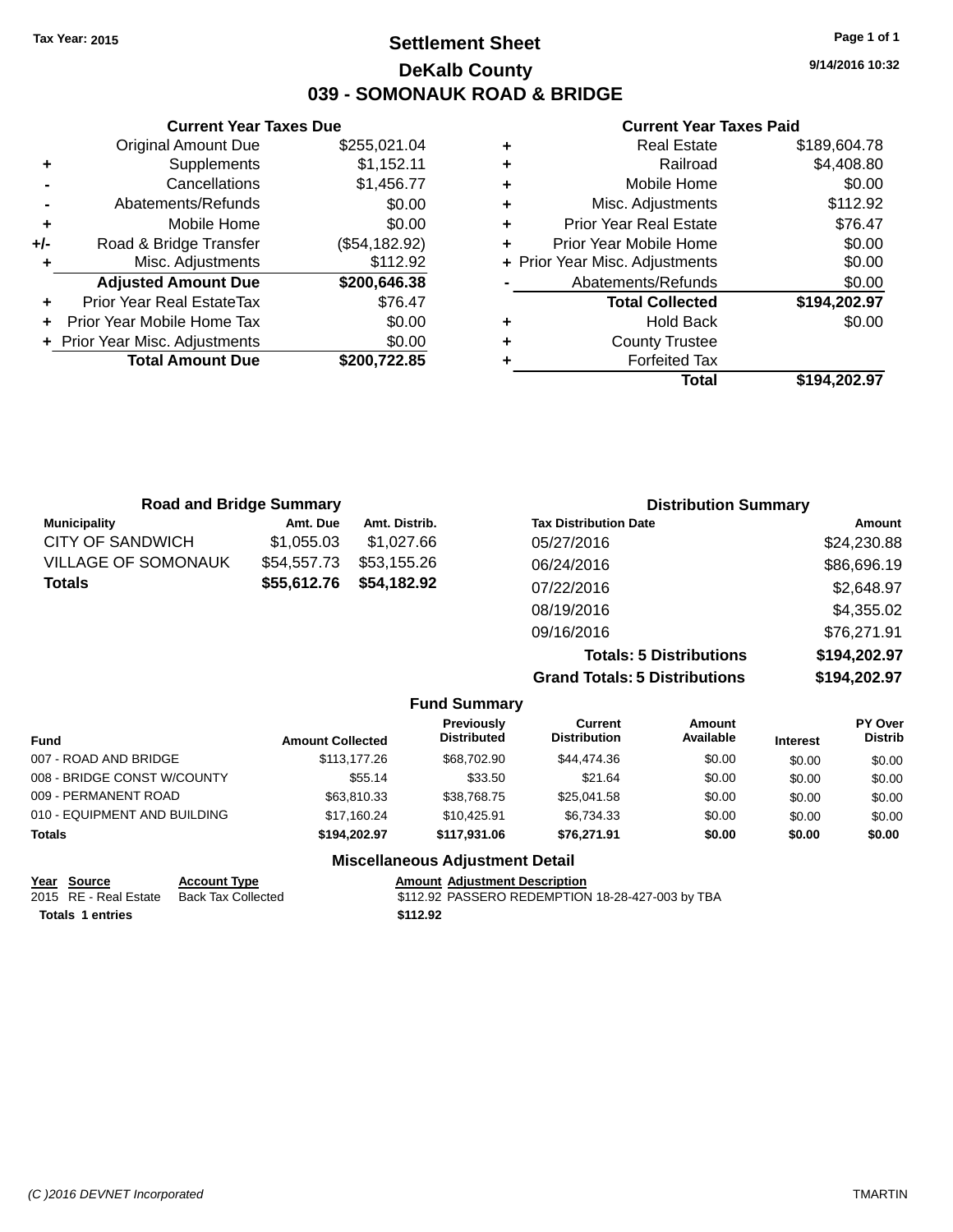Tax Year: 2015

# Settlement Sheet

## DeKalb County

## 039 - SOMONAUK ROAD & BRIDGE

9/14/2016 10:32

### Current Year Taxes Due

| | | |
|---|---|---|
| | Original Amount Due | $255,021.04 |
| + | Supplements | $1,152.11 |
| - | Cancellations | $1,456.77 |
| - | Abatements/Refunds | $0.00 |
| + | Mobile Home | $0.00 |
| +/- | Road & Bridge Transfer | ($54,182.92) |
| + | Misc. Adjustments | $112.92 |
| | **Adjusted Amount Due** | **$200,646.38** |
| + | Prior Year Real EstateTax | $76.47 |
| + | Prior Year Mobile Home Tax | $0.00 |
| + | Prior Year Misc. Adjustments | $0.00 |
| | **Total Amount Due** | **$200,722.85** |

### Current Year Taxes Paid

| | | |
|---|---|---|
| + | Real Estate | $189,604.78 |
| + | Railroad | $4,408.80 |
| + | Mobile Home | $0.00 |
| + | Misc. Adjustments | $112.92 |
| + | Prior Year Real Estate | $76.47 |
| + | Prior Year Mobile Home | $0.00 |
| + | Prior Year Misc. Adjustments | $0.00 |
| - | Abatements/Refunds | $0.00 |
| | **Total Collected** | **$194,202.97** |
| + | Hold Back | $0.00 |
| + | County Trustee | |
| + | Forfeited Tax | |
| | **Total** | **$194,202.97** |

### Road and Bridge Summary

| Municipality | Amt. Due | Amt. Distrib. |
|---|---|---|
| CITY OF SANDWICH | $1,055.03 | $1,027.66 |
| VILLAGE OF SOMONAUK | $54,557.73 | $53,155.26 |
| **Totals** | **$55,612.76** | **$54,182.92** |

### Distribution Summary

| Tax Distribution Date | Amount |
|---|---|
| 05/27/2016 | $24,230.88 |
| 06/24/2016 | $86,696.19 |
| 07/22/2016 | $2,648.97 |
| 08/19/2016 | $4,355.02 |
| 09/16/2016 | $76,271.91 |
| **Totals: 5 Distributions** | **$194,202.97** |
| **Grand Totals: 5 Distributions** | **$194,202.97** |

### Fund Summary

| Fund | Amount Collected | Previously Distributed | Current Distribution | Amount Available | Interest | PY Over Distrib |
|---|---|---|---|---|---|---|
| 007 - ROAD AND BRIDGE | $113,177.26 | $68,702.90 | $44,474.36 | $0.00 | $0.00 | $0.00 |
| 008 - BRIDGE CONST W/COUNTY | $55.14 | $33.50 | $21.64 | $0.00 | $0.00 | $0.00 |
| 009 - PERMANENT ROAD | $63,810.33 | $38,768.75 | $25,041.58 | $0.00 | $0.00 | $0.00 |
| 010 - EQUIPMENT AND BUILDING | $17,160.24 | $10,425.91 | $6,734.33 | $0.00 | $0.00 | $0.00 |
| **Totals** | **$194,202.97** | **$117,931.06** | **$76,271.91** | **$0.00** | **$0.00** | **$0.00** |

### Miscellaneous Adjustment Detail

| Year | Source | Account Type | Amount | Adjustment Description |
|---|---|---|---|---|
| 2015 | RE - Real Estate | Back Tax Collected | $112.92 | PASSERO REDEMPTION 18-28-427-003 by TBA |
| **Totals** | **1 entries** | | **$112.92** | |

(C )2016 DEVNET Incorporated TMARTIN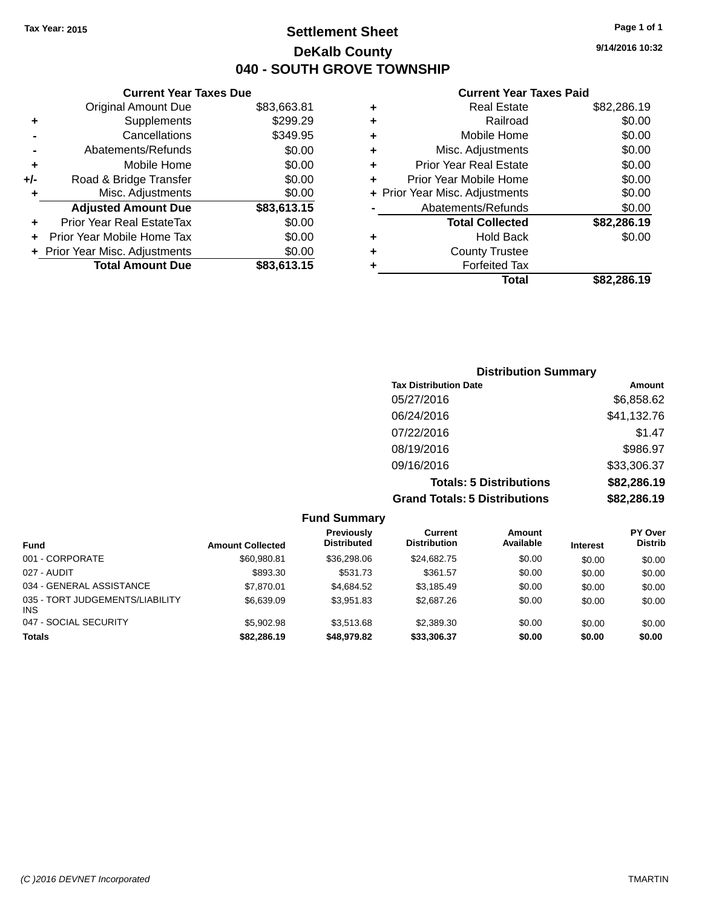Tax Year: 2015

# Settlement Sheet

## DeKalb County

## 040 - SOUTH GROVE TOWNSHIP

9/14/2016 10:32

### Current Year Taxes Due

| | | |
|---|---|---|
| | Original Amount Due | $83,663.81 |
| + | Supplements | $299.29 |
| - | Cancellations | $349.95 |
| - | Abatements/Refunds | $0.00 |
| + | Mobile Home | $0.00 |
| +/- | Road & Bridge Transfer | $0.00 |
| + | Misc. Adjustments | $0.00 |
| | **Adjusted Amount Due** | **$83,613.15** |
| + | Prior Year Real EstateTax | $0.00 |
| + | Prior Year Mobile Home Tax | $0.00 |
| + | Prior Year Misc. Adjustments | $0.00 |
| | **Total Amount Due** | **$83,613.15** |

### Current Year Taxes Paid

| | | |
|---|---|---|
| + | Real Estate | $82,286.19 |
| + | Railroad | $0.00 |
| + | Mobile Home | $0.00 |
| + | Misc. Adjustments | $0.00 |
| + | Prior Year Real Estate | $0.00 |
| + | Prior Year Mobile Home | $0.00 |
| + | Prior Year Misc. Adjustments | $0.00 |
| - | Abatements/Refunds | $0.00 |
| | **Total Collected** | **$82,286.19** |
| + | Hold Back | $0.00 |
| + | County Trustee | |
| + | Forfeited Tax | |
| | **Total** | **$82,286.19** |

### Distribution Summary

| Tax Distribution Date | Amount |
|---|---|
| 05/27/2016 | $6,858.62 |
| 06/24/2016 | $41,132.76 |
| 07/22/2016 | $1.47 |
| 08/19/2016 | $986.97 |
| 09/16/2016 | $33,306.37 |
| **Totals: 5 Distributions** | **$82,286.19** |
| **Grand Totals: 5 Distributions** | **$82,286.19** |

### Fund Summary

| Fund | Amount Collected | Previously Distributed | Current Distribution | Amount Available | Interest | PY Over Distrib |
|---|---|---|---|---|---|---|
| 001 - CORPORATE | $60,980.81 | $36,298.06 | $24,682.75 | $0.00 | $0.00 | $0.00 |
| 027 - AUDIT | $893.30 | $531.73 | $361.57 | $0.00 | $0.00 | $0.00 |
| 034 - GENERAL ASSISTANCE | $7,870.01 | $4,684.52 | $3,185.49 | $0.00 | $0.00 | $0.00 |
| 035 - TORT JUDGEMENTS/LIABILITY INS | $6,639.09 | $3,951.83 | $2,687.26 | $0.00 | $0.00 | $0.00 |
| 047 - SOCIAL SECURITY | $5,902.98 | $3,513.68 | $2,389.30 | $0.00 | $0.00 | $0.00 |
| **Totals** | **$82,286.19** | **$48,979.82** | **$33,306.37** | **$0.00** | **$0.00** | **$0.00** |

(C )2016 DEVNET Incorporated TMARTIN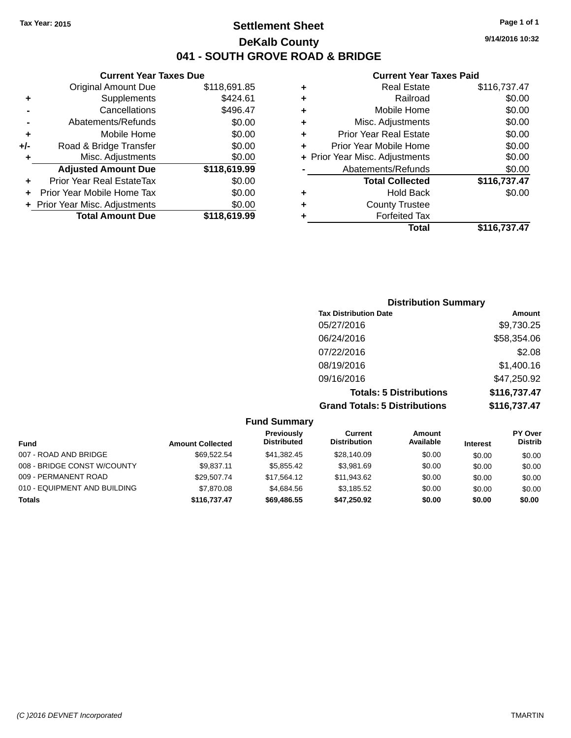Tax Year: 2015

# Settlement Sheet

## DeKalb County

## 041 - SOUTH GROVE ROAD & BRIDGE

9/14/2016 10:32

### Current Year Taxes Due

| | | |
|---|---|---|
| | Original Amount Due | $118,691.85 |
| + | Supplements | $424.61 |
| - | Cancellations | $496.47 |
| - | Abatements/Refunds | $0.00 |
| + | Mobile Home | $0.00 |
| +/- | Road & Bridge Transfer | $0.00 |
| + | Misc. Adjustments | $0.00 |
| | **Adjusted Amount Due** | **$118,619.99** |
| + | Prior Year Real EstateTax | $0.00 |
| + | Prior Year Mobile Home Tax | $0.00 |
| + | Prior Year Misc. Adjustments | $0.00 |
| | **Total Amount Due** | **$118,619.99** |

### Current Year Taxes Paid

| | | |
|---|---|---|
| + | Real Estate | $116,737.47 |
| + | Railroad | $0.00 |
| + | Mobile Home | $0.00 |
| + | Misc. Adjustments | $0.00 |
| + | Prior Year Real Estate | $0.00 |
| + | Prior Year Mobile Home | $0.00 |
| + | Prior Year Misc. Adjustments | $0.00 |
| - | Abatements/Refunds | $0.00 |
| | **Total Collected** | **$116,737.47** |
| + | Hold Back | $0.00 |
| + | County Trustee | |
| + | Forfeited Tax | |
| | **Total** | **$116,737.47** |

### Distribution Summary

| Tax Distribution Date | Amount |
|---|---|
| 05/27/2016 | $9,730.25 |
| 06/24/2016 | $58,354.06 |
| 07/22/2016 | $2.08 |
| 08/19/2016 | $1,400.16 |
| 09/16/2016 | $47,250.92 |
| **Totals: 5 Distributions** | **$116,737.47** |
| **Grand Totals: 5 Distributions** | **$116,737.47** |

### Fund Summary

| Fund | Amount Collected | Previously Distributed | Current Distribution | Amount Available | Interest | PY Over Distrib |
|---|---|---|---|---|---|---|
| 007 - ROAD AND BRIDGE | $69,522.54 | $41,382.45 | $28,140.09 | $0.00 | $0.00 | $0.00 |
| 008 - BRIDGE CONST W/COUNTY | $9,837.11 | $5,855.42 | $3,981.69 | $0.00 | $0.00 | $0.00 |
| 009 - PERMANENT ROAD | $29,507.74 | $17,564.12 | $11,943.62 | $0.00 | $0.00 | $0.00 |
| 010 - EQUIPMENT AND BUILDING | $7,870.08 | $4,684.56 | $3,185.52 | $0.00 | $0.00 | $0.00 |
| **Totals** | **$116,737.47** | **$69,486.55** | **$47,250.92** | **$0.00** | **$0.00** | **$0.00** |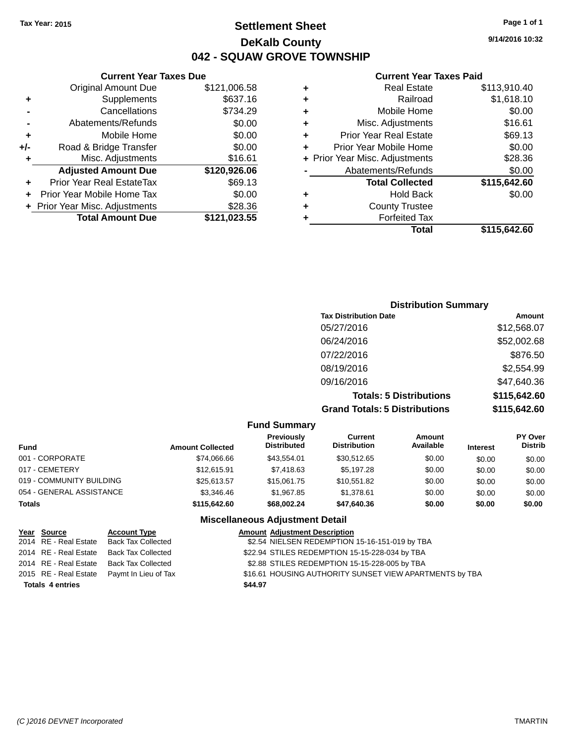Tax Year: 2015

# Settlement Sheet

## DeKalb County

## 042 - SQUAW GROVE TOWNSHIP

9/14/2016 10:32

### Current Year Taxes Due

| | | |
|---|---|---|
| | Original Amount Due | $121,006.58 |
| + | Supplements | $637.16 |
| - | Cancellations | $734.29 |
| - | Abatements/Refunds | $0.00 |
| + | Mobile Home | $0.00 |
| +/- | Road & Bridge Transfer | $0.00 |
| + | Misc. Adjustments | $16.61 |
| | **Adjusted Amount Due** | **$120,926.06** |
| + | Prior Year Real EstateTax | $69.13 |
| + | Prior Year Mobile Home Tax | $0.00 |
| + | Prior Year Misc. Adjustments | $28.36 |
| | **Total Amount Due** | **$121,023.55** |

### Current Year Taxes Paid

| | | |
|---|---|---|
| + | Real Estate | $113,910.40 |
| + | Railroad | $1,618.10 |
| + | Mobile Home | $0.00 |
| + | Misc. Adjustments | $16.61 |
| + | Prior Year Real Estate | $69.13 |
| + | Prior Year Mobile Home | $0.00 |
| + | Prior Year Misc. Adjustments | $28.36 |
| - | Abatements/Refunds | $0.00 |
| | **Total Collected** | **$115,642.60** |
| + | Hold Back | $0.00 |
| + | County Trustee | |
| + | Forfeited Tax | |
| | **Total** | **$115,642.60** |

### Distribution Summary

| Tax Distribution Date | Amount |
|---|---|
| 05/27/2016 | $12,568.07 |
| 06/24/2016 | $52,002.68 |
| 07/22/2016 | $876.50 |
| 08/19/2016 | $2,554.99 |
| 09/16/2016 | $47,640.36 |
| **Totals: 5 Distributions** | **$115,642.60** |
| **Grand Totals: 5 Distributions** | **$115,642.60** |

### Fund Summary

| Fund | Amount Collected | Previously Distributed | Current Distribution | Amount Available | Interest | PY Over Distrib |
|---|---|---|---|---|---|---|
| 001 - CORPORATE | $74,066.66 | $43,554.01 | $30,512.65 | $0.00 | $0.00 | $0.00 |
| 017 - CEMETERY | $12,615.91 | $7,418.63 | $5,197.28 | $0.00 | $0.00 | $0.00 |
| 019 - COMMUNITY BUILDING | $25,613.57 | $15,061.75 | $10,551.82 | $0.00 | $0.00 | $0.00 |
| 054 - GENERAL ASSISTANCE | $3,346.46 | $1,967.85 | $1,378.61 | $0.00 | $0.00 | $0.00 |
| **Totals** | **$115,642.60** | **$68,002.24** | **$47,640.36** | **$0.00** | **$0.00** | **$0.00** |

### Miscellaneous Adjustment Detail

| Year | Source | Account Type | Amount | Adjustment Description |
|---|---|---|---|---|
| 2014 | RE - Real Estate | Back Tax Collected | $2.54 | NIELSEN REDEMPTION 15-16-151-019 by TBA |
| 2014 | RE - Real Estate | Back Tax Collected | $22.94 | STILES REDEMPTION 15-15-228-034 by TBA |
| 2014 | RE - Real Estate | Back Tax Collected | $2.88 | STILES REDEMPTION 15-15-228-005 by TBA |
| 2015 | RE - Real Estate | Paymt In Lieu of Tax | $16.61 | HOUSING AUTHORITY SUNSET VIEW APARTMENTS by TBA |
| **Totals** | **4 entries** | | **$44.97** | |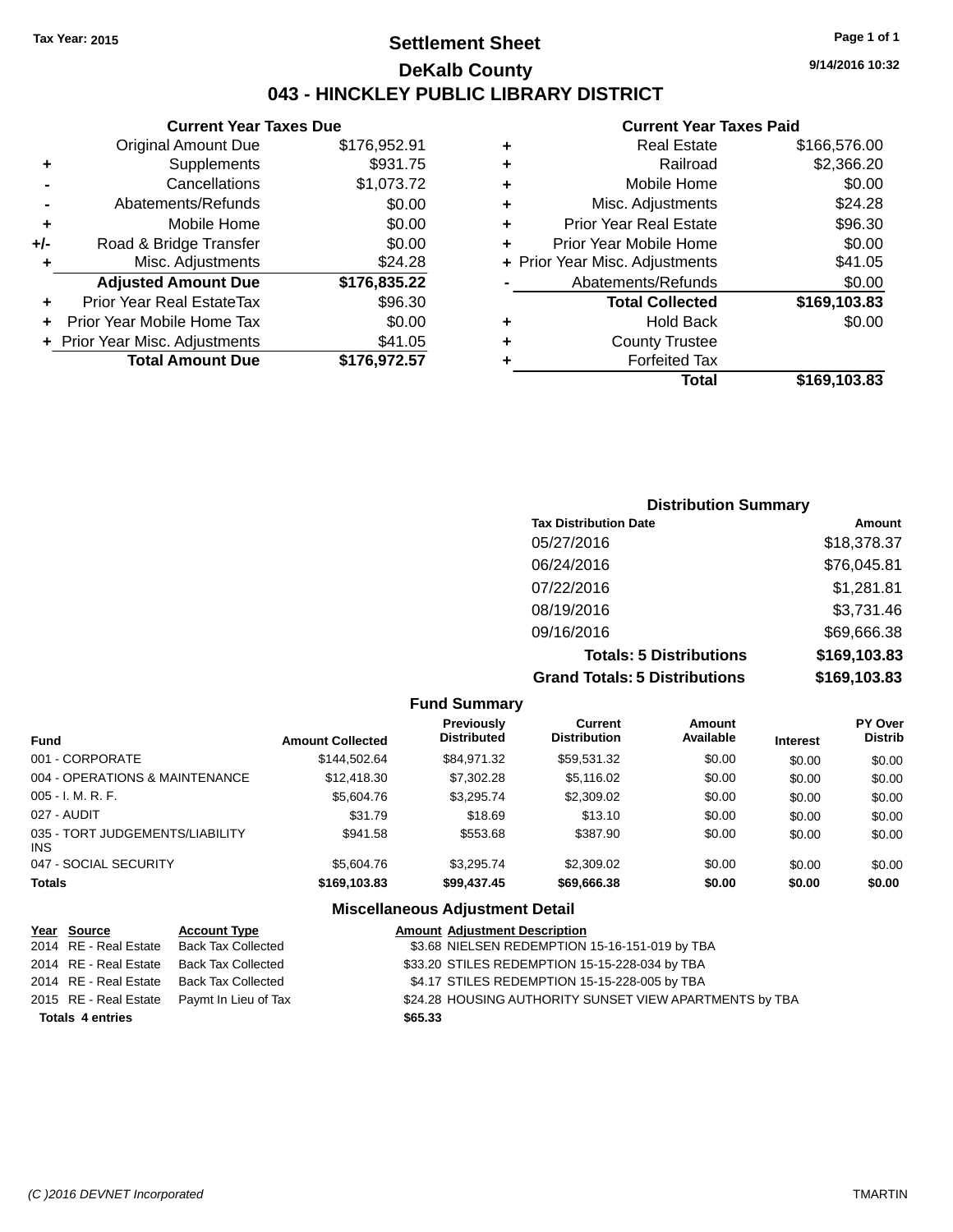**Tax Year: 2015**

# Settlement Sheet

## DeKalb County

## 043 - HINCKLEY PUBLIC LIBRARY DISTRICT

9/14/2016 10:32

### Current Year Taxes Due

| | | |
|---|---|---|
| | Original Amount Due | $176,952.91 |
| + | Supplements | $931.75 |
| - | Cancellations | $1,073.72 |
| - | Abatements/Refunds | $0.00 |
| + | Mobile Home | $0.00 |
| +/- | Road & Bridge Transfer | $0.00 |
| + | Misc. Adjustments | $24.28 |
| | **Adjusted Amount Due** | **$176,835.22** |
| + | Prior Year Real EstateTax | $96.30 |
| + | Prior Year Mobile Home Tax | $0.00 |
| + | Prior Year Misc. Adjustments | $41.05 |
| | **Total Amount Due** | **$176,972.57** |

### Current Year Taxes Paid

| | | |
|---|---|---|
| + | Real Estate | $166,576.00 |
| + | Railroad | $2,366.20 |
| + | Mobile Home | $0.00 |
| + | Misc. Adjustments | $24.28 |
| + | Prior Year Real Estate | $96.30 |
| + | Prior Year Mobile Home | $0.00 |
| + | Prior Year Misc. Adjustments | $41.05 |
| - | Abatements/Refunds | $0.00 |
| | **Total Collected** | **$169,103.83** |
| + | Hold Back | $0.00 |
| + | County Trustee | |
| + | Forfeited Tax | |
| | **Total** | **$169,103.83** |

### Distribution Summary

| Tax Distribution Date | Amount |
|---|---|
| 05/27/2016 | $18,378.37 |
| 06/24/2016 | $76,045.81 |
| 07/22/2016 | $1,281.81 |
| 08/19/2016 | $3,731.46 |
| 09/16/2016 | $69,666.38 |
| **Totals: 5 Distributions** | **$169,103.83** |
| **Grand Totals: 5 Distributions** | **$169,103.83** |

### Fund Summary

| Fund | Amount Collected | Previously Distributed | Current Distribution | Amount Available | Interest | PY Over Distrib |
|---|---|---|---|---|---|---|
| 001 - CORPORATE | $144,502.64 | $84,971.32 | $59,531.32 | $0.00 | $0.00 | $0.00 |
| 004 - OPERATIONS & MAINTENANCE | $12,418.30 | $7,302.28 | $5,116.02 | $0.00 | $0.00 | $0.00 |
| 005 - I. M. R. F. | $5,604.76 | $3,295.74 | $2,309.02 | $0.00 | $0.00 | $0.00 |
| 027 - AUDIT | $31.79 | $18.69 | $13.10 | $0.00 | $0.00 | $0.00 |
| 035 - TORT JUDGEMENTS/LIABILITY INS | $941.58 | $553.68 | $387.90 | $0.00 | $0.00 | $0.00 |
| 047 - SOCIAL SECURITY | $5,604.76 | $3,295.74 | $2,309.02 | $0.00 | $0.00 | $0.00 |
| **Totals** | **$169,103.83** | **$99,437.45** | **$69,666.38** | **$0.00** | **$0.00** | **$0.00** |

### Miscellaneous Adjustment Detail

| Year | Source | Account Type | Amount | Adjustment Description |
|---|---|---|---|---|
| 2014 | RE - Real Estate | Back Tax Collected | $3.68 | NIELSEN REDEMPTION 15-16-151-019 by TBA |
| 2014 | RE - Real Estate | Back Tax Collected | $33.20 | STILES REDEMPTION 15-15-228-034 by TBA |
| 2014 | RE - Real Estate | Back Tax Collected | $4.17 | STILES REDEMPTION 15-15-228-005 by TBA |
| 2015 | RE - Real Estate | Paymt In Lieu of Tax | $24.28 | HOUSING AUTHORITY SUNSET VIEW APARTMENTS by TBA |
| **Totals** | **4 entries** | | **$65.33** | |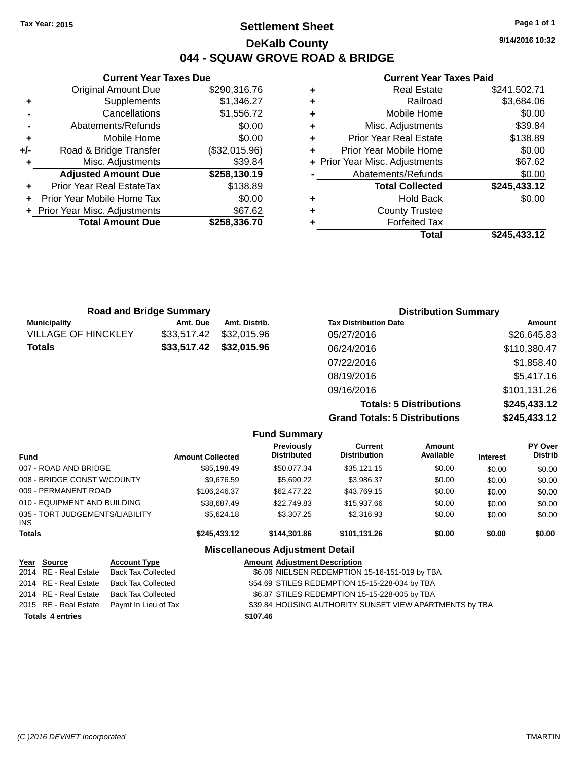Tax Year: 2015

# Settlement Sheet

## DeKalb County

## 044 - SQUAW GROVE ROAD & BRIDGE

9/14/2016 10:32

### Current Year Taxes Due

| | | |
|---|---|---|
| | Original Amount Due | $290,316.76 |
| + | Supplements | $1,346.27 |
| - | Cancellations | $1,556.72 |
| - | Abatements/Refunds | $0.00 |
| + | Mobile Home | $0.00 |
| +/- | Road & Bridge Transfer | ($32,015.96) |
| + | Misc. Adjustments | $39.84 |
| | **Adjusted Amount Due** | **$258,130.19** |
| + | Prior Year Real EstateTax | $138.89 |
| + | Prior Year Mobile Home Tax | $0.00 |
| + | Prior Year Misc. Adjustments | $67.62 |
| | **Total Amount Due** | **$258,336.70** |

### Current Year Taxes Paid

| | | |
|---|---|---|
| + | Real Estate | $241,502.71 |
| + | Railroad | $3,684.06 |
| + | Mobile Home | $0.00 |
| + | Misc. Adjustments | $39.84 |
| + | Prior Year Real Estate | $138.89 |
| + | Prior Year Mobile Home | $0.00 |
| + | Prior Year Misc. Adjustments | $67.62 |
| - | Abatements/Refunds | $0.00 |
| | **Total Collected** | **$245,433.12** |
| + | Hold Back | $0.00 |
| + | County Trustee | |
| + | Forfeited Tax | |
| | **Total** | **$245,433.12** |

### Road and Bridge Summary

| Municipality | Amt. Due | Amt. Distrib. |
|---|---|---|
| VILLAGE OF HINCKLEY | $33,517.42 | $32,015.96 |
| **Totals** | **$33,517.42** | **$32,015.96** |

### Distribution Summary

| Tax Distribution Date | Amount |
|---|---|
| 05/27/2016 | $26,645.83 |
| 06/24/2016 | $110,380.47 |
| 07/22/2016 | $1,858.40 |
| 08/19/2016 | $5,417.16 |
| 09/16/2016 | $101,131.26 |
| **Totals: 5 Distributions** | **$245,433.12** |
| **Grand Totals: 5 Distributions** | **$245,433.12** |

### Fund Summary

| Fund | Amount Collected | Previously Distributed | Current Distribution | Amount Available | Interest | PY Over Distrib |
|---|---|---|---|---|---|---|
| 007 - ROAD AND BRIDGE | $85,198.49 | $50,077.34 | $35,121.15 | $0.00 | $0.00 | $0.00 |
| 008 - BRIDGE CONST W/COUNTY | $9,676.59 | $5,690.22 | $3,986.37 | $0.00 | $0.00 | $0.00 |
| 009 - PERMANENT ROAD | $106,246.37 | $62,477.22 | $43,769.15 | $0.00 | $0.00 | $0.00 |
| 010 - EQUIPMENT AND BUILDING | $38,687.49 | $22,749.83 | $15,937.66 | $0.00 | $0.00 | $0.00 |
| 035 - TORT JUDGEMENTS/LIABILITY INS | $5,624.18 | $3,307.25 | $2,316.93 | $0.00 | $0.00 | $0.00 |
| **Totals** | **$245,433.12** | **$144,301.86** | **$101,131.26** | **$0.00** | **$0.00** | **$0.00** |

### Miscellaneous Adjustment Detail

| Year | Source | Account Type | Amount | Adjustment Description |
|---|---|---|---|---|
| 2014 | RE - Real Estate | Back Tax Collected | $6.06 | NIELSEN REDEMPTION 15-16-151-019 by TBA |
| 2014 | RE - Real Estate | Back Tax Collected | $54.69 | STILES REDEMPTION 15-15-228-034 by TBA |
| 2014 | RE - Real Estate | Back Tax Collected | $6.87 | STILES REDEMPTION 15-15-228-005 by TBA |
| 2015 | RE - Real Estate | Paymt In Lieu of Tax | $39.84 | HOUSING AUTHORITY SUNSET VIEW APARTMENTS by TBA |
| **Totals** | **4 entries** | | **$107.46** | |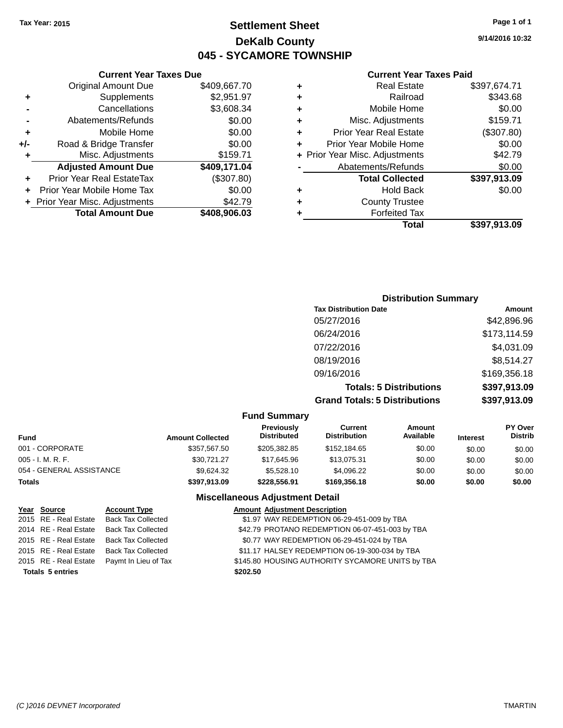Tax Year: 2015

# Settlement Sheet

## DeKalb County

## 045 - SYCAMORE TOWNSHIP

9/14/2016 10:32

### Current Year Taxes Due

| | | |
|---|---|---|
| | Original Amount Due | $409,667.70 |
| + | Supplements | $2,951.97 |
| - | Cancellations | $3,608.34 |
| - | Abatements/Refunds | $0.00 |
| + | Mobile Home | $0.00 |
| +/- | Road & Bridge Transfer | $0.00 |
| + | Misc. Adjustments | $159.71 |
| | **Adjusted Amount Due** | **$409,171.04** |
| + | Prior Year Real EstateTax | ($307.80) |
| + | Prior Year Mobile Home Tax | $0.00 |
| + | Prior Year Misc. Adjustments | $42.79 |
| | **Total Amount Due** | **$408,906.03** |

### Current Year Taxes Paid

| | | |
|---|---|---|
| + | Real Estate | $397,674.71 |
| + | Railroad | $343.68 |
| + | Mobile Home | $0.00 |
| + | Misc. Adjustments | $159.71 |
| + | Prior Year Real Estate | ($307.80) |
| + | Prior Year Mobile Home | $0.00 |
| + | Prior Year Misc. Adjustments | $42.79 |
| - | Abatements/Refunds | $0.00 |
| | **Total Collected** | **$397,913.09** |
| + | Hold Back | $0.00 |
| + | County Trustee | |
| + | Forfeited Tax | |
| | **Total** | **$397,913.09** |

### Distribution Summary

| Tax Distribution Date | Amount |
|---|---|
| 05/27/2016 | $42,896.96 |
| 06/24/2016 | $173,114.59 |
| 07/22/2016 | $4,031.09 |
| 08/19/2016 | $8,514.27 |
| 09/16/2016 | $169,356.18 |
| **Totals: 5 Distributions** | **$397,913.09** |
| **Grand Totals: 5 Distributions** | **$397,913.09** |

### Fund Summary

| Fund | Amount Collected | Previously Distributed | Current Distribution | Amount Available | Interest | PY Over Distrib |
|---|---|---|---|---|---|---|
| 001 - CORPORATE | $357,567.50 | $205,382.85 | $152,184.65 | $0.00 | $0.00 | $0.00 |
| 005 - I. M. R. F. | $30,721.27 | $17,645.96 | $13,075.31 | $0.00 | $0.00 | $0.00 |
| 054 - GENERAL ASSISTANCE | $9,624.32 | $5,528.10 | $4,096.22 | $0.00 | $0.00 | $0.00 |
| **Totals** | **$397,913.09** | **$228,556.91** | **$169,356.18** | **$0.00** | **$0.00** | **$0.00** |

### Miscellaneous Adjustment Detail

| Year | Source | Account Type | Amount | Adjustment Description |
|---|---|---|---|---|
| 2015 | RE - Real Estate | Back Tax Collected | $1.97 | WAY REDEMPTION 06-29-451-009 by TBA |
| 2014 | RE - Real Estate | Back Tax Collected | $42.79 | PROTANO REDEMPTION 06-07-451-003 by TBA |
| 2015 | RE - Real Estate | Back Tax Collected | $0.77 | WAY REDEMPTION 06-29-451-024 by TBA |
| 2015 | RE - Real Estate | Back Tax Collected | $11.17 | HALSEY REDEMPTION 06-19-300-034 by TBA |
| 2015 | RE - Real Estate | Paymt In Lieu of Tax | $145.80 | HOUSING AUTHORITY SYCAMORE UNITS by TBA |
| **Totals 5 entries** | | | **$202.50** | |

(C )2016 DEVNET Incorporated TMARTIN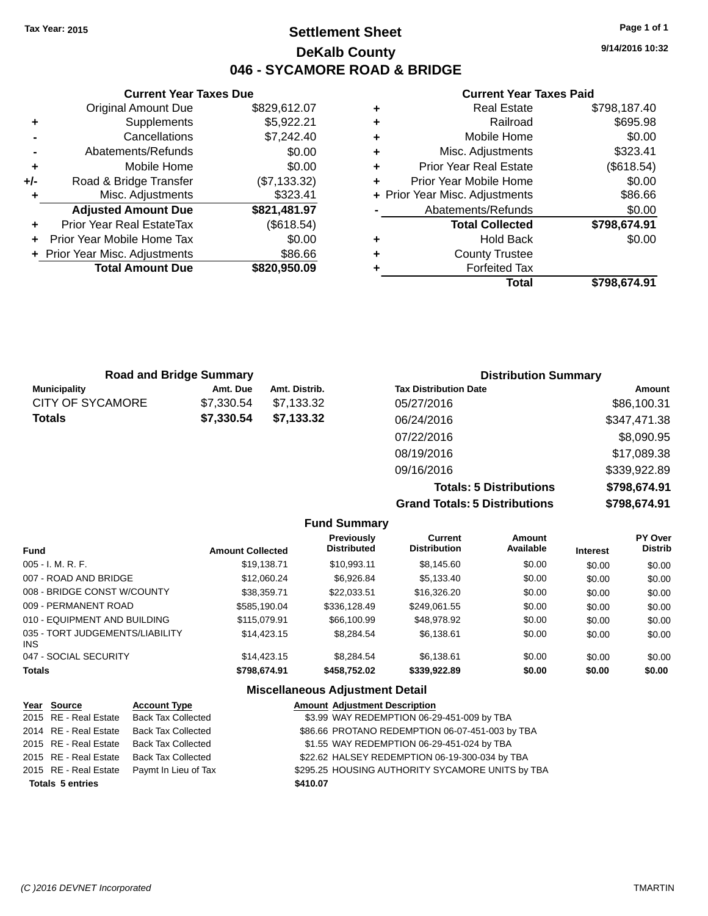Tax Year: 2015

# Settlement Sheet

## DeKalb County

## 046 - SYCAMORE ROAD & BRIDGE

9/14/2016 10:32

### Current Year Taxes Due

| | | |
|---|---|---|
| | Original Amount Due | $829,612.07 |
| + | Supplements | $5,922.21 |
| - | Cancellations | $7,242.40 |
| - | Abatements/Refunds | $0.00 |
| + | Mobile Home | $0.00 |
| +/- | Road & Bridge Transfer | ($7,133.32) |
| + | Misc. Adjustments | $323.41 |
| | **Adjusted Amount Due** | **$821,481.97** |
| + | Prior Year Real EstateTax | ($618.54) |
| + | Prior Year Mobile Home Tax | $0.00 |
| + | Prior Year Misc. Adjustments | $86.66 |
| | **Total Amount Due** | **$820,950.09** |

### Current Year Taxes Paid

| | | |
|---|---|---|
| + | Real Estate | $798,187.40 |
| + | Railroad | $695.98 |
| + | Mobile Home | $0.00 |
| + | Misc. Adjustments | $323.41 |
| + | Prior Year Real Estate | ($618.54) |
| + | Prior Year Mobile Home | $0.00 |
| + | Prior Year Misc. Adjustments | $86.66 |
| - | Abatements/Refunds | $0.00 |
| | **Total Collected** | **$798,674.91** |
| + | Hold Back | $0.00 |
| + | County Trustee | |
| + | Forfeited Tax | |
| | **Total** | **$798,674.91** |

### Road and Bridge Summary

| Municipality | Amt. Due | Amt. Distrib. |
|---|---|---|
| CITY OF SYCAMORE | $7,330.54 | $7,133.32 |
| **Totals** | **$7,330.54** | **$7,133.32** |

### Distribution Summary

| Tax Distribution Date | Amount |
|---|---|
| 05/27/2016 | $86,100.31 |
| 06/24/2016 | $347,471.38 |
| 07/22/2016 | $8,090.95 |
| 08/19/2016 | $17,089.38 |
| 09/16/2016 | $339,922.89 |
| **Totals: 5 Distributions** | **$798,674.91** |
| **Grand Totals: 5 Distributions** | **$798,674.91** |

### Fund Summary

| Fund | Amount Collected | Previously Distributed | Current Distribution | Amount Available | Interest | PY Over Distrib |
|---|---|---|---|---|---|---|
| 005 - I. M. R. F. | $19,138.71 | $10,993.11 | $8,145.60 | $0.00 | $0.00 | $0.00 |
| 007 - ROAD AND BRIDGE | $12,060.24 | $6,926.84 | $5,133.40 | $0.00 | $0.00 | $0.00 |
| 008 - BRIDGE CONST W/COUNTY | $38,359.71 | $22,033.51 | $16,326.20 | $0.00 | $0.00 | $0.00 |
| 009 - PERMANENT ROAD | $585,190.04 | $336,128.49 | $249,061.55 | $0.00 | $0.00 | $0.00 |
| 010 - EQUIPMENT AND BUILDING | $115,079.91 | $66,100.99 | $48,978.92 | $0.00 | $0.00 | $0.00 |
| 035 - TORT JUDGEMENTS/LIABILITY INS | $14,423.15 | $8,284.54 | $6,138.61 | $0.00 | $0.00 | $0.00 |
| 047 - SOCIAL SECURITY | $14,423.15 | $8,284.54 | $6,138.61 | $0.00 | $0.00 | $0.00 |
| **Totals** | **$798,674.91** | **$458,752.02** | **$339,922.89** | **$0.00** | **$0.00** | **$0.00** |

### Miscellaneous Adjustment Detail

| Year | Source | Account Type | Amount | Adjustment Description |
|---|---|---|---|---|
| 2015 | RE - Real Estate | Back Tax Collected | $3.99 | WAY REDEMPTION 06-29-451-009 by TBA |
| 2014 | RE - Real Estate | Back Tax Collected | $86.66 | PROTANO REDEMPTION 06-07-451-003 by TBA |
| 2015 | RE - Real Estate | Back Tax Collected | $1.55 | WAY REDEMPTION 06-29-451-024 by TBA |
| 2015 | RE - Real Estate | Back Tax Collected | $22.62 | HALSEY REDEMPTION 06-19-300-034 by TBA |
| 2015 | RE - Real Estate | Paymt In Lieu of Tax | $295.25 | HOUSING AUTHORITY SYCAMORE UNITS by TBA |
| **Totals** | **5 entries** | | **$410.07** | |

(C )2016 DEVNET Incorporated TMARTIN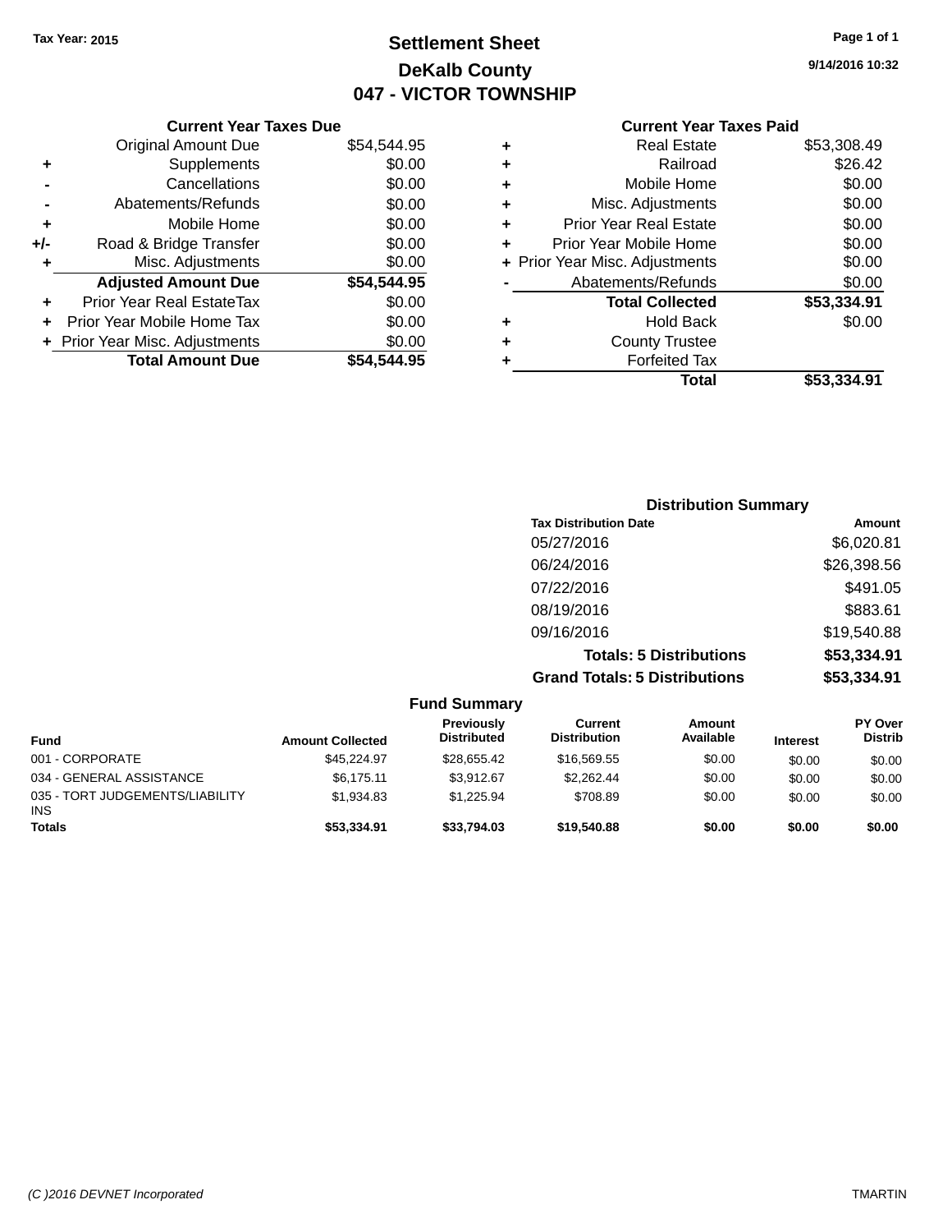Tax Year: 2015

# Settlement Sheet
## DeKalb County
## 047 - VICTOR TOWNSHIP

9/14/2016 10:32

### Current Year Taxes Due

| | | |
|---|---|---|
| | Original Amount Due | $54,544.95 |
| + | Supplements | $0.00 |
| - | Cancellations | $0.00 |
| - | Abatements/Refunds | $0.00 |
| + | Mobile Home | $0.00 |
| +/- | Road & Bridge Transfer | $0.00 |
| + | Misc. Adjustments | $0.00 |
| | **Adjusted Amount Due** | **$54,544.95** |
| + | Prior Year Real EstateTax | $0.00 |
| + | Prior Year Mobile Home Tax | $0.00 |
| + | Prior Year Misc. Adjustments | $0.00 |
| | **Total Amount Due** | **$54,544.95** |

### Current Year Taxes Paid

| | | |
|---|---|---|
| + | Real Estate | $53,308.49 |
| + | Railroad | $26.42 |
| + | Mobile Home | $0.00 |
| + | Misc. Adjustments | $0.00 |
| + | Prior Year Real Estate | $0.00 |
| + | Prior Year Mobile Home | $0.00 |
| + | Prior Year Misc. Adjustments | $0.00 |
| - | Abatements/Refunds | $0.00 |
| | **Total Collected** | **$53,334.91** |
| + | Hold Back | $0.00 |
| + | County Trustee | |
| + | Forfeited Tax | |
| | **Total** | **$53,334.91** |

### Distribution Summary

| Tax Distribution Date | Amount |
|---|---|
| 05/27/2016 | $6,020.81 |
| 06/24/2016 | $26,398.56 |
| 07/22/2016 | $491.05 |
| 08/19/2016 | $883.61 |
| 09/16/2016 | $19,540.88 |
| **Totals: 5 Distributions** | **$53,334.91** |
| **Grand Totals: 5 Distributions** | **$53,334.91** |

### Fund Summary

| Fund | Amount Collected | Previously Distributed | Current Distribution | Amount Available | Interest | PY Over Distrib |
|---|---|---|---|---|---|---|
| 001 - CORPORATE | $45,224.97 | $28,655.42 | $16,569.55 | $0.00 | $0.00 | $0.00 |
| 034 - GENERAL ASSISTANCE | $6,175.11 | $3,912.67 | $2,262.44 | $0.00 | $0.00 | $0.00 |
| 035 - TORT JUDGEMENTS/LIABILITY INS | $1,934.83 | $1,225.94 | $708.89 | $0.00 | $0.00 | $0.00 |
| **Totals** | **$53,334.91** | **$33,794.03** | **$19,540.88** | **$0.00** | **$0.00** | **$0.00** |

(C )2016 DEVNET Incorporated TMARTIN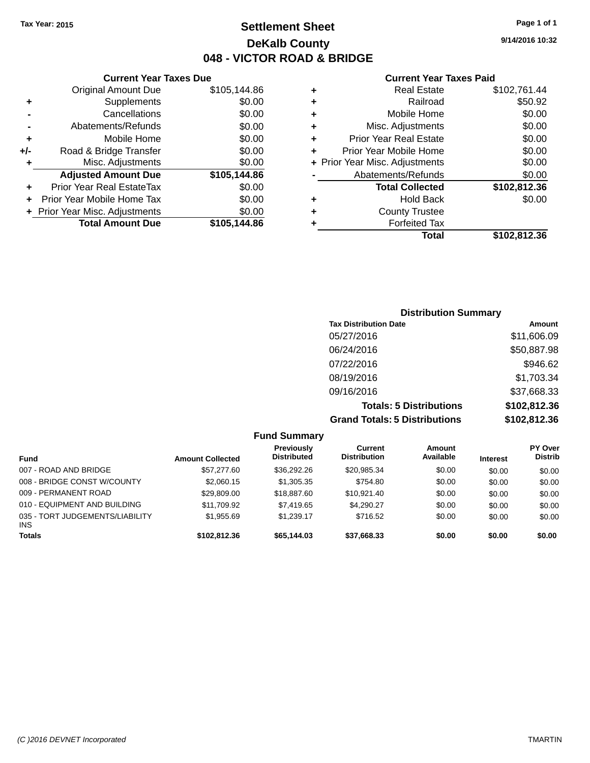**Tax Year: 2015**

# Settlement Sheet

## DeKalb County

## 048 - VICTOR ROAD & BRIDGE

9/14/2016 10:32

### Current Year Taxes Due

| | | |
|---|---|---|
| | Original Amount Due | $105,144.86 |
| + | Supplements | $0.00 |
| - | Cancellations | $0.00 |
| - | Abatements/Refunds | $0.00 |
| + | Mobile Home | $0.00 |
| +/- | Road & Bridge Transfer | $0.00 |
| + | Misc. Adjustments | $0.00 |
| | **Adjusted Amount Due** | **$105,144.86** |
| + | Prior Year Real EstateTax | $0.00 |
| + | Prior Year Mobile Home Tax | $0.00 |
| + | Prior Year Misc. Adjustments | $0.00 |
| | **Total Amount Due** | **$105,144.86** |

### Current Year Taxes Paid

| | | |
|---|---|---|
| + | Real Estate | $102,761.44 |
| + | Railroad | $50.92 |
| + | Mobile Home | $0.00 |
| + | Misc. Adjustments | $0.00 |
| + | Prior Year Real Estate | $0.00 |
| + | Prior Year Mobile Home | $0.00 |
| + | Prior Year Misc. Adjustments | $0.00 |
| - | Abatements/Refunds | $0.00 |
| | **Total Collected** | **$102,812.36** |
| + | Hold Back | $0.00 |
| + | County Trustee | |
| + | Forfeited Tax | |
| | **Total** | **$102,812.36** |

### Distribution Summary

| Tax Distribution Date | Amount |
|---|---|
| 05/27/2016 | $11,606.09 |
| 06/24/2016 | $50,887.98 |
| 07/22/2016 | $946.62 |
| 08/19/2016 | $1,703.34 |
| 09/16/2016 | $37,668.33 |
| **Totals: 5 Distributions** | **$102,812.36** |
| **Grand Totals: 5 Distributions** | **$102,812.36** |

### Fund Summary

| Fund | Amount Collected | Previously Distributed | Current Distribution | Amount Available | Interest | PY Over Distrib |
|---|---|---|---|---|---|---|
| 007 - ROAD AND BRIDGE | $57,277.60 | $36,292.26 | $20,985.34 | $0.00 | $0.00 | $0.00 |
| 008 - BRIDGE CONST W/COUNTY | $2,060.15 | $1,305.35 | $754.80 | $0.00 | $0.00 | $0.00 |
| 009 - PERMANENT ROAD | $29,809.00 | $18,887.60 | $10,921.40 | $0.00 | $0.00 | $0.00 |
| 010 - EQUIPMENT AND BUILDING | $11,709.92 | $7,419.65 | $4,290.27 | $0.00 | $0.00 | $0.00 |
| 035 - TORT JUDGEMENTS/LIABILITY INS | $1,955.69 | $1,239.17 | $716.52 | $0.00 | $0.00 | $0.00 |
| **Totals** | **$102,812.36** | **$65,144.03** | **$37,668.33** | **$0.00** | **$0.00** | **$0.00** |

(C )2016 DEVNET Incorporated TMARTIN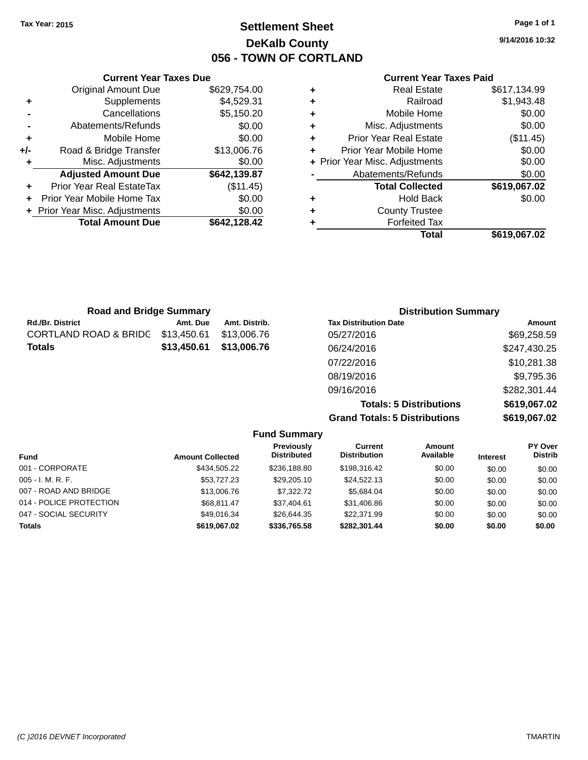Tax Year: 2015

# Settlement Sheet
## DeKalb County
## 056 - TOWN OF CORTLAND

9/14/2016 10:32

### Current Year Taxes Due

| | | |
|---|---|---|
| | Original Amount Due | $629,754.00 |
| + | Supplements | $4,529.31 |
| - | Cancellations | $5,150.20 |
| - | Abatements/Refunds | $0.00 |
| + | Mobile Home | $0.00 |
| +/- | Road & Bridge Transfer | $13,006.76 |
| + | Misc. Adjustments | $0.00 |
| | **Adjusted Amount Due** | **$642,139.87** |
| + | Prior Year Real EstateTax | ($11.45) |
| + | Prior Year Mobile Home Tax | $0.00 |
| + | Prior Year Misc. Adjustments | $0.00 |
| | **Total Amount Due** | **$642,128.42** |

### Current Year Taxes Paid

| | | |
|---|---|---|
| + | Real Estate | $617,134.99 |
| + | Railroad | $1,943.48 |
| + | Mobile Home | $0.00 |
| + | Misc. Adjustments | $0.00 |
| + | Prior Year Real Estate | ($11.45) |
| + | Prior Year Mobile Home | $0.00 |
| + | Prior Year Misc. Adjustments | $0.00 |
| - | Abatements/Refunds | $0.00 |
| | **Total Collected** | **$619,067.02** |
| + | Hold Back | $0.00 |
| + | County Trustee | |
| + | Forfeited Tax | |
| | **Total** | **$619,067.02** |

### Road and Bridge Summary

| Rd./Br. District | Amt. Due | Amt. Distrib. |
|---|---|---|
| CORTLAND ROAD & BRIDG | $13,450.61 | $13,006.76 |
| **Totals** | **$13,450.61** | **$13,006.76** |

### Distribution Summary

| Tax Distribution Date | Amount |
|---|---|
| 05/27/2016 | $69,258.59 |
| 06/24/2016 | $247,430.25 |
| 07/22/2016 | $10,281.38 |
| 08/19/2016 | $9,795.36 |
| 09/16/2016 | $282,301.44 |
| **Totals: 5 Distributions** | **$619,067.02** |
| **Grand Totals: 5 Distributions** | **$619,067.02** |

### Fund Summary

| Fund | Amount Collected | Previously Distributed | Current Distribution | Amount Available | Interest | PY Over Distrib |
|---|---|---|---|---|---|---|
| 001 - CORPORATE | $434,505.22 | $236,188.80 | $198,316.42 | $0.00 | $0.00 | $0.00 |
| 005 - I. M. R. F. | $53,727.23 | $29,205.10 | $24,522.13 | $0.00 | $0.00 | $0.00 |
| 007 - ROAD AND BRIDGE | $13,006.76 | $7,322.72 | $5,684.04 | $0.00 | $0.00 | $0.00 |
| 014 - POLICE PROTECTION | $68,811.47 | $37,404.61 | $31,406.86 | $0.00 | $0.00 | $0.00 |
| 047 - SOCIAL SECURITY | $49,016.34 | $26,644.35 | $22,371.99 | $0.00 | $0.00 | $0.00 |
| **Totals** | **$619,067.02** | **$336,765.58** | **$282,301.44** | **$0.00** | **$0.00** | **$0.00** |

(C )2016 DEVNET Incorporated — TMARTIN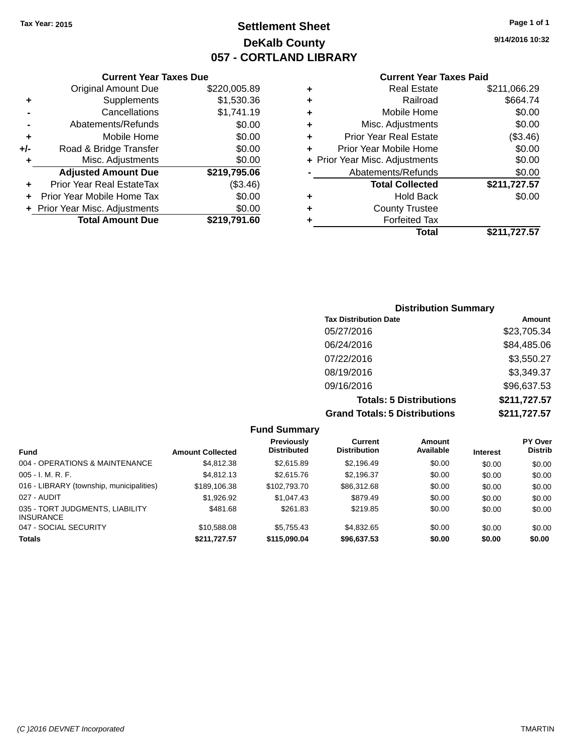Tax Year: 2015

# Settlement Sheet
## DeKalb County
## 057 - CORTLAND LIBRARY

9/14/2016 10:32

### Current Year Taxes Due

| | | |
|---|---|---|
| | Original Amount Due | $220,005.89 |
| + | Supplements | $1,530.36 |
| - | Cancellations | $1,741.19 |
| - | Abatements/Refunds | $0.00 |
| + | Mobile Home | $0.00 |
| +/- | Road & Bridge Transfer | $0.00 |
| + | Misc. Adjustments | $0.00 |
| | **Adjusted Amount Due** | **$219,795.06** |
| + | Prior Year Real EstateTax | ($3.46) |
| + | Prior Year Mobile Home Tax | $0.00 |
| + | Prior Year Misc. Adjustments | $0.00 |
| | **Total Amount Due** | **$219,791.60** |

### Current Year Taxes Paid

| | | |
|---|---|---|
| + | Real Estate | $211,066.29 |
| + | Railroad | $664.74 |
| + | Mobile Home | $0.00 |
| + | Misc. Adjustments | $0.00 |
| + | Prior Year Real Estate | ($3.46) |
| + | Prior Year Mobile Home | $0.00 |
| + | Prior Year Misc. Adjustments | $0.00 |
| - | Abatements/Refunds | $0.00 |
| | **Total Collected** | **$211,727.57** |
| + | Hold Back | $0.00 |
| + | County Trustee | |
| + | Forfeited Tax | |
| | **Total** | **$211,727.57** |

### Distribution Summary

| Tax Distribution Date | Amount |
|---|---|
| 05/27/2016 | $23,705.34 |
| 06/24/2016 | $84,485.06 |
| 07/22/2016 | $3,550.27 |
| 08/19/2016 | $3,349.37 |
| 09/16/2016 | $96,637.53 |
| **Totals: 5 Distributions** | **$211,727.57** |
| **Grand Totals: 5 Distributions** | **$211,727.57** |

### Fund Summary

| Fund | Amount Collected | Previously Distributed | Current Distribution | Amount Available | Interest | PY Over Distrib |
|---|---|---|---|---|---|---|
| 004 - OPERATIONS & MAINTENANCE | $4,812.38 | $2,615.89 | $2,196.49 | $0.00 | $0.00 | $0.00 |
| 005 - I. M. R. F. | $4,812.13 | $2,615.76 | $2,196.37 | $0.00 | $0.00 | $0.00 |
| 016 - LIBRARY (township, municipalities) | $189,106.38 | $102,793.70 | $86,312.68 | $0.00 | $0.00 | $0.00 |
| 027 - AUDIT | $1,926.92 | $1,047.43 | $879.49 | $0.00 | $0.00 | $0.00 |
| 035 - TORT JUDGMENTS, LIABILITY INSURANCE | $481.68 | $261.83 | $219.85 | $0.00 | $0.00 | $0.00 |
| 047 - SOCIAL SECURITY | $10,588.08 | $5,755.43 | $4,832.65 | $0.00 | $0.00 | $0.00 |
| **Totals** | **$211,727.57** | **$115,090.04** | **$96,637.53** | **$0.00** | **$0.00** | **$0.00** |

(C )2016 DEVNET Incorporated — TMARTIN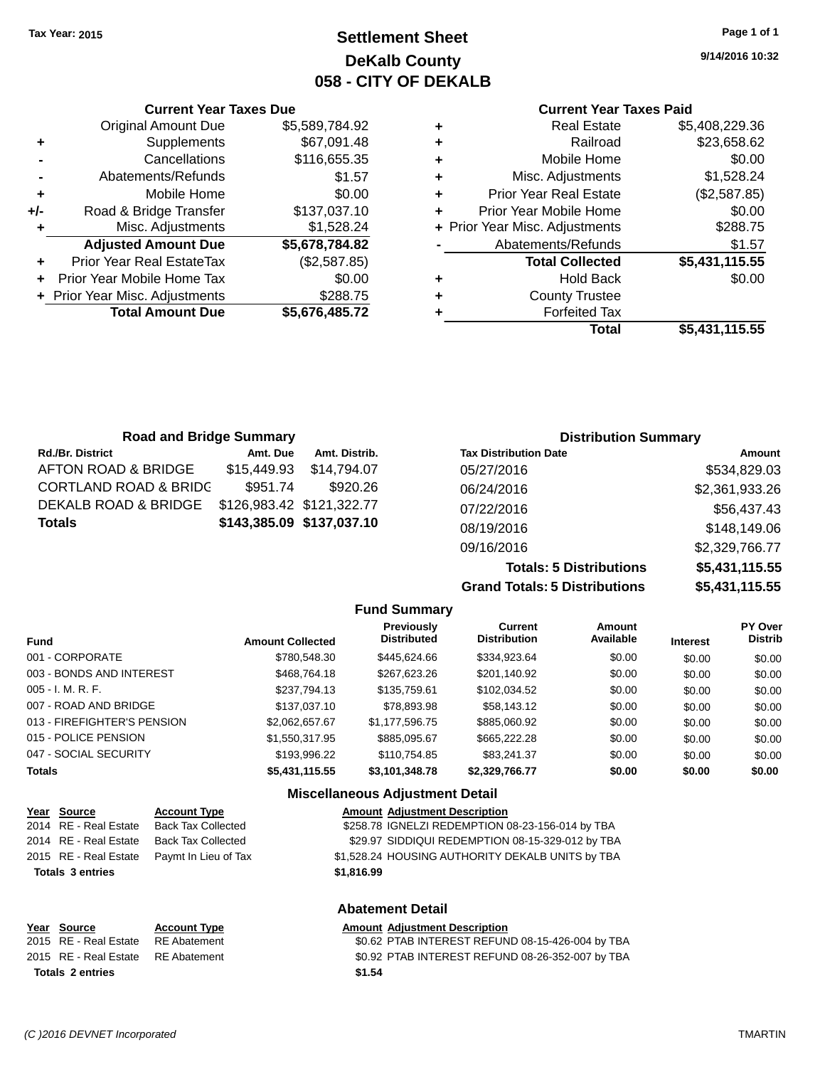Tax Year: 2015

# Settlement Sheet
## DeKalb County
## 058 - CITY OF DEKALB

9/14/2016 10:32

### Current Year Taxes Due

| | | |
|---|---|---|
| | Original Amount Due | $5,589,784.92 |
| + | Supplements | $67,091.48 |
| - | Cancellations | $116,655.35 |
| - | Abatements/Refunds | $1.57 |
| + | Mobile Home | $0.00 |
| +/- | Road & Bridge Transfer | $137,037.10 |
| + | Misc. Adjustments | $1,528.24 |
| | **Adjusted Amount Due** | **$5,678,784.82** |
| + | Prior Year Real EstateTax | ($2,587.85) |
| + | Prior Year Mobile Home Tax | $0.00 |
| + | Prior Year Misc. Adjustments | $288.75 |
| | **Total Amount Due** | **$5,676,485.72** |

### Current Year Taxes Paid

| | | |
|---|---|---|
| + | Real Estate | $5,408,229.36 |
| + | Railroad | $23,658.62 |
| + | Mobile Home | $0.00 |
| + | Misc. Adjustments | $1,528.24 |
| + | Prior Year Real Estate | ($2,587.85) |
| + | Prior Year Mobile Home | $0.00 |
| + | Prior Year Misc. Adjustments | $288.75 |
| - | Abatements/Refunds | $1.57 |
| | **Total Collected** | **$5,431,115.55** |
| + | Hold Back | $0.00 |
| + | County Trustee | |
| + | Forfeited Tax | |
| | **Total** | **$5,431,115.55** |

### Road and Bridge Summary

| Rd./Br. District | Amt. Due | Amt. Distrib. |
|---|---|---|
| AFTON ROAD & BRIDGE | $15,449.93 | $14,794.07 |
| CORTLAND ROAD & BRIDG | $951.74 | $920.26 |
| DEKALB ROAD & BRIDGE | $126,983.42 | $121,322.77 |
| **Totals** | **$143,385.09** | **$137,037.10** |

### Distribution Summary

| Tax Distribution Date | Amount |
|---|---|
| 05/27/2016 | $534,829.03 |
| 06/24/2016 | $2,361,933.26 |
| 07/22/2016 | $56,437.43 |
| 08/19/2016 | $148,149.06 |
| 09/16/2016 | $2,329,766.77 |
| **Totals: 5 Distributions** | **$5,431,115.55** |
| **Grand Totals: 5 Distributions** | **$5,431,115.55** |

### Fund Summary

| Fund | Amount Collected | Previously Distributed | Current Distribution | Amount Available | Interest | PY Over Distrib |
|---|---|---|---|---|---|---|
| 001 - CORPORATE | $780,548.30 | $445,624.66 | $334,923.64 | $0.00 | $0.00 | $0.00 |
| 003 - BONDS AND INTEREST | $468,764.18 | $267,623.26 | $201,140.92 | $0.00 | $0.00 | $0.00 |
| 005 - I. M. R. F. | $237,794.13 | $135,759.61 | $102,034.52 | $0.00 | $0.00 | $0.00 |
| 007 - ROAD AND BRIDGE | $137,037.10 | $78,893.98 | $58,143.12 | $0.00 | $0.00 | $0.00 |
| 013 - FIREFIGHTER'S PENSION | $2,062,657.67 | $1,177,596.75 | $885,060.92 | $0.00 | $0.00 | $0.00 |
| 015 - POLICE PENSION | $1,550,317.95 | $885,095.67 | $665,222.28 | $0.00 | $0.00 | $0.00 |
| 047 - SOCIAL SECURITY | $193,996.22 | $110,754.85 | $83,241.37 | $0.00 | $0.00 | $0.00 |
| **Totals** | **$5,431,115.55** | **$3,101,348.78** | **$2,329,766.77** | **$0.00** | **$0.00** | **$0.00** |

### Miscellaneous Adjustment Detail

| Year | Source | Account Type | Amount | Adjustment Description |
|---|---|---|---|---|
| 2014 | RE - Real Estate | Back Tax Collected | $258.78 | IGNELZI REDEMPTION 08-23-156-014 by TBA |
| 2014 | RE - Real Estate | Back Tax Collected | $29.97 | SIDDIQUI REDEMPTION 08-15-329-012 by TBA |
| 2015 | RE - Real Estate | Paymt In Lieu of Tax | $1,528.24 | HOUSING AUTHORITY DEKALB UNITS by TBA |
| **Totals 3 entries** | | | **$1,816.99** | |

### Abatement Detail

| Year | Source | Account Type | Amount | Adjustment Description |
|---|---|---|---|---|
| 2015 | RE - Real Estate | RE Abatement | $0.62 | PTAB INTEREST REFUND 08-15-426-004 by TBA |
| 2015 | RE - Real Estate | RE Abatement | $0.92 | PTAB INTEREST REFUND 08-26-352-007 by TBA |
| **Totals 2 entries** | | | **$1.54** | |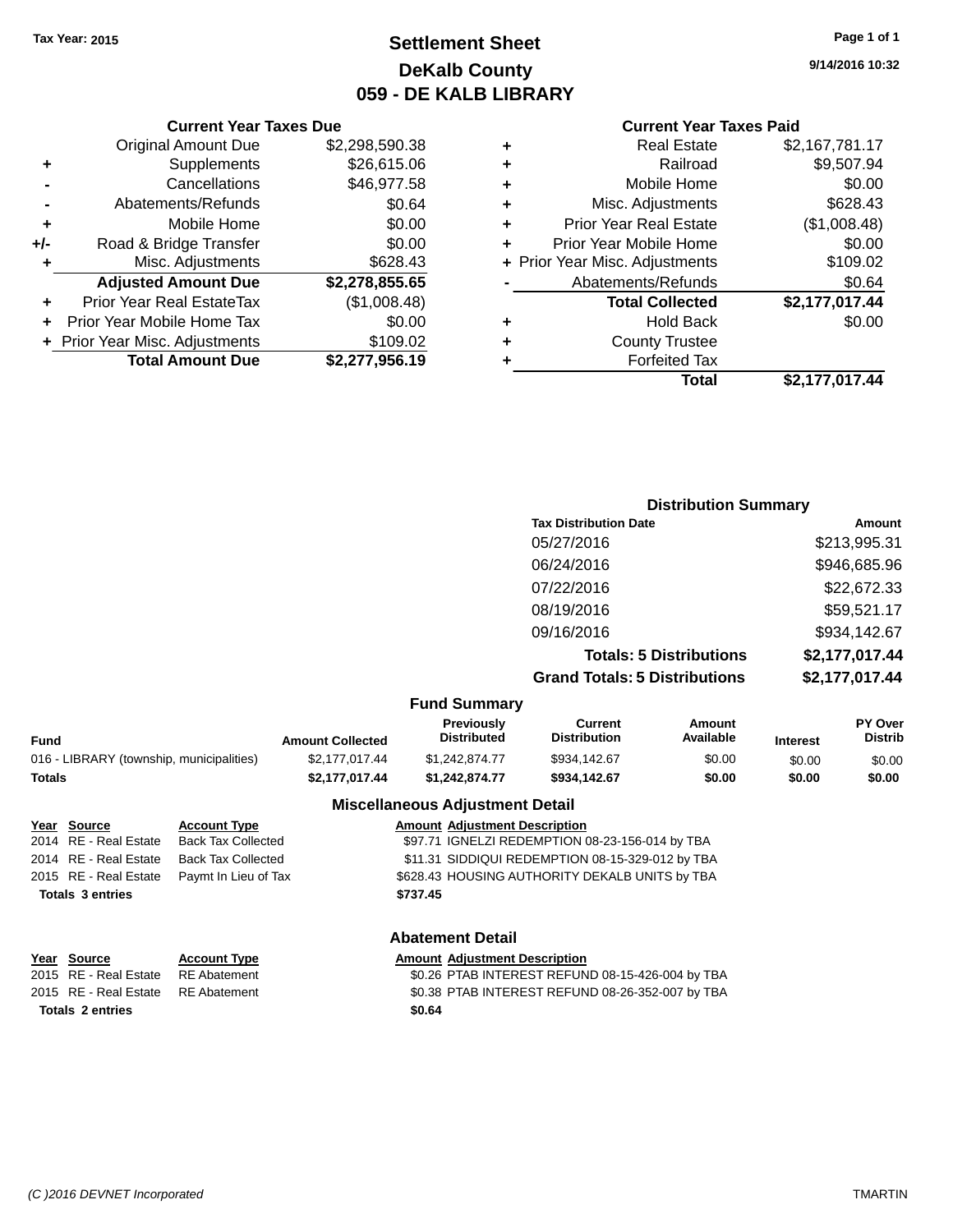Tax Year: 2015

# Settlement Sheet
## DeKalb County
## 059 - DE KALB LIBRARY

9/14/2016 10:32

### Current Year Taxes Due

| | | |
|---|---|---|
| | Original Amount Due | $2,298,590.38 |
| + | Supplements | $26,615.06 |
| - | Cancellations | $46,977.58 |
| - | Abatements/Refunds | $0.64 |
| + | Mobile Home | $0.00 |
| +/- | Road & Bridge Transfer | $0.00 |
| + | Misc. Adjustments | $628.43 |
| | **Adjusted Amount Due** | **$2,278,855.65** |
| + | Prior Year Real EstateTax | ($1,008.48) |
| + | Prior Year Mobile Home Tax | $0.00 |
| + | Prior Year Misc. Adjustments | $109.02 |
| | **Total Amount Due** | **$2,277,956.19** |

### Current Year Taxes Paid

| | | |
|---|---|---|
| + | Real Estate | $2,167,781.17 |
| + | Railroad | $9,507.94 |
| + | Mobile Home | $0.00 |
| + | Misc. Adjustments | $628.43 |
| + | Prior Year Real Estate | ($1,008.48) |
| + | Prior Year Mobile Home | $0.00 |
| + | Prior Year Misc. Adjustments | $109.02 |
| - | Abatements/Refunds | $0.64 |
| | **Total Collected** | **$2,177,017.44** |
| + | Hold Back | $0.00 |
| + | County Trustee | |
| + | Forfeited Tax | |
| | **Total** | **$2,177,017.44** |

### Distribution Summary

| Tax Distribution Date | Amount |
|---|---|
| 05/27/2016 | $213,995.31 |
| 06/24/2016 | $946,685.96 |
| 07/22/2016 | $22,672.33 |
| 08/19/2016 | $59,521.17 |
| 09/16/2016 | $934,142.67 |
| **Totals: 5 Distributions** | **$2,177,017.44** |
| **Grand Totals: 5 Distributions** | **$2,177,017.44** |

### Fund Summary

| Fund | Amount Collected | Previously Distributed | Current Distribution | Amount Available | Interest | PY Over Distrib |
|---|---|---|---|---|---|---|
| 016 - LIBRARY (township, municipalities) | $2,177,017.44 | $1,242,874.77 | $934,142.67 | $0.00 | $0.00 | $0.00 |
| **Totals** | **$2,177,017.44** | **$1,242,874.77** | **$934,142.67** | **$0.00** | **$0.00** | **$0.00** |

### Miscellaneous Adjustment Detail

| Year | Source | Account Type | Amount | Adjustment Description |
|---|---|---|---|---|
| 2014 | RE - Real Estate | Back Tax Collected | $97.71 | IGNELZI REDEMPTION 08-23-156-014 by TBA |
| 2014 | RE - Real Estate | Back Tax Collected | $11.31 | SIDDIQUI REDEMPTION 08-15-329-012 by TBA |
| 2015 | RE - Real Estate | Paymt In Lieu of Tax | $628.43 | HOUSING AUTHORITY DEKALB UNITS by TBA |
| **Totals 3 entries** | | | **$737.45** | |

### Abatement Detail

| Year | Source | Account Type | Amount | Adjustment Description |
|---|---|---|---|---|
| 2015 | RE - Real Estate | RE Abatement | $0.26 | PTAB INTEREST REFUND 08-15-426-004 by TBA |
| 2015 | RE - Real Estate | RE Abatement | $0.38 | PTAB INTEREST REFUND 08-26-352-007 by TBA |
| **Totals 2 entries** | | | **$0.64** | |

(C )2016 DEVNET Incorporated — TMARTIN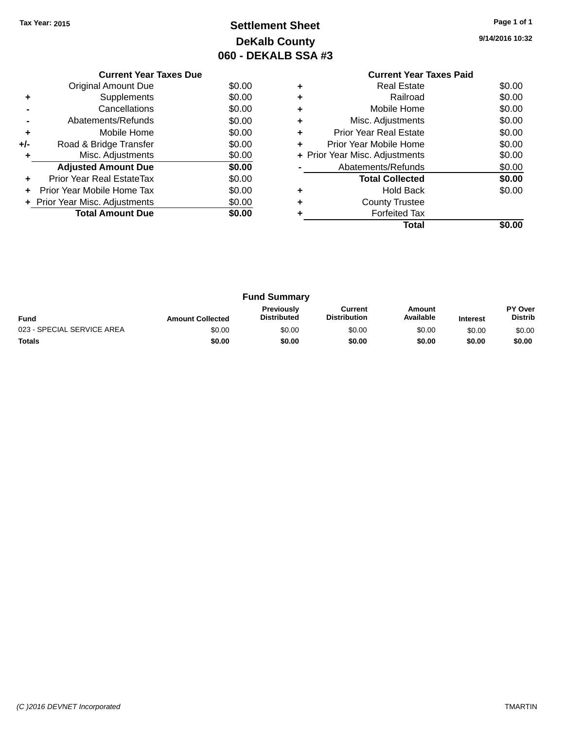Tax Year: 2015

# Settlement Sheet
## DeKalb County
## 060 - DEKALB SSA #3

9/14/2016 10:32

### Current Year Taxes Due

| | | |
|---|---|---|
| | Original Amount Due | $0.00 |
| + | Supplements | $0.00 |
| - | Cancellations | $0.00 |
| - | Abatements/Refunds | $0.00 |
| + | Mobile Home | $0.00 |
| +/- | Road & Bridge Transfer | $0.00 |
| + | Misc. Adjustments | $0.00 |
| | **Adjusted Amount Due** | **$0.00** |
| + | Prior Year Real EstateTax | $0.00 |
| + | Prior Year Mobile Home Tax | $0.00 |
| + | Prior Year Misc. Adjustments | $0.00 |
| | **Total Amount Due** | **$0.00** |

### Current Year Taxes Paid

| | | |
|---|---|---|
| + | Real Estate | $0.00 |
| + | Railroad | $0.00 |
| + | Mobile Home | $0.00 |
| + | Misc. Adjustments | $0.00 |
| + | Prior Year Real Estate | $0.00 |
| + | Prior Year Mobile Home | $0.00 |
| + | Prior Year Misc. Adjustments | $0.00 |
| - | Abatements/Refunds | $0.00 |
| | **Total Collected** | **$0.00** |
| + | Hold Back | $0.00 |
| + | County Trustee | |
| + | Forfeited Tax | |
| | **Total** | **$0.00** |

### Fund Summary

| Fund | Amount Collected | Previously Distributed | Current Distribution | Amount Available | Interest | PY Over Distrib |
|---|---|---|---|---|---|---|
| 023 - SPECIAL SERVICE AREA | $0.00 | $0.00 | $0.00 | $0.00 | $0.00 | $0.00 |
| **Totals** | **$0.00** | **$0.00** | **$0.00** | **$0.00** | **$0.00** | **$0.00** |

(C )2016 DEVNET Incorporated TMARTIN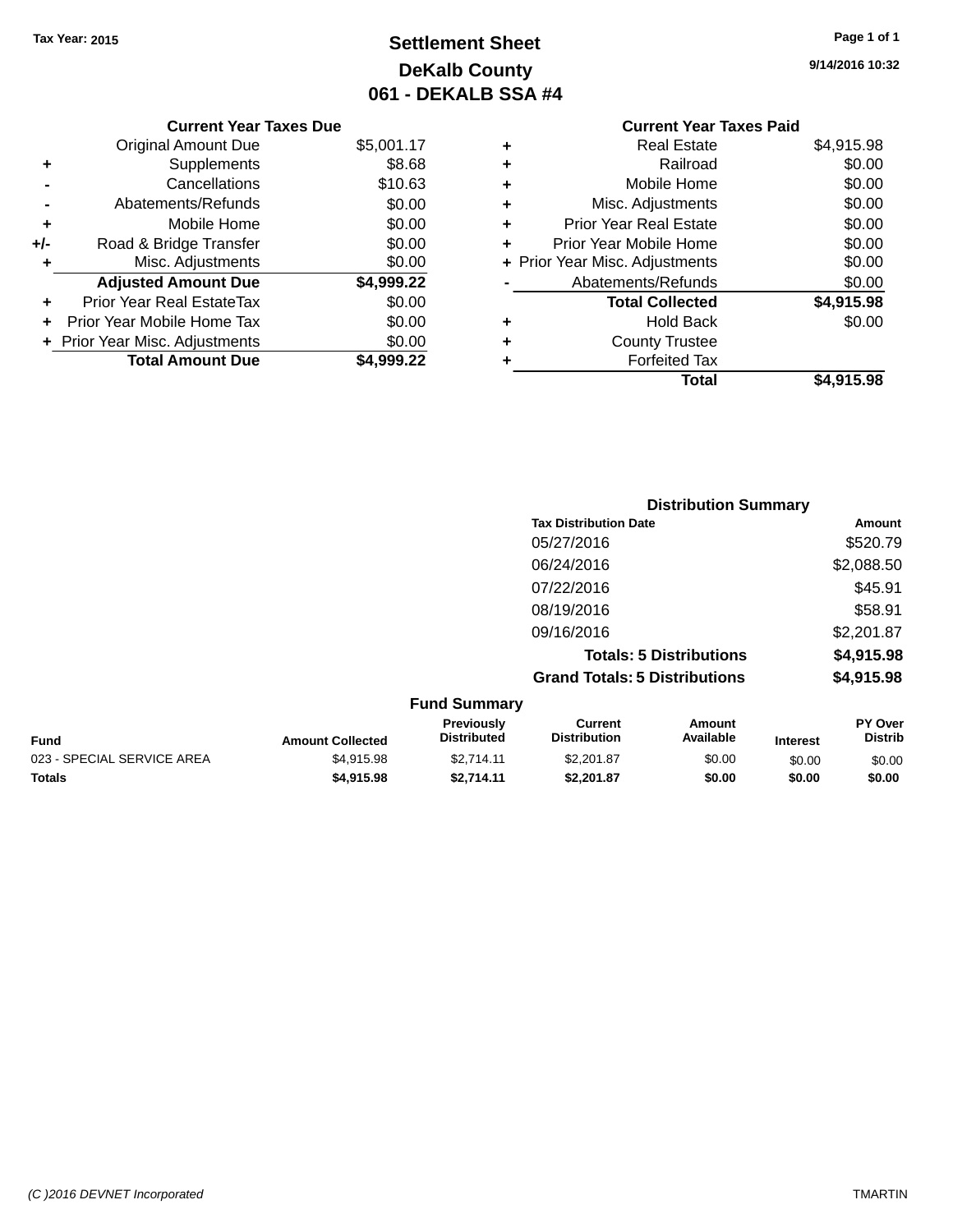Tax Year: 2015

# Settlement Sheet
## DeKalb County
## 061 - DEKALB SSA #4

9/14/2016 10:32

**Current Year Taxes Due**

| | | |
|---|---|---|
| | Original Amount Due | $5,001.17 |
| + | Supplements | $8.68 |
| - | Cancellations | $10.63 |
| - | Abatements/Refunds | $0.00 |
| + | Mobile Home | $0.00 |
| +/- | Road & Bridge Transfer | $0.00 |
| + | Misc. Adjustments | $0.00 |
| | **Adjusted Amount Due** | **$4,999.22** |
| + | Prior Year Real EstateTax | $0.00 |
| + | Prior Year Mobile Home Tax | $0.00 |
| + | Prior Year Misc. Adjustments | $0.00 |
| | **Total Amount Due** | **$4,999.22** |

**Current Year Taxes Paid**

| | | |
|---|---|---|
| + | Real Estate | $4,915.98 |
| + | Railroad | $0.00 |
| + | Mobile Home | $0.00 |
| + | Misc. Adjustments | $0.00 |
| + | Prior Year Real Estate | $0.00 |
| + | Prior Year Mobile Home | $0.00 |
| + | Prior Year Misc. Adjustments | $0.00 |
| - | Abatements/Refunds | $0.00 |
| | **Total Collected** | **$4,915.98** |
| + | Hold Back | $0.00 |
| + | County Trustee | |
| + | Forfeited Tax | |
| | **Total** | **$4,915.98** |

**Distribution Summary**

| Tax Distribution Date | Amount |
|---|---|
| 05/27/2016 | $520.79 |
| 06/24/2016 | $2,088.50 |
| 07/22/2016 | $45.91 |
| 08/19/2016 | $58.91 |
| 09/16/2016 | $2,201.87 |
| **Totals: 5 Distributions** | **$4,915.98** |
| **Grand Totals: 5 Distributions** | **$4,915.98** |

**Fund Summary**

| Fund | Amount Collected | Previously Distributed | Current Distribution | Amount Available | Interest | PY Over Distrib |
|---|---|---|---|---|---|---|
| 023 - SPECIAL SERVICE AREA | $4,915.98 | $2,714.11 | $2,201.87 | $0.00 | $0.00 | $0.00 |
| **Totals** | **$4,915.98** | **$2,714.11** | **$2,201.87** | **$0.00** | **$0.00** | **$0.00** |

(C )2016 DEVNET Incorporated TMARTIN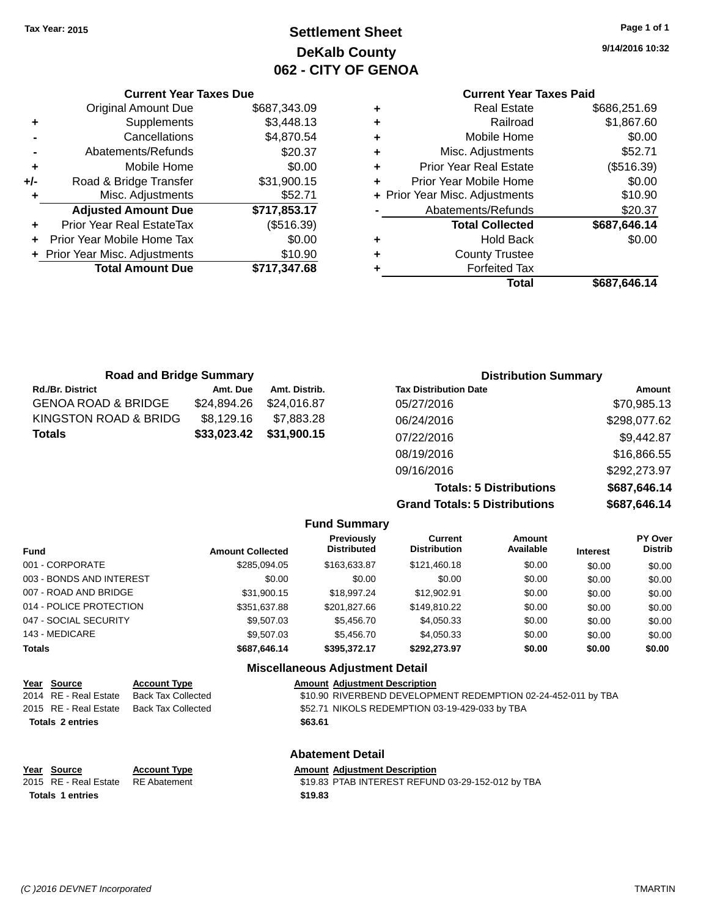Tax Year: 2015

# Settlement Sheet
## DeKalb County
## 062 - CITY OF GENOA

9/14/2016 10:32

### Current Year Taxes Due

| | | |
|---|---|---|
| | Original Amount Due | $687,343.09 |
| + | Supplements | $3,448.13 |
| - | Cancellations | $4,870.54 |
| - | Abatements/Refunds | $20.37 |
| + | Mobile Home | $0.00 |
| +/- | Road & Bridge Transfer | $31,900.15 |
| + | Misc. Adjustments | $52.71 |
| | **Adjusted Amount Due** | **$717,853.17** |
| + | Prior Year Real EstateTax | ($516.39) |
| + | Prior Year Mobile Home Tax | $0.00 |
| + | Prior Year Misc. Adjustments | $10.90 |
| | **Total Amount Due** | **$717,347.68** |

### Current Year Taxes Paid

| | | |
|---|---|---|
| + | Real Estate | $686,251.69 |
| + | Railroad | $1,867.60 |
| + | Mobile Home | $0.00 |
| + | Misc. Adjustments | $52.71 |
| + | Prior Year Real Estate | ($516.39) |
| + | Prior Year Mobile Home | $0.00 |
| + | Prior Year Misc. Adjustments | $10.90 |
| - | Abatements/Refunds | $20.37 |
| | **Total Collected** | **$687,646.14** |
| + | Hold Back | $0.00 |
| + | County Trustee | |
| + | Forfeited Tax | |
| | **Total** | **$687,646.14** |

### Road and Bridge Summary

| Rd./Br. District | Amt. Due | Amt. Distrib. |
|---|---|---|
| GENOA ROAD & BRIDGE | $24,894.26 | $24,016.87 |
| KINGSTON ROAD & BRIDG | $8,129.16 | $7,883.28 |
| **Totals** | **$33,023.42** | **$31,900.15** |

### Distribution Summary

| Tax Distribution Date | Amount |
|---|---|
| 05/27/2016 | $70,985.13 |
| 06/24/2016 | $298,077.62 |
| 07/22/2016 | $9,442.87 |
| 08/19/2016 | $16,866.55 |
| 09/16/2016 | $292,273.97 |
| **Totals: 5 Distributions** | **$687,646.14** |
| **Grand Totals: 5 Distributions** | **$687,646.14** |

### Fund Summary

| Fund | Amount Collected | Previously Distributed | Current Distribution | Amount Available | Interest | PY Over Distrib |
|---|---|---|---|---|---|---|
| 001 - CORPORATE | $285,094.05 | $163,633.87 | $121,460.18 | $0.00 | $0.00 | $0.00 |
| 003 - BONDS AND INTEREST | $0.00 | $0.00 | $0.00 | $0.00 | $0.00 | $0.00 |
| 007 - ROAD AND BRIDGE | $31,900.15 | $18,997.24 | $12,902.91 | $0.00 | $0.00 | $0.00 |
| 014 - POLICE PROTECTION | $351,637.88 | $201,827.66 | $149,810.22 | $0.00 | $0.00 | $0.00 |
| 047 - SOCIAL SECURITY | $9,507.03 | $5,456.70 | $4,050.33 | $0.00 | $0.00 | $0.00 |
| 143 - MEDICARE | $9,507.03 | $5,456.70 | $4,050.33 | $0.00 | $0.00 | $0.00 |
| **Totals** | **$687,646.14** | **$395,372.17** | **$292,273.97** | **$0.00** | **$0.00** | **$0.00** |

### Miscellaneous Adjustment Detail

| Year | Source | Account Type | Amount | Adjustment Description |
|---|---|---|---|---|
| 2014 | RE - Real Estate | Back Tax Collected | $10.90 | RIVERBEND DEVELOPMENT REDEMPTION 02-24-452-011 by TBA |
| 2015 | RE - Real Estate | Back Tax Collected | $52.71 | NIKOLS REDEMPTION 03-19-429-033 by TBA |
| **Totals** | **2 entries** | | **$63.61** | |

### Abatement Detail

| Year | Source | Account Type | Amount | Adjustment Description |
|---|---|---|---|---|
| 2015 | RE - Real Estate | RE Abatement | $19.83 | PTAB INTEREST REFUND 03-29-152-012 by TBA |
| **Totals** | **1 entries** | | **$19.83** | |

(C )2016 DEVNET Incorporated TMARTIN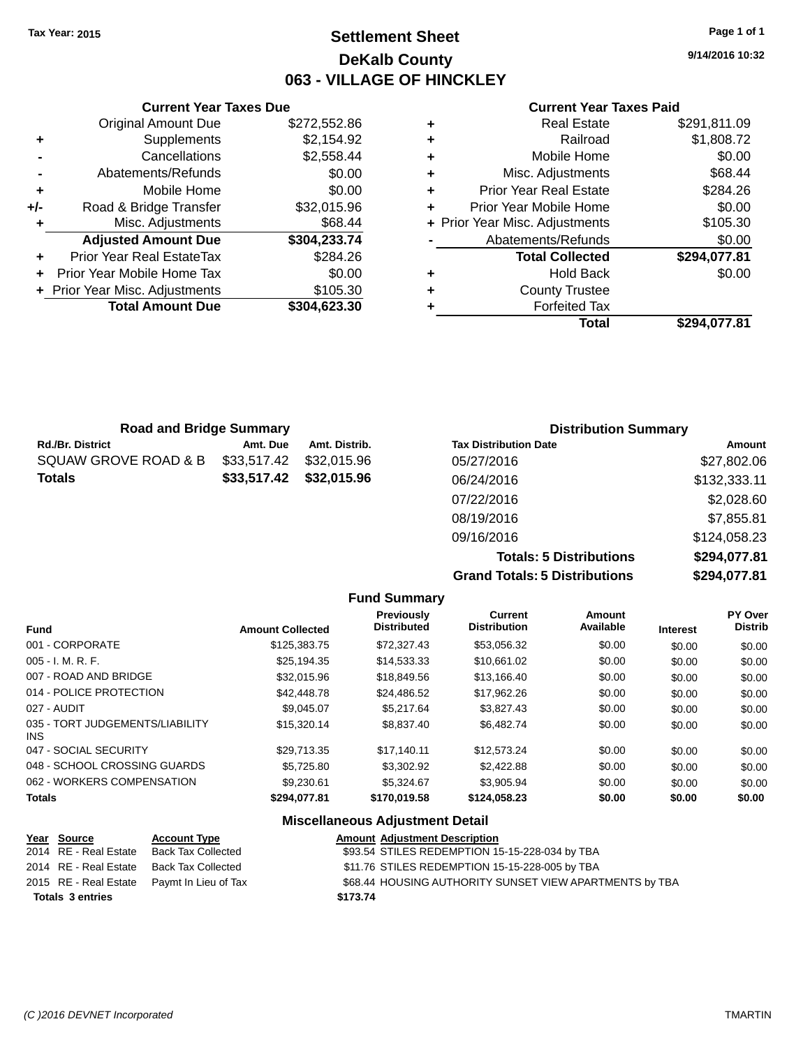Tax Year: 2015

# Settlement Sheet
## DeKalb County
## 063 - VILLAGE OF HINCKLEY

9/14/2016 10:32

### Current Year Taxes Due

| | | |
|---|---|---|
| | Original Amount Due | $272,552.86 |
| + | Supplements | $2,154.92 |
| - | Cancellations | $2,558.44 |
| - | Abatements/Refunds | $0.00 |
| + | Mobile Home | $0.00 |
| +/- | Road & Bridge Transfer | $32,015.96 |
| + | Misc. Adjustments | $68.44 |
| | **Adjusted Amount Due** | **$304,233.74** |
| + | Prior Year Real EstateTax | $284.26 |
| + | Prior Year Mobile Home Tax | $0.00 |
| + | Prior Year Misc. Adjustments | $105.30 |
| | **Total Amount Due** | **$304,623.30** |

### Current Year Taxes Paid

| | | |
|---|---|---|
| + | Real Estate | $291,811.09 |
| + | Railroad | $1,808.72 |
| + | Mobile Home | $0.00 |
| + | Misc. Adjustments | $68.44 |
| + | Prior Year Real Estate | $284.26 |
| + | Prior Year Mobile Home | $0.00 |
| + | Prior Year Misc. Adjustments | $105.30 |
| - | Abatements/Refunds | $0.00 |
| | **Total Collected** | **$294,077.81** |
| + | Hold Back | $0.00 |
| + | County Trustee | |
| + | Forfeited Tax | |
| | **Total** | **$294,077.81** |

### Road and Bridge Summary

| Rd./Br. District | Amt. Due | Amt. Distrib. |
|---|---|---|
| SQUAW GROVE ROAD & B | $33,517.42 | $32,015.96 |
| **Totals** | **$33,517.42** | **$32,015.96** |

### Distribution Summary

| Tax Distribution Date | Amount |
|---|---|
| 05/27/2016 | $27,802.06 |
| 06/24/2016 | $132,333.11 |
| 07/22/2016 | $2,028.60 |
| 08/19/2016 | $7,855.81 |
| 09/16/2016 | $124,058.23 |
| **Totals: 5 Distributions** | **$294,077.81** |
| **Grand Totals: 5 Distributions** | **$294,077.81** |

### Fund Summary

| Fund | Amount Collected | Previously Distributed | Current Distribution | Amount Available | Interest | PY Over Distrib |
|---|---|---|---|---|---|---|
| 001 - CORPORATE | $125,383.75 | $72,327.43 | $53,056.32 | $0.00 | $0.00 | $0.00 |
| 005 - I. M. R. F. | $25,194.35 | $14,533.33 | $10,661.02 | $0.00 | $0.00 | $0.00 |
| 007 - ROAD AND BRIDGE | $32,015.96 | $18,849.56 | $13,166.40 | $0.00 | $0.00 | $0.00 |
| 014 - POLICE PROTECTION | $42,448.78 | $24,486.52 | $17,962.26 | $0.00 | $0.00 | $0.00 |
| 027 - AUDIT | $9,045.07 | $5,217.64 | $3,827.43 | $0.00 | $0.00 | $0.00 |
| 035 - TORT JUDGEMENTS/LIABILITY INS | $15,320.14 | $8,837.40 | $6,482.74 | $0.00 | $0.00 | $0.00 |
| 047 - SOCIAL SECURITY | $29,713.35 | $17,140.11 | $12,573.24 | $0.00 | $0.00 | $0.00 |
| 048 - SCHOOL CROSSING GUARDS | $5,725.80 | $3,302.92 | $2,422.88 | $0.00 | $0.00 | $0.00 |
| 062 - WORKERS COMPENSATION | $9,230.61 | $5,324.67 | $3,905.94 | $0.00 | $0.00 | $0.00 |
| **Totals** | **$294,077.81** | **$170,019.58** | **$124,058.23** | **$0.00** | **$0.00** | **$0.00** |

### Miscellaneous Adjustment Detail

| Year | Source | Account Type | Amount | Adjustment Description |
|---|---|---|---|---|
| 2014 | RE - Real Estate | Back Tax Collected | $93.54 | STILES REDEMPTION 15-15-228-034 by TBA |
| 2014 | RE - Real Estate | Back Tax Collected | $11.76 | STILES REDEMPTION 15-15-228-005 by TBA |
| 2015 | RE - Real Estate | Paymt In Lieu of Tax | $68.44 | HOUSING AUTHORITY SUNSET VIEW APARTMENTS by TBA |
| **Totals** | **3 entries** | | **$173.74** | |

(C )2016 DEVNET Incorporated TMARTIN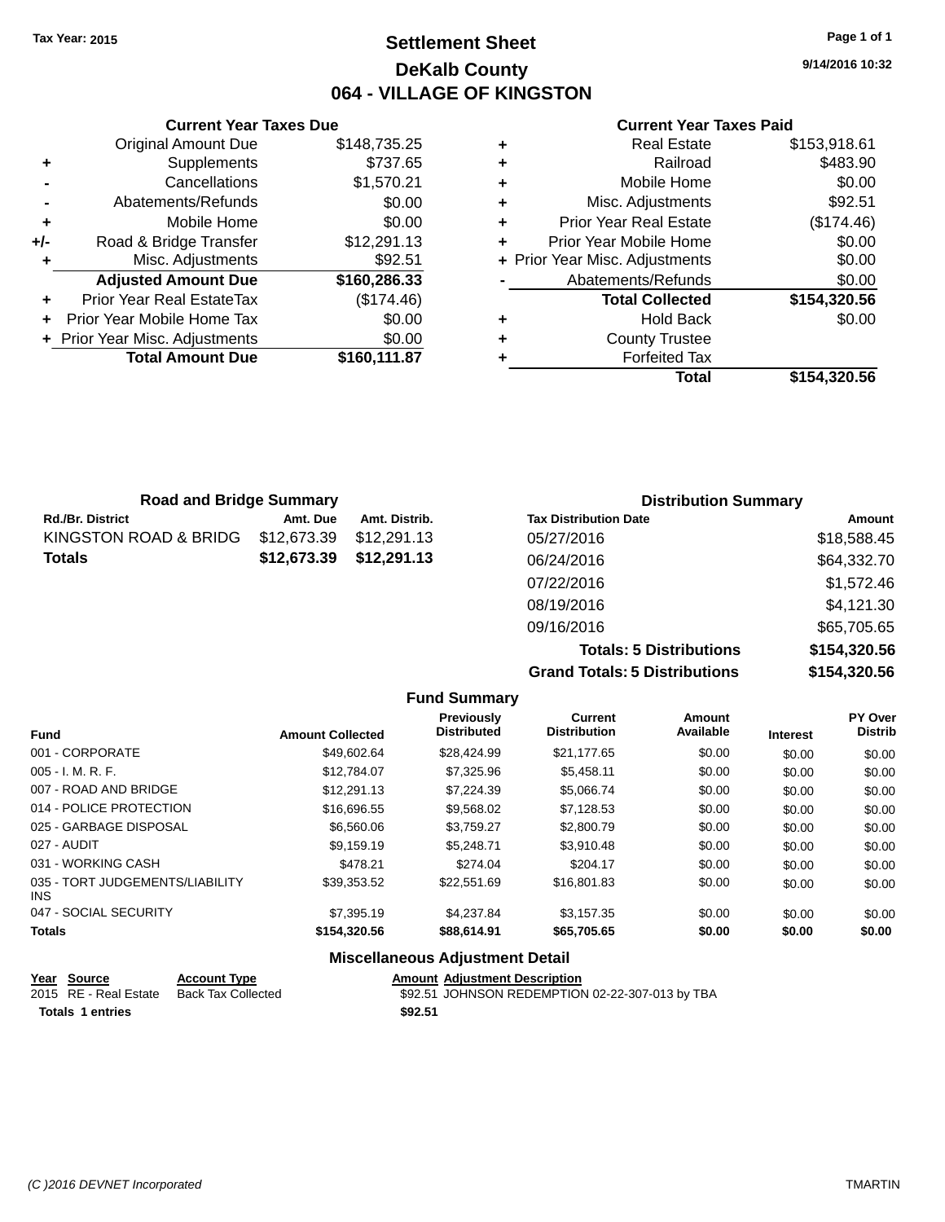Tax Year: 2015

# Settlement Sheet
## DeKalb County
## 064 - VILLAGE OF KINGSTON

9/14/2016 10:32

### Current Year Taxes Due

| | | |
|---|---|---|
| | Original Amount Due | $148,735.25 |
| + | Supplements | $737.65 |
| - | Cancellations | $1,570.21 |
| - | Abatements/Refunds | $0.00 |
| + | Mobile Home | $0.00 |
| +/- | Road & Bridge Transfer | $12,291.13 |
| + | Misc. Adjustments | $92.51 |
| | **Adjusted Amount Due** | **$160,286.33** |
| + | Prior Year Real EstateTax | ($174.46) |
| + | Prior Year Mobile Home Tax | $0.00 |
| + | Prior Year Misc. Adjustments | $0.00 |
| | **Total Amount Due** | **$160,111.87** |

### Current Year Taxes Paid

| | | |
|---|---|---|
| + | Real Estate | $153,918.61 |
| + | Railroad | $483.90 |
| + | Mobile Home | $0.00 |
| + | Misc. Adjustments | $92.51 |
| + | Prior Year Real Estate | ($174.46) |
| + | Prior Year Mobile Home | $0.00 |
| + | Prior Year Misc. Adjustments | $0.00 |
| - | Abatements/Refunds | $0.00 |
| | **Total Collected** | **$154,320.56** |
| + | Hold Back | $0.00 |
| + | County Trustee | |
| + | Forfeited Tax | |
| | **Total** | **$154,320.56** |

### Road and Bridge Summary

| Rd./Br. District | Amt. Due | Amt. Distrib. |
|---|---|---|
| KINGSTON ROAD & BRIDG | $12,673.39 | $12,291.13 |
| **Totals** | **$12,673.39** | **$12,291.13** |

### Distribution Summary

| Tax Distribution Date | Amount |
|---|---|
| 05/27/2016 | $18,588.45 |
| 06/24/2016 | $64,332.70 |
| 07/22/2016 | $1,572.46 |
| 08/19/2016 | $4,121.30 |
| 09/16/2016 | $65,705.65 |
| **Totals: 5 Distributions** | **$154,320.56** |
| **Grand Totals: 5 Distributions** | **$154,320.56** |

### Fund Summary

| Fund | Amount Collected | Previously Distributed | Current Distribution | Amount Available | Interest | PY Over Distrib |
|---|---|---|---|---|---|---|
| 001 - CORPORATE | $49,602.64 | $28,424.99 | $21,177.65 | $0.00 | $0.00 | $0.00 |
| 005 - I. M. R. F. | $12,784.07 | $7,325.96 | $5,458.11 | $0.00 | $0.00 | $0.00 |
| 007 - ROAD AND BRIDGE | $12,291.13 | $7,224.39 | $5,066.74 | $0.00 | $0.00 | $0.00 |
| 014 - POLICE PROTECTION | $16,696.55 | $9,568.02 | $7,128.53 | $0.00 | $0.00 | $0.00 |
| 025 - GARBAGE DISPOSAL | $6,560.06 | $3,759.27 | $2,800.79 | $0.00 | $0.00 | $0.00 |
| 027 - AUDIT | $9,159.19 | $5,248.71 | $3,910.48 | $0.00 | $0.00 | $0.00 |
| 031 - WORKING CASH | $478.21 | $274.04 | $204.17 | $0.00 | $0.00 | $0.00 |
| 035 - TORT JUDGEMENTS/LIABILITY INS | $39,353.52 | $22,551.69 | $16,801.83 | $0.00 | $0.00 | $0.00 |
| 047 - SOCIAL SECURITY | $7,395.19 | $4,237.84 | $3,157.35 | $0.00 | $0.00 | $0.00 |
| **Totals** | **$154,320.56** | **$88,614.91** | **$65,705.65** | **$0.00** | **$0.00** | **$0.00** |

### Miscellaneous Adjustment Detail

| Year | Source | Account Type | Amount | Adjustment Description |
|---|---|---|---|---|
| 2015 | RE - Real Estate | Back Tax Collected | $92.51 | JOHNSON REDEMPTION 02-22-307-013 by TBA |
| **Totals 1 entries** | | | **$92.51** | |

(C )2016 DEVNET Incorporated — TMARTIN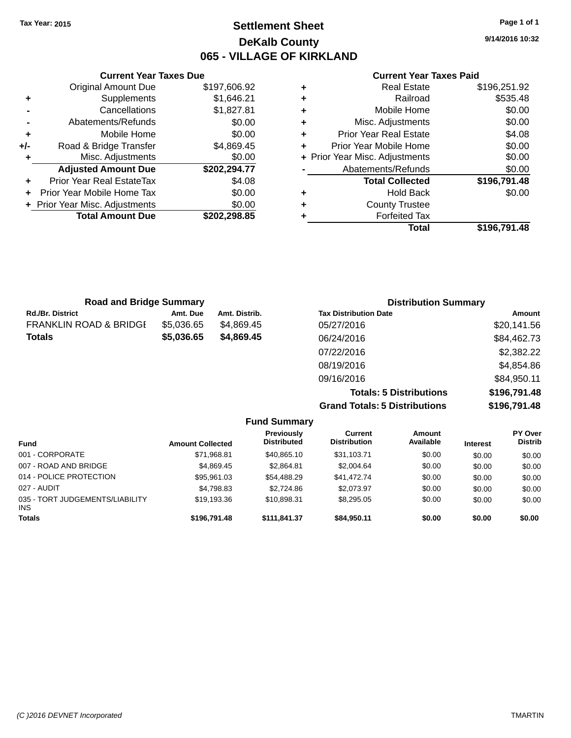Tax Year: 2015

# Settlement Sheet

## DeKalb County

## 065 - VILLAGE OF KIRKLAND

9/14/2016 10:32

### Current Year Taxes Due

| | | |
|---|---|---|
| | Original Amount Due | $197,606.92 |
| + | Supplements | $1,646.21 |
| - | Cancellations | $1,827.81 |
| - | Abatements/Refunds | $0.00 |
| + | Mobile Home | $0.00 |
| +/- | Road & Bridge Transfer | $4,869.45 |
| + | Misc. Adjustments | $0.00 |
| | **Adjusted Amount Due** | **$202,294.77** |
| + | Prior Year Real EstateTax | $4.08 |
| + | Prior Year Mobile Home Tax | $0.00 |
| + | Prior Year Misc. Adjustments | $0.00 |
| | **Total Amount Due** | **$202,298.85** |

### Current Year Taxes Paid

| | | |
|---|---|---|
| + | Real Estate | $196,251.92 |
| + | Railroad | $535.48 |
| + | Mobile Home | $0.00 |
| + | Misc. Adjustments | $0.00 |
| + | Prior Year Real Estate | $4.08 |
| + | Prior Year Mobile Home | $0.00 |
| + | Prior Year Misc. Adjustments | $0.00 |
| - | Abatements/Refunds | $0.00 |
| | **Total Collected** | **$196,791.48** |
| + | Hold Back | $0.00 |
| + | County Trustee | |
| + | Forfeited Tax | |
| | **Total** | **$196,791.48** |

### Road and Bridge Summary

| Rd./Br. District | Amt. Due | Amt. Distrib. |
|---|---|---|
| FRANKLIN ROAD & BRIDGE | $5,036.65 | $4,869.45 |
| **Totals** | **$5,036.65** | **$4,869.45** |

### Distribution Summary

| Tax Distribution Date | Amount |
|---|---|
| 05/27/2016 | $20,141.56 |
| 06/24/2016 | $84,462.73 |
| 07/22/2016 | $2,382.22 |
| 08/19/2016 | $4,854.86 |
| 09/16/2016 | $84,950.11 |
| **Totals: 5 Distributions** | **$196,791.48** |
| **Grand Totals: 5 Distributions** | **$196,791.48** |

### Fund Summary

| Fund | Amount Collected | Previously Distributed | Current Distribution | Amount Available | Interest | PY Over Distrib |
|---|---|---|---|---|---|---|
| 001 - CORPORATE | $71,968.81 | $40,865.10 | $31,103.71 | $0.00 | $0.00 | $0.00 |
| 007 - ROAD AND BRIDGE | $4,869.45 | $2,864.81 | $2,004.64 | $0.00 | $0.00 | $0.00 |
| 014 - POLICE PROTECTION | $95,961.03 | $54,488.29 | $41,472.74 | $0.00 | $0.00 | $0.00 |
| 027 - AUDIT | $4,798.83 | $2,724.86 | $2,073.97 | $0.00 | $0.00 | $0.00 |
| 035 - TORT JUDGEMENTS/LIABILITY INS | $19,193.36 | $10,898.31 | $8,295.05 | $0.00 | $0.00 | $0.00 |
| **Totals** | **$196,791.48** | **$111,841.37** | **$84,950.11** | **$0.00** | **$0.00** | **$0.00** |

(C )2016 DEVNET Incorporated — TMARTIN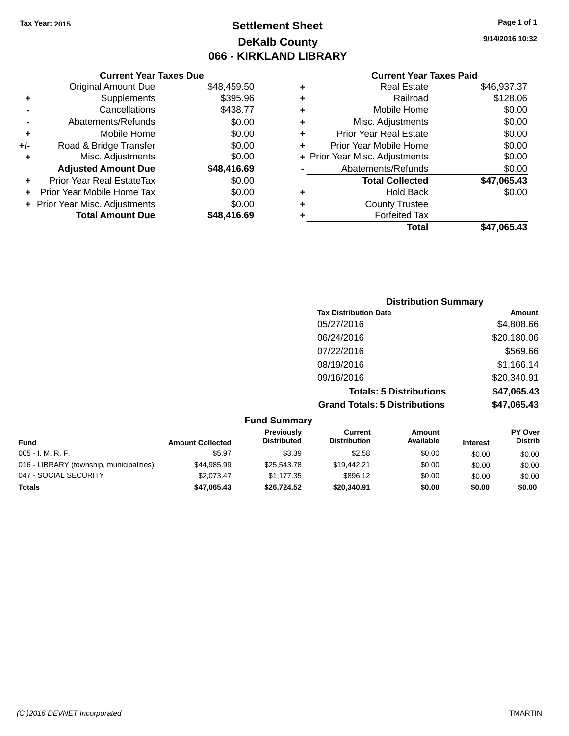Tax Year: 2015

# Settlement Sheet

## DeKalb County

## 066 - KIRKLAND LIBRARY

9/14/2016 10:32

### Current Year Taxes Due

| | | |
|---|---|---|
| | Original Amount Due | $48,459.50 |
| + | Supplements | $395.96 |
| - | Cancellations | $438.77 |
| - | Abatements/Refunds | $0.00 |
| + | Mobile Home | $0.00 |
| +/- | Road & Bridge Transfer | $0.00 |
| + | Misc. Adjustments | $0.00 |
| | **Adjusted Amount Due** | **$48,416.69** |
| + | Prior Year Real EstateTax | $0.00 |
| + | Prior Year Mobile Home Tax | $0.00 |
| + | Prior Year Misc. Adjustments | $0.00 |
| | **Total Amount Due** | **$48,416.69** |

### Current Year Taxes Paid

| | | |
|---|---|---|
| + | Real Estate | $46,937.37 |
| + | Railroad | $128.06 |
| + | Mobile Home | $0.00 |
| + | Misc. Adjustments | $0.00 |
| + | Prior Year Real Estate | $0.00 |
| + | Prior Year Mobile Home | $0.00 |
| + | Prior Year Misc. Adjustments | $0.00 |
| - | Abatements/Refunds | $0.00 |
| | **Total Collected** | **$47,065.43** |
| + | Hold Back | $0.00 |
| + | County Trustee | |
| + | Forfeited Tax | |
| | **Total** | **$47,065.43** |

### Distribution Summary

| Tax Distribution Date | Amount |
|---|---|
| 05/27/2016 | $4,808.66 |
| 06/24/2016 | $20,180.06 |
| 07/22/2016 | $569.66 |
| 08/19/2016 | $1,166.14 |
| 09/16/2016 | $20,340.91 |
| **Totals: 5 Distributions** | **$47,065.43** |
| **Grand Totals: 5 Distributions** | **$47,065.43** |

### Fund Summary

| Fund | Amount Collected | Previously Distributed | Current Distribution | Amount Available | Interest | PY Over Distrib |
|---|---|---|---|---|---|---|
| 005 - I. M. R. F. | $5.97 | $3.39 | $2.58 | $0.00 | $0.00 | $0.00 |
| 016 - LIBRARY (township, municipalities) | $44,985.99 | $25,543.78 | $19,442.21 | $0.00 | $0.00 | $0.00 |
| 047 - SOCIAL SECURITY | $2,073.47 | $1,177.35 | $896.12 | $0.00 | $0.00 | $0.00 |
| **Totals** | **$47,065.43** | **$26,724.52** | **$20,340.91** | **$0.00** | **$0.00** | **$0.00** |

(C )2016 DEVNET Incorporated — TMARTIN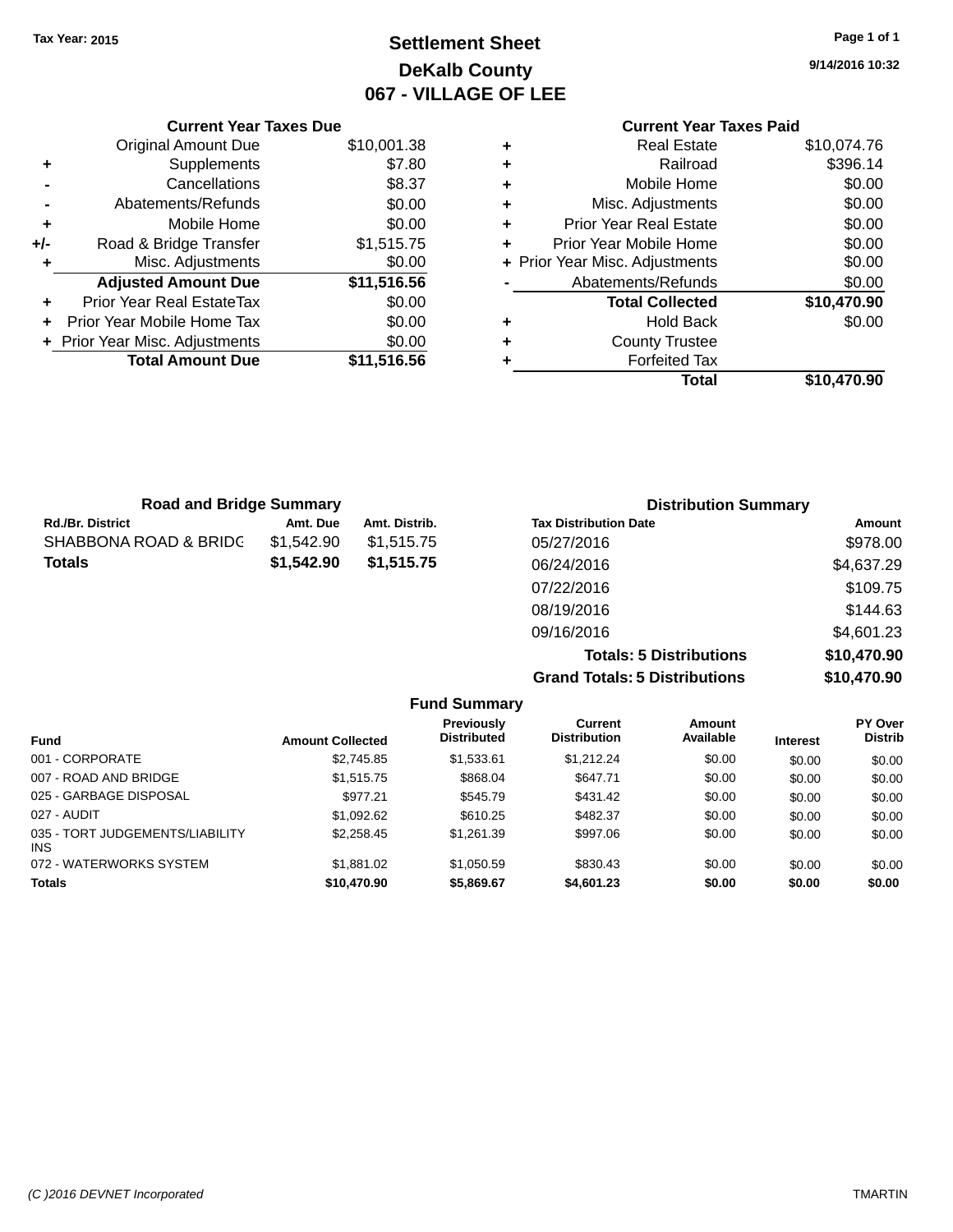Tax Year: 2015

# Settlement Sheet
## DeKalb County
## 067 - VILLAGE OF LEE

9/14/2016 10:32

### Current Year Taxes Due

| | | |
|---|---|---|
| | Original Amount Due | $10,001.38 |
| + | Supplements | $7.80 |
| - | Cancellations | $8.37 |
| - | Abatements/Refunds | $0.00 |
| + | Mobile Home | $0.00 |
| +/- | Road & Bridge Transfer | $1,515.75 |
| + | Misc. Adjustments | $0.00 |
| | **Adjusted Amount Due** | **$11,516.56** |
| + | Prior Year Real EstateTax | $0.00 |
| + | Prior Year Mobile Home Tax | $0.00 |
| + | Prior Year Misc. Adjustments | $0.00 |
| | **Total Amount Due** | **$11,516.56** |

### Current Year Taxes Paid

| | | |
|---|---|---|
| + | Real Estate | $10,074.76 |
| + | Railroad | $396.14 |
| + | Mobile Home | $0.00 |
| + | Misc. Adjustments | $0.00 |
| + | Prior Year Real Estate | $0.00 |
| + | Prior Year Mobile Home | $0.00 |
| + | Prior Year Misc. Adjustments | $0.00 |
| - | Abatements/Refunds | $0.00 |
| | **Total Collected** | **$10,470.90** |
| + | Hold Back | $0.00 |
| + | County Trustee | |
| + | Forfeited Tax | |
| | **Total** | **$10,470.90** |

### Road and Bridge Summary

| Rd./Br. District | Amt. Due | Amt. Distrib. |
|---|---|---|
| SHABBONA ROAD & BRIDG | $1,542.90 | $1,515.75 |
| **Totals** | **$1,542.90** | **$1,515.75** |

### Distribution Summary

| Tax Distribution Date | Amount |
|---|---|
| 05/27/2016 | $978.00 |
| 06/24/2016 | $4,637.29 |
| 07/22/2016 | $109.75 |
| 08/19/2016 | $144.63 |
| 09/16/2016 | $4,601.23 |
| **Totals: 5 Distributions** | **$10,470.90** |
| **Grand Totals: 5 Distributions** | **$10,470.90** |

### Fund Summary

| Fund | Amount Collected | Previously Distributed | Current Distribution | Amount Available | Interest | PY Over Distrib |
|---|---|---|---|---|---|---|
| 001 - CORPORATE | $2,745.85 | $1,533.61 | $1,212.24 | $0.00 | $0.00 | $0.00 |
| 007 - ROAD AND BRIDGE | $1,515.75 | $868.04 | $647.71 | $0.00 | $0.00 | $0.00 |
| 025 - GARBAGE DISPOSAL | $977.21 | $545.79 | $431.42 | $0.00 | $0.00 | $0.00 |
| 027 - AUDIT | $1,092.62 | $610.25 | $482.37 | $0.00 | $0.00 | $0.00 |
| 035 - TORT JUDGEMENTS/LIABILITY INS | $2,258.45 | $1,261.39 | $997.06 | $0.00 | $0.00 | $0.00 |
| 072 - WATERWORKS SYSTEM | $1,881.02 | $1,050.59 | $830.43 | $0.00 | $0.00 | $0.00 |
| **Totals** | **$10,470.90** | **$5,869.67** | **$4,601.23** | **$0.00** | **$0.00** | **$0.00** |

(C )2016 DEVNET Incorporated TMARTIN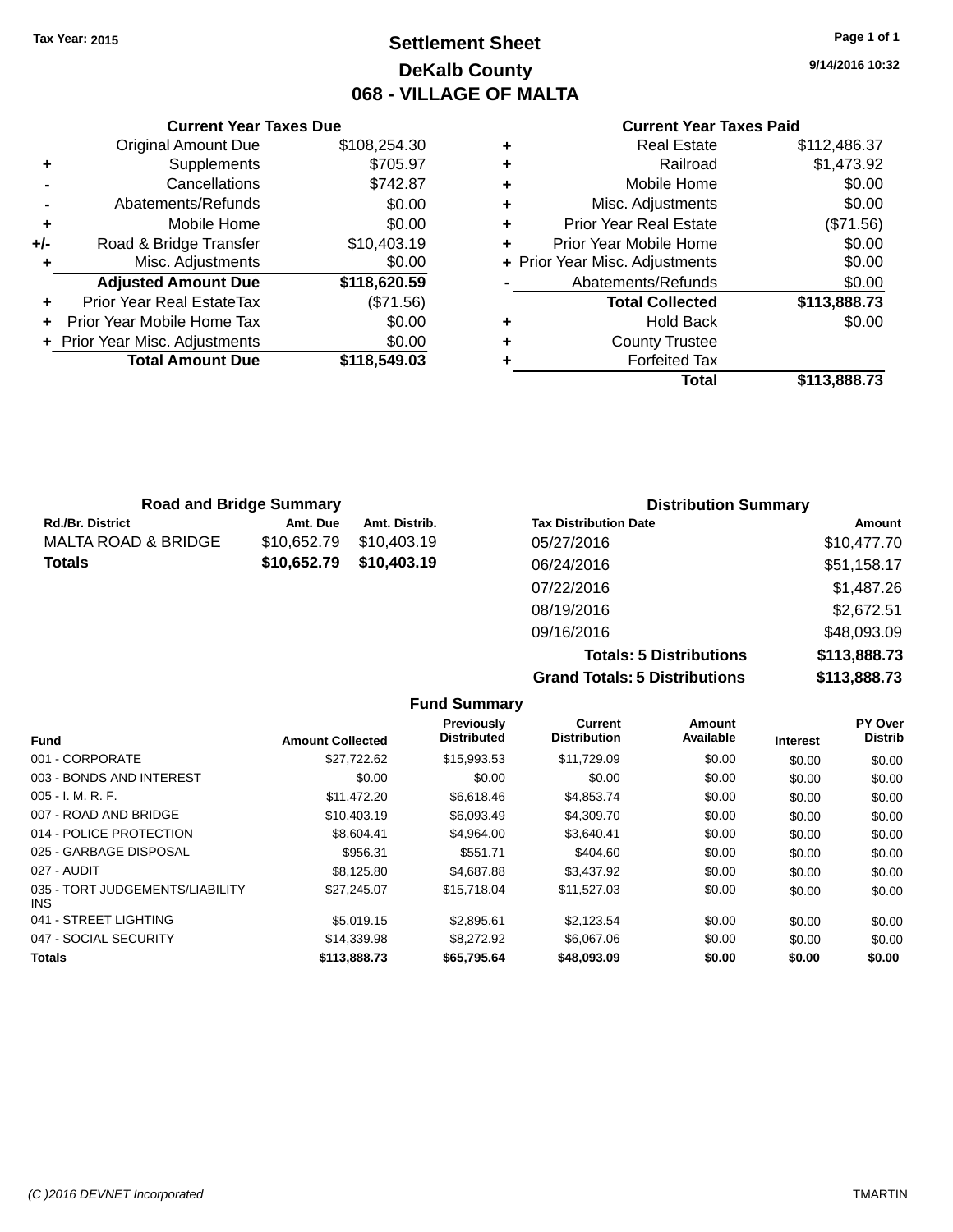Tax Year: 2015

# Settlement Sheet
## DeKalb County
## 068 - VILLAGE OF MALTA

9/14/2016 10:32

### Current Year Taxes Due

| | | |
|---|---|---|
| | Original Amount Due | $108,254.30 |
| + | Supplements | $705.97 |
| - | Cancellations | $742.87 |
| - | Abatements/Refunds | $0.00 |
| + | Mobile Home | $0.00 |
| +/- | Road & Bridge Transfer | $10,403.19 |
| + | Misc. Adjustments | $0.00 |
| | **Adjusted Amount Due** | **$118,620.59** |
| + | Prior Year Real EstateTax | ($71.56) |
| + | Prior Year Mobile Home Tax | $0.00 |
| + | Prior Year Misc. Adjustments | $0.00 |
| | **Total Amount Due** | **$118,549.03** |

### Current Year Taxes Paid

| | | |
|---|---|---|
| + | Real Estate | $112,486.37 |
| + | Railroad | $1,473.92 |
| + | Mobile Home | $0.00 |
| + | Misc. Adjustments | $0.00 |
| + | Prior Year Real Estate | ($71.56) |
| + | Prior Year Mobile Home | $0.00 |
| + | Prior Year Misc. Adjustments | $0.00 |
| - | Abatements/Refunds | $0.00 |
| | **Total Collected** | **$113,888.73** |
| + | Hold Back | $0.00 |
| + | County Trustee | |
| + | Forfeited Tax | |
| | **Total** | **$113,888.73** |

### Road and Bridge Summary

| Rd./Br. District | Amt. Due | Amt. Distrib. |
|---|---|---|
| MALTA ROAD & BRIDGE | $10,652.79 | $10,403.19 |
| **Totals** | **$10,652.79** | **$10,403.19** |

### Distribution Summary

| Tax Distribution Date | Amount |
|---|---|
| 05/27/2016 | $10,477.70 |
| 06/24/2016 | $51,158.17 |
| 07/22/2016 | $1,487.26 |
| 08/19/2016 | $2,672.51 |
| 09/16/2016 | $48,093.09 |
| **Totals: 5 Distributions** | **$113,888.73** |
| **Grand Totals: 5 Distributions** | **$113,888.73** |

### Fund Summary

| Fund | Amount Collected | Previously Distributed | Current Distribution | Amount Available | Interest | PY Over Distrib |
|---|---|---|---|---|---|---|
| 001 - CORPORATE | $27,722.62 | $15,993.53 | $11,729.09 | $0.00 | $0.00 | $0.00 |
| 003 - BONDS AND INTEREST | $0.00 | $0.00 | $0.00 | $0.00 | $0.00 | $0.00 |
| 005 - I. M. R. F. | $11,472.20 | $6,618.46 | $4,853.74 | $0.00 | $0.00 | $0.00 |
| 007 - ROAD AND BRIDGE | $10,403.19 | $6,093.49 | $4,309.70 | $0.00 | $0.00 | $0.00 |
| 014 - POLICE PROTECTION | $8,604.41 | $4,964.00 | $3,640.41 | $0.00 | $0.00 | $0.00 |
| 025 - GARBAGE DISPOSAL | $956.31 | $551.71 | $404.60 | $0.00 | $0.00 | $0.00 |
| 027 - AUDIT | $8,125.80 | $4,687.88 | $3,437.92 | $0.00 | $0.00 | $0.00 |
| 035 - TORT JUDGEMENTS/LIABILITY INS | $27,245.07 | $15,718.04 | $11,527.03 | $0.00 | $0.00 | $0.00 |
| 041 - STREET LIGHTING | $5,019.15 | $2,895.61 | $2,123.54 | $0.00 | $0.00 | $0.00 |
| 047 - SOCIAL SECURITY | $14,339.98 | $8,272.92 | $6,067.06 | $0.00 | $0.00 | $0.00 |
| **Totals** | **$113,888.73** | **$65,795.64** | **$48,093.09** | **$0.00** | **$0.00** | **$0.00** |

(C )2016 DEVNET Incorporated — TMARTIN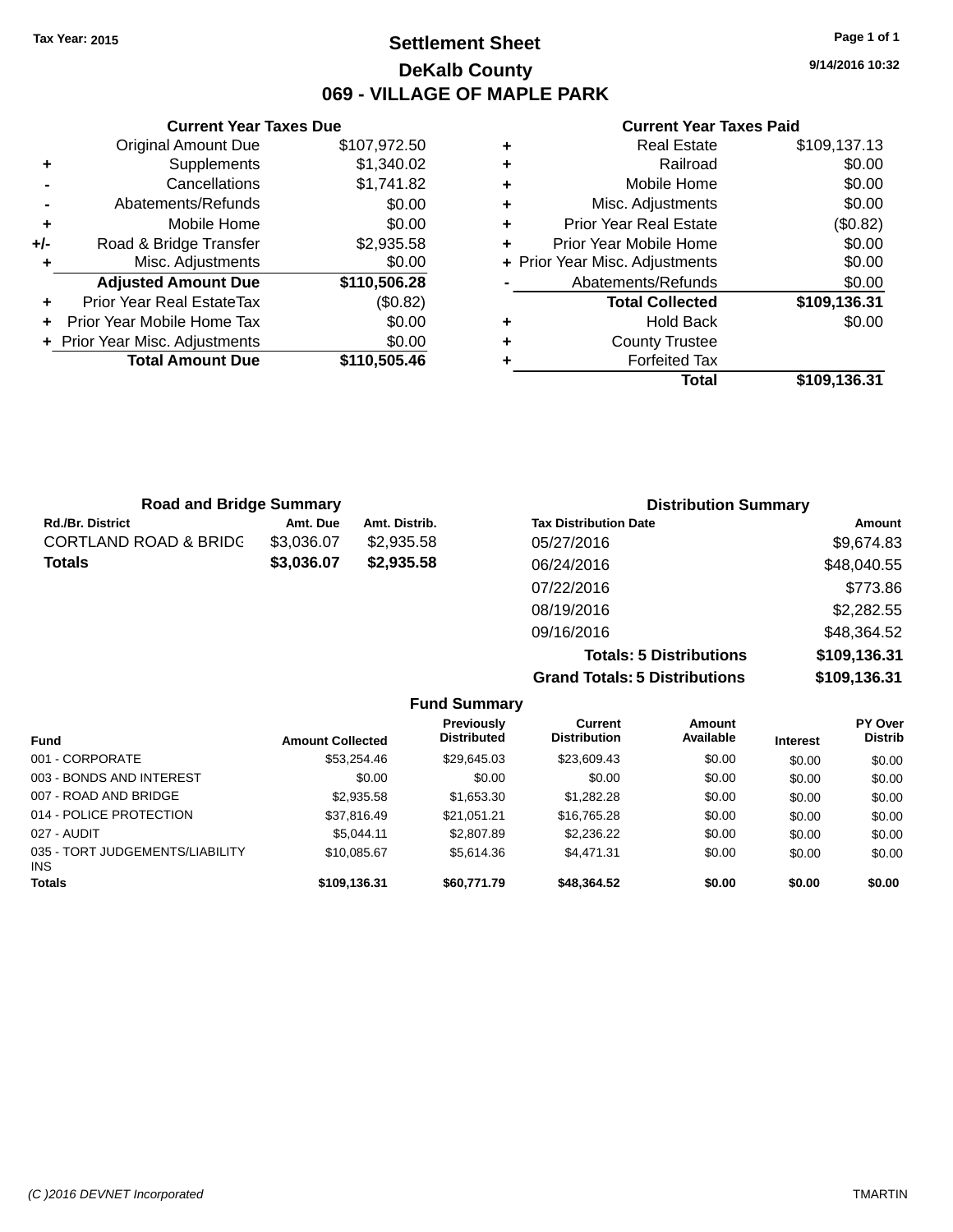Tax Year: 2015

# Settlement Sheet

## DeKalb County

## 069 - VILLAGE OF MAPLE PARK

9/14/2016 10:32

### Current Year Taxes Due

| | | |
|---|---|---|
| | Original Amount Due | $107,972.50 |
| + | Supplements | $1,340.02 |
| - | Cancellations | $1,741.82 |
| - | Abatements/Refunds | $0.00 |
| + | Mobile Home | $0.00 |
| +/- | Road & Bridge Transfer | $2,935.58 |
| + | Misc. Adjustments | $0.00 |
| | **Adjusted Amount Due** | **$110,506.28** |
| + | Prior Year Real EstateTax | ($0.82) |
| + | Prior Year Mobile Home Tax | $0.00 |
| + | Prior Year Misc. Adjustments | $0.00 |
| | **Total Amount Due** | **$110,505.46** |

### Current Year Taxes Paid

| | | |
|---|---|---|
| + | Real Estate | $109,137.13 |
| + | Railroad | $0.00 |
| + | Mobile Home | $0.00 |
| + | Misc. Adjustments | $0.00 |
| + | Prior Year Real Estate | ($0.82) |
| + | Prior Year Mobile Home | $0.00 |
| + | Prior Year Misc. Adjustments | $0.00 |
| - | Abatements/Refunds | $0.00 |
| | **Total Collected** | **$109,136.31** |
| + | Hold Back | $0.00 |
| + | County Trustee | |
| + | Forfeited Tax | |
| | **Total** | **$109,136.31** |

### Road and Bridge Summary

| Rd./Br. District | Amt. Due | Amt. Distrib. |
|---|---|---|
| CORTLAND ROAD & BRIDG | $3,036.07 | $2,935.58 |
| **Totals** | **$3,036.07** | **$2,935.58** |

### Distribution Summary

| Tax Distribution Date | Amount |
|---|---|
| 05/27/2016 | $9,674.83 |
| 06/24/2016 | $48,040.55 |
| 07/22/2016 | $773.86 |
| 08/19/2016 | $2,282.55 |
| 09/16/2016 | $48,364.52 |
| **Totals: 5 Distributions** | **$109,136.31** |
| **Grand Totals: 5 Distributions** | **$109,136.31** |

### Fund Summary

| Fund | Amount Collected | Previously Distributed | Current Distribution | Amount Available | Interest | PY Over Distrib |
|---|---|---|---|---|---|---|
| 001 - CORPORATE | $53,254.46 | $29,645.03 | $23,609.43 | $0.00 | $0.00 | $0.00 |
| 003 - BONDS AND INTEREST | $0.00 | $0.00 | $0.00 | $0.00 | $0.00 | $0.00 |
| 007 - ROAD AND BRIDGE | $2,935.58 | $1,653.30 | $1,282.28 | $0.00 | $0.00 | $0.00 |
| 014 - POLICE PROTECTION | $37,816.49 | $21,051.21 | $16,765.28 | $0.00 | $0.00 | $0.00 |
| 027 - AUDIT | $5,044.11 | $2,807.89 | $2,236.22 | $0.00 | $0.00 | $0.00 |
| 035 - TORT JUDGEMENTS/LIABILITY INS | $10,085.67 | $5,614.36 | $4,471.31 | $0.00 | $0.00 | $0.00 |
| **Totals** | **$109,136.31** | **$60,771.79** | **$48,364.52** | **$0.00** | **$0.00** | **$0.00** |

(C )2016 DEVNET Incorporated TMARTIN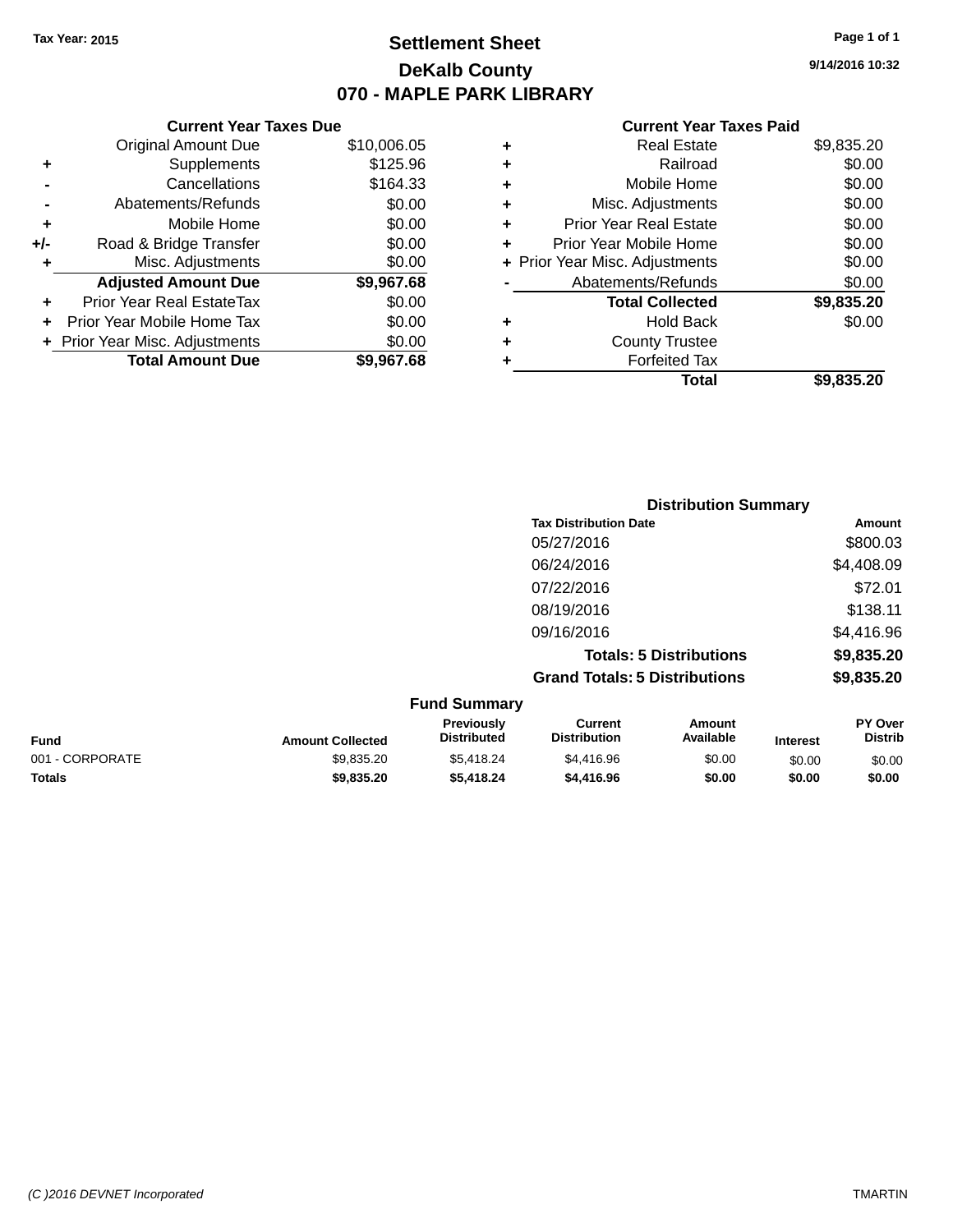Tax Year: 2015

# Settlement Sheet

## DeKalb County

## 070 - MAPLE PARK LIBRARY

9/14/2016 10:32

### Current Year Taxes Due

| | | |
|---|---|---|
| | Original Amount Due | $10,006.05 |
| + | Supplements | $125.96 |
| - | Cancellations | $164.33 |
| - | Abatements/Refunds | $0.00 |
| + | Mobile Home | $0.00 |
| +/- | Road & Bridge Transfer | $0.00 |
| + | Misc. Adjustments | $0.00 |
| | **Adjusted Amount Due** | **$9,967.68** |
| + | Prior Year Real EstateTax | $0.00 |
| + | Prior Year Mobile Home Tax | $0.00 |
| + | Prior Year Misc. Adjustments | $0.00 |
| | **Total Amount Due** | **$9,967.68** |

### Current Year Taxes Paid

| | | |
|---|---|---|
| + | Real Estate | $9,835.20 |
| + | Railroad | $0.00 |
| + | Mobile Home | $0.00 |
| + | Misc. Adjustments | $0.00 |
| + | Prior Year Real Estate | $0.00 |
| + | Prior Year Mobile Home | $0.00 |
| + | Prior Year Misc. Adjustments | $0.00 |
| - | Abatements/Refunds | $0.00 |
| | **Total Collected** | **$9,835.20** |
| + | Hold Back | $0.00 |
| + | County Trustee | |
| + | Forfeited Tax | |
| | **Total** | **$9,835.20** |

### Distribution Summary

| Tax Distribution Date | Amount |
|---|---|
| 05/27/2016 | $800.03 |
| 06/24/2016 | $4,408.09 |
| 07/22/2016 | $72.01 |
| 08/19/2016 | $138.11 |
| 09/16/2016 | $4,416.96 |
| **Totals: 5 Distributions** | **$9,835.20** |
| **Grand Totals: 5 Distributions** | **$9,835.20** |

### Fund Summary

| Fund | Amount Collected | Previously Distributed | Current Distribution | Amount Available | Interest | PY Over Distrib |
|---|---|---|---|---|---|---|
| 001 - CORPORATE | $9,835.20 | $5,418.24 | $4,416.96 | $0.00 | $0.00 | $0.00 |
| **Totals** | **$9,835.20** | **$5,418.24** | **$4,416.96** | **$0.00** | **$0.00** | **$0.00** |

(C )2016 DEVNET Incorporated TMARTIN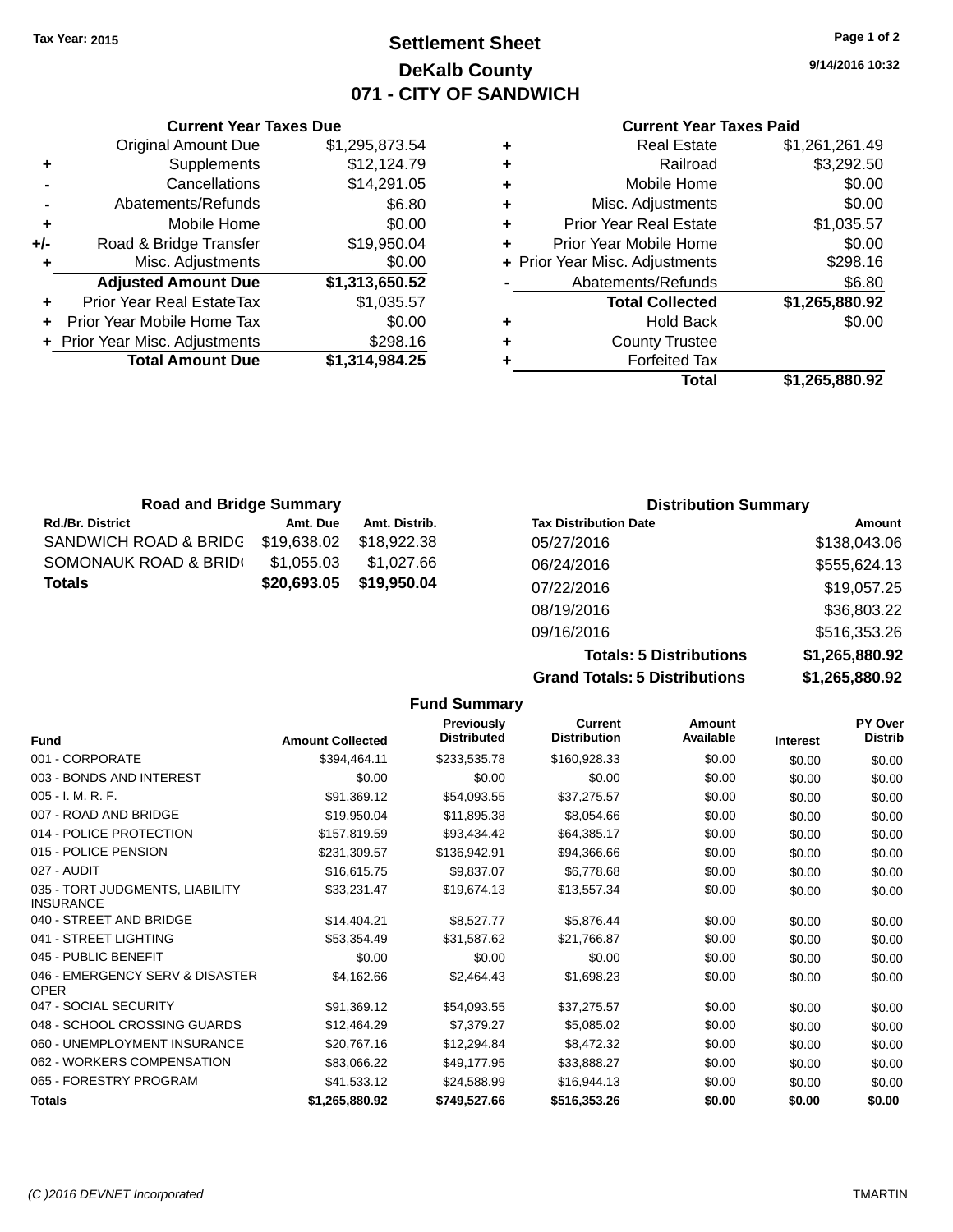Tax Year: 2015

# Settlement Sheet

## DeKalb County

## 071 - CITY OF SANDWICH

9/14/2016 10:32

### Current Year Taxes Due

| | | |
|---|---|---|
| | Original Amount Due | $1,295,873.54 |
| + | Supplements | $12,124.79 |
| - | Cancellations | $14,291.05 |
| - | Abatements/Refunds | $6.80 |
| + | Mobile Home | $0.00 |
| +/- | Road & Bridge Transfer | $19,950.04 |
| + | Misc. Adjustments | $0.00 |
| | **Adjusted Amount Due** | **$1,313,650.52** |
| + | Prior Year Real EstateTax | $1,035.57 |
| + | Prior Year Mobile Home Tax | $0.00 |
| + | Prior Year Misc. Adjustments | $298.16 |
| | **Total Amount Due** | **$1,314,984.25** |

### Current Year Taxes Paid

| | | |
|---|---|---|
| + | Real Estate | $1,261,261.49 |
| + | Railroad | $3,292.50 |
| + | Mobile Home | $0.00 |
| + | Misc. Adjustments | $0.00 |
| + | Prior Year Real Estate | $1,035.57 |
| + | Prior Year Mobile Home | $0.00 |
| + | Prior Year Misc. Adjustments | $298.16 |
| - | Abatements/Refunds | $6.80 |
| | **Total Collected** | **$1,265,880.92** |
| + | Hold Back | $0.00 |
| + | County Trustee | |
| + | Forfeited Tax | |
| | **Total** | **$1,265,880.92** |

### Road and Bridge Summary

| Rd./Br. District | Amt. Due | Amt. Distrib. |
|---|---|---|
| SANDWICH ROAD & BRIDG | $19,638.02 | $18,922.38 |
| SOMONAUK ROAD & BRIDG | $1,055.03 | $1,027.66 |
| **Totals** | **$20,693.05** | **$19,950.04** |

### Distribution Summary

| Tax Distribution Date | Amount |
|---|---|
| 05/27/2016 | $138,043.06 |
| 06/24/2016 | $555,624.13 |
| 07/22/2016 | $19,057.25 |
| 08/19/2016 | $36,803.22 |
| 09/16/2016 | $516,353.26 |
| **Totals: 5 Distributions** | **$1,265,880.92** |
| **Grand Totals: 5 Distributions** | **$1,265,880.92** |

### Fund Summary

| Fund | Amount Collected | Previously Distributed | Current Distribution | Amount Available | Interest | PY Over Distrib |
|---|---|---|---|---|---|---|
| 001 - CORPORATE | $394,464.11 | $233,535.78 | $160,928.33 | $0.00 | $0.00 | $0.00 |
| 003 - BONDS AND INTEREST | $0.00 | $0.00 | $0.00 | $0.00 | $0.00 | $0.00 |
| 005 - I. M. R. F. | $91,369.12 | $54,093.55 | $37,275.57 | $0.00 | $0.00 | $0.00 |
| 007 - ROAD AND BRIDGE | $19,950.04 | $11,895.38 | $8,054.66 | $0.00 | $0.00 | $0.00 |
| 014 - POLICE PROTECTION | $157,819.59 | $93,434.42 | $64,385.17 | $0.00 | $0.00 | $0.00 |
| 015 - POLICE PENSION | $231,309.57 | $136,942.91 | $94,366.66 | $0.00 | $0.00 | $0.00 |
| 027 - AUDIT | $16,615.75 | $9,837.07 | $6,778.68 | $0.00 | $0.00 | $0.00 |
| 035 - TORT JUDGMENTS, LIABILITY INSURANCE | $33,231.47 | $19,674.13 | $13,557.34 | $0.00 | $0.00 | $0.00 |
| 040 - STREET AND BRIDGE | $14,404.21 | $8,527.77 | $5,876.44 | $0.00 | $0.00 | $0.00 |
| 041 - STREET LIGHTING | $53,354.49 | $31,587.62 | $21,766.87 | $0.00 | $0.00 | $0.00 |
| 045 - PUBLIC BENEFIT | $0.00 | $0.00 | $0.00 | $0.00 | $0.00 | $0.00 |
| 046 - EMERGENCY SERV & DISASTER OPER | $4,162.66 | $2,464.43 | $1,698.23 | $0.00 | $0.00 | $0.00 |
| 047 - SOCIAL SECURITY | $91,369.12 | $54,093.55 | $37,275.57 | $0.00 | $0.00 | $0.00 |
| 048 - SCHOOL CROSSING GUARDS | $12,464.29 | $7,379.27 | $5,085.02 | $0.00 | $0.00 | $0.00 |
| 060 - UNEMPLOYMENT INSURANCE | $20,767.16 | $12,294.84 | $8,472.32 | $0.00 | $0.00 | $0.00 |
| 062 - WORKERS COMPENSATION | $83,066.22 | $49,177.95 | $33,888.27 | $0.00 | $0.00 | $0.00 |
| 065 - FORESTRY PROGRAM | $41,533.12 | $24,588.99 | $16,944.13 | $0.00 | $0.00 | $0.00 |
| **Totals** | **$1,265,880.92** | **$749,527.66** | **$516,353.26** | **$0.00** | **$0.00** | **$0.00** |

(C )2016 DEVNET Incorporated TMARTIN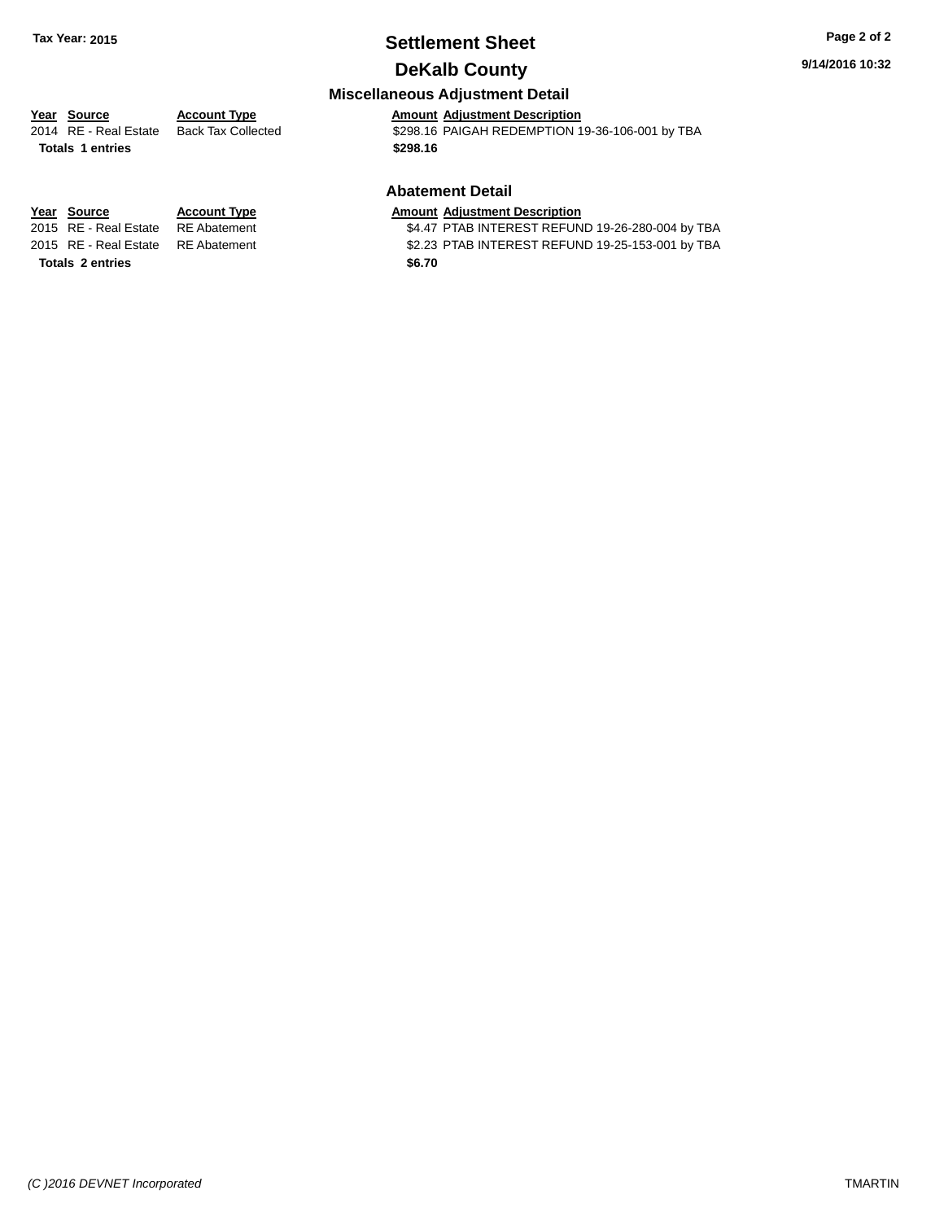**Tax Year: 2015**

# Settlement Sheet

## DeKalb County

**9/14/2016 10:32**

### Miscellaneous Adjustment Detail

| Year | Source | Account Type | Amount | Adjustment Description |
|---|---|---|---|---|
| 2014 | RE - Real Estate | Back Tax Collected | $298.16 | PAIGAH REDEMPTION 19-36-106-001 by TBA |
| **Totals** | **1 entries** | | **$298.16** | |

### Abatement Detail

| Year | Source | Account Type | Amount | Adjustment Description |
|---|---|---|---|---|
| 2015 | RE - Real Estate | RE Abatement | $4.47 | PTAB INTEREST REFUND 19-26-280-004 by TBA |
| 2015 | RE - Real Estate | RE Abatement | $2.23 | PTAB INTEREST REFUND 19-25-153-001 by TBA |
| **Totals** | **2 entries** | | **$6.70** | |

*(C )2016 DEVNET Incorporated* TMARTIN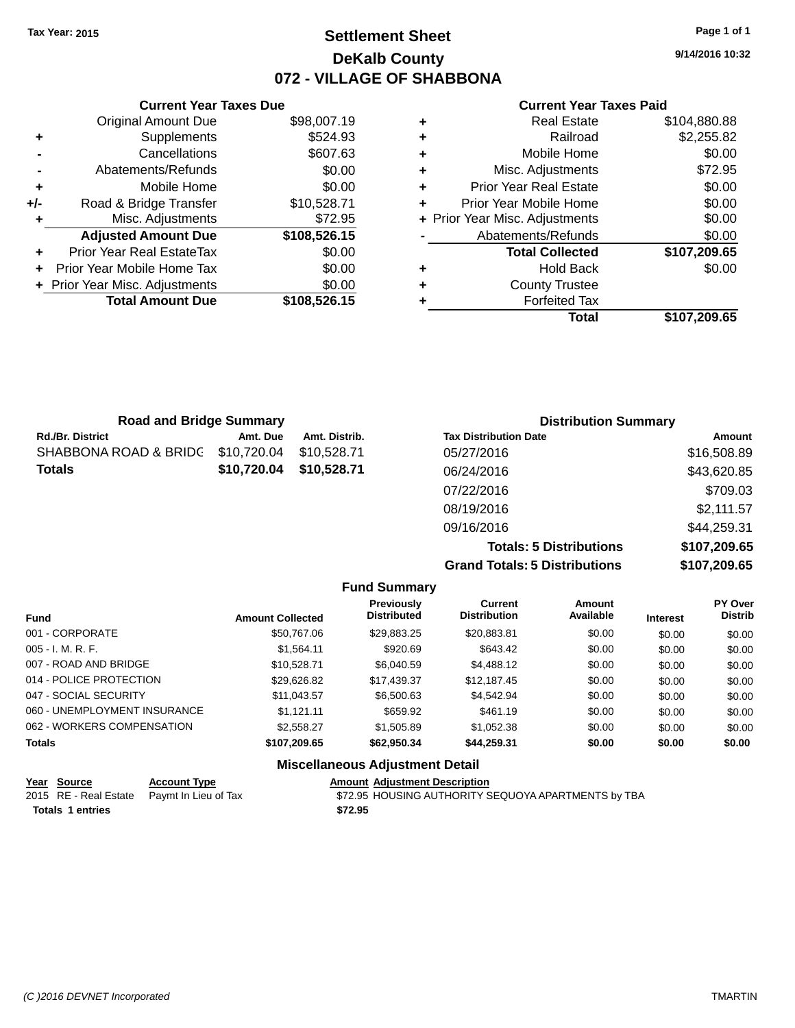**Tax Year: 2015**

# Settlement Sheet
## DeKalb County
## 072 - VILLAGE OF SHABBONA

9/14/2016 10:32

### Current Year Taxes Due

| | | |
|---|---|---|
| | Original Amount Due | $98,007.19 |
| + | Supplements | $524.93 |
| - | Cancellations | $607.63 |
| - | Abatements/Refunds | $0.00 |
| + | Mobile Home | $0.00 |
| +/- | Road & Bridge Transfer | $10,528.71 |
| + | Misc. Adjustments | $72.95 |
| | **Adjusted Amount Due** | **$108,526.15** |
| + | Prior Year Real EstateTax | $0.00 |
| + | Prior Year Mobile Home Tax | $0.00 |
| + | Prior Year Misc. Adjustments | $0.00 |
| | **Total Amount Due** | **$108,526.15** |

### Current Year Taxes Paid

| | | |
|---|---|---|
| + | Real Estate | $104,880.88 |
| + | Railroad | $2,255.82 |
| + | Mobile Home | $0.00 |
| + | Misc. Adjustments | $72.95 |
| + | Prior Year Real Estate | $0.00 |
| + | Prior Year Mobile Home | $0.00 |
| + | Prior Year Misc. Adjustments | $0.00 |
| - | Abatements/Refunds | $0.00 |
| | **Total Collected** | **$107,209.65** |
| + | Hold Back | $0.00 |
| + | County Trustee | |
| + | Forfeited Tax | |
| | **Total** | **$107,209.65** |

### Road and Bridge Summary

| Rd./Br. District | Amt. Due | Amt. Distrib. |
|---|---|---|
| SHABBONA ROAD & BRIDG | $10,720.04 | $10,528.71 |
| **Totals** | **$10,720.04** | **$10,528.71** |

### Distribution Summary

| Tax Distribution Date | Amount |
|---|---|
| 05/27/2016 | $16,508.89 |
| 06/24/2016 | $43,620.85 |
| 07/22/2016 | $709.03 |
| 08/19/2016 | $2,111.57 |
| 09/16/2016 | $44,259.31 |
| **Totals: 5 Distributions** | **$107,209.65** |
| **Grand Totals: 5 Distributions** | **$107,209.65** |

### Fund Summary

| Fund | Amount Collected | Previously Distributed | Current Distribution | Amount Available | Interest | PY Over Distrib |
|---|---|---|---|---|---|---|
| 001 - CORPORATE | $50,767.06 | $29,883.25 | $20,883.81 | $0.00 | $0.00 | $0.00 |
| 005 - I. M. R. F. | $1,564.11 | $920.69 | $643.42 | $0.00 | $0.00 | $0.00 |
| 007 - ROAD AND BRIDGE | $10,528.71 | $6,040.59 | $4,488.12 | $0.00 | $0.00 | $0.00 |
| 014 - POLICE PROTECTION | $29,626.82 | $17,439.37 | $12,187.45 | $0.00 | $0.00 | $0.00 |
| 047 - SOCIAL SECURITY | $11,043.57 | $6,500.63 | $4,542.94 | $0.00 | $0.00 | $0.00 |
| 060 - UNEMPLOYMENT INSURANCE | $1,121.11 | $659.92 | $461.19 | $0.00 | $0.00 | $0.00 |
| 062 - WORKERS COMPENSATION | $2,558.27 | $1,505.89 | $1,052.38 | $0.00 | $0.00 | $0.00 |
| **Totals** | **$107,209.65** | **$62,950.34** | **$44,259.31** | **$0.00** | **$0.00** | **$0.00** |

### Miscellaneous Adjustment Detail

| Year | Source | Account Type | Amount | Adjustment Description |
|---|---|---|---|---|
| 2015 | RE - Real Estate | Paymt In Lieu of Tax | $72.95 | HOUSING AUTHORITY SEQUOYA APARTMENTS by TBA |
| **Totals 1 entries** | | | **$72.95** | |

(C )2016 DEVNET Incorporated — TMARTIN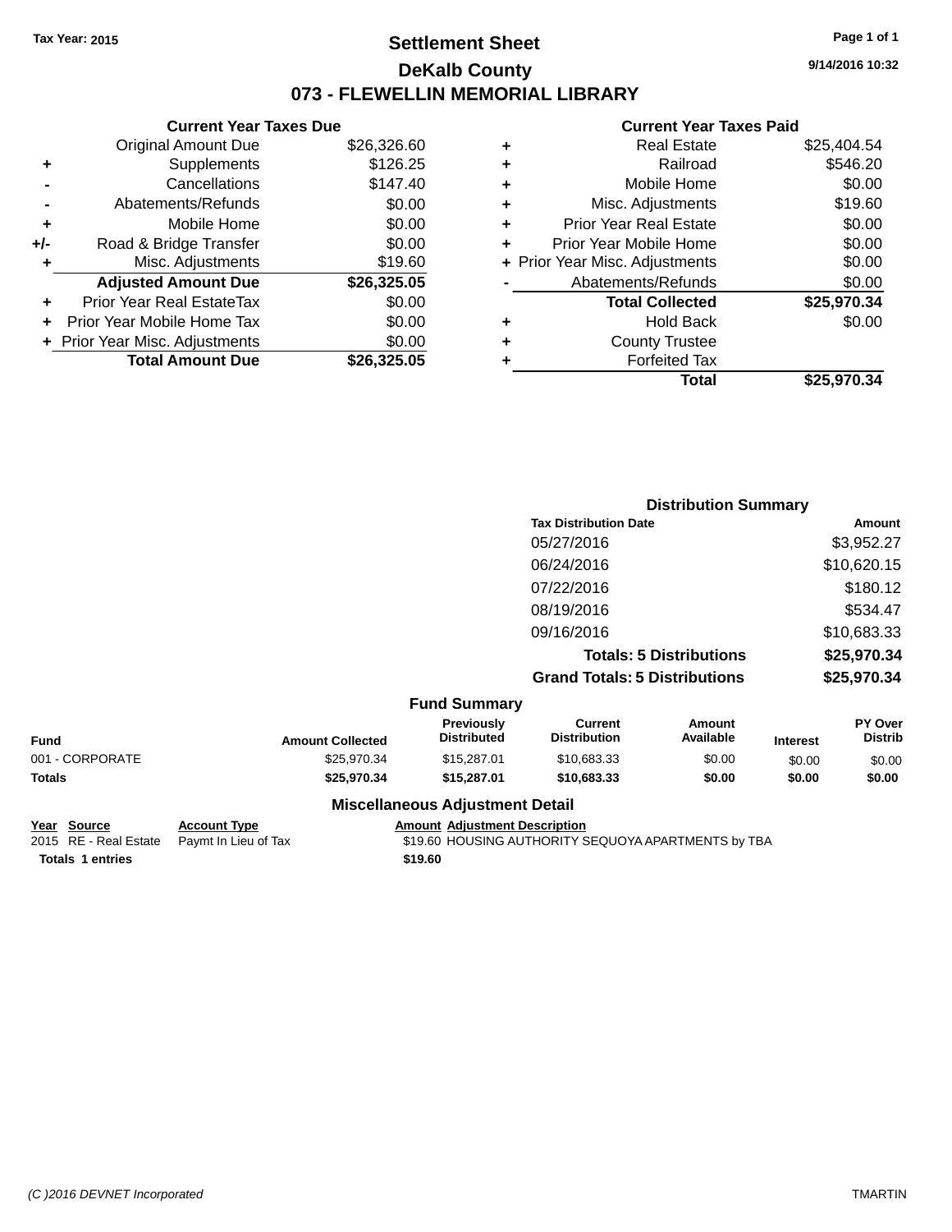Tax Year: 2015

# Settlement Sheet

## DeKalb County

## 073 - FLEWELLIN MEMORIAL LIBRARY

9/14/2016 10:32

### Current Year Taxes Due

| | | |
|---|---|---|
| | Original Amount Due | $26,326.60 |
| + | Supplements | $126.25 |
| - | Cancellations | $147.40 |
| - | Abatements/Refunds | $0.00 |
| + | Mobile Home | $0.00 |
| +/- | Road & Bridge Transfer | $0.00 |
| + | Misc. Adjustments | $19.60 |
| | **Adjusted Amount Due** | **$26,325.05** |
| + | Prior Year Real EstateTax | $0.00 |
| + | Prior Year Mobile Home Tax | $0.00 |
| + | Prior Year Misc. Adjustments | $0.00 |
| | **Total Amount Due** | **$26,325.05** |

### Current Year Taxes Paid

| | | |
|---|---|---|
| + | Real Estate | $25,404.54 |
| + | Railroad | $546.20 |
| + | Mobile Home | $0.00 |
| + | Misc. Adjustments | $19.60 |
| + | Prior Year Real Estate | $0.00 |
| + | Prior Year Mobile Home | $0.00 |
| + | Prior Year Misc. Adjustments | $0.00 |
| - | Abatements/Refunds | $0.00 |
| | **Total Collected** | **$25,970.34** |
| + | Hold Back | $0.00 |
| + | County Trustee | |
| + | Forfeited Tax | |
| | **Total** | **$25,970.34** |

### Distribution Summary

| Tax Distribution Date | Amount |
|---|---|
| 05/27/2016 | $3,952.27 |
| 06/24/2016 | $10,620.15 |
| 07/22/2016 | $180.12 |
| 08/19/2016 | $534.47 |
| 09/16/2016 | $10,683.33 |
| **Totals: 5 Distributions** | **$25,970.34** |
| **Grand Totals: 5 Distributions** | **$25,970.34** |

### Fund Summary

| Fund | Amount Collected | Previously Distributed | Current Distribution | Amount Available | Interest | PY Over Distrib |
|---|---|---|---|---|---|---|
| 001 - CORPORATE | $25,970.34 | $15,287.01 | $10,683.33 | $0.00 | $0.00 | $0.00 |
| **Totals** | **$25,970.34** | **$15,287.01** | **$10,683.33** | **$0.00** | **$0.00** | **$0.00** |

### Miscellaneous Adjustment Detail

| Year | Source | Account Type | Amount | Adjustment Description |
|---|---|---|---|---|
| 2015 | RE - Real Estate | Paymt In Lieu of Tax | $19.60 | HOUSING AUTHORITY SEQUOYA APARTMENTS by TBA |
| **Totals** | **1 entries** | | **$19.60** | |

(C )2016 DEVNET Incorporated TMARTIN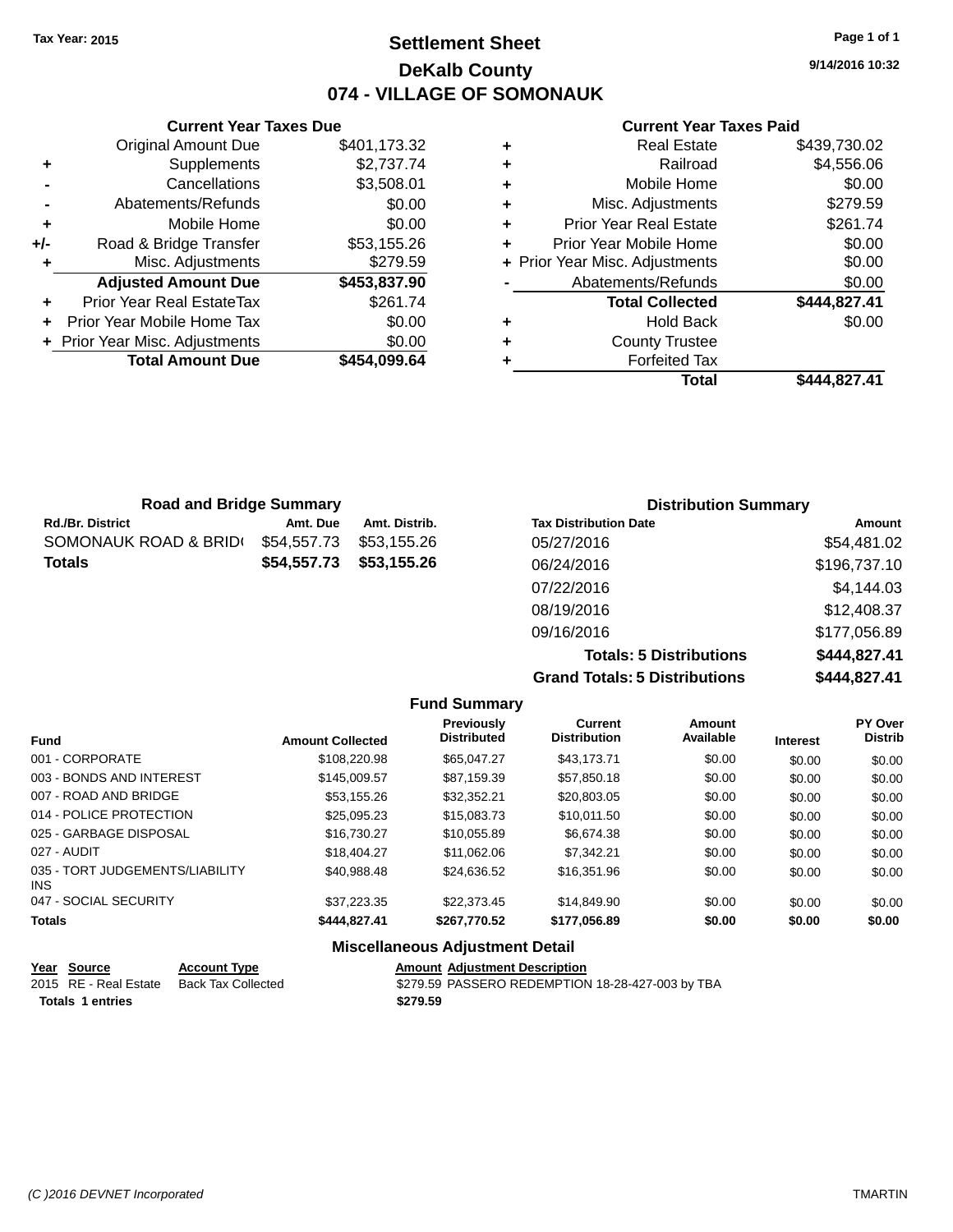Tax Year: 2015

# Settlement Sheet

## DeKalb County

## 074 - VILLAGE OF SOMONAUK

Page 1 of 1

9/14/2016 10:32

### Current Year Taxes Due

| | | |
|---|---|---|
| | Original Amount Due | $401,173.32 |
| + | Supplements | $2,737.74 |
| - | Cancellations | $3,508.01 |
| - | Abatements/Refunds | $0.00 |
| + | Mobile Home | $0.00 |
| +/- | Road & Bridge Transfer | $53,155.26 |
| + | Misc. Adjustments | $279.59 |
| | **Adjusted Amount Due** | **$453,837.90** |
| + | Prior Year Real EstateTax | $261.74 |
| + | Prior Year Mobile Home Tax | $0.00 |
| + | Prior Year Misc. Adjustments | $0.00 |
| | **Total Amount Due** | **$454,099.64** |

### Current Year Taxes Paid

| | | |
|---|---|---|
| + | Real Estate | $439,730.02 |
| + | Railroad | $4,556.06 |
| + | Mobile Home | $0.00 |
| + | Misc. Adjustments | $279.59 |
| + | Prior Year Real Estate | $261.74 |
| + | Prior Year Mobile Home | $0.00 |
| + | Prior Year Misc. Adjustments | $0.00 |
| - | Abatements/Refunds | $0.00 |
| | **Total Collected** | **$444,827.41** |
| + | Hold Back | $0.00 |
| + | County Trustee | |
| + | Forfeited Tax | |
| | **Total** | **$444,827.41** |

### Road and Bridge Summary

| Rd./Br. District | Amt. Due | Amt. Distrib. |
|---|---|---|
| SOMONAUK ROAD & BRID( | $54,557.73 | $53,155.26 |
| **Totals** | **$54,557.73** | **$53,155.26** |

### Distribution Summary

| Tax Distribution Date | Amount |
|---|---|
| 05/27/2016 | $54,481.02 |
| 06/24/2016 | $196,737.10 |
| 07/22/2016 | $4,144.03 |
| 08/19/2016 | $12,408.37 |
| 09/16/2016 | $177,056.89 |
| **Totals: 5 Distributions** | **$444,827.41** |
| **Grand Totals: 5 Distributions** | **$444,827.41** |

### Fund Summary

| Fund | Amount Collected | Previously Distributed | Current Distribution | Amount Available | Interest | PY Over Distrib |
|---|---|---|---|---|---|---|
| 001 - CORPORATE | $108,220.98 | $65,047.27 | $43,173.71 | $0.00 | $0.00 | $0.00 |
| 003 - BONDS AND INTEREST | $145,009.57 | $87,159.39 | $57,850.18 | $0.00 | $0.00 | $0.00 |
| 007 - ROAD AND BRIDGE | $53,155.26 | $32,352.21 | $20,803.05 | $0.00 | $0.00 | $0.00 |
| 014 - POLICE PROTECTION | $25,095.23 | $15,083.73 | $10,011.50 | $0.00 | $0.00 | $0.00 |
| 025 - GARBAGE DISPOSAL | $16,730.27 | $10,055.89 | $6,674.38 | $0.00 | $0.00 | $0.00 |
| 027 - AUDIT | $18,404.27 | $11,062.06 | $7,342.21 | $0.00 | $0.00 | $0.00 |
| 035 - TORT JUDGEMENTS/LIABILITY INS | $40,988.48 | $24,636.52 | $16,351.96 | $0.00 | $0.00 | $0.00 |
| 047 - SOCIAL SECURITY | $37,223.35 | $22,373.45 | $14,849.90 | $0.00 | $0.00 | $0.00 |
| **Totals** | **$444,827.41** | **$267,770.52** | **$177,056.89** | **$0.00** | **$0.00** | **$0.00** |

### Miscellaneous Adjustment Detail

| Year | Source | Account Type | Amount | Adjustment Description |
|---|---|---|---|---|
| 2015 | RE - Real Estate | Back Tax Collected | $279.59 | PASSERO REDEMPTION 18-28-427-003 by TBA |
| **Totals** | **1 entries** | | **$279.59** | |

(C )2016 DEVNET Incorporated TMARTIN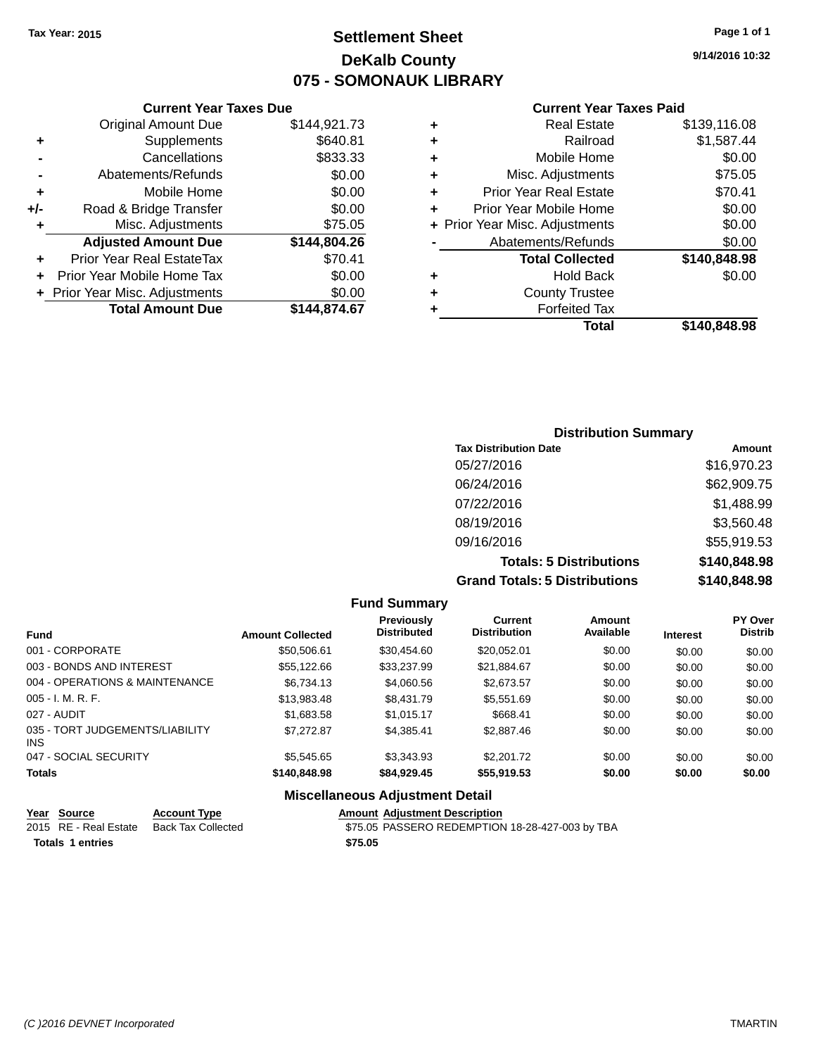Tax Year: 2015

# Settlement Sheet
# DeKalb County
# 075 - SOMONAUK LIBRARY

9/14/2016 10:32

### Current Year Taxes Due

| | | |
|---|---|---|
| | Original Amount Due | $144,921.73 |
| + | Supplements | $640.81 |
| - | Cancellations | $833.33 |
| - | Abatements/Refunds | $0.00 |
| + | Mobile Home | $0.00 |
| +/- | Road & Bridge Transfer | $0.00 |
| + | Misc. Adjustments | $75.05 |
| | **Adjusted Amount Due** | **$144,804.26** |
| + | Prior Year Real EstateTax | $70.41 |
| + | Prior Year Mobile Home Tax | $0.00 |
| + | Prior Year Misc. Adjustments | $0.00 |
| | **Total Amount Due** | **$144,874.67** |

### Current Year Taxes Paid

| | | |
|---|---|---|
| + | Real Estate | $139,116.08 |
| + | Railroad | $1,587.44 |
| + | Mobile Home | $0.00 |
| + | Misc. Adjustments | $75.05 |
| + | Prior Year Real Estate | $70.41 |
| + | Prior Year Mobile Home | $0.00 |
| + | Prior Year Misc. Adjustments | $0.00 |
| - | Abatements/Refunds | $0.00 |
| | **Total Collected** | **$140,848.98** |
| + | Hold Back | $0.00 |
| + | County Trustee | |
| + | Forfeited Tax | |
| | **Total** | **$140,848.98** |

### Distribution Summary

| Tax Distribution Date | Amount |
|---|---|
| 05/27/2016 | $16,970.23 |
| 06/24/2016 | $62,909.75 |
| 07/22/2016 | $1,488.99 |
| 08/19/2016 | $3,560.48 |
| 09/16/2016 | $55,919.53 |
| **Totals: 5 Distributions** | **$140,848.98** |
| **Grand Totals: 5 Distributions** | **$140,848.98** |

### Fund Summary

| Fund | Amount Collected | Previously Distributed | Current Distribution | Amount Available | Interest | PY Over Distrib |
|---|---|---|---|---|---|---|
| 001 - CORPORATE | $50,506.61 | $30,454.60 | $20,052.01 | $0.00 | $0.00 | $0.00 |
| 003 - BONDS AND INTEREST | $55,122.66 | $33,237.99 | $21,884.67 | $0.00 | $0.00 | $0.00 |
| 004 - OPERATIONS & MAINTENANCE | $6,734.13 | $4,060.56 | $2,673.57 | $0.00 | $0.00 | $0.00 |
| 005 - I. M. R. F. | $13,983.48 | $8,431.79 | $5,551.69 | $0.00 | $0.00 | $0.00 |
| 027 - AUDIT | $1,683.58 | $1,015.17 | $668.41 | $0.00 | $0.00 | $0.00 |
| 035 - TORT JUDGEMENTS/LIABILITY INS | $7,272.87 | $4,385.41 | $2,887.46 | $0.00 | $0.00 | $0.00 |
| 047 - SOCIAL SECURITY | $5,545.65 | $3,343.93 | $2,201.72 | $0.00 | $0.00 | $0.00 |
| **Totals** | **$140,848.98** | **$84,929.45** | **$55,919.53** | **$0.00** | **$0.00** | **$0.00** |

### Miscellaneous Adjustment Detail

| Year | Source | Account Type | Amount | Adjustment Description |
|---|---|---|---|---|
| 2015 | RE - Real Estate | Back Tax Collected | $75.05 | PASSERO REDEMPTION 18-28-427-003 by TBA |
| **Totals** | **1 entries** | | **$75.05** | |

(C )2016 DEVNET Incorporated TMARTIN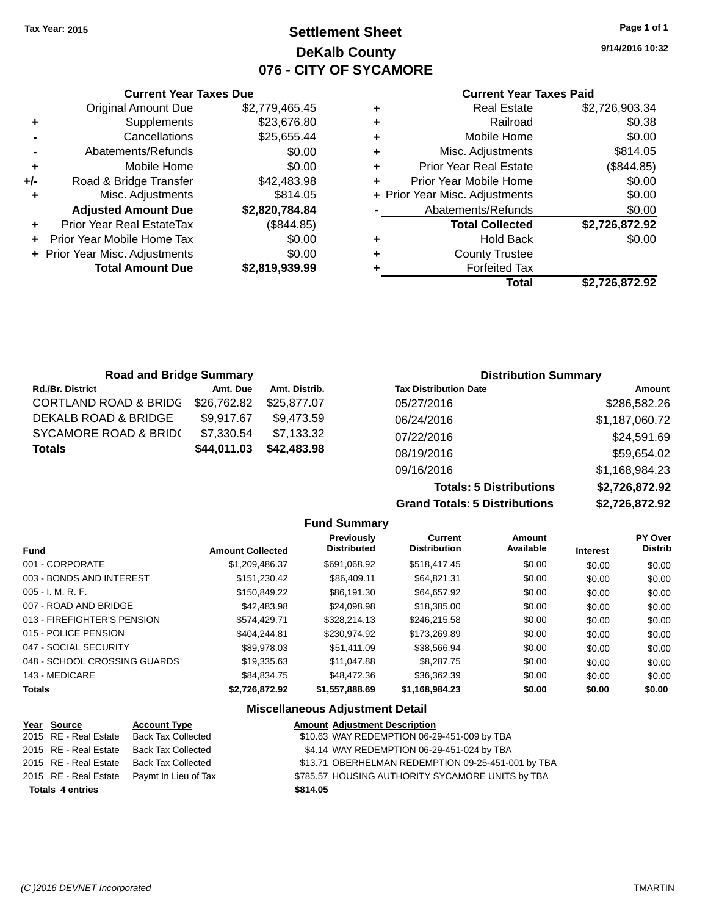Tax Year: 2015

# Settlement Sheet

## DeKalb County

## 076 - CITY OF SYCAMORE

9/14/2016 10:32

### Current Year Taxes Due

| | | |
|---|---|---|
| | Original Amount Due | $2,779,465.45 |
| + | Supplements | $23,676.80 |
| - | Cancellations | $25,655.44 |
| - | Abatements/Refunds | $0.00 |
| + | Mobile Home | $0.00 |
| +/- | Road & Bridge Transfer | $42,483.98 |
| + | Misc. Adjustments | $814.05 |
| | **Adjusted Amount Due** | **$2,820,784.84** |
| + | Prior Year Real EstateTax | ($844.85) |
| + | Prior Year Mobile Home Tax | $0.00 |
| + | Prior Year Misc. Adjustments | $0.00 |
| | **Total Amount Due** | **$2,819,939.99** |

### Current Year Taxes Paid

| | | |
|---|---|---|
| + | Real Estate | $2,726,903.34 |
| + | Railroad | $0.38 |
| + | Mobile Home | $0.00 |
| + | Misc. Adjustments | $814.05 |
| + | Prior Year Real Estate | ($844.85) |
| + | Prior Year Mobile Home | $0.00 |
| + | Prior Year Misc. Adjustments | $0.00 |
| - | Abatements/Refunds | $0.00 |
| | **Total Collected** | **$2,726,872.92** |
| + | Hold Back | $0.00 |
| + | County Trustee | |
| + | Forfeited Tax | |
| | **Total** | **$2,726,872.92** |

### Road and Bridge Summary

| Rd./Br. District | Amt. Due | Amt. Distrib. |
|---|---|---|
| CORTLAND ROAD & BRIDG | $26,762.82 | $25,877.07 |
| DEKALB ROAD & BRIDGE | $9,917.67 | $9,473.59 |
| SYCAMORE ROAD & BRID( | $7,330.54 | $7,133.32 |
| **Totals** | **$44,011.03** | **$42,483.98** |

### Distribution Summary

| Tax Distribution Date | Amount |
|---|---|
| 05/27/2016 | $286,582.26 |
| 06/24/2016 | $1,187,060.72 |
| 07/22/2016 | $24,591.69 |
| 08/19/2016 | $59,654.02 |
| 09/16/2016 | $1,168,984.23 |
| **Totals: 5 Distributions** | **$2,726,872.92** |
| **Grand Totals: 5 Distributions** | **$2,726,872.92** |

### Fund Summary

| Fund | Amount Collected | Previously Distributed | Current Distribution | Amount Available | Interest | PY Over Distrib |
|---|---|---|---|---|---|---|
| 001 - CORPORATE | $1,209,486.37 | $691,068.92 | $518,417.45 | $0.00 | $0.00 | $0.00 |
| 003 - BONDS AND INTEREST | $151,230.42 | $86,409.11 | $64,821.31 | $0.00 | $0.00 | $0.00 |
| 005 - I. M. R. F. | $150,849.22 | $86,191.30 | $64,657.92 | $0.00 | $0.00 | $0.00 |
| 007 - ROAD AND BRIDGE | $42,483.98 | $24,098.98 | $18,385.00 | $0.00 | $0.00 | $0.00 |
| 013 - FIREFIGHTER'S PENSION | $574,429.71 | $328,214.13 | $246,215.58 | $0.00 | $0.00 | $0.00 |
| 015 - POLICE PENSION | $404,244.81 | $230,974.92 | $173,269.89 | $0.00 | $0.00 | $0.00 |
| 047 - SOCIAL SECURITY | $89,978.03 | $51,411.09 | $38,566.94 | $0.00 | $0.00 | $0.00 |
| 048 - SCHOOL CROSSING GUARDS | $19,335.63 | $11,047.88 | $8,287.75 | $0.00 | $0.00 | $0.00 |
| 143 - MEDICARE | $84,834.75 | $48,472.36 | $36,362.39 | $0.00 | $0.00 | $0.00 |
| **Totals** | **$2,726,872.92** | **$1,557,888.69** | **$1,168,984.23** | **$0.00** | **$0.00** | **$0.00** |

### Miscellaneous Adjustment Detail

| Year | Source | Account Type | Amount | Adjustment Description |
|---|---|---|---|---|
| 2015 | RE - Real Estate | Back Tax Collected | $10.63 | WAY REDEMPTION 06-29-451-009 by TBA |
| 2015 | RE - Real Estate | Back Tax Collected | $4.14 | WAY REDEMPTION 06-29-451-024 by TBA |
| 2015 | RE - Real Estate | Back Tax Collected | $13.71 | OBERHELMAN REDEMPTION 09-25-451-001 by TBA |
| 2015 | RE - Real Estate | Paymt In Lieu of Tax | $785.57 | HOUSING AUTHORITY SYCAMORE UNITS by TBA |
| **Totals 4 entries** | | | **$814.05** | |

(C )2016 DEVNET Incorporated TMARTIN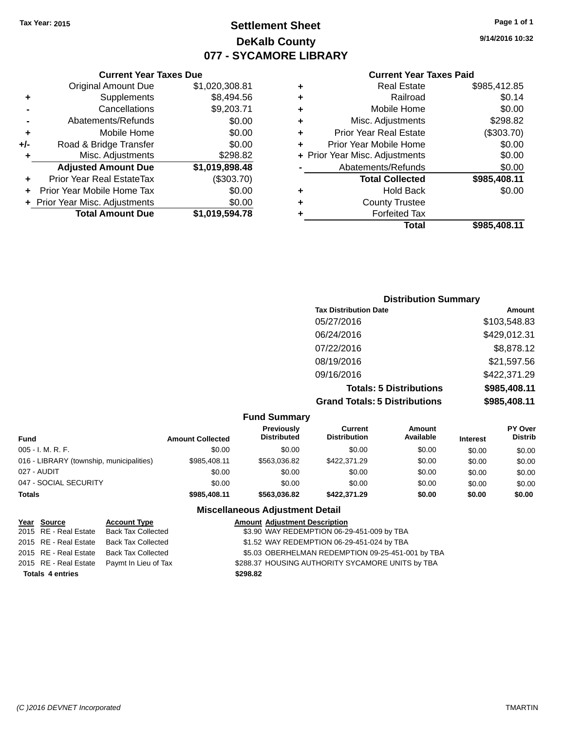Tax Year: 2015

# Settlement Sheet
## DeKalb County
## 077 - SYCAMORE LIBRARY

9/14/2016 10:32

### Current Year Taxes Due

| | | |
|---|---|---|
| | Original Amount Due | $1,020,308.81 |
| + | Supplements | $8,494.56 |
| - | Cancellations | $9,203.71 |
| - | Abatements/Refunds | $0.00 |
| + | Mobile Home | $0.00 |
| +/- | Road & Bridge Transfer | $0.00 |
| + | Misc. Adjustments | $298.82 |
| | **Adjusted Amount Due** | **$1,019,898.48** |
| + | Prior Year Real EstateTax | ($303.70) |
| + | Prior Year Mobile Home Tax | $0.00 |
| + | Prior Year Misc. Adjustments | $0.00 |
| | **Total Amount Due** | **$1,019,594.78** |

### Current Year Taxes Paid

| | | |
|---|---|---|
| + | Real Estate | $985,412.85 |
| + | Railroad | $0.14 |
| + | Mobile Home | $0.00 |
| + | Misc. Adjustments | $298.82 |
| + | Prior Year Real Estate | ($303.70) |
| + | Prior Year Mobile Home | $0.00 |
| + | Prior Year Misc. Adjustments | $0.00 |
| - | Abatements/Refunds | $0.00 |
| | **Total Collected** | **$985,408.11** |
| + | Hold Back | $0.00 |
| + | County Trustee | |
| + | Forfeited Tax | |
| | **Total** | **$985,408.11** |

### Distribution Summary

| Tax Distribution Date | Amount |
|---|---|
| 05/27/2016 | $103,548.83 |
| 06/24/2016 | $429,012.31 |
| 07/22/2016 | $8,878.12 |
| 08/19/2016 | $21,597.56 |
| 09/16/2016 | $422,371.29 |
| **Totals: 5 Distributions** | **$985,408.11** |
| **Grand Totals: 5 Distributions** | **$985,408.11** |

### Fund Summary

| Fund | Amount Collected | Previously Distributed | Current Distribution | Amount Available | Interest | PY Over Distrib |
|---|---|---|---|---|---|---|
| 005 - I. M. R. F. | $0.00 | $0.00 | $0.00 | $0.00 | $0.00 | $0.00 |
| 016 - LIBRARY (township, municipalities) | $985,408.11 | $563,036.82 | $422,371.29 | $0.00 | $0.00 | $0.00 |
| 027 - AUDIT | $0.00 | $0.00 | $0.00 | $0.00 | $0.00 | $0.00 |
| 047 - SOCIAL SECURITY | $0.00 | $0.00 | $0.00 | $0.00 | $0.00 | $0.00 |
| **Totals** | **$985,408.11** | **$563,036.82** | **$422,371.29** | **$0.00** | **$0.00** | **$0.00** |

### Miscellaneous Adjustment Detail

| Year | Source | Account Type | Amount | Adjustment Description |
|---|---|---|---|---|
| 2015 | RE - Real Estate | Back Tax Collected | $3.90 | WAY REDEMPTION 06-29-451-009 by TBA |
| 2015 | RE - Real Estate | Back Tax Collected | $1.52 | WAY REDEMPTION 06-29-451-024 by TBA |
| 2015 | RE - Real Estate | Back Tax Collected | $5.03 | OBERHELMAN REDEMPTION 09-25-451-001 by TBA |
| 2015 | RE - Real Estate | Paymt In Lieu of Tax | $288.37 | HOUSING AUTHORITY SYCAMORE UNITS by TBA |
| **Totals** | **4 entries** | | **$298.82** | |

(C )2016 DEVNET Incorporated — TMARTIN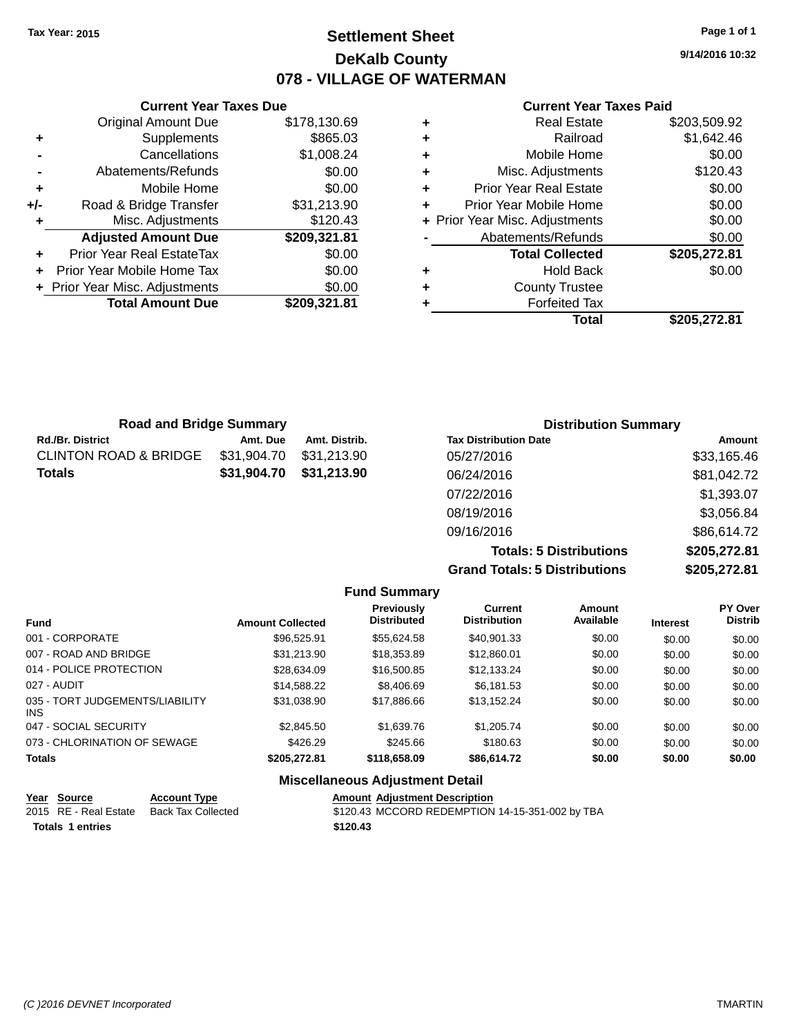Tax Year: 2015

# Settlement Sheet

## DeKalb County

## 078 - VILLAGE OF WATERMAN

9/14/2016 10:32

### Current Year Taxes Due

| | | |
|---|---|---|
| | Original Amount Due | $178,130.69 |
| + | Supplements | $865.03 |
| - | Cancellations | $1,008.24 |
| - | Abatements/Refunds | $0.00 |
| + | Mobile Home | $0.00 |
| +/- | Road & Bridge Transfer | $31,213.90 |
| + | Misc. Adjustments | $120.43 |
| | **Adjusted Amount Due** | **$209,321.81** |
| + | Prior Year Real EstateTax | $0.00 |
| + | Prior Year Mobile Home Tax | $0.00 |
| + | Prior Year Misc. Adjustments | $0.00 |
| | **Total Amount Due** | **$209,321.81** |

### Current Year Taxes Paid

| | | |
|---|---|---|
| + | Real Estate | $203,509.92 |
| + | Railroad | $1,642.46 |
| + | Mobile Home | $0.00 |
| + | Misc. Adjustments | $120.43 |
| + | Prior Year Real Estate | $0.00 |
| + | Prior Year Mobile Home | $0.00 |
| + | Prior Year Misc. Adjustments | $0.00 |
| - | Abatements/Refunds | $0.00 |
| | **Total Collected** | **$205,272.81** |
| + | Hold Back | $0.00 |
| + | County Trustee | |
| + | Forfeited Tax | |
| | **Total** | **$205,272.81** |

### Road and Bridge Summary

| Rd./Br. District | Amt. Due | Amt. Distrib. |
|---|---|---|
| CLINTON ROAD & BRIDGE | $31,904.70 | $31,213.90 |
| **Totals** | **$31,904.70** | **$31,213.90** |

### Distribution Summary

| Tax Distribution Date | Amount |
|---|---|
| 05/27/2016 | $33,165.46 |
| 06/24/2016 | $81,042.72 |
| 07/22/2016 | $1,393.07 |
| 08/19/2016 | $3,056.84 |
| 09/16/2016 | $86,614.72 |
| **Totals: 5 Distributions** | **$205,272.81** |
| **Grand Totals: 5 Distributions** | **$205,272.81** |

### Fund Summary

| Fund | Amount Collected | Previously Distributed | Current Distribution | Amount Available | Interest | PY Over Distrib |
|---|---|---|---|---|---|---|
| 001 - CORPORATE | $96,525.91 | $55,624.58 | $40,901.33 | $0.00 | $0.00 | $0.00 |
| 007 - ROAD AND BRIDGE | $31,213.90 | $18,353.89 | $12,860.01 | $0.00 | $0.00 | $0.00 |
| 014 - POLICE PROTECTION | $28,634.09 | $16,500.85 | $12,133.24 | $0.00 | $0.00 | $0.00 |
| 027 - AUDIT | $14,588.22 | $8,406.69 | $6,181.53 | $0.00 | $0.00 | $0.00 |
| 035 - TORT JUDGEMENTS/LIABILITY INS | $31,038.90 | $17,886.66 | $13,152.24 | $0.00 | $0.00 | $0.00 |
| 047 - SOCIAL SECURITY | $2,845.50 | $1,639.76 | $1,205.74 | $0.00 | $0.00 | $0.00 |
| 073 - CHLORINATION OF SEWAGE | $426.29 | $245.66 | $180.63 | $0.00 | $0.00 | $0.00 |
| **Totals** | **$205,272.81** | **$118,658.09** | **$86,614.72** | **$0.00** | **$0.00** | **$0.00** |

### Miscellaneous Adjustment Detail

| Year | Source | Account Type | Amount | Adjustment Description |
|---|---|---|---|---|
| 2015 | RE - Real Estate | Back Tax Collected | $120.43 | MCCORD REDEMPTION 14-15-351-002 by TBA |
| **Totals 1 entries** | | | **$120.43** | |

(C )2016 DEVNET Incorporated TMARTIN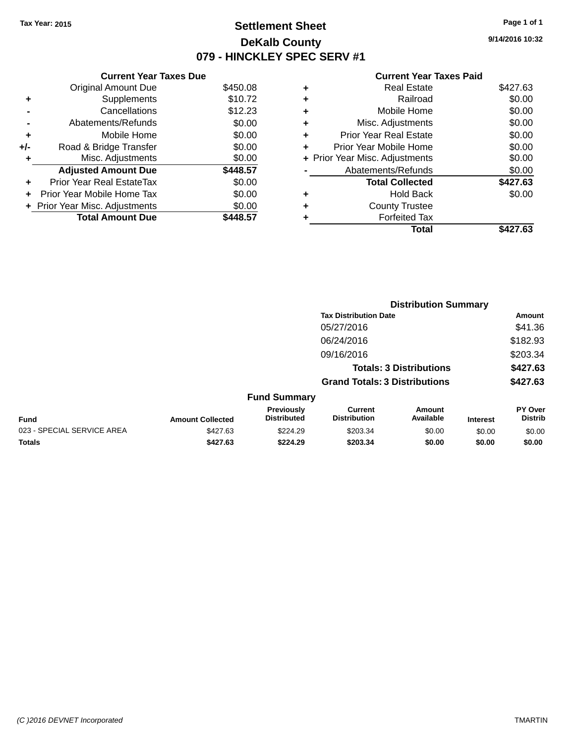Tax Year: 2015

# Settlement Sheet

## DeKalb County

## 079 - HINCKLEY SPEC SERV #1

9/14/2016 10:32

| | Current Year Taxes Due | |
|---|---|---|
| | Original Amount Due | $450.08 |
| + | Supplements | $10.72 |
| - | Cancellations | $12.23 |
| - | Abatements/Refunds | $0.00 |
| + | Mobile Home | $0.00 |
| +/- | Road & Bridge Transfer | $0.00 |
| + | Misc. Adjustments | $0.00 |
| | **Adjusted Amount Due** | **$448.57** |
| + | Prior Year Real EstateTax | $0.00 |
| + | Prior Year Mobile Home Tax | $0.00 |
| + | Prior Year Misc. Adjustments | $0.00 |
| | **Total Amount Due** | **$448.57** |

| | Current Year Taxes Paid | |
|---|---|---|
| + | Real Estate | $427.63 |
| + | Railroad | $0.00 |
| + | Mobile Home | $0.00 |
| + | Misc. Adjustments | $0.00 |
| + | Prior Year Real Estate | $0.00 |
| + | Prior Year Mobile Home | $0.00 |
| + | Prior Year Misc. Adjustments | $0.00 |
| - | Abatements/Refunds | $0.00 |
| | **Total Collected** | **$427.63** |
| + | Hold Back | $0.00 |
| + | County Trustee | |
| + | Forfeited Tax | |
| | **Total** | **$427.63** |

### Distribution Summary

| Tax Distribution Date | Amount |
|---|---|
| 05/27/2016 | $41.36 |
| 06/24/2016 | $182.93 |
| 09/16/2016 | $203.34 |
| **Totals: 3 Distributions** | **$427.63** |
| **Grand Totals: 3 Distributions** | **$427.63** |

### Fund Summary

| Fund | Amount Collected | Previously Distributed | Current Distribution | Amount Available | Interest | PY Over Distrib |
|---|---|---|---|---|---|---|
| 023 - SPECIAL SERVICE AREA | $427.63 | $224.29 | $203.34 | $0.00 | $0.00 | $0.00 |
| **Totals** | **$427.63** | **$224.29** | **$203.34** | **$0.00** | **$0.00** | **$0.00** |

(C )2016 DEVNET Incorporated    TMARTIN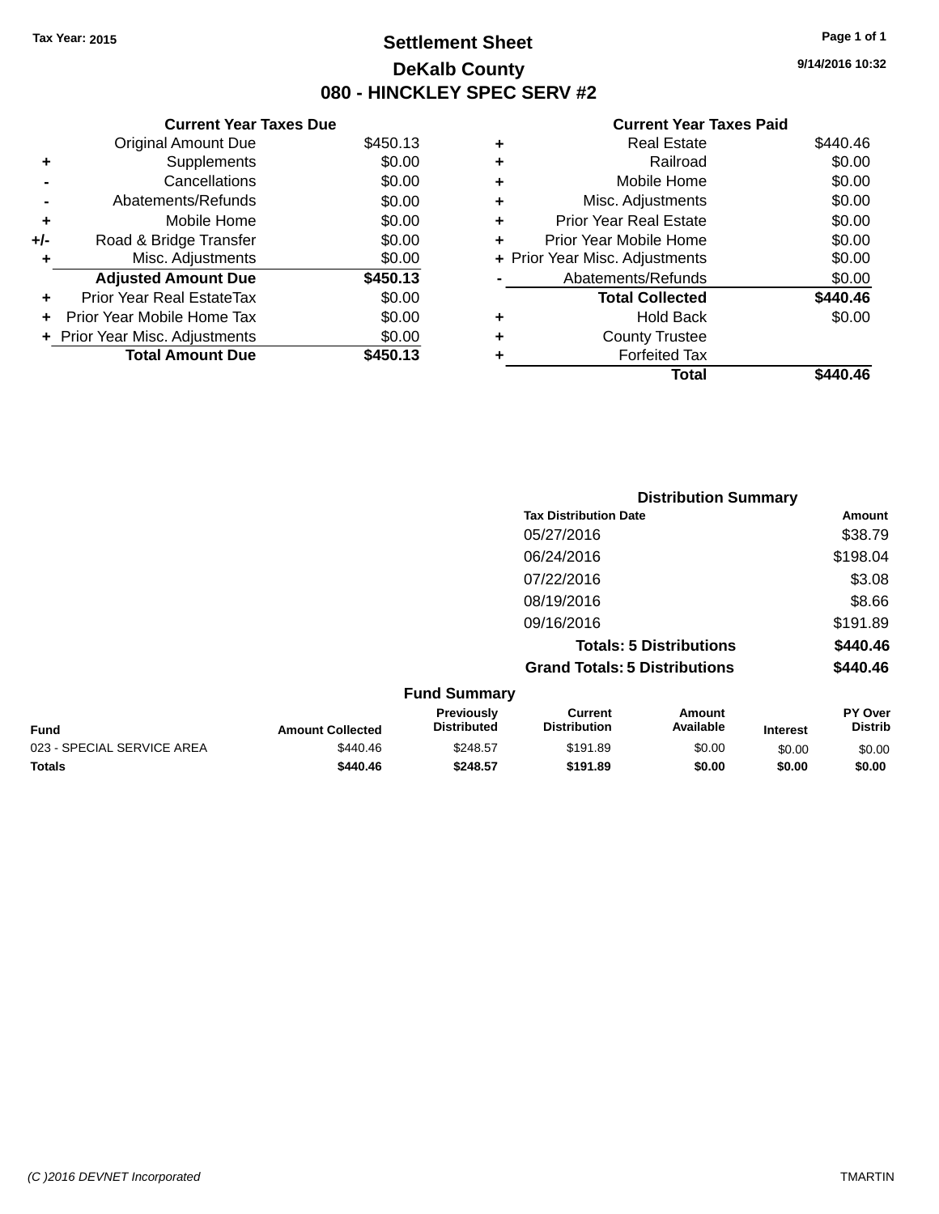Tax Year: 2015

# Settlement Sheet

## DeKalb County

## 080 - HINCKLEY SPEC SERV #2

9/14/2016 10:32

### Current Year Taxes Due

| | | |
|---|---|---|
| | Original Amount Due | $450.13 |
| + | Supplements | $0.00 |
| - | Cancellations | $0.00 |
| - | Abatements/Refunds | $0.00 |
| + | Mobile Home | $0.00 |
| +/- | Road & Bridge Transfer | $0.00 |
| + | Misc. Adjustments | $0.00 |
| | **Adjusted Amount Due** | **$450.13** |
| + | Prior Year Real EstateTax | $0.00 |
| + | Prior Year Mobile Home Tax | $0.00 |
| + | Prior Year Misc. Adjustments | $0.00 |
| | **Total Amount Due** | **$450.13** |

### Current Year Taxes Paid

| | | |
|---|---|---|
| + | Real Estate | $440.46 |
| + | Railroad | $0.00 |
| + | Mobile Home | $0.00 |
| + | Misc. Adjustments | $0.00 |
| + | Prior Year Real Estate | $0.00 |
| + | Prior Year Mobile Home | $0.00 |
| + | Prior Year Misc. Adjustments | $0.00 |
| - | Abatements/Refunds | $0.00 |
| | **Total Collected** | **$440.46** |
| + | Hold Back | $0.00 |
| + | County Trustee | |
| + | Forfeited Tax | |
| | **Total** | **$440.46** |

### Distribution Summary

| Tax Distribution Date | Amount |
|---|---|
| 05/27/2016 | $38.79 |
| 06/24/2016 | $198.04 |
| 07/22/2016 | $3.08 |
| 08/19/2016 | $8.66 |
| 09/16/2016 | $191.89 |
| **Totals: 5 Distributions** | **$440.46** |
| **Grand Totals: 5 Distributions** | **$440.46** |

### Fund Summary

| Fund | Amount Collected | Previously Distributed | Current Distribution | Amount Available | Interest | PY Over Distrib |
|---|---|---|---|---|---|---|
| 023 - SPECIAL SERVICE AREA | $440.46 | $248.57 | $191.89 | $0.00 | $0.00 | $0.00 |
| **Totals** | **$440.46** | **$248.57** | **$191.89** | **$0.00** | **$0.00** | **$0.00** |

(C )2016 DEVNET Incorporated TMARTIN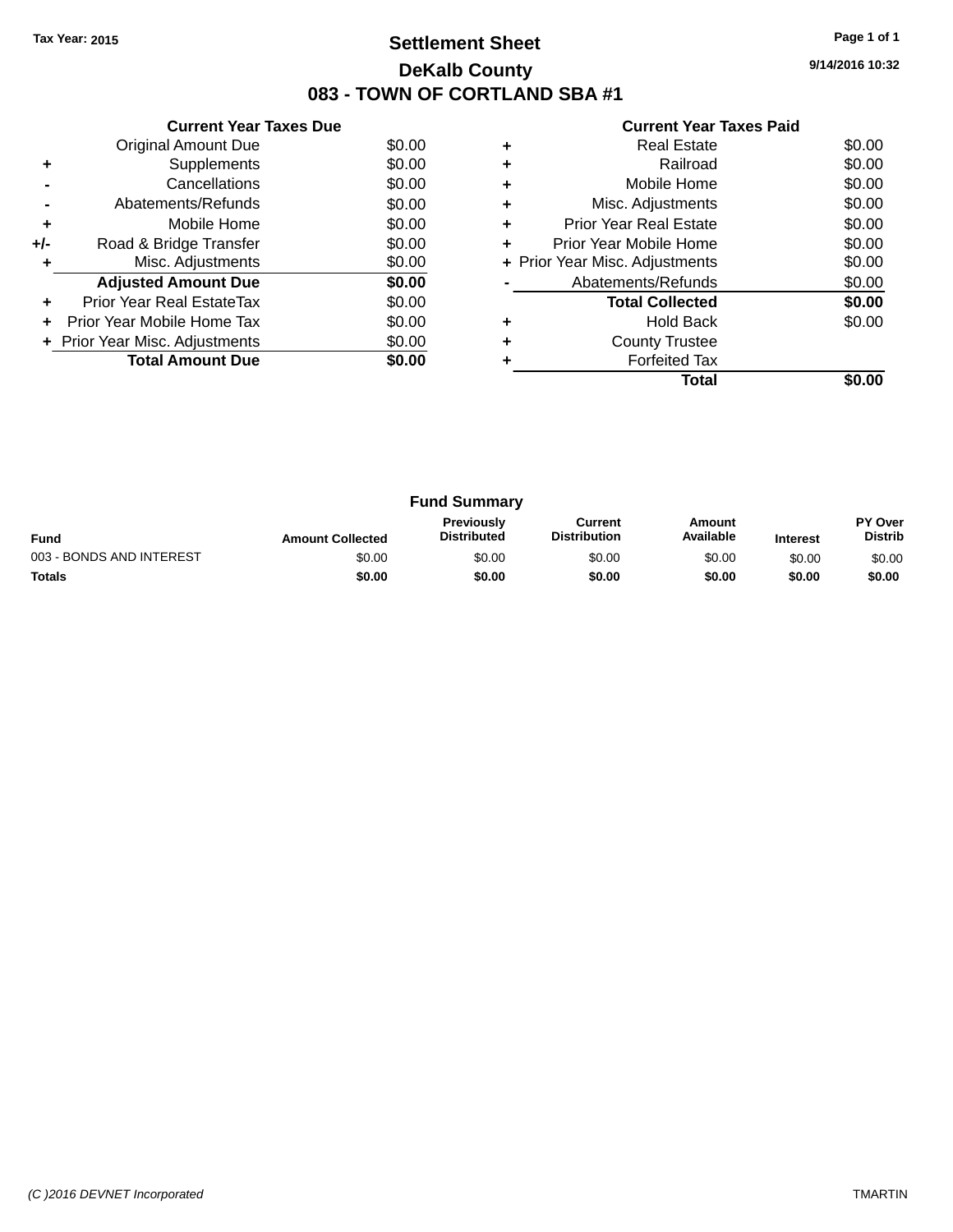Tax Year: 2015

# Settlement Sheet

## DeKalb County

## 083 - TOWN OF CORTLAND SBA #1

9/14/2016 10:32

### Current Year Taxes Due

| | | |
|---|---|---|
| | Original Amount Due | $0.00 |
| + | Supplements | $0.00 |
| - | Cancellations | $0.00 |
| - | Abatements/Refunds | $0.00 |
| + | Mobile Home | $0.00 |
| +/- | Road & Bridge Transfer | $0.00 |
| + | Misc. Adjustments | $0.00 |
| | **Adjusted Amount Due** | **$0.00** |
| + | Prior Year Real EstateTax | $0.00 |
| + | Prior Year Mobile Home Tax | $0.00 |
| + | Prior Year Misc. Adjustments | $0.00 |
| | **Total Amount Due** | **$0.00** |

### Current Year Taxes Paid

| | | |
|---|---|---|
| + | Real Estate | $0.00 |
| + | Railroad | $0.00 |
| + | Mobile Home | $0.00 |
| + | Misc. Adjustments | $0.00 |
| + | Prior Year Real Estate | $0.00 |
| + | Prior Year Mobile Home | $0.00 |
| + | Prior Year Misc. Adjustments | $0.00 |
| - | Abatements/Refunds | $0.00 |
| | **Total Collected** | **$0.00** |
| + | Hold Back | $0.00 |
| + | County Trustee | |
| + | Forfeited Tax | |
| | **Total** | **$0.00** |

### Fund Summary

| Fund | Amount Collected | Previously Distributed | Current Distribution | Amount Available | Interest | PY Over Distrib |
|---|---|---|---|---|---|---|
| 003 - BONDS AND INTEREST | $0.00 | $0.00 | $0.00 | $0.00 | $0.00 | $0.00 |
| **Totals** | **$0.00** | **$0.00** | **$0.00** | **$0.00** | **$0.00** | **$0.00** |

*(C )2016 DEVNET Incorporated* TMARTIN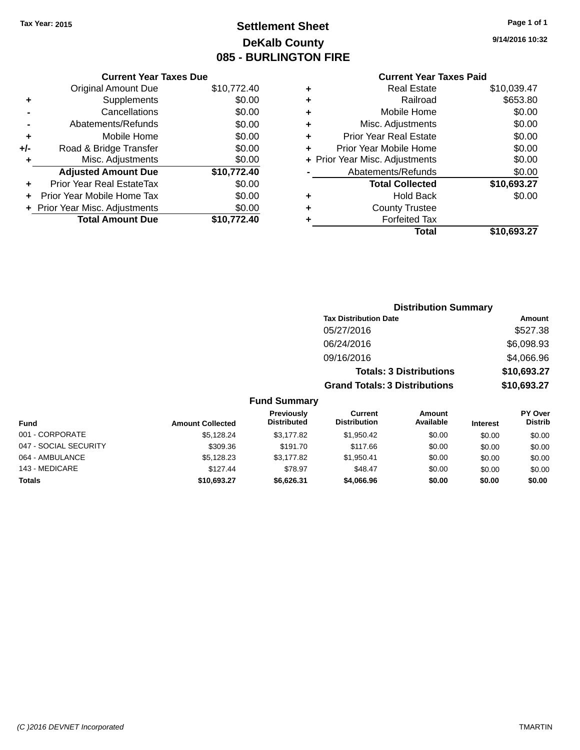**Tax Year: 2015**

# Settlement Sheet
## DeKalb County
## 085 - BURLINGTON FIRE

9/14/2016 10:32

### Current Year Taxes Due

| | | |
|---|---|---|
| | Original Amount Due | $10,772.40 |
| + | Supplements | $0.00 |
| - | Cancellations | $0.00 |
| - | Abatements/Refunds | $0.00 |
| + | Mobile Home | $0.00 |
| +/- | Road & Bridge Transfer | $0.00 |
| + | Misc. Adjustments | $0.00 |
| | **Adjusted Amount Due** | **$10,772.40** |
| + | Prior Year Real EstateTax | $0.00 |
| + | Prior Year Mobile Home Tax | $0.00 |
| + | Prior Year Misc. Adjustments | $0.00 |
| | **Total Amount Due** | **$10,772.40** |

### Current Year Taxes Paid

| | | |
|---|---|---|
| + | Real Estate | $10,039.47 |
| + | Railroad | $653.80 |
| + | Mobile Home | $0.00 |
| + | Misc. Adjustments | $0.00 |
| + | Prior Year Real Estate | $0.00 |
| + | Prior Year Mobile Home | $0.00 |
| + | Prior Year Misc. Adjustments | $0.00 |
| - | Abatements/Refunds | $0.00 |
| | **Total Collected** | **$10,693.27** |
| + | Hold Back | $0.00 |
| + | County Trustee | |
| + | Forfeited Tax | |
| | **Total** | **$10,693.27** |

### Distribution Summary

| Tax Distribution Date | Amount |
|---|---|
| 05/27/2016 | $527.38 |
| 06/24/2016 | $6,098.93 |
| 09/16/2016 | $4,066.96 |
| **Totals: 3 Distributions** | **$10,693.27** |
| **Grand Totals: 3 Distributions** | **$10,693.27** |

### Fund Summary

| Fund | Amount Collected | Previously Distributed | Current Distribution | Amount Available | Interest | PY Over Distrib |
|---|---|---|---|---|---|---|
| 001 - CORPORATE | $5,128.24 | $3,177.82 | $1,950.42 | $0.00 | $0.00 | $0.00 |
| 047 - SOCIAL SECURITY | $309.36 | $191.70 | $117.66 | $0.00 | $0.00 | $0.00 |
| 064 - AMBULANCE | $5,128.23 | $3,177.82 | $1,950.41 | $0.00 | $0.00 | $0.00 |
| 143 - MEDICARE | $127.44 | $78.97 | $48.47 | $0.00 | $0.00 | $0.00 |
| **Totals** | **$10,693.27** | **$6,626.31** | **$4,066.96** | **$0.00** | **$0.00** | **$0.00** |

(C )2016 DEVNET Incorporated — TMARTIN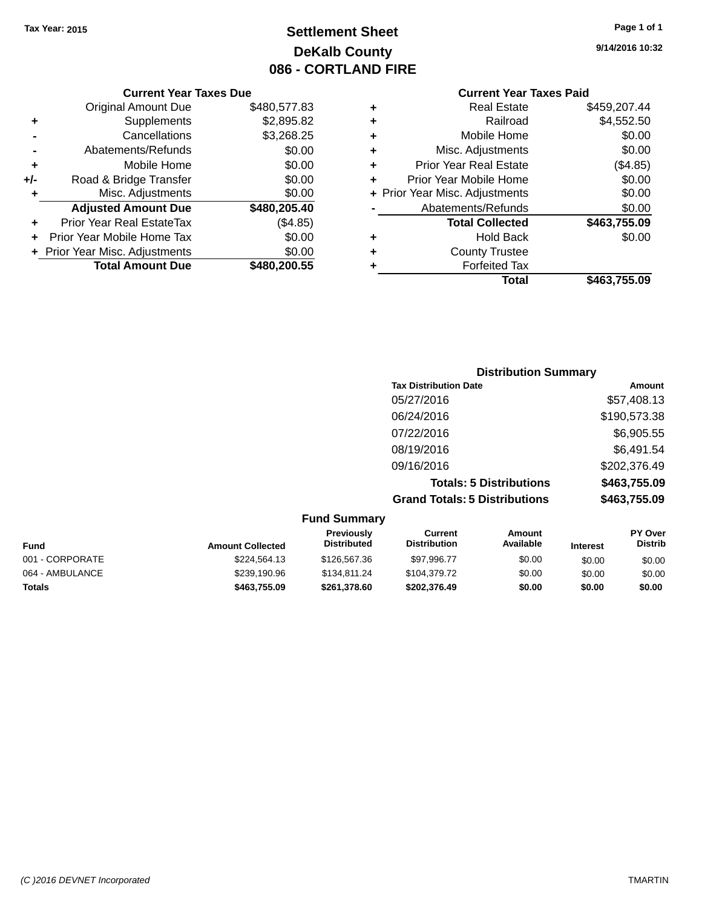Tax Year: 2015

# Settlement Sheet

## DeKalb County

## 086 - CORTLAND FIRE

9/14/2016 10:32

### Current Year Taxes Due

| | | |
|---|---|---|
| | Original Amount Due | $480,577.83 |
| + | Supplements | $2,895.82 |
| - | Cancellations | $3,268.25 |
| - | Abatements/Refunds | $0.00 |
| + | Mobile Home | $0.00 |
| +/- | Road & Bridge Transfer | $0.00 |
| + | Misc. Adjustments | $0.00 |
| | **Adjusted Amount Due** | **$480,205.40** |
| + | Prior Year Real EstateTax | ($4.85) |
| + | Prior Year Mobile Home Tax | $0.00 |
| + | Prior Year Misc. Adjustments | $0.00 |
| | **Total Amount Due** | **$480,200.55** |

### Current Year Taxes Paid

| | | |
|---|---|---|
| + | Real Estate | $459,207.44 |
| + | Railroad | $4,552.50 |
| + | Mobile Home | $0.00 |
| + | Misc. Adjustments | $0.00 |
| + | Prior Year Real Estate | ($4.85) |
| + | Prior Year Mobile Home | $0.00 |
| + | Prior Year Misc. Adjustments | $0.00 |
| - | Abatements/Refunds | $0.00 |
| | **Total Collected** | **$463,755.09** |
| + | Hold Back | $0.00 |
| + | County Trustee | |
| + | Forfeited Tax | |
| | **Total** | **$463,755.09** |

### Distribution Summary

| Tax Distribution Date | Amount |
|---|---|
| 05/27/2016 | $57,408.13 |
| 06/24/2016 | $190,573.38 |
| 07/22/2016 | $6,905.55 |
| 08/19/2016 | $6,491.54 |
| 09/16/2016 | $202,376.49 |
| **Totals: 5 Distributions** | **$463,755.09** |
| **Grand Totals: 5 Distributions** | **$463,755.09** |

### Fund Summary

| Fund | Amount Collected | Previously Distributed | Current Distribution | Amount Available | Interest | PY Over Distrib |
|---|---|---|---|---|---|---|
| 001 - CORPORATE | $224,564.13 | $126,567.36 | $97,996.77 | $0.00 | $0.00 | $0.00 |
| 064 - AMBULANCE | $239,190.96 | $134,811.24 | $104,379.72 | $0.00 | $0.00 | $0.00 |
| **Totals** | **$463,755.09** | **$261,378.60** | **$202,376.49** | **$0.00** | **$0.00** | **$0.00** |

(C )2016 DEVNET Incorporated — TMARTIN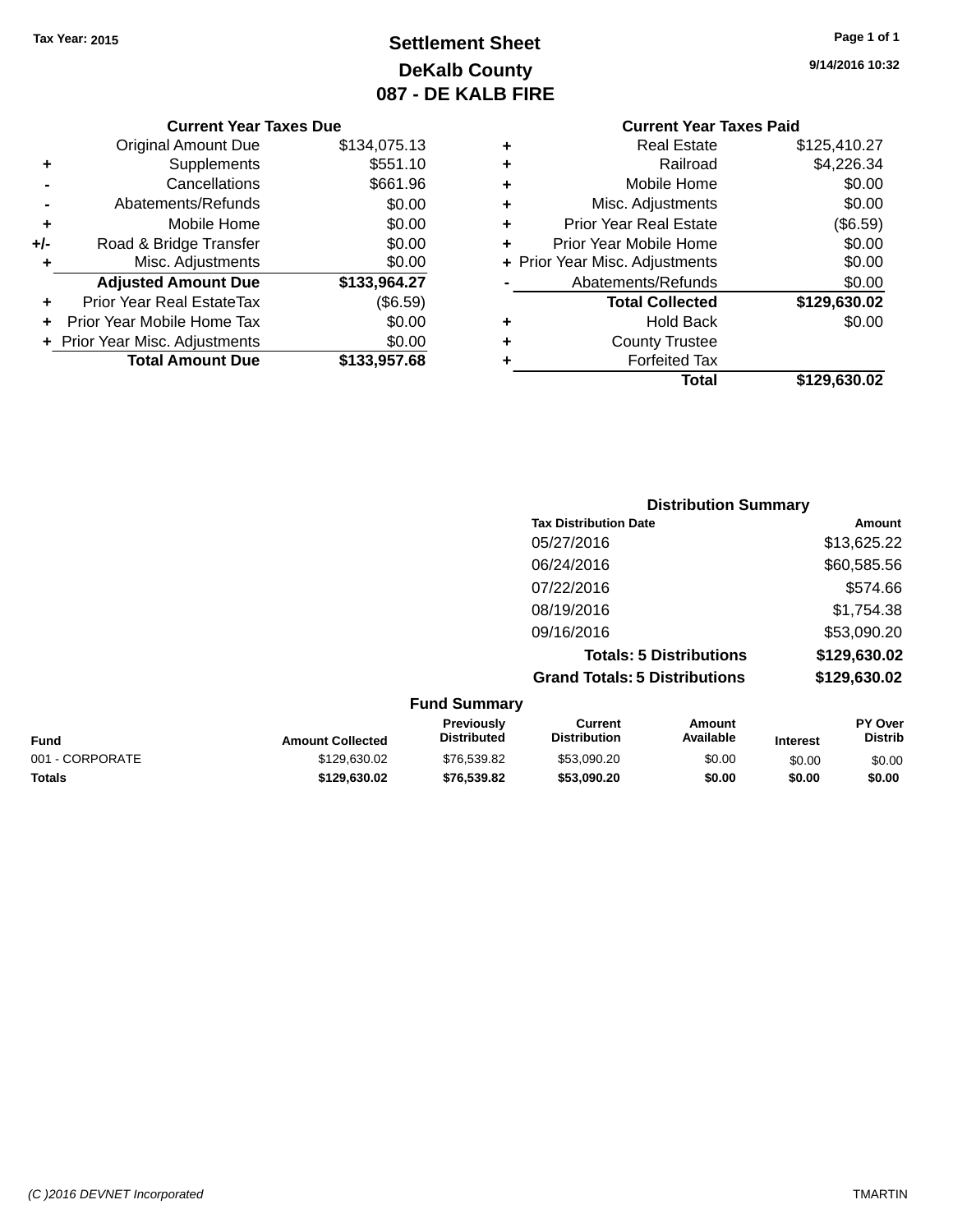Tax Year: 2015

# Settlement Sheet
## DeKalb County
## 087 - DE KALB FIRE

9/14/2016 10:32

### Current Year Taxes Due

| | | |
|---|---|---|
| | Original Amount Due | $134,075.13 |
| + | Supplements | $551.10 |
| - | Cancellations | $661.96 |
| - | Abatements/Refunds | $0.00 |
| + | Mobile Home | $0.00 |
| +/- | Road & Bridge Transfer | $0.00 |
| + | Misc. Adjustments | $0.00 |
| | **Adjusted Amount Due** | **$133,964.27** |
| + | Prior Year Real EstateTax | ($6.59) |
| + | Prior Year Mobile Home Tax | $0.00 |
| + | Prior Year Misc. Adjustments | $0.00 |
| | **Total Amount Due** | **$133,957.68** |

### Current Year Taxes Paid

| | | |
|---|---|---|
| + | Real Estate | $125,410.27 |
| + | Railroad | $4,226.34 |
| + | Mobile Home | $0.00 |
| + | Misc. Adjustments | $0.00 |
| + | Prior Year Real Estate | ($6.59) |
| + | Prior Year Mobile Home | $0.00 |
| + | Prior Year Misc. Adjustments | $0.00 |
| - | Abatements/Refunds | $0.00 |
| | **Total Collected** | **$129,630.02** |
| + | Hold Back | $0.00 |
| + | County Trustee | |
| + | Forfeited Tax | |
| | **Total** | **$129,630.02** |

### Distribution Summary

| Tax Distribution Date | Amount |
|---|---|
| 05/27/2016 | $13,625.22 |
| 06/24/2016 | $60,585.56 |
| 07/22/2016 | $574.66 |
| 08/19/2016 | $1,754.38 |
| 09/16/2016 | $53,090.20 |
| **Totals: 5 Distributions** | **$129,630.02** |
| **Grand Totals: 5 Distributions** | **$129,630.02** |

### Fund Summary

| Fund | Amount Collected | Previously Distributed | Current Distribution | Amount Available | Interest | PY Over Distrib |
|---|---|---|---|---|---|---|
| 001 - CORPORATE | $129,630.02 | $76,539.82 | $53,090.20 | $0.00 | $0.00 | $0.00 |
| **Totals** | **$129,630.02** | **$76,539.82** | **$53,090.20** | **$0.00** | **$0.00** | **$0.00** |

(C )2016 DEVNET Incorporated TMARTIN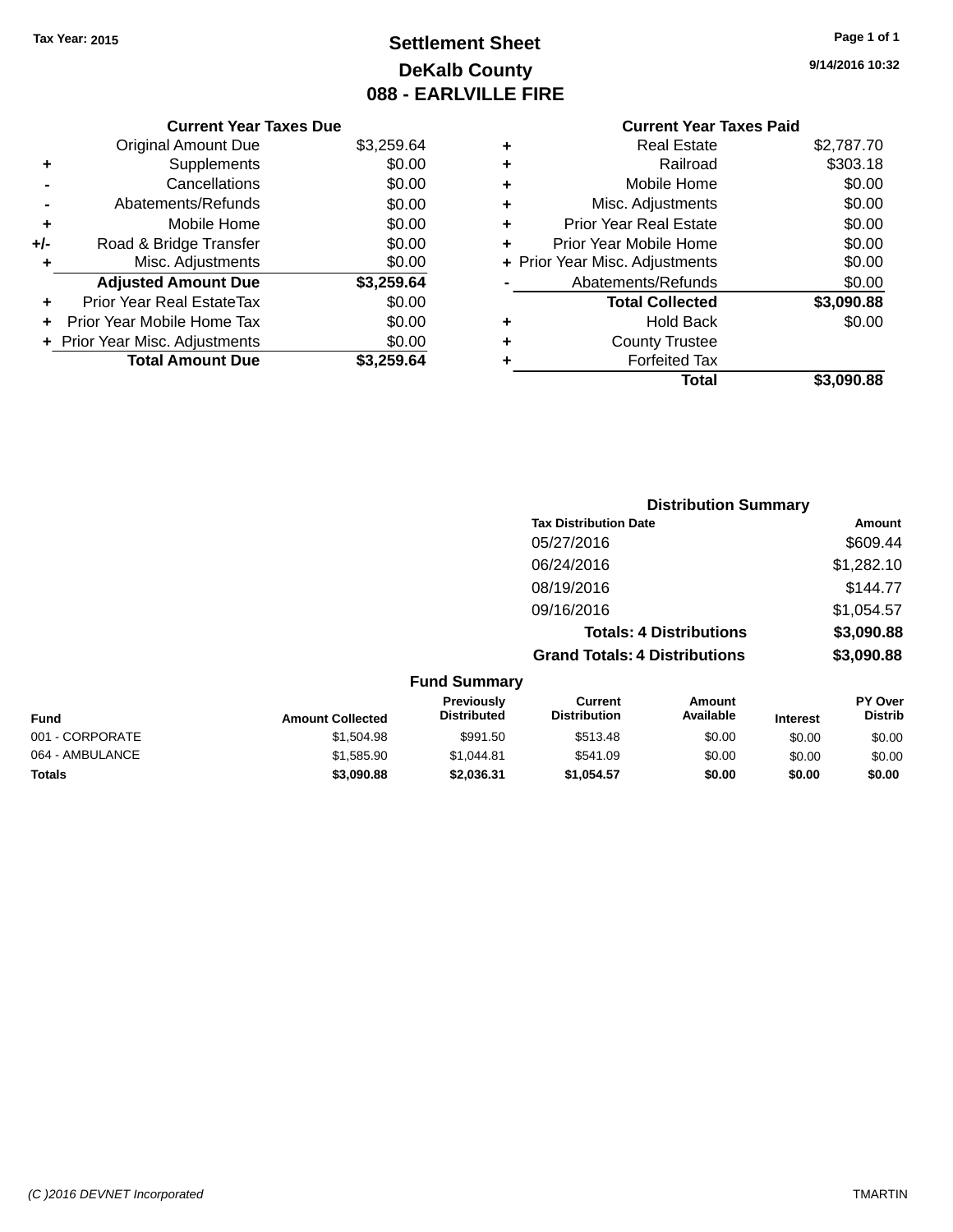Tax Year: 2015

# Settlement Sheet

## DeKalb County

## 088 - EARLVILLE FIRE

9/14/2016 10:32

### Current Year Taxes Due

| | | |
|---|---|---|
| | Original Amount Due | $3,259.64 |
| + | Supplements | $0.00 |
| - | Cancellations | $0.00 |
| - | Abatements/Refunds | $0.00 |
| + | Mobile Home | $0.00 |
| +/- | Road & Bridge Transfer | $0.00 |
| + | Misc. Adjustments | $0.00 |
| | **Adjusted Amount Due** | **$3,259.64** |
| + | Prior Year Real EstateTax | $0.00 |
| + | Prior Year Mobile Home Tax | $0.00 |
| + | Prior Year Misc. Adjustments | $0.00 |
| | **Total Amount Due** | **$3,259.64** |

### Current Year Taxes Paid

| | | |
|---|---|---|
| + | Real Estate | $2,787.70 |
| + | Railroad | $303.18 |
| + | Mobile Home | $0.00 |
| + | Misc. Adjustments | $0.00 |
| + | Prior Year Real Estate | $0.00 |
| + | Prior Year Mobile Home | $0.00 |
| + | Prior Year Misc. Adjustments | $0.00 |
| - | Abatements/Refunds | $0.00 |
| | **Total Collected** | **$3,090.88** |
| + | Hold Back | $0.00 |
| + | County Trustee | |
| + | Forfeited Tax | |
| | **Total** | **$3,090.88** |

### Distribution Summary

| Tax Distribution Date | Amount |
|---|---|
| 05/27/2016 | $609.44 |
| 06/24/2016 | $1,282.10 |
| 08/19/2016 | $144.77 |
| 09/16/2016 | $1,054.57 |
| **Totals: 4 Distributions** | **$3,090.88** |
| **Grand Totals: 4 Distributions** | **$3,090.88** |

### Fund Summary

| Fund | Amount Collected | Previously Distributed | Current Distribution | Amount Available | Interest | PY Over Distrib |
|---|---|---|---|---|---|---|
| 001 - CORPORATE | $1,504.98 | $991.50 | $513.48 | $0.00 | $0.00 | $0.00 |
| 064 - AMBULANCE | $1,585.90 | $1,044.81 | $541.09 | $0.00 | $0.00 | $0.00 |
| **Totals** | **$3,090.88** | **$2,036.31** | **$1,054.57** | **$0.00** | **$0.00** | **$0.00** |

(C )2016 DEVNET Incorporated TMARTIN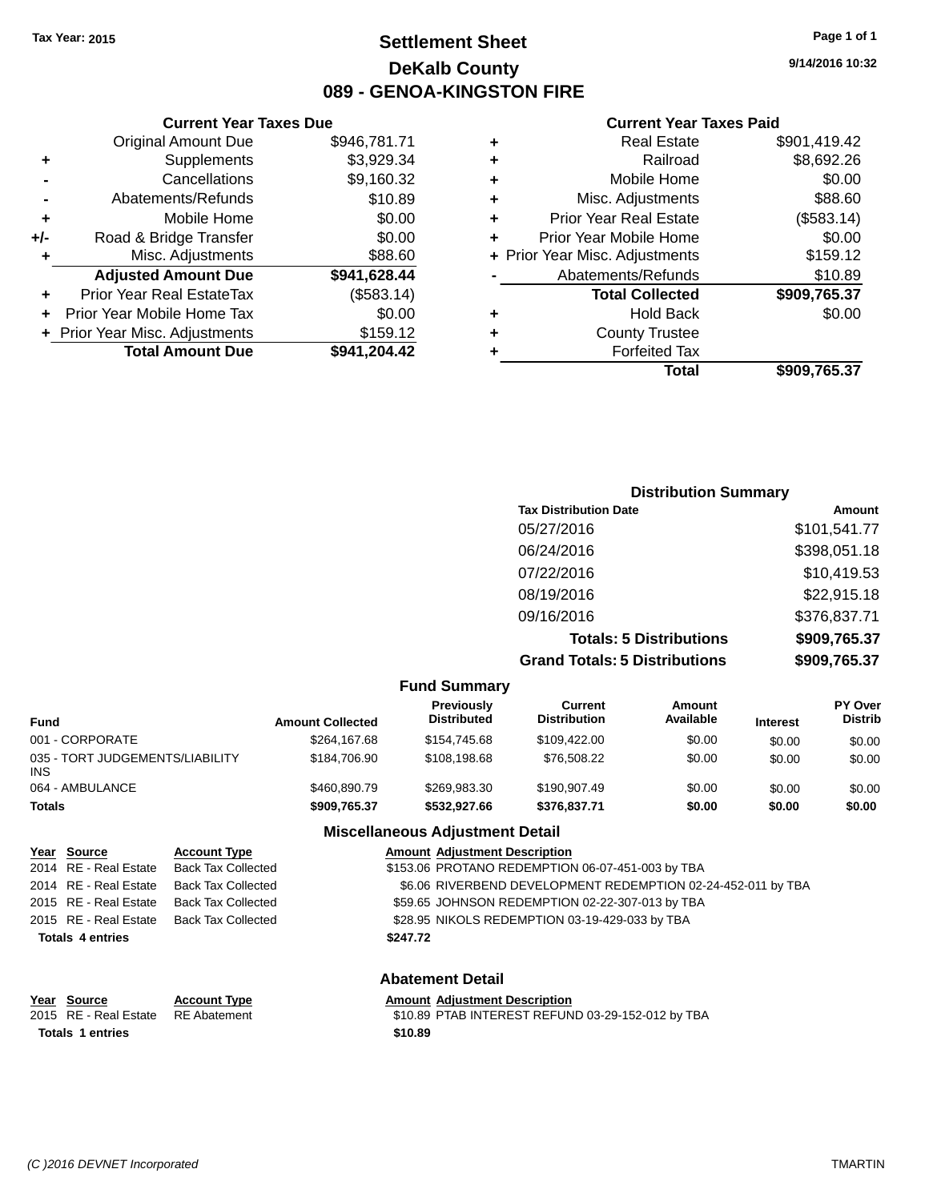Tax Year: 2015

# Settlement Sheet

## DeKalb County

## 089 - GENOA-KINGSTON FIRE

9/14/2016 10:32

### Current Year Taxes Due

| | | |
|---|---|---|
| | Original Amount Due | $946,781.71 |
| + | Supplements | $3,929.34 |
| - | Cancellations | $9,160.32 |
| - | Abatements/Refunds | $10.89 |
| + | Mobile Home | $0.00 |
| +/- | Road & Bridge Transfer | $0.00 |
| + | Misc. Adjustments | $88.60 |
| | **Adjusted Amount Due** | **$941,628.44** |
| + | Prior Year Real EstateTax | ($583.14) |
| + | Prior Year Mobile Home Tax | $0.00 |
| + | Prior Year Misc. Adjustments | $159.12 |
| | **Total Amount Due** | **$941,204.42** |

### Current Year Taxes Paid

| | | |
|---|---|---|
| + | Real Estate | $901,419.42 |
| + | Railroad | $8,692.26 |
| + | Mobile Home | $0.00 |
| + | Misc. Adjustments | $88.60 |
| + | Prior Year Real Estate | ($583.14) |
| + | Prior Year Mobile Home | $0.00 |
| + | Prior Year Misc. Adjustments | $159.12 |
| - | Abatements/Refunds | $10.89 |
| | **Total Collected** | **$909,765.37** |
| + | Hold Back | $0.00 |
| + | County Trustee | |
| + | Forfeited Tax | |
| | **Total** | **$909,765.37** |

### Distribution Summary

| Tax Distribution Date | Amount |
|---|---|
| 05/27/2016 | $101,541.77 |
| 06/24/2016 | $398,051.18 |
| 07/22/2016 | $10,419.53 |
| 08/19/2016 | $22,915.18 |
| 09/16/2016 | $376,837.71 |
| **Totals: 5 Distributions** | **$909,765.37** |
| **Grand Totals: 5 Distributions** | **$909,765.37** |

### Fund Summary

| Fund | Amount Collected | Previously Distributed | Current Distribution | Amount Available | Interest | PY Over Distrib |
|---|---|---|---|---|---|---|
| 001 - CORPORATE | $264,167.68 | $154,745.68 | $109,422.00 | $0.00 | $0.00 | $0.00 |
| 035 - TORT JUDGEMENTS/LIABILITY INS | $184,706.90 | $108,198.68 | $76,508.22 | $0.00 | $0.00 | $0.00 |
| 064 - AMBULANCE | $460,890.79 | $269,983.30 | $190,907.49 | $0.00 | $0.00 | $0.00 |
| **Totals** | **$909,765.37** | **$532,927.66** | **$376,837.71** | **$0.00** | **$0.00** | **$0.00** |

### Miscellaneous Adjustment Detail

| Year | Source | Account Type | Amount | Adjustment Description |
|---|---|---|---|---|
| 2014 | RE - Real Estate | Back Tax Collected | $153.06 | PROTANO REDEMPTION 06-07-451-003 by TBA |
| 2014 | RE - Real Estate | Back Tax Collected | $6.06 | RIVERBEND DEVELOPMENT REDEMPTION 02-24-452-011 by TBA |
| 2015 | RE - Real Estate | Back Tax Collected | $59.65 | JOHNSON REDEMPTION 02-22-307-013 by TBA |
| 2015 | RE - Real Estate | Back Tax Collected | $28.95 | NIKOLS REDEMPTION 03-19-429-033 by TBA |
| **Totals 4 entries** | | | **$247.72** | |

### Abatement Detail

| Year | Source | Account Type | Amount | Adjustment Description |
|---|---|---|---|---|
| 2015 | RE - Real Estate | RE Abatement | $10.89 | PTAB INTEREST REFUND 03-29-152-012 by TBA |
| **Totals 1 entries** | | | **$10.89** | |

(C )2016 DEVNET Incorporated TMARTIN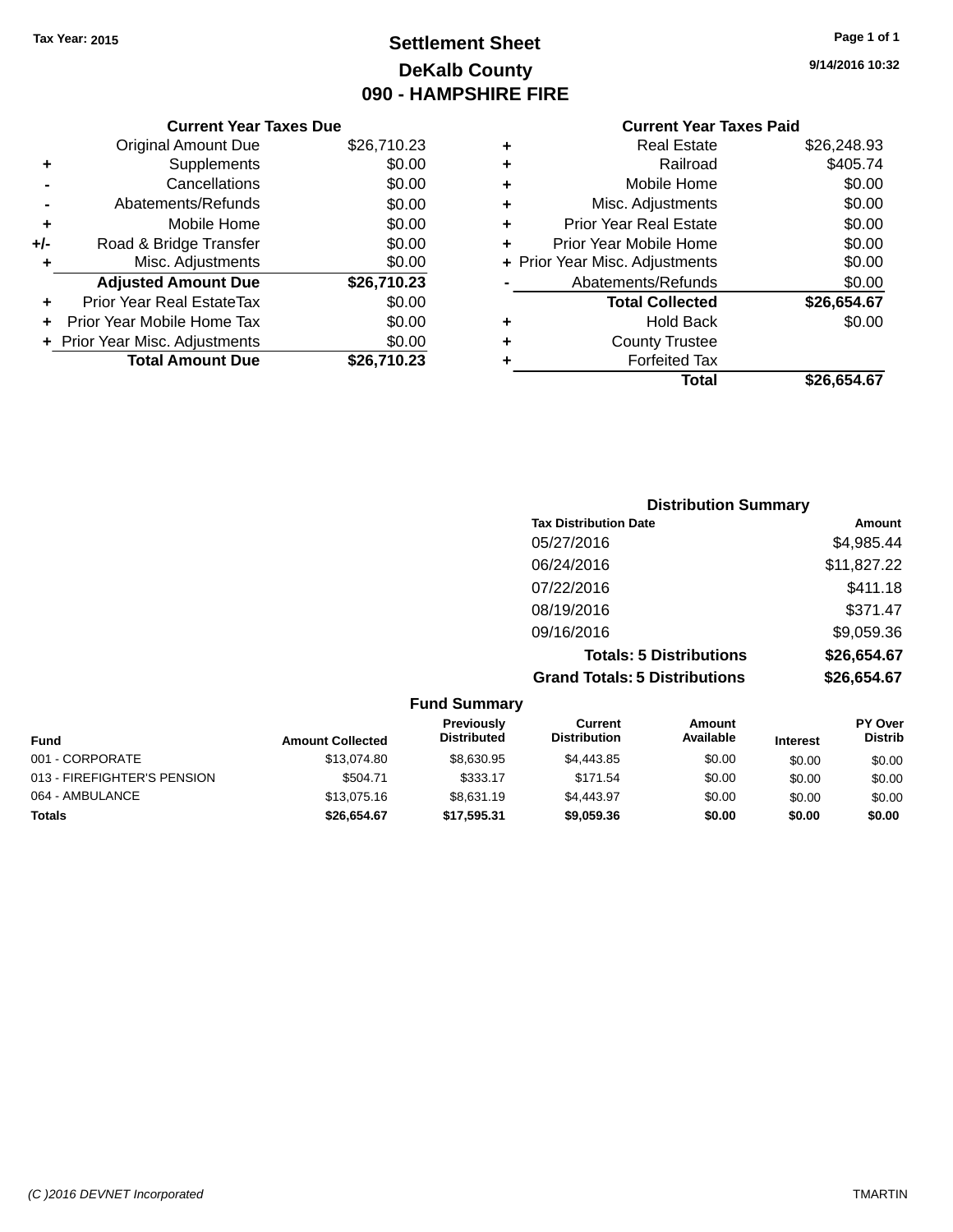Tax Year: 2015

# Settlement Sheet
## DeKalb County
## 090 - HAMPSHIRE FIRE

9/14/2016 10:32

### Current Year Taxes Due

| | | |
|---|---|---|
| | Original Amount Due | $26,710.23 |
| + | Supplements | $0.00 |
| - | Cancellations | $0.00 |
| - | Abatements/Refunds | $0.00 |
| + | Mobile Home | $0.00 |
| +/- | Road & Bridge Transfer | $0.00 |
| + | Misc. Adjustments | $0.00 |
| | **Adjusted Amount Due** | **$26,710.23** |
| + | Prior Year Real EstateTax | $0.00 |
| + | Prior Year Mobile Home Tax | $0.00 |
| + | Prior Year Misc. Adjustments | $0.00 |
| | **Total Amount Due** | **$26,710.23** |

### Current Year Taxes Paid

| | | |
|---|---|---|
| + | Real Estate | $26,248.93 |
| + | Railroad | $405.74 |
| + | Mobile Home | $0.00 |
| + | Misc. Adjustments | $0.00 |
| + | Prior Year Real Estate | $0.00 |
| + | Prior Year Mobile Home | $0.00 |
| + | Prior Year Misc. Adjustments | $0.00 |
| - | Abatements/Refunds | $0.00 |
| | **Total Collected** | **$26,654.67** |
| + | Hold Back | $0.00 |
| + | County Trustee | |
| + | Forfeited Tax | |
| | **Total** | **$26,654.67** |

### Distribution Summary

| Tax Distribution Date | Amount |
|---|---|
| 05/27/2016 | $4,985.44 |
| 06/24/2016 | $11,827.22 |
| 07/22/2016 | $411.18 |
| 08/19/2016 | $371.47 |
| 09/16/2016 | $9,059.36 |
| **Totals: 5 Distributions** | **$26,654.67** |
| **Grand Totals: 5 Distributions** | **$26,654.67** |

### Fund Summary

| Fund | Amount Collected | Previously Distributed | Current Distribution | Amount Available | Interest | PY Over Distrib |
|---|---|---|---|---|---|---|
| 001 - CORPORATE | $13,074.80 | $8,630.95 | $4,443.85 | $0.00 | $0.00 | $0.00 |
| 013 - FIREFIGHTER'S PENSION | $504.71 | $333.17 | $171.54 | $0.00 | $0.00 | $0.00 |
| 064 - AMBULANCE | $13,075.16 | $8,631.19 | $4,443.97 | $0.00 | $0.00 | $0.00 |
| **Totals** | **$26,654.67** | **$17,595.31** | **$9,059.36** | **$0.00** | **$0.00** | **$0.00** |

(C )2016 DEVNET Incorporated    TMARTIN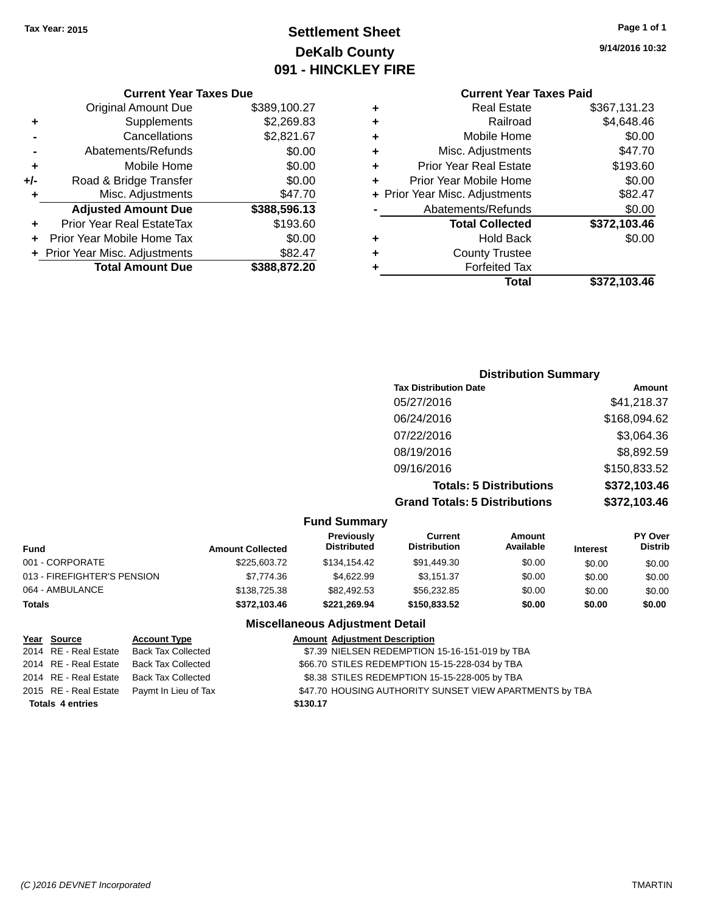Tax Year: 2015

# Settlement Sheet
## DeKalb County
## 091 - HINCKLEY FIRE

9/14/2016 10:32

### Current Year Taxes Due

| | | |
|---|---|---|
| | Original Amount Due | $389,100.27 |
| + | Supplements | $2,269.83 |
| - | Cancellations | $2,821.67 |
| - | Abatements/Refunds | $0.00 |
| + | Mobile Home | $0.00 |
| +/- | Road & Bridge Transfer | $0.00 |
| + | Misc. Adjustments | $47.70 |
| | **Adjusted Amount Due** | **$388,596.13** |
| + | Prior Year Real EstateTax | $193.60 |
| + | Prior Year Mobile Home Tax | $0.00 |
| + | Prior Year Misc. Adjustments | $82.47 |
| | **Total Amount Due** | **$388,872.20** |

### Current Year Taxes Paid

| | | |
|---|---|---|
| + | Real Estate | $367,131.23 |
| + | Railroad | $4,648.46 |
| + | Mobile Home | $0.00 |
| + | Misc. Adjustments | $47.70 |
| + | Prior Year Real Estate | $193.60 |
| + | Prior Year Mobile Home | $0.00 |
| + | Prior Year Misc. Adjustments | $82.47 |
| - | Abatements/Refunds | $0.00 |
| | **Total Collected** | **$372,103.46** |
| + | Hold Back | $0.00 |
| + | County Trustee | |
| + | Forfeited Tax | |
| | **Total** | **$372,103.46** |

### Distribution Summary

| Tax Distribution Date | Amount |
|---|---|
| 05/27/2016 | $41,218.37 |
| 06/24/2016 | $168,094.62 |
| 07/22/2016 | $3,064.36 |
| 08/19/2016 | $8,892.59 |
| 09/16/2016 | $150,833.52 |
| **Totals: 5 Distributions** | **$372,103.46** |
| **Grand Totals: 5 Distributions** | **$372,103.46** |

### Fund Summary

| Fund | Amount Collected | Previously Distributed | Current Distribution | Amount Available | Interest | PY Over Distrib |
|---|---|---|---|---|---|---|
| 001 - CORPORATE | $225,603.72 | $134,154.42 | $91,449.30 | $0.00 | $0.00 | $0.00 |
| 013 - FIREFIGHTER'S PENSION | $7,774.36 | $4,622.99 | $3,151.37 | $0.00 | $0.00 | $0.00 |
| 064 - AMBULANCE | $138,725.38 | $82,492.53 | $56,232.85 | $0.00 | $0.00 | $0.00 |
| **Totals** | **$372,103.46** | **$221,269.94** | **$150,833.52** | **$0.00** | **$0.00** | **$0.00** |

### Miscellaneous Adjustment Detail

| Year | Source | Account Type | Amount | Adjustment Description |
|---|---|---|---|---|
| 2014 | RE - Real Estate | Back Tax Collected | $7.39 | NIELSEN REDEMPTION 15-16-151-019 by TBA |
| 2014 | RE - Real Estate | Back Tax Collected | $66.70 | STILES REDEMPTION 15-15-228-034 by TBA |
| 2014 | RE - Real Estate | Back Tax Collected | $8.38 | STILES REDEMPTION 15-15-228-005 by TBA |
| 2015 | RE - Real Estate | Paymt In Lieu of Tax | $47.70 | HOUSING AUTHORITY SUNSET VIEW APARTMENTS by TBA |
| **Totals** | **4 entries** | | **$130.17** | |

(C )2016 DEVNET Incorporated TMARTIN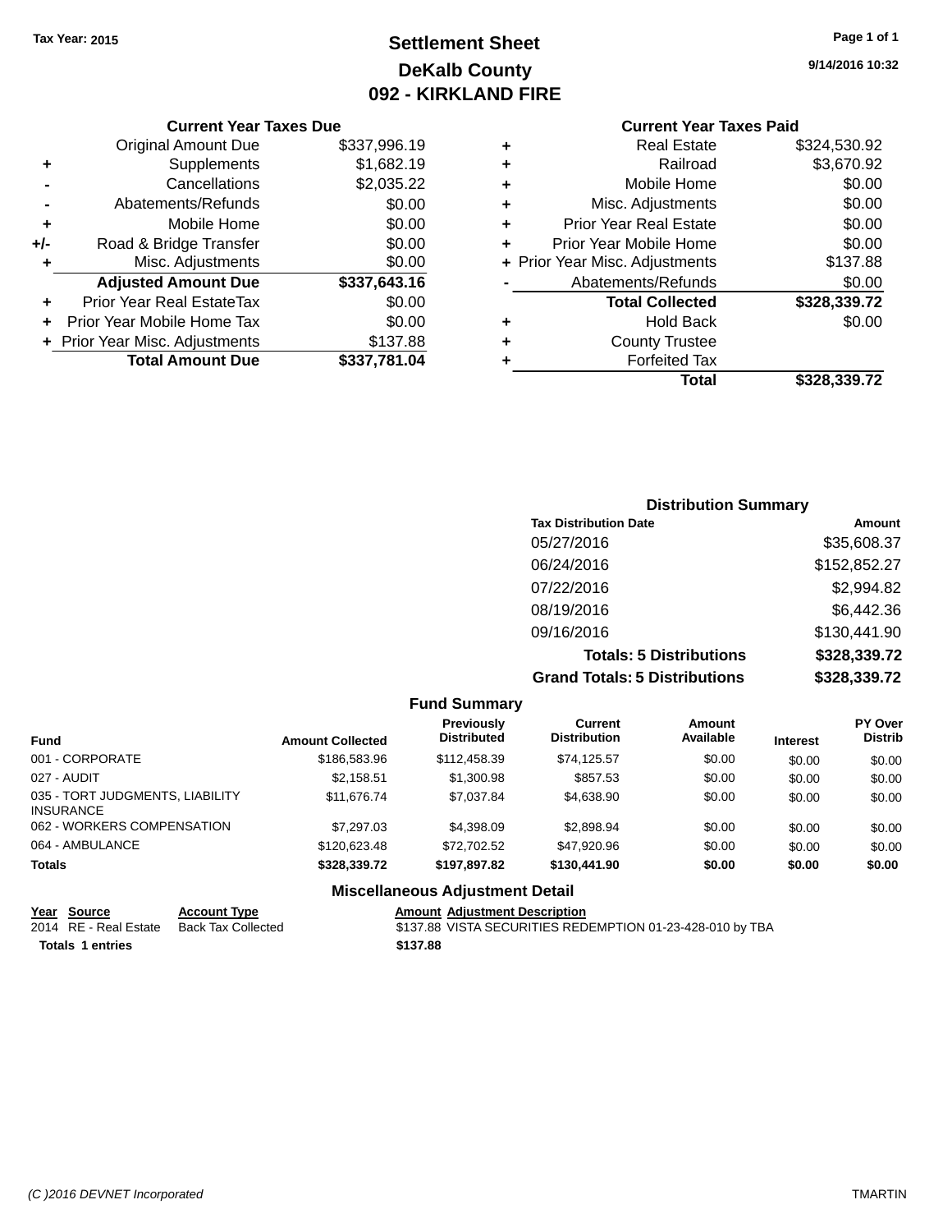Tax Year: 2015

# Settlement Sheet

## DeKalb County

## 092 - KIRKLAND FIRE

9/14/2016 10:32

### Current Year Taxes Due

| | | |
|---|---|---|
| | Original Amount Due | $337,996.19 |
| + | Supplements | $1,682.19 |
| - | Cancellations | $2,035.22 |
| - | Abatements/Refunds | $0.00 |
| + | Mobile Home | $0.00 |
| +/- | Road & Bridge Transfer | $0.00 |
| + | Misc. Adjustments | $0.00 |
| | **Adjusted Amount Due** | **$337,643.16** |
| + | Prior Year Real EstateTax | $0.00 |
| + | Prior Year Mobile Home Tax | $0.00 |
| + | Prior Year Misc. Adjustments | $137.88 |
| | **Total Amount Due** | **$337,781.04** |

### Current Year Taxes Paid

| | | |
|---|---|---|
| + | Real Estate | $324,530.92 |
| + | Railroad | $3,670.92 |
| + | Mobile Home | $0.00 |
| + | Misc. Adjustments | $0.00 |
| + | Prior Year Real Estate | $0.00 |
| + | Prior Year Mobile Home | $0.00 |
| + | Prior Year Misc. Adjustments | $137.88 |
| - | Abatements/Refunds | $0.00 |
| | **Total Collected** | **$328,339.72** |
| + | Hold Back | $0.00 |
| + | County Trustee | |
| + | Forfeited Tax | |
| | **Total** | **$328,339.72** |

### Distribution Summary

| Tax Distribution Date | Amount |
|---|---|
| 05/27/2016 | $35,608.37 |
| 06/24/2016 | $152,852.27 |
| 07/22/2016 | $2,994.82 |
| 08/19/2016 | $6,442.36 |
| 09/16/2016 | $130,441.90 |
| **Totals: 5 Distributions** | **$328,339.72** |
| **Grand Totals: 5 Distributions** | **$328,339.72** |

### Fund Summary

| Fund | Amount Collected | Previously Distributed | Current Distribution | Amount Available | Interest | PY Over Distrib |
|---|---|---|---|---|---|---|
| 001 - CORPORATE | $186,583.96 | $112,458.39 | $74,125.57 | $0.00 | $0.00 | $0.00 |
| 027 - AUDIT | $2,158.51 | $1,300.98 | $857.53 | $0.00 | $0.00 | $0.00 |
| 035 - TORT JUDGMENTS, LIABILITY INSURANCE | $11,676.74 | $7,037.84 | $4,638.90 | $0.00 | $0.00 | $0.00 |
| 062 - WORKERS COMPENSATION | $7,297.03 | $4,398.09 | $2,898.94 | $0.00 | $0.00 | $0.00 |
| 064 - AMBULANCE | $120,623.48 | $72,702.52 | $47,920.96 | $0.00 | $0.00 | $0.00 |
| **Totals** | **$328,339.72** | **$197,897.82** | **$130,441.90** | **$0.00** | **$0.00** | **$0.00** |

### Miscellaneous Adjustment Detail

| Year | Source | Account Type | Amount | Adjustment Description |
|---|---|---|---|---|
| 2014 | RE - Real Estate | Back Tax Collected | $137.88 | VISTA SECURITIES REDEMPTION 01-23-428-010 by TBA |
| **Totals** | **1 entries** | | **$137.88** | |

(C )2016 DEVNET Incorporated — TMARTIN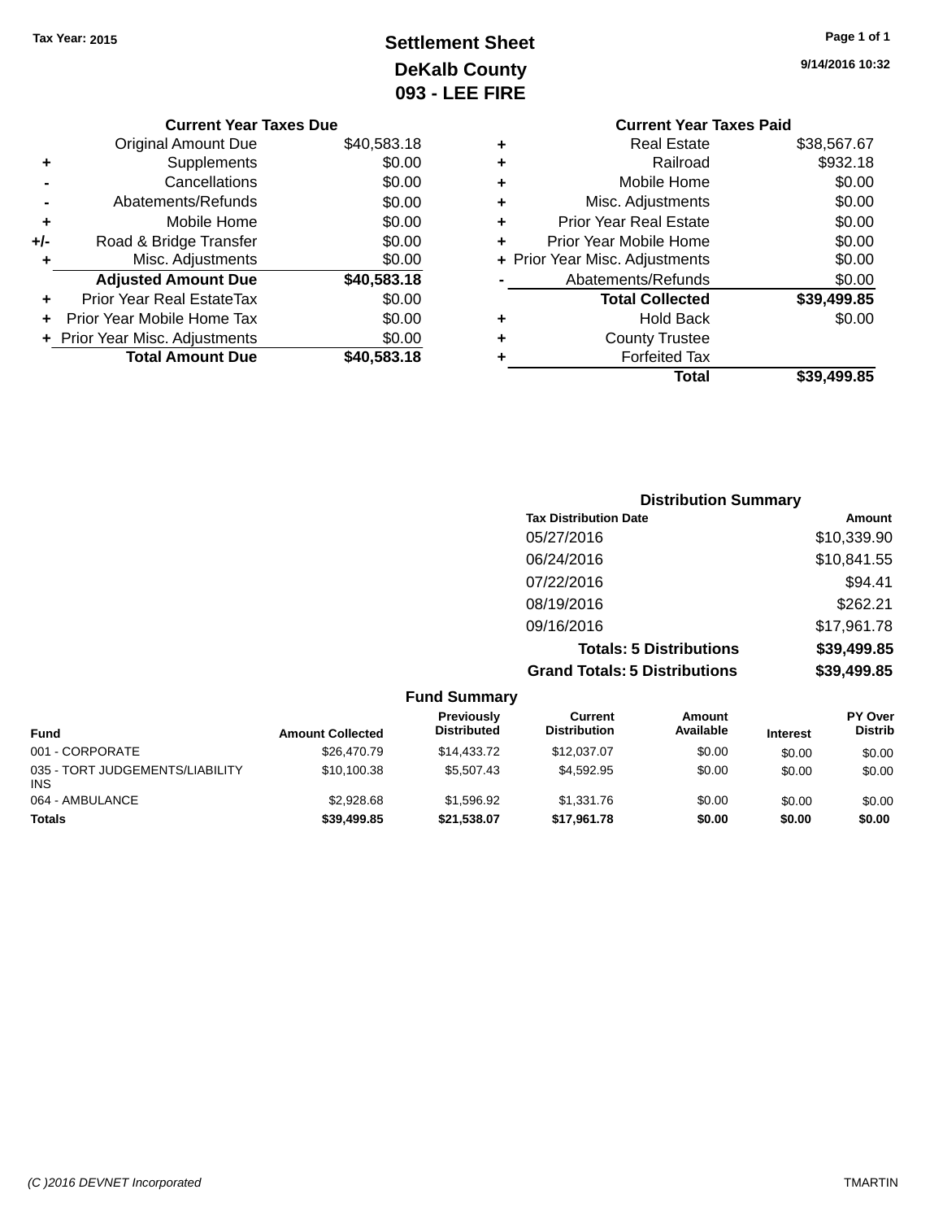Tax Year: 2015

# Settlement Sheet

## DeKalb County

## 093 - LEE FIRE

9/14/2016 10:32

### Current Year Taxes Due

| | | |
|---|---|---|
| | Original Amount Due | $40,583.18 |
| + | Supplements | $0.00 |
| - | Cancellations | $0.00 |
| - | Abatements/Refunds | $0.00 |
| + | Mobile Home | $0.00 |
| +/- | Road & Bridge Transfer | $0.00 |
| + | Misc. Adjustments | $0.00 |
| | **Adjusted Amount Due** | **$40,583.18** |
| + | Prior Year Real EstateTax | $0.00 |
| + | Prior Year Mobile Home Tax | $0.00 |
| + | Prior Year Misc. Adjustments | $0.00 |
| | **Total Amount Due** | **$40,583.18** |

### Current Year Taxes Paid

| | | |
|---|---|---|
| + | Real Estate | $38,567.67 |
| + | Railroad | $932.18 |
| + | Mobile Home | $0.00 |
| + | Misc. Adjustments | $0.00 |
| + | Prior Year Real Estate | $0.00 |
| + | Prior Year Mobile Home | $0.00 |
| + | Prior Year Misc. Adjustments | $0.00 |
| - | Abatements/Refunds | $0.00 |
| | **Total Collected** | **$39,499.85** |
| + | Hold Back | $0.00 |
| + | County Trustee | |
| + | Forfeited Tax | |
| | **Total** | **$39,499.85** |

### Distribution Summary

| Tax Distribution Date | Amount |
|---|---|
| 05/27/2016 | $10,339.90 |
| 06/24/2016 | $10,841.55 |
| 07/22/2016 | $94.41 |
| 08/19/2016 | $262.21 |
| 09/16/2016 | $17,961.78 |
| **Totals: 5 Distributions** | **$39,499.85** |
| **Grand Totals: 5 Distributions** | **$39,499.85** |

### Fund Summary

| Fund | Amount Collected | Previously Distributed | Current Distribution | Amount Available | Interest | PY Over Distrib |
|---|---|---|---|---|---|---|
| 001 - CORPORATE | $26,470.79 | $14,433.72 | $12,037.07 | $0.00 | $0.00 | $0.00 |
| 035 - TORT JUDGEMENTS/LIABILITY INS | $10,100.38 | $5,507.43 | $4,592.95 | $0.00 | $0.00 | $0.00 |
| 064 - AMBULANCE | $2,928.68 | $1,596.92 | $1,331.76 | $0.00 | $0.00 | $0.00 |
| **Totals** | **$39,499.85** | **$21,538.07** | **$17,961.78** | **$0.00** | **$0.00** | **$0.00** |

(C )2016 DEVNET Incorporated TMARTIN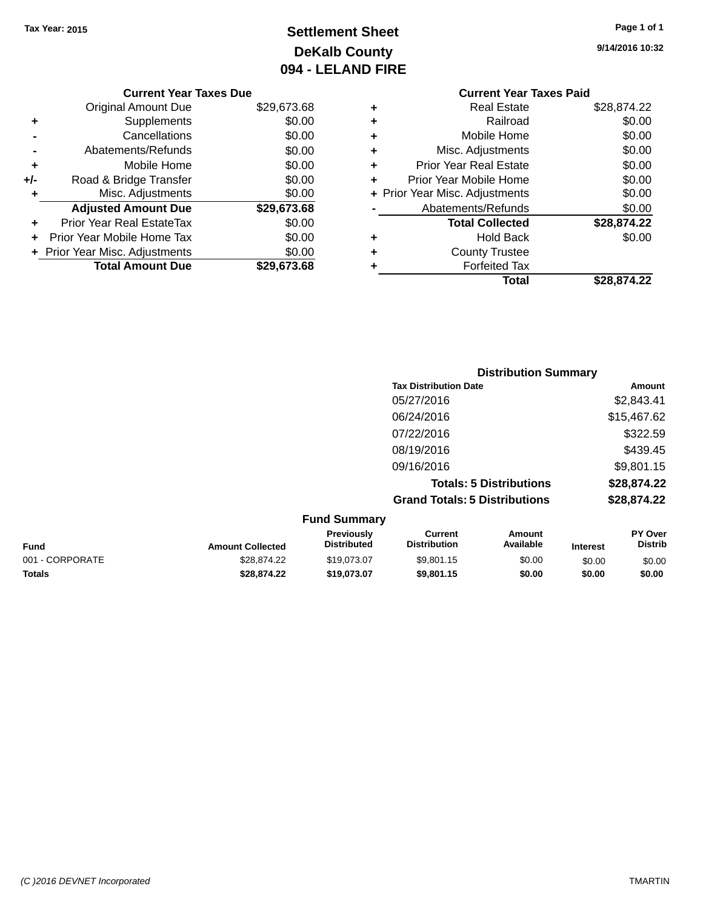Tax Year: 2015

# Settlement Sheet

## DeKalb County

## 094 - LELAND FIRE

9/14/2016 10:32

### Current Year Taxes Due

| | | |
|---|---|---|
| | Original Amount Due | $29,673.68 |
| + | Supplements | $0.00 |
| - | Cancellations | $0.00 |
| - | Abatements/Refunds | $0.00 |
| + | Mobile Home | $0.00 |
| +/- | Road & Bridge Transfer | $0.00 |
| + | Misc. Adjustments | $0.00 |
| | **Adjusted Amount Due** | **$29,673.68** |
| + | Prior Year Real EstateTax | $0.00 |
| + | Prior Year Mobile Home Tax | $0.00 |
| + | Prior Year Misc. Adjustments | $0.00 |
| | **Total Amount Due** | **$29,673.68** |

### Current Year Taxes Paid

| | | |
|---|---|---|
| + | Real Estate | $28,874.22 |
| + | Railroad | $0.00 |
| + | Mobile Home | $0.00 |
| + | Misc. Adjustments | $0.00 |
| + | Prior Year Real Estate | $0.00 |
| + | Prior Year Mobile Home | $0.00 |
| + | Prior Year Misc. Adjustments | $0.00 |
| - | Abatements/Refunds | $0.00 |
| | **Total Collected** | **$28,874.22** |
| + | Hold Back | $0.00 |
| + | County Trustee | |
| + | Forfeited Tax | |
| | **Total** | **$28,874.22** |

### Distribution Summary

| Tax Distribution Date | Amount |
|---|---|
| 05/27/2016 | $2,843.41 |
| 06/24/2016 | $15,467.62 |
| 07/22/2016 | $322.59 |
| 08/19/2016 | $439.45 |
| 09/16/2016 | $9,801.15 |
| **Totals: 5 Distributions** | **$28,874.22** |
| **Grand Totals: 5 Distributions** | **$28,874.22** |

### Fund Summary

| Fund | Amount Collected | Previously Distributed | Current Distribution | Amount Available | Interest | PY Over Distrib |
|---|---|---|---|---|---|---|
| 001 - CORPORATE | $28,874.22 | $19,073.07 | $9,801.15 | $0.00 | $0.00 | $0.00 |
| **Totals** | **$28,874.22** | **$19,073.07** | **$9,801.15** | **$0.00** | **$0.00** | **$0.00** |

(C )2016 DEVNET Incorporated

TMARTIN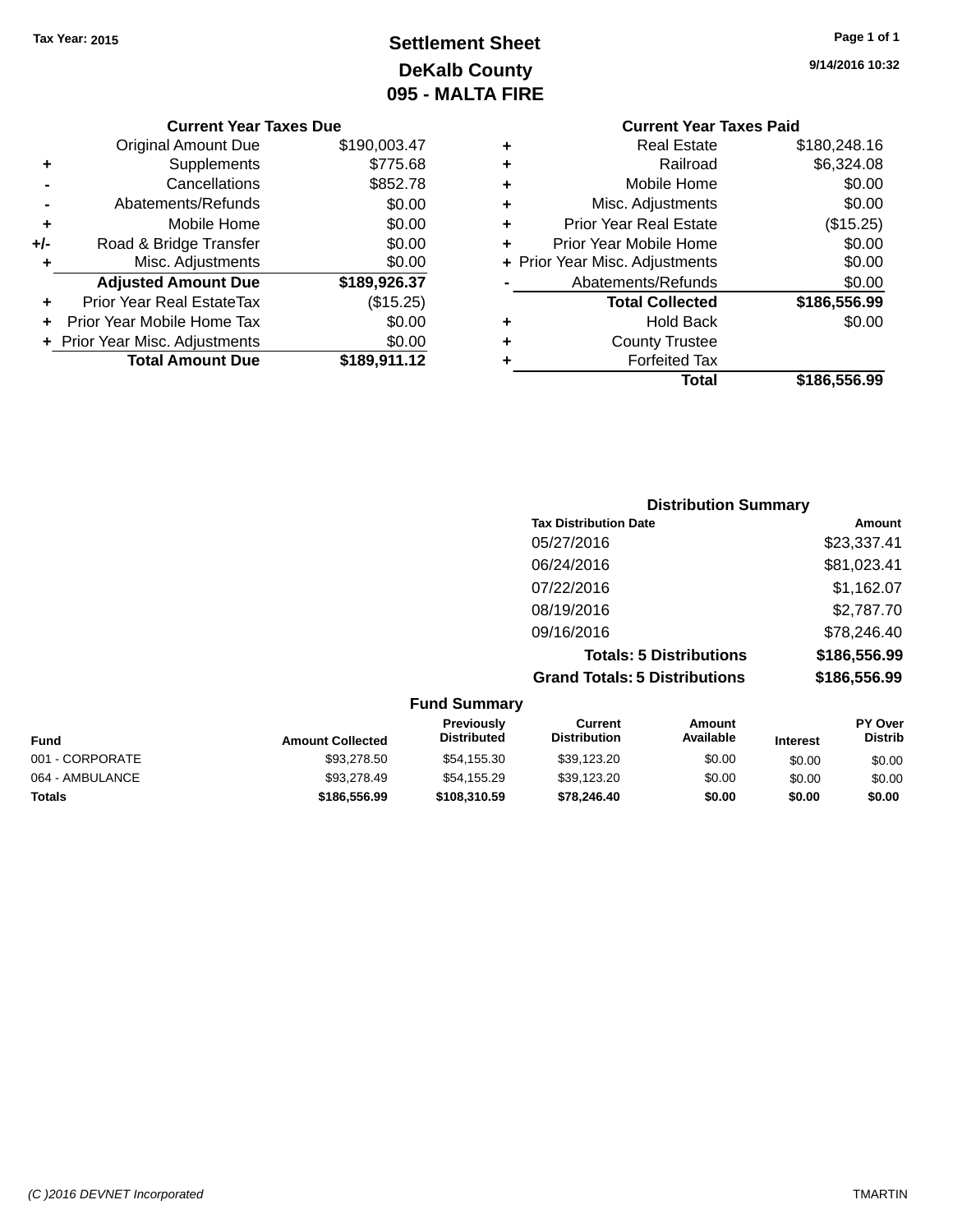Tax Year: 2015

# Settlement Sheet
## DeKalb County
## 095 - MALTA FIRE

9/14/2016 10:32

### Current Year Taxes Due

| | | |
|---|---|---|
| | Original Amount Due | $190,003.47 |
| + | Supplements | $775.68 |
| - | Cancellations | $852.78 |
| - | Abatements/Refunds | $0.00 |
| + | Mobile Home | $0.00 |
| +/- | Road & Bridge Transfer | $0.00 |
| + | Misc. Adjustments | $0.00 |
| | **Adjusted Amount Due** | **$189,926.37** |
| + | Prior Year Real EstateTax | ($15.25) |
| + | Prior Year Mobile Home Tax | $0.00 |
| + | Prior Year Misc. Adjustments | $0.00 |
| | **Total Amount Due** | **$189,911.12** |

### Current Year Taxes Paid

| | | |
|---|---|---|
| + | Real Estate | $180,248.16 |
| + | Railroad | $6,324.08 |
| + | Mobile Home | $0.00 |
| + | Misc. Adjustments | $0.00 |
| + | Prior Year Real Estate | ($15.25) |
| + | Prior Year Mobile Home | $0.00 |
| + | Prior Year Misc. Adjustments | $0.00 |
| - | Abatements/Refunds | $0.00 |
| | **Total Collected** | **$186,556.99** |
| + | Hold Back | $0.00 |
| + | County Trustee | |
| + | Forfeited Tax | |
| | **Total** | **$186,556.99** |

### Distribution Summary

| Tax Distribution Date | Amount |
|---|---|
| 05/27/2016 | $23,337.41 |
| 06/24/2016 | $81,023.41 |
| 07/22/2016 | $1,162.07 |
| 08/19/2016 | $2,787.70 |
| 09/16/2016 | $78,246.40 |
| **Totals: 5 Distributions** | **$186,556.99** |
| **Grand Totals: 5 Distributions** | **$186,556.99** |

### Fund Summary

| Fund | Amount Collected | Previously Distributed | Current Distribution | Amount Available | Interest | PY Over Distrib |
|---|---|---|---|---|---|---|
| 001 - CORPORATE | $93,278.50 | $54,155.30 | $39,123.20 | $0.00 | $0.00 | $0.00 |
| 064 - AMBULANCE | $93,278.49 | $54,155.29 | $39,123.20 | $0.00 | $0.00 | $0.00 |
| **Totals** | **$186,556.99** | **$108,310.59** | **$78,246.40** | **$0.00** | **$0.00** | **$0.00** |

(C )2016 DEVNET Incorporated

TMARTIN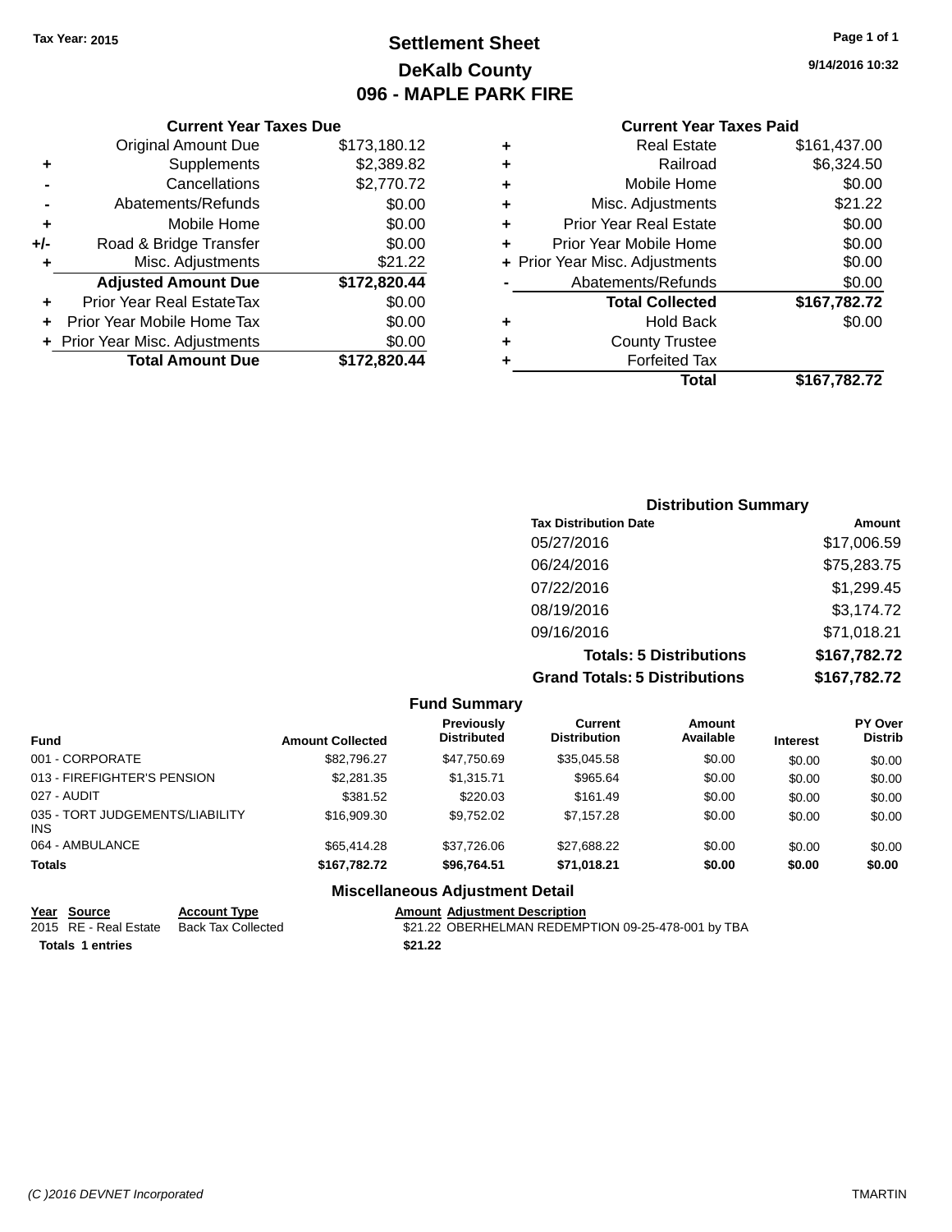Tax Year: 2015

# Settlement Sheet
## DeKalb County
## 096 - MAPLE PARK FIRE

9/14/2016 10:32

### Current Year Taxes Due

| | | |
|---|---|---|
| | Original Amount Due | $173,180.12 |
| + | Supplements | $2,389.82 |
| - | Cancellations | $2,770.72 |
| - | Abatements/Refunds | $0.00 |
| + | Mobile Home | $0.00 |
| +/- | Road & Bridge Transfer | $0.00 |
| + | Misc. Adjustments | $21.22 |
| | **Adjusted Amount Due** | **$172,820.44** |
| + | Prior Year Real EstateTax | $0.00 |
| + | Prior Year Mobile Home Tax | $0.00 |
| + | Prior Year Misc. Adjustments | $0.00 |
| | **Total Amount Due** | **$172,820.44** |

### Current Year Taxes Paid

| | | |
|---|---|---|
| + | Real Estate | $161,437.00 |
| + | Railroad | $6,324.50 |
| + | Mobile Home | $0.00 |
| + | Misc. Adjustments | $21.22 |
| + | Prior Year Real Estate | $0.00 |
| + | Prior Year Mobile Home | $0.00 |
| + | Prior Year Misc. Adjustments | $0.00 |
| - | Abatements/Refunds | $0.00 |
| | **Total Collected** | **$167,782.72** |
| + | Hold Back | $0.00 |
| + | County Trustee | |
| + | Forfeited Tax | |
| | **Total** | **$167,782.72** |

### Distribution Summary

| Tax Distribution Date | Amount |
|---|---|
| 05/27/2016 | $17,006.59 |
| 06/24/2016 | $75,283.75 |
| 07/22/2016 | $1,299.45 |
| 08/19/2016 | $3,174.72 |
| 09/16/2016 | $71,018.21 |
| **Totals: 5 Distributions** | **$167,782.72** |
| **Grand Totals: 5 Distributions** | **$167,782.72** |

### Fund Summary

| Fund | Amount Collected | Previously Distributed | Current Distribution | Amount Available | Interest | PY Over Distrib |
|---|---|---|---|---|---|---|
| 001 - CORPORATE | $82,796.27 | $47,750.69 | $35,045.58 | $0.00 | $0.00 | $0.00 |
| 013 - FIREFIGHTER'S PENSION | $2,281.35 | $1,315.71 | $965.64 | $0.00 | $0.00 | $0.00 |
| 027 - AUDIT | $381.52 | $220.03 | $161.49 | $0.00 | $0.00 | $0.00 |
| 035 - TORT JUDGEMENTS/LIABILITY INS | $16,909.30 | $9,752.02 | $7,157.28 | $0.00 | $0.00 | $0.00 |
| 064 - AMBULANCE | $65,414.28 | $37,726.06 | $27,688.22 | $0.00 | $0.00 | $0.00 |
| **Totals** | **$167,782.72** | **$96,764.51** | **$71,018.21** | **$0.00** | **$0.00** | **$0.00** |

### Miscellaneous Adjustment Detail

| Year | Source | Account Type | Amount | Adjustment Description |
|---|---|---|---|---|
| 2015 | RE - Real Estate | Back Tax Collected | $21.22 | OBERHELMAN REDEMPTION 09-25-478-001 by TBA |
| **Totals** | **1 entries** | | **$21.22** | |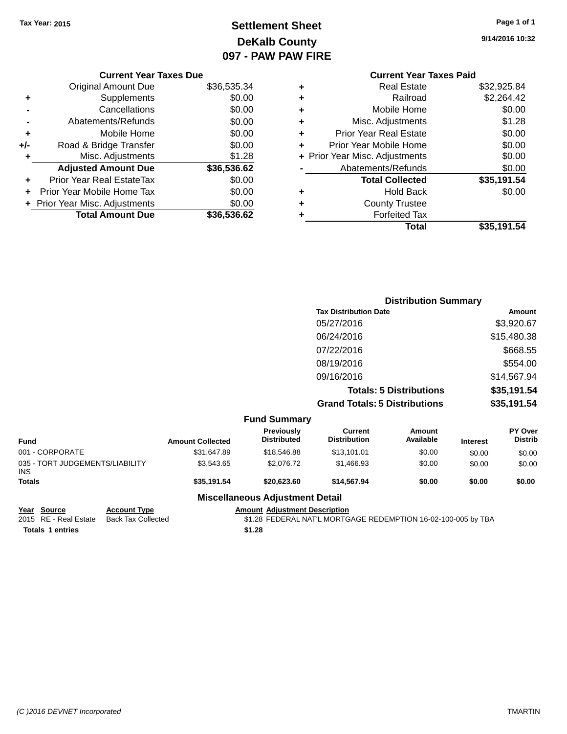Tax Year: 2015

# Settlement Sheet
## DeKalb County
## 097 - PAW PAW FIRE

9/14/2016 10:32

### Current Year Taxes Due

| | | |
|---|---|---|
| | Original Amount Due | $36,535.34 |
| + | Supplements | $0.00 |
| - | Cancellations | $0.00 |
| - | Abatements/Refunds | $0.00 |
| + | Mobile Home | $0.00 |
| +/- | Road & Bridge Transfer | $0.00 |
| + | Misc. Adjustments | $1.28 |
| | **Adjusted Amount Due** | **$36,536.62** |
| + | Prior Year Real EstateTax | $0.00 |
| + | Prior Year Mobile Home Tax | $0.00 |
| + | Prior Year Misc. Adjustments | $0.00 |
| | **Total Amount Due** | **$36,536.62** |

### Current Year Taxes Paid

| | | |
|---|---|---|
| + | Real Estate | $32,925.84 |
| + | Railroad | $2,264.42 |
| + | Mobile Home | $0.00 |
| + | Misc. Adjustments | $1.28 |
| + | Prior Year Real Estate | $0.00 |
| + | Prior Year Mobile Home | $0.00 |
| + | Prior Year Misc. Adjustments | $0.00 |
| - | Abatements/Refunds | $0.00 |
| | **Total Collected** | **$35,191.54** |
| + | Hold Back | $0.00 |
| + | County Trustee | |
| + | Forfeited Tax | |
| | **Total** | **$35,191.54** |

### Distribution Summary

| Tax Distribution Date | Amount |
|---|---|
| 05/27/2016 | $3,920.67 |
| 06/24/2016 | $15,480.38 |
| 07/22/2016 | $668.55 |
| 08/19/2016 | $554.00 |
| 09/16/2016 | $14,567.94 |
| **Totals: 5 Distributions** | **$35,191.54** |
| **Grand Totals: 5 Distributions** | **$35,191.54** |

### Fund Summary

| Fund | Amount Collected | Previously Distributed | Current Distribution | Amount Available | Interest | PY Over Distrib |
|---|---|---|---|---|---|---|
| 001 - CORPORATE | $31,647.89 | $18,546.88 | $13,101.01 | $0.00 | $0.00 | $0.00 |
| 035 - TORT JUDGEMENTS/LIABILITY INS | $3,543.65 | $2,076.72 | $1,466.93 | $0.00 | $0.00 | $0.00 |
| **Totals** | **$35,191.54** | **$20,623.60** | **$14,567.94** | **$0.00** | **$0.00** | **$0.00** |

### Miscellaneous Adjustment Detail

| Year | Source | Account Type | Amount | Adjustment Description |
|---|---|---|---|---|
| 2015 | RE - Real Estate | Back Tax Collected | $1.28 | FEDERAL NAT'L MORTGAGE REDEMPTION 16-02-100-005 by TBA |
| **Totals** | **1 entries** | | **$1.28** | |

(C )2016 DEVNET Incorporated TMARTIN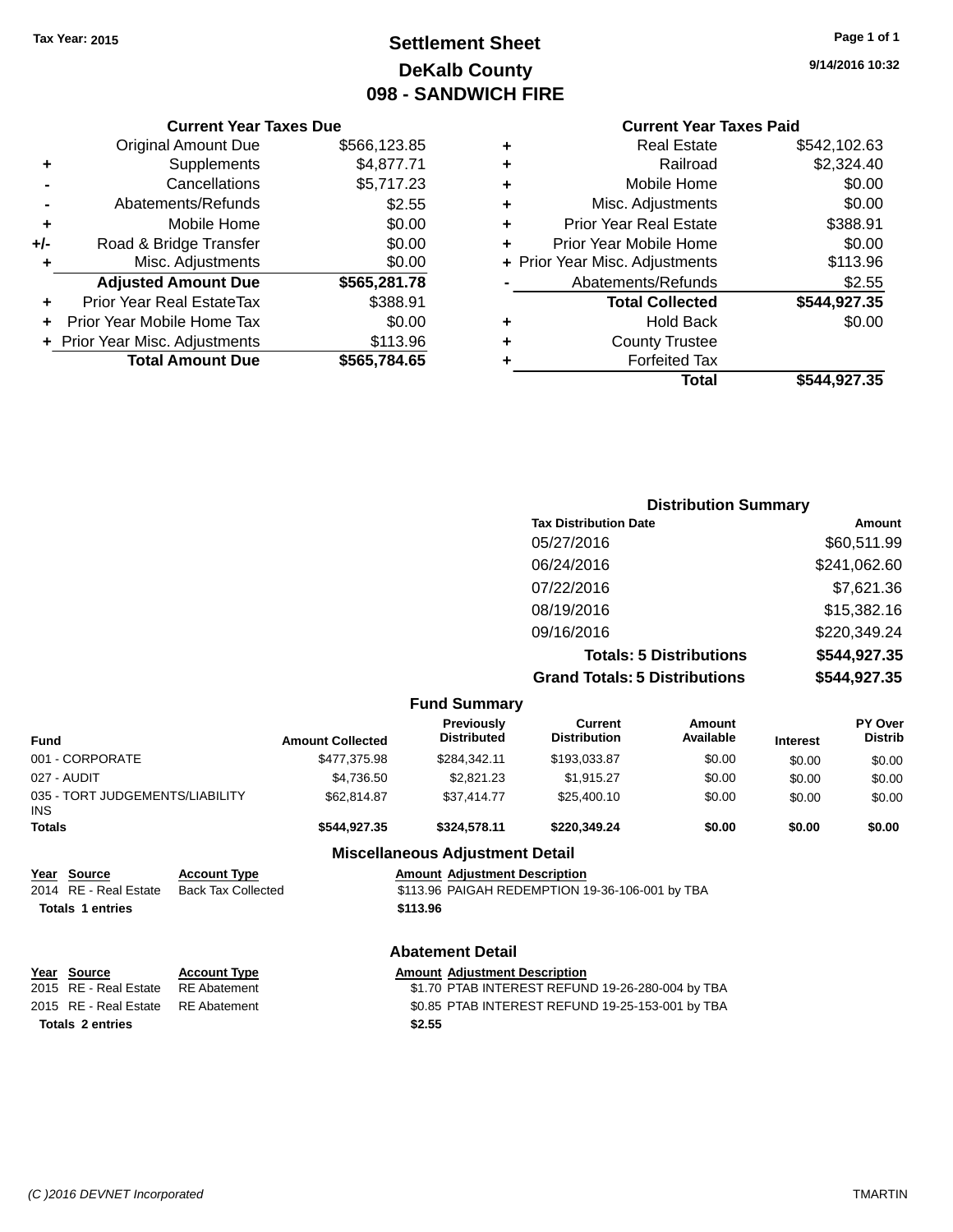Tax Year: 2015

# Settlement Sheet
## DeKalb County
## 098 - SANDWICH FIRE

9/14/2016 10:32

### Current Year Taxes Due

| | | |
|---|---|---|
| | Original Amount Due | $566,123.85 |
| + | Supplements | $4,877.71 |
| - | Cancellations | $5,717.23 |
| - | Abatements/Refunds | $2.55 |
| + | Mobile Home | $0.00 |
| +/- | Road & Bridge Transfer | $0.00 |
| + | Misc. Adjustments | $0.00 |
| | **Adjusted Amount Due** | **$565,281.78** |
| + | Prior Year Real EstateTax | $388.91 |
| + | Prior Year Mobile Home Tax | $0.00 |
| + | Prior Year Misc. Adjustments | $113.96 |
| | **Total Amount Due** | **$565,784.65** |

### Current Year Taxes Paid

| | | |
|---|---|---|
| + | Real Estate | $542,102.63 |
| + | Railroad | $2,324.40 |
| + | Mobile Home | $0.00 |
| + | Misc. Adjustments | $0.00 |
| + | Prior Year Real Estate | $388.91 |
| + | Prior Year Mobile Home | $0.00 |
| + | Prior Year Misc. Adjustments | $113.96 |
| - | Abatements/Refunds | $2.55 |
| | **Total Collected** | **$544,927.35** |
| + | Hold Back | $0.00 |
| + | County Trustee | |
| + | Forfeited Tax | |
| | **Total** | **$544,927.35** |

### Distribution Summary

| Tax Distribution Date | Amount |
|---|---|
| 05/27/2016 | $60,511.99 |
| 06/24/2016 | $241,062.60 |
| 07/22/2016 | $7,621.36 |
| 08/19/2016 | $15,382.16 |
| 09/16/2016 | $220,349.24 |
| **Totals: 5 Distributions** | **$544,927.35** |
| **Grand Totals: 5 Distributions** | **$544,927.35** |

### Fund Summary

| Fund | Amount Collected | Previously Distributed | Current Distribution | Amount Available | Interest | PY Over Distrib |
|---|---|---|---|---|---|---|
| 001 - CORPORATE | $477,375.98 | $284,342.11 | $193,033.87 | $0.00 | $0.00 | $0.00 |
| 027 - AUDIT | $4,736.50 | $2,821.23 | $1,915.27 | $0.00 | $0.00 | $0.00 |
| 035 - TORT JUDGEMENTS/LIABILITY INS | $62,814.87 | $37,414.77 | $25,400.10 | $0.00 | $0.00 | $0.00 |
| **Totals** | **$544,927.35** | **$324,578.11** | **$220,349.24** | **$0.00** | **$0.00** | **$0.00** |

### Miscellaneous Adjustment Detail

| Year | Source | Account Type | Amount | Adjustment Description |
|---|---|---|---|---|
| 2014 | RE - Real Estate | Back Tax Collected | $113.96 | PAIGAH REDEMPTION 19-36-106-001 by TBA |
| **Totals 1 entries** | | | **$113.96** | |

### Abatement Detail

| Year | Source | Account Type | Amount | Adjustment Description |
|---|---|---|---|---|
| 2015 | RE - Real Estate | RE Abatement | $1.70 | PTAB INTEREST REFUND 19-26-280-004 by TBA |
| 2015 | RE - Real Estate | RE Abatement | $0.85 | PTAB INTEREST REFUND 19-25-153-001 by TBA |
| **Totals 2 entries** | | | **$2.55** | |

(C )2016 DEVNET Incorporated TMARTIN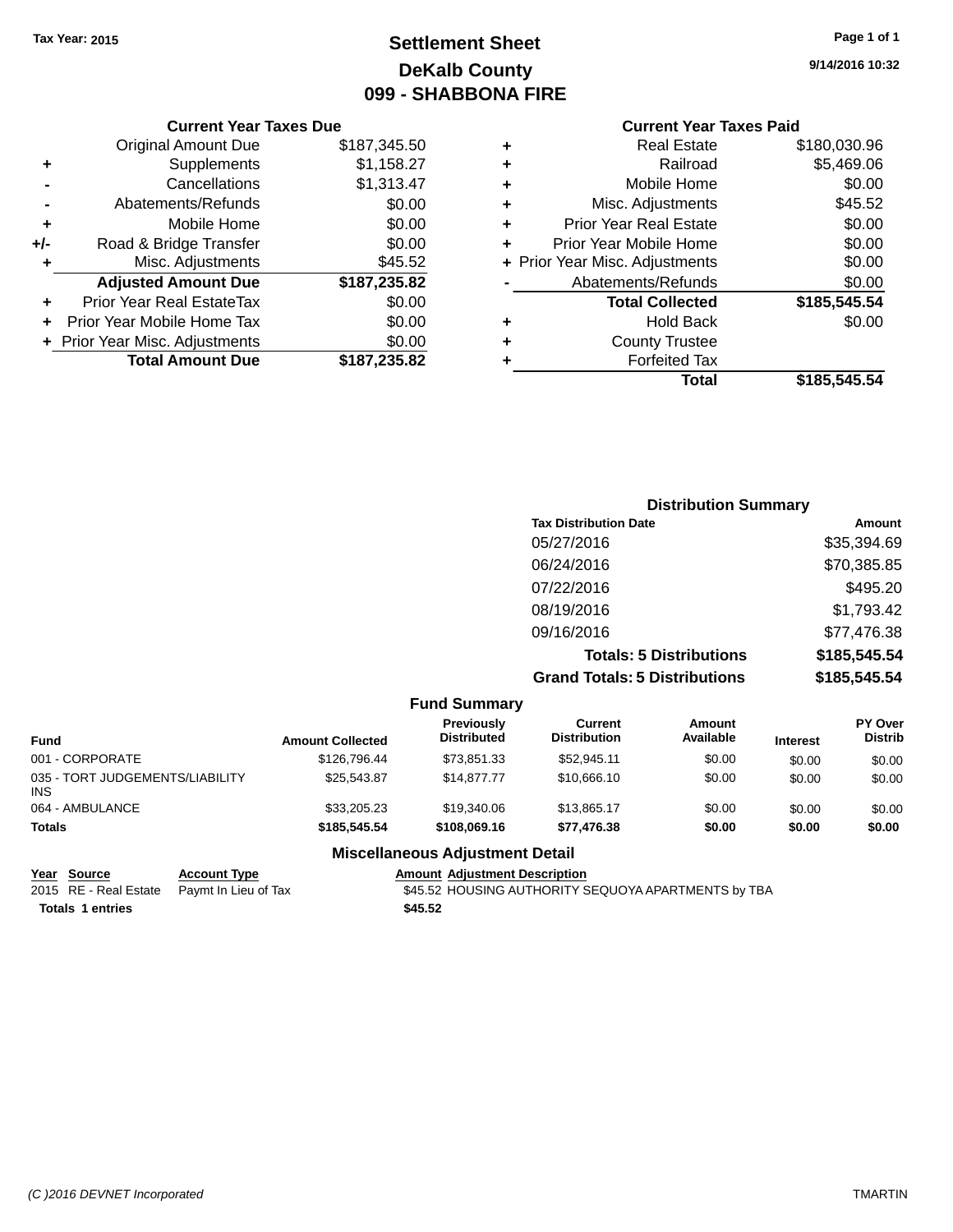Tax Year: 2015

# Settlement Sheet
## DeKalb County
## 099 - SHABBONA FIRE

9/14/2016 10:32

### Current Year Taxes Due

| | | |
|---|---|---|
| | Original Amount Due | $187,345.50 |
| + | Supplements | $1,158.27 |
| - | Cancellations | $1,313.47 |
| - | Abatements/Refunds | $0.00 |
| + | Mobile Home | $0.00 |
| +/- | Road & Bridge Transfer | $0.00 |
| + | Misc. Adjustments | $45.52 |
| | **Adjusted Amount Due** | **$187,235.82** |
| + | Prior Year Real EstateTax | $0.00 |
| + | Prior Year Mobile Home Tax | $0.00 |
| + | Prior Year Misc. Adjustments | $0.00 |
| | **Total Amount Due** | **$187,235.82** |

### Current Year Taxes Paid

| | | |
|---|---|---|
| + | Real Estate | $180,030.96 |
| + | Railroad | $5,469.06 |
| + | Mobile Home | $0.00 |
| + | Misc. Adjustments | $45.52 |
| + | Prior Year Real Estate | $0.00 |
| + | Prior Year Mobile Home | $0.00 |
| + | Prior Year Misc. Adjustments | $0.00 |
| - | Abatements/Refunds | $0.00 |
| | **Total Collected** | **$185,545.54** |
| + | Hold Back | $0.00 |
| + | County Trustee | |
| + | Forfeited Tax | |
| | **Total** | **$185,545.54** |

### Distribution Summary

| Tax Distribution Date | Amount |
|---|---|
| 05/27/2016 | $35,394.69 |
| 06/24/2016 | $70,385.85 |
| 07/22/2016 | $495.20 |
| 08/19/2016 | $1,793.42 |
| 09/16/2016 | $77,476.38 |
| **Totals: 5 Distributions** | **$185,545.54** |
| **Grand Totals: 5 Distributions** | **$185,545.54** |

### Fund Summary

| Fund | Amount Collected | Previously Distributed | Current Distribution | Amount Available | Interest | PY Over Distrib |
|---|---|---|---|---|---|---|
| 001 - CORPORATE | $126,796.44 | $73,851.33 | $52,945.11 | $0.00 | $0.00 | $0.00 |
| 035 - TORT JUDGEMENTS/LIABILITY INS | $25,543.87 | $14,877.77 | $10,666.10 | $0.00 | $0.00 | $0.00 |
| 064 - AMBULANCE | $33,205.23 | $19,340.06 | $13,865.17 | $0.00 | $0.00 | $0.00 |
| **Totals** | **$185,545.54** | **$108,069.16** | **$77,476.38** | **$0.00** | **$0.00** | **$0.00** |

### Miscellaneous Adjustment Detail

| Year | Source | Account Type | Amount | Adjustment Description |
|---|---|---|---|---|
| 2015 | RE - Real Estate | Paymt In Lieu of Tax | $45.52 | HOUSING AUTHORITY SEQUOYA APARTMENTS by TBA |
| **Totals 1 entries** | | | **$45.52** | |

(C )2016 DEVNET Incorporated TMARTIN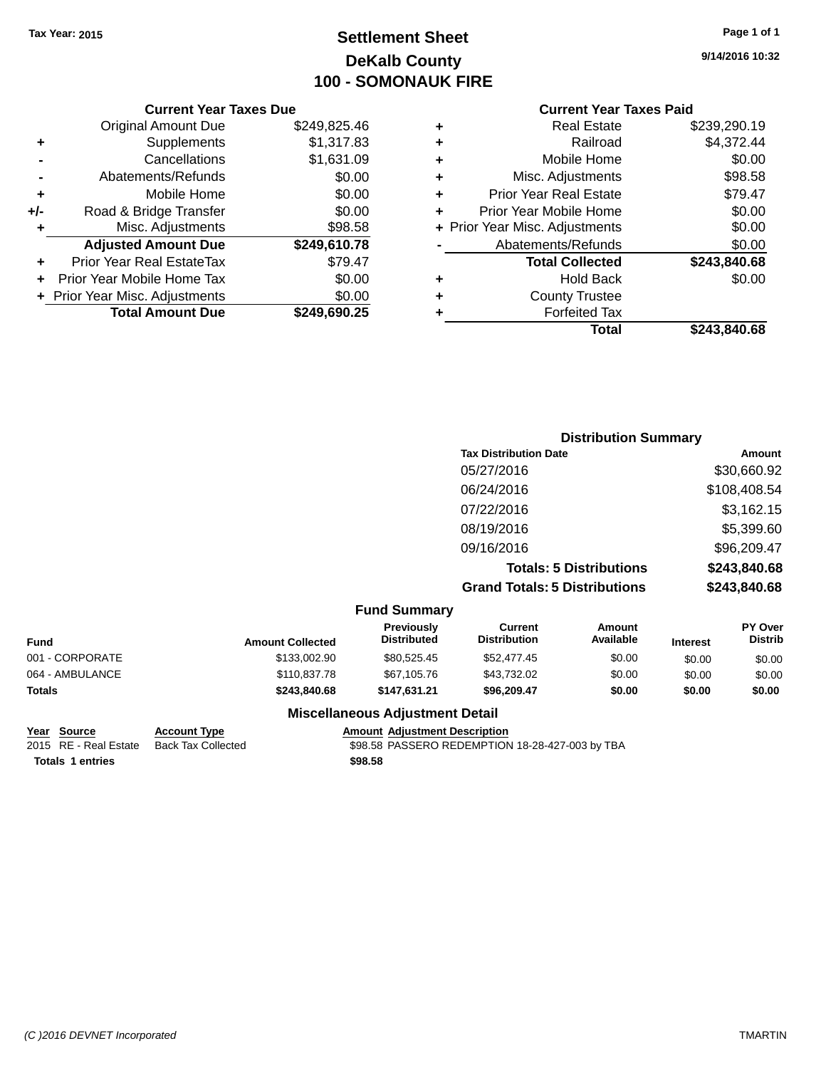Tax Year: 2015

# Settlement Sheet
## DeKalb County
## 100 - SOMONAUK FIRE

9/14/2016 10:32

### Current Year Taxes Due

| | | |
|---|---|---|
| | Original Amount Due | $249,825.46 |
| + | Supplements | $1,317.83 |
| - | Cancellations | $1,631.09 |
| - | Abatements/Refunds | $0.00 |
| + | Mobile Home | $0.00 |
| +/- | Road & Bridge Transfer | $0.00 |
| + | Misc. Adjustments | $98.58 |
| | **Adjusted Amount Due** | **$249,610.78** |
| + | Prior Year Real EstateTax | $79.47 |
| + | Prior Year Mobile Home Tax | $0.00 |
| + | Prior Year Misc. Adjustments | $0.00 |
| | **Total Amount Due** | **$249,690.25** |

### Current Year Taxes Paid

| | | |
|---|---|---|
| + | Real Estate | $239,290.19 |
| + | Railroad | $4,372.44 |
| + | Mobile Home | $0.00 |
| + | Misc. Adjustments | $98.58 |
| + | Prior Year Real Estate | $79.47 |
| + | Prior Year Mobile Home | $0.00 |
| + | Prior Year Misc. Adjustments | $0.00 |
| - | Abatements/Refunds | $0.00 |
| | **Total Collected** | **$243,840.68** |
| + | Hold Back | $0.00 |
| + | County Trustee | |
| + | Forfeited Tax | |
| | **Total** | **$243,840.68** |

### Distribution Summary

| Tax Distribution Date | Amount |
|---|---|
| 05/27/2016 | $30,660.92 |
| 06/24/2016 | $108,408.54 |
| 07/22/2016 | $3,162.15 |
| 08/19/2016 | $5,399.60 |
| 09/16/2016 | $96,209.47 |
| **Totals: 5 Distributions** | **$243,840.68** |
| **Grand Totals: 5 Distributions** | **$243,840.68** |

### Fund Summary

| Fund | Amount Collected | Previously Distributed | Current Distribution | Amount Available | Interest | PY Over Distrib |
|---|---|---|---|---|---|---|
| 001 - CORPORATE | $133,002.90 | $80,525.45 | $52,477.45 | $0.00 | $0.00 | $0.00 |
| 064 - AMBULANCE | $110,837.78 | $67,105.76 | $43,732.02 | $0.00 | $0.00 | $0.00 |
| **Totals** | **$243,840.68** | **$147,631.21** | **$96,209.47** | **$0.00** | **$0.00** | **$0.00** |

### Miscellaneous Adjustment Detail

| Year | Source | Account Type | Amount | Adjustment Description |
|---|---|---|---|---|
| 2015 | RE - Real Estate | Back Tax Collected | $98.58 | PASSERO REDEMPTION 18-28-427-003 by TBA |
| **Totals** | **1 entries** | | **$98.58** | |

(C )2016 DEVNET Incorporated — TMARTIN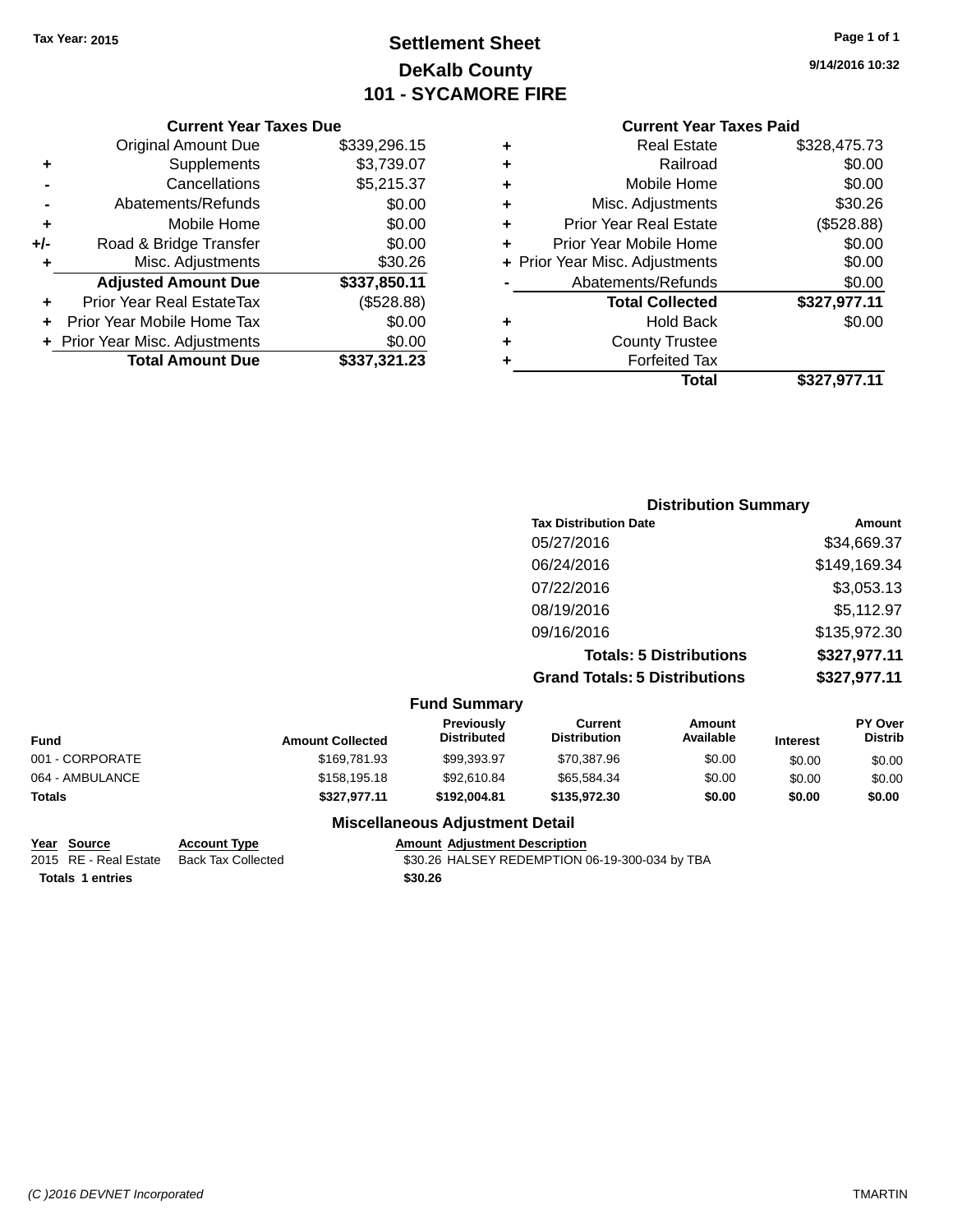Tax Year: 2015

# Settlement Sheet
## DeKalb County
## 101 - SYCAMORE FIRE

9/14/2016 10:32

### Current Year Taxes Due

| | | |
|---|---|---|
| | Original Amount Due | $339,296.15 |
| + | Supplements | $3,739.07 |
| - | Cancellations | $5,215.37 |
| - | Abatements/Refunds | $0.00 |
| + | Mobile Home | $0.00 |
| +/- | Road & Bridge Transfer | $0.00 |
| + | Misc. Adjustments | $30.26 |
| | **Adjusted Amount Due** | **$337,850.11** |
| + | Prior Year Real EstateTax | ($528.88) |
| + | Prior Year Mobile Home Tax | $0.00 |
| + | Prior Year Misc. Adjustments | $0.00 |
| | **Total Amount Due** | **$337,321.23** |

### Current Year Taxes Paid

| | | |
|---|---|---|
| + | Real Estate | $328,475.73 |
| + | Railroad | $0.00 |
| + | Mobile Home | $0.00 |
| + | Misc. Adjustments | $30.26 |
| + | Prior Year Real Estate | ($528.88) |
| + | Prior Year Mobile Home | $0.00 |
| + | Prior Year Misc. Adjustments | $0.00 |
| - | Abatements/Refunds | $0.00 |
| | **Total Collected** | **$327,977.11** |
| + | Hold Back | $0.00 |
| + | County Trustee | |
| + | Forfeited Tax | |
| | **Total** | **$327,977.11** |

### Distribution Summary

| Tax Distribution Date | Amount |
|---|---|
| 05/27/2016 | $34,669.37 |
| 06/24/2016 | $149,169.34 |
| 07/22/2016 | $3,053.13 |
| 08/19/2016 | $5,112.97 |
| 09/16/2016 | $135,972.30 |
| **Totals: 5 Distributions** | **$327,977.11** |
| **Grand Totals: 5 Distributions** | **$327,977.11** |

### Fund Summary

| Fund | Amount Collected | Previously Distributed | Current Distribution | Amount Available | Interest | PY Over Distrib |
|---|---|---|---|---|---|---|
| 001 - CORPORATE | $169,781.93 | $99,393.97 | $70,387.96 | $0.00 | $0.00 | $0.00 |
| 064 - AMBULANCE | $158,195.18 | $92,610.84 | $65,584.34 | $0.00 | $0.00 | $0.00 |
| **Totals** | **$327,977.11** | **$192,004.81** | **$135,972.30** | **$0.00** | **$0.00** | **$0.00** |

### Miscellaneous Adjustment Detail

| Year | Source | Account Type | Amount | Adjustment Description |
|---|---|---|---|---|
| 2015 | RE - Real Estate | Back Tax Collected | $30.26 | HALSEY REDEMPTION 06-19-300-034 by TBA |
| **Totals** | **1 entries** | | **$30.26** | |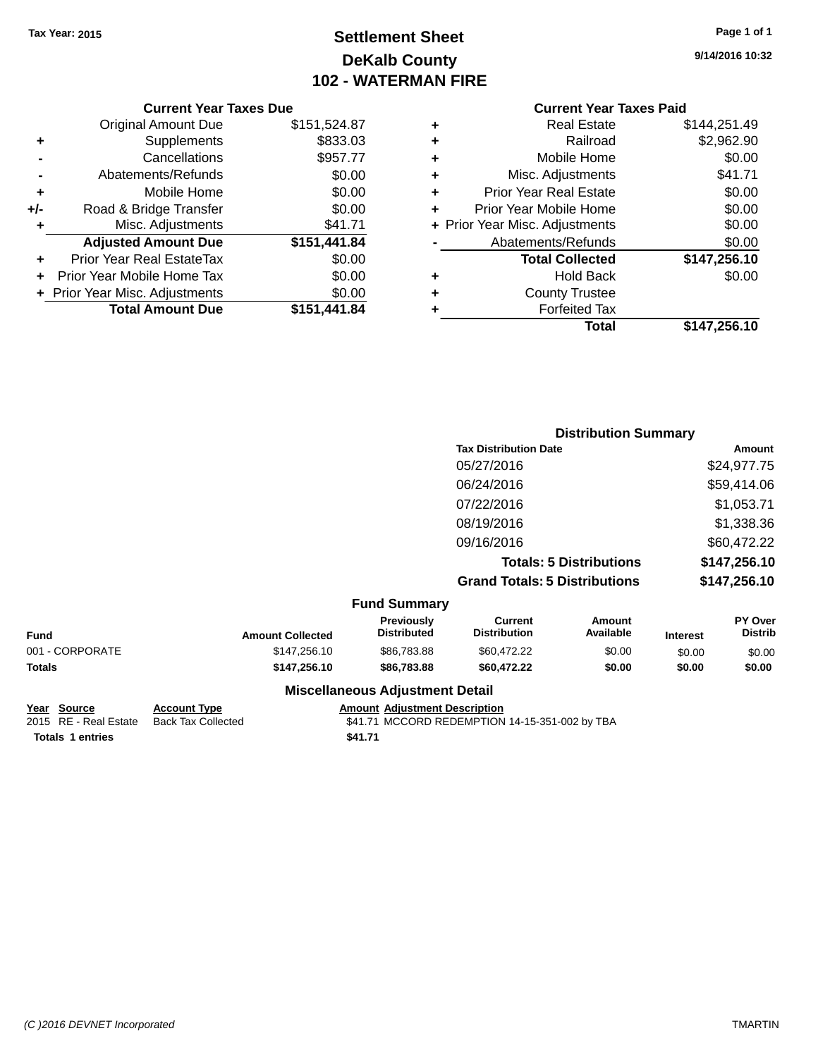Tax Year: 2015

# Settlement Sheet
## DeKalb County
## 102 - WATERMAN FIRE

9/14/2016 10:32

### Current Year Taxes Due

| | | |
|---|---|---|
| | Original Amount Due | $151,524.87 |
| + | Supplements | $833.03 |
| - | Cancellations | $957.77 |
| - | Abatements/Refunds | $0.00 |
| + | Mobile Home | $0.00 |
| +/- | Road & Bridge Transfer | $0.00 |
| + | Misc. Adjustments | $41.71 |
| | **Adjusted Amount Due** | **$151,441.84** |
| + | Prior Year Real EstateTax | $0.00 |
| + | Prior Year Mobile Home Tax | $0.00 |
| + | Prior Year Misc. Adjustments | $0.00 |
| | **Total Amount Due** | **$151,441.84** |

### Current Year Taxes Paid

| | | |
|---|---|---|
| + | Real Estate | $144,251.49 |
| + | Railroad | $2,962.90 |
| + | Mobile Home | $0.00 |
| + | Misc. Adjustments | $41.71 |
| + | Prior Year Real Estate | $0.00 |
| + | Prior Year Mobile Home | $0.00 |
| + | Prior Year Misc. Adjustments | $0.00 |
| - | Abatements/Refunds | $0.00 |
| | **Total Collected** | **$147,256.10** |
| + | Hold Back | $0.00 |
| + | County Trustee | |
| + | Forfeited Tax | |
| | **Total** | **$147,256.10** |

### Distribution Summary

| Tax Distribution Date | Amount |
|---|---|
| 05/27/2016 | $24,977.75 |
| 06/24/2016 | $59,414.06 |
| 07/22/2016 | $1,053.71 |
| 08/19/2016 | $1,338.36 |
| 09/16/2016 | $60,472.22 |
| **Totals: 5 Distributions** | **$147,256.10** |
| **Grand Totals: 5 Distributions** | **$147,256.10** |

### Fund Summary

| Fund | Amount Collected | Previously Distributed | Current Distribution | Amount Available | Interest | PY Over Distrib |
|---|---|---|---|---|---|---|
| 001 - CORPORATE | $147,256.10 | $86,783.88 | $60,472.22 | $0.00 | $0.00 | $0.00 |
| **Totals** | **$147,256.10** | **$86,783.88** | **$60,472.22** | **$0.00** | **$0.00** | **$0.00** |

### Miscellaneous Adjustment Detail

| Year | Source | Account Type | Amount | Adjustment Description |
|---|---|---|---|---|
| 2015 | RE - Real Estate | Back Tax Collected | $41.71 | MCCORD REDEMPTION 14-15-351-002 by TBA |
| **Totals** | **1 entries** | | **$41.71** | |

(C )2016 DEVNET Incorporated TMARTIN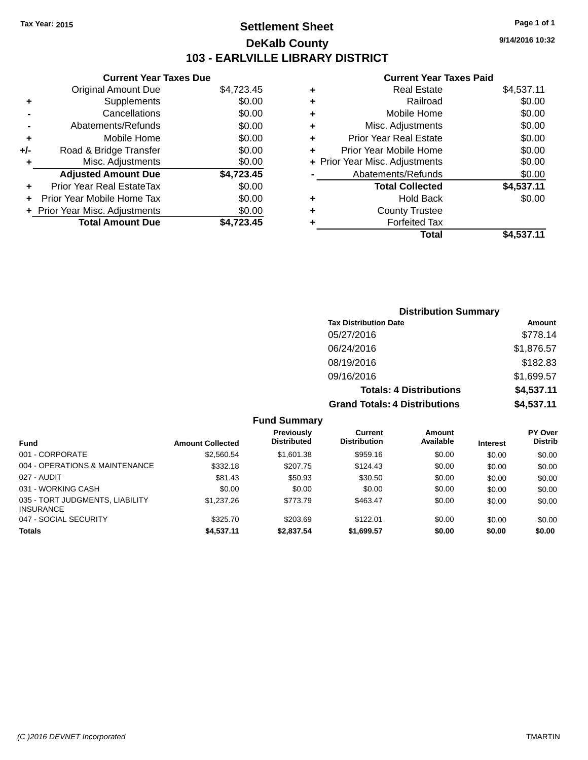Tax Year: 2015

# Settlement Sheet

## DeKalb County

## 103 - EARLVILLE LIBRARY DISTRICT

9/14/2016 10:32

### Current Year Taxes Due

| | | |
|---|---|---|
| | Original Amount Due | $4,723.45 |
| + | Supplements | $0.00 |
| - | Cancellations | $0.00 |
| - | Abatements/Refunds | $0.00 |
| + | Mobile Home | $0.00 |
| +/- | Road & Bridge Transfer | $0.00 |
| + | Misc. Adjustments | $0.00 |
| | **Adjusted Amount Due** | **$4,723.45** |
| + | Prior Year Real EstateTax | $0.00 |
| + | Prior Year Mobile Home Tax | $0.00 |
| + | Prior Year Misc. Adjustments | $0.00 |
| | **Total Amount Due** | **$4,723.45** |

### Current Year Taxes Paid

| | | |
|---|---|---|
| + | Real Estate | $4,537.11 |
| + | Railroad | $0.00 |
| + | Mobile Home | $0.00 |
| + | Misc. Adjustments | $0.00 |
| + | Prior Year Real Estate | $0.00 |
| + | Prior Year Mobile Home | $0.00 |
| + | Prior Year Misc. Adjustments | $0.00 |
| - | Abatements/Refunds | $0.00 |
| | **Total Collected** | **$4,537.11** |
| + | Hold Back | $0.00 |
| + | County Trustee | |
| + | Forfeited Tax | |
| | **Total** | **$4,537.11** |

### Distribution Summary

| Tax Distribution Date | Amount |
|---|---|
| 05/27/2016 | $778.14 |
| 06/24/2016 | $1,876.57 |
| 08/19/2016 | $182.83 |
| 09/16/2016 | $1,699.57 |
| **Totals: 4 Distributions** | **$4,537.11** |
| **Grand Totals: 4 Distributions** | **$4,537.11** |

### Fund Summary

| Fund | Amount Collected | Previously Distributed | Current Distribution | Amount Available | Interest | PY Over Distrib |
|---|---|---|---|---|---|---|
| 001 - CORPORATE | $2,560.54 | $1,601.38 | $959.16 | $0.00 | $0.00 | $0.00 |
| 004 - OPERATIONS & MAINTENANCE | $332.18 | $207.75 | $124.43 | $0.00 | $0.00 | $0.00 |
| 027 - AUDIT | $81.43 | $50.93 | $30.50 | $0.00 | $0.00 | $0.00 |
| 031 - WORKING CASH | $0.00 | $0.00 | $0.00 | $0.00 | $0.00 | $0.00 |
| 035 - TORT JUDGMENTS, LIABILITY INSURANCE | $1,237.26 | $773.79 | $463.47 | $0.00 | $0.00 | $0.00 |
| 047 - SOCIAL SECURITY | $325.70 | $203.69 | $122.01 | $0.00 | $0.00 | $0.00 |
| **Totals** | **$4,537.11** | **$2,837.54** | **$1,699.57** | **$0.00** | **$0.00** | **$0.00** |

(C )2016 DEVNET Incorporated TMARTIN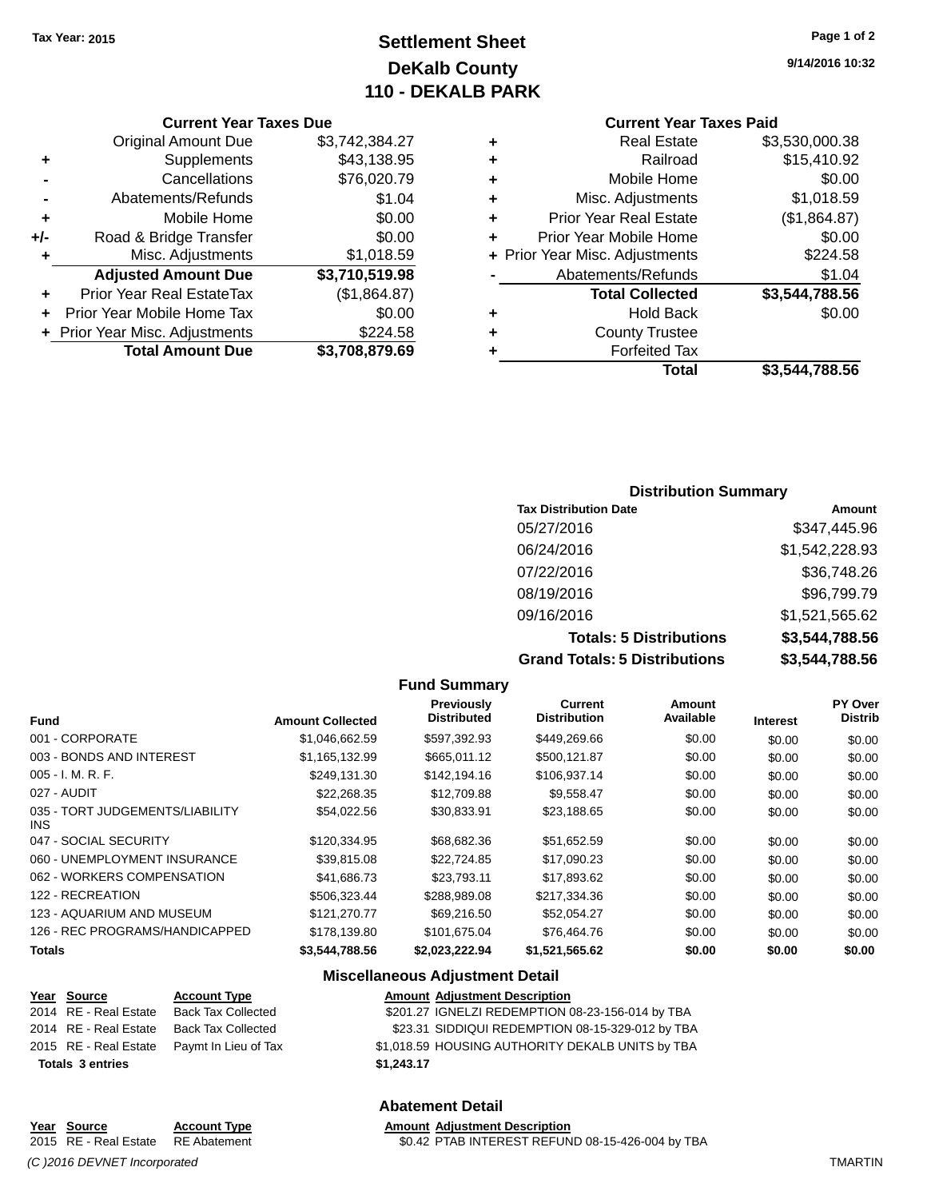Tax Year: 2015

# Settlement Sheet
## DeKalb County
## 110 - DEKALB PARK

9/14/2016 10:32

### Current Year Taxes Due

| | | |
|---|---|---|
| | Original Amount Due | $3,742,384.27 |
| + | Supplements | $43,138.95 |
| - | Cancellations | $76,020.79 |
| - | Abatements/Refunds | $1.04 |
| + | Mobile Home | $0.00 |
| +/- | Road & Bridge Transfer | $0.00 |
| + | Misc. Adjustments | $1,018.59 |
| | **Adjusted Amount Due** | **$3,710,519.98** |
| + | Prior Year Real EstateTax | ($1,864.87) |
| + | Prior Year Mobile Home Tax | $0.00 |
| + | Prior Year Misc. Adjustments | $224.58 |
| | **Total Amount Due** | **$3,708,879.69** |

### Current Year Taxes Paid

| | | |
|---|---|---|
| + | Real Estate | $3,530,000.38 |
| + | Railroad | $15,410.92 |
| + | Mobile Home | $0.00 |
| + | Misc. Adjustments | $1,018.59 |
| + | Prior Year Real Estate | ($1,864.87) |
| + | Prior Year Mobile Home | $0.00 |
| + | Prior Year Misc. Adjustments | $224.58 |
| - | Abatements/Refunds | $1.04 |
| | **Total Collected** | **$3,544,788.56** |
| + | Hold Back | $0.00 |
| + | County Trustee | |
| + | Forfeited Tax | |
| | **Total** | **$3,544,788.56** |

### Distribution Summary

| Tax Distribution Date | Amount |
|---|---|
| 05/27/2016 | $347,445.96 |
| 06/24/2016 | $1,542,228.93 |
| 07/22/2016 | $36,748.26 |
| 08/19/2016 | $96,799.79 |
| 09/16/2016 | $1,521,565.62 |
| **Totals: 5 Distributions** | **$3,544,788.56** |
| **Grand Totals: 5 Distributions** | **$3,544,788.56** |

### Fund Summary

| Fund | Amount Collected | Previously Distributed | Current Distribution | Amount Available | Interest | PY Over Distrib |
|---|---|---|---|---|---|---|
| 001 - CORPORATE | $1,046,662.59 | $597,392.93 | $449,269.66 | $0.00 | $0.00 | $0.00 |
| 003 - BONDS AND INTEREST | $1,165,132.99 | $665,011.12 | $500,121.87 | $0.00 | $0.00 | $0.00 |
| 005 - I. M. R. F. | $249,131.30 | $142,194.16 | $106,937.14 | $0.00 | $0.00 | $0.00 |
| 027 - AUDIT | $22,268.35 | $12,709.88 | $9,558.47 | $0.00 | $0.00 | $0.00 |
| 035 - TORT JUDGEMENTS/LIABILITY INS | $54,022.56 | $30,833.91 | $23,188.65 | $0.00 | $0.00 | $0.00 |
| 047 - SOCIAL SECURITY | $120,334.95 | $68,682.36 | $51,652.59 | $0.00 | $0.00 | $0.00 |
| 060 - UNEMPLOYMENT INSURANCE | $39,815.08 | $22,724.85 | $17,090.23 | $0.00 | $0.00 | $0.00 |
| 062 - WORKERS COMPENSATION | $41,686.73 | $23,793.11 | $17,893.62 | $0.00 | $0.00 | $0.00 |
| 122 - RECREATION | $506,323.44 | $288,989.08 | $217,334.36 | $0.00 | $0.00 | $0.00 |
| 123 - AQUARIUM AND MUSEUM | $121,270.77 | $69,216.50 | $52,054.27 | $0.00 | $0.00 | $0.00 |
| 126 - REC PROGRAMS/HANDICAPPED | $178,139.80 | $101,675.04 | $76,464.76 | $0.00 | $0.00 | $0.00 |
| **Totals** | **$3,544,788.56** | **$2,023,222.94** | **$1,521,565.62** | **$0.00** | **$0.00** | **$0.00** |

### Miscellaneous Adjustment Detail

| Year | Source | Account Type | Amount | Adjustment Description |
|---|---|---|---|---|
| 2014 | RE - Real Estate | Back Tax Collected | $201.27 | IGNELZI REDEMPTION 08-23-156-014 by TBA |
| 2014 | RE - Real Estate | Back Tax Collected | $23.31 | SIDDIQUI REDEMPTION 08-15-329-012 by TBA |
| 2015 | RE - Real Estate | Paymt In Lieu of Tax | $1,018.59 | HOUSING AUTHORITY DEKALB UNITS by TBA |
| **Totals 3 entries** | | | **$1,243.17** | |

### Abatement Detail

| Year | Source | Account Type | Amount | Adjustment Description |
|---|---|---|---|---|
| 2015 | RE - Real Estate | RE Abatement | $0.42 | PTAB INTEREST REFUND 08-15-426-004 by TBA |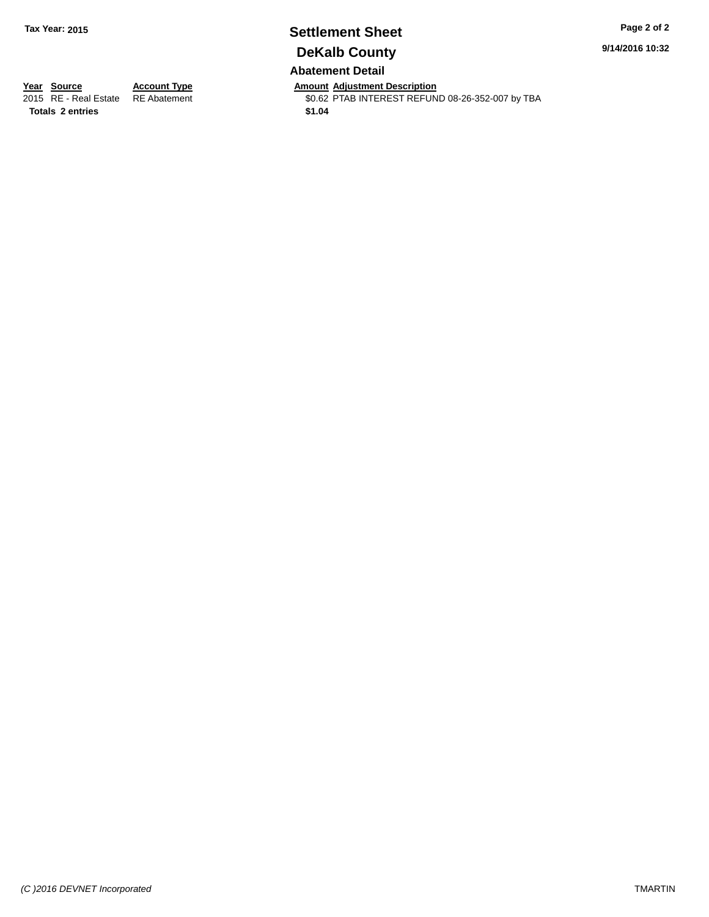**Tax Year: 2015**

# Settlement Sheet

## DeKalb County

9/14/2016 10:32

### Abatement Detail

| Year | Source | Account Type | Amount | Adjustment Description |
|---|---|---|---|---|
| 2015 | RE - Real Estate | RE Abatement | $0.62 | PTAB INTEREST REFUND 08-26-352-007 by TBA |
| **Totals 2 entries** | | | **$1.04** | |

*(C )2016 DEVNET Incorporated*

TMARTIN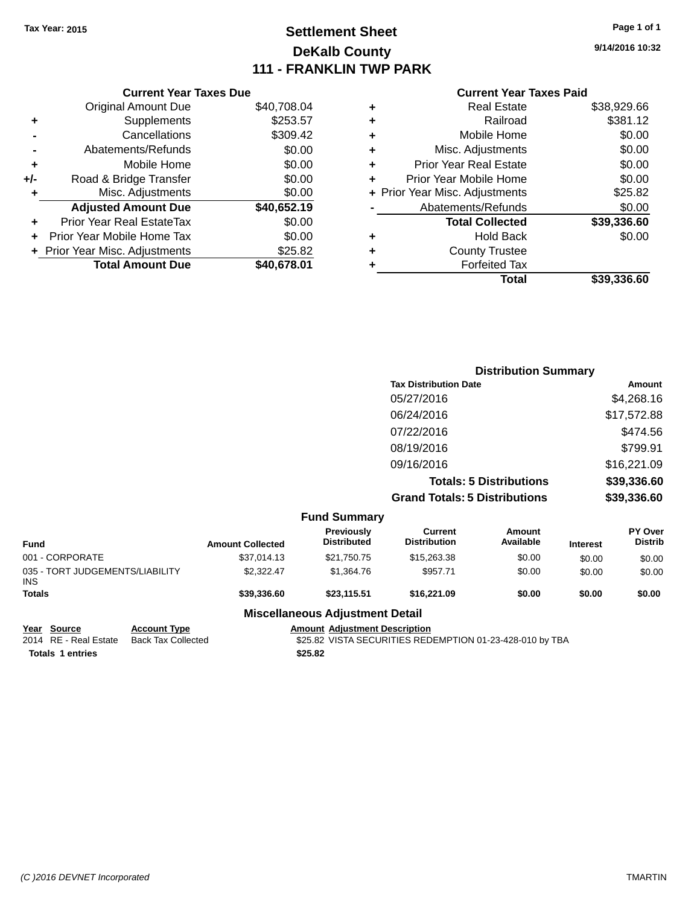Tax Year: 2015

# Settlement Sheet

## DeKalb County

## 111 - FRANKLIN TWP PARK

9/14/2016 10:32

### Current Year Taxes Due

| | | |
|---|---|---|
| | Original Amount Due | $40,708.04 |
| + | Supplements | $253.57 |
| - | Cancellations | $309.42 |
| - | Abatements/Refunds | $0.00 |
| + | Mobile Home | $0.00 |
| +/- | Road & Bridge Transfer | $0.00 |
| + | Misc. Adjustments | $0.00 |
| | **Adjusted Amount Due** | **$40,652.19** |
| + | Prior Year Real EstateTax | $0.00 |
| + | Prior Year Mobile Home Tax | $0.00 |
| + | Prior Year Misc. Adjustments | $25.82 |
| | **Total Amount Due** | **$40,678.01** |

### Current Year Taxes Paid

| | | |
|---|---|---|
| + | Real Estate | $38,929.66 |
| + | Railroad | $381.12 |
| + | Mobile Home | $0.00 |
| + | Misc. Adjustments | $0.00 |
| + | Prior Year Real Estate | $0.00 |
| + | Prior Year Mobile Home | $0.00 |
| + | Prior Year Misc. Adjustments | $25.82 |
| - | Abatements/Refunds | $0.00 |
| | **Total Collected** | **$39,336.60** |
| + | Hold Back | $0.00 |
| + | County Trustee | |
| + | Forfeited Tax | |
| | **Total** | **$39,336.60** |

### Distribution Summary

| Tax Distribution Date | Amount |
|---|---|
| 05/27/2016 | $4,268.16 |
| 06/24/2016 | $17,572.88 |
| 07/22/2016 | $474.56 |
| 08/19/2016 | $799.91 |
| 09/16/2016 | $16,221.09 |
| **Totals: 5 Distributions** | **$39,336.60** |
| **Grand Totals: 5 Distributions** | **$39,336.60** |

### Fund Summary

| Fund | Amount Collected | Previously Distributed | Current Distribution | Amount Available | Interest | PY Over Distrib |
|---|---|---|---|---|---|---|
| 001 - CORPORATE | $37,014.13 | $21,750.75 | $15,263.38 | $0.00 | $0.00 | $0.00 |
| 035 - TORT JUDGEMENTS/LIABILITY INS | $2,322.47 | $1,364.76 | $957.71 | $0.00 | $0.00 | $0.00 |
| **Totals** | **$39,336.60** | **$23,115.51** | **$16,221.09** | **$0.00** | **$0.00** | **$0.00** |

### Miscellaneous Adjustment Detail

| Year | Source | Account Type | Amount | Adjustment Description |
|---|---|---|---|---|
| 2014 | RE - Real Estate | Back Tax Collected | $25.82 | VISTA SECURITIES REDEMPTION 01-23-428-010 by TBA |
| **Totals** | **1 entries** | | **$25.82** | |

(C )2016 DEVNET Incorporated

TMARTIN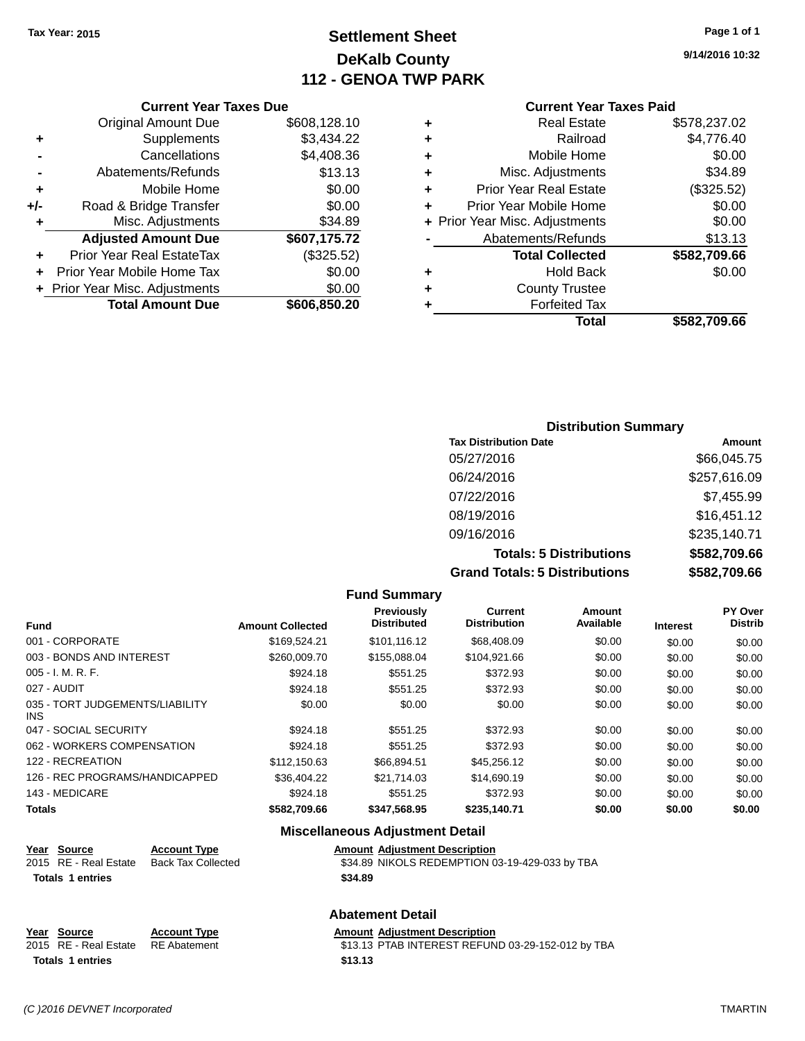Tax Year: 2015

# Settlement Sheet
## DeKalb County
## 112 - GENOA TWP PARK

9/14/2016 10:32

### Current Year Taxes Due

| | | |
|---|---|---|
| | Original Amount Due | $608,128.10 |
| + | Supplements | $3,434.22 |
| - | Cancellations | $4,408.36 |
| - | Abatements/Refunds | $13.13 |
| + | Mobile Home | $0.00 |
| +/- | Road & Bridge Transfer | $0.00 |
| + | Misc. Adjustments | $34.89 |
| | **Adjusted Amount Due** | **$607,175.72** |
| + | Prior Year Real EstateTax | ($325.52) |
| + | Prior Year Mobile Home Tax | $0.00 |
| + | Prior Year Misc. Adjustments | $0.00 |
| | **Total Amount Due** | **$606,850.20** |

### Current Year Taxes Paid

| | | |
|---|---|---|
| + | Real Estate | $578,237.02 |
| + | Railroad | $4,776.40 |
| + | Mobile Home | $0.00 |
| + | Misc. Adjustments | $34.89 |
| + | Prior Year Real Estate | ($325.52) |
| + | Prior Year Mobile Home | $0.00 |
| + | Prior Year Misc. Adjustments | $0.00 |
| - | Abatements/Refunds | $13.13 |
| | **Total Collected** | **$582,709.66** |
| + | Hold Back | $0.00 |
| + | County Trustee | |
| + | Forfeited Tax | |
| | **Total** | **$582,709.66** |

### Distribution Summary

| Tax Distribution Date | Amount |
|---|---|
| 05/27/2016 | $66,045.75 |
| 06/24/2016 | $257,616.09 |
| 07/22/2016 | $7,455.99 |
| 08/19/2016 | $16,451.12 |
| 09/16/2016 | $235,140.71 |
| **Totals: 5 Distributions** | **$582,709.66** |
| **Grand Totals: 5 Distributions** | **$582,709.66** |

### Fund Summary

| Fund | Amount Collected | Previously Distributed | Current Distribution | Amount Available | Interest | PY Over Distrib |
|---|---|---|---|---|---|---|
| 001 - CORPORATE | $169,524.21 | $101,116.12 | $68,408.09 | $0.00 | $0.00 | $0.00 |
| 003 - BONDS AND INTEREST | $260,009.70 | $155,088.04 | $104,921.66 | $0.00 | $0.00 | $0.00 |
| 005 - I. M. R. F. | $924.18 | $551.25 | $372.93 | $0.00 | $0.00 | $0.00 |
| 027 - AUDIT | $924.18 | $551.25 | $372.93 | $0.00 | $0.00 | $0.00 |
| 035 - TORT JUDGEMENTS/LIABILITY INS | $0.00 | $0.00 | $0.00 | $0.00 | $0.00 | $0.00 |
| 047 - SOCIAL SECURITY | $924.18 | $551.25 | $372.93 | $0.00 | $0.00 | $0.00 |
| 062 - WORKERS COMPENSATION | $924.18 | $551.25 | $372.93 | $0.00 | $0.00 | $0.00 |
| 122 - RECREATION | $112,150.63 | $66,894.51 | $45,256.12 | $0.00 | $0.00 | $0.00 |
| 126 - REC PROGRAMS/HANDICAPPED | $36,404.22 | $21,714.03 | $14,690.19 | $0.00 | $0.00 | $0.00 |
| 143 - MEDICARE | $924.18 | $551.25 | $372.93 | $0.00 | $0.00 | $0.00 |
| **Totals** | **$582,709.66** | **$347,568.95** | **$235,140.71** | **$0.00** | **$0.00** | **$0.00** |

### Miscellaneous Adjustment Detail

| Year | Source | Account Type | Amount | Adjustment Description |
|---|---|---|---|---|
| 2015 | RE - Real Estate | Back Tax Collected | $34.89 | NIKOLS REDEMPTION 03-19-429-033 by TBA |
| **Totals** | **1 entries** | | **$34.89** | |

### Abatement Detail

| Year | Source | Account Type | Amount | Adjustment Description |
|---|---|---|---|---|
| 2015 | RE - Real Estate | RE Abatement | $13.13 | PTAB INTEREST REFUND 03-29-152-012 by TBA |
| **Totals** | **1 entries** | | **$13.13** | |

(C )2016 DEVNET Incorporated TMARTIN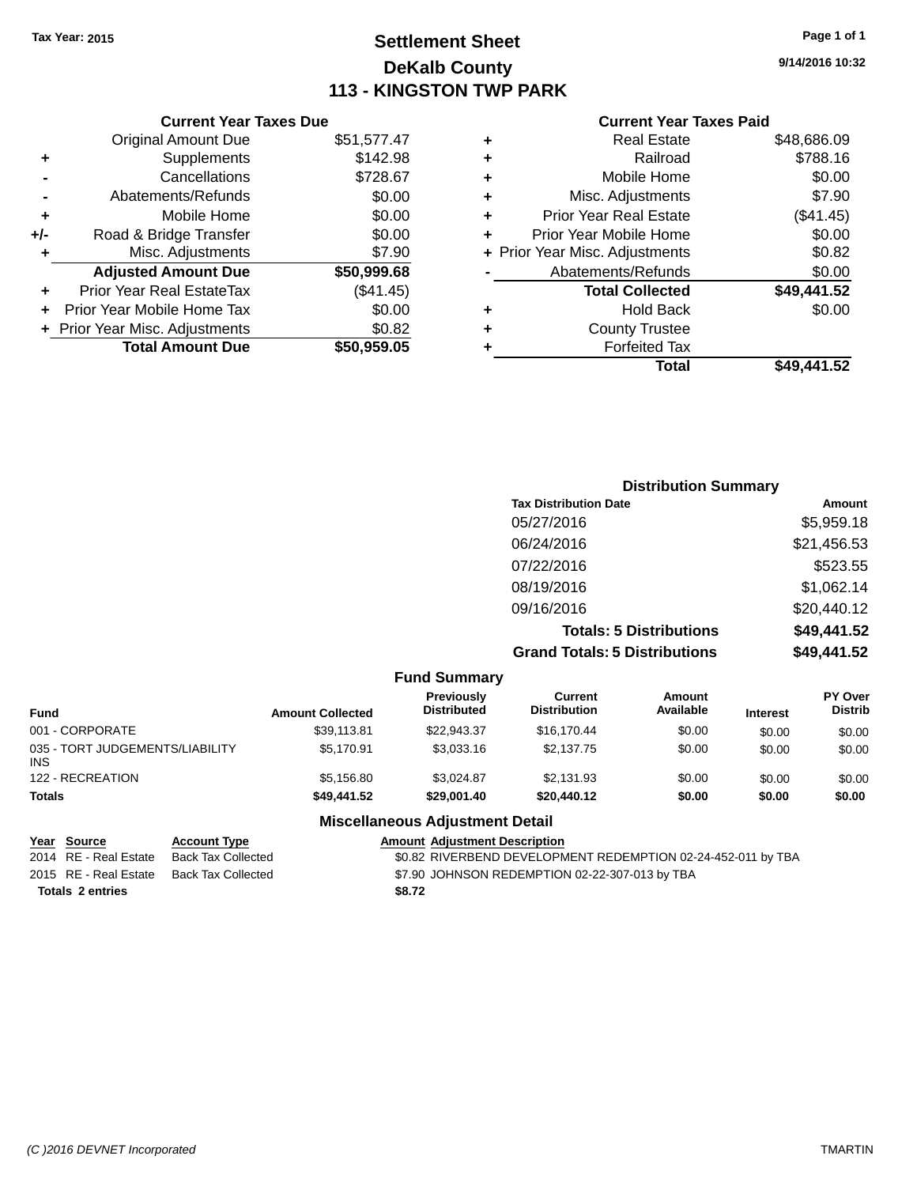Tax Year: 2015

# Settlement Sheet
## DeKalb County
## 113 - KINGSTON TWP PARK

9/14/2016 10:32

### Current Year Taxes Due

| | | |
|---|---|---|
| | Original Amount Due | $51,577.47 |
| + | Supplements | $142.98 |
| - | Cancellations | $728.67 |
| - | Abatements/Refunds | $0.00 |
| + | Mobile Home | $0.00 |
| +/- | Road & Bridge Transfer | $0.00 |
| + | Misc. Adjustments | $7.90 |
| | **Adjusted Amount Due** | **$50,999.68** |
| + | Prior Year Real EstateTax | ($41.45) |
| + | Prior Year Mobile Home Tax | $0.00 |
| + | Prior Year Misc. Adjustments | $0.82 |
| | **Total Amount Due** | **$50,959.05** |

### Current Year Taxes Paid

| | | |
|---|---|---|
| + | Real Estate | $48,686.09 |
| + | Railroad | $788.16 |
| + | Mobile Home | $0.00 |
| + | Misc. Adjustments | $7.90 |
| + | Prior Year Real Estate | ($41.45) |
| + | Prior Year Mobile Home | $0.00 |
| + | Prior Year Misc. Adjustments | $0.82 |
| - | Abatements/Refunds | $0.00 |
| | **Total Collected** | **$49,441.52** |
| + | Hold Back | $0.00 |
| + | County Trustee | |
| + | Forfeited Tax | |
| | **Total** | **$49,441.52** |

### Distribution Summary

| Tax Distribution Date | Amount |
|---|---|
| 05/27/2016 | $5,959.18 |
| 06/24/2016 | $21,456.53 |
| 07/22/2016 | $523.55 |
| 08/19/2016 | $1,062.14 |
| 09/16/2016 | $20,440.12 |
| **Totals: 5 Distributions** | **$49,441.52** |
| **Grand Totals: 5 Distributions** | **$49,441.52** |

### Fund Summary

| Fund | Amount Collected | Previously Distributed | Current Distribution | Amount Available | Interest | PY Over Distrib |
|---|---|---|---|---|---|---|
| 001 - CORPORATE | $39,113.81 | $22,943.37 | $16,170.44 | $0.00 | $0.00 | $0.00 |
| 035 - TORT JUDGEMENTS/LIABILITY INS | $5,170.91 | $3,033.16 | $2,137.75 | $0.00 | $0.00 | $0.00 |
| 122 - RECREATION | $5,156.80 | $3,024.87 | $2,131.93 | $0.00 | $0.00 | $0.00 |
| **Totals** | **$49,441.52** | **$29,001.40** | **$20,440.12** | **$0.00** | **$0.00** | **$0.00** |

### Miscellaneous Adjustment Detail

| Year | Source | Account Type | Amount | Adjustment Description |
|---|---|---|---|---|
| 2014 | RE - Real Estate | Back Tax Collected | $0.82 | RIVERBEND DEVELOPMENT REDEMPTION 02-24-452-011 by TBA |
| 2015 | RE - Real Estate | Back Tax Collected | $7.90 | JOHNSON REDEMPTION 02-22-307-013 by TBA |
| **Totals 2 entries** | | | **$8.72** | |

(C )2016 DEVNET Incorporated TMARTIN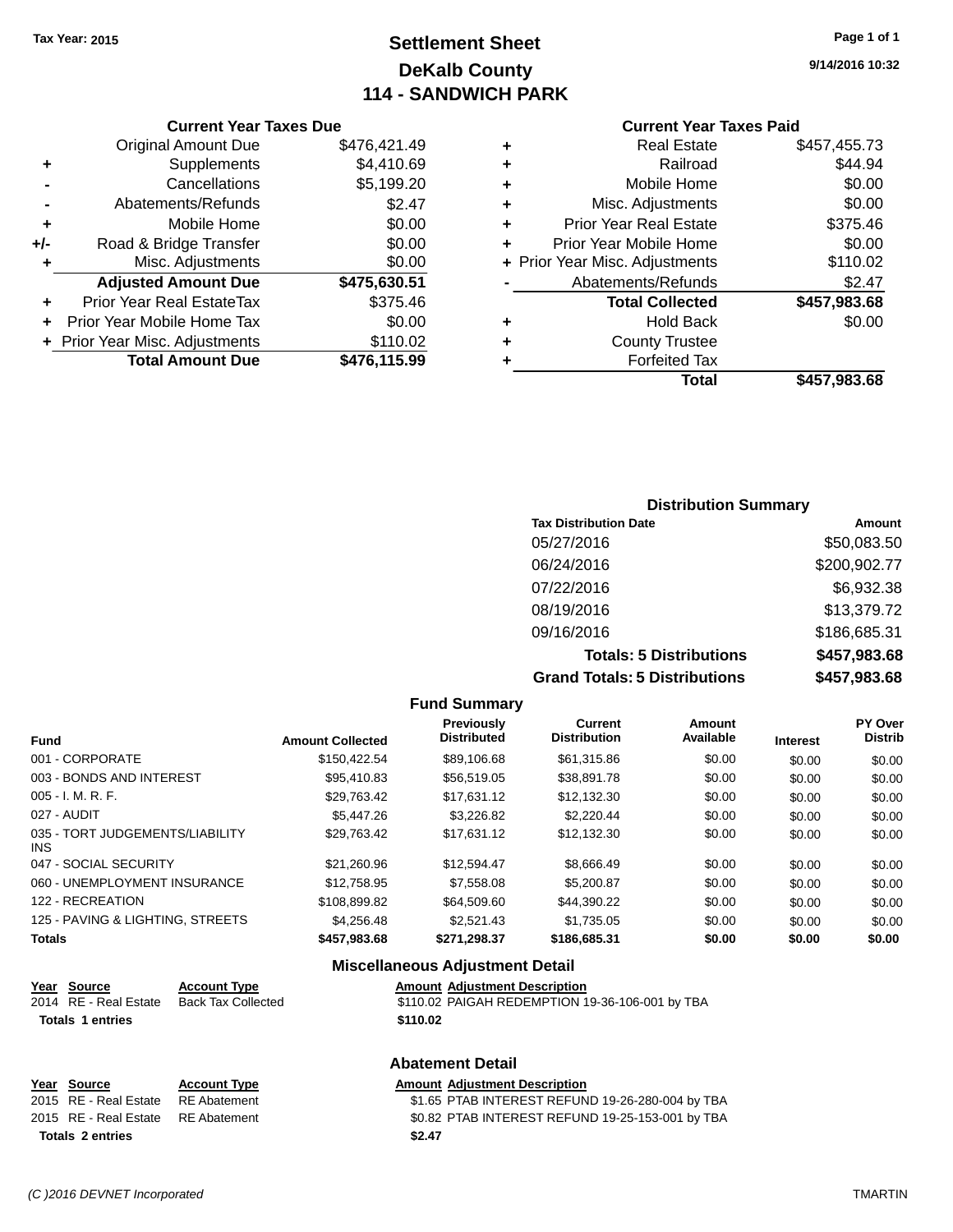Tax Year: 2015

# Settlement Sheet
## DeKalb County
## 114 - SANDWICH PARK

9/14/2016 10:32

### Current Year Taxes Due

| | | |
|---|---|---|
| | Original Amount Due | $476,421.49 |
| + | Supplements | $4,410.69 |
| - | Cancellations | $5,199.20 |
| - | Abatements/Refunds | $2.47 |
| + | Mobile Home | $0.00 |
| +/- | Road & Bridge Transfer | $0.00 |
| + | Misc. Adjustments | $0.00 |
| | **Adjusted Amount Due** | **$475,630.51** |
| + | Prior Year Real EstateTax | $375.46 |
| + | Prior Year Mobile Home Tax | $0.00 |
| + | Prior Year Misc. Adjustments | $110.02 |
| | **Total Amount Due** | **$476,115.99** |

### Current Year Taxes Paid

| | | |
|---|---|---|
| + | Real Estate | $457,455.73 |
| + | Railroad | $44.94 |
| + | Mobile Home | $0.00 |
| + | Misc. Adjustments | $0.00 |
| + | Prior Year Real Estate | $375.46 |
| + | Prior Year Mobile Home | $0.00 |
| + | Prior Year Misc. Adjustments | $110.02 |
| - | Abatements/Refunds | $2.47 |
| | **Total Collected** | **$457,983.68** |
| + | Hold Back | $0.00 |
| + | County Trustee | |
| + | Forfeited Tax | |
| | **Total** | **$457,983.68** |

### Distribution Summary

| Tax Distribution Date | Amount |
|---|---|
| 05/27/2016 | $50,083.50 |
| 06/24/2016 | $200,902.77 |
| 07/22/2016 | $6,932.38 |
| 08/19/2016 | $13,379.72 |
| 09/16/2016 | $186,685.31 |
| **Totals: 5 Distributions** | **$457,983.68** |
| **Grand Totals: 5 Distributions** | **$457,983.68** |

### Fund Summary

| Fund | Amount Collected | Previously Distributed | Current Distribution | Amount Available | Interest | PY Over Distrib |
|---|---|---|---|---|---|---|
| 001 - CORPORATE | $150,422.54 | $89,106.68 | $61,315.86 | $0.00 | $0.00 | $0.00 |
| 003 - BONDS AND INTEREST | $95,410.83 | $56,519.05 | $38,891.78 | $0.00 | $0.00 | $0.00 |
| 005 - I. M. R. F. | $29,763.42 | $17,631.12 | $12,132.30 | $0.00 | $0.00 | $0.00 |
| 027 - AUDIT | $5,447.26 | $3,226.82 | $2,220.44 | $0.00 | $0.00 | $0.00 |
| 035 - TORT JUDGEMENTS/LIABILITY INS | $29,763.42 | $17,631.12 | $12,132.30 | $0.00 | $0.00 | $0.00 |
| 047 - SOCIAL SECURITY | $21,260.96 | $12,594.47 | $8,666.49 | $0.00 | $0.00 | $0.00 |
| 060 - UNEMPLOYMENT INSURANCE | $12,758.95 | $7,558.08 | $5,200.87 | $0.00 | $0.00 | $0.00 |
| 122 - RECREATION | $108,899.82 | $64,509.60 | $44,390.22 | $0.00 | $0.00 | $0.00 |
| 125 - PAVING & LIGHTING, STREETS | $4,256.48 | $2,521.43 | $1,735.05 | $0.00 | $0.00 | $0.00 |
| **Totals** | **$457,983.68** | **$271,298.37** | **$186,685.31** | **$0.00** | **$0.00** | **$0.00** |

### Miscellaneous Adjustment Detail

| Year | Source | Account Type | Amount | Adjustment Description |
|---|---|---|---|---|
| 2014 | RE - Real Estate | Back Tax Collected | $110.02 | PAIGAH REDEMPTION 19-36-106-001 by TBA |
| **Totals** | **1 entries** | | **$110.02** | |

### Abatement Detail

| Year | Source | Account Type | Amount | Adjustment Description |
|---|---|---|---|---|
| 2015 | RE - Real Estate | RE Abatement | $1.65 | PTAB INTEREST REFUND 19-26-280-004 by TBA |
| 2015 | RE - Real Estate | RE Abatement | $0.82 | PTAB INTEREST REFUND 19-25-153-001 by TBA |
| **Totals** | **2 entries** | | **$2.47** | |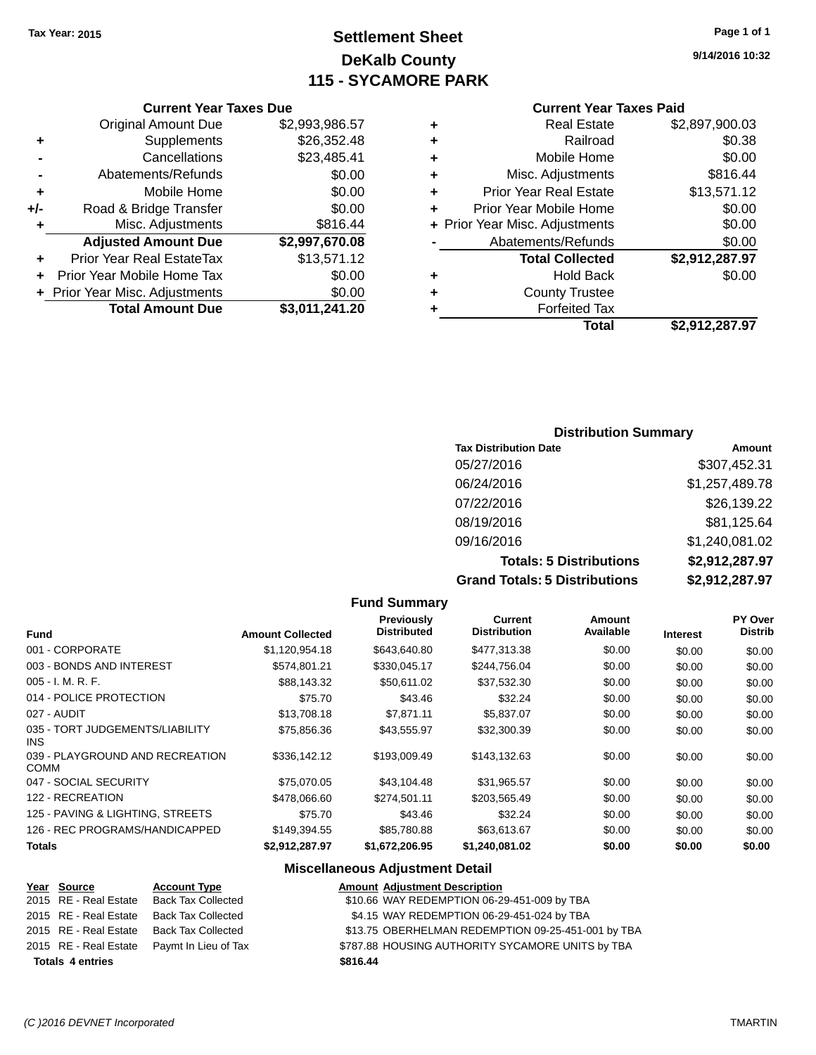Tax Year: 2015

# Settlement Sheet
## DeKalb County
## 115 - SYCAMORE PARK

9/14/2016 10:32

### Current Year Taxes Due

| | | |
|---|---|---|
| | Original Amount Due | $2,993,986.57 |
| + | Supplements | $26,352.48 |
| - | Cancellations | $23,485.41 |
| - | Abatements/Refunds | $0.00 |
| + | Mobile Home | $0.00 |
| +/- | Road & Bridge Transfer | $0.00 |
| + | Misc. Adjustments | $816.44 |
| | **Adjusted Amount Due** | **$2,997,670.08** |
| + | Prior Year Real EstateTax | $13,571.12 |
| + | Prior Year Mobile Home Tax | $0.00 |
| + | Prior Year Misc. Adjustments | $0.00 |
| | **Total Amount Due** | **$3,011,241.20** |

### Current Year Taxes Paid

| | | |
|---|---|---|
| + | Real Estate | $2,897,900.03 |
| + | Railroad | $0.38 |
| + | Mobile Home | $0.00 |
| + | Misc. Adjustments | $816.44 |
| + | Prior Year Real Estate | $13,571.12 |
| + | Prior Year Mobile Home | $0.00 |
| + | Prior Year Misc. Adjustments | $0.00 |
| - | Abatements/Refunds | $0.00 |
| | **Total Collected** | **$2,912,287.97** |
| + | Hold Back | $0.00 |
| + | County Trustee | |
| + | Forfeited Tax | |
| | **Total** | **$2,912,287.97** |

### Distribution Summary

| Tax Distribution Date | Amount |
|---|---|
| 05/27/2016 | $307,452.31 |
| 06/24/2016 | $1,257,489.78 |
| 07/22/2016 | $26,139.22 |
| 08/19/2016 | $81,125.64 |
| 09/16/2016 | $1,240,081.02 |
| **Totals: 5 Distributions** | **$2,912,287.97** |
| **Grand Totals: 5 Distributions** | **$2,912,287.97** |

### Fund Summary

| Fund | Amount Collected | Previously Distributed | Current Distribution | Amount Available | Interest | PY Over Distrib |
|---|---|---|---|---|---|---|
| 001 - CORPORATE | $1,120,954.18 | $643,640.80 | $477,313.38 | $0.00 | $0.00 | $0.00 |
| 003 - BONDS AND INTEREST | $574,801.21 | $330,045.17 | $244,756.04 | $0.00 | $0.00 | $0.00 |
| 005 - I. M. R. F. | $88,143.32 | $50,611.02 | $37,532.30 | $0.00 | $0.00 | $0.00 |
| 014 - POLICE PROTECTION | $75.70 | $43.46 | $32.24 | $0.00 | $0.00 | $0.00 |
| 027 - AUDIT | $13,708.18 | $7,871.11 | $5,837.07 | $0.00 | $0.00 | $0.00 |
| 035 - TORT JUDGEMENTS/LIABILITY INS | $75,856.36 | $43,555.97 | $32,300.39 | $0.00 | $0.00 | $0.00 |
| 039 - PLAYGROUND AND RECREATION COMM | $336,142.12 | $193,009.49 | $143,132.63 | $0.00 | $0.00 | $0.00 |
| 047 - SOCIAL SECURITY | $75,070.05 | $43,104.48 | $31,965.57 | $0.00 | $0.00 | $0.00 |
| 122 - RECREATION | $478,066.60 | $274,501.11 | $203,565.49 | $0.00 | $0.00 | $0.00 |
| 125 - PAVING & LIGHTING, STREETS | $75.70 | $43.46 | $32.24 | $0.00 | $0.00 | $0.00 |
| 126 - REC PROGRAMS/HANDICAPPED | $149,394.55 | $85,780.88 | $63,613.67 | $0.00 | $0.00 | $0.00 |
| **Totals** | **$2,912,287.97** | **$1,672,206.95** | **$1,240,081.02** | **$0.00** | **$0.00** | **$0.00** |

### Miscellaneous Adjustment Detail

| Year | Source | Account Type | Amount | Adjustment Description |
|---|---|---|---|---|
| 2015 | RE - Real Estate | Back Tax Collected | $10.66 | WAY REDEMPTION 06-29-451-009 by TBA |
| 2015 | RE - Real Estate | Back Tax Collected | $4.15 | WAY REDEMPTION 06-29-451-024 by TBA |
| 2015 | RE - Real Estate | Back Tax Collected | $13.75 | OBERHELMAN REDEMPTION 09-25-451-001 by TBA |
| 2015 | RE - Real Estate | Paymt In Lieu of Tax | $787.88 | HOUSING AUTHORITY SYCAMORE UNITS by TBA |
| **Totals** | **4 entries** | | **$816.44** | |

(C )2016 DEVNET Incorporated TMARTIN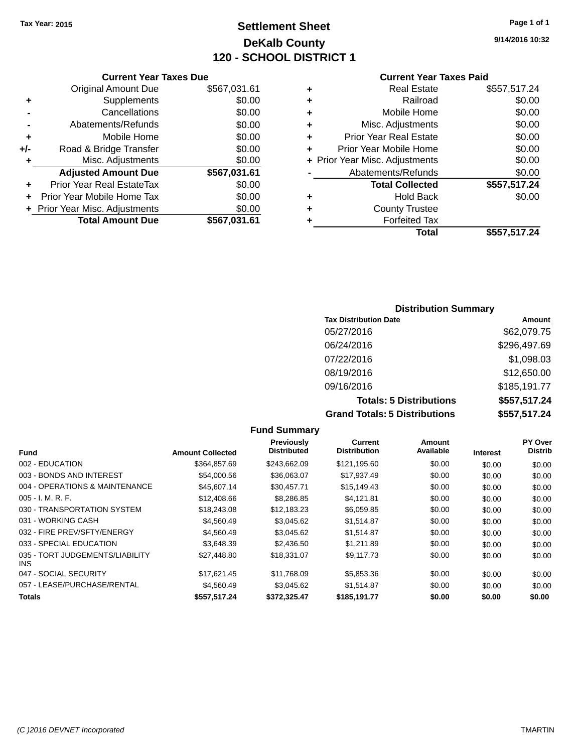**Tax Year: 2015**

# Settlement Sheet

## DeKalb County

## 120 - SCHOOL DISTRICT 1

9/14/2016 10:32

### Current Year Taxes Due

| | | |
|---|---|---|
| | Original Amount Due | $567,031.61 |
| + | Supplements | $0.00 |
| - | Cancellations | $0.00 |
| - | Abatements/Refunds | $0.00 |
| + | Mobile Home | $0.00 |
| +/- | Road & Bridge Transfer | $0.00 |
| + | Misc. Adjustments | $0.00 |
| | **Adjusted Amount Due** | **$567,031.61** |
| + | Prior Year Real EstateTax | $0.00 |
| + | Prior Year Mobile Home Tax | $0.00 |
| + | Prior Year Misc. Adjustments | $0.00 |
| | **Total Amount Due** | **$567,031.61** |

### Current Year Taxes Paid

| | | |
|---|---|---|
| + | Real Estate | $557,517.24 |
| + | Railroad | $0.00 |
| + | Mobile Home | $0.00 |
| + | Misc. Adjustments | $0.00 |
| + | Prior Year Real Estate | $0.00 |
| + | Prior Year Mobile Home | $0.00 |
| + | Prior Year Misc. Adjustments | $0.00 |
| - | Abatements/Refunds | $0.00 |
| | **Total Collected** | **$557,517.24** |
| + | Hold Back | $0.00 |
| + | County Trustee | |
| + | Forfeited Tax | |
| | **Total** | **$557,517.24** |

### Distribution Summary

| Tax Distribution Date | Amount |
|---|---|
| 05/27/2016 | $62,079.75 |
| 06/24/2016 | $296,497.69 |
| 07/22/2016 | $1,098.03 |
| 08/19/2016 | $12,650.00 |
| 09/16/2016 | $185,191.77 |
| **Totals: 5 Distributions** | **$557,517.24** |
| **Grand Totals: 5 Distributions** | **$557,517.24** |

### Fund Summary

| Fund | Amount Collected | Previously Distributed | Current Distribution | Amount Available | Interest | PY Over Distrib |
|---|---|---|---|---|---|---|
| 002 - EDUCATION | $364,857.69 | $243,662.09 | $121,195.60 | $0.00 | $0.00 | $0.00 |
| 003 - BONDS AND INTEREST | $54,000.56 | $36,063.07 | $17,937.49 | $0.00 | $0.00 | $0.00 |
| 004 - OPERATIONS & MAINTENANCE | $45,607.14 | $30,457.71 | $15,149.43 | $0.00 | $0.00 | $0.00 |
| 005 - I. M. R. F. | $12,408.66 | $8,286.85 | $4,121.81 | $0.00 | $0.00 | $0.00 |
| 030 - TRANSPORTATION SYSTEM | $18,243.08 | $12,183.23 | $6,059.85 | $0.00 | $0.00 | $0.00 |
| 031 - WORKING CASH | $4,560.49 | $3,045.62 | $1,514.87 | $0.00 | $0.00 | $0.00 |
| 032 - FIRE PREV/SFTY/ENERGY | $4,560.49 | $3,045.62 | $1,514.87 | $0.00 | $0.00 | $0.00 |
| 033 - SPECIAL EDUCATION | $3,648.39 | $2,436.50 | $1,211.89 | $0.00 | $0.00 | $0.00 |
| 035 - TORT JUDGEMENTS/LIABILITY INS | $27,448.80 | $18,331.07 | $9,117.73 | $0.00 | $0.00 | $0.00 |
| 047 - SOCIAL SECURITY | $17,621.45 | $11,768.09 | $5,853.36 | $0.00 | $0.00 | $0.00 |
| 057 - LEASE/PURCHASE/RENTAL | $4,560.49 | $3,045.62 | $1,514.87 | $0.00 | $0.00 | $0.00 |
| **Totals** | **$557,517.24** | **$372,325.47** | **$185,191.77** | **$0.00** | **$0.00** | **$0.00** |

(C )2016 DEVNET Incorporated TMARTIN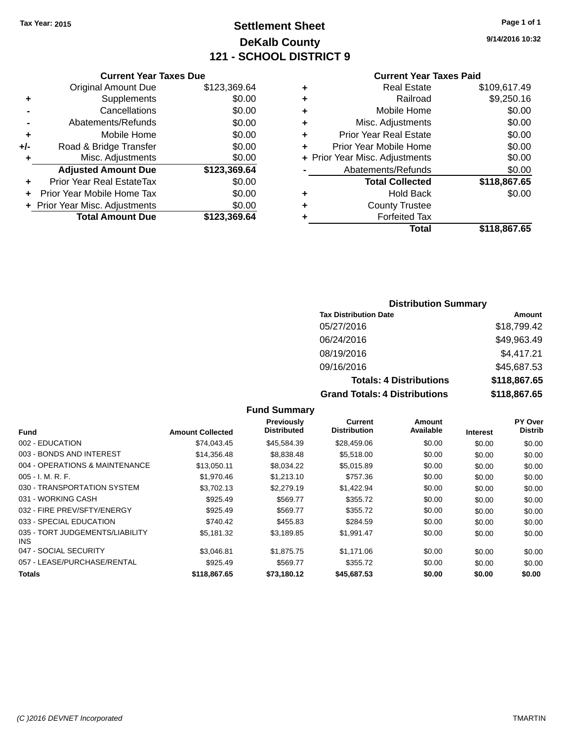Tax Year: 2015

# Settlement Sheet
## DeKalb County
## 121 - SCHOOL DISTRICT 9

9/14/2016 10:32

### Current Year Taxes Due

| | | |
|---|---|---|
| | Original Amount Due | $123,369.64 |
| + | Supplements | $0.00 |
| - | Cancellations | $0.00 |
| - | Abatements/Refunds | $0.00 |
| + | Mobile Home | $0.00 |
| +/- | Road & Bridge Transfer | $0.00 |
| + | Misc. Adjustments | $0.00 |
| | **Adjusted Amount Due** | **$123,369.64** |
| + | Prior Year Real EstateTax | $0.00 |
| + | Prior Year Mobile Home Tax | $0.00 |
| + | Prior Year Misc. Adjustments | $0.00 |
| | **Total Amount Due** | **$123,369.64** |

### Current Year Taxes Paid

| | | |
|---|---|---|
| + | Real Estate | $109,617.49 |
| + | Railroad | $9,250.16 |
| + | Mobile Home | $0.00 |
| + | Misc. Adjustments | $0.00 |
| + | Prior Year Real Estate | $0.00 |
| + | Prior Year Mobile Home | $0.00 |
| + | Prior Year Misc. Adjustments | $0.00 |
| - | Abatements/Refunds | $0.00 |
| | **Total Collected** | **$118,867.65** |
| + | Hold Back | $0.00 |
| + | County Trustee | |
| + | Forfeited Tax | |
| | **Total** | **$118,867.65** |

### Distribution Summary

| Tax Distribution Date | Amount |
|---|---|
| 05/27/2016 | $18,799.42 |
| 06/24/2016 | $49,963.49 |
| 08/19/2016 | $4,417.21 |
| 09/16/2016 | $45,687.53 |
| **Totals: 4 Distributions** | **$118,867.65** |
| **Grand Totals: 4 Distributions** | **$118,867.65** |

### Fund Summary

| Fund | Amount Collected | Previously Distributed | Current Distribution | Amount Available | Interest | PY Over Distrib |
|---|---|---|---|---|---|---|
| 002 - EDUCATION | $74,043.45 | $45,584.39 | $28,459.06 | $0.00 | $0.00 | $0.00 |
| 003 - BONDS AND INTEREST | $14,356.48 | $8,838.48 | $5,518.00 | $0.00 | $0.00 | $0.00 |
| 004 - OPERATIONS & MAINTENANCE | $13,050.11 | $8,034.22 | $5,015.89 | $0.00 | $0.00 | $0.00 |
| 005 - I. M. R. F. | $1,970.46 | $1,213.10 | $757.36 | $0.00 | $0.00 | $0.00 |
| 030 - TRANSPORTATION SYSTEM | $3,702.13 | $2,279.19 | $1,422.94 | $0.00 | $0.00 | $0.00 |
| 031 - WORKING CASH | $925.49 | $569.77 | $355.72 | $0.00 | $0.00 | $0.00 |
| 032 - FIRE PREV/SFTY/ENERGY | $925.49 | $569.77 | $355.72 | $0.00 | $0.00 | $0.00 |
| 033 - SPECIAL EDUCATION | $740.42 | $455.83 | $284.59 | $0.00 | $0.00 | $0.00 |
| 035 - TORT JUDGEMENTS/LIABILITY INS | $5,181.32 | $3,189.85 | $1,991.47 | $0.00 | $0.00 | $0.00 |
| 047 - SOCIAL SECURITY | $3,046.81 | $1,875.75 | $1,171.06 | $0.00 | $0.00 | $0.00 |
| 057 - LEASE/PURCHASE/RENTAL | $925.49 | $569.77 | $355.72 | $0.00 | $0.00 | $0.00 |
| **Totals** | **$118,867.65** | **$73,180.12** | **$45,687.53** | **$0.00** | **$0.00** | **$0.00** |

(C )2016 DEVNET Incorporated TMARTIN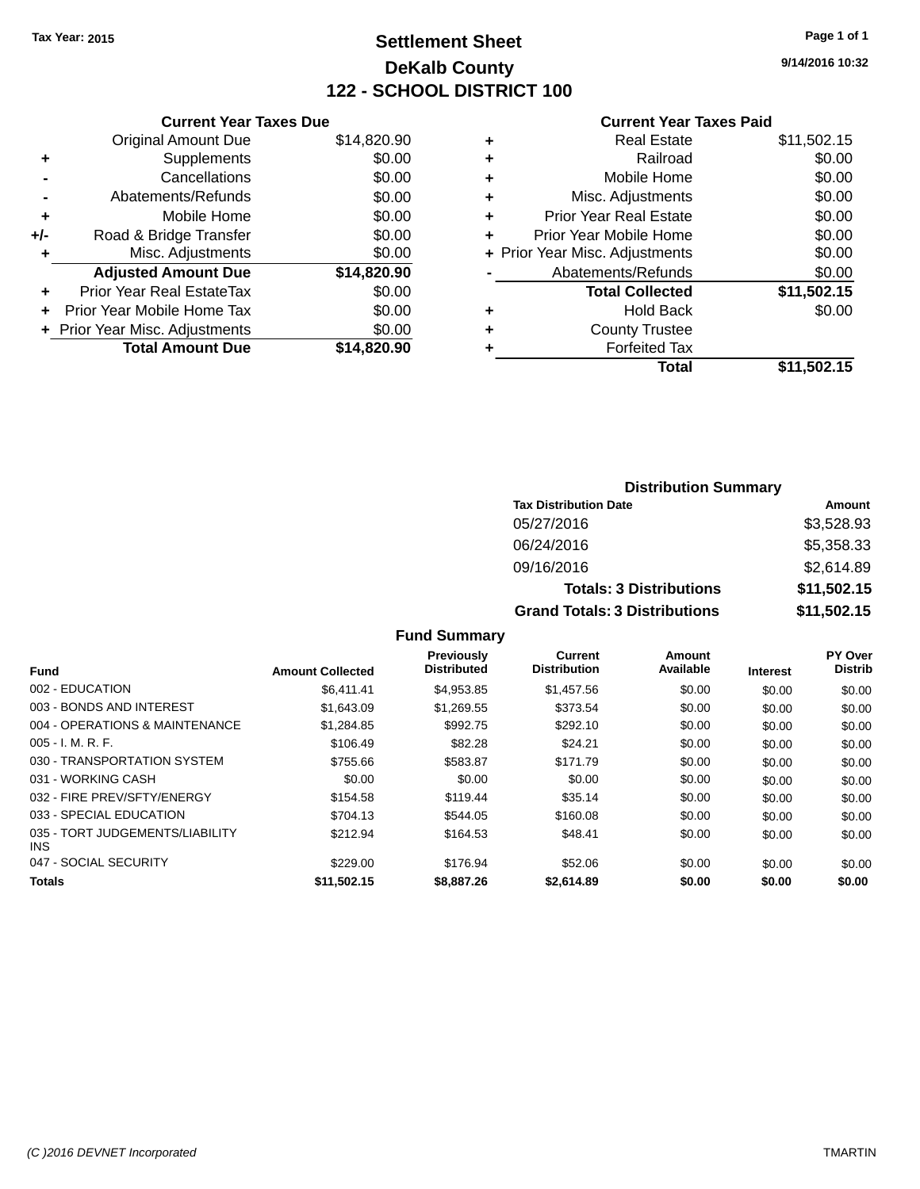Tax Year: 2015

# Settlement Sheet

## DeKalb County

## 122 - SCHOOL DISTRICT 100

9/14/2016 10:32

### Current Year Taxes Due

| | | |
|---|---|---|
| | Original Amount Due | $14,820.90 |
| + | Supplements | $0.00 |
| - | Cancellations | $0.00 |
| - | Abatements/Refunds | $0.00 |
| + | Mobile Home | $0.00 |
| +/- | Road & Bridge Transfer | $0.00 |
| + | Misc. Adjustments | $0.00 |
| | **Adjusted Amount Due** | **$14,820.90** |
| + | Prior Year Real EstateTax | $0.00 |
| + | Prior Year Mobile Home Tax | $0.00 |
| + | Prior Year Misc. Adjustments | $0.00 |
| | **Total Amount Due** | **$14,820.90** |

### Current Year Taxes Paid

| | | |
|---|---|---|
| + | Real Estate | $11,502.15 |
| + | Railroad | $0.00 |
| + | Mobile Home | $0.00 |
| + | Misc. Adjustments | $0.00 |
| + | Prior Year Real Estate | $0.00 |
| + | Prior Year Mobile Home | $0.00 |
| + | Prior Year Misc. Adjustments | $0.00 |
| - | Abatements/Refunds | $0.00 |
| | **Total Collected** | **$11,502.15** |
| + | Hold Back | $0.00 |
| + | County Trustee | |
| + | Forfeited Tax | |
| | **Total** | **$11,502.15** |

### Distribution Summary

| Tax Distribution Date | Amount |
|---|---|
| 05/27/2016 | $3,528.93 |
| 06/24/2016 | $5,358.33 |
| 09/16/2016 | $2,614.89 |
| **Totals: 3 Distributions** | **$11,502.15** |
| **Grand Totals: 3 Distributions** | **$11,502.15** |

### Fund Summary

| Fund | Amount Collected | Previously Distributed | Current Distribution | Amount Available | Interest | PY Over Distrib |
|---|---|---|---|---|---|---|
| 002 - EDUCATION | $6,411.41 | $4,953.85 | $1,457.56 | $0.00 | $0.00 | $0.00 |
| 003 - BONDS AND INTEREST | $1,643.09 | $1,269.55 | $373.54 | $0.00 | $0.00 | $0.00 |
| 004 - OPERATIONS & MAINTENANCE | $1,284.85 | $992.75 | $292.10 | $0.00 | $0.00 | $0.00 |
| 005 - I. M. R. F. | $106.49 | $82.28 | $24.21 | $0.00 | $0.00 | $0.00 |
| 030 - TRANSPORTATION SYSTEM | $755.66 | $583.87 | $171.79 | $0.00 | $0.00 | $0.00 |
| 031 - WORKING CASH | $0.00 | $0.00 | $0.00 | $0.00 | $0.00 | $0.00 |
| 032 - FIRE PREV/SFTY/ENERGY | $154.58 | $119.44 | $35.14 | $0.00 | $0.00 | $0.00 |
| 033 - SPECIAL EDUCATION | $704.13 | $544.05 | $160.08 | $0.00 | $0.00 | $0.00 |
| 035 - TORT JUDGEMENTS/LIABILITY INS | $212.94 | $164.53 | $48.41 | $0.00 | $0.00 | $0.00 |
| 047 - SOCIAL SECURITY | $229.00 | $176.94 | $52.06 | $0.00 | $0.00 | $0.00 |
| **Totals** | **$11,502.15** | **$8,887.26** | **$2,614.89** | **$0.00** | **$0.00** | **$0.00** |

(C )2016 DEVNET Incorporated TMARTIN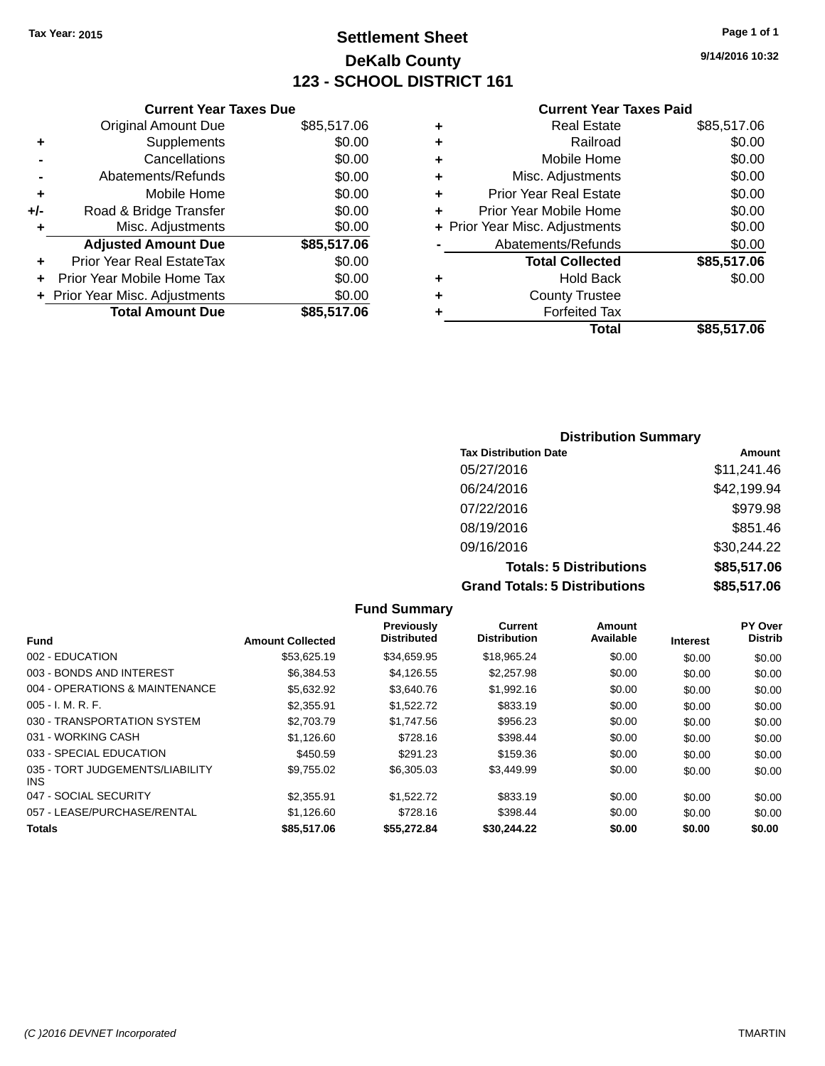Tax Year: 2015

# Settlement Sheet

## DeKalb County

## 123 - SCHOOL DISTRICT 161

9/14/2016 10:32

### Current Year Taxes Due

| | | |
|---|---|---|
| | Original Amount Due | $85,517.06 |
| + | Supplements | $0.00 |
| - | Cancellations | $0.00 |
| - | Abatements/Refunds | $0.00 |
| + | Mobile Home | $0.00 |
| +/- | Road & Bridge Transfer | $0.00 |
| + | Misc. Adjustments | $0.00 |
| | **Adjusted Amount Due** | **$85,517.06** |
| + | Prior Year Real EstateTax | $0.00 |
| + | Prior Year Mobile Home Tax | $0.00 |
| + | Prior Year Misc. Adjustments | $0.00 |
| | **Total Amount Due** | **$85,517.06** |

### Current Year Taxes Paid

| | | |
|---|---|---|
| + | Real Estate | $85,517.06 |
| + | Railroad | $0.00 |
| + | Mobile Home | $0.00 |
| + | Misc. Adjustments | $0.00 |
| + | Prior Year Real Estate | $0.00 |
| + | Prior Year Mobile Home | $0.00 |
| + | Prior Year Misc. Adjustments | $0.00 |
| - | Abatements/Refunds | $0.00 |
| | **Total Collected** | **$85,517.06** |
| + | Hold Back | $0.00 |
| + | County Trustee | |
| + | Forfeited Tax | |
| | **Total** | **$85,517.06** |

### Distribution Summary

| Tax Distribution Date | Amount |
|---|---|
| 05/27/2016 | $11,241.46 |
| 06/24/2016 | $42,199.94 |
| 07/22/2016 | $979.98 |
| 08/19/2016 | $851.46 |
| 09/16/2016 | $30,244.22 |
| **Totals: 5 Distributions** | **$85,517.06** |
| **Grand Totals: 5 Distributions** | **$85,517.06** |

### Fund Summary

| Fund | Amount Collected | Previously Distributed | Current Distribution | Amount Available | Interest | PY Over Distrib |
|---|---|---|---|---|---|---|
| 002 - EDUCATION | $53,625.19 | $34,659.95 | $18,965.24 | $0.00 | $0.00 | $0.00 |
| 003 - BONDS AND INTEREST | $6,384.53 | $4,126.55 | $2,257.98 | $0.00 | $0.00 | $0.00 |
| 004 - OPERATIONS & MAINTENANCE | $5,632.92 | $3,640.76 | $1,992.16 | $0.00 | $0.00 | $0.00 |
| 005 - I. M. R. F. | $2,355.91 | $1,522.72 | $833.19 | $0.00 | $0.00 | $0.00 |
| 030 - TRANSPORTATION SYSTEM | $2,703.79 | $1,747.56 | $956.23 | $0.00 | $0.00 | $0.00 |
| 031 - WORKING CASH | $1,126.60 | $728.16 | $398.44 | $0.00 | $0.00 | $0.00 |
| 033 - SPECIAL EDUCATION | $450.59 | $291.23 | $159.36 | $0.00 | $0.00 | $0.00 |
| 035 - TORT JUDGEMENTS/LIABILITY INS | $9,755.02 | $6,305.03 | $3,449.99 | $0.00 | $0.00 | $0.00 |
| 047 - SOCIAL SECURITY | $2,355.91 | $1,522.72 | $833.19 | $0.00 | $0.00 | $0.00 |
| 057 - LEASE/PURCHASE/RENTAL | $1,126.60 | $728.16 | $398.44 | $0.00 | $0.00 | $0.00 |
| **Totals** | **$85,517.06** | **$55,272.84** | **$30,244.22** | **$0.00** | **$0.00** | **$0.00** |

(C )2016 DEVNET Incorporated TMARTIN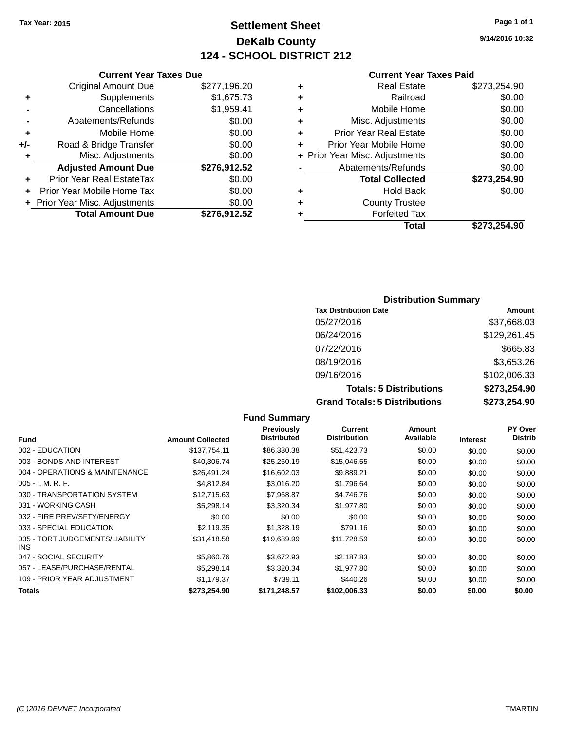Tax Year: 2015

# Settlement Sheet
## DeKalb County
## 124 - SCHOOL DISTRICT 212

9/14/2016 10:32

### Current Year Taxes Due

| | | |
|---|---|---|
| | Original Amount Due | $277,196.20 |
| + | Supplements | $1,675.73 |
| - | Cancellations | $1,959.41 |
| - | Abatements/Refunds | $0.00 |
| + | Mobile Home | $0.00 |
| +/- | Road & Bridge Transfer | $0.00 |
| + | Misc. Adjustments | $0.00 |
| | **Adjusted Amount Due** | **$276,912.52** |
| + | Prior Year Real EstateTax | $0.00 |
| + | Prior Year Mobile Home Tax | $0.00 |
| + | Prior Year Misc. Adjustments | $0.00 |
| | **Total Amount Due** | **$276,912.52** |

### Current Year Taxes Paid

| | | |
|---|---|---|
| + | Real Estate | $273,254.90 |
| + | Railroad | $0.00 |
| + | Mobile Home | $0.00 |
| + | Misc. Adjustments | $0.00 |
| + | Prior Year Real Estate | $0.00 |
| + | Prior Year Mobile Home | $0.00 |
| + | Prior Year Misc. Adjustments | $0.00 |
| - | Abatements/Refunds | $0.00 |
| | **Total Collected** | **$273,254.90** |
| + | Hold Back | $0.00 |
| + | County Trustee | |
| + | Forfeited Tax | |
| | **Total** | **$273,254.90** |

### Distribution Summary

| Tax Distribution Date | Amount |
|---|---|
| 05/27/2016 | $37,668.03 |
| 06/24/2016 | $129,261.45 |
| 07/22/2016 | $665.83 |
| 08/19/2016 | $3,653.26 |
| 09/16/2016 | $102,006.33 |
| **Totals: 5 Distributions** | **$273,254.90** |
| **Grand Totals: 5 Distributions** | **$273,254.90** |

### Fund Summary

| Fund | Amount Collected | Previously Distributed | Current Distribution | Amount Available | Interest | PY Over Distrib |
|---|---|---|---|---|---|---|
| 002 - EDUCATION | $137,754.11 | $86,330.38 | $51,423.73 | $0.00 | $0.00 | $0.00 |
| 003 - BONDS AND INTEREST | $40,306.74 | $25,260.19 | $15,046.55 | $0.00 | $0.00 | $0.00 |
| 004 - OPERATIONS & MAINTENANCE | $26,491.24 | $16,602.03 | $9,889.21 | $0.00 | $0.00 | $0.00 |
| 005 - I. M. R. F. | $4,812.84 | $3,016.20 | $1,796.64 | $0.00 | $0.00 | $0.00 |
| 030 - TRANSPORTATION SYSTEM | $12,715.63 | $7,968.87 | $4,746.76 | $0.00 | $0.00 | $0.00 |
| 031 - WORKING CASH | $5,298.14 | $3,320.34 | $1,977.80 | $0.00 | $0.00 | $0.00 |
| 032 - FIRE PREV/SFTY/ENERGY | $0.00 | $0.00 | $0.00 | $0.00 | $0.00 | $0.00 |
| 033 - SPECIAL EDUCATION | $2,119.35 | $1,328.19 | $791.16 | $0.00 | $0.00 | $0.00 |
| 035 - TORT JUDGEMENTS/LIABILITY INS | $31,418.58 | $19,689.99 | $11,728.59 | $0.00 | $0.00 | $0.00 |
| 047 - SOCIAL SECURITY | $5,860.76 | $3,672.93 | $2,187.83 | $0.00 | $0.00 | $0.00 |
| 057 - LEASE/PURCHASE/RENTAL | $5,298.14 | $3,320.34 | $1,977.80 | $0.00 | $0.00 | $0.00 |
| 109 - PRIOR YEAR ADJUSTMENT | $1,179.37 | $739.11 | $440.26 | $0.00 | $0.00 | $0.00 |
| **Totals** | **$273,254.90** | **$171,248.57** | **$102,006.33** | **$0.00** | **$0.00** | **$0.00** |

(C )2016 DEVNET Incorporated TMARTIN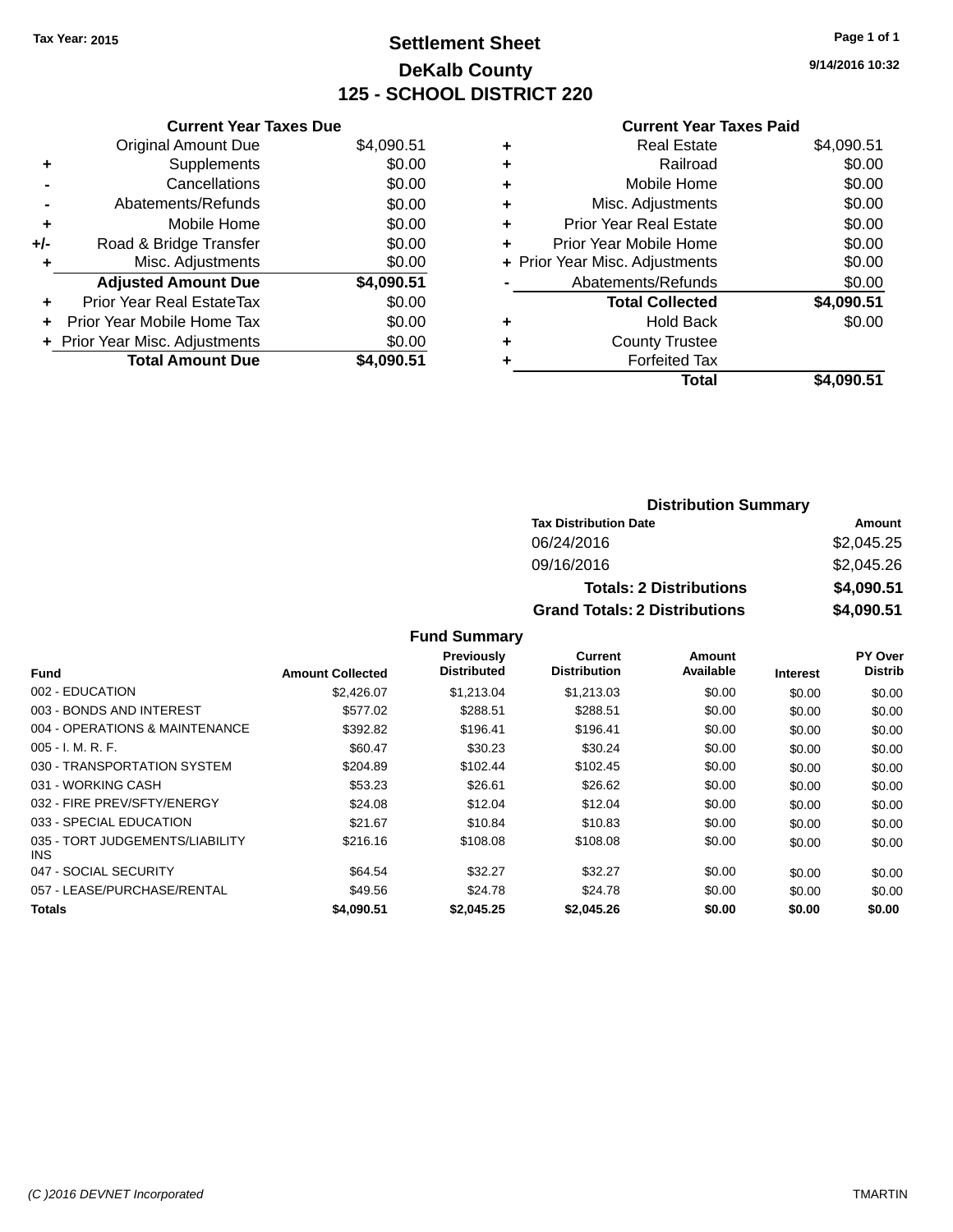Tax Year: 2015

# Settlement Sheet

## DeKalb County

## 125 - SCHOOL DISTRICT 220

9/14/2016 10:32

### Current Year Taxes Due

| | | |
|---|---|---|
| | Original Amount Due | $4,090.51 |
| + | Supplements | $0.00 |
| - | Cancellations | $0.00 |
| - | Abatements/Refunds | $0.00 |
| + | Mobile Home | $0.00 |
| +/- | Road & Bridge Transfer | $0.00 |
| + | Misc. Adjustments | $0.00 |
| | **Adjusted Amount Due** | **$4,090.51** |
| + | Prior Year Real EstateTax | $0.00 |
| + | Prior Year Mobile Home Tax | $0.00 |
| + | Prior Year Misc. Adjustments | $0.00 |
| | **Total Amount Due** | **$4,090.51** |

### Current Year Taxes Paid

| | | |
|---|---|---|
| + | Real Estate | $4,090.51 |
| + | Railroad | $0.00 |
| + | Mobile Home | $0.00 |
| + | Misc. Adjustments | $0.00 |
| + | Prior Year Real Estate | $0.00 |
| + | Prior Year Mobile Home | $0.00 |
| + | Prior Year Misc. Adjustments | $0.00 |
| - | Abatements/Refunds | $0.00 |
| | **Total Collected** | **$4,090.51** |
| + | Hold Back | $0.00 |
| + | County Trustee | |
| + | Forfeited Tax | |
| | **Total** | **$4,090.51** |

### Distribution Summary

| Tax Distribution Date | Amount |
|---|---|
| 06/24/2016 | $2,045.25 |
| 09/16/2016 | $2,045.26 |
| **Totals: 2 Distributions** | **$4,090.51** |
| **Grand Totals: 2 Distributions** | **$4,090.51** |

### Fund Summary

| Fund | Amount Collected | Previously Distributed | Current Distribution | Amount Available | Interest | PY Over Distrib |
|---|---|---|---|---|---|---|
| 002 - EDUCATION | $2,426.07 | $1,213.04 | $1,213.03 | $0.00 | $0.00 | $0.00 |
| 003 - BONDS AND INTEREST | $577.02 | $288.51 | $288.51 | $0.00 | $0.00 | $0.00 |
| 004 - OPERATIONS & MAINTENANCE | $392.82 | $196.41 | $196.41 | $0.00 | $0.00 | $0.00 |
| 005 - I. M. R. F. | $60.47 | $30.23 | $30.24 | $0.00 | $0.00 | $0.00 |
| 030 - TRANSPORTATION SYSTEM | $204.89 | $102.44 | $102.45 | $0.00 | $0.00 | $0.00 |
| 031 - WORKING CASH | $53.23 | $26.61 | $26.62 | $0.00 | $0.00 | $0.00 |
| 032 - FIRE PREV/SFTY/ENERGY | $24.08 | $12.04 | $12.04 | $0.00 | $0.00 | $0.00 |
| 033 - SPECIAL EDUCATION | $21.67 | $10.84 | $10.83 | $0.00 | $0.00 | $0.00 |
| 035 - TORT JUDGEMENTS/LIABILITY INS | $216.16 | $108.08 | $108.08 | $0.00 | $0.00 | $0.00 |
| 047 - SOCIAL SECURITY | $64.54 | $32.27 | $32.27 | $0.00 | $0.00 | $0.00 |
| 057 - LEASE/PURCHASE/RENTAL | $49.56 | $24.78 | $24.78 | $0.00 | $0.00 | $0.00 |
| **Totals** | **$4,090.51** | **$2,045.25** | **$2,045.26** | **$0.00** | **$0.00** | **$0.00** |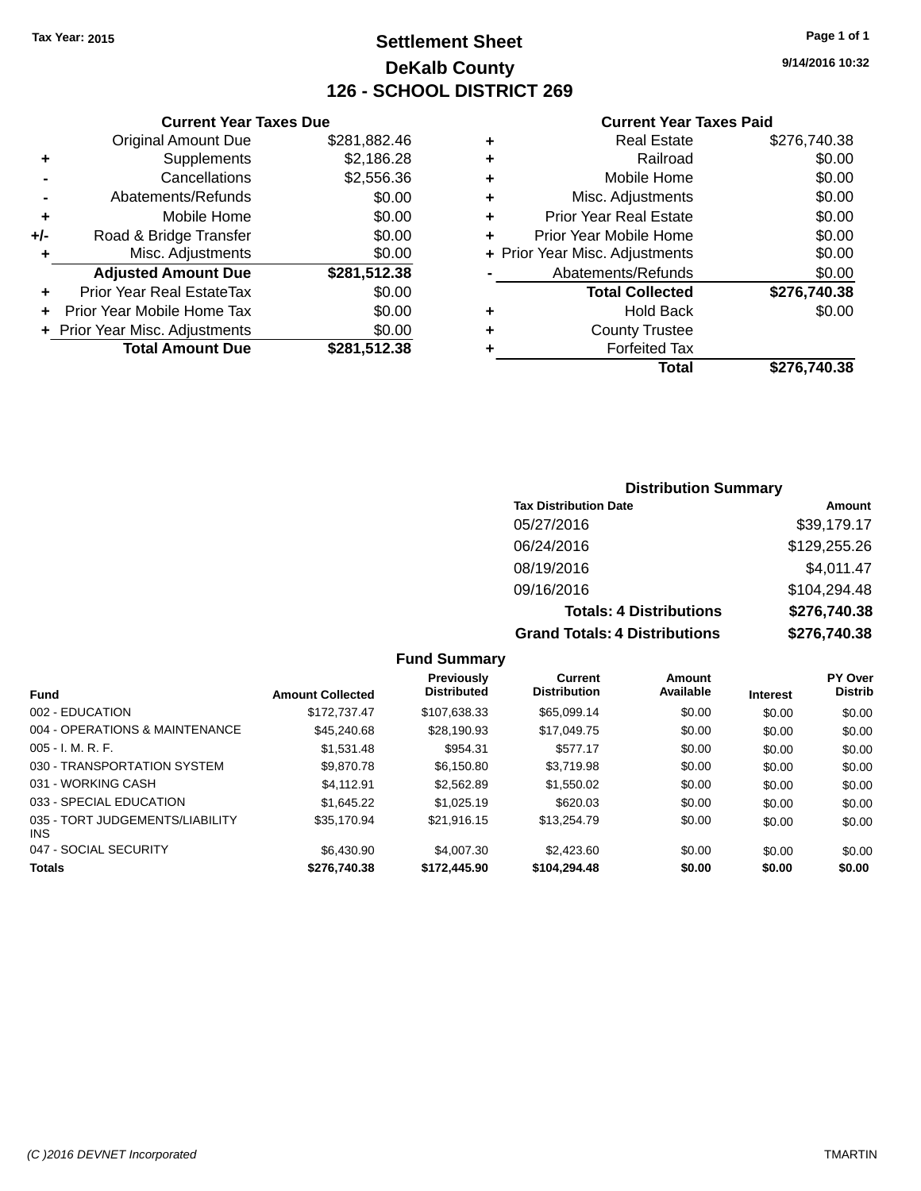Tax Year: 2015

# Settlement Sheet
## DeKalb County
## 126 - SCHOOL DISTRICT 269

9/14/2016 10:32

### Current Year Taxes Due

| | | |
|---|---|---|
| | Original Amount Due | $281,882.46 |
| + | Supplements | $2,186.28 |
| - | Cancellations | $2,556.36 |
| - | Abatements/Refunds | $0.00 |
| + | Mobile Home | $0.00 |
| +/- | Road & Bridge Transfer | $0.00 |
| + | Misc. Adjustments | $0.00 |
| | **Adjusted Amount Due** | **$281,512.38** |
| + | Prior Year Real EstateTax | $0.00 |
| + | Prior Year Mobile Home Tax | $0.00 |
| + | Prior Year Misc. Adjustments | $0.00 |
| | **Total Amount Due** | **$281,512.38** |

### Current Year Taxes Paid

| | | |
|---|---|---|
| + | Real Estate | $276,740.38 |
| + | Railroad | $0.00 |
| + | Mobile Home | $0.00 |
| + | Misc. Adjustments | $0.00 |
| + | Prior Year Real Estate | $0.00 |
| + | Prior Year Mobile Home | $0.00 |
| + | Prior Year Misc. Adjustments | $0.00 |
| - | Abatements/Refunds | $0.00 |
| | **Total Collected** | **$276,740.38** |
| + | Hold Back | $0.00 |
| + | County Trustee | |
| + | Forfeited Tax | |
| | **Total** | **$276,740.38** |

### Distribution Summary

| Tax Distribution Date | Amount |
|---|---|
| 05/27/2016 | $39,179.17 |
| 06/24/2016 | $129,255.26 |
| 08/19/2016 | $4,011.47 |
| 09/16/2016 | $104,294.48 |
| **Totals: 4 Distributions** | **$276,740.38** |
| **Grand Totals: 4 Distributions** | **$276,740.38** |

### Fund Summary

| Fund | Amount Collected | Previously Distributed | Current Distribution | Amount Available | Interest | PY Over Distrib |
|---|---|---|---|---|---|---|
| 002 - EDUCATION | $172,737.47 | $107,638.33 | $65,099.14 | $0.00 | $0.00 | $0.00 |
| 004 - OPERATIONS & MAINTENANCE | $45,240.68 | $28,190.93 | $17,049.75 | $0.00 | $0.00 | $0.00 |
| 005 - I. M. R. F. | $1,531.48 | $954.31 | $577.17 | $0.00 | $0.00 | $0.00 |
| 030 - TRANSPORTATION SYSTEM | $9,870.78 | $6,150.80 | $3,719.98 | $0.00 | $0.00 | $0.00 |
| 031 - WORKING CASH | $4,112.91 | $2,562.89 | $1,550.02 | $0.00 | $0.00 | $0.00 |
| 033 - SPECIAL EDUCATION | $1,645.22 | $1,025.19 | $620.03 | $0.00 | $0.00 | $0.00 |
| 035 - TORT JUDGEMENTS/LIABILITY INS | $35,170.94 | $21,916.15 | $13,254.79 | $0.00 | $0.00 | $0.00 |
| 047 - SOCIAL SECURITY | $6,430.90 | $4,007.30 | $2,423.60 | $0.00 | $0.00 | $0.00 |
| **Totals** | **$276,740.38** | **$172,445.90** | **$104,294.48** | **$0.00** | **$0.00** | **$0.00** |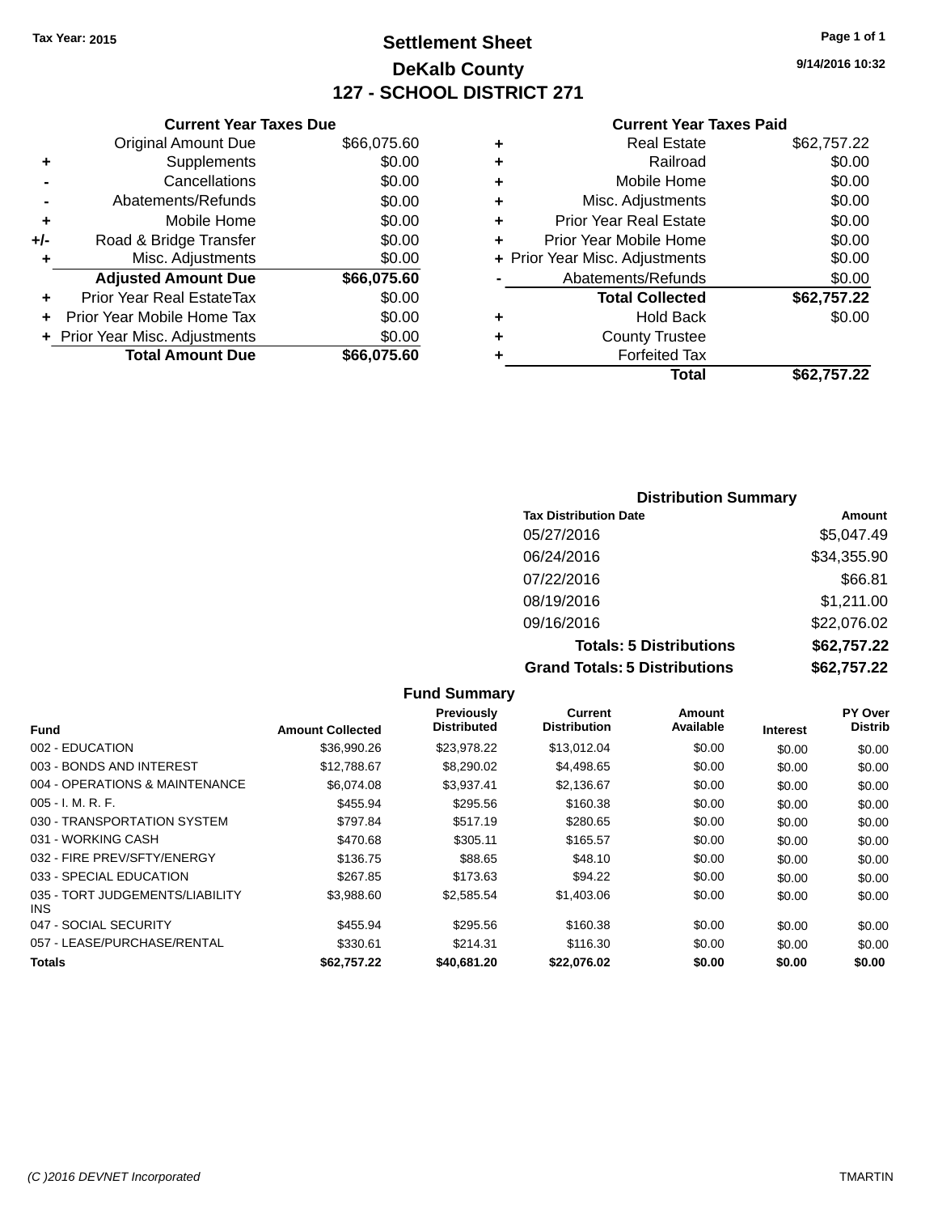Tax Year: 2015

# Settlement Sheet

## DeKalb County

## 127 - SCHOOL DISTRICT 271

9/14/2016 10:32

### Current Year Taxes Due

| | | |
|---|---|---|
| | Original Amount Due | $66,075.60 |
| + | Supplements | $0.00 |
| - | Cancellations | $0.00 |
| - | Abatements/Refunds | $0.00 |
| + | Mobile Home | $0.00 |
| +/- | Road & Bridge Transfer | $0.00 |
| + | Misc. Adjustments | $0.00 |
| | **Adjusted Amount Due** | **$66,075.60** |
| + | Prior Year Real EstateTax | $0.00 |
| + | Prior Year Mobile Home Tax | $0.00 |
| + | Prior Year Misc. Adjustments | $0.00 |
| | **Total Amount Due** | **$66,075.60** |

### Current Year Taxes Paid

| | | |
|---|---|---|
| + | Real Estate | $62,757.22 |
| + | Railroad | $0.00 |
| + | Mobile Home | $0.00 |
| + | Misc. Adjustments | $0.00 |
| + | Prior Year Real Estate | $0.00 |
| + | Prior Year Mobile Home | $0.00 |
| + | Prior Year Misc. Adjustments | $0.00 |
| - | Abatements/Refunds | $0.00 |
| | **Total Collected** | **$62,757.22** |
| + | Hold Back | $0.00 |
| + | County Trustee | |
| + | Forfeited Tax | |
| | **Total** | **$62,757.22** |

### Distribution Summary

| Tax Distribution Date | Amount |
|---|---|
| 05/27/2016 | $5,047.49 |
| 06/24/2016 | $34,355.90 |
| 07/22/2016 | $66.81 |
| 08/19/2016 | $1,211.00 |
| 09/16/2016 | $22,076.02 |
| **Totals: 5 Distributions** | **$62,757.22** |
| **Grand Totals: 5 Distributions** | **$62,757.22** |

### Fund Summary

| Fund | Amount Collected | Previously Distributed | Current Distribution | Amount Available | Interest | PY Over Distrib |
|---|---|---|---|---|---|---|
| 002 - EDUCATION | $36,990.26 | $23,978.22 | $13,012.04 | $0.00 | $0.00 | $0.00 |
| 003 - BONDS AND INTEREST | $12,788.67 | $8,290.02 | $4,498.65 | $0.00 | $0.00 | $0.00 |
| 004 - OPERATIONS & MAINTENANCE | $6,074.08 | $3,937.41 | $2,136.67 | $0.00 | $0.00 | $0.00 |
| 005 - I. M. R. F. | $455.94 | $295.56 | $160.38 | $0.00 | $0.00 | $0.00 |
| 030 - TRANSPORTATION SYSTEM | $797.84 | $517.19 | $280.65 | $0.00 | $0.00 | $0.00 |
| 031 - WORKING CASH | $470.68 | $305.11 | $165.57 | $0.00 | $0.00 | $0.00 |
| 032 - FIRE PREV/SFTY/ENERGY | $136.75 | $88.65 | $48.10 | $0.00 | $0.00 | $0.00 |
| 033 - SPECIAL EDUCATION | $267.85 | $173.63 | $94.22 | $0.00 | $0.00 | $0.00 |
| 035 - TORT JUDGEMENTS/LIABILITY INS | $3,988.60 | $2,585.54 | $1,403.06 | $0.00 | $0.00 | $0.00 |
| 047 - SOCIAL SECURITY | $455.94 | $295.56 | $160.38 | $0.00 | $0.00 | $0.00 |
| 057 - LEASE/PURCHASE/RENTAL | $330.61 | $214.31 | $116.30 | $0.00 | $0.00 | $0.00 |
| **Totals** | **$62,757.22** | **$40,681.20** | **$22,076.02** | **$0.00** | **$0.00** | **$0.00** |

(C )2016 DEVNET Incorporated TMARTIN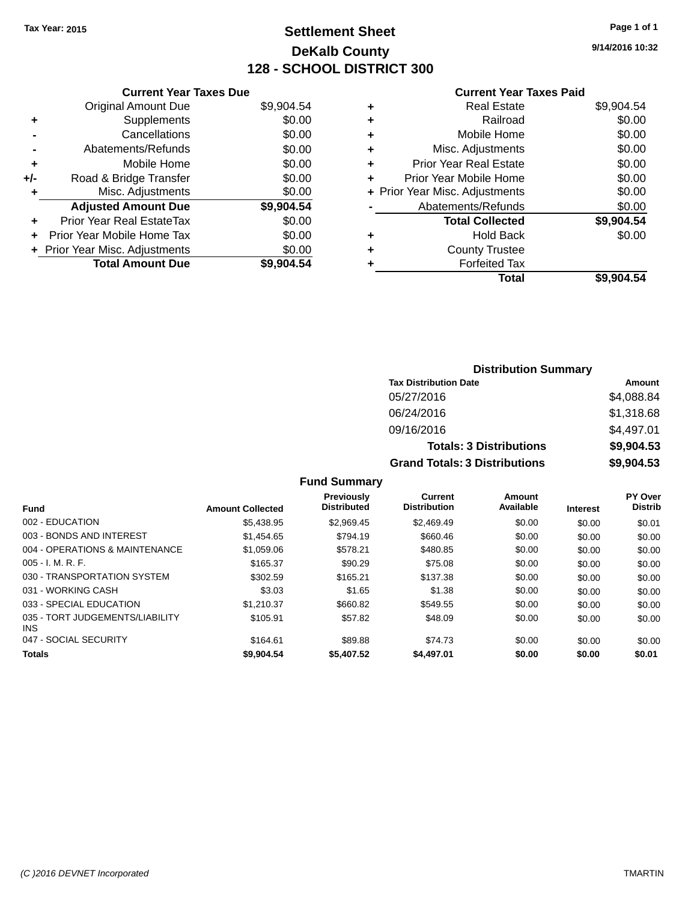Tax Year: 2015

# Settlement Sheet
## DeKalb County
## 128 - SCHOOL DISTRICT 300

9/14/2016 10:32

### Current Year Taxes Due

| | | |
|---|---|---|
| | Original Amount Due | $9,904.54 |
| + | Supplements | $0.00 |
| - | Cancellations | $0.00 |
| - | Abatements/Refunds | $0.00 |
| + | Mobile Home | $0.00 |
| +/- | Road & Bridge Transfer | $0.00 |
| + | Misc. Adjustments | $0.00 |
| | **Adjusted Amount Due** | **$9,904.54** |
| + | Prior Year Real EstateTax | $0.00 |
| + | Prior Year Mobile Home Tax | $0.00 |
| + | Prior Year Misc. Adjustments | $0.00 |
| | **Total Amount Due** | **$9,904.54** |

### Current Year Taxes Paid

| | | |
|---|---|---|
| + | Real Estate | $9,904.54 |
| + | Railroad | $0.00 |
| + | Mobile Home | $0.00 |
| + | Misc. Adjustments | $0.00 |
| + | Prior Year Real Estate | $0.00 |
| + | Prior Year Mobile Home | $0.00 |
| + | Prior Year Misc. Adjustments | $0.00 |
| - | Abatements/Refunds | $0.00 |
| | **Total Collected** | **$9,904.54** |
| + | Hold Back | $0.00 |
| + | County Trustee | |
| + | Forfeited Tax | |
| | **Total** | **$9,904.54** |

### Distribution Summary

| Tax Distribution Date | Amount |
|---|---|
| 05/27/2016 | $4,088.84 |
| 06/24/2016 | $1,318.68 |
| 09/16/2016 | $4,497.01 |
| **Totals: 3 Distributions** | **$9,904.53** |
| **Grand Totals: 3 Distributions** | **$9,904.53** |

### Fund Summary

| Fund | Amount Collected | Previously Distributed | Current Distribution | Amount Available | Interest | PY Over Distrib |
|---|---|---|---|---|---|---|
| 002 - EDUCATION | $5,438.95 | $2,969.45 | $2,469.49 | $0.00 | $0.00 | $0.01 |
| 003 - BONDS AND INTEREST | $1,454.65 | $794.19 | $660.46 | $0.00 | $0.00 | $0.00 |
| 004 - OPERATIONS & MAINTENANCE | $1,059.06 | $578.21 | $480.85 | $0.00 | $0.00 | $0.00 |
| 005 - I. M. R. F. | $165.37 | $90.29 | $75.08 | $0.00 | $0.00 | $0.00 |
| 030 - TRANSPORTATION SYSTEM | $302.59 | $165.21 | $137.38 | $0.00 | $0.00 | $0.00 |
| 031 - WORKING CASH | $3.03 | $1.65 | $1.38 | $0.00 | $0.00 | $0.00 |
| 033 - SPECIAL EDUCATION | $1,210.37 | $660.82 | $549.55 | $0.00 | $0.00 | $0.00 |
| 035 - TORT JUDGEMENTS/LIABILITY INS | $105.91 | $57.82 | $48.09 | $0.00 | $0.00 | $0.00 |
| 047 - SOCIAL SECURITY | $164.61 | $89.88 | $74.73 | $0.00 | $0.00 | $0.00 |
| **Totals** | **$9,904.54** | **$5,407.52** | **$4,497.01** | **$0.00** | **$0.00** | **$0.01** |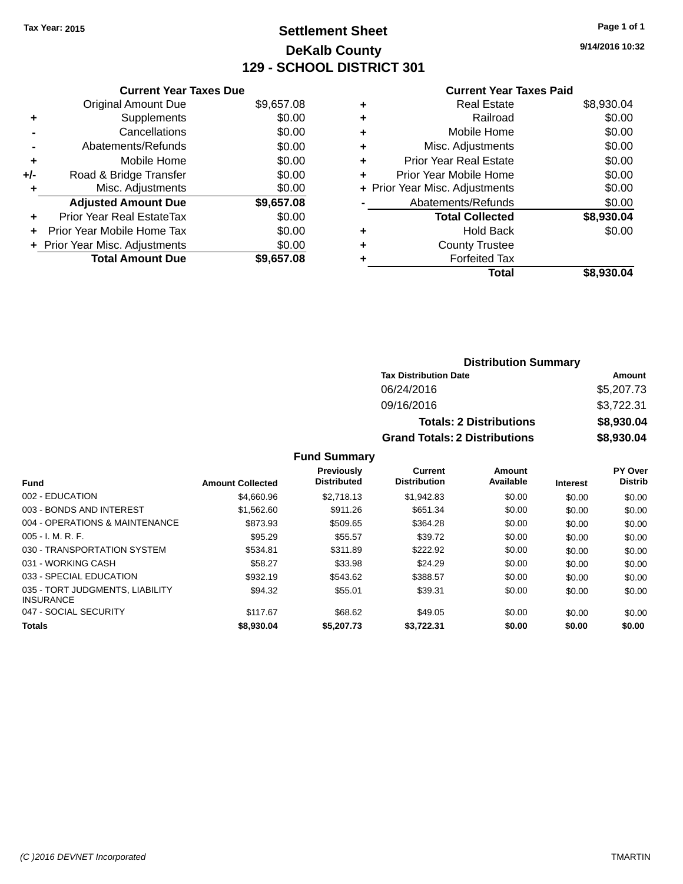Tax Year: 2015

# Settlement Sheet

## DeKalb County

## 129 - SCHOOL DISTRICT 301

9/14/2016 10:32

### Current Year Taxes Due

| | | |
|---|---|---|
| | Original Amount Due | $9,657.08 |
| + | Supplements | $0.00 |
| - | Cancellations | $0.00 |
| - | Abatements/Refunds | $0.00 |
| + | Mobile Home | $0.00 |
| +/- | Road & Bridge Transfer | $0.00 |
| + | Misc. Adjustments | $0.00 |
| | **Adjusted Amount Due** | **$9,657.08** |
| + | Prior Year Real EstateTax | $0.00 |
| + | Prior Year Mobile Home Tax | $0.00 |
| + | Prior Year Misc. Adjustments | $0.00 |
| | **Total Amount Due** | **$9,657.08** |

### Current Year Taxes Paid

| | | |
|---|---|---|
| + | Real Estate | $8,930.04 |
| + | Railroad | $0.00 |
| + | Mobile Home | $0.00 |
| + | Misc. Adjustments | $0.00 |
| + | Prior Year Real Estate | $0.00 |
| + | Prior Year Mobile Home | $0.00 |
| + | Prior Year Misc. Adjustments | $0.00 |
| - | Abatements/Refunds | $0.00 |
| | **Total Collected** | **$8,930.04** |
| + | Hold Back | $0.00 |
| + | County Trustee | |
| + | Forfeited Tax | |
| | **Total** | **$8,930.04** |

### Distribution Summary

| Tax Distribution Date | Amount |
|---|---|
| 06/24/2016 | $5,207.73 |
| 09/16/2016 | $3,722.31 |
| **Totals: 2 Distributions** | **$8,930.04** |
| **Grand Totals: 2 Distributions** | **$8,930.04** |

### Fund Summary

| Fund | Amount Collected | Previously Distributed | Current Distribution | Amount Available | Interest | PY Over Distrib |
|---|---|---|---|---|---|---|
| 002 - EDUCATION | $4,660.96 | $2,718.13 | $1,942.83 | $0.00 | $0.00 | $0.00 |
| 003 - BONDS AND INTEREST | $1,562.60 | $911.26 | $651.34 | $0.00 | $0.00 | $0.00 |
| 004 - OPERATIONS & MAINTENANCE | $873.93 | $509.65 | $364.28 | $0.00 | $0.00 | $0.00 |
| 005 - I. M. R. F. | $95.29 | $55.57 | $39.72 | $0.00 | $0.00 | $0.00 |
| 030 - TRANSPORTATION SYSTEM | $534.81 | $311.89 | $222.92 | $0.00 | $0.00 | $0.00 |
| 031 - WORKING CASH | $58.27 | $33.98 | $24.29 | $0.00 | $0.00 | $0.00 |
| 033 - SPECIAL EDUCATION | $932.19 | $543.62 | $388.57 | $0.00 | $0.00 | $0.00 |
| 035 - TORT JUDGMENTS, LIABILITY INSURANCE | $94.32 | $55.01 | $39.31 | $0.00 | $0.00 | $0.00 |
| 047 - SOCIAL SECURITY | $117.67 | $68.62 | $49.05 | $0.00 | $0.00 | $0.00 |
| **Totals** | **$8,930.04** | **$5,207.73** | **$3,722.31** | **$0.00** | **$0.00** | **$0.00** |

(C )2016 DEVNET Incorporated TMARTIN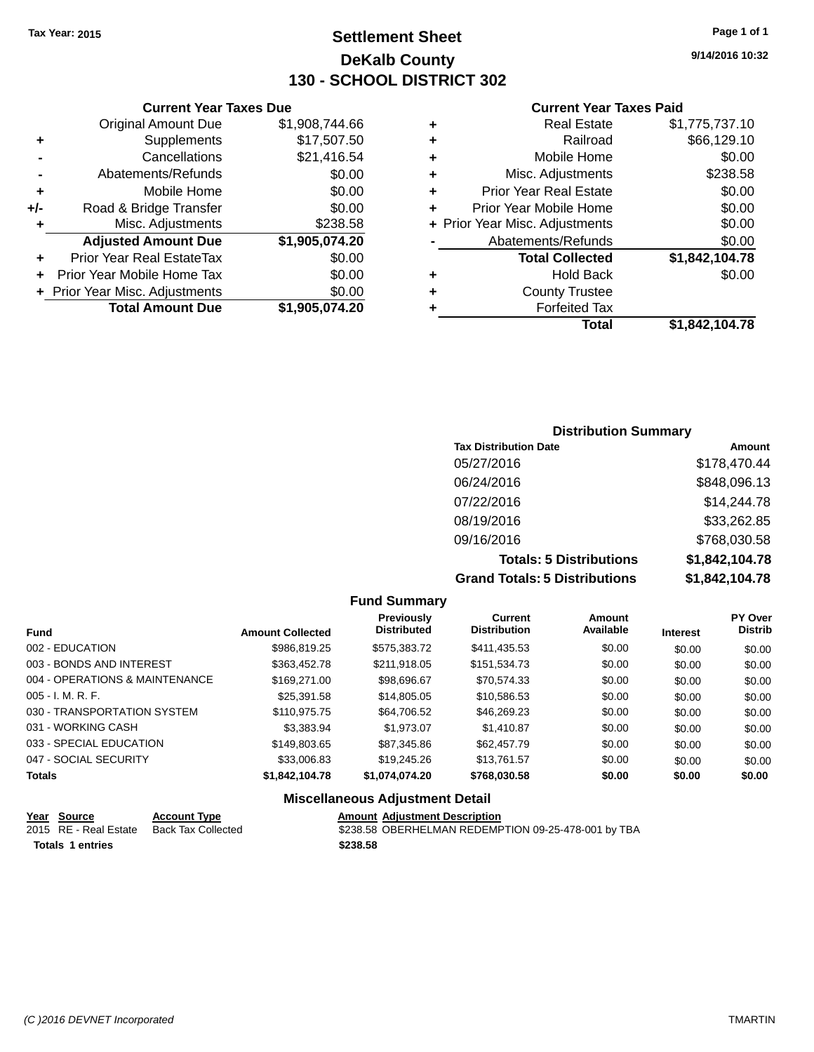Tax Year: 2015

# Settlement Sheet
## DeKalb County
## 130 - SCHOOL DISTRICT 302

9/14/2016 10:32

### Current Year Taxes Due

| | | |
|---|---|---|
| | Original Amount Due | $1,908,744.66 |
| + | Supplements | $17,507.50 |
| - | Cancellations | $21,416.54 |
| - | Abatements/Refunds | $0.00 |
| + | Mobile Home | $0.00 |
| +/- | Road & Bridge Transfer | $0.00 |
| + | Misc. Adjustments | $238.58 |
| | **Adjusted Amount Due** | **$1,905,074.20** |
| + | Prior Year Real EstateTax | $0.00 |
| + | Prior Year Mobile Home Tax | $0.00 |
| + | Prior Year Misc. Adjustments | $0.00 |
| | **Total Amount Due** | **$1,905,074.20** |

### Current Year Taxes Paid

| | | |
|---|---|---|
| + | Real Estate | $1,775,737.10 |
| + | Railroad | $66,129.10 |
| + | Mobile Home | $0.00 |
| + | Misc. Adjustments | $238.58 |
| + | Prior Year Real Estate | $0.00 |
| + | Prior Year Mobile Home | $0.00 |
| + | Prior Year Misc. Adjustments | $0.00 |
| - | Abatements/Refunds | $0.00 |
| | **Total Collected** | **$1,842,104.78** |
| + | Hold Back | $0.00 |
| + | County Trustee | |
| + | Forfeited Tax | |
| | **Total** | **$1,842,104.78** |

### Distribution Summary

| Tax Distribution Date | Amount |
|---|---|
| 05/27/2016 | $178,470.44 |
| 06/24/2016 | $848,096.13 |
| 07/22/2016 | $14,244.78 |
| 08/19/2016 | $33,262.85 |
| 09/16/2016 | $768,030.58 |
| **Totals: 5 Distributions** | **$1,842,104.78** |
| **Grand Totals: 5 Distributions** | **$1,842,104.78** |

### Fund Summary

| Fund | Amount Collected | Previously Distributed | Current Distribution | Amount Available | Interest | PY Over Distrib |
|---|---|---|---|---|---|---|
| 002 - EDUCATION | $986,819.25 | $575,383.72 | $411,435.53 | $0.00 | $0.00 | $0.00 |
| 003 - BONDS AND INTEREST | $363,452.78 | $211,918.05 | $151,534.73 | $0.00 | $0.00 | $0.00 |
| 004 - OPERATIONS & MAINTENANCE | $169,271.00 | $98,696.67 | $70,574.33 | $0.00 | $0.00 | $0.00 |
| 005 - I. M. R. F. | $25,391.58 | $14,805.05 | $10,586.53 | $0.00 | $0.00 | $0.00 |
| 030 - TRANSPORTATION SYSTEM | $110,975.75 | $64,706.52 | $46,269.23 | $0.00 | $0.00 | $0.00 |
| 031 - WORKING CASH | $3,383.94 | $1,973.07 | $1,410.87 | $0.00 | $0.00 | $0.00 |
| 033 - SPECIAL EDUCATION | $149,803.65 | $87,345.86 | $62,457.79 | $0.00 | $0.00 | $0.00 |
| 047 - SOCIAL SECURITY | $33,006.83 | $19,245.26 | $13,761.57 | $0.00 | $0.00 | $0.00 |
| **Totals** | **$1,842,104.78** | **$1,074,074.20** | **$768,030.58** | **$0.00** | **$0.00** | **$0.00** |

### Miscellaneous Adjustment Detail

| Year | Source | Account Type | Amount | Adjustment Description |
|---|---|---|---|---|
| 2015 | RE - Real Estate | Back Tax Collected | $238.58 | OBERHELMAN REDEMPTION 09-25-478-001 by TBA |
| **Totals 1 entries** | | | **$238.58** | |

(C )2016 DEVNET Incorporated TMARTIN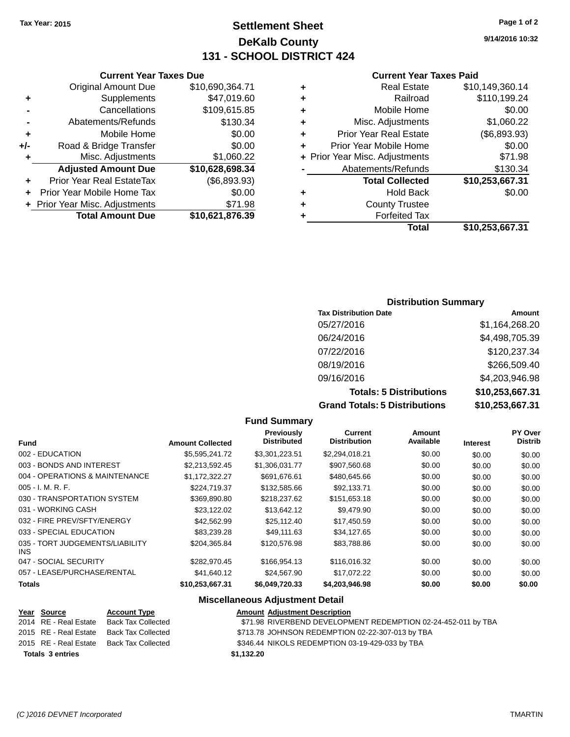Tax Year: 2015

# Settlement Sheet
## DeKalb County
## 131 - SCHOOL DISTRICT 424

9/14/2016 10:32

### Current Year Taxes Due

| | | |
|---|---|---|
| | Original Amount Due | $10,690,364.71 |
| + | Supplements | $47,019.60 |
| - | Cancellations | $109,615.85 |
| - | Abatements/Refunds | $130.34 |
| + | Mobile Home | $0.00 |
| +/- | Road & Bridge Transfer | $0.00 |
| + | Misc. Adjustments | $1,060.22 |
| | **Adjusted Amount Due** | **$10,628,698.34** |
| + | Prior Year Real EstateTax | ($6,893.93) |
| + | Prior Year Mobile Home Tax | $0.00 |
| + | Prior Year Misc. Adjustments | $71.98 |
| | **Total Amount Due** | **$10,621,876.39** |

### Current Year Taxes Paid

| | | |
|---|---|---|
| + | Real Estate | $10,149,360.14 |
| + | Railroad | $110,199.24 |
| + | Mobile Home | $0.00 |
| + | Misc. Adjustments | $1,060.22 |
| + | Prior Year Real Estate | ($6,893.93) |
| + | Prior Year Mobile Home | $0.00 |
| + | Prior Year Misc. Adjustments | $71.98 |
| - | Abatements/Refunds | $130.34 |
| | **Total Collected** | **$10,253,667.31** |
| + | Hold Back | $0.00 |
| + | County Trustee | |
| + | Forfeited Tax | |
| | **Total** | **$10,253,667.31** |

### Distribution Summary

| Tax Distribution Date | Amount |
|---|---|
| 05/27/2016 | $1,164,268.20 |
| 06/24/2016 | $4,498,705.39 |
| 07/22/2016 | $120,237.34 |
| 08/19/2016 | $266,509.40 |
| 09/16/2016 | $4,203,946.98 |
| **Totals: 5 Distributions** | **$10,253,667.31** |
| **Grand Totals: 5 Distributions** | **$10,253,667.31** |

### Fund Summary

| Fund | Amount Collected | Previously Distributed | Current Distribution | Amount Available | Interest | PY Over Distrib |
|---|---|---|---|---|---|---|
| 002 - EDUCATION | $5,595,241.72 | $3,301,223.51 | $2,294,018.21 | $0.00 | $0.00 | $0.00 |
| 003 - BONDS AND INTEREST | $2,213,592.45 | $1,306,031.77 | $907,560.68 | $0.00 | $0.00 | $0.00 |
| 004 - OPERATIONS & MAINTENANCE | $1,172,322.27 | $691,676.61 | $480,645.66 | $0.00 | $0.00 | $0.00 |
| 005 - I. M. R. F. | $224,719.37 | $132,585.66 | $92,133.71 | $0.00 | $0.00 | $0.00 |
| 030 - TRANSPORTATION SYSTEM | $369,890.80 | $218,237.62 | $151,653.18 | $0.00 | $0.00 | $0.00 |
| 031 - WORKING CASH | $23,122.02 | $13,642.12 | $9,479.90 | $0.00 | $0.00 | $0.00 |
| 032 - FIRE PREV/SFTY/ENERGY | $42,562.99 | $25,112.40 | $17,450.59 | $0.00 | $0.00 | $0.00 |
| 033 - SPECIAL EDUCATION | $83,239.28 | $49,111.63 | $34,127.65 | $0.00 | $0.00 | $0.00 |
| 035 - TORT JUDGEMENTS/LIABILITY INS | $204,365.84 | $120,576.98 | $83,788.86 | $0.00 | $0.00 | $0.00 |
| 047 - SOCIAL SECURITY | $282,970.45 | $166,954.13 | $116,016.32 | $0.00 | $0.00 | $0.00 |
| 057 - LEASE/PURCHASE/RENTAL | $41,640.12 | $24,567.90 | $17,072.22 | $0.00 | $0.00 | $0.00 |
| **Totals** | **$10,253,667.31** | **$6,049,720.33** | **$4,203,946.98** | **$0.00** | **$0.00** | **$0.00** |

### Miscellaneous Adjustment Detail

| Year | Source | Account Type | Amount | Adjustment Description |
|---|---|---|---|---|
| 2014 | RE - Real Estate | Back Tax Collected | $71.98 | RIVERBEND DEVELOPMENT REDEMPTION 02-24-452-011 by TBA |
| 2015 | RE - Real Estate | Back Tax Collected | $713.78 | JOHNSON REDEMPTION 02-22-307-013 by TBA |
| 2015 | RE - Real Estate | Back Tax Collected | $346.44 | NIKOLS REDEMPTION 03-19-429-033 by TBA |
| **Totals 3 entries** | | | **$1,132.20** | |

(C )2016 DEVNET Incorporated TMARTIN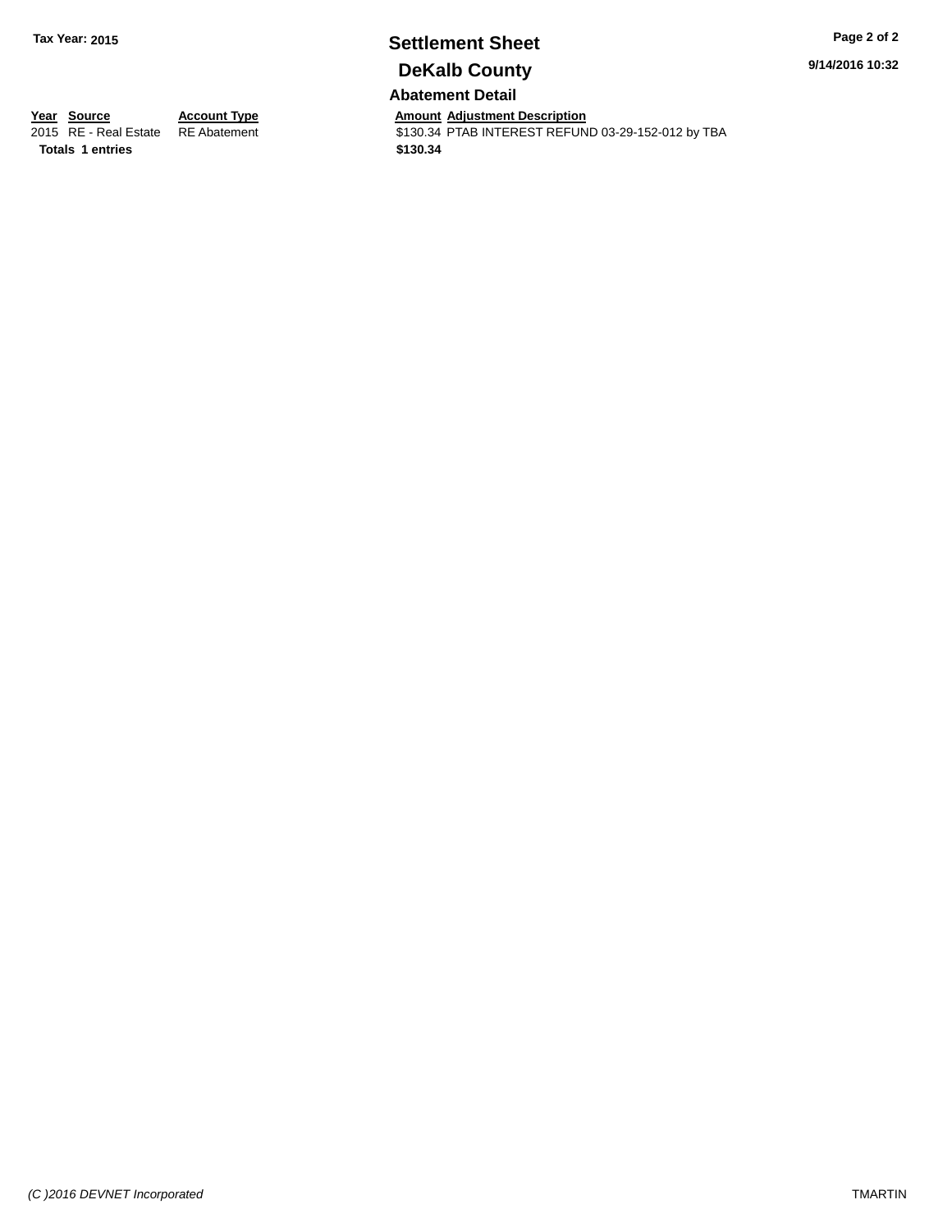Tax Year: 2015

# Settlement Sheet

## DeKalb County

### Abatement Detail

| Year | Source | Account Type | Amount | Adjustment Description |
|---|---|---|---|---|
| 2015 | RE - Real Estate | RE Abatement | $130.34 | PTAB INTEREST REFUND 03-29-152-012 by TBA |
| **Totals** | **1 entries** | | **$130.34** | |

*(C )2016 DEVNET Incorporated*

TMARTIN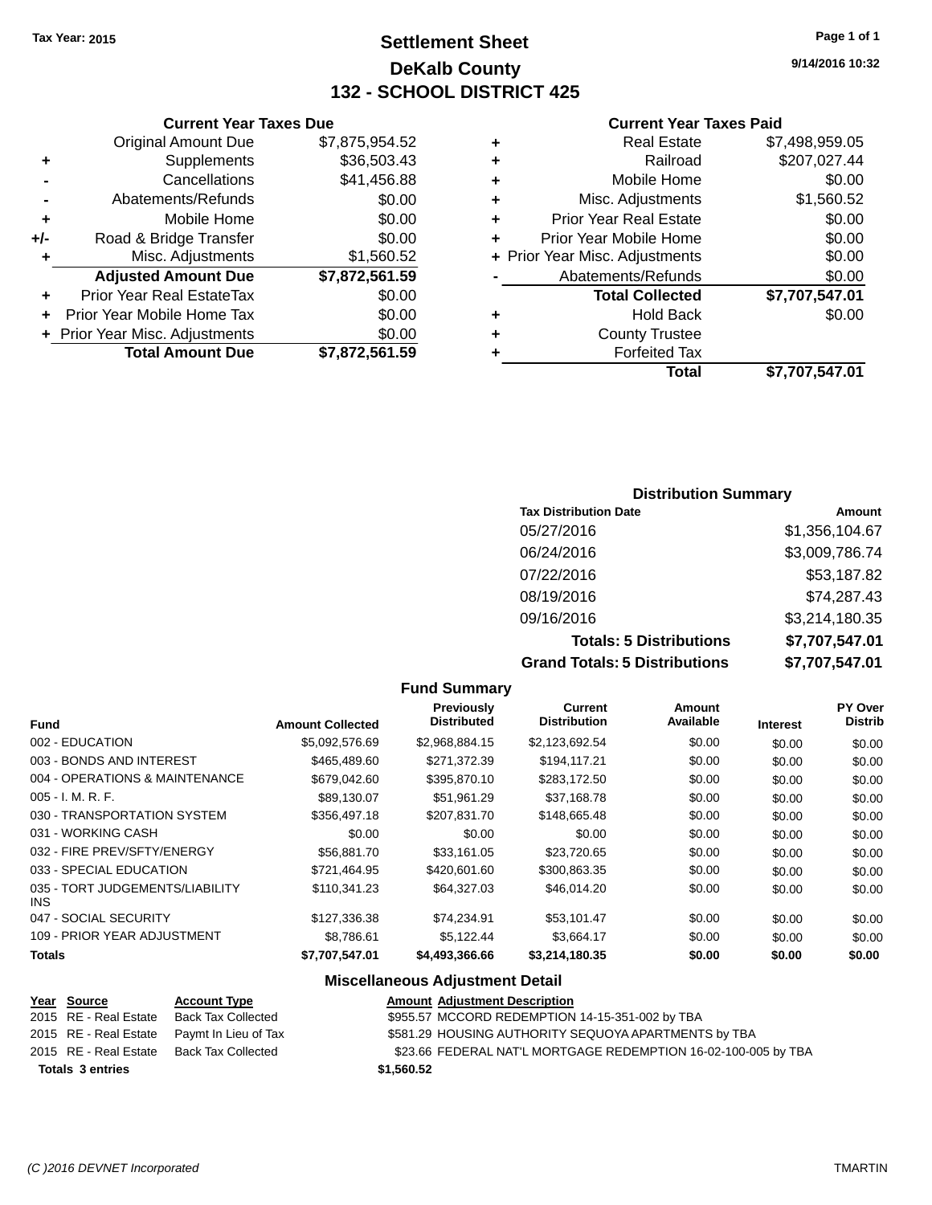Tax Year: 2015

# Settlement Sheet
## DeKalb County
## 132 - SCHOOL DISTRICT 425

9/14/2016 10:32

### Current Year Taxes Due

| | | |
|---|---|---|
| | Original Amount Due | $7,875,954.52 |
| + | Supplements | $36,503.43 |
| - | Cancellations | $41,456.88 |
| - | Abatements/Refunds | $0.00 |
| + | Mobile Home | $0.00 |
| +/- | Road & Bridge Transfer | $0.00 |
| + | Misc. Adjustments | $1,560.52 |
| | **Adjusted Amount Due** | **$7,872,561.59** |
| + | Prior Year Real EstateTax | $0.00 |
| + | Prior Year Mobile Home Tax | $0.00 |
| + | Prior Year Misc. Adjustments | $0.00 |
| | **Total Amount Due** | **$7,872,561.59** |

### Current Year Taxes Paid

| | | |
|---|---|---|
| + | Real Estate | $7,498,959.05 |
| + | Railroad | $207,027.44 |
| + | Mobile Home | $0.00 |
| + | Misc. Adjustments | $1,560.52 |
| + | Prior Year Real Estate | $0.00 |
| + | Prior Year Mobile Home | $0.00 |
| + | Prior Year Misc. Adjustments | $0.00 |
| - | Abatements/Refunds | $0.00 |
| | **Total Collected** | **$7,707,547.01** |
| + | Hold Back | $0.00 |
| + | County Trustee | |
| + | Forfeited Tax | |
| | **Total** | **$7,707,547.01** |

### Distribution Summary

| Tax Distribution Date | Amount |
|---|---|
| 05/27/2016 | $1,356,104.67 |
| 06/24/2016 | $3,009,786.74 |
| 07/22/2016 | $53,187.82 |
| 08/19/2016 | $74,287.43 |
| 09/16/2016 | $3,214,180.35 |
| **Totals: 5 Distributions** | **$7,707,547.01** |
| **Grand Totals: 5 Distributions** | **$7,707,547.01** |

### Fund Summary

| Fund | Amount Collected | Previously Distributed | Current Distribution | Amount Available | Interest | PY Over Distrib |
|---|---|---|---|---|---|---|
| 002 - EDUCATION | $5,092,576.69 | $2,968,884.15 | $2,123,692.54 | $0.00 | $0.00 | $0.00 |
| 003 - BONDS AND INTEREST | $465,489.60 | $271,372.39 | $194,117.21 | $0.00 | $0.00 | $0.00 |
| 004 - OPERATIONS & MAINTENANCE | $679,042.60 | $395,870.10 | $283,172.50 | $0.00 | $0.00 | $0.00 |
| 005 - I. M. R. F. | $89,130.07 | $51,961.29 | $37,168.78 | $0.00 | $0.00 | $0.00 |
| 030 - TRANSPORTATION SYSTEM | $356,497.18 | $207,831.70 | $148,665.48 | $0.00 | $0.00 | $0.00 |
| 031 - WORKING CASH | $0.00 | $0.00 | $0.00 | $0.00 | $0.00 | $0.00 |
| 032 - FIRE PREV/SFTY/ENERGY | $56,881.70 | $33,161.05 | $23,720.65 | $0.00 | $0.00 | $0.00 |
| 033 - SPECIAL EDUCATION | $721,464.95 | $420,601.60 | $300,863.35 | $0.00 | $0.00 | $0.00 |
| 035 - TORT JUDGEMENTS/LIABILITY INS | $110,341.23 | $64,327.03 | $46,014.20 | $0.00 | $0.00 | $0.00 |
| 047 - SOCIAL SECURITY | $127,336.38 | $74,234.91 | $53,101.47 | $0.00 | $0.00 | $0.00 |
| 109 - PRIOR YEAR ADJUSTMENT | $8,786.61 | $5,122.44 | $3,664.17 | $0.00 | $0.00 | $0.00 |
| **Totals** | **$7,707,547.01** | **$4,493,366.66** | **$3,214,180.35** | **$0.00** | **$0.00** | **$0.00** |

### Miscellaneous Adjustment Detail

| Year | Source | Account Type | Amount | Adjustment Description |
|---|---|---|---|---|
| 2015 | RE - Real Estate | Back Tax Collected | $955.57 | MCCORD REDEMPTION 14-15-351-002 by TBA |
| 2015 | RE - Real Estate | Paymt In Lieu of Tax | $581.29 | HOUSING AUTHORITY SEQUOYA APARTMENTS by TBA |
| 2015 | RE - Real Estate | Back Tax Collected | $23.66 | FEDERAL NAT'L MORTGAGE REDEMPTION 16-02-100-005 by TBA |
| **Totals 3 entries** | | | **$1,560.52** | |

(C )2016 DEVNET Incorporated TMARTIN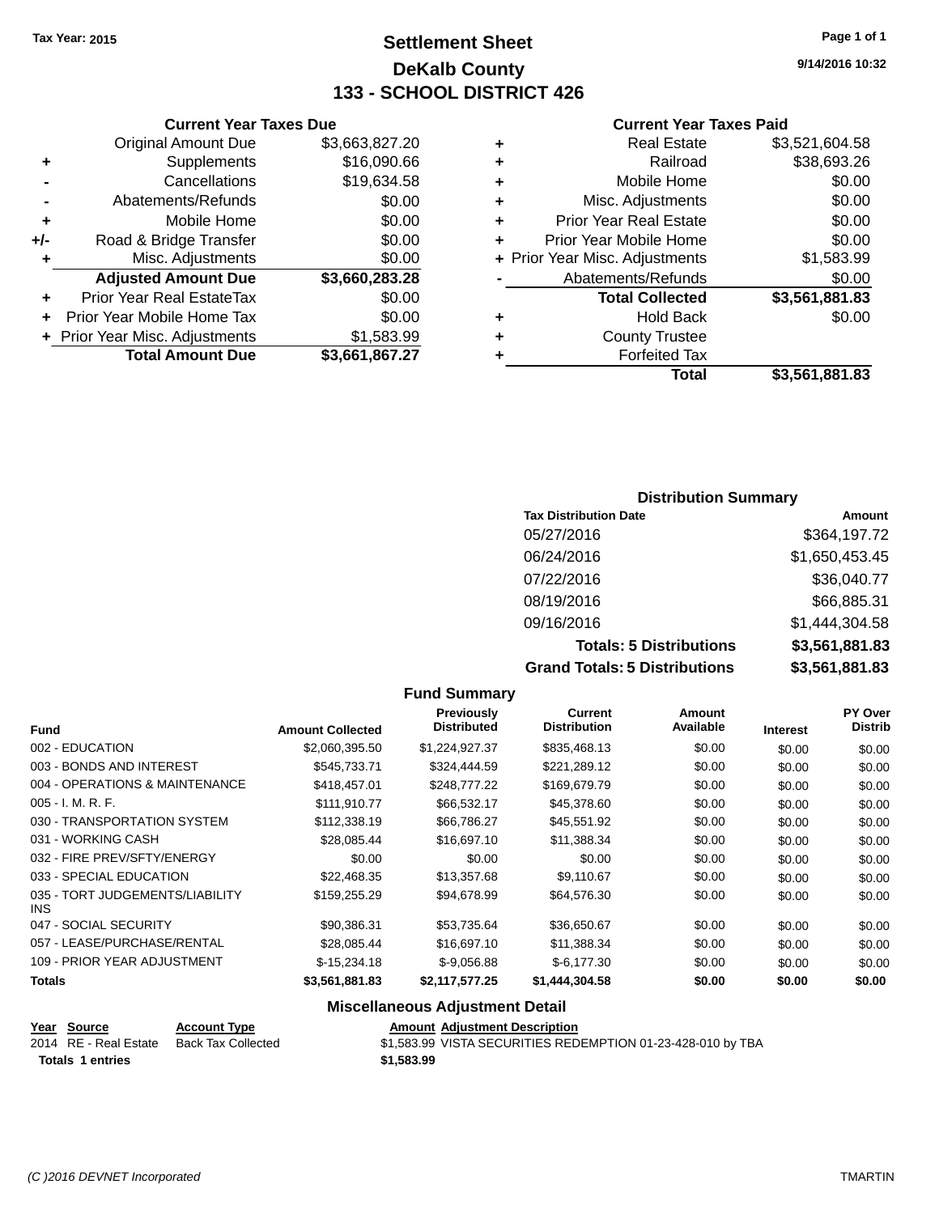Tax Year: 2015

# Settlement Sheet
## DeKalb County
## 133 - SCHOOL DISTRICT 426

9/14/2016 10:32

### Current Year Taxes Due

| | | |
|---|---|---|
| | Original Amount Due | $3,663,827.20 |
| + | Supplements | $16,090.66 |
| - | Cancellations | $19,634.58 |
| - | Abatements/Refunds | $0.00 |
| + | Mobile Home | $0.00 |
| +/- | Road & Bridge Transfer | $0.00 |
| + | Misc. Adjustments | $0.00 |
| | **Adjusted Amount Due** | **$3,660,283.28** |
| + | Prior Year Real EstateTax | $0.00 |
| + | Prior Year Mobile Home Tax | $0.00 |
| + | Prior Year Misc. Adjustments | $1,583.99 |
| | **Total Amount Due** | **$3,661,867.27** |

### Current Year Taxes Paid

| | | |
|---|---|---|
| + | Real Estate | $3,521,604.58 |
| + | Railroad | $38,693.26 |
| + | Mobile Home | $0.00 |
| + | Misc. Adjustments | $0.00 |
| + | Prior Year Real Estate | $0.00 |
| + | Prior Year Mobile Home | $0.00 |
| + | Prior Year Misc. Adjustments | $1,583.99 |
| - | Abatements/Refunds | $0.00 |
| | **Total Collected** | **$3,561,881.83** |
| + | Hold Back | $0.00 |
| + | County Trustee | |
| + | Forfeited Tax | |
| | **Total** | **$3,561,881.83** |

### Distribution Summary

| Tax Distribution Date | Amount |
|---|---|
| 05/27/2016 | $364,197.72 |
| 06/24/2016 | $1,650,453.45 |
| 07/22/2016 | $36,040.77 |
| 08/19/2016 | $66,885.31 |
| 09/16/2016 | $1,444,304.58 |
| **Totals: 5 Distributions** | **$3,561,881.83** |
| **Grand Totals: 5 Distributions** | **$3,561,881.83** |

### Fund Summary

| Fund | Amount Collected | Previously Distributed | Current Distribution | Amount Available | Interest | PY Over Distrib |
|---|---|---|---|---|---|---|
| 002 - EDUCATION | $2,060,395.50 | $1,224,927.37 | $835,468.13 | $0.00 | $0.00 | $0.00 |
| 003 - BONDS AND INTEREST | $545,733.71 | $324,444.59 | $221,289.12 | $0.00 | $0.00 | $0.00 |
| 004 - OPERATIONS & MAINTENANCE | $418,457.01 | $248,777.22 | $169,679.79 | $0.00 | $0.00 | $0.00 |
| 005 - I. M. R. F. | $111,910.77 | $66,532.17 | $45,378.60 | $0.00 | $0.00 | $0.00 |
| 030 - TRANSPORTATION SYSTEM | $112,338.19 | $66,786.27 | $45,551.92 | $0.00 | $0.00 | $0.00 |
| 031 - WORKING CASH | $28,085.44 | $16,697.10 | $11,388.34 | $0.00 | $0.00 | $0.00 |
| 032 - FIRE PREV/SFTY/ENERGY | $0.00 | $0.00 | $0.00 | $0.00 | $0.00 | $0.00 |
| 033 - SPECIAL EDUCATION | $22,468.35 | $13,357.68 | $9,110.67 | $0.00 | $0.00 | $0.00 |
| 035 - TORT JUDGEMENTS/LIABILITY INS | $159,255.29 | $94,678.99 | $64,576.30 | $0.00 | $0.00 | $0.00 |
| 047 - SOCIAL SECURITY | $90,386.31 | $53,735.64 | $36,650.67 | $0.00 | $0.00 | $0.00 |
| 057 - LEASE/PURCHASE/RENTAL | $28,085.44 | $16,697.10 | $11,388.34 | $0.00 | $0.00 | $0.00 |
| 109 - PRIOR YEAR ADJUSTMENT | $-15,234.18 | $-9,056.88 | $-6,177.30 | $0.00 | $0.00 | $0.00 |
| **Totals** | **$3,561,881.83** | **$2,117,577.25** | **$1,444,304.58** | **$0.00** | **$0.00** | **$0.00** |

### Miscellaneous Adjustment Detail

| Year | Source | Account Type | Amount | Adjustment Description |
|---|---|---|---|---|
| 2014 | RE - Real Estate | Back Tax Collected | $1,583.99 | VISTA SECURITIES REDEMPTION 01-23-428-010 by TBA |
| **Totals** | **1 entries** | | **$1,583.99** | |

(C )2016 DEVNET Incorporated TMARTIN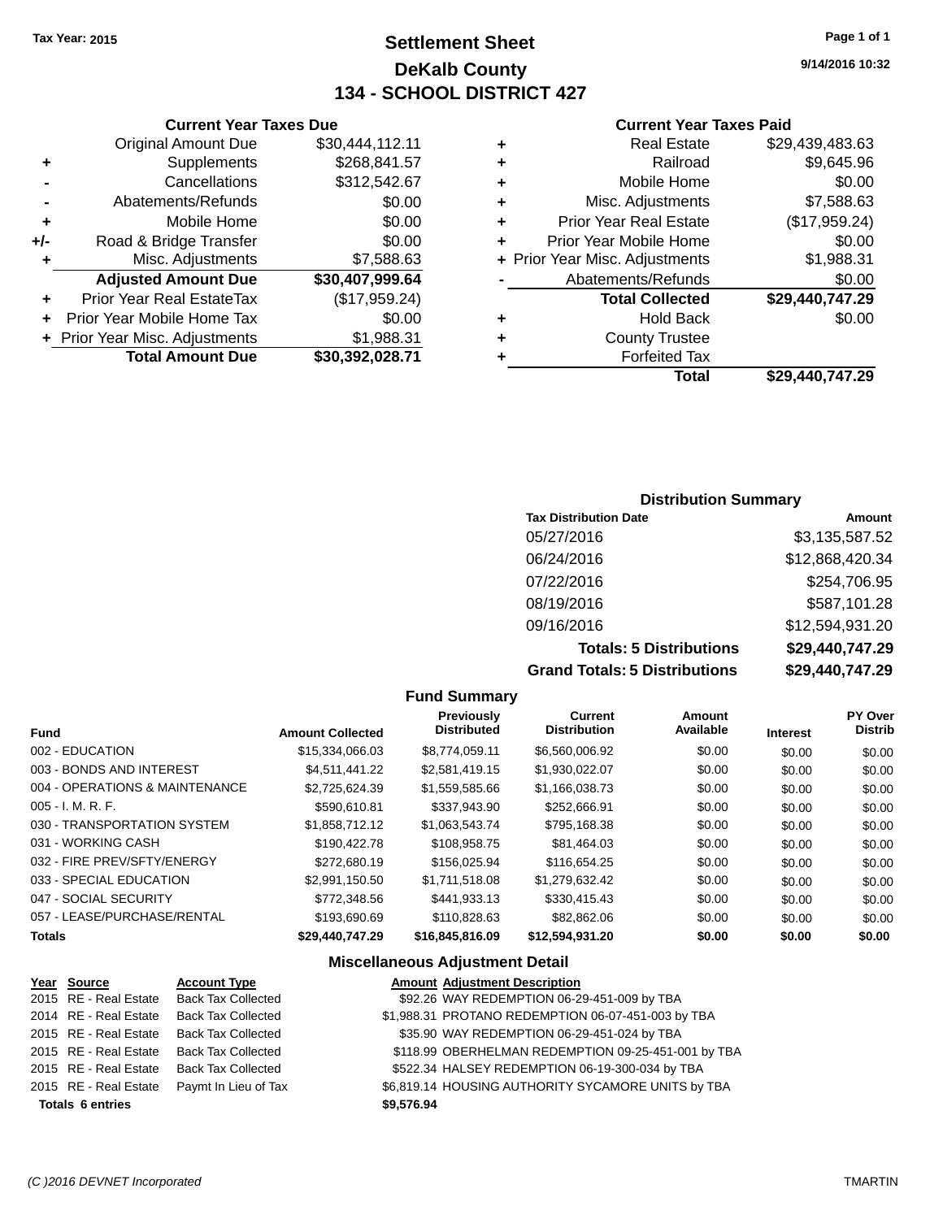Tax Year: 2015

# Settlement Sheet
## DeKalb County
## 134 - SCHOOL DISTRICT 427

9/14/2016 10:32

### Current Year Taxes Due

| | | |
|---|---|---|
| | Original Amount Due | $30,444,112.11 |
| + | Supplements | $268,841.57 |
| - | Cancellations | $312,542.67 |
| - | Abatements/Refunds | $0.00 |
| + | Mobile Home | $0.00 |
| +/- | Road & Bridge Transfer | $0.00 |
| + | Misc. Adjustments | $7,588.63 |
| | **Adjusted Amount Due** | **$30,407,999.64** |
| + | Prior Year Real EstateTax | ($17,959.24) |
| + | Prior Year Mobile Home Tax | $0.00 |
| + | Prior Year Misc. Adjustments | $1,988.31 |
| | **Total Amount Due** | **$30,392,028.71** |

### Current Year Taxes Paid

| | | |
|---|---|---|
| + | Real Estate | $29,439,483.63 |
| + | Railroad | $9,645.96 |
| + | Mobile Home | $0.00 |
| + | Misc. Adjustments | $7,588.63 |
| + | Prior Year Real Estate | ($17,959.24) |
| + | Prior Year Mobile Home | $0.00 |
| + | Prior Year Misc. Adjustments | $1,988.31 |
| - | Abatements/Refunds | $0.00 |
| | **Total Collected** | **$29,440,747.29** |
| + | Hold Back | $0.00 |
| + | County Trustee | |
| + | Forfeited Tax | |
| | **Total** | **$29,440,747.29** |

### Distribution Summary

| Tax Distribution Date | Amount |
|---|---|
| 05/27/2016 | $3,135,587.52 |
| 06/24/2016 | $12,868,420.34 |
| 07/22/2016 | $254,706.95 |
| 08/19/2016 | $587,101.28 |
| 09/16/2016 | $12,594,931.20 |
| **Totals: 5 Distributions** | **$29,440,747.29** |
| **Grand Totals: 5 Distributions** | **$29,440,747.29** |

### Fund Summary

| Fund | Amount Collected | Previously Distributed | Current Distribution | Amount Available | Interest | PY Over Distrib |
|---|---|---|---|---|---|---|
| 002 - EDUCATION | $15,334,066.03 | $8,774,059.11 | $6,560,006.92 | $0.00 | $0.00 | $0.00 |
| 003 - BONDS AND INTEREST | $4,511,441.22 | $2,581,419.15 | $1,930,022.07 | $0.00 | $0.00 | $0.00 |
| 004 - OPERATIONS & MAINTENANCE | $2,725,624.39 | $1,559,585.66 | $1,166,038.73 | $0.00 | $0.00 | $0.00 |
| 005 - I. M. R. F. | $590,610.81 | $337,943.90 | $252,666.91 | $0.00 | $0.00 | $0.00 |
| 030 - TRANSPORTATION SYSTEM | $1,858,712.12 | $1,063,543.74 | $795,168.38 | $0.00 | $0.00 | $0.00 |
| 031 - WORKING CASH | $190,422.78 | $108,958.75 | $81,464.03 | $0.00 | $0.00 | $0.00 |
| 032 - FIRE PREV/SFTY/ENERGY | $272,680.19 | $156,025.94 | $116,654.25 | $0.00 | $0.00 | $0.00 |
| 033 - SPECIAL EDUCATION | $2,991,150.50 | $1,711,518.08 | $1,279,632.42 | $0.00 | $0.00 | $0.00 |
| 047 - SOCIAL SECURITY | $772,348.56 | $441,933.13 | $330,415.43 | $0.00 | $0.00 | $0.00 |
| 057 - LEASE/PURCHASE/RENTAL | $193,690.69 | $110,828.63 | $82,862.06 | $0.00 | $0.00 | $0.00 |
| **Totals** | **$29,440,747.29** | **$16,845,816.09** | **$12,594,931.20** | **$0.00** | **$0.00** | **$0.00** |

### Miscellaneous Adjustment Detail

| Year | Source | Account Type | Amount | Adjustment Description |
|---|---|---|---|---|
| 2015 | RE - Real Estate | Back Tax Collected | $92.26 | WAY REDEMPTION 06-29-451-009 by TBA |
| 2014 | RE - Real Estate | Back Tax Collected | $1,988.31 | PROTANO REDEMPTION 06-07-451-003 by TBA |
| 2015 | RE - Real Estate | Back Tax Collected | $35.90 | WAY REDEMPTION 06-29-451-024 by TBA |
| 2015 | RE - Real Estate | Back Tax Collected | $118.99 | OBERHELMAN REDEMPTION 09-25-451-001 by TBA |
| 2015 | RE - Real Estate | Back Tax Collected | $522.34 | HALSEY REDEMPTION 06-19-300-034 by TBA |
| 2015 | RE - Real Estate | Paymt In Lieu of Tax | $6,819.14 | HOUSING AUTHORITY SYCAMORE UNITS by TBA |
| **Totals 6 entries** | | | **$9,576.94** | |

(C )2016 DEVNET Incorporated TMARTIN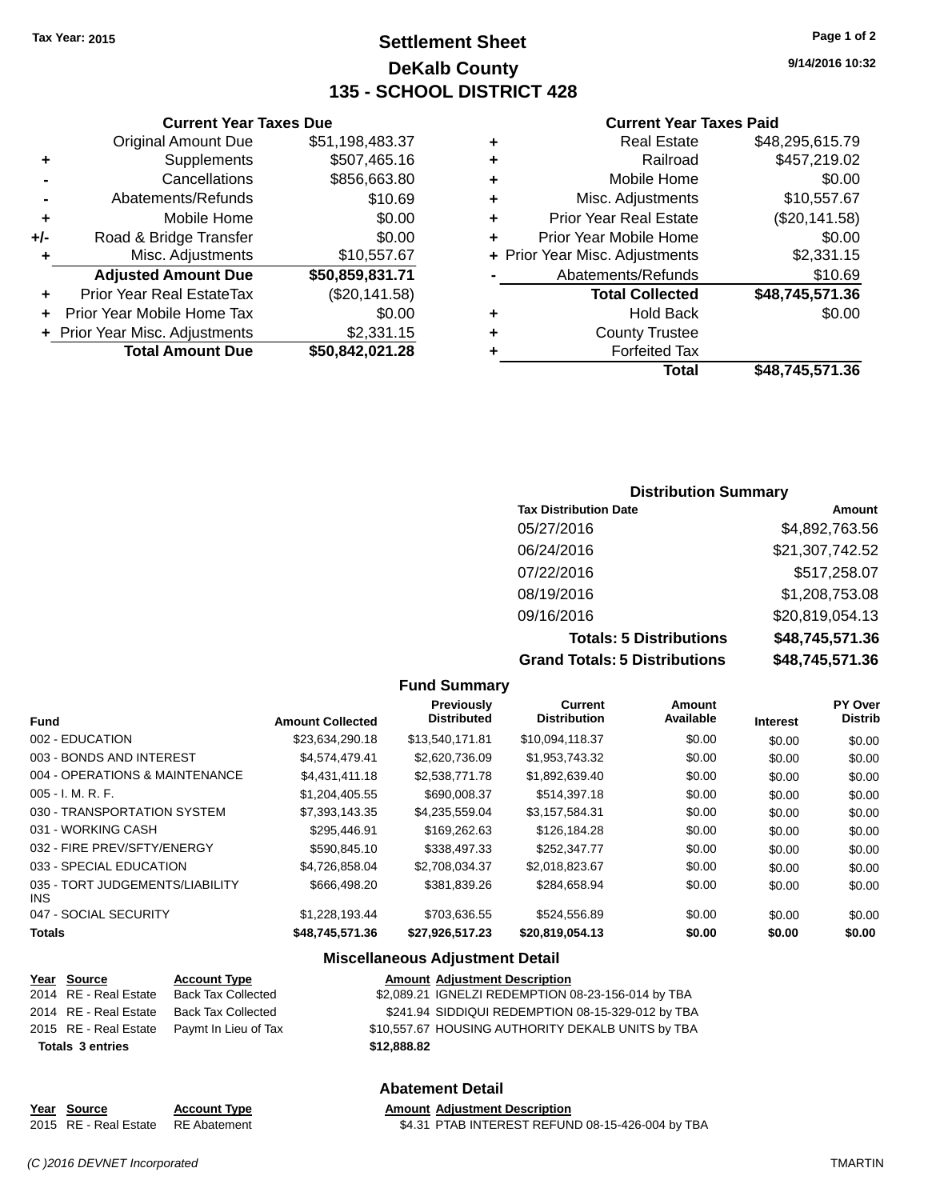Tax Year: 2015

# Settlement Sheet
## DeKalb County
## 135 - SCHOOL DISTRICT 428

9/14/2016 10:32

### Current Year Taxes Due

| | | |
|---|---|---|
| | Original Amount Due | $51,198,483.37 |
| + | Supplements | $507,465.16 |
| - | Cancellations | $856,663.80 |
| - | Abatements/Refunds | $10.69 |
| + | Mobile Home | $0.00 |
| +/- | Road & Bridge Transfer | $0.00 |
| + | Misc. Adjustments | $10,557.67 |
| | **Adjusted Amount Due** | **$50,859,831.71** |
| + | Prior Year Real EstateTax | ($20,141.58) |
| + | Prior Year Mobile Home Tax | $0.00 |
| + | Prior Year Misc. Adjustments | $2,331.15 |
| | **Total Amount Due** | **$50,842,021.28** |

### Current Year Taxes Paid

| | | |
|---|---|---|
| + | Real Estate | $48,295,615.79 |
| + | Railroad | $457,219.02 |
| + | Mobile Home | $0.00 |
| + | Misc. Adjustments | $10,557.67 |
| + | Prior Year Real Estate | ($20,141.58) |
| + | Prior Year Mobile Home | $0.00 |
| + | Prior Year Misc. Adjustments | $2,331.15 |
| - | Abatements/Refunds | $10.69 |
| | **Total Collected** | **$48,745,571.36** |
| + | Hold Back | $0.00 |
| + | County Trustee | |
| + | Forfeited Tax | |
| | **Total** | **$48,745,571.36** |

### Distribution Summary

| Tax Distribution Date | Amount |
|---|---|
| 05/27/2016 | $4,892,763.56 |
| 06/24/2016 | $21,307,742.52 |
| 07/22/2016 | $517,258.07 |
| 08/19/2016 | $1,208,753.08 |
| 09/16/2016 | $20,819,054.13 |
| **Totals: 5 Distributions** | **$48,745,571.36** |
| **Grand Totals: 5 Distributions** | **$48,745,571.36** |

### Fund Summary

| Fund | Amount Collected | Previously Distributed | Current Distribution | Amount Available | Interest | PY Over Distrib |
|---|---|---|---|---|---|---|
| 002 - EDUCATION | $23,634,290.18 | $13,540,171.81 | $10,094,118.37 | $0.00 | $0.00 | $0.00 |
| 003 - BONDS AND INTEREST | $4,574,479.41 | $2,620,736.09 | $1,953,743.32 | $0.00 | $0.00 | $0.00 |
| 004 - OPERATIONS & MAINTENANCE | $4,431,411.18 | $2,538,771.78 | $1,892,639.40 | $0.00 | $0.00 | $0.00 |
| 005 - I. M. R. F. | $1,204,405.55 | $690,008.37 | $514,397.18 | $0.00 | $0.00 | $0.00 |
| 030 - TRANSPORTATION SYSTEM | $7,393,143.35 | $4,235,559.04 | $3,157,584.31 | $0.00 | $0.00 | $0.00 |
| 031 - WORKING CASH | $295,446.91 | $169,262.63 | $126,184.28 | $0.00 | $0.00 | $0.00 |
| 032 - FIRE PREV/SFTY/ENERGY | $590,845.10 | $338,497.33 | $252,347.77 | $0.00 | $0.00 | $0.00 |
| 033 - SPECIAL EDUCATION | $4,726,858.04 | $2,708,034.37 | $2,018,823.67 | $0.00 | $0.00 | $0.00 |
| 035 - TORT JUDGEMENTS/LIABILITY INS | $666,498.20 | $381,839.26 | $284,658.94 | $0.00 | $0.00 | $0.00 |
| 047 - SOCIAL SECURITY | $1,228,193.44 | $703,636.55 | $524,556.89 | $0.00 | $0.00 | $0.00 |
| **Totals** | **$48,745,571.36** | **$27,926,517.23** | **$20,819,054.13** | **$0.00** | **$0.00** | **$0.00** |

### Miscellaneous Adjustment Detail

| Year | Source | Account Type | Amount | Adjustment Description |
|---|---|---|---|---|
| 2014 | RE - Real Estate | Back Tax Collected | $2,089.21 | IGNELZI REDEMPTION 08-23-156-014 by TBA |
| 2014 | RE - Real Estate | Back Tax Collected | $241.94 | SIDDIQUI REDEMPTION 08-15-329-012 by TBA |
| 2015 | RE - Real Estate | Paymt In Lieu of Tax | $10,557.67 | HOUSING AUTHORITY DEKALB UNITS by TBA |
| **Totals 3 entries** | | | **$12,888.82** | |

### Abatement Detail

| Year | Source | Account Type | Amount | Adjustment Description |
|---|---|---|---|---|
| 2015 | RE - Real Estate | RE Abatement | $4.31 | PTAB INTEREST REFUND 08-15-426-004 by TBA |

(C )2016 DEVNET Incorporated TMARTIN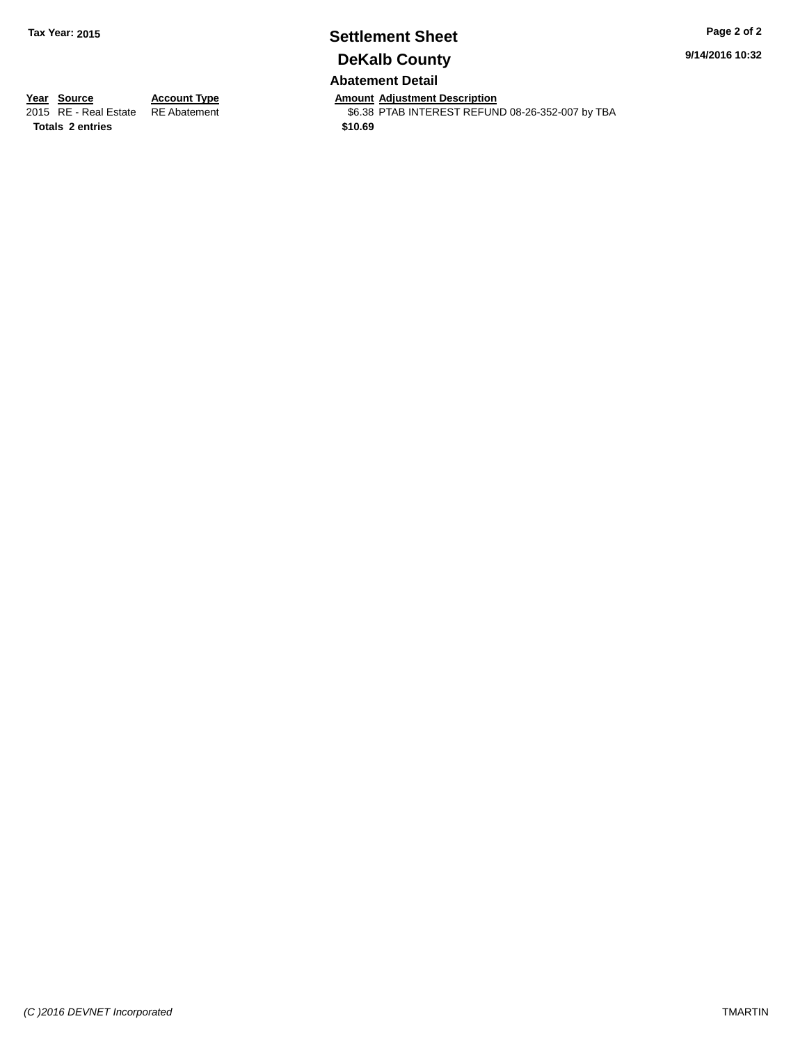## Abatement Detail

| Year | Source | Account Type | Amount | Adjustment Description |
|---|---|---|---|---|
| 2015 | RE - Real Estate | RE Abatement | $6.38 | PTAB INTEREST REFUND 08-26-352-007 by TBA |
| **Totals** | **2 entries** | | **$10.69** | |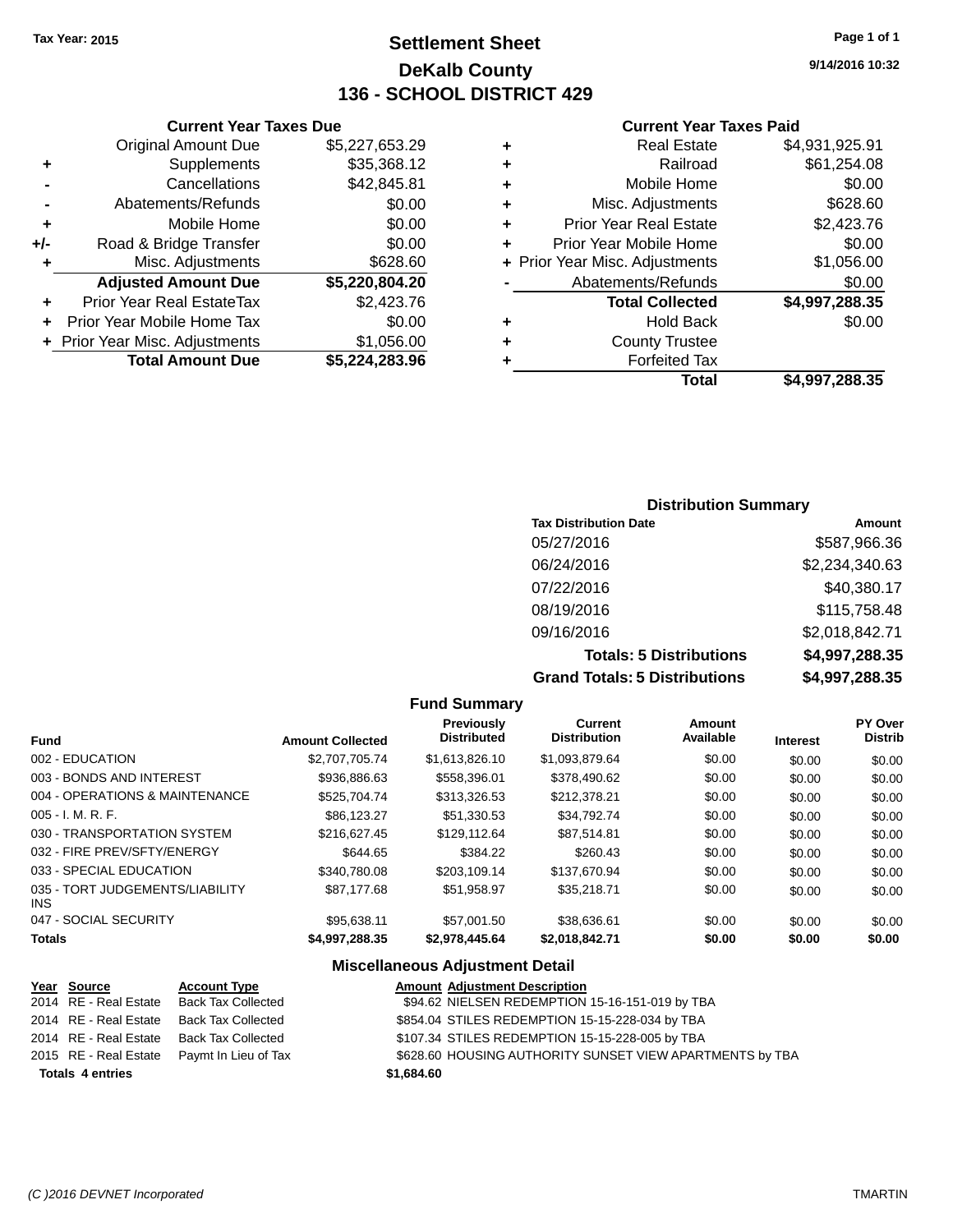Tax Year: 2015

# Settlement Sheet
## DeKalb County
## 136 - SCHOOL DISTRICT 429

9/14/2016 10:32

### Current Year Taxes Due

| | | |
|---|---|---|
| | Original Amount Due | $5,227,653.29 |
| + | Supplements | $35,368.12 |
| - | Cancellations | $42,845.81 |
| - | Abatements/Refunds | $0.00 |
| + | Mobile Home | $0.00 |
| +/- | Road & Bridge Transfer | $0.00 |
| + | Misc. Adjustments | $628.60 |
| | **Adjusted Amount Due** | **$5,220,804.20** |
| + | Prior Year Real EstateTax | $2,423.76 |
| + | Prior Year Mobile Home Tax | $0.00 |
| + | Prior Year Misc. Adjustments | $1,056.00 |
| | **Total Amount Due** | **$5,224,283.96** |

### Current Year Taxes Paid

| | | |
|---|---|---|
| + | Real Estate | $4,931,925.91 |
| + | Railroad | $61,254.08 |
| + | Mobile Home | $0.00 |
| + | Misc. Adjustments | $628.60 |
| + | Prior Year Real Estate | $2,423.76 |
| + | Prior Year Mobile Home | $0.00 |
| + | Prior Year Misc. Adjustments | $1,056.00 |
| - | Abatements/Refunds | $0.00 |
| | **Total Collected** | **$4,997,288.35** |
| + | Hold Back | $0.00 |
| + | County Trustee | |
| + | Forfeited Tax | |
| | **Total** | **$4,997,288.35** |

### Distribution Summary

| Tax Distribution Date | Amount |
|---|---|
| 05/27/2016 | $587,966.36 |
| 06/24/2016 | $2,234,340.63 |
| 07/22/2016 | $40,380.17 |
| 08/19/2016 | $115,758.48 |
| 09/16/2016 | $2,018,842.71 |
| **Totals: 5 Distributions** | **$4,997,288.35** |
| **Grand Totals: 5 Distributions** | **$4,997,288.35** |

### Fund Summary

| Fund | Amount Collected | Previously Distributed | Current Distribution | Amount Available | Interest | PY Over Distrib |
|---|---|---|---|---|---|---|
| 002 - EDUCATION | $2,707,705.74 | $1,613,826.10 | $1,093,879.64 | $0.00 | $0.00 | $0.00 |
| 003 - BONDS AND INTEREST | $936,886.63 | $558,396.01 | $378,490.62 | $0.00 | $0.00 | $0.00 |
| 004 - OPERATIONS & MAINTENANCE | $525,704.74 | $313,326.53 | $212,378.21 | $0.00 | $0.00 | $0.00 |
| 005 - I. M. R. F. | $86,123.27 | $51,330.53 | $34,792.74 | $0.00 | $0.00 | $0.00 |
| 030 - TRANSPORTATION SYSTEM | $216,627.45 | $129,112.64 | $87,514.81 | $0.00 | $0.00 | $0.00 |
| 032 - FIRE PREV/SFTY/ENERGY | $644.65 | $384.22 | $260.43 | $0.00 | $0.00 | $0.00 |
| 033 - SPECIAL EDUCATION | $340,780.08 | $203,109.14 | $137,670.94 | $0.00 | $0.00 | $0.00 |
| 035 - TORT JUDGEMENTS/LIABILITY INS | $87,177.68 | $51,958.97 | $35,218.71 | $0.00 | $0.00 | $0.00 |
| 047 - SOCIAL SECURITY | $95,638.11 | $57,001.50 | $38,636.61 | $0.00 | $0.00 | $0.00 |
| **Totals** | **$4,997,288.35** | **$2,978,445.64** | **$2,018,842.71** | **$0.00** | **$0.00** | **$0.00** |

### Miscellaneous Adjustment Detail

| Year | Source | Account Type | Amount | Adjustment Description |
|---|---|---|---|---|
| 2014 | RE - Real Estate | Back Tax Collected | $94.62 | NIELSEN REDEMPTION 15-16-151-019 by TBA |
| 2014 | RE - Real Estate | Back Tax Collected | $854.04 | STILES REDEMPTION 15-15-228-034 by TBA |
| 2014 | RE - Real Estate | Back Tax Collected | $107.34 | STILES REDEMPTION 15-15-228-005 by TBA |
| 2015 | RE - Real Estate | Paymt In Lieu of Tax | $628.60 | HOUSING AUTHORITY SUNSET VIEW APARTMENTS by TBA |
| **Totals 4 entries** | | | **$1,684.60** | |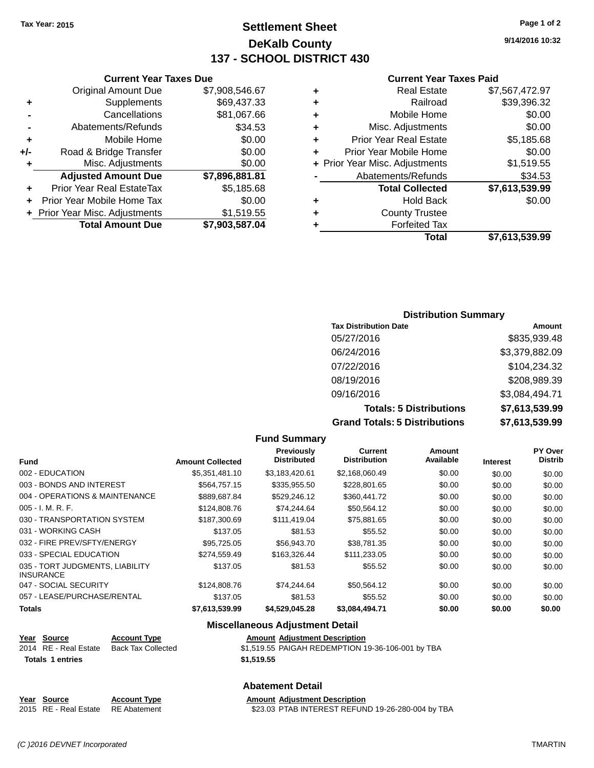Tax Year: 2015

# Settlement Sheet
## DeKalb County
## 137 - SCHOOL DISTRICT 430

9/14/2016 10:32

### Current Year Taxes Due

| | | |
|---|---|---|
| | Original Amount Due | $7,908,546.67 |
| + | Supplements | $69,437.33 |
| - | Cancellations | $81,067.66 |
| - | Abatements/Refunds | $34.53 |
| + | Mobile Home | $0.00 |
| +/- | Road & Bridge Transfer | $0.00 |
| + | Misc. Adjustments | $0.00 |
| | **Adjusted Amount Due** | **$7,896,881.81** |
| + | Prior Year Real EstateTax | $5,185.68 |
| + | Prior Year Mobile Home Tax | $0.00 |
| + | Prior Year Misc. Adjustments | $1,519.55 |
| | **Total Amount Due** | **$7,903,587.04** |

### Current Year Taxes Paid

| | | |
|---|---|---|
| + | Real Estate | $7,567,472.97 |
| + | Railroad | $39,396.32 |
| + | Mobile Home | $0.00 |
| + | Misc. Adjustments | $0.00 |
| + | Prior Year Real Estate | $5,185.68 |
| + | Prior Year Mobile Home | $0.00 |
| + | Prior Year Misc. Adjustments | $1,519.55 |
| - | Abatements/Refunds | $34.53 |
| | **Total Collected** | **$7,613,539.99** |
| + | Hold Back | $0.00 |
| + | County Trustee | |
| + | Forfeited Tax | |
| | **Total** | **$7,613,539.99** |

### Distribution Summary

| Tax Distribution Date | Amount |
|---|---|
| 05/27/2016 | $835,939.48 |
| 06/24/2016 | $3,379,882.09 |
| 07/22/2016 | $104,234.32 |
| 08/19/2016 | $208,989.39 |
| 09/16/2016 | $3,084,494.71 |
| **Totals: 5 Distributions** | **$7,613,539.99** |
| **Grand Totals: 5 Distributions** | **$7,613,539.99** |

### Fund Summary

| Fund | Amount Collected | Previously Distributed | Current Distribution | Amount Available | Interest | PY Over Distrib |
|---|---|---|---|---|---|---|
| 002 - EDUCATION | $5,351,481.10 | $3,183,420.61 | $2,168,060.49 | $0.00 | $0.00 | $0.00 |
| 003 - BONDS AND INTEREST | $564,757.15 | $335,955.50 | $228,801.65 | $0.00 | $0.00 | $0.00 |
| 004 - OPERATIONS & MAINTENANCE | $889,687.84 | $529,246.12 | $360,441.72 | $0.00 | $0.00 | $0.00 |
| 005 - I. M. R. F. | $124,808.76 | $74,244.64 | $50,564.12 | $0.00 | $0.00 | $0.00 |
| 030 - TRANSPORTATION SYSTEM | $187,300.69 | $111,419.04 | $75,881.65 | $0.00 | $0.00 | $0.00 |
| 031 - WORKING CASH | $137.05 | $81.53 | $55.52 | $0.00 | $0.00 | $0.00 |
| 032 - FIRE PREV/SFTY/ENERGY | $95,725.05 | $56,943.70 | $38,781.35 | $0.00 | $0.00 | $0.00 |
| 033 - SPECIAL EDUCATION | $274,559.49 | $163,326.44 | $111,233.05 | $0.00 | $0.00 | $0.00 |
| 035 - TORT JUDGMENTS, LIABILITY INSURANCE | $137.05 | $81.53 | $55.52 | $0.00 | $0.00 | $0.00 |
| 047 - SOCIAL SECURITY | $124,808.76 | $74,244.64 | $50,564.12 | $0.00 | $0.00 | $0.00 |
| 057 - LEASE/PURCHASE/RENTAL | $137.05 | $81.53 | $55.52 | $0.00 | $0.00 | $0.00 |
| **Totals** | **$7,613,539.99** | **$4,529,045.28** | **$3,084,494.71** | **$0.00** | **$0.00** | **$0.00** |

### Miscellaneous Adjustment Detail

| Year | Source | Account Type | Amount | Adjustment Description |
|---|---|---|---|---|
| 2014 | RE - Real Estate | Back Tax Collected | $1,519.55 | PAIGAH REDEMPTION 19-36-106-001 by TBA |
| **Totals 1 entries** | | | **$1,519.55** | |

### Abatement Detail

| Year | Source | Account Type | Amount | Adjustment Description |
|---|---|---|---|---|
| 2015 | RE - Real Estate | RE Abatement | $23.03 | PTAB INTEREST REFUND 19-26-280-004 by TBA |

(C )2016 DEVNET Incorporated TMARTIN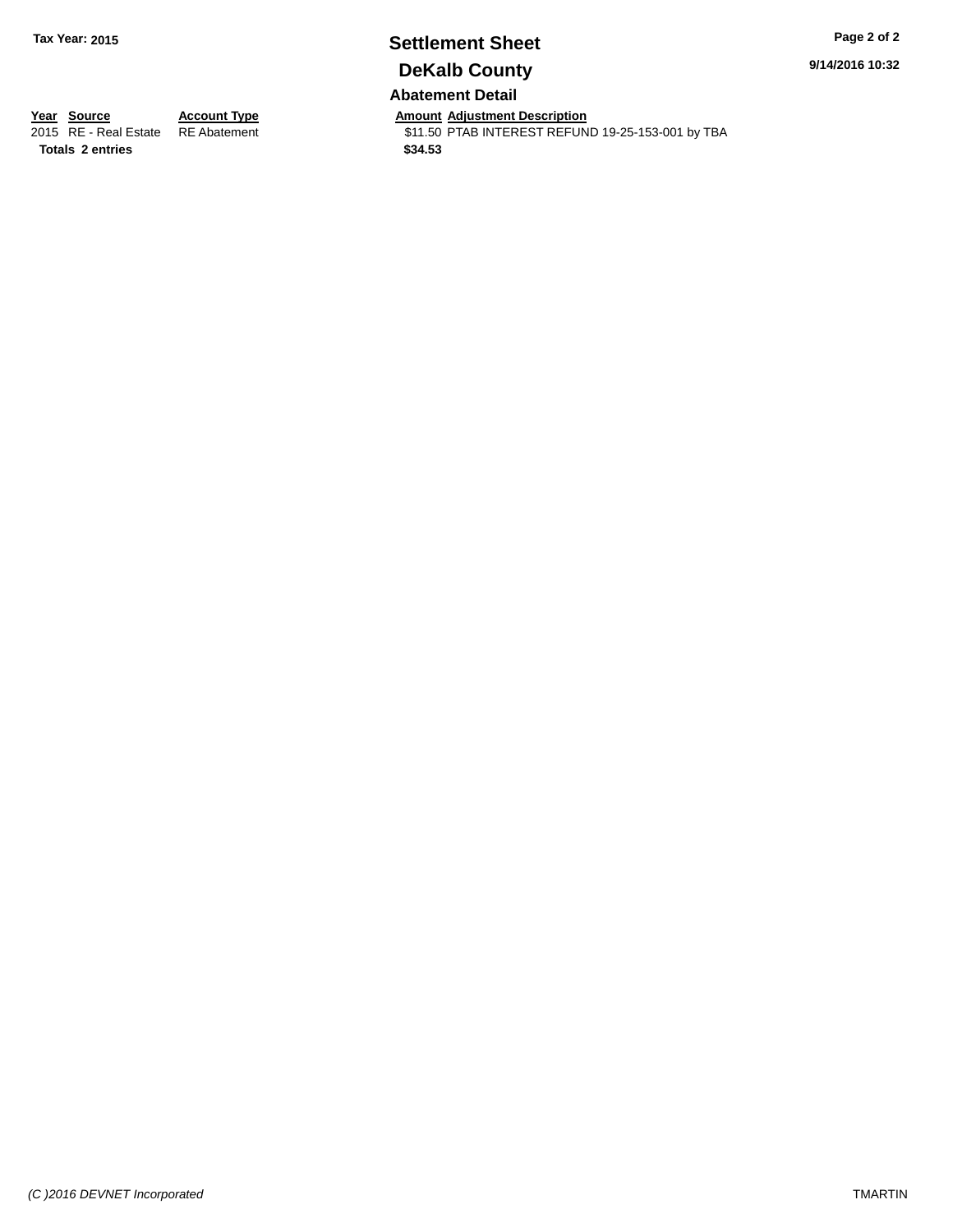Tax Year: 2015

# Settlement Sheet

## DeKalb County

9/14/2016 10:32

### Abatement Detail

| Year | Source | Account Type | Amount | Adjustment Description |
|---|---|---|---|---|
| 2015 | RE - Real Estate | RE Abatement | $11.50 | PTAB INTEREST REFUND 19-25-153-001 by TBA |
| **Totals 2 entries** | | | **$34.53** | |

*(C )2016 DEVNET Incorporated* TMARTIN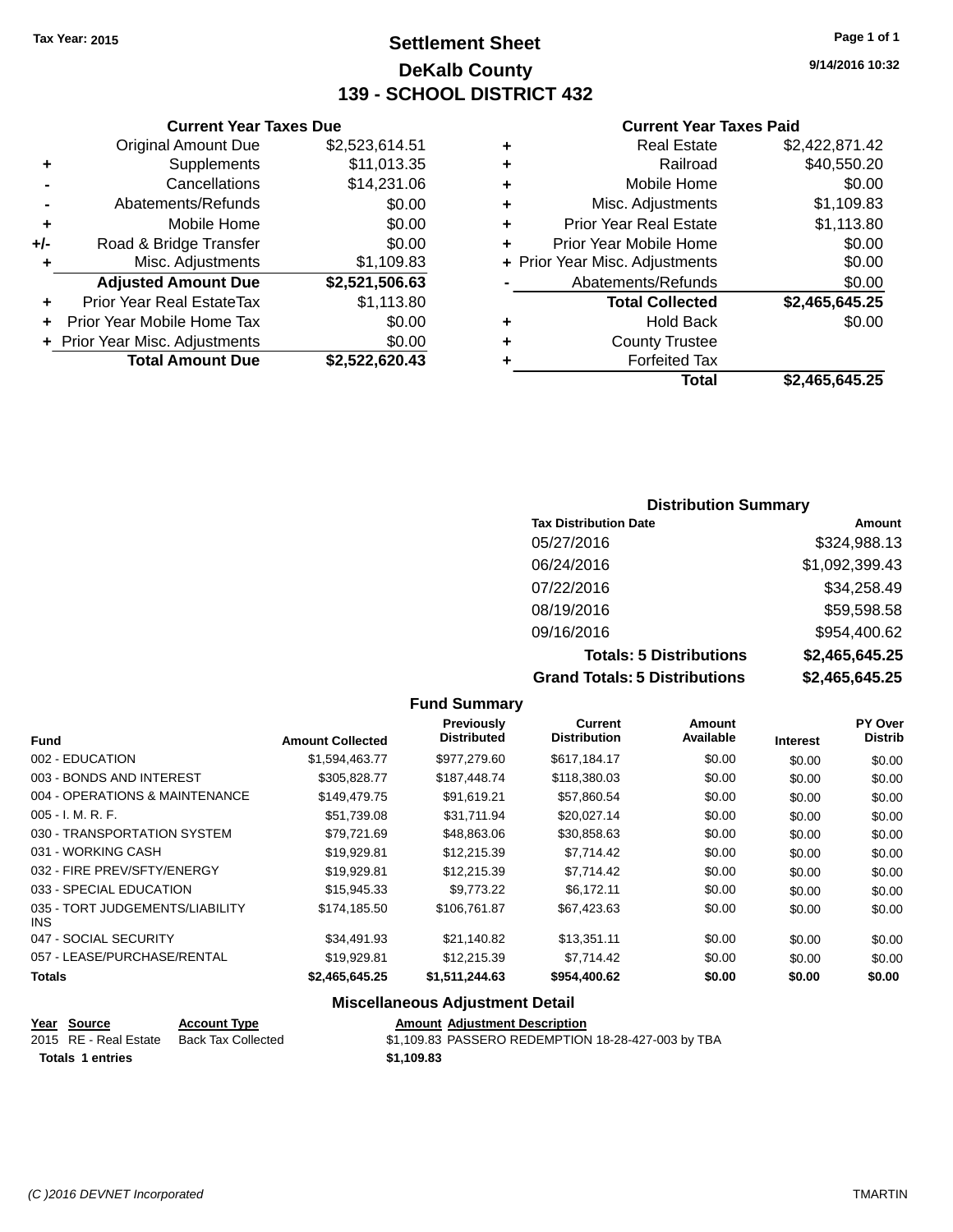Tax Year: 2015

# Settlement Sheet
## DeKalb County
## 139 - SCHOOL DISTRICT 432

9/14/2016 10:32

### Current Year Taxes Due

| | | |
|---|---|---|
| | Original Amount Due | $2,523,614.51 |
| + | Supplements | $11,013.35 |
| - | Cancellations | $14,231.06 |
| - | Abatements/Refunds | $0.00 |
| + | Mobile Home | $0.00 |
| +/- | Road & Bridge Transfer | $0.00 |
| + | Misc. Adjustments | $1,109.83 |
| | **Adjusted Amount Due** | **$2,521,506.63** |
| + | Prior Year Real EstateTax | $1,113.80 |
| + | Prior Year Mobile Home Tax | $0.00 |
| + | Prior Year Misc. Adjustments | $0.00 |
| | **Total Amount Due** | **$2,522,620.43** |

### Current Year Taxes Paid

| | | |
|---|---|---|
| + | Real Estate | $2,422,871.42 |
| + | Railroad | $40,550.20 |
| + | Mobile Home | $0.00 |
| + | Misc. Adjustments | $1,109.83 |
| + | Prior Year Real Estate | $1,113.80 |
| + | Prior Year Mobile Home | $0.00 |
| + | Prior Year Misc. Adjustments | $0.00 |
| - | Abatements/Refunds | $0.00 |
| | **Total Collected** | **$2,465,645.25** |
| + | Hold Back | $0.00 |
| + | County Trustee | |
| + | Forfeited Tax | |
| | **Total** | **$2,465,645.25** |

### Distribution Summary

| Tax Distribution Date | Amount |
|---|---|
| 05/27/2016 | $324,988.13 |
| 06/24/2016 | $1,092,399.43 |
| 07/22/2016 | $34,258.49 |
| 08/19/2016 | $59,598.58 |
| 09/16/2016 | $954,400.62 |
| **Totals: 5 Distributions** | **$2,465,645.25** |
| **Grand Totals: 5 Distributions** | **$2,465,645.25** |

### Fund Summary

| Fund | Amount Collected | Previously Distributed | Current Distribution | Amount Available | Interest | PY Over Distrib |
|---|---|---|---|---|---|---|
| 002 - EDUCATION | $1,594,463.77 | $977,279.60 | $617,184.17 | $0.00 | $0.00 | $0.00 |
| 003 - BONDS AND INTEREST | $305,828.77 | $187,448.74 | $118,380.03 | $0.00 | $0.00 | $0.00 |
| 004 - OPERATIONS & MAINTENANCE | $149,479.75 | $91,619.21 | $57,860.54 | $0.00 | $0.00 | $0.00 |
| 005 - I. M. R. F. | $51,739.08 | $31,711.94 | $20,027.14 | $0.00 | $0.00 | $0.00 |
| 030 - TRANSPORTATION SYSTEM | $79,721.69 | $48,863.06 | $30,858.63 | $0.00 | $0.00 | $0.00 |
| 031 - WORKING CASH | $19,929.81 | $12,215.39 | $7,714.42 | $0.00 | $0.00 | $0.00 |
| 032 - FIRE PREV/SFTY/ENERGY | $19,929.81 | $12,215.39 | $7,714.42 | $0.00 | $0.00 | $0.00 |
| 033 - SPECIAL EDUCATION | $15,945.33 | $9,773.22 | $6,172.11 | $0.00 | $0.00 | $0.00 |
| 035 - TORT JUDGEMENTS/LIABILITY INS | $174,185.50 | $106,761.87 | $67,423.63 | $0.00 | $0.00 | $0.00 |
| 047 - SOCIAL SECURITY | $34,491.93 | $21,140.82 | $13,351.11 | $0.00 | $0.00 | $0.00 |
| 057 - LEASE/PURCHASE/RENTAL | $19,929.81 | $12,215.39 | $7,714.42 | $0.00 | $0.00 | $0.00 |
| **Totals** | **$2,465,645.25** | **$1,511,244.63** | **$954,400.62** | **$0.00** | **$0.00** | **$0.00** |

### Miscellaneous Adjustment Detail

| Year | Source | Account Type | Amount | Adjustment Description |
|---|---|---|---|---|
| 2015 | RE - Real Estate | Back Tax Collected | $1,109.83 | PASSERO REDEMPTION 18-28-427-003 by TBA |
| **Totals 1 entries** | | | **$1,109.83** | |

(C )2016 DEVNET Incorporated — TMARTIN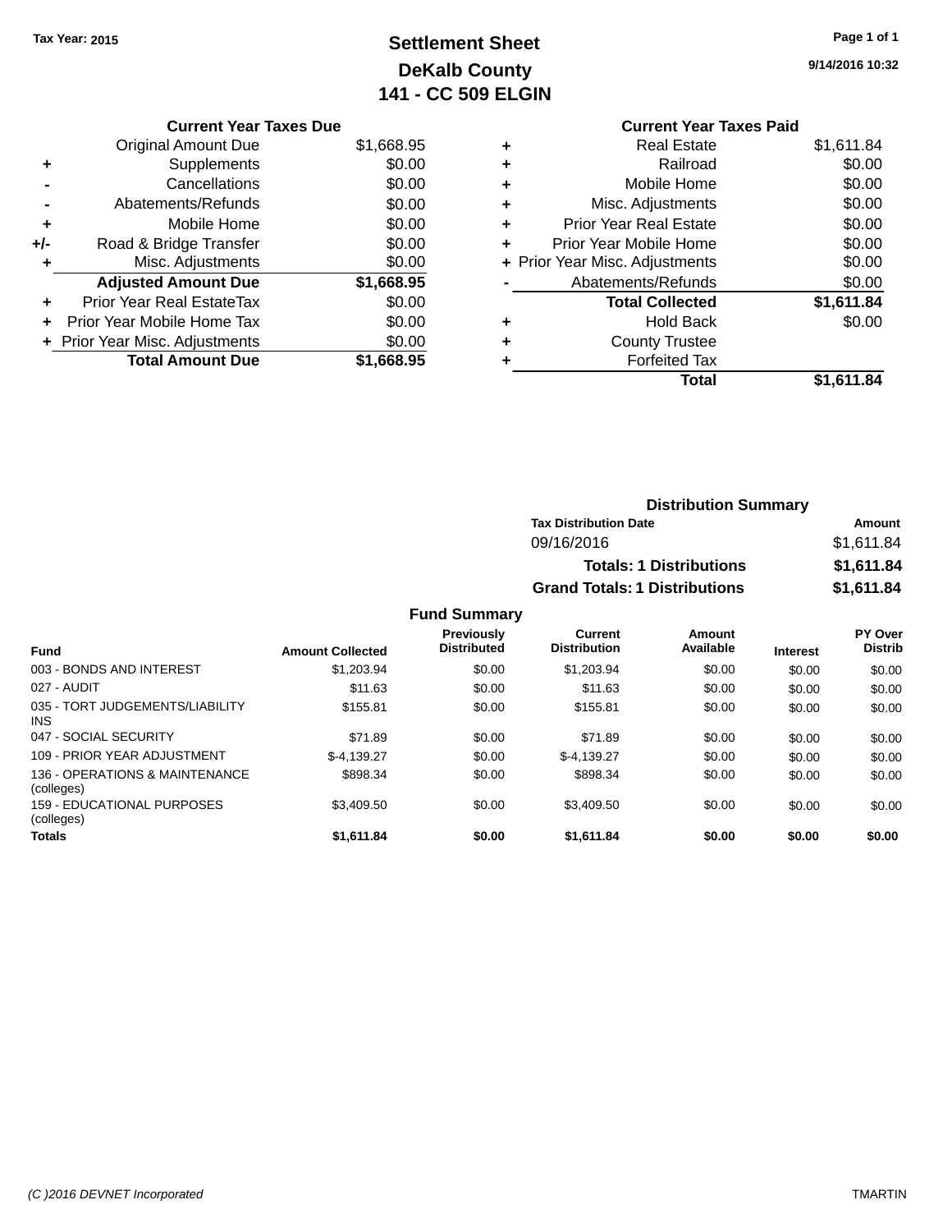Tax Year: 2015

# Settlement Sheet
# DeKalb County
# 141 - CC 509 ELGIN

9/14/2016 10:32

| | Current Year Taxes Due | |
|---|---|---|
| | Original Amount Due | $1,668.95 |
| + | Supplements | $0.00 |
| - | Cancellations | $0.00 |
| - | Abatements/Refunds | $0.00 |
| + | Mobile Home | $0.00 |
| +/- | Road & Bridge Transfer | $0.00 |
| + | Misc. Adjustments | $0.00 |
| | **Adjusted Amount Due** | **$1,668.95** |
| + | Prior Year Real EstateTax | $0.00 |
| + | Prior Year Mobile Home Tax | $0.00 |
| + | Prior Year Misc. Adjustments | $0.00 |
| | **Total Amount Due** | **$1,668.95** |

| | Current Year Taxes Paid | |
|---|---|---|
| + | Real Estate | $1,611.84 |
| + | Railroad | $0.00 |
| + | Mobile Home | $0.00 |
| + | Misc. Adjustments | $0.00 |
| + | Prior Year Real Estate | $0.00 |
| + | Prior Year Mobile Home | $0.00 |
| + | Prior Year Misc. Adjustments | $0.00 |
| - | Abatements/Refunds | $0.00 |
| | **Total Collected** | **$1,611.84** |
| + | Hold Back | $0.00 |
| + | County Trustee | |
| + | Forfeited Tax | |
| | **Total** | **$1,611.84** |

## Distribution Summary

| Tax Distribution Date | Amount |
|---|---|
| 09/16/2016 | $1,611.84 |
| **Totals: 1 Distributions** | **$1,611.84** |
| **Grand Totals: 1 Distributions** | **$1,611.84** |

## Fund Summary

| Fund | Amount Collected | Previously Distributed | Current Distribution | Amount Available | Interest | PY Over Distrib |
|---|---|---|---|---|---|---|
| 003 - BONDS AND INTEREST | $1,203.94 | $0.00 | $1,203.94 | $0.00 | $0.00 | $0.00 |
| 027 - AUDIT | $11.63 | $0.00 | $11.63 | $0.00 | $0.00 | $0.00 |
| 035 - TORT JUDGEMENTS/LIABILITY INS | $155.81 | $0.00 | $155.81 | $0.00 | $0.00 | $0.00 |
| 047 - SOCIAL SECURITY | $71.89 | $0.00 | $71.89 | $0.00 | $0.00 | $0.00 |
| 109 - PRIOR YEAR ADJUSTMENT | $-4,139.27 | $0.00 | $-4,139.27 | $0.00 | $0.00 | $0.00 |
| 136 - OPERATIONS & MAINTENANCE (colleges) | $898.34 | $0.00 | $898.34 | $0.00 | $0.00 | $0.00 |
| 159 - EDUCATIONAL PURPOSES (colleges) | $3,409.50 | $0.00 | $3,409.50 | $0.00 | $0.00 | $0.00 |
| **Totals** | **$1,611.84** | **$0.00** | **$1,611.84** | **$0.00** | **$0.00** | **$0.00** |

(C )2016 DEVNET Incorporated — TMARTIN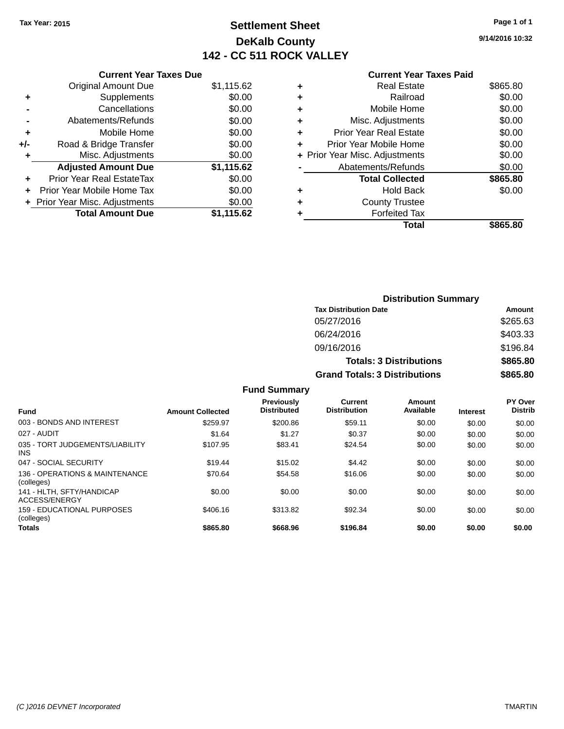Tax Year: 2015

# Settlement Sheet

## DeKalb County

## 142 - CC 511 ROCK VALLEY

9/14/2016 10:32

### Current Year Taxes Due

| | | |
|---|---|---|
| | Original Amount Due | $1,115.62 |
| + | Supplements | $0.00 |
| - | Cancellations | $0.00 |
| - | Abatements/Refunds | $0.00 |
| + | Mobile Home | $0.00 |
| +/- | Road & Bridge Transfer | $0.00 |
| + | Misc. Adjustments | $0.00 |
| | **Adjusted Amount Due** | **$1,115.62** |
| + | Prior Year Real EstateTax | $0.00 |
| + | Prior Year Mobile Home Tax | $0.00 |
| + | Prior Year Misc. Adjustments | $0.00 |
| | **Total Amount Due** | **$1,115.62** |

### Current Year Taxes Paid

| | | |
|---|---|---|
| + | Real Estate | $865.80 |
| + | Railroad | $0.00 |
| + | Mobile Home | $0.00 |
| + | Misc. Adjustments | $0.00 |
| + | Prior Year Real Estate | $0.00 |
| + | Prior Year Mobile Home | $0.00 |
| + | Prior Year Misc. Adjustments | $0.00 |
| - | Abatements/Refunds | $0.00 |
| | **Total Collected** | **$865.80** |
| + | Hold Back | $0.00 |
| + | County Trustee | |
| + | Forfeited Tax | |
| | **Total** | **$865.80** |

### Distribution Summary

| Tax Distribution Date | Amount |
|---|---|
| 05/27/2016 | $265.63 |
| 06/24/2016 | $403.33 |
| 09/16/2016 | $196.84 |
| **Totals: 3 Distributions** | **$865.80** |
| **Grand Totals: 3 Distributions** | **$865.80** |

### Fund Summary

| Fund | Amount Collected | Previously Distributed | Current Distribution | Amount Available | Interest | PY Over Distrib |
|---|---|---|---|---|---|---|
| 003 - BONDS AND INTEREST | $259.97 | $200.86 | $59.11 | $0.00 | $0.00 | $0.00 |
| 027 - AUDIT | $1.64 | $1.27 | $0.37 | $0.00 | $0.00 | $0.00 |
| 035 - TORT JUDGEMENTS/LIABILITY INS | $107.95 | $83.41 | $24.54 | $0.00 | $0.00 | $0.00 |
| 047 - SOCIAL SECURITY | $19.44 | $15.02 | $4.42 | $0.00 | $0.00 | $0.00 |
| 136 - OPERATIONS & MAINTENANCE (colleges) | $70.64 | $54.58 | $16.06 | $0.00 | $0.00 | $0.00 |
| 141 - HLTH, SFTY/HANDICAP ACCESS/ENERGY | $0.00 | $0.00 | $0.00 | $0.00 | $0.00 | $0.00 |
| 159 - EDUCATIONAL PURPOSES (colleges) | $406.16 | $313.82 | $92.34 | $0.00 | $0.00 | $0.00 |
| **Totals** | **$865.80** | **$668.96** | **$196.84** | **$0.00** | **$0.00** | **$0.00** |

(C )2016 DEVNET Incorporated TMARTIN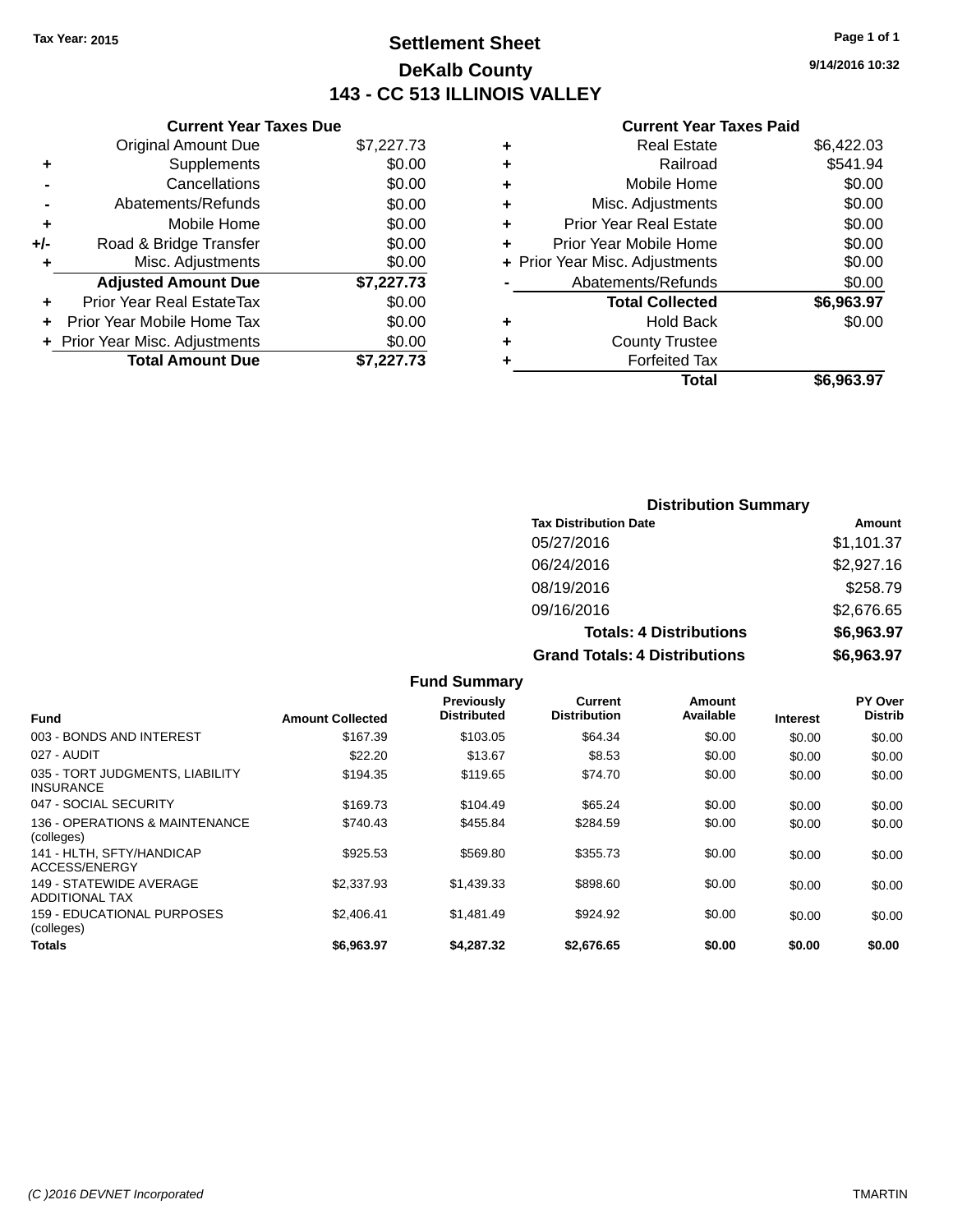Tax Year: 2015

# Settlement Sheet
## DeKalb County
## 143 - CC 513 ILLINOIS VALLEY

9/14/2016 10:32

### Current Year Taxes Due

| | | |
|---|---|---|
| | Original Amount Due | $7,227.73 |
| + | Supplements | $0.00 |
| - | Cancellations | $0.00 |
| - | Abatements/Refunds | $0.00 |
| + | Mobile Home | $0.00 |
| +/- | Road & Bridge Transfer | $0.00 |
| + | Misc. Adjustments | $0.00 |
| | **Adjusted Amount Due** | **$7,227.73** |
| + | Prior Year Real EstateTax | $0.00 |
| + | Prior Year Mobile Home Tax | $0.00 |
| + | Prior Year Misc. Adjustments | $0.00 |
| | **Total Amount Due** | **$7,227.73** |

### Current Year Taxes Paid

| | | |
|---|---|---|
| + | Real Estate | $6,422.03 |
| + | Railroad | $541.94 |
| + | Mobile Home | $0.00 |
| + | Misc. Adjustments | $0.00 |
| + | Prior Year Real Estate | $0.00 |
| + | Prior Year Mobile Home | $0.00 |
| + | Prior Year Misc. Adjustments | $0.00 |
| - | Abatements/Refunds | $0.00 |
| | **Total Collected** | **$6,963.97** |
| + | Hold Back | $0.00 |
| + | County Trustee | |
| + | Forfeited Tax | |
| | **Total** | **$6,963.97** |

### Distribution Summary

| Tax Distribution Date | Amount |
|---|---|
| 05/27/2016 | $1,101.37 |
| 06/24/2016 | $2,927.16 |
| 08/19/2016 | $258.79 |
| 09/16/2016 | $2,676.65 |
| **Totals: 4 Distributions** | **$6,963.97** |
| **Grand Totals: 4 Distributions** | **$6,963.97** |

### Fund Summary

| Fund | Amount Collected | Previously Distributed | Current Distribution | Amount Available | Interest | PY Over Distrib |
|---|---|---|---|---|---|---|
| 003 - BONDS AND INTEREST | $167.39 | $103.05 | $64.34 | $0.00 | $0.00 | $0.00 |
| 027 - AUDIT | $22.20 | $13.67 | $8.53 | $0.00 | $0.00 | $0.00 |
| 035 - TORT JUDGMENTS, LIABILITY INSURANCE | $194.35 | $119.65 | $74.70 | $0.00 | $0.00 | $0.00 |
| 047 - SOCIAL SECURITY | $169.73 | $104.49 | $65.24 | $0.00 | $0.00 | $0.00 |
| 136 - OPERATIONS & MAINTENANCE (colleges) | $740.43 | $455.84 | $284.59 | $0.00 | $0.00 | $0.00 |
| 141 - HLTH, SFTY/HANDICAP ACCESS/ENERGY | $925.53 | $569.80 | $355.73 | $0.00 | $0.00 | $0.00 |
| 149 - STATEWIDE AVERAGE ADDITIONAL TAX | $2,337.93 | $1,439.33 | $898.60 | $0.00 | $0.00 | $0.00 |
| 159 - EDUCATIONAL PURPOSES (colleges) | $2,406.41 | $1,481.49 | $924.92 | $0.00 | $0.00 | $0.00 |
| **Totals** | **$6,963.97** | **$4,287.32** | **$2,676.65** | **$0.00** | **$0.00** | **$0.00** |

(C )2016 DEVNET Incorporated TMARTIN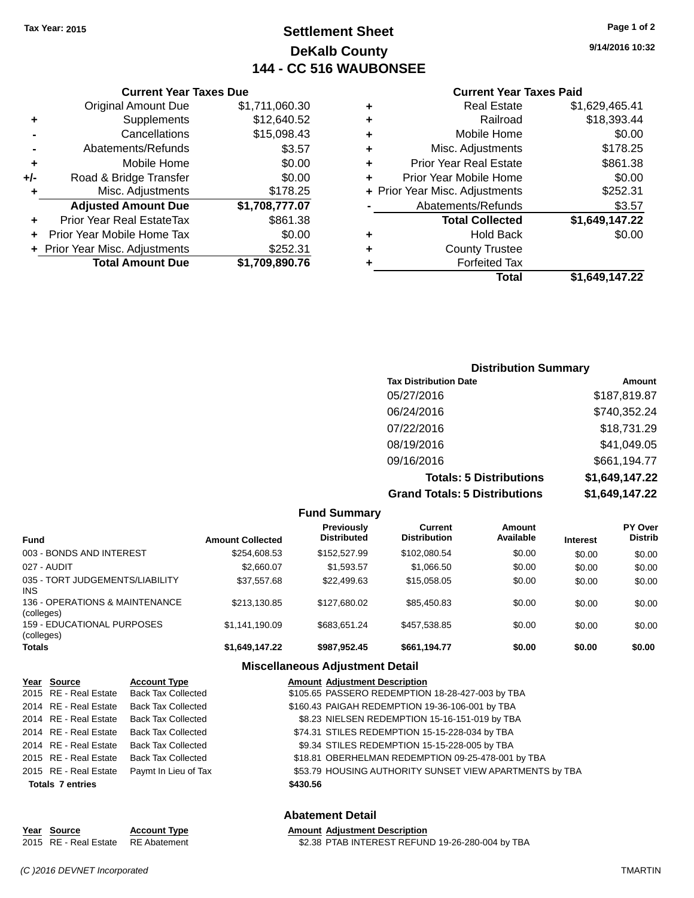**Tax Year: 2015**

# Settlement Sheet
## DeKalb County
## 144 - CC 516 WAUBONSEE

9/14/2016 10:32

### Current Year Taxes Due

| | | |
|---|---|---|
| | Original Amount Due | $1,711,060.30 |
| + | Supplements | $12,640.52 |
| - | Cancellations | $15,098.43 |
| - | Abatements/Refunds | $3.57 |
| + | Mobile Home | $0.00 |
| +/- | Road & Bridge Transfer | $0.00 |
| + | Misc. Adjustments | $178.25 |
| | **Adjusted Amount Due** | **$1,708,777.07** |
| + | Prior Year Real EstateTax | $861.38 |
| + | Prior Year Mobile Home Tax | $0.00 |
| + | Prior Year Misc. Adjustments | $252.31 |
| | **Total Amount Due** | **$1,709,890.76** |

### Current Year Taxes Paid

| | | |
|---|---|---|
| + | Real Estate | $1,629,465.41 |
| + | Railroad | $18,393.44 |
| + | Mobile Home | $0.00 |
| + | Misc. Adjustments | $178.25 |
| + | Prior Year Real Estate | $861.38 |
| + | Prior Year Mobile Home | $0.00 |
| + | Prior Year Misc. Adjustments | $252.31 |
| - | Abatements/Refunds | $3.57 |
| | **Total Collected** | **$1,649,147.22** |
| + | Hold Back | $0.00 |
| + | County Trustee | |
| + | Forfeited Tax | |
| | **Total** | **$1,649,147.22** |

### Distribution Summary

| Tax Distribution Date | Amount |
|---|---|
| 05/27/2016 | $187,819.87 |
| 06/24/2016 | $740,352.24 |
| 07/22/2016 | $18,731.29 |
| 08/19/2016 | $41,049.05 |
| 09/16/2016 | $661,194.77 |
| **Totals: 5 Distributions** | **$1,649,147.22** |
| **Grand Totals: 5 Distributions** | **$1,649,147.22** |

### Fund Summary

| Fund | Amount Collected | Previously Distributed | Current Distribution | Amount Available | Interest | PY Over Distrib |
|---|---|---|---|---|---|---|
| 003 - BONDS AND INTEREST | $254,608.53 | $152,527.99 | $102,080.54 | $0.00 | $0.00 | $0.00 |
| 027 - AUDIT | $2,660.07 | $1,593.57 | $1,066.50 | $0.00 | $0.00 | $0.00 |
| 035 - TORT JUDGEMENTS/LIABILITY INS | $37,557.68 | $22,499.63 | $15,058.05 | $0.00 | $0.00 | $0.00 |
| 136 - OPERATIONS & MAINTENANCE (colleges) | $213,130.85 | $127,680.02 | $85,450.83 | $0.00 | $0.00 | $0.00 |
| 159 - EDUCATIONAL PURPOSES (colleges) | $1,141,190.09 | $683,651.24 | $457,538.85 | $0.00 | $0.00 | $0.00 |
| **Totals** | **$1,649,147.22** | **$987,952.45** | **$661,194.77** | **$0.00** | **$0.00** | **$0.00** |

### Miscellaneous Adjustment Detail

| Year | Source | Account Type | Amount | Adjustment Description |
|---|---|---|---|---|
| 2015 | RE - Real Estate | Back Tax Collected | $105.65 | PASSERO REDEMPTION 18-28-427-003 by TBA |
| 2014 | RE - Real Estate | Back Tax Collected | $160.43 | PAIGAH REDEMPTION 19-36-106-001 by TBA |
| 2014 | RE - Real Estate | Back Tax Collected | $8.23 | NIELSEN REDEMPTION 15-16-151-019 by TBA |
| 2014 | RE - Real Estate | Back Tax Collected | $74.31 | STILES REDEMPTION 15-15-228-034 by TBA |
| 2014 | RE - Real Estate | Back Tax Collected | $9.34 | STILES REDEMPTION 15-15-228-005 by TBA |
| 2015 | RE - Real Estate | Back Tax Collected | $18.81 | OBERHELMAN REDEMPTION 09-25-478-001 by TBA |
| 2015 | RE - Real Estate | Paymt In Lieu of Tax | $53.79 | HOUSING AUTHORITY SUNSET VIEW APARTMENTS by TBA |
| **Totals 7 entries** | | | **$430.56** | |

### Abatement Detail

| Year | Source | Account Type | Amount | Adjustment Description |
|---|---|---|---|---|
| 2015 | RE - Real Estate | RE Abatement | $2.38 | PTAB INTEREST REFUND 19-26-280-004 by TBA |

(C )2016 DEVNET Incorporated — TMARTIN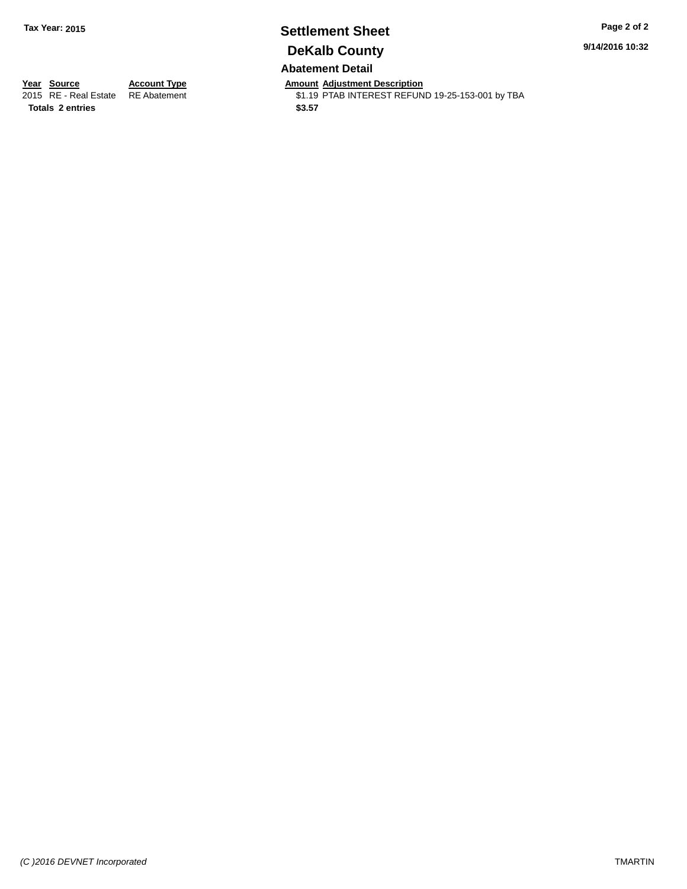**Tax Year: 2015**

# Settlement Sheet

## DeKalb County

### Abatement Detail

| Year | Source | Account Type | Amount | Adjustment Description |
|---|---|---|---|---|
| 2015 | RE - Real Estate | RE Abatement | $1.19 | PTAB INTEREST REFUND 19-25-153-001 by TBA |
| **Totals** | **2 entries** | | **$3.57** | |

*(C )2016 DEVNET Incorporated* TMARTIN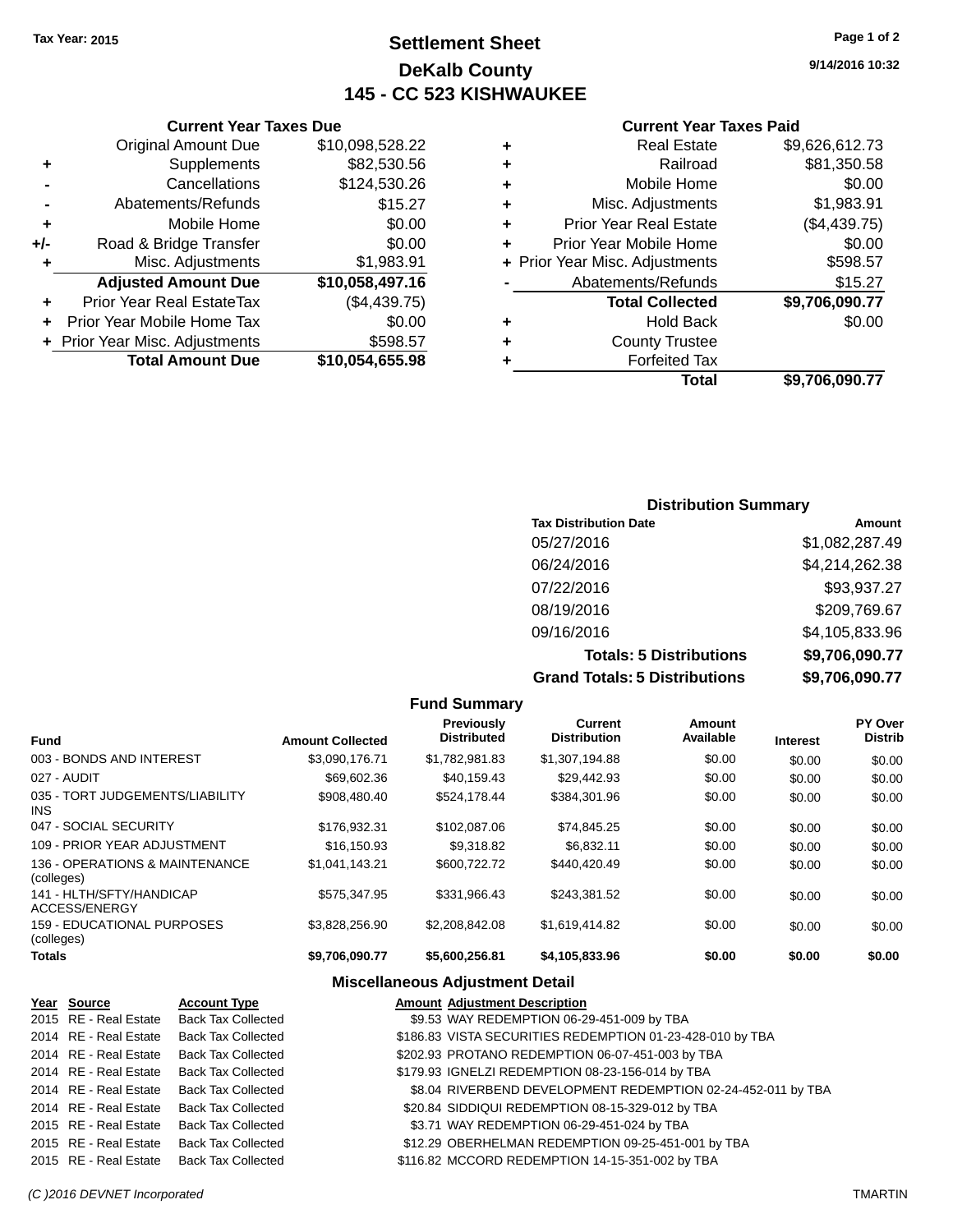Tax Year: 2015

# Settlement Sheet
## DeKalb County
## 145 - CC 523 KISHWAUKEE

9/14/2016 10:32

### Current Year Taxes Due

| | | |
|---|---|---|
| | Original Amount Due | $10,098,528.22 |
| + | Supplements | $82,530.56 |
| - | Cancellations | $124,530.26 |
| - | Abatements/Refunds | $15.27 |
| + | Mobile Home | $0.00 |
| +/- | Road & Bridge Transfer | $0.00 |
| + | Misc. Adjustments | $1,983.91 |
| | **Adjusted Amount Due** | **$10,058,497.16** |
| + | Prior Year Real EstateTax | ($4,439.75) |
| + | Prior Year Mobile Home Tax | $0.00 |
| + | Prior Year Misc. Adjustments | $598.57 |
| | **Total Amount Due** | **$10,054,655.98** |

### Current Year Taxes Paid

| | | |
|---|---|---|
| + | Real Estate | $9,626,612.73 |
| + | Railroad | $81,350.58 |
| + | Mobile Home | $0.00 |
| + | Misc. Adjustments | $1,983.91 |
| + | Prior Year Real Estate | ($4,439.75) |
| + | Prior Year Mobile Home | $0.00 |
| + | Prior Year Misc. Adjustments | $598.57 |
| - | Abatements/Refunds | $15.27 |
| | **Total Collected** | **$9,706,090.77** |
| + | Hold Back | $0.00 |
| + | County Trustee | |
| + | Forfeited Tax | |
| | **Total** | **$9,706,090.77** |

### Distribution Summary

| Tax Distribution Date | Amount |
|---|---|
| 05/27/2016 | $1,082,287.49 |
| 06/24/2016 | $4,214,262.38 |
| 07/22/2016 | $93,937.27 |
| 08/19/2016 | $209,769.67 |
| 09/16/2016 | $4,105,833.96 |
| **Totals: 5 Distributions** | **$9,706,090.77** |
| **Grand Totals: 5 Distributions** | **$9,706,090.77** |

### Fund Summary

| Fund | Amount Collected | Previously Distributed | Current Distribution | Amount Available | Interest | PY Over Distrib |
|---|---|---|---|---|---|---|
| 003 - BONDS AND INTEREST | $3,090,176.71 | $1,782,981.83 | $1,307,194.88 | $0.00 | $0.00 | $0.00 |
| 027 - AUDIT | $69,602.36 | $40,159.43 | $29,442.93 | $0.00 | $0.00 | $0.00 |
| 035 - TORT JUDGEMENTS/LIABILITY INS | $908,480.40 | $524,178.44 | $384,301.96 | $0.00 | $0.00 | $0.00 |
| 047 - SOCIAL SECURITY | $176,932.31 | $102,087.06 | $74,845.25 | $0.00 | $0.00 | $0.00 |
| 109 - PRIOR YEAR ADJUSTMENT | $16,150.93 | $9,318.82 | $6,832.11 | $0.00 | $0.00 | $0.00 |
| 136 - OPERATIONS & MAINTENANCE (colleges) | $1,041,143.21 | $600,722.72 | $440,420.49 | $0.00 | $0.00 | $0.00 |
| 141 - HLTH/SFTY/HANDICAP ACCESS/ENERGY | $575,347.95 | $331,966.43 | $243,381.52 | $0.00 | $0.00 | $0.00 |
| 159 - EDUCATIONAL PURPOSES (colleges) | $3,828,256.90 | $2,208,842.08 | $1,619,414.82 | $0.00 | $0.00 | $0.00 |
| **Totals** | **$9,706,090.77** | **$5,600,256.81** | **$4,105,833.96** | **$0.00** | **$0.00** | **$0.00** |

### Miscellaneous Adjustment Detail

| Year | Source | Account Type | Amount | Adjustment Description |
|---|---|---|---|---|
| 2015 | RE - Real Estate | Back Tax Collected | $9.53 | WAY REDEMPTION 06-29-451-009 by TBA |
| 2014 | RE - Real Estate | Back Tax Collected | $186.83 | VISTA SECURITIES REDEMPTION 01-23-428-010 by TBA |
| 2014 | RE - Real Estate | Back Tax Collected | $202.93 | PROTANO REDEMPTION 06-07-451-003 by TBA |
| 2014 | RE - Real Estate | Back Tax Collected | $179.93 | IGNELZI REDEMPTION 08-23-156-014 by TBA |
| 2014 | RE - Real Estate | Back Tax Collected | $8.04 | RIVERBEND DEVELOPMENT REDEMPTION 02-24-452-011 by TBA |
| 2014 | RE - Real Estate | Back Tax Collected | $20.84 | SIDDIQUI REDEMPTION 08-15-329-012 by TBA |
| 2015 | RE - Real Estate | Back Tax Collected | $3.71 | WAY REDEMPTION 06-29-451-024 by TBA |
| 2015 | RE - Real Estate | Back Tax Collected | $12.29 | OBERHELMAN REDEMPTION 09-25-451-001 by TBA |
| 2015 | RE - Real Estate | Back Tax Collected | $116.82 | MCCORD REDEMPTION 14-15-351-002 by TBA |

(C )2016 DEVNET Incorporated TMARTIN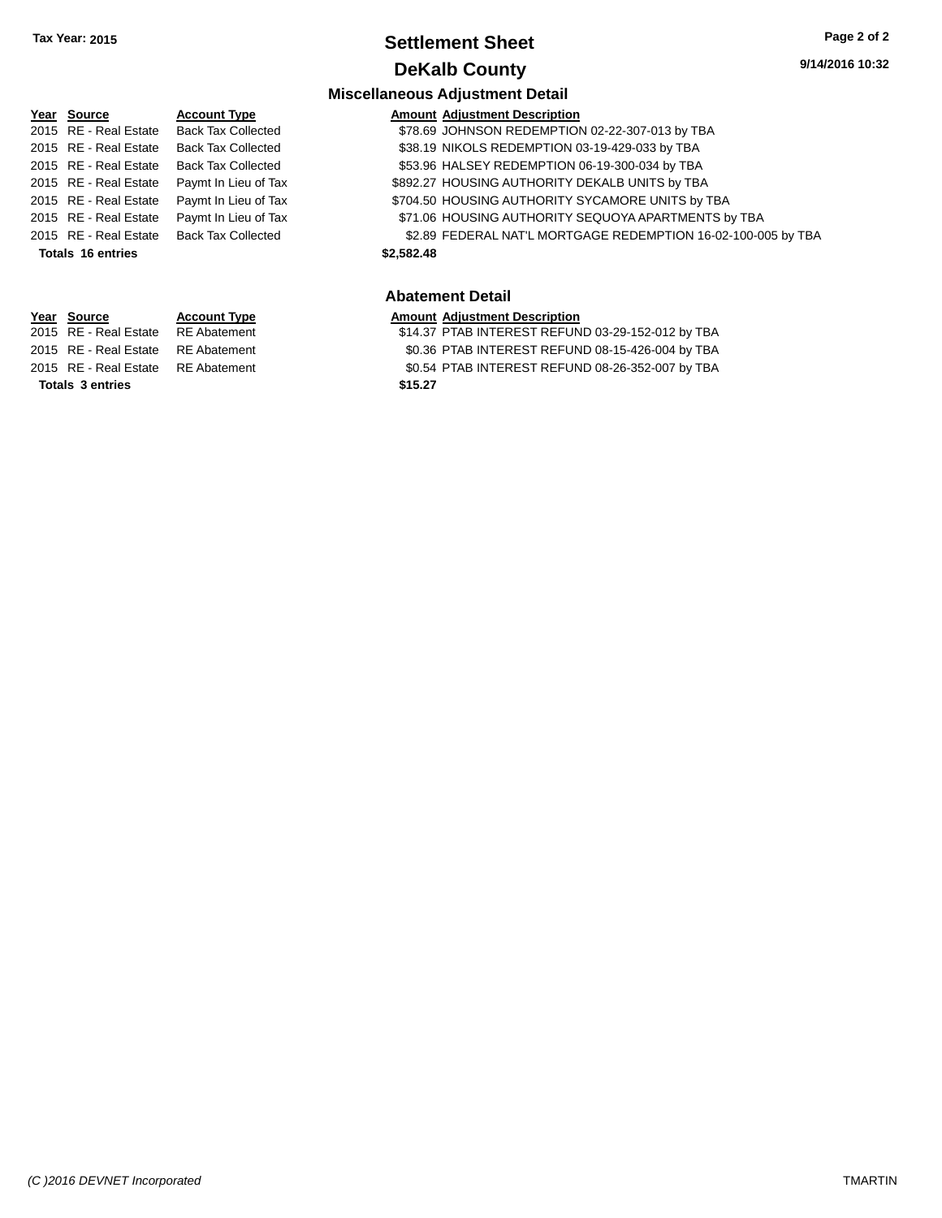Tax Year: 2015

# Settlement Sheet

## DeKalb County

### Miscellaneous Adjustment Detail

| Year | Source | Account Type | Amount | Adjustment Description |
|---|---|---|---|---|
| 2015 | RE - Real Estate | Back Tax Collected | $78.69 | JOHNSON REDEMPTION 02-22-307-013 by TBA |
| 2015 | RE - Real Estate | Back Tax Collected | $38.19 | NIKOLS REDEMPTION 03-19-429-033 by TBA |
| 2015 | RE - Real Estate | Back Tax Collected | $53.96 | HALSEY REDEMPTION 06-19-300-034 by TBA |
| 2015 | RE - Real Estate | Paymt In Lieu of Tax | $892.27 | HOUSING AUTHORITY DEKALB UNITS by TBA |
| 2015 | RE - Real Estate | Paymt In Lieu of Tax | $704.50 | HOUSING AUTHORITY SYCAMORE UNITS by TBA |
| 2015 | RE - Real Estate | Paymt In Lieu of Tax | $71.06 | HOUSING AUTHORITY SEQUOYA APARTMENTS by TBA |
| 2015 | RE - Real Estate | Back Tax Collected | $2.89 | FEDERAL NAT'L MORTGAGE REDEMPTION 16-02-100-005 by TBA |
| **Totals 16 entries** | | | **$2,582.48** | |

### Abatement Detail

| Year | Source | Account Type | Amount | Adjustment Description |
|---|---|---|---|---|
| 2015 | RE - Real Estate | RE Abatement | $14.37 | PTAB INTEREST REFUND 03-29-152-012 by TBA |
| 2015 | RE - Real Estate | RE Abatement | $0.36 | PTAB INTEREST REFUND 08-15-426-004 by TBA |
| 2015 | RE - Real Estate | RE Abatement | $0.54 | PTAB INTEREST REFUND 08-26-352-007 by TBA |
| **Totals 3 entries** | | | **$15.27** | |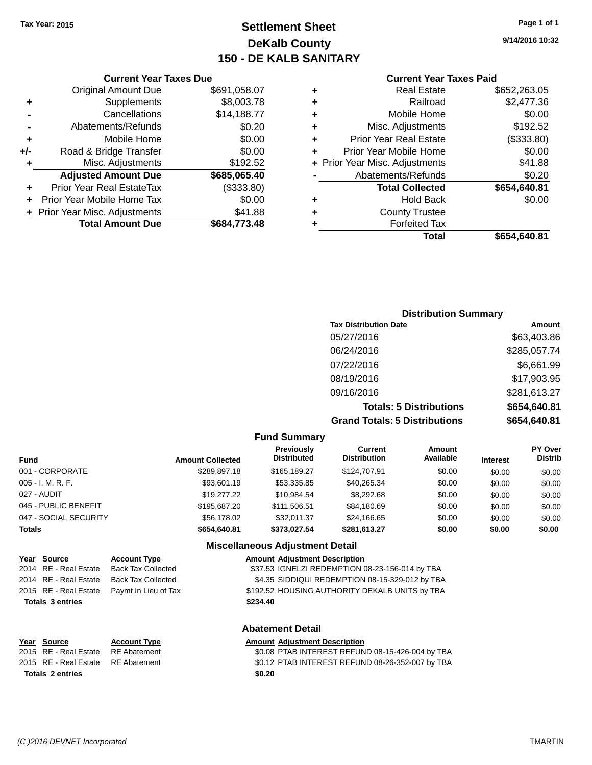Tax Year: 2015

# Settlement Sheet
## DeKalb County
## 150 - DE KALB SANITARY

9/14/2016 10:32

### Current Year Taxes Due

| | | |
|---|---|---|
| | Original Amount Due | $691,058.07 |
| + | Supplements | $8,003.78 |
| - | Cancellations | $14,188.77 |
| - | Abatements/Refunds | $0.20 |
| + | Mobile Home | $0.00 |
| +/- | Road & Bridge Transfer | $0.00 |
| + | Misc. Adjustments | $192.52 |
| | **Adjusted Amount Due** | **$685,065.40** |
| + | Prior Year Real EstateTax | ($333.80) |
| + | Prior Year Mobile Home Tax | $0.00 |
| + | Prior Year Misc. Adjustments | $41.88 |
| | **Total Amount Due** | **$684,773.48** |

### Current Year Taxes Paid

| | | |
|---|---|---|
| + | Real Estate | $652,263.05 |
| + | Railroad | $2,477.36 |
| + | Mobile Home | $0.00 |
| + | Misc. Adjustments | $192.52 |
| + | Prior Year Real Estate | ($333.80) |
| + | Prior Year Mobile Home | $0.00 |
| + | Prior Year Misc. Adjustments | $41.88 |
| - | Abatements/Refunds | $0.20 |
| | **Total Collected** | **$654,640.81** |
| + | Hold Back | $0.00 |
| + | County Trustee | |
| + | Forfeited Tax | |
| | **Total** | **$654,640.81** |

### Distribution Summary

| Tax Distribution Date | Amount |
|---|---|
| 05/27/2016 | $63,403.86 |
| 06/24/2016 | $285,057.74 |
| 07/22/2016 | $6,661.99 |
| 08/19/2016 | $17,903.95 |
| 09/16/2016 | $281,613.27 |
| **Totals: 5 Distributions** | **$654,640.81** |
| **Grand Totals: 5 Distributions** | **$654,640.81** |

### Fund Summary

| Fund | Amount Collected | Previously Distributed | Current Distribution | Amount Available | Interest | PY Over Distrib |
|---|---|---|---|---|---|---|
| 001 - CORPORATE | $289,897.18 | $165,189.27 | $124,707.91 | $0.00 | $0.00 | $0.00 |
| 005 - I. M. R. F. | $93,601.19 | $53,335.85 | $40,265.34 | $0.00 | $0.00 | $0.00 |
| 027 - AUDIT | $19,277.22 | $10,984.54 | $8,292.68 | $0.00 | $0.00 | $0.00 |
| 045 - PUBLIC BENEFIT | $195,687.20 | $111,506.51 | $84,180.69 | $0.00 | $0.00 | $0.00 |
| 047 - SOCIAL SECURITY | $56,178.02 | $32,011.37 | $24,166.65 | $0.00 | $0.00 | $0.00 |
| **Totals** | **$654,640.81** | **$373,027.54** | **$281,613.27** | **$0.00** | **$0.00** | **$0.00** |

### Miscellaneous Adjustment Detail

| Year | Source | Account Type | Amount | Adjustment Description |
|---|---|---|---|---|
| 2014 | RE - Real Estate | Back Tax Collected | $37.53 | IGNELZI REDEMPTION 08-23-156-014 by TBA |
| 2014 | RE - Real Estate | Back Tax Collected | $4.35 | SIDDIQUI REDEMPTION 08-15-329-012 by TBA |
| 2015 | RE - Real Estate | Paymt In Lieu of Tax | $192.52 | HOUSING AUTHORITY DEKALB UNITS by TBA |
| **Totals 3 entries** | | | **$234.40** | |

### Abatement Detail

| Year | Source | Account Type | Amount | Adjustment Description |
|---|---|---|---|---|
| 2015 | RE - Real Estate | RE Abatement | $0.08 | PTAB INTEREST REFUND 08-15-426-004 by TBA |
| 2015 | RE - Real Estate | RE Abatement | $0.12 | PTAB INTEREST REFUND 08-26-352-007 by TBA |
| **Totals 2 entries** | | | **$0.20** | |

(C )2016 DEVNET Incorporated TMARTIN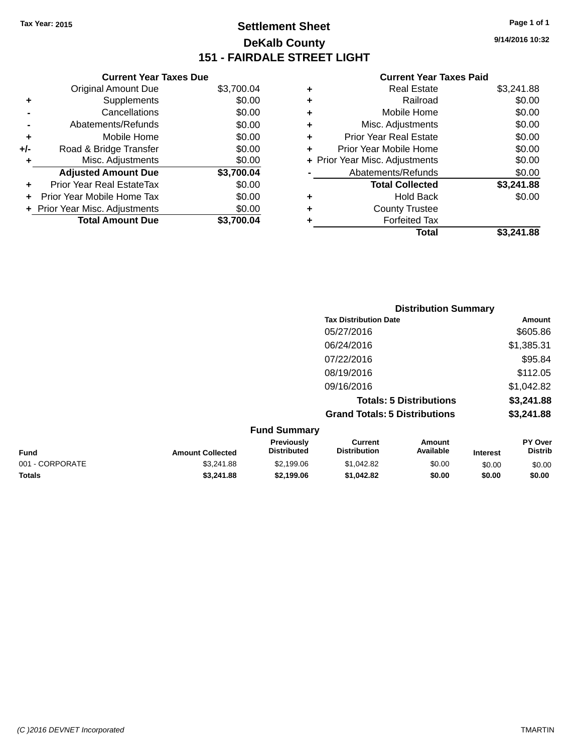Tax Year: 2015

# Settlement Sheet

## DeKalb County

## 151 - FAIRDALE STREET LIGHT

9/14/2016 10:32

### Current Year Taxes Due

| | | |
|---|---|---|
| | Original Amount Due | $3,700.04 |
| + | Supplements | $0.00 |
| - | Cancellations | $0.00 |
| - | Abatements/Refunds | $0.00 |
| + | Mobile Home | $0.00 |
| +/- | Road & Bridge Transfer | $0.00 |
| + | Misc. Adjustments | $0.00 |
| | **Adjusted Amount Due** | **$3,700.04** |
| + | Prior Year Real EstateTax | $0.00 |
| + | Prior Year Mobile Home Tax | $0.00 |
| + | Prior Year Misc. Adjustments | $0.00 |
| | **Total Amount Due** | **$3,700.04** |

### Current Year Taxes Paid

| | | |
|---|---|---|
| + | Real Estate | $3,241.88 |
| + | Railroad | $0.00 |
| + | Mobile Home | $0.00 |
| + | Misc. Adjustments | $0.00 |
| + | Prior Year Real Estate | $0.00 |
| + | Prior Year Mobile Home | $0.00 |
| + | Prior Year Misc. Adjustments | $0.00 |
| - | Abatements/Refunds | $0.00 |
| | **Total Collected** | **$3,241.88** |
| + | Hold Back | $0.00 |
| + | County Trustee | |
| + | Forfeited Tax | |
| | **Total** | **$3,241.88** |

### Distribution Summary

| Tax Distribution Date | Amount |
|---|---|
| 05/27/2016 | $605.86 |
| 06/24/2016 | $1,385.31 |
| 07/22/2016 | $95.84 |
| 08/19/2016 | $112.05 |
| 09/16/2016 | $1,042.82 |
| **Totals: 5 Distributions** | **$3,241.88** |
| **Grand Totals: 5 Distributions** | **$3,241.88** |

### Fund Summary

| Fund | Amount Collected | Previously Distributed | Current Distribution | Amount Available | Interest | PY Over Distrib |
|---|---|---|---|---|---|---|
| 001 - CORPORATE | $3,241.88 | $2,199.06 | $1,042.82 | $0.00 | $0.00 | $0.00 |
| **Totals** | **$3,241.88** | **$2,199.06** | **$1,042.82** | **$0.00** | **$0.00** | **$0.00** |

(C )2016 DEVNET Incorporated TMARTIN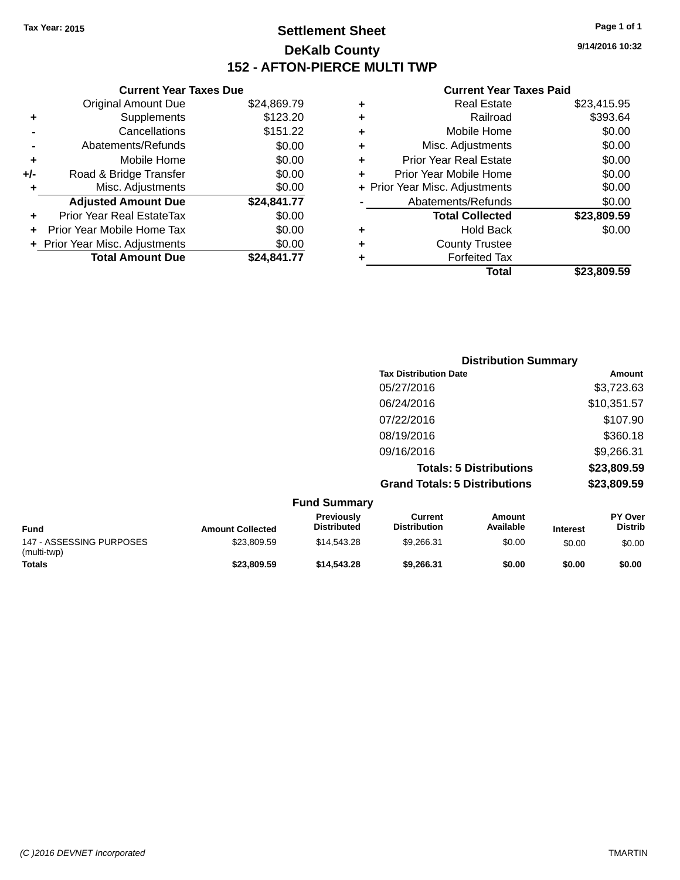Tax Year: 2015

# Settlement Sheet

## DeKalb County

## 152 - AFTON-PIERCE MULTI TWP

9/14/2016 10:32

### Current Year Taxes Due

| | | |
|---|---|---|
| | Original Amount Due | $24,869.79 |
| + | Supplements | $123.20 |
| - | Cancellations | $151.22 |
| - | Abatements/Refunds | $0.00 |
| + | Mobile Home | $0.00 |
| +/- | Road & Bridge Transfer | $0.00 |
| + | Misc. Adjustments | $0.00 |
| | **Adjusted Amount Due** | **$24,841.77** |
| + | Prior Year Real EstateTax | $0.00 |
| + | Prior Year Mobile Home Tax | $0.00 |
| + | Prior Year Misc. Adjustments | $0.00 |
| | **Total Amount Due** | **$24,841.77** |

### Current Year Taxes Paid

| | | |
|---|---|---|
| + | Real Estate | $23,415.95 |
| + | Railroad | $393.64 |
| + | Mobile Home | $0.00 |
| + | Misc. Adjustments | $0.00 |
| + | Prior Year Real Estate | $0.00 |
| + | Prior Year Mobile Home | $0.00 |
| + | Prior Year Misc. Adjustments | $0.00 |
| - | Abatements/Refunds | $0.00 |
| | **Total Collected** | **$23,809.59** |
| + | Hold Back | $0.00 |
| + | County Trustee | |
| + | Forfeited Tax | |
| | **Total** | **$23,809.59** |

### Distribution Summary

| Tax Distribution Date | Amount |
|---|---|
| 05/27/2016 | $3,723.63 |
| 06/24/2016 | $10,351.57 |
| 07/22/2016 | $107.90 |
| 08/19/2016 | $360.18 |
| 09/16/2016 | $9,266.31 |
| **Totals: 5 Distributions** | **$23,809.59** |
| **Grand Totals: 5 Distributions** | **$23,809.59** |

### Fund Summary

| Fund | Amount Collected | Previously Distributed | Current Distribution | Amount Available | Interest | PY Over Distrib |
|---|---|---|---|---|---|---|
| 147 - ASSESSING PURPOSES (multi-twp) | $23,809.59 | $14,543.28 | $9,266.31 | $0.00 | $0.00 | $0.00 |
| **Totals** | **$23,809.59** | **$14,543.28** | **$9,266.31** | **$0.00** | **$0.00** | **$0.00** |

(C )2016 DEVNET Incorporated TMARTIN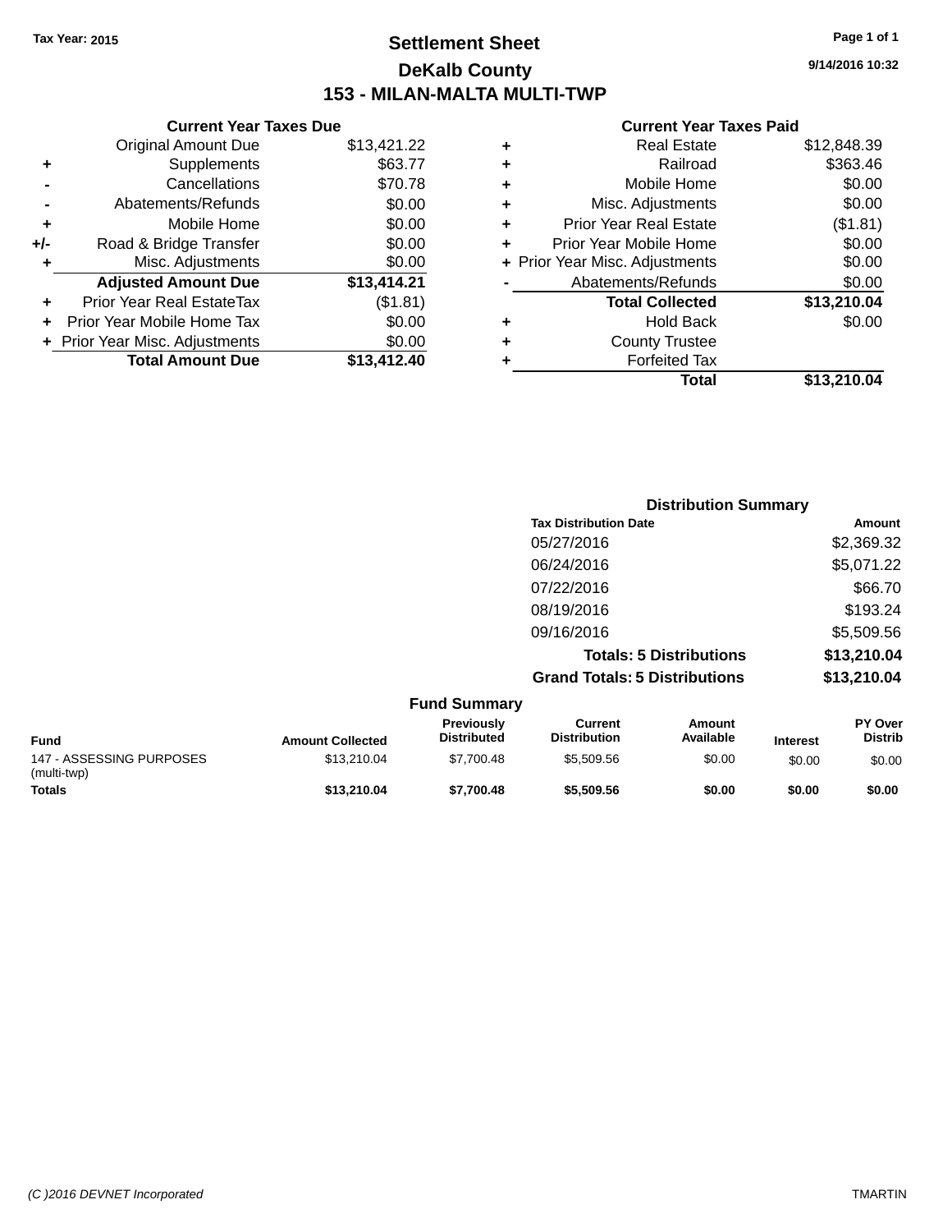Tax Year: 2015

# Settlement Sheet

## DeKalb County

## 153 - MILAN-MALTA MULTI-TWP

9/14/2016 10:32

### Current Year Taxes Due

| | | |
|---|---|---|
| | Original Amount Due | $13,421.22 |
| + | Supplements | $63.77 |
| - | Cancellations | $70.78 |
| - | Abatements/Refunds | $0.00 |
| + | Mobile Home | $0.00 |
| +/- | Road & Bridge Transfer | $0.00 |
| + | Misc. Adjustments | $0.00 |
| | **Adjusted Amount Due** | **$13,414.21** |
| + | Prior Year Real EstateTax | ($1.81) |
| + | Prior Year Mobile Home Tax | $0.00 |
| + | Prior Year Misc. Adjustments | $0.00 |
| | **Total Amount Due** | **$13,412.40** |

### Current Year Taxes Paid

| | | |
|---|---|---|
| + | Real Estate | $12,848.39 |
| + | Railroad | $363.46 |
| + | Mobile Home | $0.00 |
| + | Misc. Adjustments | $0.00 |
| + | Prior Year Real Estate | ($1.81) |
| + | Prior Year Mobile Home | $0.00 |
| + | Prior Year Misc. Adjustments | $0.00 |
| - | Abatements/Refunds | $0.00 |
| | **Total Collected** | **$13,210.04** |
| + | Hold Back | $0.00 |
| + | County Trustee | |
| + | Forfeited Tax | |
| | **Total** | **$13,210.04** |

### Distribution Summary

| Tax Distribution Date | Amount |
|---|---|
| 05/27/2016 | $2,369.32 |
| 06/24/2016 | $5,071.22 |
| 07/22/2016 | $66.70 |
| 08/19/2016 | $193.24 |
| 09/16/2016 | $5,509.56 |
| **Totals: 5 Distributions** | **$13,210.04** |
| **Grand Totals: 5 Distributions** | **$13,210.04** |

### Fund Summary

| Fund | Amount Collected | Previously Distributed | Current Distribution | Amount Available | Interest | PY Over Distrib |
|---|---|---|---|---|---|---|
| 147 - ASSESSING PURPOSES (multi-twp) | $13,210.04 | $7,700.48 | $5,509.56 | $0.00 | $0.00 | $0.00 |
| **Totals** | **$13,210.04** | **$7,700.48** | **$5,509.56** | **$0.00** | **$0.00** | **$0.00** |

(C )2016 DEVNET Incorporated TMARTIN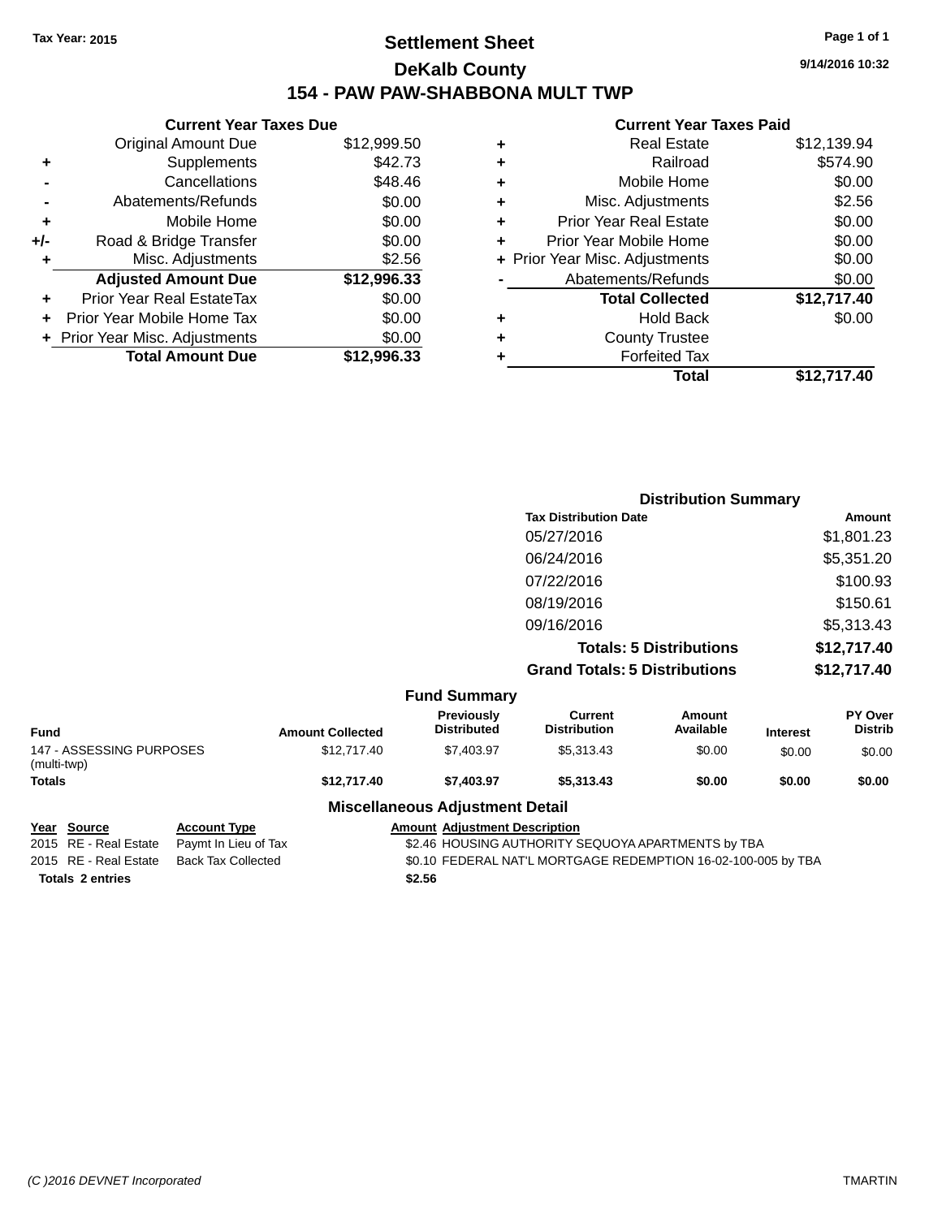Tax Year: 2015

# Settlement Sheet

## DeKalb County

## 154 - PAW PAW-SHABBONA MULT TWP

9/14/2016 10:32

### Current Year Taxes Due

| | | |
|---|---|---|
| | Original Amount Due | $12,999.50 |
| + | Supplements | $42.73 |
| - | Cancellations | $48.46 |
| - | Abatements/Refunds | $0.00 |
| + | Mobile Home | $0.00 |
| +/- | Road & Bridge Transfer | $0.00 |
| + | Misc. Adjustments | $2.56 |
| | **Adjusted Amount Due** | **$12,996.33** |
| + | Prior Year Real EstateTax | $0.00 |
| + | Prior Year Mobile Home Tax | $0.00 |
| + | Prior Year Misc. Adjustments | $0.00 |
| | **Total Amount Due** | **$12,996.33** |

### Current Year Taxes Paid

| | | |
|---|---|---|
| + | Real Estate | $12,139.94 |
| + | Railroad | $574.90 |
| + | Mobile Home | $0.00 |
| + | Misc. Adjustments | $2.56 |
| + | Prior Year Real Estate | $0.00 |
| + | Prior Year Mobile Home | $0.00 |
| + | Prior Year Misc. Adjustments | $0.00 |
| - | Abatements/Refunds | $0.00 |
| | **Total Collected** | **$12,717.40** |
| + | Hold Back | $0.00 |
| + | County Trustee | |
| + | Forfeited Tax | |
| | **Total** | **$12,717.40** |

### Distribution Summary

| Tax Distribution Date | Amount |
|---|---|
| 05/27/2016 | $1,801.23 |
| 06/24/2016 | $5,351.20 |
| 07/22/2016 | $100.93 |
| 08/19/2016 | $150.61 |
| 09/16/2016 | $5,313.43 |
| **Totals: 5 Distributions** | **$12,717.40** |
| **Grand Totals: 5 Distributions** | **$12,717.40** |

### Fund Summary

| Fund | Amount Collected | Previously Distributed | Current Distribution | Amount Available | Interest | PY Over Distrib |
|---|---|---|---|---|---|---|
| 147 - ASSESSING PURPOSES (multi-twp) | $12,717.40 | $7,403.97 | $5,313.43 | $0.00 | $0.00 | $0.00 |
| **Totals** | **$12,717.40** | **$7,403.97** | **$5,313.43** | **$0.00** | **$0.00** | **$0.00** |

### Miscellaneous Adjustment Detail

| Year | Source | Account Type | Amount | Adjustment Description |
|---|---|---|---|---|
| 2015 | RE - Real Estate | Paymt In Lieu of Tax | $2.46 | HOUSING AUTHORITY SEQUOYA APARTMENTS by TBA |
| 2015 | RE - Real Estate | Back Tax Collected | $0.10 | FEDERAL NAT'L MORTGAGE REDEMPTION 16-02-100-005 by TBA |
| **Totals** | **2 entries** | | **$2.56** | |

(C )2016 DEVNET Incorporated TMARTIN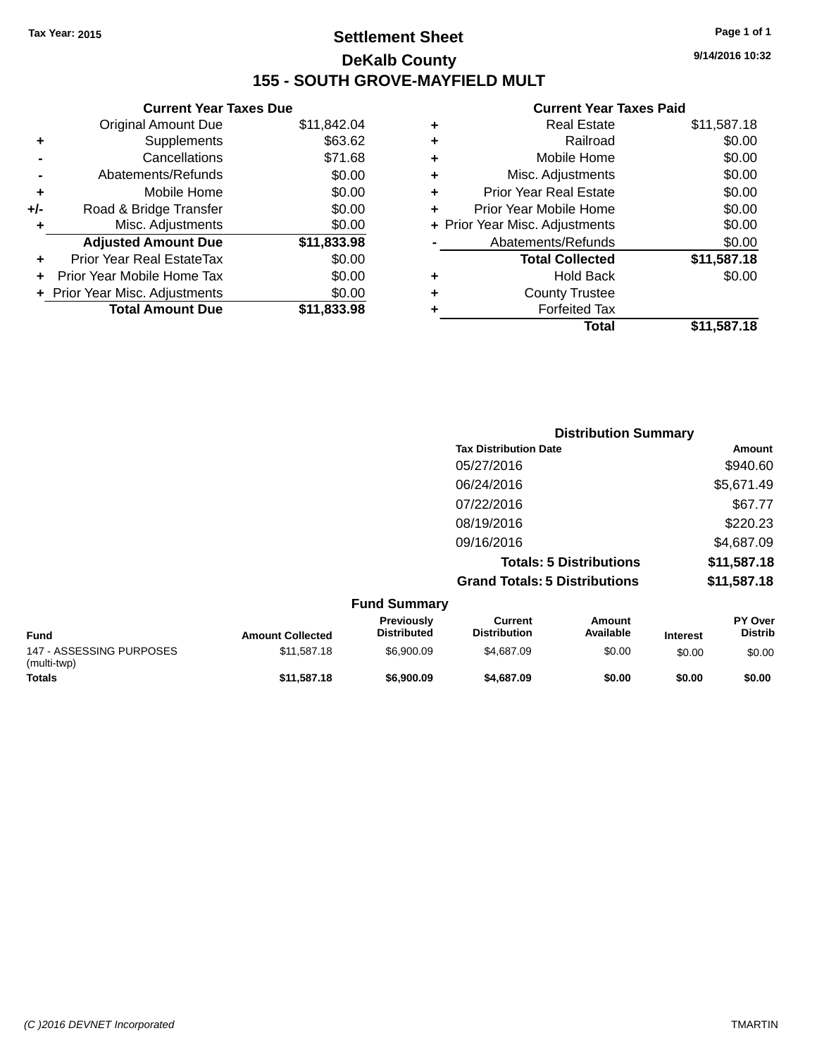Tax Year: 2015

# Settlement Sheet

## DeKalb County

## 155 - SOUTH GROVE-MAYFIELD MULT

9/14/2016 10:32

### Current Year Taxes Due

| | | |
|---|---|---|
| | Original Amount Due | $11,842.04 |
| + | Supplements | $63.62 |
| - | Cancellations | $71.68 |
| - | Abatements/Refunds | $0.00 |
| + | Mobile Home | $0.00 |
| +/- | Road & Bridge Transfer | $0.00 |
| + | Misc. Adjustments | $0.00 |
| | **Adjusted Amount Due** | **$11,833.98** |
| + | Prior Year Real EstateTax | $0.00 |
| + | Prior Year Mobile Home Tax | $0.00 |
| + | Prior Year Misc. Adjustments | $0.00 |
| | **Total Amount Due** | **$11,833.98** |

### Current Year Taxes Paid

| | | |
|---|---|---|
| + | Real Estate | $11,587.18 |
| + | Railroad | $0.00 |
| + | Mobile Home | $0.00 |
| + | Misc. Adjustments | $0.00 |
| + | Prior Year Real Estate | $0.00 |
| + | Prior Year Mobile Home | $0.00 |
| + | Prior Year Misc. Adjustments | $0.00 |
| - | Abatements/Refunds | $0.00 |
| | **Total Collected** | **$11,587.18** |
| + | Hold Back | $0.00 |
| + | County Trustee | |
| + | Forfeited Tax | |
| | **Total** | **$11,587.18** |

### Distribution Summary

| Tax Distribution Date | Amount |
|---|---|
| 05/27/2016 | $940.60 |
| 06/24/2016 | $5,671.49 |
| 07/22/2016 | $67.77 |
| 08/19/2016 | $220.23 |
| 09/16/2016 | $4,687.09 |
| **Totals: 5 Distributions** | **$11,587.18** |
| **Grand Totals: 5 Distributions** | **$11,587.18** |

### Fund Summary

| Fund | Amount Collected | Previously Distributed | Current Distribution | Amount Available | Interest | PY Over Distrib |
|---|---|---|---|---|---|---|
| 147 - ASSESSING PURPOSES (multi-twp) | $11,587.18 | $6,900.09 | $4,687.09 | $0.00 | $0.00 | $0.00 |
| **Totals** | **$11,587.18** | **$6,900.09** | **$4,687.09** | **$0.00** | **$0.00** | **$0.00** |

(C )2016 DEVNET Incorporated TMARTIN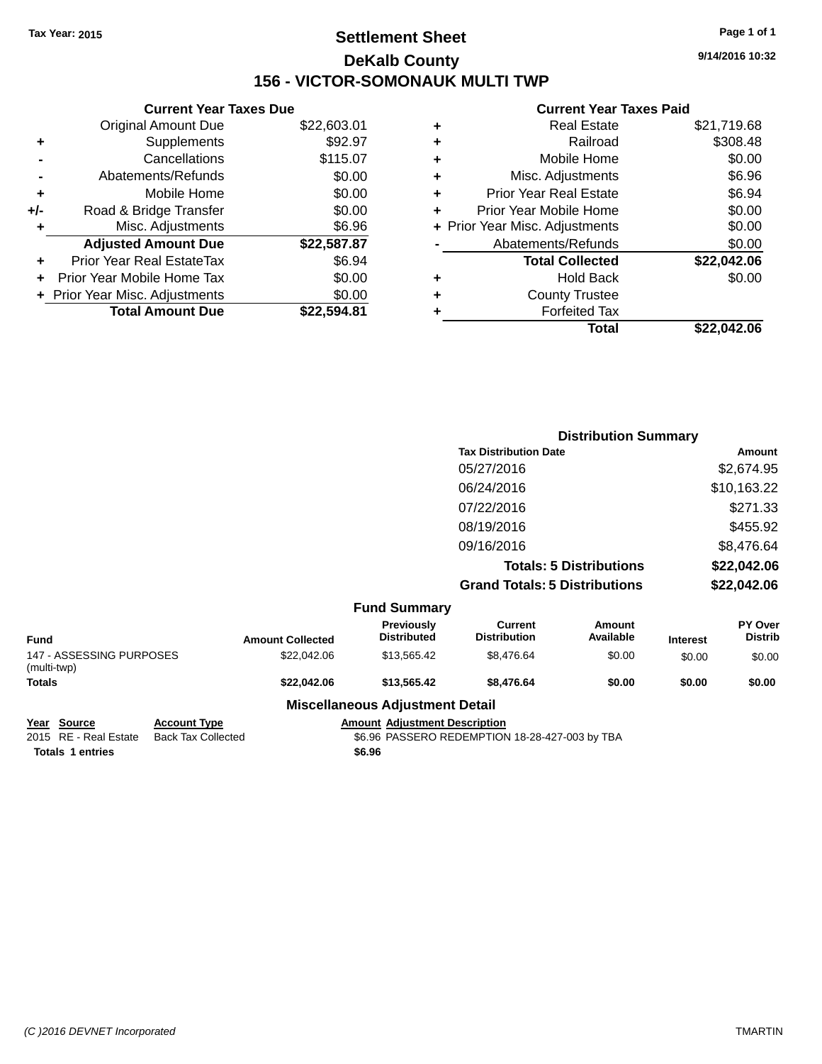**Tax Year: 2015**

# Settlement Sheet

## DeKalb County

## 156 - VICTOR-SOMONAUK MULTI TWP

9/14/2016 10:32

### Current Year Taxes Due

| | | Amount |
|---|---|---|
| | Original Amount Due | $22,603.01 |
| + | Supplements | $92.97 |
| - | Cancellations | $115.07 |
| - | Abatements/Refunds | $0.00 |
| + | Mobile Home | $0.00 |
| +/- | Road & Bridge Transfer | $0.00 |
| + | Misc. Adjustments | $6.96 |
| | **Adjusted Amount Due** | **$22,587.87** |
| + | Prior Year Real EstateTax | $6.94 |
| + | Prior Year Mobile Home Tax | $0.00 |
| + | Prior Year Misc. Adjustments | $0.00 |
| | **Total Amount Due** | **$22,594.81** |

### Current Year Taxes Paid

| | | Amount |
|---|---|---|
| + | Real Estate | $21,719.68 |
| + | Railroad | $308.48 |
| + | Mobile Home | $0.00 |
| + | Misc. Adjustments | $6.96 |
| + | Prior Year Real Estate | $6.94 |
| + | Prior Year Mobile Home | $0.00 |
| + | Prior Year Misc. Adjustments | $0.00 |
| - | Abatements/Refunds | $0.00 |
| | **Total Collected** | **$22,042.06** |
| + | Hold Back | $0.00 |
| + | County Trustee | |
| + | Forfeited Tax | |
| | **Total** | **$22,042.06** |

### Distribution Summary

| Tax Distribution Date | Amount |
|---|---|
| 05/27/2016 | $2,674.95 |
| 06/24/2016 | $10,163.22 |
| 07/22/2016 | $271.33 |
| 08/19/2016 | $455.92 |
| 09/16/2016 | $8,476.64 |
| **Totals: 5 Distributions** | **$22,042.06** |
| **Grand Totals: 5 Distributions** | **$22,042.06** |

### Fund Summary

| Fund | Amount Collected | Previously Distributed | Current Distribution | Amount Available | Interest | PY Over Distrib |
|---|---|---|---|---|---|---|
| 147 - ASSESSING PURPOSES (multi-twp) | $22,042.06 | $13,565.42 | $8,476.64 | $0.00 | $0.00 | $0.00 |
| **Totals** | **$22,042.06** | **$13,565.42** | **$8,476.64** | **$0.00** | **$0.00** | **$0.00** |

### Miscellaneous Adjustment Detail

| Year | Source | Account Type | Amount | Adjustment Description |
|---|---|---|---|---|
| 2015 | RE - Real Estate | Back Tax Collected | $6.96 | PASSERO REDEMPTION 18-28-427-003 by TBA |
| **Totals** | **1 entries** | | **$6.96** | |

(C )2016 DEVNET Incorporated — TMARTIN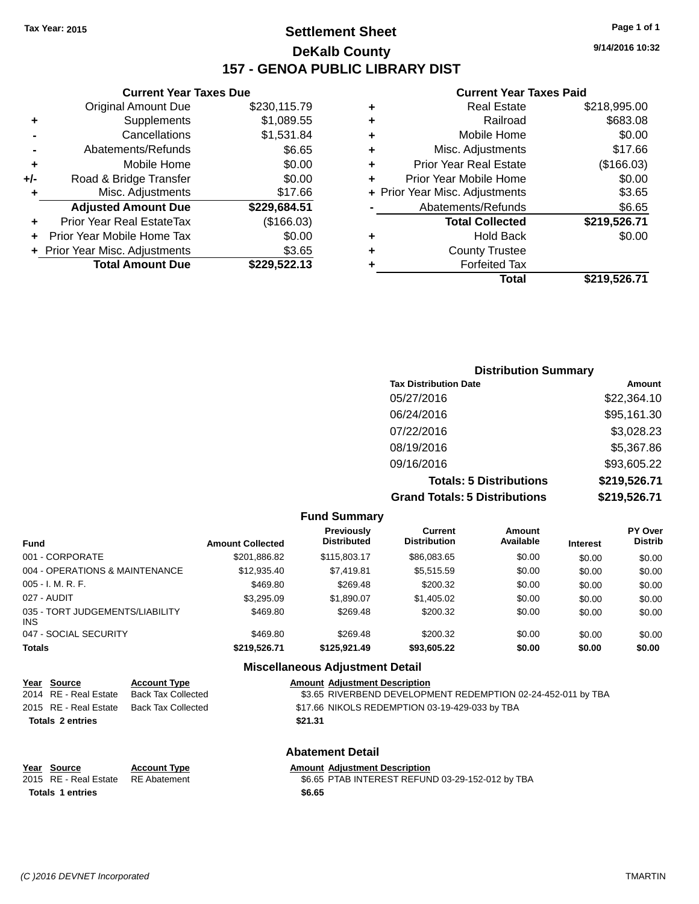Tax Year: 2015

# Settlement Sheet

## DeKalb County

## 157 - GENOA PUBLIC LIBRARY DIST

9/14/2016 10:32

### Current Year Taxes Due

| | | |
|---|---|---|
| | Original Amount Due | $230,115.79 |
| + | Supplements | $1,089.55 |
| - | Cancellations | $1,531.84 |
| - | Abatements/Refunds | $6.65 |
| + | Mobile Home | $0.00 |
| +/- | Road & Bridge Transfer | $0.00 |
| + | Misc. Adjustments | $17.66 |
| | **Adjusted Amount Due** | **$229,684.51** |
| + | Prior Year Real EstateTax | ($166.03) |
| + | Prior Year Mobile Home Tax | $0.00 |
| + | Prior Year Misc. Adjustments | $3.65 |
| | **Total Amount Due** | **$229,522.13** |

### Current Year Taxes Paid

| | | |
|---|---|---|
| + | Real Estate | $218,995.00 |
| + | Railroad | $683.08 |
| + | Mobile Home | $0.00 |
| + | Misc. Adjustments | $17.66 |
| + | Prior Year Real Estate | ($166.03) |
| + | Prior Year Mobile Home | $0.00 |
| + | Prior Year Misc. Adjustments | $3.65 |
| - | Abatements/Refunds | $6.65 |
| | **Total Collected** | **$219,526.71** |
| + | Hold Back | $0.00 |
| + | County Trustee | |
| + | Forfeited Tax | |
| | **Total** | **$219,526.71** |

### Distribution Summary

| Tax Distribution Date | Amount |
|---|---|
| 05/27/2016 | $22,364.10 |
| 06/24/2016 | $95,161.30 |
| 07/22/2016 | $3,028.23 |
| 08/19/2016 | $5,367.86 |
| 09/16/2016 | $93,605.22 |
| **Totals: 5 Distributions** | **$219,526.71** |
| **Grand Totals: 5 Distributions** | **$219,526.71** |

### Fund Summary

| Fund | Amount Collected | Previously Distributed | Current Distribution | Amount Available | Interest | PY Over Distrib |
|---|---|---|---|---|---|---|
| 001 - CORPORATE | $201,886.82 | $115,803.17 | $86,083.65 | $0.00 | $0.00 | $0.00 |
| 004 - OPERATIONS & MAINTENANCE | $12,935.40 | $7,419.81 | $5,515.59 | $0.00 | $0.00 | $0.00 |
| 005 - I. M. R. F. | $469.80 | $269.48 | $200.32 | $0.00 | $0.00 | $0.00 |
| 027 - AUDIT | $3,295.09 | $1,890.07 | $1,405.02 | $0.00 | $0.00 | $0.00 |
| 035 - TORT JUDGEMENTS/LIABILITY INS | $469.80 | $269.48 | $200.32 | $0.00 | $0.00 | $0.00 |
| 047 - SOCIAL SECURITY | $469.80 | $269.48 | $200.32 | $0.00 | $0.00 | $0.00 |
| **Totals** | **$219,526.71** | **$125,921.49** | **$93,605.22** | **$0.00** | **$0.00** | **$0.00** |

### Miscellaneous Adjustment Detail

| Year | Source | Account Type | Amount | Adjustment Description |
|---|---|---|---|---|
| 2014 | RE - Real Estate | Back Tax Collected | $3.65 | RIVERBEND DEVELOPMENT REDEMPTION 02-24-452-011 by TBA |
| 2015 | RE - Real Estate | Back Tax Collected | $17.66 | NIKOLS REDEMPTION 03-19-429-033 by TBA |
| **Totals 2 entries** | | | **$21.31** | |

### Abatement Detail

| Year | Source | Account Type | Amount | Adjustment Description |
|---|---|---|---|---|
| 2015 | RE - Real Estate | RE Abatement | $6.65 | PTAB INTEREST REFUND 03-29-152-012 by TBA |
| **Totals 1 entries** | | | **$6.65** | |

(C )2016 DEVNET Incorporated TMARTIN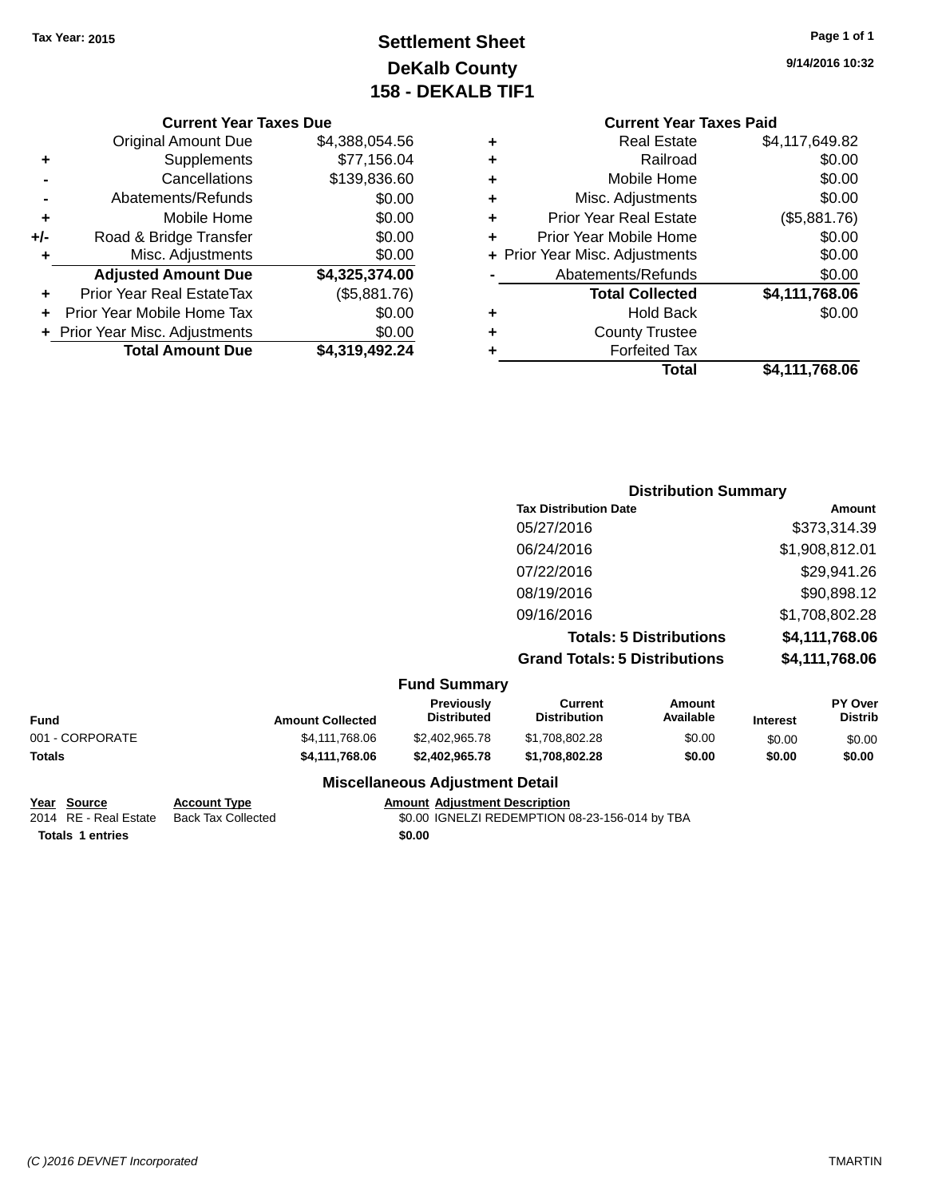Tax Year: 2015

# Settlement Sheet
## DeKalb County
## 158 - DEKALB TIF1

Page 1 of 1

9/14/2016 10:32

### Current Year Taxes Due

| | | |
|---|---|---|
| | Original Amount Due | $4,388,054.56 |
| + | Supplements | $77,156.04 |
| - | Cancellations | $139,836.60 |
| - | Abatements/Refunds | $0.00 |
| + | Mobile Home | $0.00 |
| +/- | Road & Bridge Transfer | $0.00 |
| + | Misc. Adjustments | $0.00 |
| | **Adjusted Amount Due** | **$4,325,374.00** |
| + | Prior Year Real EstateTax | ($5,881.76) |
| + | Prior Year Mobile Home Tax | $0.00 |
| + | Prior Year Misc. Adjustments | $0.00 |
| | **Total Amount Due** | **$4,319,492.24** |

### Current Year Taxes Paid

| | | |
|---|---|---|
| + | Real Estate | $4,117,649.82 |
| + | Railroad | $0.00 |
| + | Mobile Home | $0.00 |
| + | Misc. Adjustments | $0.00 |
| + | Prior Year Real Estate | ($5,881.76) |
| + | Prior Year Mobile Home | $0.00 |
| + | Prior Year Misc. Adjustments | $0.00 |
| - | Abatements/Refunds | $0.00 |
| | **Total Collected** | **$4,111,768.06** |
| + | Hold Back | $0.00 |
| + | County Trustee | |
| + | Forfeited Tax | |
| | **Total** | **$4,111,768.06** |

### Distribution Summary

| Tax Distribution Date | Amount |
|---|---|
| 05/27/2016 | $373,314.39 |
| 06/24/2016 | $1,908,812.01 |
| 07/22/2016 | $29,941.26 |
| 08/19/2016 | $90,898.12 |
| 09/16/2016 | $1,708,802.28 |
| **Totals: 5 Distributions** | **$4,111,768.06** |
| **Grand Totals: 5 Distributions** | **$4,111,768.06** |

### Fund Summary

| Fund | Amount Collected | Previously Distributed | Current Distribution | Amount Available | Interest | PY Over Distrib |
|---|---|---|---|---|---|---|
| 001 - CORPORATE | $4,111,768.06 | $2,402,965.78 | $1,708,802.28 | $0.00 | $0.00 | $0.00 |
| **Totals** | **$4,111,768.06** | **$2,402,965.78** | **$1,708,802.28** | **$0.00** | **$0.00** | **$0.00** |

### Miscellaneous Adjustment Detail

| Year | Source | Account Type | Amount | Adjustment Description |
|---|---|---|---|---|
| 2014 | RE - Real Estate | Back Tax Collected | $0.00 | IGNELZI REDEMPTION 08-23-156-014 by TBA |
| **Totals** | **1 entries** | | **$0.00** | |

(C )2016 DEVNET Incorporated TMARTIN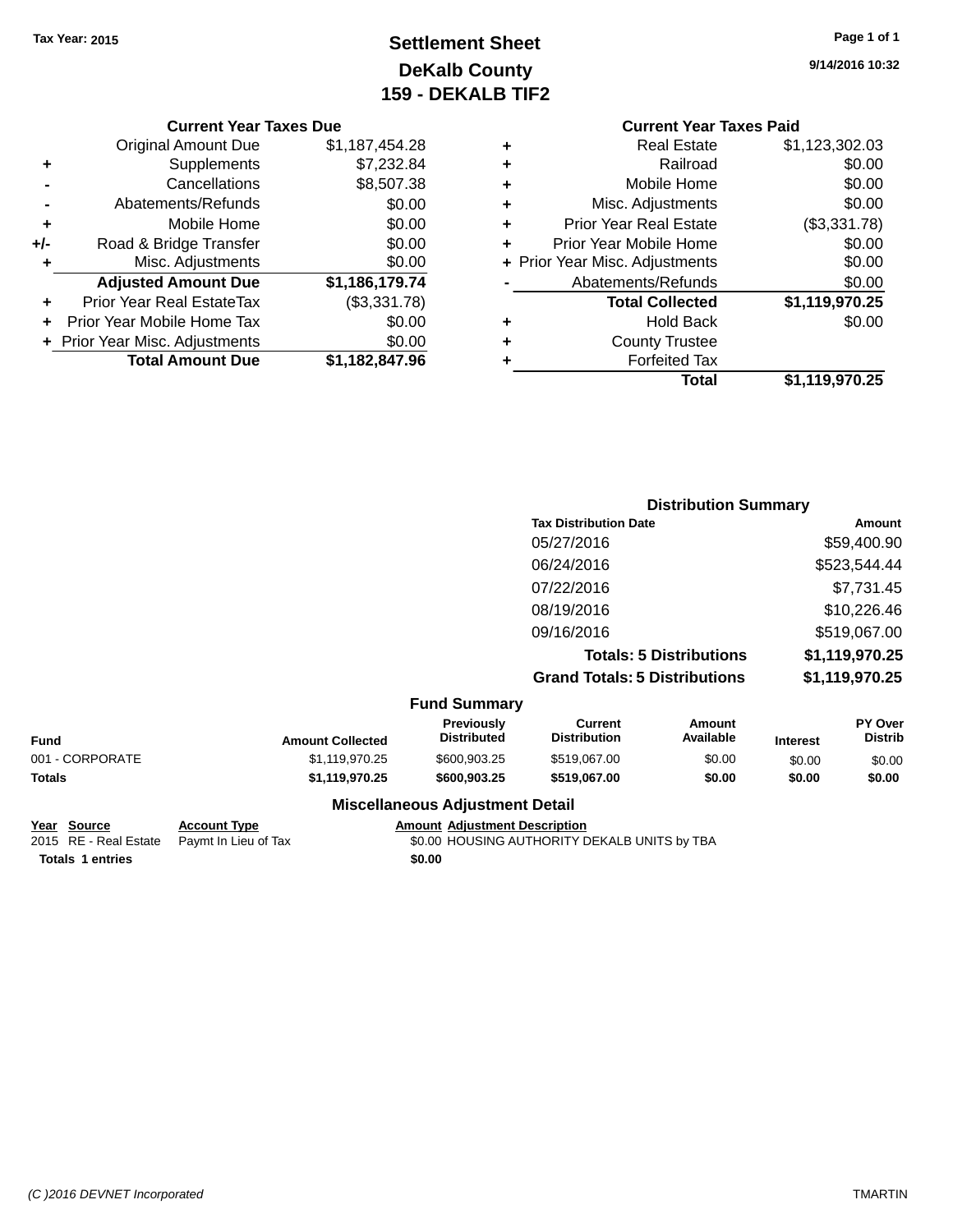Tax Year: 2015

# Settlement Sheet
## DeKalb County
## 159 - DEKALB TIF2

Page 1 of 1

9/14/2016 10:32

### Current Year Taxes Due

| | | |
|---|---|---|
| | Original Amount Due | $1,187,454.28 |
| + | Supplements | $7,232.84 |
| - | Cancellations | $8,507.38 |
| - | Abatements/Refunds | $0.00 |
| + | Mobile Home | $0.00 |
| +/- | Road & Bridge Transfer | $0.00 |
| + | Misc. Adjustments | $0.00 |
| | **Adjusted Amount Due** | **$1,186,179.74** |
| + | Prior Year Real EstateTax | ($3,331.78) |
| + | Prior Year Mobile Home Tax | $0.00 |
| + | Prior Year Misc. Adjustments | $0.00 |
| | **Total Amount Due** | **$1,182,847.96** |

### Current Year Taxes Paid

| | | |
|---|---|---|
| + | Real Estate | $1,123,302.03 |
| + | Railroad | $0.00 |
| + | Mobile Home | $0.00 |
| + | Misc. Adjustments | $0.00 |
| + | Prior Year Real Estate | ($3,331.78) |
| + | Prior Year Mobile Home | $0.00 |
| + | Prior Year Misc. Adjustments | $0.00 |
| - | Abatements/Refunds | $0.00 |
| | **Total Collected** | **$1,119,970.25** |
| + | Hold Back | $0.00 |
| + | County Trustee | |
| + | Forfeited Tax | |
| | **Total** | **$1,119,970.25** |

### Distribution Summary

| Tax Distribution Date | Amount |
|---|---|
| 05/27/2016 | $59,400.90 |
| 06/24/2016 | $523,544.44 |
| 07/22/2016 | $7,731.45 |
| 08/19/2016 | $10,226.46 |
| 09/16/2016 | $519,067.00 |
| **Totals: 5 Distributions** | **$1,119,970.25** |
| **Grand Totals: 5 Distributions** | **$1,119,970.25** |

### Fund Summary

| Fund | Amount Collected | Previously Distributed | Current Distribution | Amount Available | Interest | PY Over Distrib |
|---|---|---|---|---|---|---|
| 001 - CORPORATE | $1,119,970.25 | $600,903.25 | $519,067.00 | $0.00 | $0.00 | $0.00 |
| **Totals** | **$1,119,970.25** | **$600,903.25** | **$519,067.00** | **$0.00** | **$0.00** | **$0.00** |

### Miscellaneous Adjustment Detail

| Year | Source | Account Type | Amount | Adjustment Description |
|---|---|---|---|---|
| 2015 | RE - Real Estate | Paymt In Lieu of Tax | $0.00 | HOUSING AUTHORITY DEKALB UNITS by TBA |
| **Totals 1 entries** | | | **$0.00** | |

(C )2016 DEVNET Incorporated TMARTIN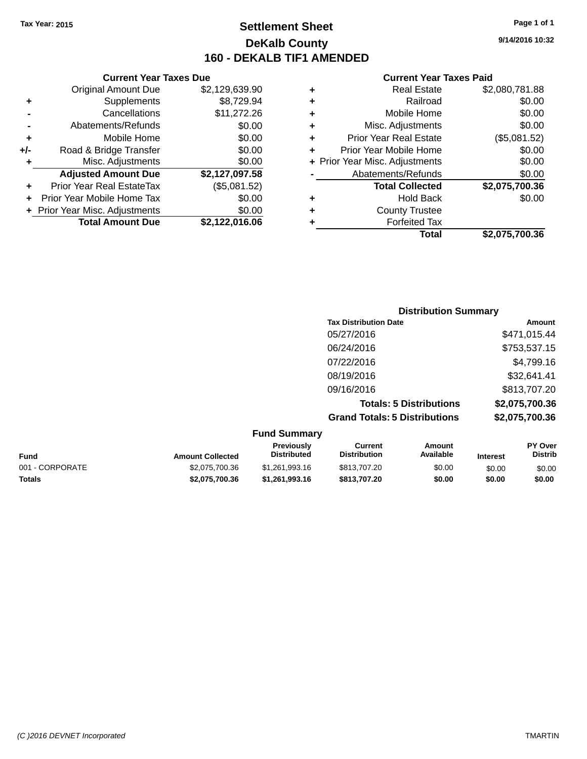Tax Year: 2015

# Settlement Sheet

## DeKalb County

## 160 - DEKALB TIF1 AMENDED

9/14/2016 10:32

### Current Year Taxes Due

| | | |
|---|---|---|
| | Original Amount Due | $2,129,639.90 |
| + | Supplements | $8,729.94 |
| - | Cancellations | $11,272.26 |
| - | Abatements/Refunds | $0.00 |
| + | Mobile Home | $0.00 |
| +/- | Road & Bridge Transfer | $0.00 |
| + | Misc. Adjustments | $0.00 |
| | **Adjusted Amount Due** | **$2,127,097.58** |
| + | Prior Year Real EstateTax | ($5,081.52) |
| + | Prior Year Mobile Home Tax | $0.00 |
| + | Prior Year Misc. Adjustments | $0.00 |
| | **Total Amount Due** | **$2,122,016.06** |

### Current Year Taxes Paid

| | | |
|---|---|---|
| + | Real Estate | $2,080,781.88 |
| + | Railroad | $0.00 |
| + | Mobile Home | $0.00 |
| + | Misc. Adjustments | $0.00 |
| + | Prior Year Real Estate | ($5,081.52) |
| + | Prior Year Mobile Home | $0.00 |
| + | Prior Year Misc. Adjustments | $0.00 |
| - | Abatements/Refunds | $0.00 |
| | **Total Collected** | **$2,075,700.36** |
| + | Hold Back | $0.00 |
| + | County Trustee | |
| + | Forfeited Tax | |
| | **Total** | **$2,075,700.36** |

### Distribution Summary

| Tax Distribution Date | Amount |
|---|---|
| 05/27/2016 | $471,015.44 |
| 06/24/2016 | $753,537.15 |
| 07/22/2016 | $4,799.16 |
| 08/19/2016 | $32,641.41 |
| 09/16/2016 | $813,707.20 |
| **Totals: 5 Distributions** | **$2,075,700.36** |
| **Grand Totals: 5 Distributions** | **$2,075,700.36** |

### Fund Summary

| Fund | Amount Collected | Previously Distributed | Current Distribution | Amount Available | Interest | PY Over Distrib |
|---|---|---|---|---|---|---|
| 001 - CORPORATE | $2,075,700.36 | $1,261,993.16 | $813,707.20 | $0.00 | $0.00 | $0.00 |
| **Totals** | **$2,075,700.36** | **$1,261,993.16** | **$813,707.20** | **$0.00** | **$0.00** | **$0.00** |

(C )2016 DEVNET Incorporated TMARTIN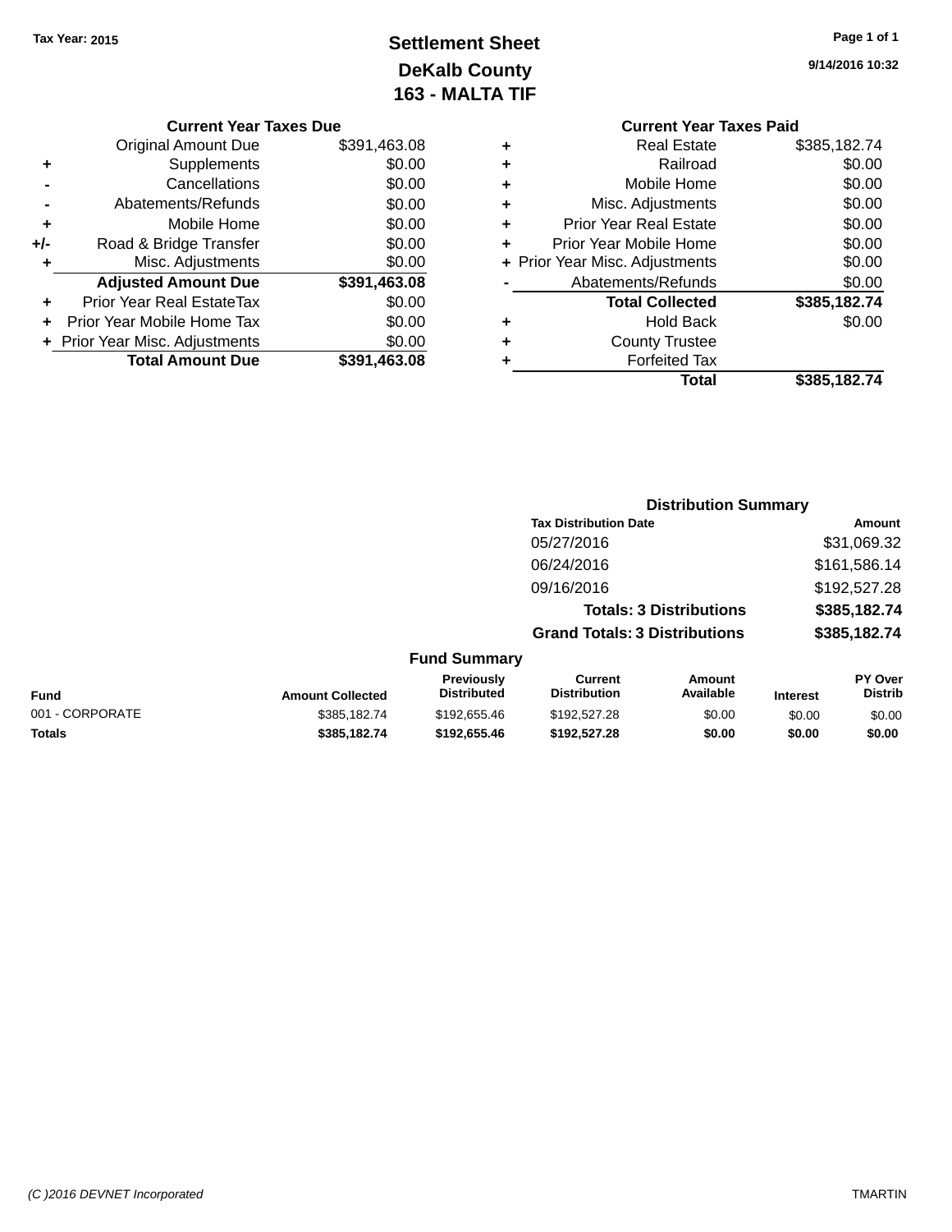Tax Year: 2015

# Settlement Sheet

## DeKalb County

## 163 - MALTA TIF

9/14/2016 10:32

### Current Year Taxes Due

| | | |
|---|---|---|
| | Original Amount Due | $391,463.08 |
| + | Supplements | $0.00 |
| - | Cancellations | $0.00 |
| - | Abatements/Refunds | $0.00 |
| + | Mobile Home | $0.00 |
| +/- | Road & Bridge Transfer | $0.00 |
| + | Misc. Adjustments | $0.00 |
| | **Adjusted Amount Due** | **$391,463.08** |
| + | Prior Year Real EstateTax | $0.00 |
| + | Prior Year Mobile Home Tax | $0.00 |
| + | Prior Year Misc. Adjustments | $0.00 |
| | **Total Amount Due** | **$391,463.08** |

### Current Year Taxes Paid

| | | |
|---|---|---|
| + | Real Estate | $385,182.74 |
| + | Railroad | $0.00 |
| + | Mobile Home | $0.00 |
| + | Misc. Adjustments | $0.00 |
| + | Prior Year Real Estate | $0.00 |
| + | Prior Year Mobile Home | $0.00 |
| + | Prior Year Misc. Adjustments | $0.00 |
| - | Abatements/Refunds | $0.00 |
| | **Total Collected** | **$385,182.74** |
| + | Hold Back | $0.00 |
| + | County Trustee | |
| + | Forfeited Tax | |
| | **Total** | **$385,182.74** |

### Distribution Summary

| Tax Distribution Date | Amount |
|---|---|
| 05/27/2016 | $31,069.32 |
| 06/24/2016 | $161,586.14 |
| 09/16/2016 | $192,527.28 |
| **Totals: 3 Distributions** | **$385,182.74** |
| **Grand Totals: 3 Distributions** | **$385,182.74** |

### Fund Summary

| Fund | Amount Collected | Previously Distributed | Current Distribution | Amount Available | Interest | PY Over Distrib |
|---|---|---|---|---|---|---|
| 001 - CORPORATE | $385,182.74 | $192,655.46 | $192,527.28 | $0.00 | $0.00 | $0.00 |
| **Totals** | **$385,182.74** | **$192,655.46** | **$192,527.28** | **$0.00** | **$0.00** | **$0.00** |

(C )2016 DEVNET Incorporated TMARTIN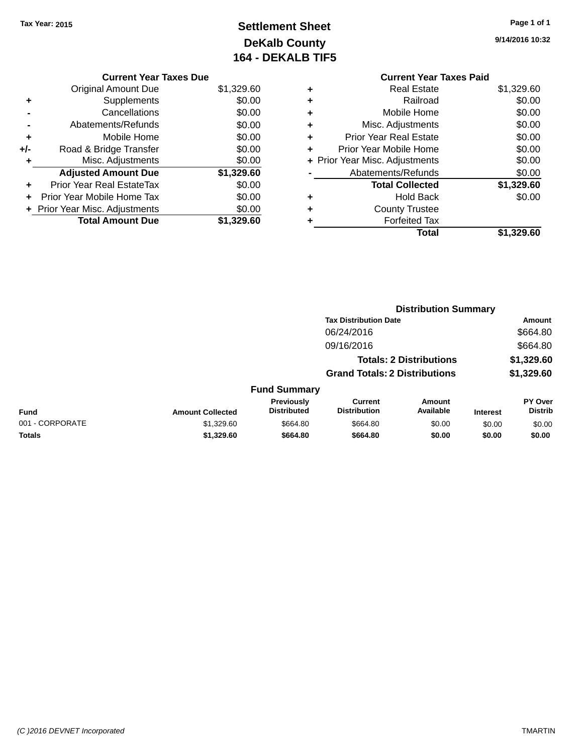Tax Year: 2015

# Settlement Sheet
## DeKalb County
## 164 - DEKALB TIF5

9/14/2016 10:32

### Current Year Taxes Due

| | | |
|---|---|---|
| | Original Amount Due | $1,329.60 |
| + | Supplements | $0.00 |
| - | Cancellations | $0.00 |
| - | Abatements/Refunds | $0.00 |
| + | Mobile Home | $0.00 |
| +/- | Road & Bridge Transfer | $0.00 |
| + | Misc. Adjustments | $0.00 |
| | **Adjusted Amount Due** | **$1,329.60** |
| + | Prior Year Real EstateTax | $0.00 |
| + | Prior Year Mobile Home Tax | $0.00 |
| + | Prior Year Misc. Adjustments | $0.00 |
| | **Total Amount Due** | **$1,329.60** |

### Current Year Taxes Paid

| | | |
|---|---|---|
| + | Real Estate | $1,329.60 |
| + | Railroad | $0.00 |
| + | Mobile Home | $0.00 |
| + | Misc. Adjustments | $0.00 |
| + | Prior Year Real Estate | $0.00 |
| + | Prior Year Mobile Home | $0.00 |
| + | Prior Year Misc. Adjustments | $0.00 |
| - | Abatements/Refunds | $0.00 |
| | **Total Collected** | **$1,329.60** |
| + | Hold Back | $0.00 |
| + | County Trustee | |
| + | Forfeited Tax | |
| | **Total** | **$1,329.60** |

### Distribution Summary

| Tax Distribution Date | Amount |
|---|---|
| 06/24/2016 | $664.80 |
| 09/16/2016 | $664.80 |
| **Totals: 2 Distributions** | **$1,329.60** |
| **Grand Totals: 2 Distributions** | **$1,329.60** |

### Fund Summary

| Fund | Amount Collected | Previously Distributed | Current Distribution | Amount Available | Interest | PY Over Distrib |
|---|---|---|---|---|---|---|
| 001 - CORPORATE | $1,329.60 | $664.80 | $664.80 | $0.00 | $0.00 | $0.00 |
| **Totals** | **$1,329.60** | **$664.80** | **$664.80** | **$0.00** | **$0.00** | **$0.00** |

(C )2016 DEVNET Incorporated

TMARTIN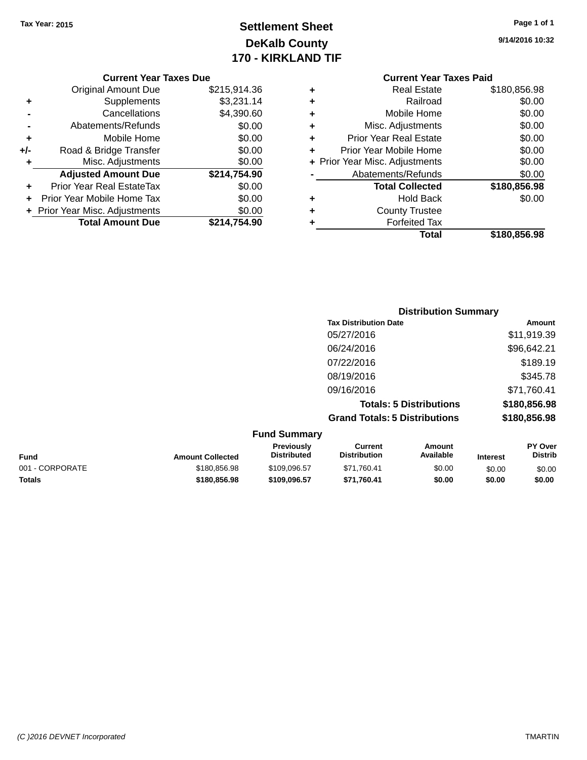Tax Year: 2015

# Settlement Sheet
## DeKalb County
## 170 - KIRKLAND TIF

9/14/2016 10:32

### Current Year Taxes Due

| | | |
|---|---|---|
| | Original Amount Due | $215,914.36 |
| + | Supplements | $3,231.14 |
| - | Cancellations | $4,390.60 |
| - | Abatements/Refunds | $0.00 |
| + | Mobile Home | $0.00 |
| +/- | Road & Bridge Transfer | $0.00 |
| + | Misc. Adjustments | $0.00 |
| | **Adjusted Amount Due** | **$214,754.90** |
| + | Prior Year Real EstateTax | $0.00 |
| + | Prior Year Mobile Home Tax | $0.00 |
| + | Prior Year Misc. Adjustments | $0.00 |
| | **Total Amount Due** | **$214,754.90** |

### Current Year Taxes Paid

| | | |
|---|---|---|
| + | Real Estate | $180,856.98 |
| + | Railroad | $0.00 |
| + | Mobile Home | $0.00 |
| + | Misc. Adjustments | $0.00 |
| + | Prior Year Real Estate | $0.00 |
| + | Prior Year Mobile Home | $0.00 |
| + | Prior Year Misc. Adjustments | $0.00 |
| - | Abatements/Refunds | $0.00 |
| | **Total Collected** | **$180,856.98** |
| + | Hold Back | $0.00 |
| + | County Trustee | |
| + | Forfeited Tax | |
| | **Total** | **$180,856.98** |

### Distribution Summary

| Tax Distribution Date | Amount |
|---|---|
| 05/27/2016 | $11,919.39 |
| 06/24/2016 | $96,642.21 |
| 07/22/2016 | $189.19 |
| 08/19/2016 | $345.78 |
| 09/16/2016 | $71,760.41 |
| **Totals: 5 Distributions** | **$180,856.98** |
| **Grand Totals: 5 Distributions** | **$180,856.98** |

### Fund Summary

| Fund | Amount Collected | Previously Distributed | Current Distribution | Amount Available | Interest | PY Over Distrib |
|---|---|---|---|---|---|---|
| 001 - CORPORATE | $180,856.98 | $109,096.57 | $71,760.41 | $0.00 | $0.00 | $0.00 |
| **Totals** | **$180,856.98** | **$109,096.57** | **$71,760.41** | **$0.00** | **$0.00** | **$0.00** |

(C )2016 DEVNET Incorporated

TMARTIN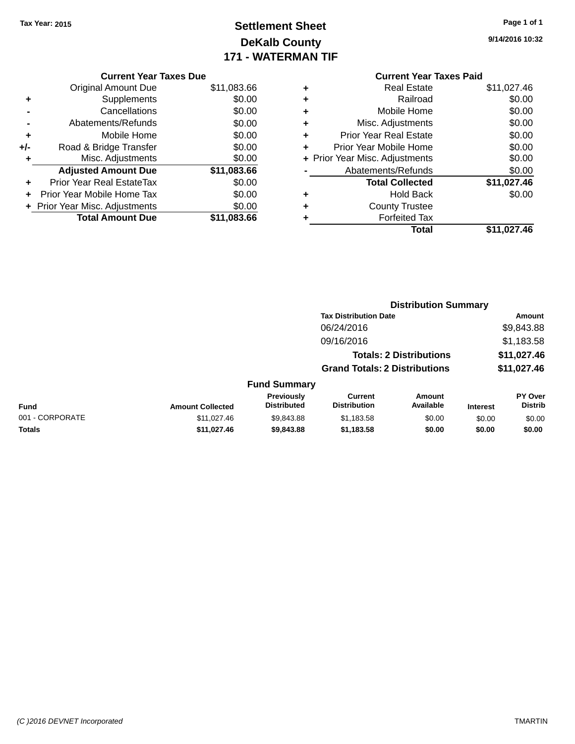Tax Year: 2015

# Settlement Sheet
## DeKalb County
## 171 - WATERMAN TIF

9/14/2016 10:32

### Current Year Taxes Due

| | | |
|---|---|---|
| | Original Amount Due | $11,083.66 |
| + | Supplements | $0.00 |
| - | Cancellations | $0.00 |
| - | Abatements/Refunds | $0.00 |
| + | Mobile Home | $0.00 |
| +/- | Road & Bridge Transfer | $0.00 |
| + | Misc. Adjustments | $0.00 |
| | **Adjusted Amount Due** | **$11,083.66** |
| + | Prior Year Real EstateTax | $0.00 |
| + | Prior Year Mobile Home Tax | $0.00 |
| + | Prior Year Misc. Adjustments | $0.00 |
| | **Total Amount Due** | **$11,083.66** |

### Current Year Taxes Paid

| | | |
|---|---|---|
| + | Real Estate | $11,027.46 |
| + | Railroad | $0.00 |
| + | Mobile Home | $0.00 |
| + | Misc. Adjustments | $0.00 |
| + | Prior Year Real Estate | $0.00 |
| + | Prior Year Mobile Home | $0.00 |
| + | Prior Year Misc. Adjustments | $0.00 |
| - | Abatements/Refunds | $0.00 |
| | **Total Collected** | **$11,027.46** |
| + | Hold Back | $0.00 |
| + | County Trustee | |
| + | Forfeited Tax | |
| | **Total** | **$11,027.46** |

### Distribution Summary

| Tax Distribution Date | Amount |
|---|---|
| 06/24/2016 | $9,843.88 |
| 09/16/2016 | $1,183.58 |
| **Totals: 2 Distributions** | **$11,027.46** |
| **Grand Totals: 2 Distributions** | **$11,027.46** |

### Fund Summary

| Fund | Amount Collected | Previously Distributed | Current Distribution | Amount Available | Interest | PY Over Distrib |
|---|---|---|---|---|---|---|
| 001 - CORPORATE | $11,027.46 | $9,843.88 | $1,183.58 | $0.00 | $0.00 | $0.00 |
| **Totals** | **$11,027.46** | **$9,843.88** | **$1,183.58** | **$0.00** | **$0.00** | **$0.00** |

(C )2016 DEVNET Incorporated TMARTIN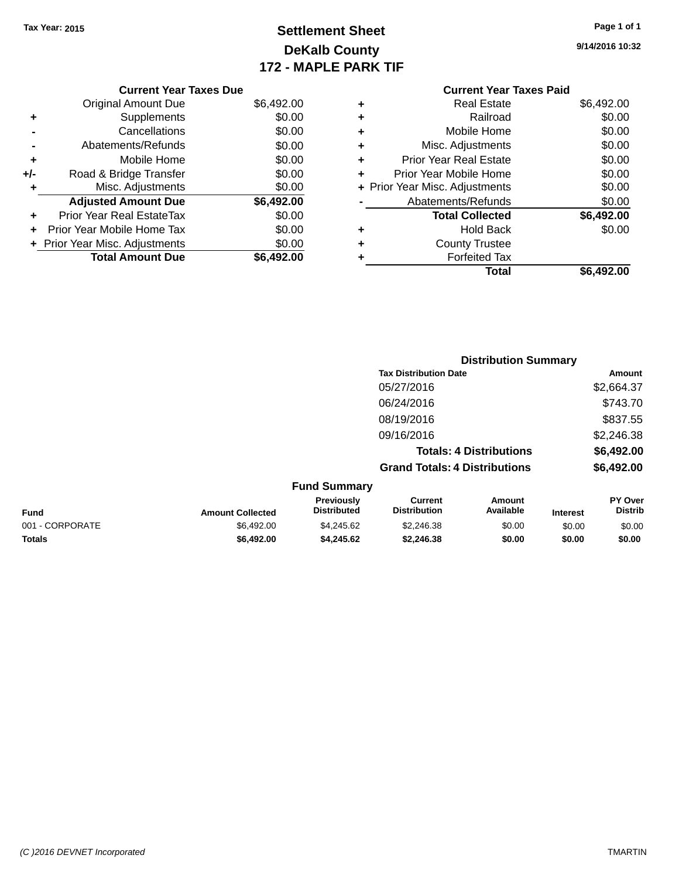**Tax Year: 2015**

# Settlement Sheet
## DeKalb County
## 172 - MAPLE PARK TIF

9/14/2016 10:32

### Current Year Taxes Due

| | | |
|---|---|---|
| | Original Amount Due | $6,492.00 |
| + | Supplements | $0.00 |
| - | Cancellations | $0.00 |
| - | Abatements/Refunds | $0.00 |
| + | Mobile Home | $0.00 |
| +/- | Road & Bridge Transfer | $0.00 |
| + | Misc. Adjustments | $0.00 |
| | **Adjusted Amount Due** | **$6,492.00** |
| + | Prior Year Real EstateTax | $0.00 |
| + | Prior Year Mobile Home Tax | $0.00 |
| + | Prior Year Misc. Adjustments | $0.00 |
| | **Total Amount Due** | **$6,492.00** |

### Current Year Taxes Paid

| | | |
|---|---|---|
| + | Real Estate | $6,492.00 |
| + | Railroad | $0.00 |
| + | Mobile Home | $0.00 |
| + | Misc. Adjustments | $0.00 |
| + | Prior Year Real Estate | $0.00 |
| + | Prior Year Mobile Home | $0.00 |
| + | Prior Year Misc. Adjustments | $0.00 |
| - | Abatements/Refunds | $0.00 |
| | **Total Collected** | **$6,492.00** |
| + | Hold Back | $0.00 |
| + | County Trustee | |
| + | Forfeited Tax | |
| | **Total** | **$6,492.00** |

### Distribution Summary

| Tax Distribution Date | Amount |
|---|---|
| 05/27/2016 | $2,664.37 |
| 06/24/2016 | $743.70 |
| 08/19/2016 | $837.55 |
| 09/16/2016 | $2,246.38 |
| **Totals: 4 Distributions** | **$6,492.00** |
| **Grand Totals: 4 Distributions** | **$6,492.00** |

### Fund Summary

| Fund | Amount Collected | Previously Distributed | Current Distribution | Amount Available | Interest | PY Over Distrib |
|---|---|---|---|---|---|---|
| 001 - CORPORATE | $6,492.00 | $4,245.62 | $2,246.38 | $0.00 | $0.00 | $0.00 |
| **Totals** | **$6,492.00** | **$4,245.62** | **$2,246.38** | **$0.00** | **$0.00** | **$0.00** |

(C )2016 DEVNET Incorporated — TMARTIN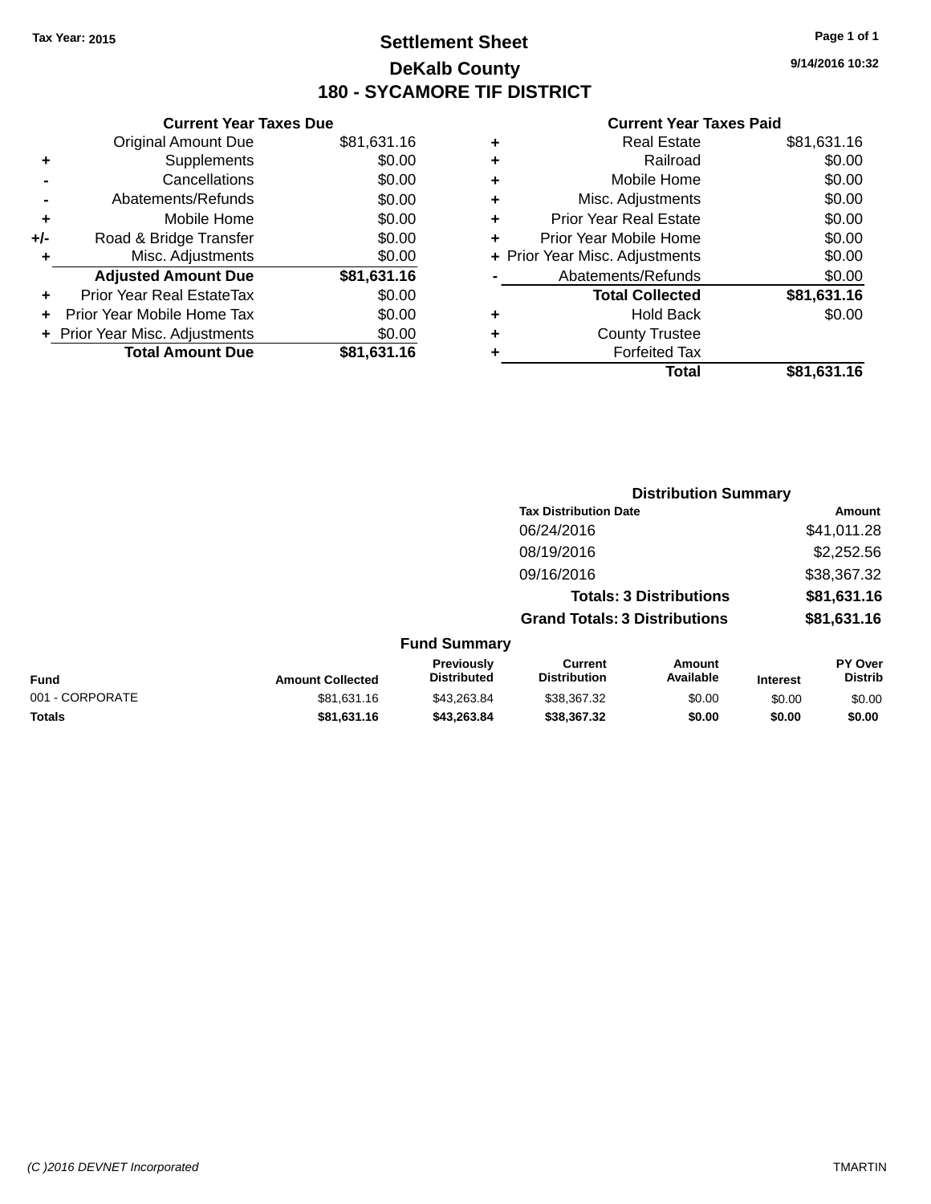Tax Year: 2015

# Settlement Sheet
## DeKalb County
## 180 - SYCAMORE TIF DISTRICT

9/14/2016 10:32

### Current Year Taxes Due

| | | |
|---|---|---|
| | Original Amount Due | $81,631.16 |
| + | Supplements | $0.00 |
| - | Cancellations | $0.00 |
| - | Abatements/Refunds | $0.00 |
| + | Mobile Home | $0.00 |
| +/- | Road & Bridge Transfer | $0.00 |
| + | Misc. Adjustments | $0.00 |
| | **Adjusted Amount Due** | **$81,631.16** |
| + | Prior Year Real EstateTax | $0.00 |
| + | Prior Year Mobile Home Tax | $0.00 |
| + | Prior Year Misc. Adjustments | $0.00 |
| | **Total Amount Due** | **$81,631.16** |

### Current Year Taxes Paid

| | | |
|---|---|---|
| + | Real Estate | $81,631.16 |
| + | Railroad | $0.00 |
| + | Mobile Home | $0.00 |
| + | Misc. Adjustments | $0.00 |
| + | Prior Year Real Estate | $0.00 |
| + | Prior Year Mobile Home | $0.00 |
| + | Prior Year Misc. Adjustments | $0.00 |
| - | Abatements/Refunds | $0.00 |
| | **Total Collected** | **$81,631.16** |
| + | Hold Back | $0.00 |
| + | County Trustee | |
| + | Forfeited Tax | |
| | **Total** | **$81,631.16** |

### Distribution Summary

| Tax Distribution Date | Amount |
|---|---|
| 06/24/2016 | $41,011.28 |
| 08/19/2016 | $2,252.56 |
| 09/16/2016 | $38,367.32 |
| **Totals: 3 Distributions** | **$81,631.16** |
| **Grand Totals: 3 Distributions** | **$81,631.16** |

### Fund Summary

| Fund | Amount Collected | Previously Distributed | Current Distribution | Amount Available | Interest | PY Over Distrib |
|---|---|---|---|---|---|---|
| 001 - CORPORATE | $81,631.16 | $43,263.84 | $38,367.32 | $0.00 | $0.00 | $0.00 |
| **Totals** | **$81,631.16** | **$43,263.84** | **$38,367.32** | **$0.00** | **$0.00** | **$0.00** |

(C )2016 DEVNET Incorporated TMARTIN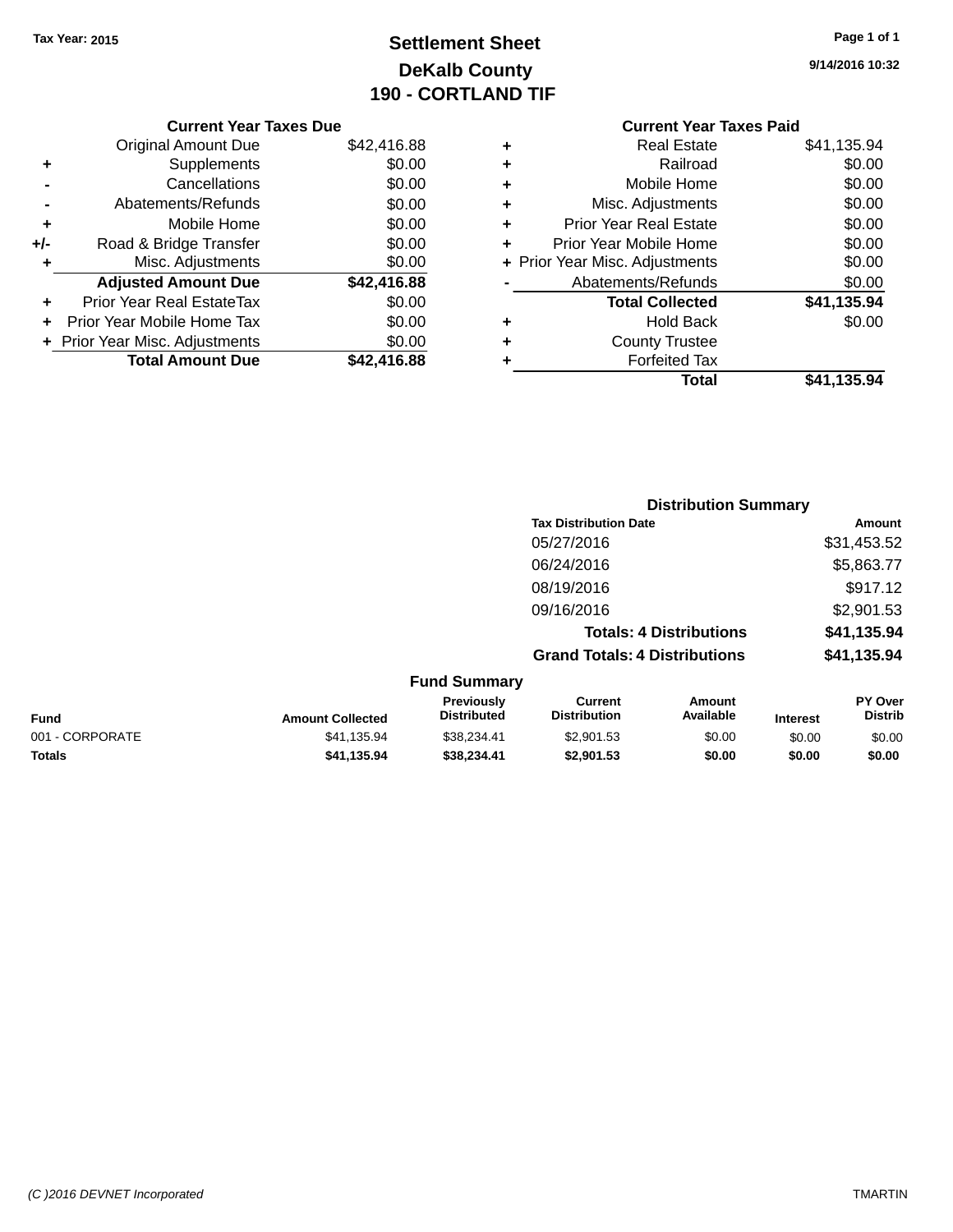Tax Year: 2015

# Settlement Sheet
## DeKalb County
## 190 - CORTLAND TIF

9/14/2016 10:32

### Current Year Taxes Due

| | | |
|---|---|---|
| | Original Amount Due | $42,416.88 |
| + | Supplements | $0.00 |
| - | Cancellations | $0.00 |
| - | Abatements/Refunds | $0.00 |
| + | Mobile Home | $0.00 |
| +/- | Road & Bridge Transfer | $0.00 |
| + | Misc. Adjustments | $0.00 |
| | **Adjusted Amount Due** | **$42,416.88** |
| + | Prior Year Real EstateTax | $0.00 |
| + | Prior Year Mobile Home Tax | $0.00 |
| + | Prior Year Misc. Adjustments | $0.00 |
| | **Total Amount Due** | **$42,416.88** |

### Current Year Taxes Paid

| | | |
|---|---|---|
| + | Real Estate | $41,135.94 |
| + | Railroad | $0.00 |
| + | Mobile Home | $0.00 |
| + | Misc. Adjustments | $0.00 |
| + | Prior Year Real Estate | $0.00 |
| + | Prior Year Mobile Home | $0.00 |
| + | Prior Year Misc. Adjustments | $0.00 |
| - | Abatements/Refunds | $0.00 |
| | **Total Collected** | **$41,135.94** |
| + | Hold Back | $0.00 |
| + | County Trustee | |
| + | Forfeited Tax | |
| | **Total** | **$41,135.94** |

### Distribution Summary

| Tax Distribution Date | Amount |
|---|---|
| 05/27/2016 | $31,453.52 |
| 06/24/2016 | $5,863.77 |
| 08/19/2016 | $917.12 |
| 09/16/2016 | $2,901.53 |
| **Totals: 4 Distributions** | **$41,135.94** |
| **Grand Totals: 4 Distributions** | **$41,135.94** |

### Fund Summary

| Fund | Amount Collected | Previously Distributed | Current Distribution | Amount Available | Interest | PY Over Distrib |
|---|---|---|---|---|---|---|
| 001 - CORPORATE | $41,135.94 | $38,234.41 | $2,901.53 | $0.00 | $0.00 | $0.00 |
| **Totals** | **$41,135.94** | **$38,234.41** | **$2,901.53** | **$0.00** | **$0.00** | **$0.00** |

(C )2016 DEVNET Incorporated TMARTIN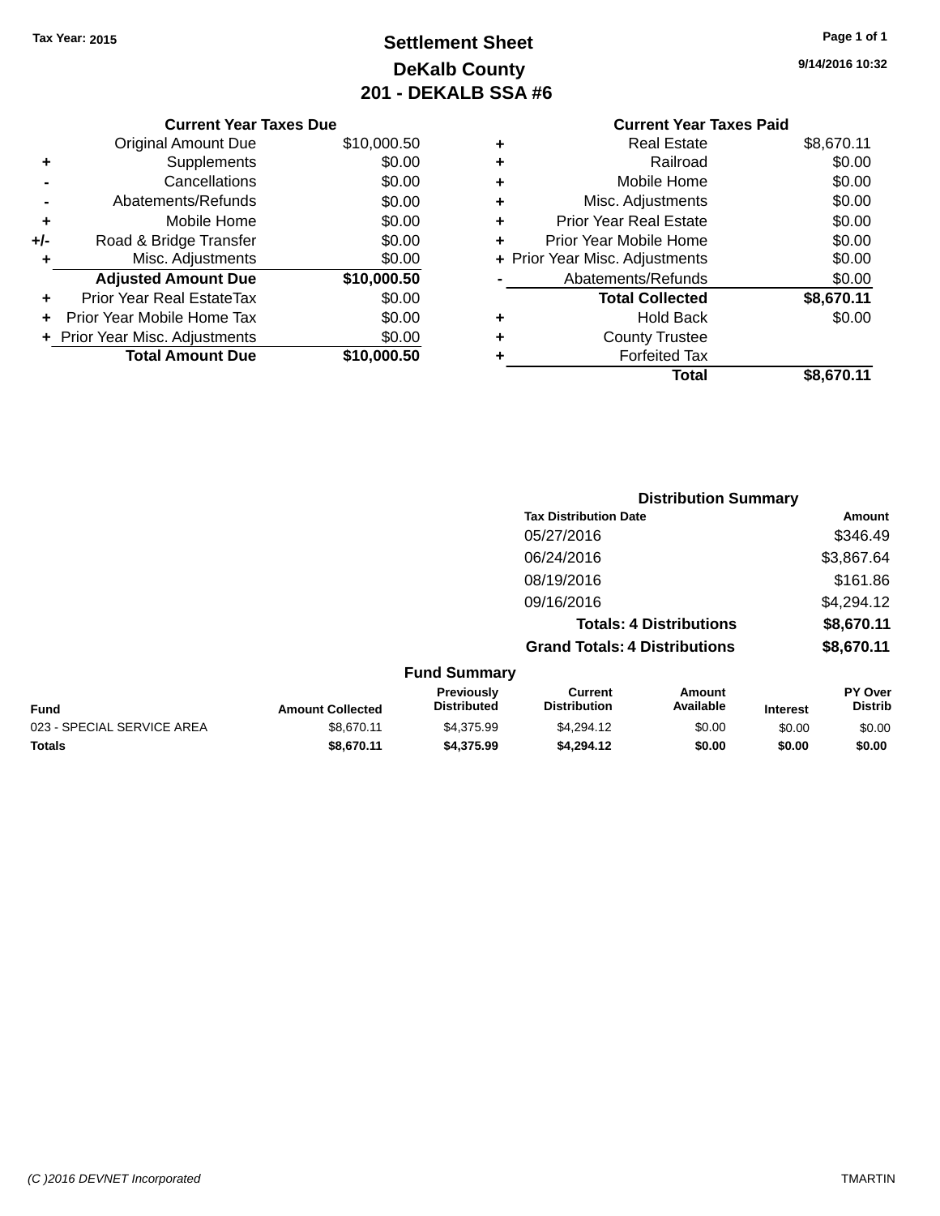**Tax Year: 2015**

# Settlement Sheet
## DeKalb County
## 201 - DEKALB SSA #6

9/14/2016 10:32

### Current Year Taxes Due

| | | |
|---|---|---|
| | Original Amount Due | $10,000.50 |
| + | Supplements | $0.00 |
| - | Cancellations | $0.00 |
| - | Abatements/Refunds | $0.00 |
| + | Mobile Home | $0.00 |
| +/- | Road & Bridge Transfer | $0.00 |
| + | Misc. Adjustments | $0.00 |
| | **Adjusted Amount Due** | **$10,000.50** |
| + | Prior Year Real EstateTax | $0.00 |
| + | Prior Year Mobile Home Tax | $0.00 |
| + | Prior Year Misc. Adjustments | $0.00 |
| | **Total Amount Due** | **$10,000.50** |

### Current Year Taxes Paid

| | | |
|---|---|---|
| + | Real Estate | $8,670.11 |
| + | Railroad | $0.00 |
| + | Mobile Home | $0.00 |
| + | Misc. Adjustments | $0.00 |
| + | Prior Year Real Estate | $0.00 |
| + | Prior Year Mobile Home | $0.00 |
| + | Prior Year Misc. Adjustments | $0.00 |
| - | Abatements/Refunds | $0.00 |
| | **Total Collected** | **$8,670.11** |
| + | Hold Back | $0.00 |
| + | County Trustee | |
| + | Forfeited Tax | |
| | **Total** | **$8,670.11** |

### Distribution Summary

| Tax Distribution Date | Amount |
|---|---|
| 05/27/2016 | $346.49 |
| 06/24/2016 | $3,867.64 |
| 08/19/2016 | $161.86 |
| 09/16/2016 | $4,294.12 |
| **Totals: 4 Distributions** | **$8,670.11** |
| **Grand Totals: 4 Distributions** | **$8,670.11** |

### Fund Summary

| Fund | Amount Collected | Previously Distributed | Current Distribution | Amount Available | Interest | PY Over Distrib |
|---|---|---|---|---|---|---|
| 023 - SPECIAL SERVICE AREA | $8,670.11 | $4,375.99 | $4,294.12 | $0.00 | $0.00 | $0.00 |
| **Totals** | **$8,670.11** | **$4,375.99** | **$4,294.12** | **$0.00** | **$0.00** | **$0.00** |

(C )2016 DEVNET Incorporated — TMARTIN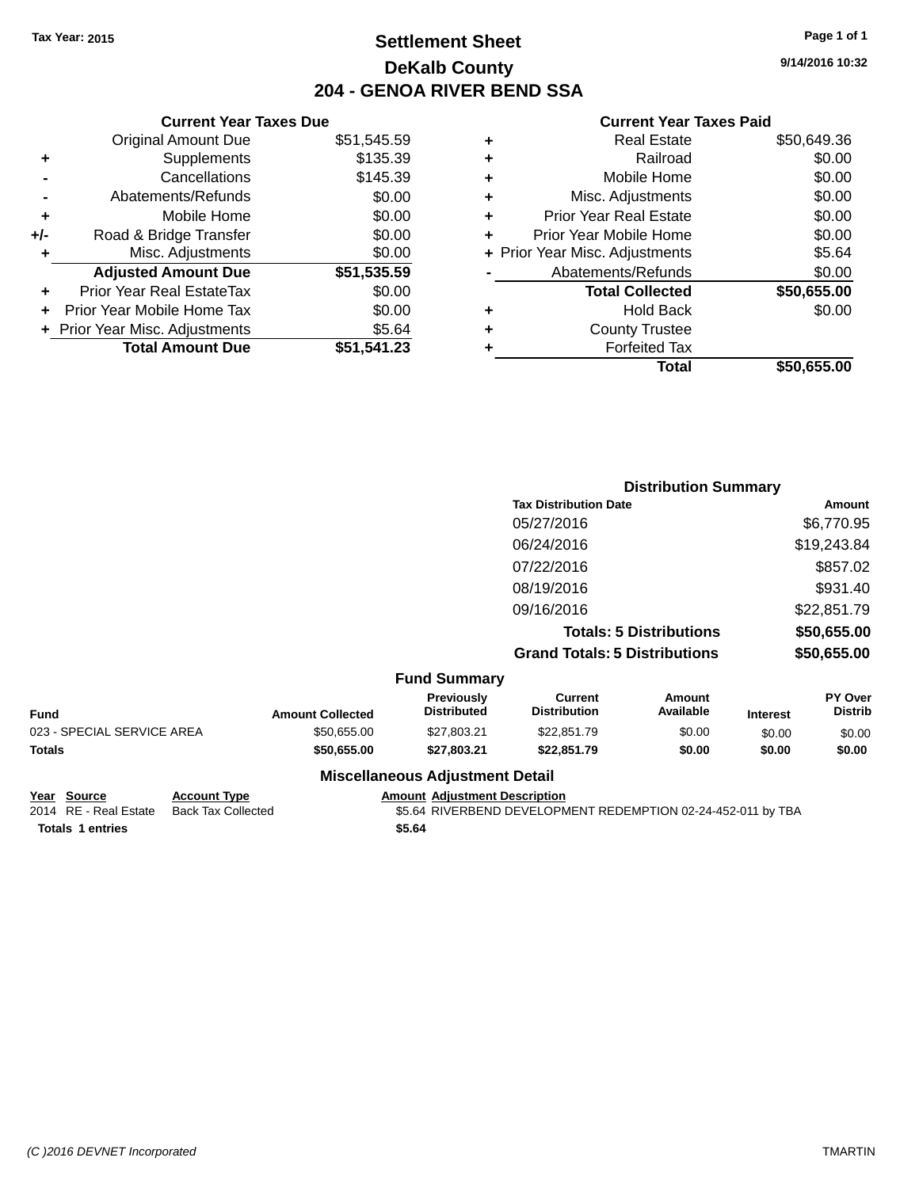Tax Year: 2015

# Settlement Sheet
## DeKalb County
## 204 - GENOA RIVER BEND SSA

9/14/2016 10:32

### Current Year Taxes Due

| | | |
|---|---|---|
| | Original Amount Due | $51,545.59 |
| + | Supplements | $135.39 |
| - | Cancellations | $145.39 |
| - | Abatements/Refunds | $0.00 |
| + | Mobile Home | $0.00 |
| +/- | Road & Bridge Transfer | $0.00 |
| + | Misc. Adjustments | $0.00 |
| | **Adjusted Amount Due** | **$51,535.59** |
| + | Prior Year Real EstateTax | $0.00 |
| + | Prior Year Mobile Home Tax | $0.00 |
| + | Prior Year Misc. Adjustments | $5.64 |
| | **Total Amount Due** | **$51,541.23** |

### Current Year Taxes Paid

| | | |
|---|---|---|
| + | Real Estate | $50,649.36 |
| + | Railroad | $0.00 |
| + | Mobile Home | $0.00 |
| + | Misc. Adjustments | $0.00 |
| + | Prior Year Real Estate | $0.00 |
| + | Prior Year Mobile Home | $0.00 |
| + | Prior Year Misc. Adjustments | $5.64 |
| - | Abatements/Refunds | $0.00 |
| | **Total Collected** | **$50,655.00** |
| + | Hold Back | $0.00 |
| + | County Trustee | |
| + | Forfeited Tax | |
| | **Total** | **$50,655.00** |

### Distribution Summary

| Tax Distribution Date | Amount |
|---|---|
| 05/27/2016 | $6,770.95 |
| 06/24/2016 | $19,243.84 |
| 07/22/2016 | $857.02 |
| 08/19/2016 | $931.40 |
| 09/16/2016 | $22,851.79 |
| **Totals: 5 Distributions** | **$50,655.00** |
| **Grand Totals: 5 Distributions** | **$50,655.00** |

### Fund Summary

| Fund | Amount Collected | Previously Distributed | Current Distribution | Amount Available | Interest | PY Over Distrib |
|---|---|---|---|---|---|---|
| 023 - SPECIAL SERVICE AREA | $50,655.00 | $27,803.21 | $22,851.79 | $0.00 | $0.00 | $0.00 |
| **Totals** | **$50,655.00** | **$27,803.21** | **$22,851.79** | **$0.00** | **$0.00** | **$0.00** |

### Miscellaneous Adjustment Detail

| Year | Source | Account Type | Amount | Adjustment Description |
|---|---|---|---|---|
| 2014 | RE - Real Estate | Back Tax Collected | $5.64 | RIVERBEND DEVELOPMENT REDEMPTION 02-24-452-011 by TBA |
| **Totals 1 entries** | | | **$5.64** | |

(C )2016 DEVNET Incorporated TMARTIN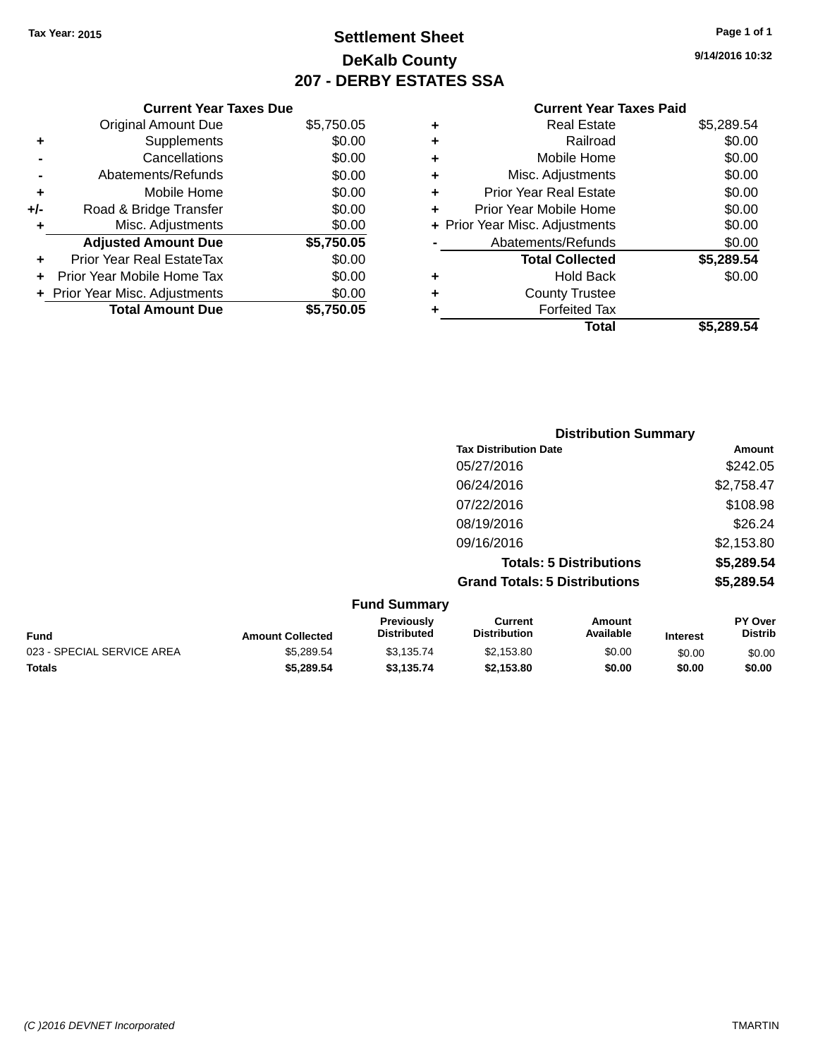Tax Year: 2015

# Settlement Sheet

## DeKalb County

## 207 - DERBY ESTATES SSA

9/14/2016 10:32

### Current Year Taxes Due

| | | |
|---|---|---|
| | Original Amount Due | $5,750.05 |
| + | Supplements | $0.00 |
| - | Cancellations | $0.00 |
| - | Abatements/Refunds | $0.00 |
| + | Mobile Home | $0.00 |
| +/- | Road & Bridge Transfer | $0.00 |
| + | Misc. Adjustments | $0.00 |
| | **Adjusted Amount Due** | **$5,750.05** |
| + | Prior Year Real EstateTax | $0.00 |
| + | Prior Year Mobile Home Tax | $0.00 |
| + | Prior Year Misc. Adjustments | $0.00 |
| | **Total Amount Due** | **$5,750.05** |

### Current Year Taxes Paid

| | | |
|---|---|---|
| + | Real Estate | $5,289.54 |
| + | Railroad | $0.00 |
| + | Mobile Home | $0.00 |
| + | Misc. Adjustments | $0.00 |
| + | Prior Year Real Estate | $0.00 |
| + | Prior Year Mobile Home | $0.00 |
| + | Prior Year Misc. Adjustments | $0.00 |
| - | Abatements/Refunds | $0.00 |
| | **Total Collected** | **$5,289.54** |
| + | Hold Back | $0.00 |
| + | County Trustee | |
| + | Forfeited Tax | |
| | **Total** | **$5,289.54** |

### Distribution Summary

| Tax Distribution Date | Amount |
|---|---|
| 05/27/2016 | $242.05 |
| 06/24/2016 | $2,758.47 |
| 07/22/2016 | $108.98 |
| 08/19/2016 | $26.24 |
| 09/16/2016 | $2,153.80 |
| **Totals: 5 Distributions** | **$5,289.54** |
| **Grand Totals: 5 Distributions** | **$5,289.54** |

### Fund Summary

| Fund | Amount Collected | Previously Distributed | Current Distribution | Amount Available | Interest | PY Over Distrib |
|---|---|---|---|---|---|---|
| 023 - SPECIAL SERVICE AREA | $5,289.54 | $3,135.74 | $2,153.80 | $0.00 | $0.00 | $0.00 |
| **Totals** | **$5,289.54** | **$3,135.74** | **$2,153.80** | **$0.00** | **$0.00** | **$0.00** |

(C )2016 DEVNET Incorporated

TMARTIN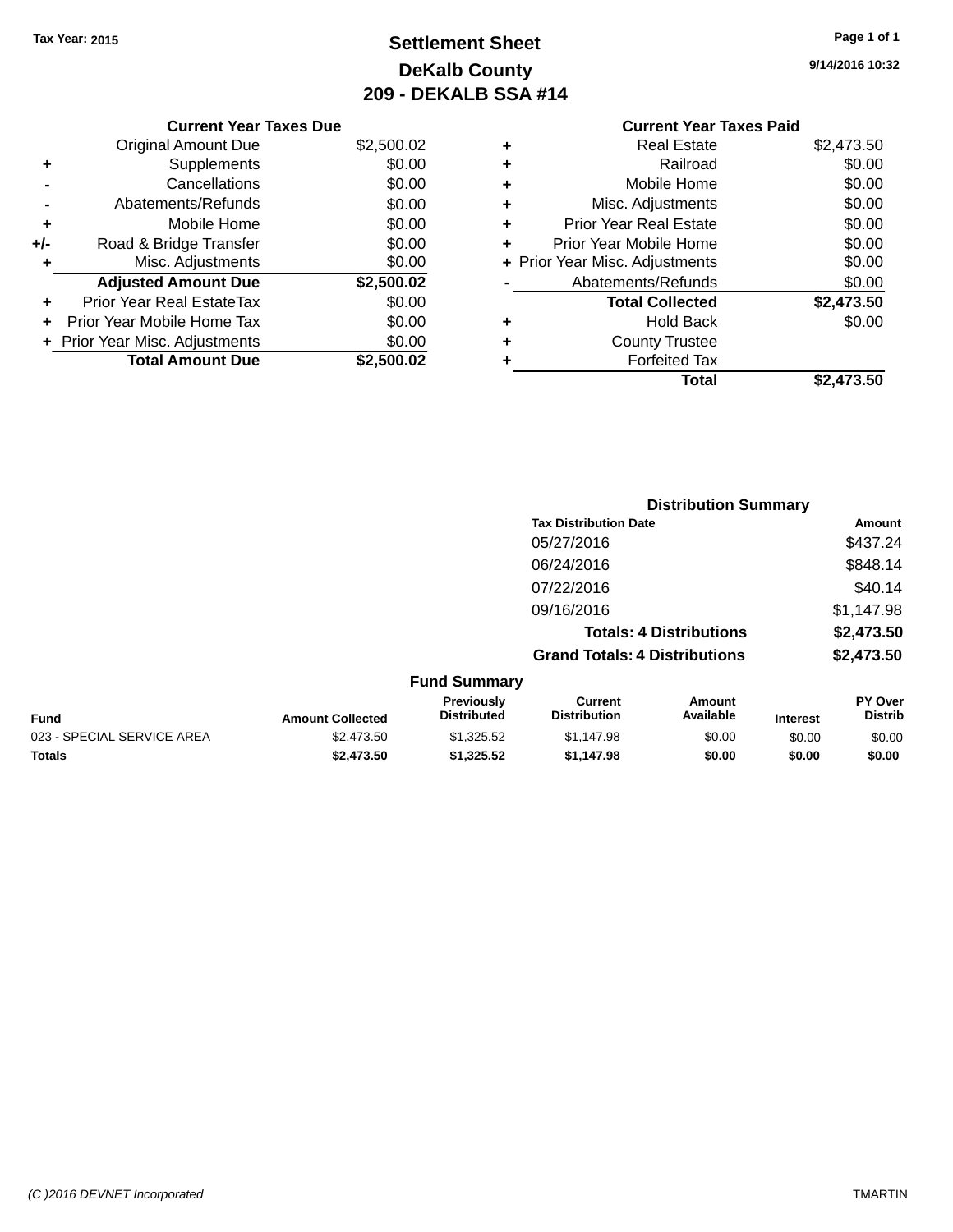Tax Year: 2015

# Settlement Sheet

## DeKalb County

## 209 - DEKALB SSA #14

9/14/2016 10:32

### Current Year Taxes Due

| | | |
|---|---|---|
| | Original Amount Due | $2,500.02 |
| + | Supplements | $0.00 |
| - | Cancellations | $0.00 |
| - | Abatements/Refunds | $0.00 |
| + | Mobile Home | $0.00 |
| +/- | Road & Bridge Transfer | $0.00 |
| + | Misc. Adjustments | $0.00 |
| | **Adjusted Amount Due** | **$2,500.02** |
| + | Prior Year Real EstateTax | $0.00 |
| + | Prior Year Mobile Home Tax | $0.00 |
| + | Prior Year Misc. Adjustments | $0.00 |
| | **Total Amount Due** | **$2,500.02** |

### Current Year Taxes Paid

| | | |
|---|---|---|
| + | Real Estate | $2,473.50 |
| + | Railroad | $0.00 |
| + | Mobile Home | $0.00 |
| + | Misc. Adjustments | $0.00 |
| + | Prior Year Real Estate | $0.00 |
| + | Prior Year Mobile Home | $0.00 |
| + | Prior Year Misc. Adjustments | $0.00 |
| - | Abatements/Refunds | $0.00 |
| | **Total Collected** | **$2,473.50** |
| + | Hold Back | $0.00 |
| + | County Trustee | |
| + | Forfeited Tax | |
| | **Total** | **$2,473.50** |

### Distribution Summary

| Tax Distribution Date | Amount |
|---|---|
| 05/27/2016 | $437.24 |
| 06/24/2016 | $848.14 |
| 07/22/2016 | $40.14 |
| 09/16/2016 | $1,147.98 |
| **Totals: 4 Distributions** | **$2,473.50** |
| **Grand Totals: 4 Distributions** | **$2,473.50** |

### Fund Summary

| Fund | Amount Collected | Previously Distributed | Current Distribution | Amount Available | Interest | PY Over Distrib |
|---|---|---|---|---|---|---|
| 023 - SPECIAL SERVICE AREA | $2,473.50 | $1,325.52 | $1,147.98 | $0.00 | $0.00 | $0.00 |
| **Totals** | **$2,473.50** | **$1,325.52** | **$1,147.98** | **$0.00** | **$0.00** | **$0.00** |

(C )2016 DEVNET Incorporated TMARTIN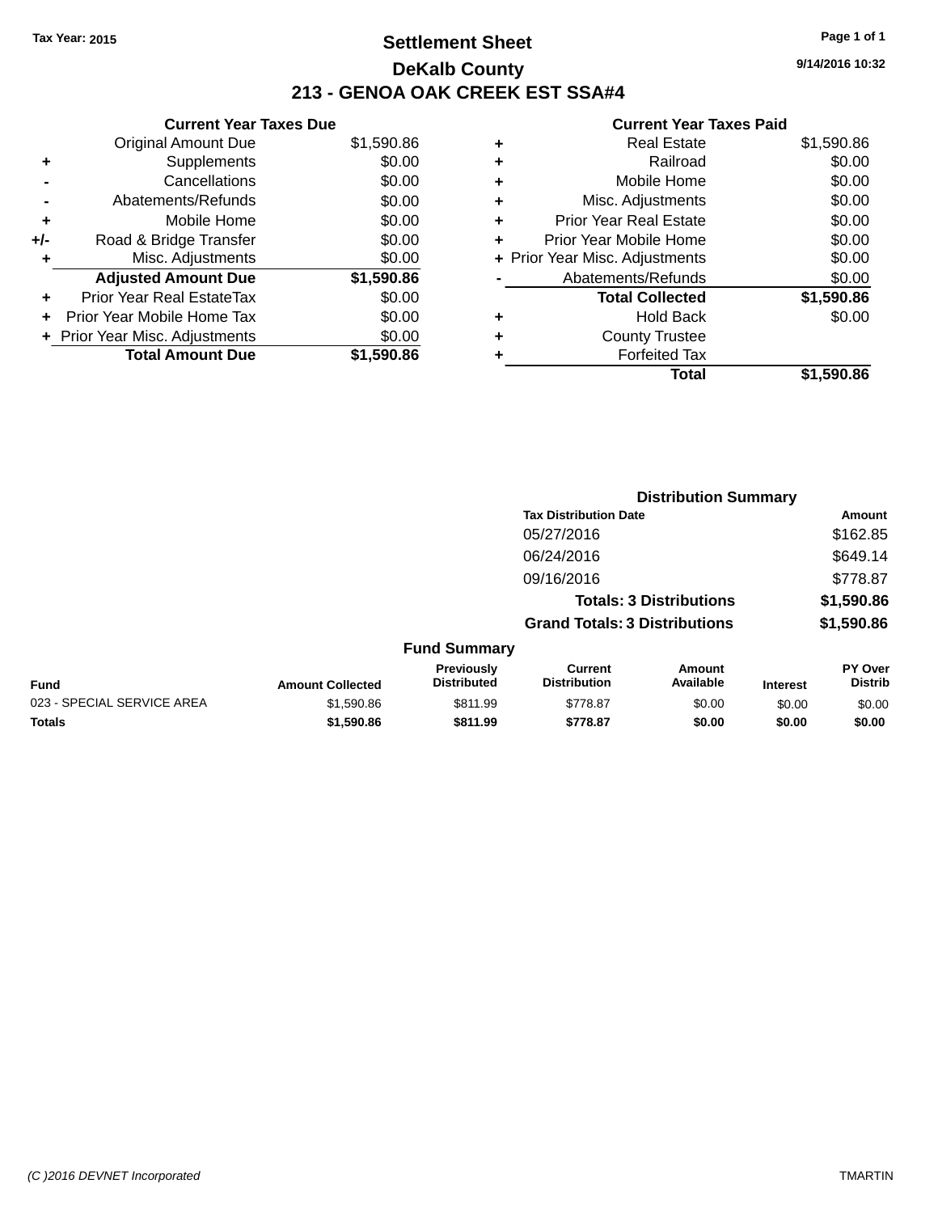Tax Year: 2015

# Settlement Sheet

## DeKalb County

## 213 - GENOA OAK CREEK EST SSA#4

9/14/2016 10:32

### Current Year Taxes Due

| | | |
|---|---|---|
| | Original Amount Due | $1,590.86 |
| + | Supplements | $0.00 |
| - | Cancellations | $0.00 |
| - | Abatements/Refunds | $0.00 |
| + | Mobile Home | $0.00 |
| +/- | Road & Bridge Transfer | $0.00 |
| + | Misc. Adjustments | $0.00 |
| | **Adjusted Amount Due** | **$1,590.86** |
| + | Prior Year Real EstateTax | $0.00 |
| + | Prior Year Mobile Home Tax | $0.00 |
| + | Prior Year Misc. Adjustments | $0.00 |
| | **Total Amount Due** | **$1,590.86** |

### Current Year Taxes Paid

| | | |
|---|---|---|
| + | Real Estate | $1,590.86 |
| + | Railroad | $0.00 |
| + | Mobile Home | $0.00 |
| + | Misc. Adjustments | $0.00 |
| + | Prior Year Real Estate | $0.00 |
| + | Prior Year Mobile Home | $0.00 |
| + | Prior Year Misc. Adjustments | $0.00 |
| - | Abatements/Refunds | $0.00 |
| | **Total Collected** | **$1,590.86** |
| + | Hold Back | $0.00 |
| + | County Trustee | |
| + | Forfeited Tax | |
| | **Total** | **$1,590.86** |

### Distribution Summary

| Tax Distribution Date | Amount |
|---|---|
| 05/27/2016 | $162.85 |
| 06/24/2016 | $649.14 |
| 09/16/2016 | $778.87 |
| **Totals: 3 Distributions** | **$1,590.86** |
| **Grand Totals: 3 Distributions** | **$1,590.86** |

### Fund Summary

| Fund | Amount Collected | Previously Distributed | Current Distribution | Amount Available | Interest | PY Over Distrib |
|---|---|---|---|---|---|---|
| 023 - SPECIAL SERVICE AREA | $1,590.86 | $811.99 | $778.87 | $0.00 | $0.00 | $0.00 |
| **Totals** | **$1,590.86** | **$811.99** | **$778.87** | **$0.00** | **$0.00** | **$0.00** |

(C )2016 DEVNET Incorporated    TMARTIN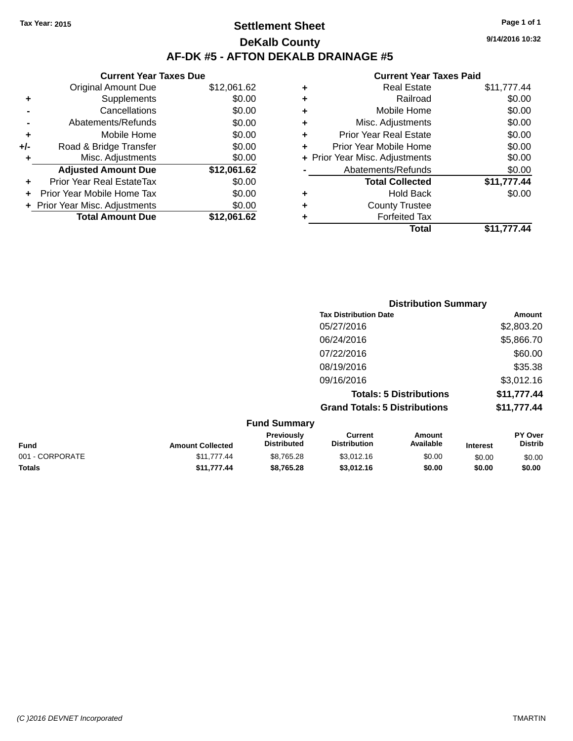Tax Year: 2015

# Settlement Sheet

## DeKalb County

## AF-DK #5 - AFTON DEKALB DRAINAGE #5

9/14/2016 10:32

### Current Year Taxes Due

| | | |
|---|---|---|
| | Original Amount Due | $12,061.62 |
| + | Supplements | $0.00 |
| - | Cancellations | $0.00 |
| - | Abatements/Refunds | $0.00 |
| + | Mobile Home | $0.00 |
| +/- | Road & Bridge Transfer | $0.00 |
| + | Misc. Adjustments | $0.00 |
| | **Adjusted Amount Due** | **$12,061.62** |
| + | Prior Year Real EstateTax | $0.00 |
| + | Prior Year Mobile Home Tax | $0.00 |
| + | Prior Year Misc. Adjustments | $0.00 |
| | **Total Amount Due** | **$12,061.62** |

### Current Year Taxes Paid

| | | |
|---|---|---|
| + | Real Estate | $11,777.44 |
| + | Railroad | $0.00 |
| + | Mobile Home | $0.00 |
| + | Misc. Adjustments | $0.00 |
| + | Prior Year Real Estate | $0.00 |
| + | Prior Year Mobile Home | $0.00 |
| + | Prior Year Misc. Adjustments | $0.00 |
| - | Abatements/Refunds | $0.00 |
| | **Total Collected** | **$11,777.44** |
| + | Hold Back | $0.00 |
| + | County Trustee | |
| + | Forfeited Tax | |
| | **Total** | **$11,777.44** |

### Distribution Summary

| Tax Distribution Date | Amount |
|---|---|
| 05/27/2016 | $2,803.20 |
| 06/24/2016 | $5,866.70 |
| 07/22/2016 | $60.00 |
| 08/19/2016 | $35.38 |
| 09/16/2016 | $3,012.16 |
| **Totals: 5 Distributions** | **$11,777.44** |
| **Grand Totals: 5 Distributions** | **$11,777.44** |

### Fund Summary

| Fund | Amount Collected | Previously Distributed | Current Distribution | Amount Available | Interest | PY Over Distrib |
|---|---|---|---|---|---|---|
| 001 - CORPORATE | $11,777.44 | $8,765.28 | $3,012.16 | $0.00 | $0.00 | $0.00 |
| **Totals** | **$11,777.44** | **$8,765.28** | **$3,012.16** | **$0.00** | **$0.00** | **$0.00** |

(C )2016 DEVNET Incorporated TMARTIN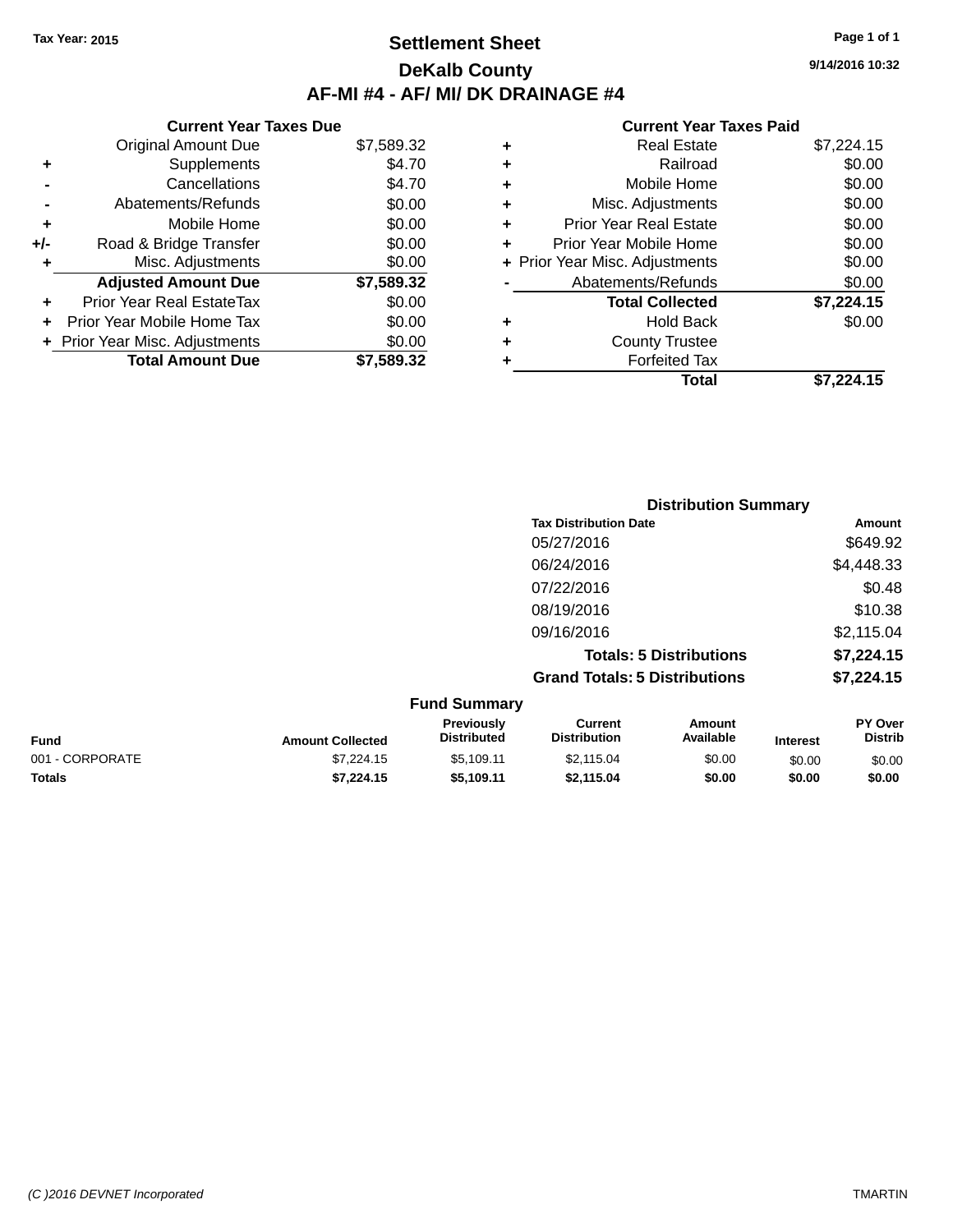Tax Year: 2015

# Settlement Sheet

## DeKalb County

## AF-MI #4 - AF/ MI/ DK DRAINAGE #4

9/14/2016 10:32

**Current Year Taxes Due**

| | | |
|---|---|---|
| | Original Amount Due | $7,589.32 |
| + | Supplements | $4.70 |
| - | Cancellations | $4.70 |
| - | Abatements/Refunds | $0.00 |
| + | Mobile Home | $0.00 |
| +/- | Road & Bridge Transfer | $0.00 |
| + | Misc. Adjustments | $0.00 |
| | **Adjusted Amount Due** | **$7,589.32** |
| + | Prior Year Real EstateTax | $0.00 |
| + | Prior Year Mobile Home Tax | $0.00 |
| + | Prior Year Misc. Adjustments | $0.00 |
| | **Total Amount Due** | **$7,589.32** |

**Current Year Taxes Paid**

| | | |
|---|---|---|
| + | Real Estate | $7,224.15 |
| + | Railroad | $0.00 |
| + | Mobile Home | $0.00 |
| + | Misc. Adjustments | $0.00 |
| + | Prior Year Real Estate | $0.00 |
| + | Prior Year Mobile Home | $0.00 |
| + | Prior Year Misc. Adjustments | $0.00 |
| - | Abatements/Refunds | $0.00 |
| | **Total Collected** | **$7,224.15** |
| + | Hold Back | $0.00 |
| + | County Trustee | |
| + | Forfeited Tax | |
| | **Total** | **$7,224.15** |

**Distribution Summary**

| Tax Distribution Date | Amount |
|---|---|
| 05/27/2016 | $649.92 |
| 06/24/2016 | $4,448.33 |
| 07/22/2016 | $0.48 |
| 08/19/2016 | $10.38 |
| 09/16/2016 | $2,115.04 |
| **Totals: 5 Distributions** | **$7,224.15** |
| **Grand Totals: 5 Distributions** | **$7,224.15** |

**Fund Summary**

| Fund | Amount Collected | Previously Distributed | Current Distribution | Amount Available | Interest | PY Over Distrib |
|---|---|---|---|---|---|---|
| 001 - CORPORATE | $7,224.15 | $5,109.11 | $2,115.04 | $0.00 | $0.00 | $0.00 |
| **Totals** | **$7,224.15** | **$5,109.11** | **$2,115.04** | **$0.00** | **$0.00** | **$0.00** |

(C )2016 DEVNET Incorporated TMARTIN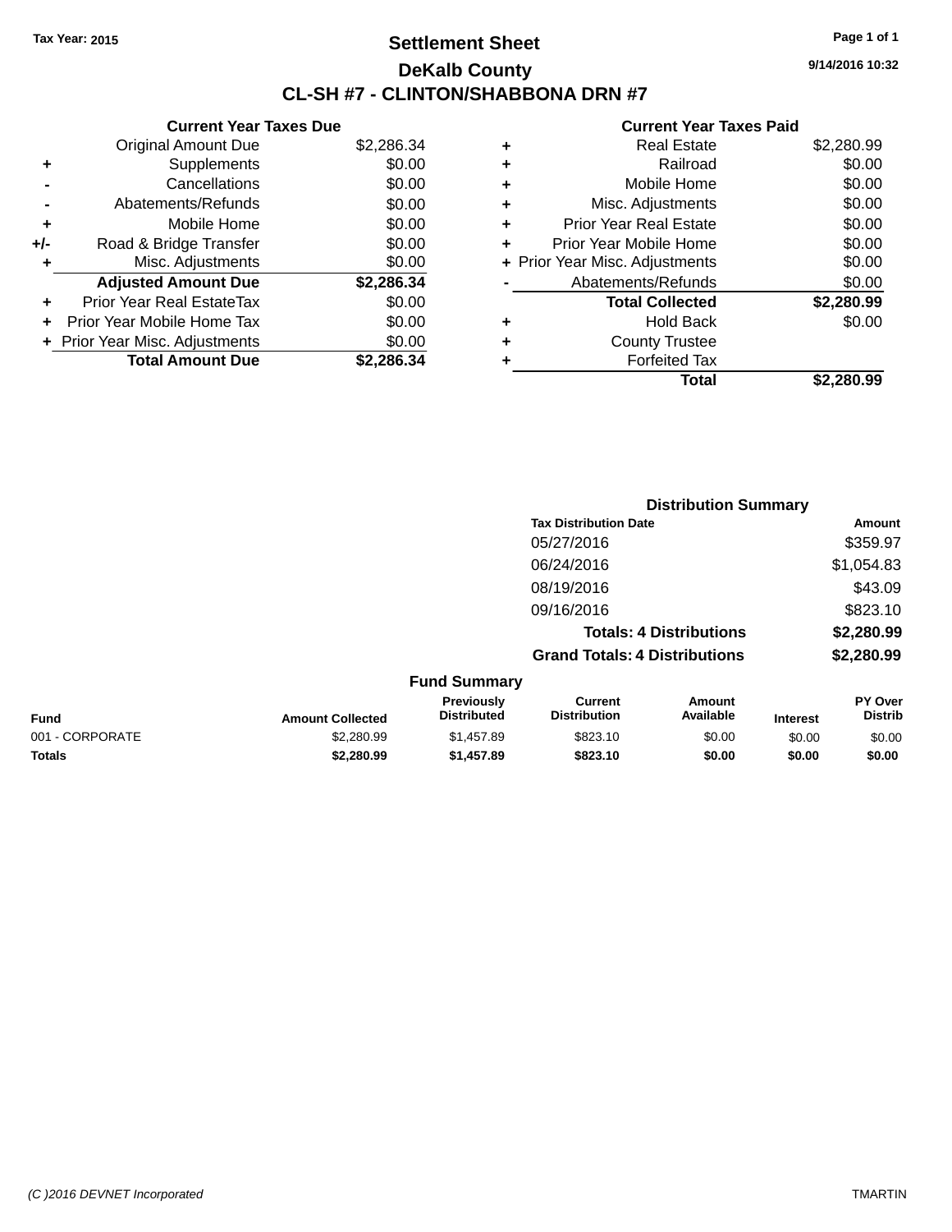Tax Year: 2015

# Settlement Sheet

## DeKalb County

## CL-SH #7 - CLINTON/SHABBONA DRN #7

9/14/2016 10:32

### Current Year Taxes Due

| | | |
|---|---|---|
| | Original Amount Due | $2,286.34 |
| + | Supplements | $0.00 |
| - | Cancellations | $0.00 |
| - | Abatements/Refunds | $0.00 |
| + | Mobile Home | $0.00 |
| +/- | Road & Bridge Transfer | $0.00 |
| + | Misc. Adjustments | $0.00 |
| | **Adjusted Amount Due** | **$2,286.34** |
| + | Prior Year Real EstateTax | $0.00 |
| + | Prior Year Mobile Home Tax | $0.00 |
| + | Prior Year Misc. Adjustments | $0.00 |
| | **Total Amount Due** | **$2,286.34** |

### Current Year Taxes Paid

| | | |
|---|---|---|
| + | Real Estate | $2,280.99 |
| + | Railroad | $0.00 |
| + | Mobile Home | $0.00 |
| + | Misc. Adjustments | $0.00 |
| + | Prior Year Real Estate | $0.00 |
| + | Prior Year Mobile Home | $0.00 |
| + | Prior Year Misc. Adjustments | $0.00 |
| - | Abatements/Refunds | $0.00 |
| | **Total Collected** | **$2,280.99** |
| + | Hold Back | $0.00 |
| + | County Trustee | |
| + | Forfeited Tax | |
| | **Total** | **$2,280.99** |

### Distribution Summary

| Tax Distribution Date | Amount |
|---|---|
| 05/27/2016 | $359.97 |
| 06/24/2016 | $1,054.83 |
| 08/19/2016 | $43.09 |
| 09/16/2016 | $823.10 |
| **Totals: 4 Distributions** | **$2,280.99** |
| **Grand Totals: 4 Distributions** | **$2,280.99** |

### Fund Summary

| Fund | Amount Collected | Previously Distributed | Current Distribution | Amount Available | Interest | PY Over Distrib |
|---|---|---|---|---|---|---|
| 001 - CORPORATE | $2,280.99 | $1,457.89 | $823.10 | $0.00 | $0.00 | $0.00 |
| **Totals** | **$2,280.99** | **$1,457.89** | **$823.10** | **$0.00** | **$0.00** | **$0.00** |

(C )2016 DEVNET Incorporated TMARTIN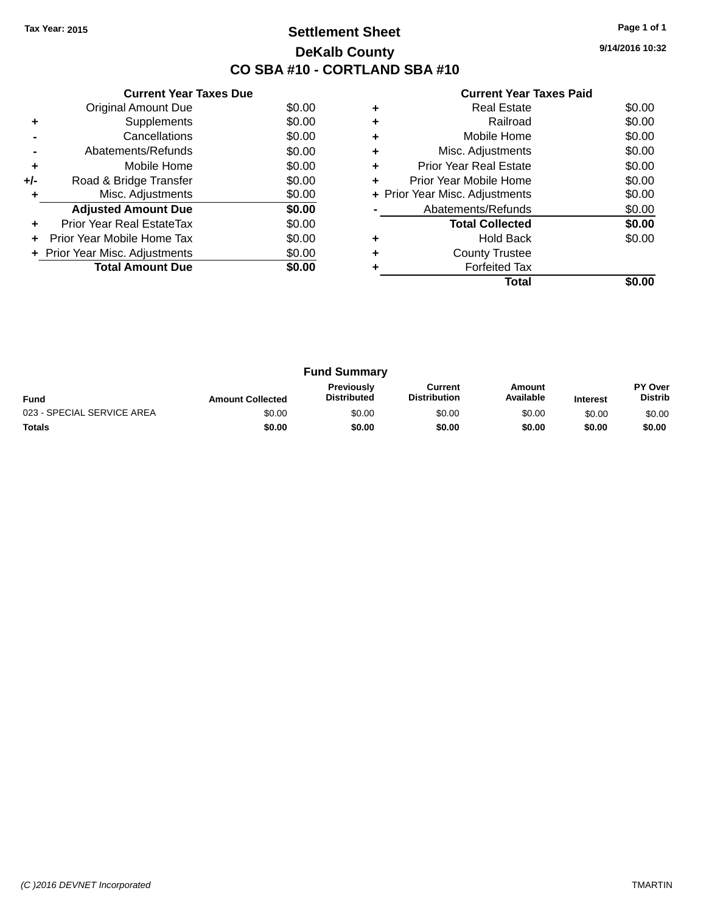Tax Year: 2015

# Settlement Sheet

## DeKalb County

## CO SBA #10 - CORTLAND SBA #10

9/14/2016 10:32

### Current Year Taxes Due

| | | |
|---|---|---|
| | Original Amount Due | $0.00 |
| + | Supplements | $0.00 |
| - | Cancellations | $0.00 |
| - | Abatements/Refunds | $0.00 |
| + | Mobile Home | $0.00 |
| +/- | Road & Bridge Transfer | $0.00 |
| + | Misc. Adjustments | $0.00 |
| | **Adjusted Amount Due** | **$0.00** |
| + | Prior Year Real EstateTax | $0.00 |
| + | Prior Year Mobile Home Tax | $0.00 |
| + | Prior Year Misc. Adjustments | $0.00 |
| | **Total Amount Due** | **$0.00** |

### Current Year Taxes Paid

| | | |
|---|---|---|
| + | Real Estate | $0.00 |
| + | Railroad | $0.00 |
| + | Mobile Home | $0.00 |
| + | Misc. Adjustments | $0.00 |
| + | Prior Year Real Estate | $0.00 |
| + | Prior Year Mobile Home | $0.00 |
| + | Prior Year Misc. Adjustments | $0.00 |
| - | Abatements/Refunds | $0.00 |
| | **Total Collected** | **$0.00** |
| + | Hold Back | $0.00 |
| + | County Trustee | |
| + | Forfeited Tax | |
| | **Total** | **$0.00** |

### Fund Summary

| Fund | Amount Collected | Previously Distributed | Current Distribution | Amount Available | Interest | PY Over Distrib |
|---|---|---|---|---|---|---|
| 023 - SPECIAL SERVICE AREA | $0.00 | $0.00 | $0.00 | $0.00 | $0.00 | $0.00 |
| **Totals** | **$0.00** | **$0.00** | **$0.00** | **$0.00** | **$0.00** | **$0.00** |

(C )2016 DEVNET Incorporated TMARTIN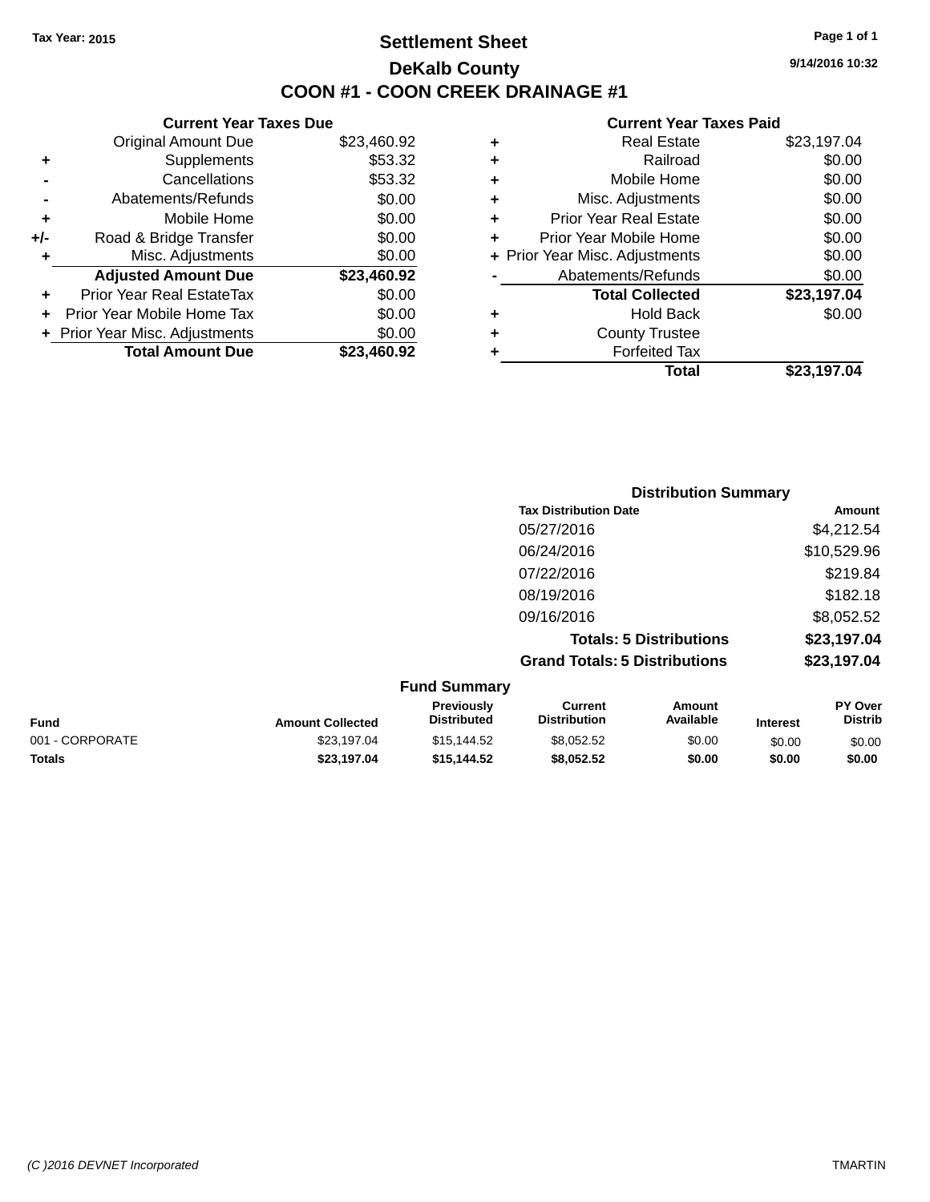Tax Year: 2015

# Settlement Sheet

## DeKalb County

## COON #1 - COON CREEK DRAINAGE #1

9/14/2016 10:32

### Current Year Taxes Due

| | | |
|---|---|---|
| | Original Amount Due | $23,460.92 |
| + | Supplements | $53.32 |
| - | Cancellations | $53.32 |
| - | Abatements/Refunds | $0.00 |
| + | Mobile Home | $0.00 |
| +/- | Road & Bridge Transfer | $0.00 |
| + | Misc. Adjustments | $0.00 |
| | **Adjusted Amount Due** | **$23,460.92** |
| + | Prior Year Real EstateTax | $0.00 |
| + | Prior Year Mobile Home Tax | $0.00 |
| + | Prior Year Misc. Adjustments | $0.00 |
| | **Total Amount Due** | **$23,460.92** |

### Current Year Taxes Paid

| | | |
|---|---|---|
| + | Real Estate | $23,197.04 |
| + | Railroad | $0.00 |
| + | Mobile Home | $0.00 |
| + | Misc. Adjustments | $0.00 |
| + | Prior Year Real Estate | $0.00 |
| + | Prior Year Mobile Home | $0.00 |
| + | Prior Year Misc. Adjustments | $0.00 |
| - | Abatements/Refunds | $0.00 |
| | **Total Collected** | **$23,197.04** |
| + | Hold Back | $0.00 |
| + | County Trustee | |
| + | Forfeited Tax | |
| | **Total** | **$23,197.04** |

### Distribution Summary

| Tax Distribution Date | Amount |
|---|---|
| 05/27/2016 | $4,212.54 |
| 06/24/2016 | $10,529.96 |
| 07/22/2016 | $219.84 |
| 08/19/2016 | $182.18 |
| 09/16/2016 | $8,052.52 |
| **Totals: 5 Distributions** | **$23,197.04** |
| **Grand Totals: 5 Distributions** | **$23,197.04** |

### Fund Summary

| Fund | Amount Collected | Previously Distributed | Current Distribution | Amount Available | Interest | PY Over Distrib |
|---|---|---|---|---|---|---|
| 001 - CORPORATE | $23,197.04 | $15,144.52 | $8,052.52 | $0.00 | $0.00 | $0.00 |
| **Totals** | **$23,197.04** | **$15,144.52** | **$8,052.52** | **$0.00** | **$0.00** | **$0.00** |

(C )2016 DEVNET Incorporated TMARTIN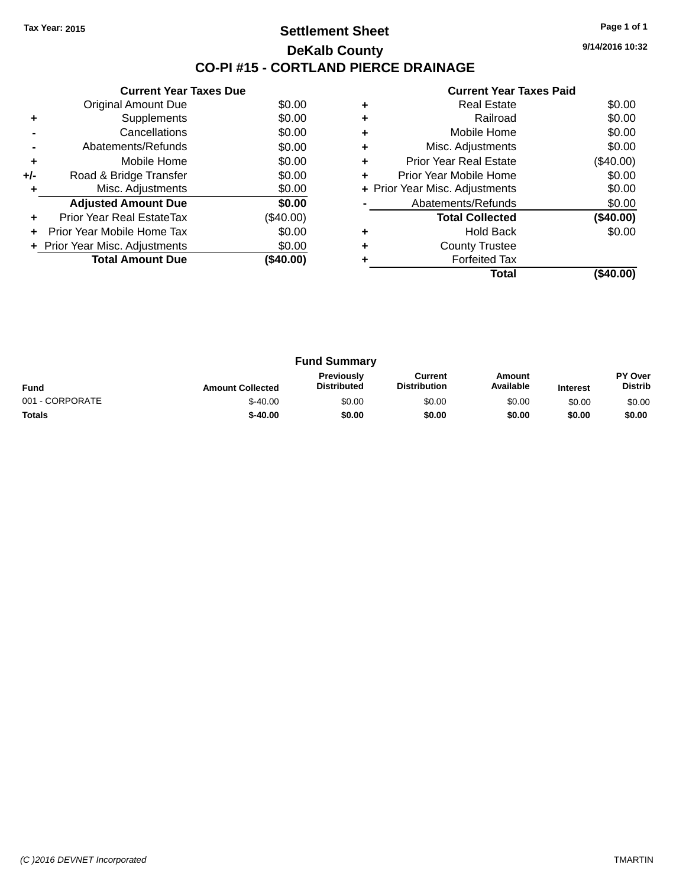Tax Year: 2015

# Settlement Sheet

## DeKalb County

## CO-PI #15 - CORTLAND PIERCE DRAINAGE

9/14/2016 10:32

### Current Year Taxes Due

| | | |
|---|---|---|
| | Original Amount Due | $0.00 |
| + | Supplements | $0.00 |
| - | Cancellations | $0.00 |
| - | Abatements/Refunds | $0.00 |
| + | Mobile Home | $0.00 |
| +/- | Road & Bridge Transfer | $0.00 |
| + | Misc. Adjustments | $0.00 |
| | **Adjusted Amount Due** | **$0.00** |
| + | Prior Year Real EstateTax | ($40.00) |
| + | Prior Year Mobile Home Tax | $0.00 |
| + | Prior Year Misc. Adjustments | $0.00 |
| | **Total Amount Due** | **($40.00)** |

### Current Year Taxes Paid

| | | |
|---|---|---|
| + | Real Estate | $0.00 |
| + | Railroad | $0.00 |
| + | Mobile Home | $0.00 |
| + | Misc. Adjustments | $0.00 |
| + | Prior Year Real Estate | ($40.00) |
| + | Prior Year Mobile Home | $0.00 |
| + | Prior Year Misc. Adjustments | $0.00 |
| - | Abatements/Refunds | $0.00 |
| | **Total Collected** | **($40.00)** |
| + | Hold Back | $0.00 |
| + | County Trustee | |
| + | Forfeited Tax | |
| | **Total** | **($40.00)** |

### Fund Summary

| Fund | Amount Collected | Previously Distributed | Current Distribution | Amount Available | Interest | PY Over Distrib |
|---|---|---|---|---|---|---|
| 001 - CORPORATE | $-40.00 | $0.00 | $0.00 | $0.00 | $0.00 | $0.00 |
| **Totals** | **$-40.00** | **$0.00** | **$0.00** | **$0.00** | **$0.00** | **$0.00** |

(C )2016 DEVNET Incorporated — TMARTIN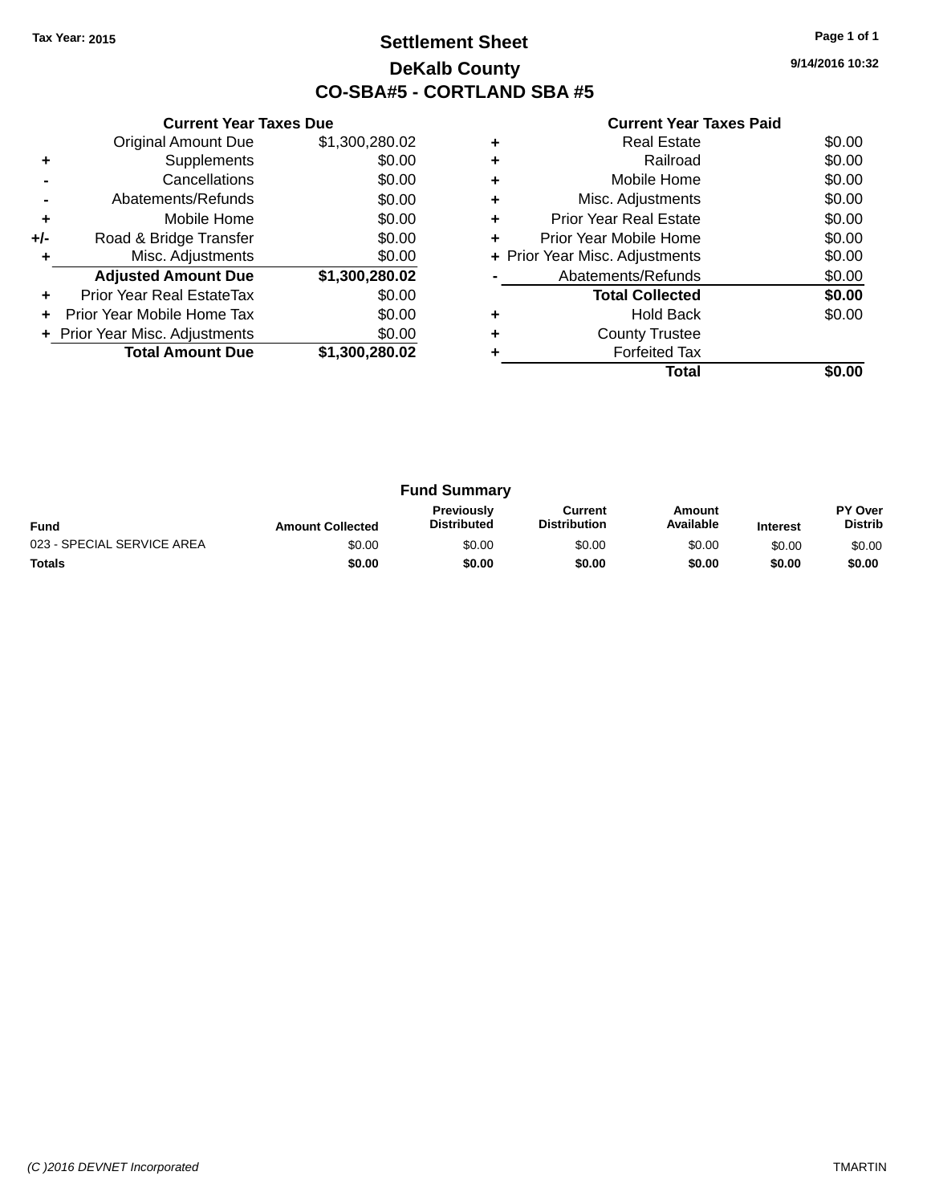Tax Year: 2015

# Settlement Sheet

## DeKalb County

## CO-SBA#5 - CORTLAND SBA #5

9/14/2016 10:32

### Current Year Taxes Due

| | | |
|---|---|---|
| | Original Amount Due | $1,300,280.02 |
| + | Supplements | $0.00 |
| - | Cancellations | $0.00 |
| - | Abatements/Refunds | $0.00 |
| + | Mobile Home | $0.00 |
| +/- | Road & Bridge Transfer | $0.00 |
| + | Misc. Adjustments | $0.00 |
| | **Adjusted Amount Due** | **$1,300,280.02** |
| + | Prior Year Real EstateTax | $0.00 |
| + | Prior Year Mobile Home Tax | $0.00 |
| + | Prior Year Misc. Adjustments | $0.00 |
| | **Total Amount Due** | **$1,300,280.02** |

### Current Year Taxes Paid

| | | |
|---|---|---|
| + | Real Estate | $0.00 |
| + | Railroad | $0.00 |
| + | Mobile Home | $0.00 |
| + | Misc. Adjustments | $0.00 |
| + | Prior Year Real Estate | $0.00 |
| + | Prior Year Mobile Home | $0.00 |
| + | Prior Year Misc. Adjustments | $0.00 |
| - | Abatements/Refunds | $0.00 |
| | **Total Collected** | **$0.00** |
| + | Hold Back | $0.00 |
| + | County Trustee | |
| + | Forfeited Tax | |
| | **Total** | **$0.00** |

### Fund Summary

| Fund | Amount Collected | Previously Distributed | Current Distribution | Amount Available | Interest | PY Over Distrib |
|---|---|---|---|---|---|---|
| 023 - SPECIAL SERVICE AREA | $0.00 | $0.00 | $0.00 | $0.00 | $0.00 | $0.00 |
| **Totals** | **$0.00** | **$0.00** | **$0.00** | **$0.00** | **$0.00** | **$0.00** |

(C )2016 DEVNET Incorporated TMARTIN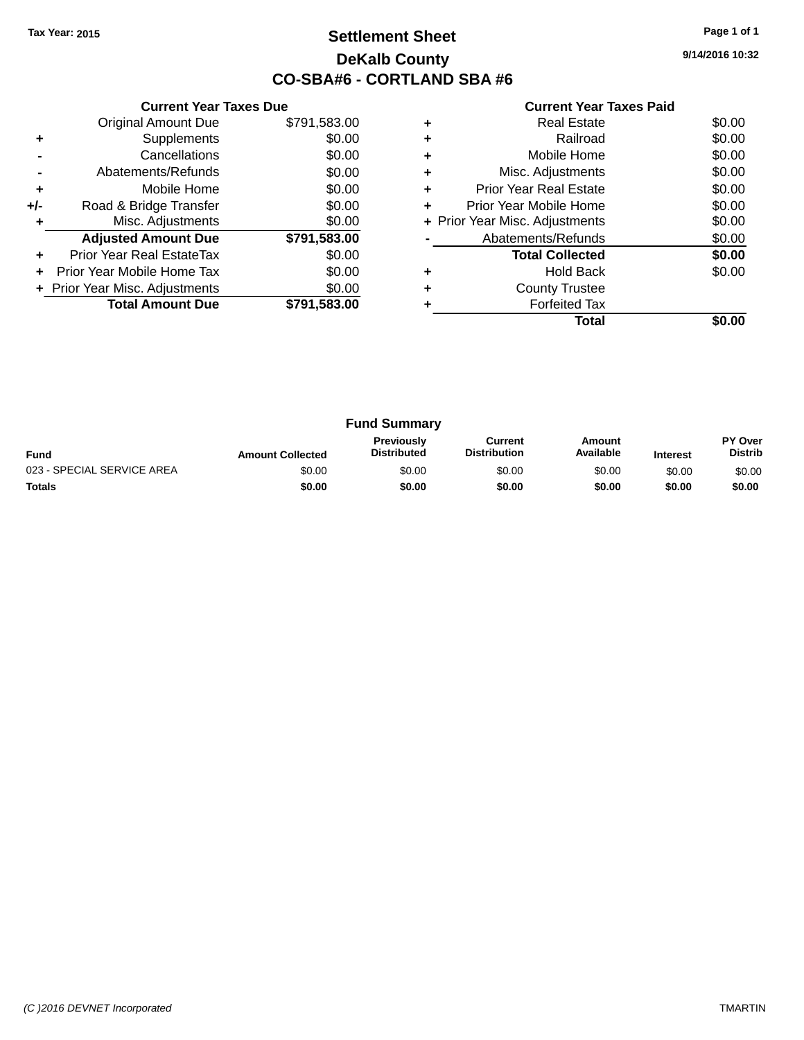Tax Year: 2015

# Settlement Sheet

## DeKalb County

## CO-SBA#6 - CORTLAND SBA #6

9/14/2016 10:32

### Current Year Taxes Due

| | | |
|---|---|---|
| | Original Amount Due | $791,583.00 |
| + | Supplements | $0.00 |
| - | Cancellations | $0.00 |
| - | Abatements/Refunds | $0.00 |
| + | Mobile Home | $0.00 |
| +/- | Road & Bridge Transfer | $0.00 |
| + | Misc. Adjustments | $0.00 |
| | **Adjusted Amount Due** | **$791,583.00** |
| + | Prior Year Real EstateTax | $0.00 |
| + | Prior Year Mobile Home Tax | $0.00 |
| + | Prior Year Misc. Adjustments | $0.00 |
| | **Total Amount Due** | **$791,583.00** |

### Current Year Taxes Paid

| | | |
|---|---|---|
| + | Real Estate | $0.00 |
| + | Railroad | $0.00 |
| + | Mobile Home | $0.00 |
| + | Misc. Adjustments | $0.00 |
| + | Prior Year Real Estate | $0.00 |
| + | Prior Year Mobile Home | $0.00 |
| + | Prior Year Misc. Adjustments | $0.00 |
| - | Abatements/Refunds | $0.00 |
| | **Total Collected** | **$0.00** |
| + | Hold Back | $0.00 |
| + | County Trustee | |
| + | Forfeited Tax | |
| | **Total** | **$0.00** |

### Fund Summary

| Fund | Amount Collected | Previously Distributed | Current Distribution | Amount Available | Interest | PY Over Distrib |
|---|---|---|---|---|---|---|
| 023 - SPECIAL SERVICE AREA | $0.00 | $0.00 | $0.00 | $0.00 | $0.00 | $0.00 |
| **Totals** | **$0.00** | **$0.00** | **$0.00** | **$0.00** | **$0.00** | **$0.00** |

(C )2016 DEVNET Incorporated TMARTIN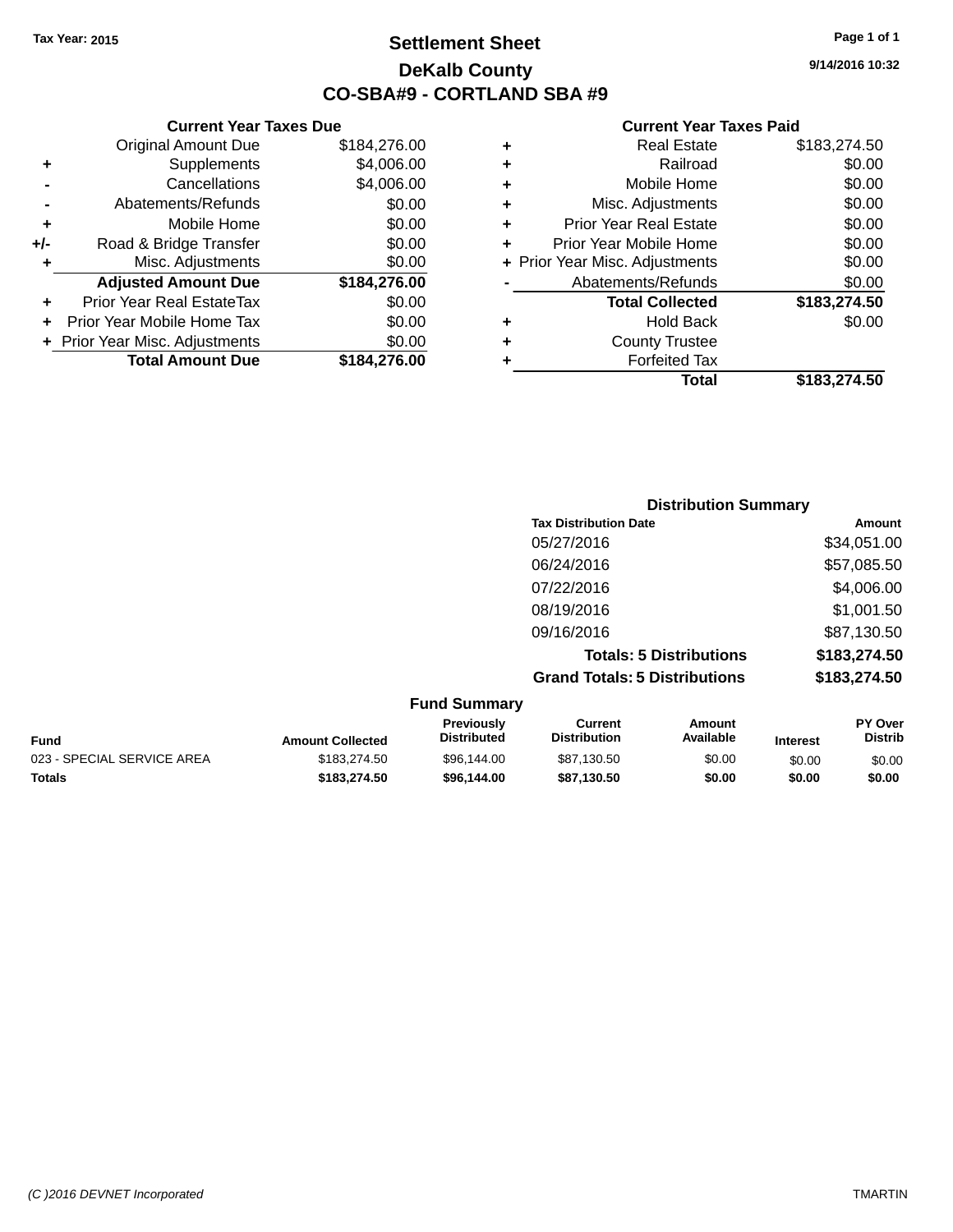Tax Year: 2015

# Settlement Sheet

## DeKalb County

## CO-SBA#9 - CORTLAND SBA #9

9/14/2016 10:32

### Current Year Taxes Due

| | | |
|---|---|---|
| | Original Amount Due | $184,276.00 |
| + | Supplements | $4,006.00 |
| - | Cancellations | $4,006.00 |
| - | Abatements/Refunds | $0.00 |
| + | Mobile Home | $0.00 |
| +/- | Road & Bridge Transfer | $0.00 |
| + | Misc. Adjustments | $0.00 |
| | **Adjusted Amount Due** | **$184,276.00** |
| + | Prior Year Real EstateTax | $0.00 |
| + | Prior Year Mobile Home Tax | $0.00 |
| + | Prior Year Misc. Adjustments | $0.00 |
| | **Total Amount Due** | **$184,276.00** |

### Current Year Taxes Paid

| | | |
|---|---|---|
| + | Real Estate | $183,274.50 |
| + | Railroad | $0.00 |
| + | Mobile Home | $0.00 |
| + | Misc. Adjustments | $0.00 |
| + | Prior Year Real Estate | $0.00 |
| + | Prior Year Mobile Home | $0.00 |
| + | Prior Year Misc. Adjustments | $0.00 |
| - | Abatements/Refunds | $0.00 |
| | **Total Collected** | **$183,274.50** |
| + | Hold Back | $0.00 |
| + | County Trustee | |
| + | Forfeited Tax | |
| | **Total** | **$183,274.50** |

### Distribution Summary

| Tax Distribution Date | Amount |
|---|---|
| 05/27/2016 | $34,051.00 |
| 06/24/2016 | $57,085.50 |
| 07/22/2016 | $4,006.00 |
| 08/19/2016 | $1,001.50 |
| 09/16/2016 | $87,130.50 |
| **Totals: 5 Distributions** | **$183,274.50** |
| **Grand Totals: 5 Distributions** | **$183,274.50** |

### Fund Summary

| Fund | Amount Collected | Previously Distributed | Current Distribution | Amount Available | Interest | PY Over Distrib |
|---|---|---|---|---|---|---|
| 023 - SPECIAL SERVICE AREA | $183,274.50 | $96,144.00 | $87,130.50 | $0.00 | $0.00 | $0.00 |
| **Totals** | **$183,274.50** | **$96,144.00** | **$87,130.50** | **$0.00** | **$0.00** | **$0.00** |

(C )2016 DEVNET Incorporated TMARTIN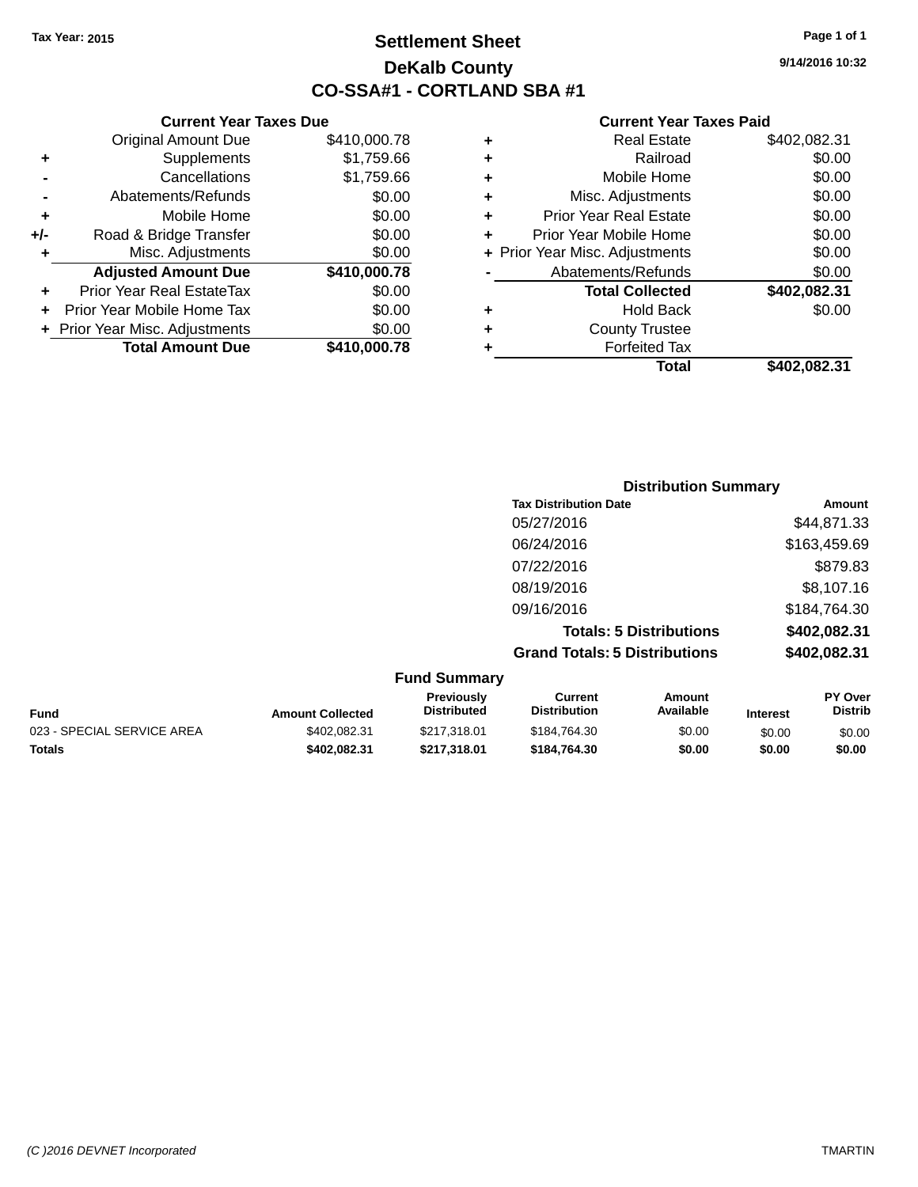Tax Year: 2015

# Settlement Sheet

## DeKalb County

## CO-SSA#1 - CORTLAND SBA #1

9/14/2016 10:32

### Current Year Taxes Due

| | | |
|---|---|---|
| | Original Amount Due | $410,000.78 |
| + | Supplements | $1,759.66 |
| - | Cancellations | $1,759.66 |
| - | Abatements/Refunds | $0.00 |
| + | Mobile Home | $0.00 |
| +/- | Road & Bridge Transfer | $0.00 |
| + | Misc. Adjustments | $0.00 |
| | **Adjusted Amount Due** | **$410,000.78** |
| + | Prior Year Real EstateTax | $0.00 |
| + | Prior Year Mobile Home Tax | $0.00 |
| + | Prior Year Misc. Adjustments | $0.00 |
| | **Total Amount Due** | **$410,000.78** |

### Current Year Taxes Paid

| | | |
|---|---|---|
| + | Real Estate | $402,082.31 |
| + | Railroad | $0.00 |
| + | Mobile Home | $0.00 |
| + | Misc. Adjustments | $0.00 |
| + | Prior Year Real Estate | $0.00 |
| + | Prior Year Mobile Home | $0.00 |
| + | Prior Year Misc. Adjustments | $0.00 |
| - | Abatements/Refunds | $0.00 |
| | **Total Collected** | **$402,082.31** |
| + | Hold Back | $0.00 |
| + | County Trustee | |
| + | Forfeited Tax | |
| | **Total** | **$402,082.31** |

### Distribution Summary

| Tax Distribution Date | Amount |
|---|---|
| 05/27/2016 | $44,871.33 |
| 06/24/2016 | $163,459.69 |
| 07/22/2016 | $879.83 |
| 08/19/2016 | $8,107.16 |
| 09/16/2016 | $184,764.30 |
| **Totals: 5 Distributions** | **$402,082.31** |
| **Grand Totals: 5 Distributions** | **$402,082.31** |

### Fund Summary

| Fund | Amount Collected | Previously Distributed | Current Distribution | Amount Available | Interest | PY Over Distrib |
|---|---|---|---|---|---|---|
| 023 - SPECIAL SERVICE AREA | $402,082.31 | $217,318.01 | $184,764.30 | $0.00 | $0.00 | $0.00 |
| **Totals** | **$402,082.31** | **$217,318.01** | **$184,764.30** | **$0.00** | **$0.00** | **$0.00** |

(C )2016 DEVNET Incorporated    TMARTIN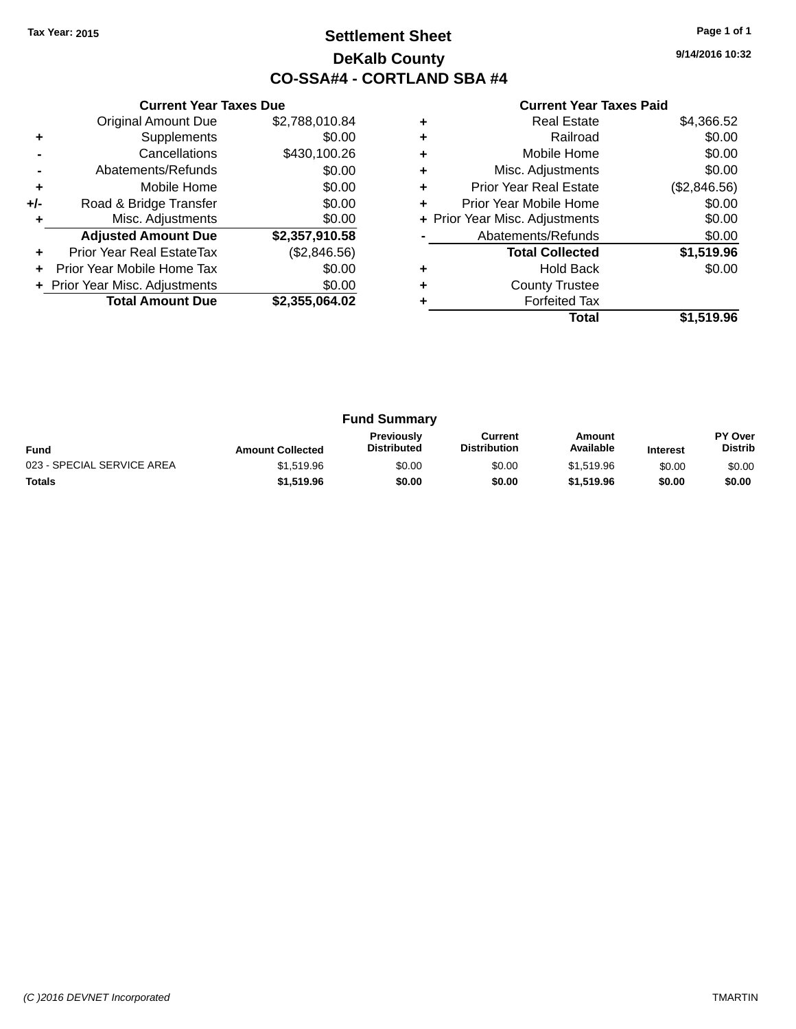Tax Year: 2015

# Settlement Sheet

## DeKalb County

## CO-SSA#4 - CORTLAND SBA #4

9/14/2016 10:32

### Current Year Taxes Due

| | | |
|---|---|---|
| | Original Amount Due | $2,788,010.84 |
| + | Supplements | $0.00 |
| - | Cancellations | $430,100.26 |
| - | Abatements/Refunds | $0.00 |
| + | Mobile Home | $0.00 |
| +/- | Road & Bridge Transfer | $0.00 |
| + | Misc. Adjustments | $0.00 |
| | **Adjusted Amount Due** | **$2,357,910.58** |
| + | Prior Year Real EstateTax | ($2,846.56) |
| + | Prior Year Mobile Home Tax | $0.00 |
| + | Prior Year Misc. Adjustments | $0.00 |
| | **Total Amount Due** | **$2,355,064.02** |

### Current Year Taxes Paid

| | | |
|---|---|---|
| + | Real Estate | $4,366.52 |
| + | Railroad | $0.00 |
| + | Mobile Home | $0.00 |
| + | Misc. Adjustments | $0.00 |
| + | Prior Year Real Estate | ($2,846.56) |
| + | Prior Year Mobile Home | $0.00 |
| + | Prior Year Misc. Adjustments | $0.00 |
| - | Abatements/Refunds | $0.00 |
| | **Total Collected** | **$1,519.96** |
| + | Hold Back | $0.00 |
| + | County Trustee | |
| + | Forfeited Tax | |
| | **Total** | **$1,519.96** |

### Fund Summary

| Fund | Amount Collected | Previously Distributed | Current Distribution | Amount Available | Interest | PY Over Distrib |
|---|---|---|---|---|---|---|
| 023 - SPECIAL SERVICE AREA | $1,519.96 | $0.00 | $0.00 | $1,519.96 | $0.00 | $0.00 |
| **Totals** | **$1,519.96** | **$0.00** | **$0.00** | **$1,519.96** | **$0.00** | **$0.00** |

(C )2016 DEVNET Incorporated TMARTIN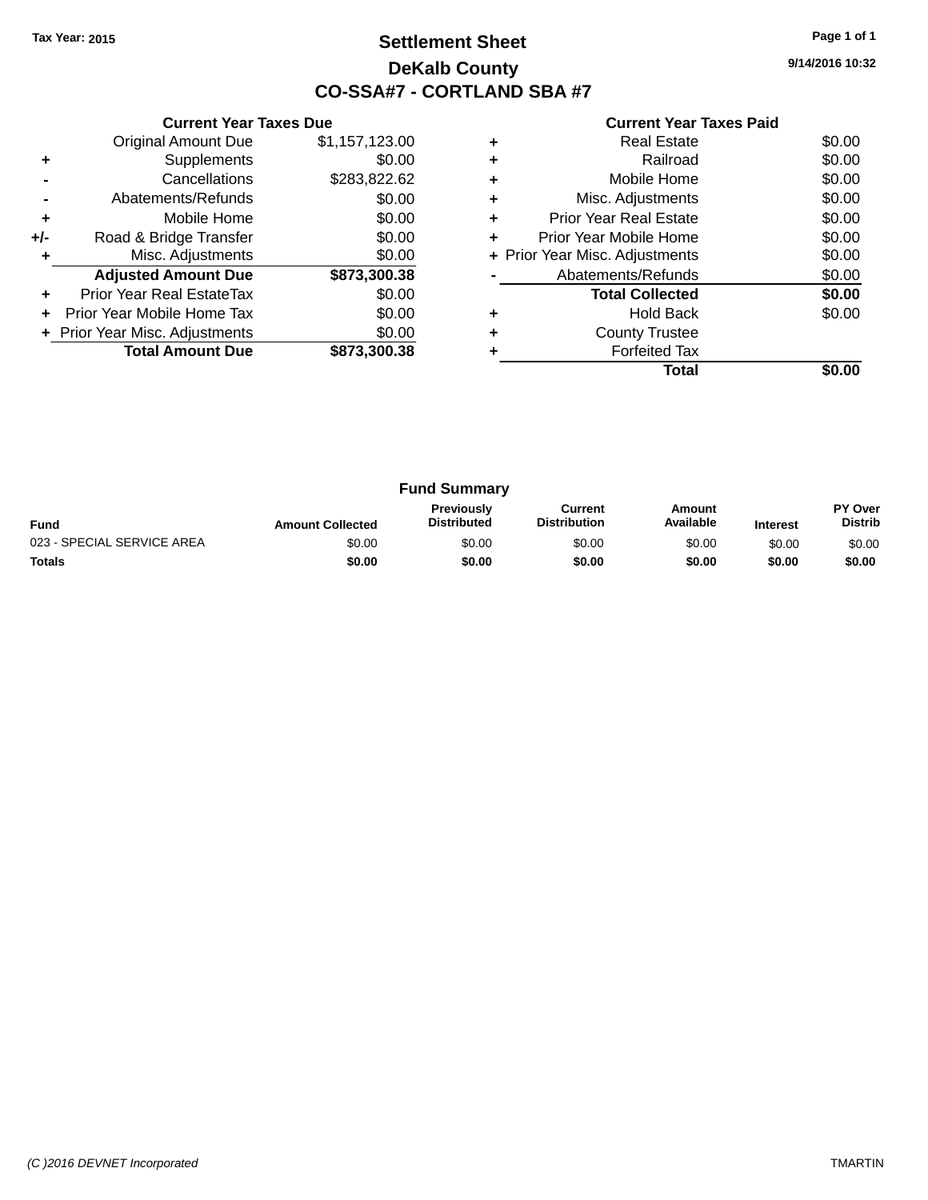Tax Year: 2015

# Settlement Sheet

## DeKalb County

## CO-SSA#7 - CORTLAND SBA #7

9/14/2016 10:32

### Current Year Taxes Due

| | | |
|---|---|---|
| | Original Amount Due | $1,157,123.00 |
| + | Supplements | $0.00 |
| - | Cancellations | $283,822.62 |
| - | Abatements/Refunds | $0.00 |
| + | Mobile Home | $0.00 |
| +/- | Road & Bridge Transfer | $0.00 |
| + | Misc. Adjustments | $0.00 |
| | **Adjusted Amount Due** | **$873,300.38** |
| + | Prior Year Real EstateTax | $0.00 |
| + | Prior Year Mobile Home Tax | $0.00 |
| + | Prior Year Misc. Adjustments | $0.00 |
| | **Total Amount Due** | **$873,300.38** |

### Current Year Taxes Paid

| | | |
|---|---|---|
| + | Real Estate | $0.00 |
| + | Railroad | $0.00 |
| + | Mobile Home | $0.00 |
| + | Misc. Adjustments | $0.00 |
| + | Prior Year Real Estate | $0.00 |
| + | Prior Year Mobile Home | $0.00 |
| + | Prior Year Misc. Adjustments | $0.00 |
| - | Abatements/Refunds | $0.00 |
| | **Total Collected** | **$0.00** |
| + | Hold Back | $0.00 |
| + | County Trustee | |
| + | Forfeited Tax | |
| | **Total** | **$0.00** |

### Fund Summary

| Fund | Amount Collected | Previously Distributed | Current Distribution | Amount Available | Interest | PY Over Distrib |
|---|---|---|---|---|---|---|
| 023 - SPECIAL SERVICE AREA | $0.00 | $0.00 | $0.00 | $0.00 | $0.00 | $0.00 |
| **Totals** | **$0.00** | **$0.00** | **$0.00** | **$0.00** | **$0.00** | **$0.00** |

(C )2016 DEVNET Incorporated TMARTIN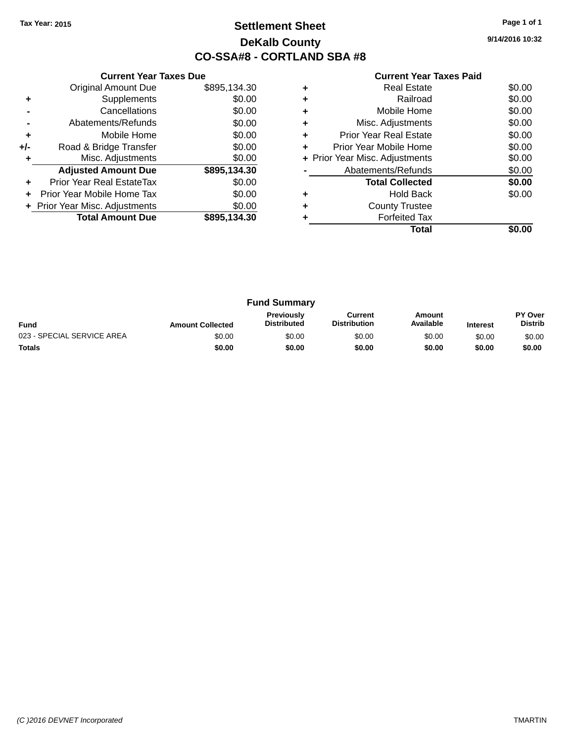Tax Year: 2015

# Settlement Sheet

## DeKalb County

## CO-SSA#8 - CORTLAND SBA #8

9/14/2016 10:32

### Current Year Taxes Due

| | | |
|---|---|---|
| | Original Amount Due | $895,134.30 |
| + | Supplements | $0.00 |
| - | Cancellations | $0.00 |
| - | Abatements/Refunds | $0.00 |
| + | Mobile Home | $0.00 |
| +/- | Road & Bridge Transfer | $0.00 |
| + | Misc. Adjustments | $0.00 |
| | **Adjusted Amount Due** | **$895,134.30** |
| + | Prior Year Real EstateTax | $0.00 |
| + | Prior Year Mobile Home Tax | $0.00 |
| + | Prior Year Misc. Adjustments | $0.00 |
| | **Total Amount Due** | **$895,134.30** |

### Current Year Taxes Paid

| | | |
|---|---|---|
| + | Real Estate | $0.00 |
| + | Railroad | $0.00 |
| + | Mobile Home | $0.00 |
| + | Misc. Adjustments | $0.00 |
| + | Prior Year Real Estate | $0.00 |
| + | Prior Year Mobile Home | $0.00 |
| + | Prior Year Misc. Adjustments | $0.00 |
| - | Abatements/Refunds | $0.00 |
| | **Total Collected** | **$0.00** |
| + | Hold Back | $0.00 |
| + | County Trustee | |
| + | Forfeited Tax | |
| | **Total** | **$0.00** |

### Fund Summary

| Fund | Amount Collected | Previously Distributed | Current Distribution | Amount Available | Interest | PY Over Distrib |
|---|---|---|---|---|---|---|
| 023 - SPECIAL SERVICE AREA | $0.00 | $0.00 | $0.00 | $0.00 | $0.00 | $0.00 |
| **Totals** | **$0.00** | **$0.00** | **$0.00** | **$0.00** | **$0.00** | **$0.00** |

(C )2016 DEVNET Incorporated

TMARTIN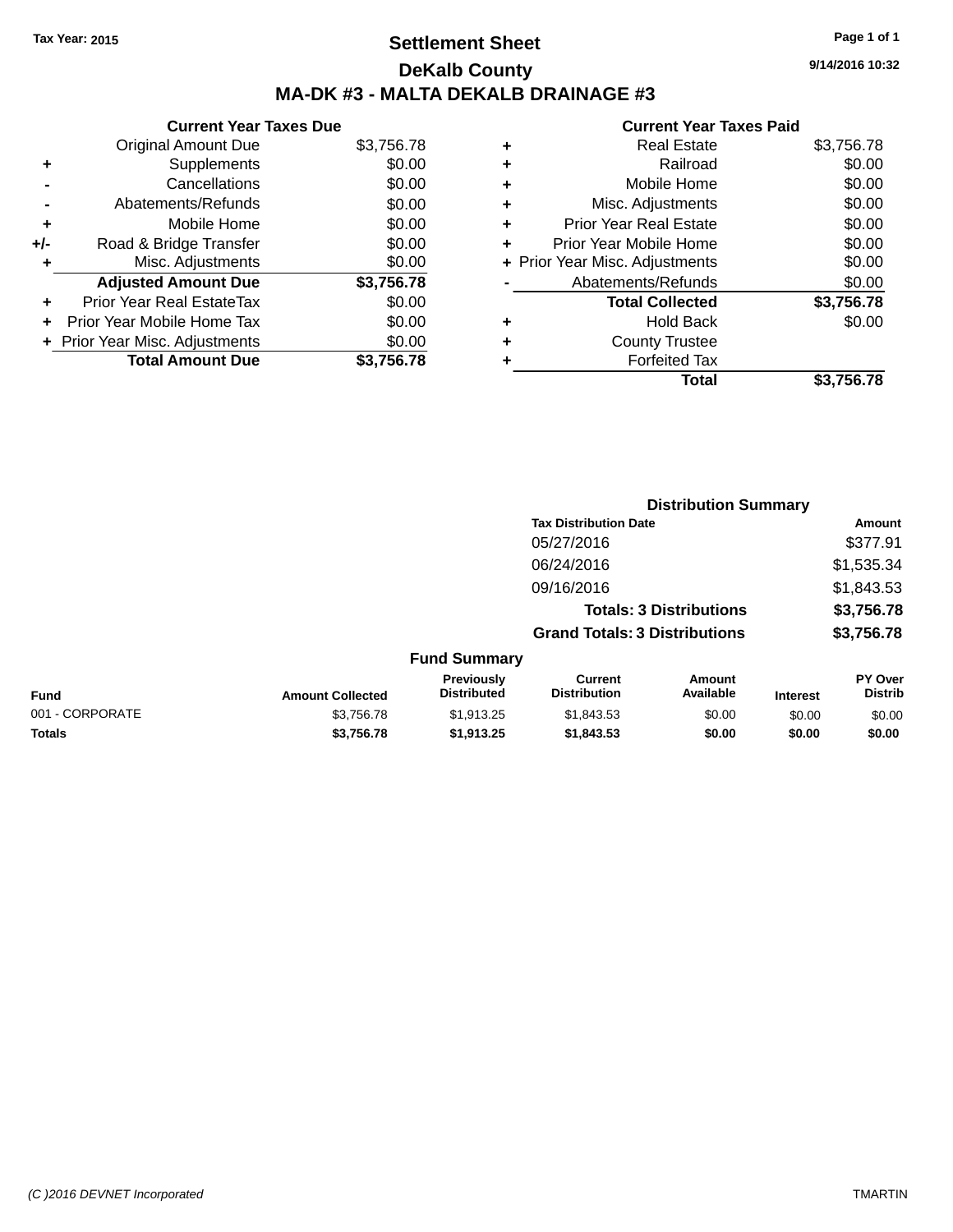Tax Year: 2015

# Settlement Sheet

## DeKalb County

## MA-DK #3 - MALTA DEKALB DRAINAGE #3

9/14/2016 10:32

### Current Year Taxes Due

| | | |
|---|---|---|
| | Original Amount Due | $3,756.78 |
| + | Supplements | $0.00 |
| - | Cancellations | $0.00 |
| - | Abatements/Refunds | $0.00 |
| + | Mobile Home | $0.00 |
| +/- | Road & Bridge Transfer | $0.00 |
| + | Misc. Adjustments | $0.00 |
| | **Adjusted Amount Due** | **$3,756.78** |
| + | Prior Year Real EstateTax | $0.00 |
| + | Prior Year Mobile Home Tax | $0.00 |
| + | Prior Year Misc. Adjustments | $0.00 |
| | **Total Amount Due** | **$3,756.78** |

### Current Year Taxes Paid

| | | |
|---|---|---|
| + | Real Estate | $3,756.78 |
| + | Railroad | $0.00 |
| + | Mobile Home | $0.00 |
| + | Misc. Adjustments | $0.00 |
| + | Prior Year Real Estate | $0.00 |
| + | Prior Year Mobile Home | $0.00 |
| + | Prior Year Misc. Adjustments | $0.00 |
| - | Abatements/Refunds | $0.00 |
| | **Total Collected** | **$3,756.78** |
| + | Hold Back | $0.00 |
| + | County Trustee | |
| + | Forfeited Tax | |
| | **Total** | **$3,756.78** |

### Distribution Summary

| Tax Distribution Date | Amount |
|---|---|
| 05/27/2016 | $377.91 |
| 06/24/2016 | $1,535.34 |
| 09/16/2016 | $1,843.53 |
| **Totals: 3 Distributions** | **$3,756.78** |
| **Grand Totals: 3 Distributions** | **$3,756.78** |

### Fund Summary

| Fund | Amount Collected | Previously Distributed | Current Distribution | Amount Available | Interest | PY Over Distrib |
|---|---|---|---|---|---|---|
| 001 - CORPORATE | $3,756.78 | $1,913.25 | $1,843.53 | $0.00 | $0.00 | $0.00 |
| **Totals** | **$3,756.78** | **$1,913.25** | **$1,843.53** | **$0.00** | **$0.00** | **$0.00** |

(C )2016 DEVNET Incorporated TMARTIN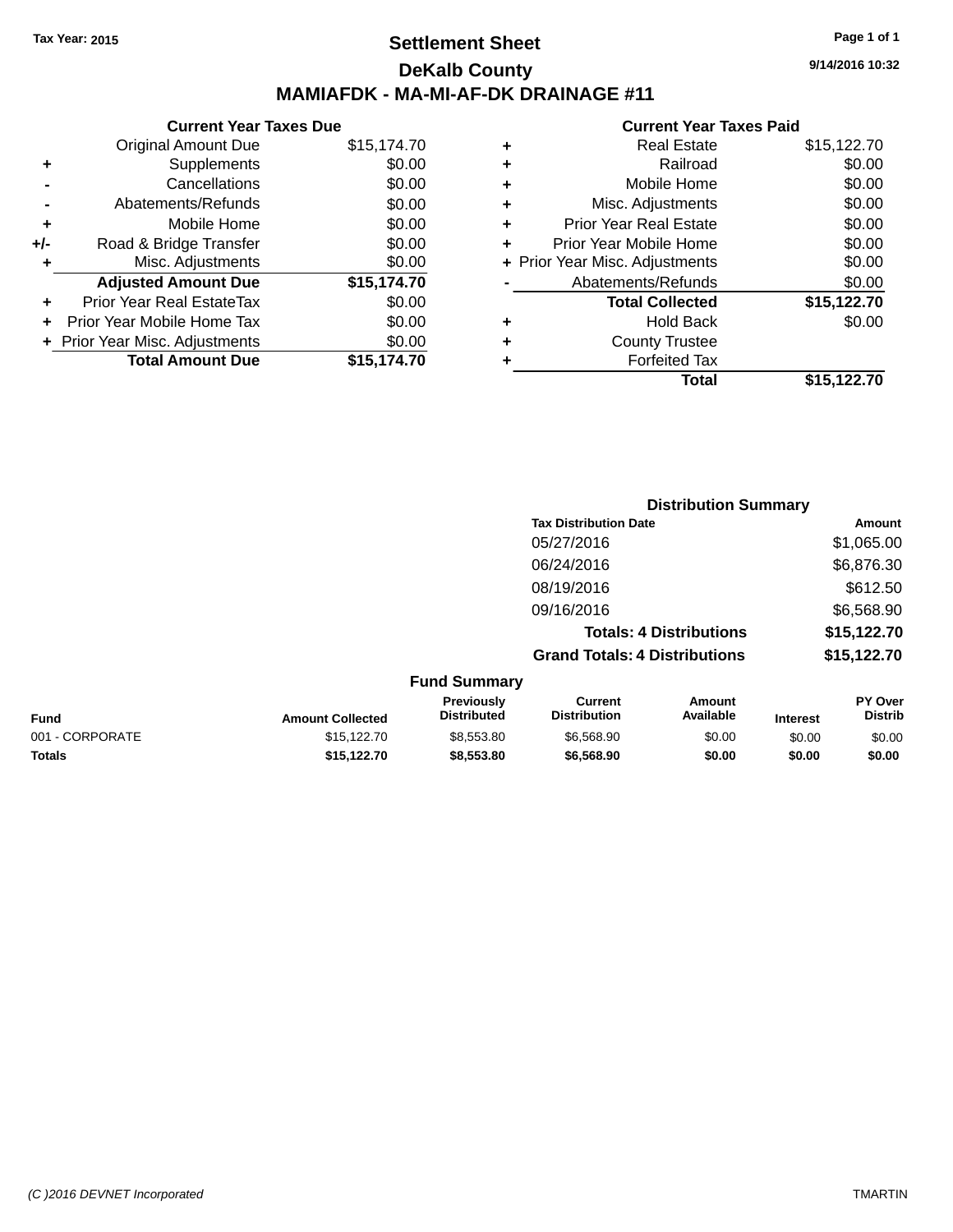Tax Year: 2015

# Settlement Sheet

## DeKalb County

## MAMIAFDK - MA-MI-AF-DK DRAINAGE #11

9/14/2016 10:32

### Current Year Taxes Due

| | | |
|---|---|---|
| | Original Amount Due | $15,174.70 |
| + | Supplements | $0.00 |
| - | Cancellations | $0.00 |
| - | Abatements/Refunds | $0.00 |
| + | Mobile Home | $0.00 |
| +/- | Road & Bridge Transfer | $0.00 |
| + | Misc. Adjustments | $0.00 |
| | **Adjusted Amount Due** | **$15,174.70** |
| + | Prior Year Real EstateTax | $0.00 |
| + | Prior Year Mobile Home Tax | $0.00 |
| + | Prior Year Misc. Adjustments | $0.00 |
| | **Total Amount Due** | **$15,174.70** |

### Current Year Taxes Paid

| | | |
|---|---|---|
| + | Real Estate | $15,122.70 |
| + | Railroad | $0.00 |
| + | Mobile Home | $0.00 |
| + | Misc. Adjustments | $0.00 |
| + | Prior Year Real Estate | $0.00 |
| + | Prior Year Mobile Home | $0.00 |
| + | Prior Year Misc. Adjustments | $0.00 |
| - | Abatements/Refunds | $0.00 |
| | **Total Collected** | **$15,122.70** |
| + | Hold Back | $0.00 |
| + | County Trustee | |
| + | Forfeited Tax | |
| | **Total** | **$15,122.70** |

### Distribution Summary

| Tax Distribution Date | Amount |
|---|---|
| 05/27/2016 | $1,065.00 |
| 06/24/2016 | $6,876.30 |
| 08/19/2016 | $612.50 |
| 09/16/2016 | $6,568.90 |
| **Totals: 4 Distributions** | **$15,122.70** |
| **Grand Totals: 4 Distributions** | **$15,122.70** |

### Fund Summary

| Fund | Amount Collected | Previously Distributed | Current Distribution | Amount Available | Interest | PY Over Distrib |
|---|---|---|---|---|---|---|
| 001 - CORPORATE | $15,122.70 | $8,553.80 | $6,568.90 | $0.00 | $0.00 | $0.00 |
| **Totals** | **$15,122.70** | **$8,553.80** | **$6,568.90** | **$0.00** | **$0.00** | **$0.00** |

(C )2016 DEVNET Incorporated TMARTIN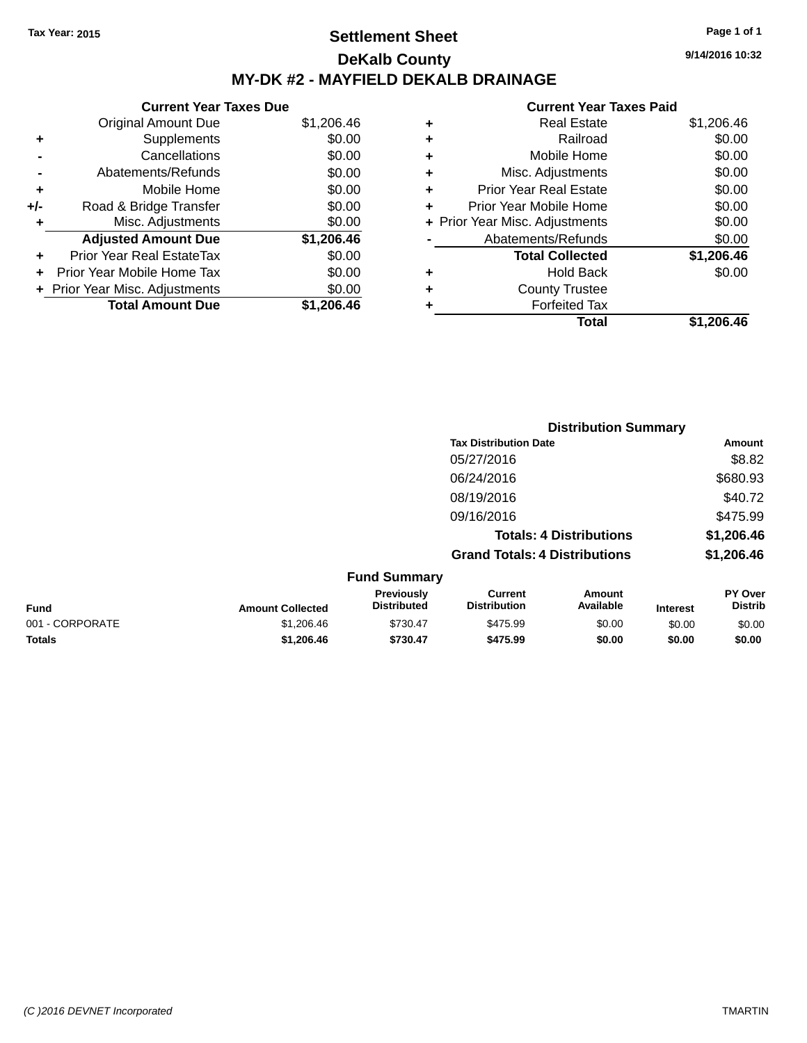Tax Year: 2015

# Settlement Sheet

## DeKalb County

## MY-DK #2 - MAYFIELD DEKALB DRAINAGE

9/14/2016 10:32

| | Current Year Taxes Due | |
|---|---|---|
| | Original Amount Due | $1,206.46 |
| + | Supplements | $0.00 |
| - | Cancellations | $0.00 |
| - | Abatements/Refunds | $0.00 |
| + | Mobile Home | $0.00 |
| +/- | Road & Bridge Transfer | $0.00 |
| + | Misc. Adjustments | $0.00 |
| | **Adjusted Amount Due** | **$1,206.46** |
| + | Prior Year Real EstateTax | $0.00 |
| + | Prior Year Mobile Home Tax | $0.00 |
| + | Prior Year Misc. Adjustments | $0.00 |
| | **Total Amount Due** | **$1,206.46** |

| | Current Year Taxes Paid | |
|---|---|---|
| + | Real Estate | $1,206.46 |
| + | Railroad | $0.00 |
| + | Mobile Home | $0.00 |
| + | Misc. Adjustments | $0.00 |
| + | Prior Year Real Estate | $0.00 |
| + | Prior Year Mobile Home | $0.00 |
| + | Prior Year Misc. Adjustments | $0.00 |
| - | Abatements/Refunds | $0.00 |
| | **Total Collected** | **$1,206.46** |
| + | Hold Back | $0.00 |
| + | County Trustee | |
| + | Forfeited Tax | |
| | **Total** | **$1,206.46** |

### Distribution Summary

| Tax Distribution Date | Amount |
|---|---|
| 05/27/2016 | $8.82 |
| 06/24/2016 | $680.93 |
| 08/19/2016 | $40.72 |
| 09/16/2016 | $475.99 |
| **Totals: 4 Distributions** | **$1,206.46** |
| **Grand Totals: 4 Distributions** | **$1,206.46** |

### Fund Summary

| Fund | Amount Collected | Previously Distributed | Current Distribution | Amount Available | Interest | PY Over Distrib |
|---|---|---|---|---|---|---|
| 001 - CORPORATE | $1,206.46 | $730.47 | $475.99 | $0.00 | $0.00 | $0.00 |
| **Totals** | **$1,206.46** | **$730.47** | **$475.99** | **$0.00** | **$0.00** | **$0.00** |

(C )2016 DEVNET Incorporated TMARTIN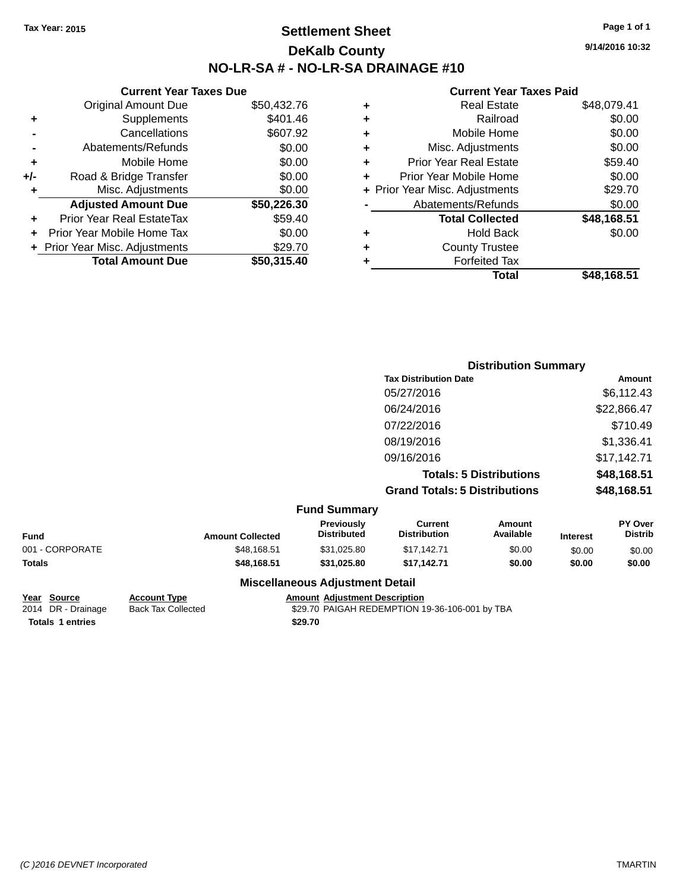Tax Year: 2015

# Settlement Sheet

## DeKalb County

## NO-LR-SA # - NO-LR-SA DRAINAGE #10

9/14/2016 10:32

### Current Year Taxes Due

| | | |
|---|---|---|
| | Original Amount Due | $50,432.76 |
| + | Supplements | $401.46 |
| - | Cancellations | $607.92 |
| - | Abatements/Refunds | $0.00 |
| + | Mobile Home | $0.00 |
| +/- | Road & Bridge Transfer | $0.00 |
| + | Misc. Adjustments | $0.00 |
| | **Adjusted Amount Due** | **$50,226.30** |
| + | Prior Year Real EstateTax | $59.40 |
| + | Prior Year Mobile Home Tax | $0.00 |
| + | Prior Year Misc. Adjustments | $29.70 |
| | **Total Amount Due** | **$50,315.40** |

### Current Year Taxes Paid

| | | |
|---|---|---|
| + | Real Estate | $48,079.41 |
| + | Railroad | $0.00 |
| + | Mobile Home | $0.00 |
| + | Misc. Adjustments | $0.00 |
| + | Prior Year Real Estate | $59.40 |
| + | Prior Year Mobile Home | $0.00 |
| + | Prior Year Misc. Adjustments | $29.70 |
| - | Abatements/Refunds | $0.00 |
| | **Total Collected** | **$48,168.51** |
| + | Hold Back | $0.00 |
| + | County Trustee | |
| + | Forfeited Tax | |
| | **Total** | **$48,168.51** |

### Distribution Summary

| Tax Distribution Date | Amount |
|---|---|
| 05/27/2016 | $6,112.43 |
| 06/24/2016 | $22,866.47 |
| 07/22/2016 | $710.49 |
| 08/19/2016 | $1,336.41 |
| 09/16/2016 | $17,142.71 |
| **Totals: 5 Distributions** | **$48,168.51** |
| **Grand Totals: 5 Distributions** | **$48,168.51** |

### Fund Summary

| Fund | Amount Collected | Previously Distributed | Current Distribution | Amount Available | Interest | PY Over Distrib |
|---|---|---|---|---|---|---|
| 001 - CORPORATE | $48,168.51 | $31,025.80 | $17,142.71 | $0.00 | $0.00 | $0.00 |
| **Totals** | **$48,168.51** | **$31,025.80** | **$17,142.71** | **$0.00** | **$0.00** | **$0.00** |

### Miscellaneous Adjustment Detail

| Year | Source | Account Type | Amount | Adjustment Description |
|---|---|---|---|---|
| 2014 | DR - Drainage | Back Tax Collected | $29.70 | PAIGAH REDEMPTION 19-36-106-001 by TBA |
| **Totals** | **1 entries** | | **$29.70** | |

(C )2016 DEVNET Incorporated TMARTIN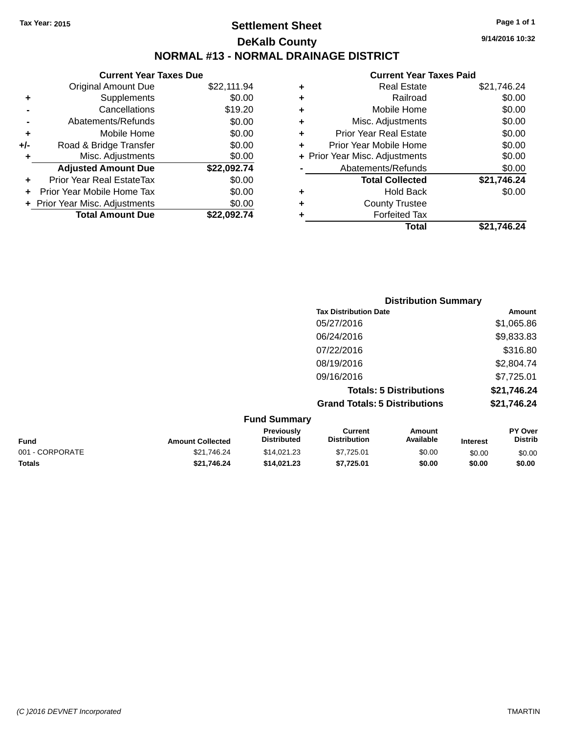**Tax Year: 2015**

# Settlement Sheet

## DeKalb County

## NORMAL #13 - NORMAL DRAINAGE DISTRICT

9/14/2016 10:32

### Current Year Taxes Due

| | | |
|---|---|---|
| | Original Amount Due | $22,111.94 |
| + | Supplements | $0.00 |
| - | Cancellations | $19.20 |
| - | Abatements/Refunds | $0.00 |
| + | Mobile Home | $0.00 |
| +/- | Road & Bridge Transfer | $0.00 |
| + | Misc. Adjustments | $0.00 |
| | **Adjusted Amount Due** | **$22,092.74** |
| + | Prior Year Real EstateTax | $0.00 |
| + | Prior Year Mobile Home Tax | $0.00 |
| + | Prior Year Misc. Adjustments | $0.00 |
| | **Total Amount Due** | **$22,092.74** |

### Current Year Taxes Paid

| | | |
|---|---|---|
| + | Real Estate | $21,746.24 |
| + | Railroad | $0.00 |
| + | Mobile Home | $0.00 |
| + | Misc. Adjustments | $0.00 |
| + | Prior Year Real Estate | $0.00 |
| + | Prior Year Mobile Home | $0.00 |
| + | Prior Year Misc. Adjustments | $0.00 |
| - | Abatements/Refunds | $0.00 |
| | **Total Collected** | **$21,746.24** |
| + | Hold Back | $0.00 |
| + | County Trustee | |
| + | Forfeited Tax | |
| | **Total** | **$21,746.24** |

### Distribution Summary

| Tax Distribution Date | Amount |
|---|---|
| 05/27/2016 | $1,065.86 |
| 06/24/2016 | $9,833.83 |
| 07/22/2016 | $316.80 |
| 08/19/2016 | $2,804.74 |
| 09/16/2016 | $7,725.01 |
| **Totals: 5 Distributions** | **$21,746.24** |
| **Grand Totals: 5 Distributions** | **$21,746.24** |

### Fund Summary

| Fund | Amount Collected | Previously Distributed | Current Distribution | Amount Available | Interest | PY Over Distrib |
|---|---|---|---|---|---|---|
| 001 - CORPORATE | $21,746.24 | $14,021.23 | $7,725.01 | $0.00 | $0.00 | $0.00 |
| **Totals** | **$21,746.24** | **$14,021.23** | **$7,725.01** | **$0.00** | **$0.00** | **$0.00** |

(C )2016 DEVNET Incorporated TMARTIN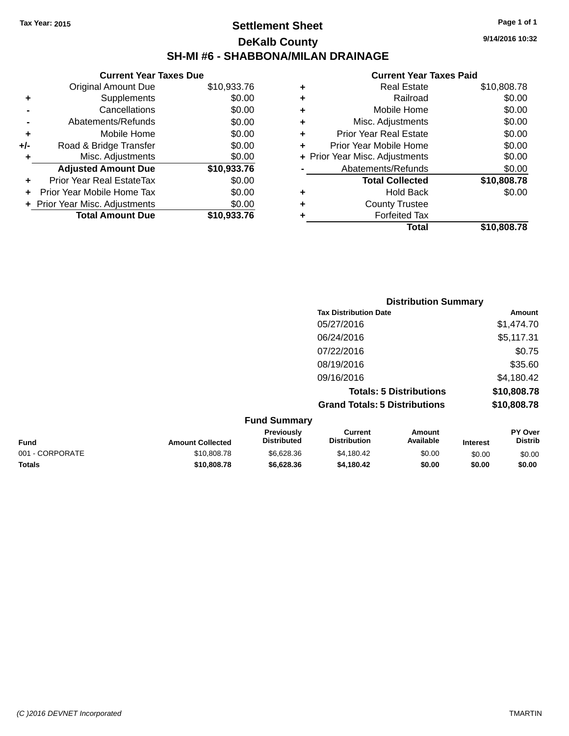Tax Year: 2015

# Settlement Sheet

## DeKalb County

## SH-MI #6 - SHABBONA/MILAN DRAINAGE

9/14/2016 10:32

### Current Year Taxes Due

| | | |
|---|---|---|
| | Original Amount Due | $10,933.76 |
| + | Supplements | $0.00 |
| - | Cancellations | $0.00 |
| - | Abatements/Refunds | $0.00 |
| + | Mobile Home | $0.00 |
| +/- | Road & Bridge Transfer | $0.00 |
| + | Misc. Adjustments | $0.00 |
| | **Adjusted Amount Due** | **$10,933.76** |
| + | Prior Year Real EstateTax | $0.00 |
| + | Prior Year Mobile Home Tax | $0.00 |
| + | Prior Year Misc. Adjustments | $0.00 |
| | **Total Amount Due** | **$10,933.76** |

### Current Year Taxes Paid

| | | |
|---|---|---|
| + | Real Estate | $10,808.78 |
| + | Railroad | $0.00 |
| + | Mobile Home | $0.00 |
| + | Misc. Adjustments | $0.00 |
| + | Prior Year Real Estate | $0.00 |
| + | Prior Year Mobile Home | $0.00 |
| + | Prior Year Misc. Adjustments | $0.00 |
| - | Abatements/Refunds | $0.00 |
| | **Total Collected** | **$10,808.78** |
| + | Hold Back | $0.00 |
| + | County Trustee | |
| + | Forfeited Tax | |
| | **Total** | **$10,808.78** |

### Distribution Summary

| Tax Distribution Date | Amount |
|---|---|
| 05/27/2016 | $1,474.70 |
| 06/24/2016 | $5,117.31 |
| 07/22/2016 | $0.75 |
| 08/19/2016 | $35.60 |
| 09/16/2016 | $4,180.42 |
| **Totals: 5 Distributions** | **$10,808.78** |
| **Grand Totals: 5 Distributions** | **$10,808.78** |

### Fund Summary

| Fund | Amount Collected | Previously Distributed | Current Distribution | Amount Available | Interest | PY Over Distrib |
|---|---|---|---|---|---|---|
| 001 - CORPORATE | $10,808.78 | $6,628.36 | $4,180.42 | $0.00 | $0.00 | $0.00 |
| **Totals** | **$10,808.78** | **$6,628.36** | **$4,180.42** | **$0.00** | **$0.00** | **$0.00** |

(C )2016 DEVNET Incorporated TMARTIN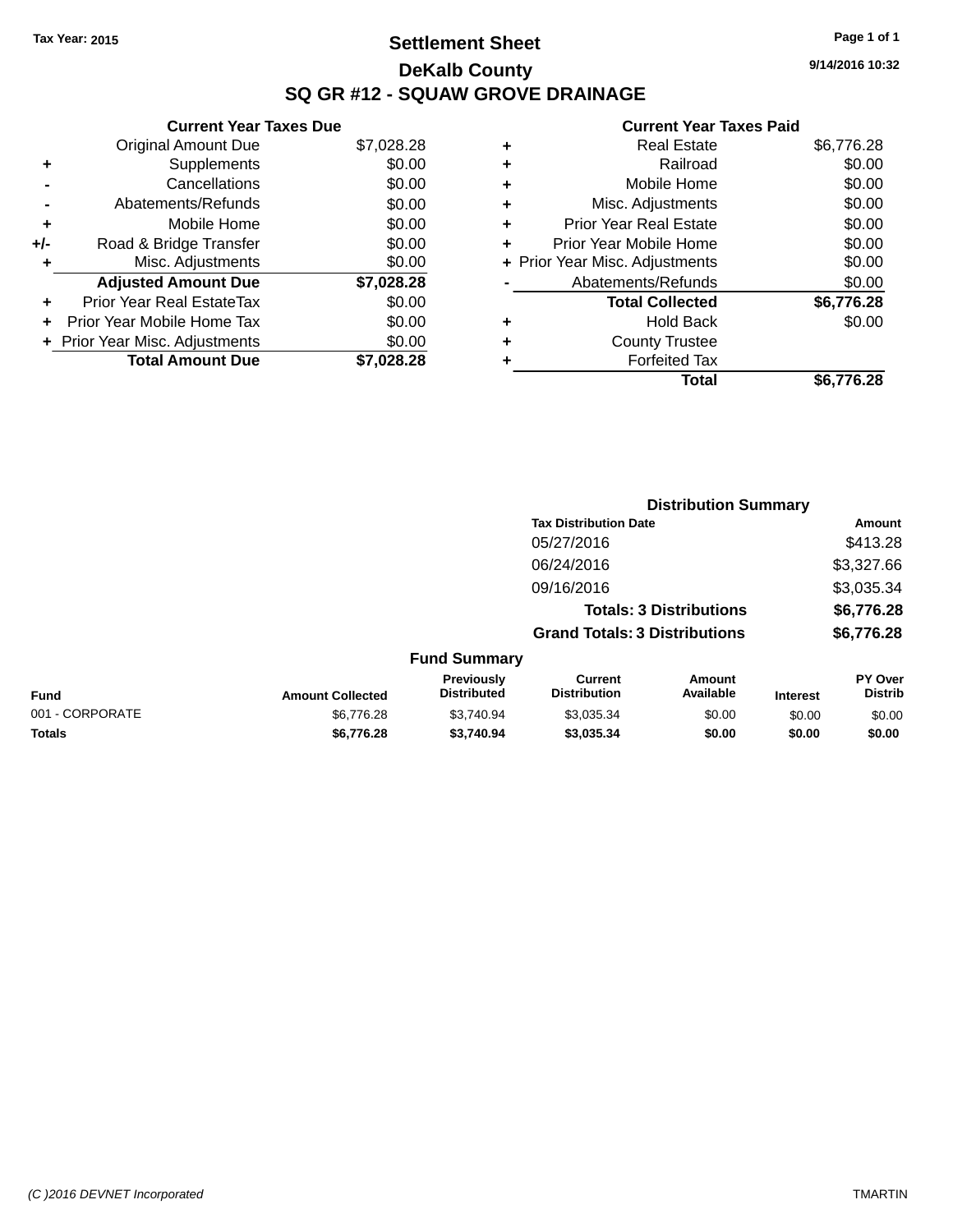Tax Year: 2015

# Settlement Sheet

## DeKalb County

## SQ GR #12 - SQUAW GROVE DRAINAGE

9/14/2016 10:32

### Current Year Taxes Due

| | | |
|---|---|---|
| | Original Amount Due | $7,028.28 |
| + | Supplements | $0.00 |
| - | Cancellations | $0.00 |
| - | Abatements/Refunds | $0.00 |
| + | Mobile Home | $0.00 |
| +/- | Road & Bridge Transfer | $0.00 |
| + | Misc. Adjustments | $0.00 |
| | **Adjusted Amount Due** | **$7,028.28** |
| + | Prior Year Real EstateTax | $0.00 |
| + | Prior Year Mobile Home Tax | $0.00 |
| + | Prior Year Misc. Adjustments | $0.00 |
| | **Total Amount Due** | **$7,028.28** |

### Current Year Taxes Paid

| | | |
|---|---|---|
| + | Real Estate | $6,776.28 |
| + | Railroad | $0.00 |
| + | Mobile Home | $0.00 |
| + | Misc. Adjustments | $0.00 |
| + | Prior Year Real Estate | $0.00 |
| + | Prior Year Mobile Home | $0.00 |
| + | Prior Year Misc. Adjustments | $0.00 |
| - | Abatements/Refunds | $0.00 |
| | **Total Collected** | **$6,776.28** |
| + | Hold Back | $0.00 |
| + | County Trustee | |
| + | Forfeited Tax | |
| | **Total** | **$6,776.28** |

### Distribution Summary

| Tax Distribution Date | Amount |
|---|---|
| 05/27/2016 | $413.28 |
| 06/24/2016 | $3,327.66 |
| 09/16/2016 | $3,035.34 |
| **Totals: 3 Distributions** | **$6,776.28** |
| **Grand Totals: 3 Distributions** | **$6,776.28** |

### Fund Summary

| Fund | Amount Collected | Previously Distributed | Current Distribution | Amount Available | Interest | PY Over Distrib |
|---|---|---|---|---|---|---|
| 001 - CORPORATE | $6,776.28 | $3,740.94 | $3,035.34 | $0.00 | $0.00 | $0.00 |
| **Totals** | **$6,776.28** | **$3,740.94** | **$3,035.34** | **$0.00** | **$0.00** | **$0.00** |

(C )2016 DEVNET Incorporated TMARTIN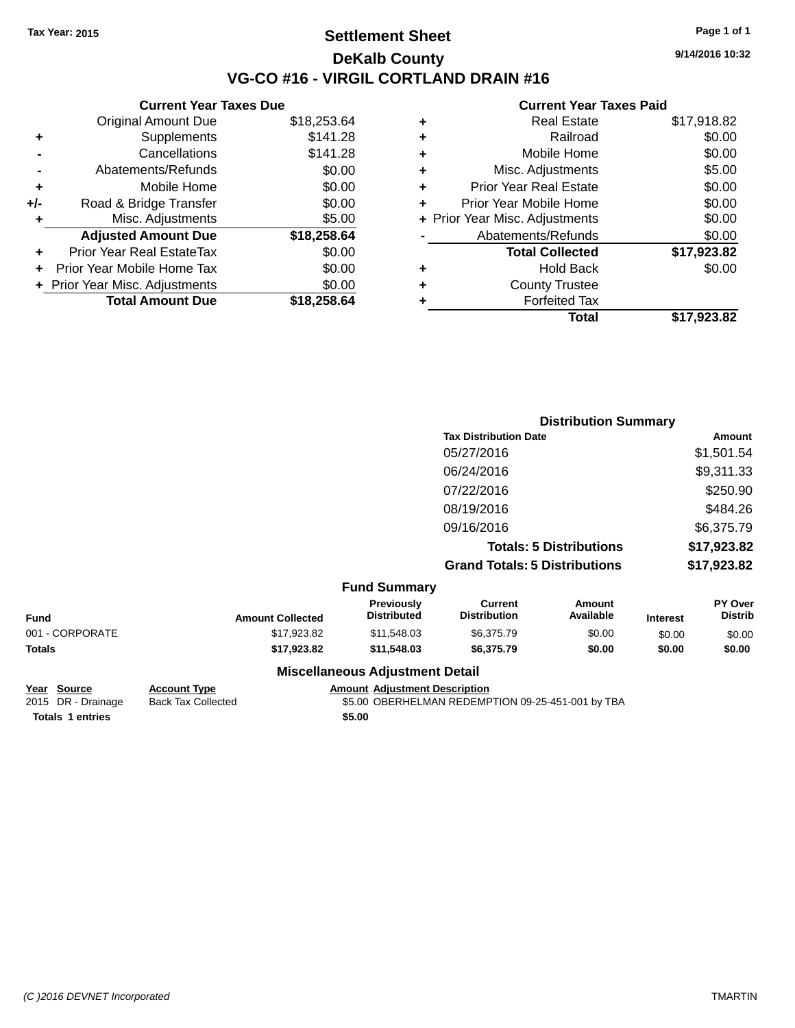Tax Year: 2015

# Settlement Sheet

## DeKalb County

## VG-CO #16 - VIRGIL CORTLAND DRAIN #16

9/14/2016 10:32

### Current Year Taxes Due

| | | |
|---|---|---|
| | Original Amount Due | $18,253.64 |
| + | Supplements | $141.28 |
| - | Cancellations | $141.28 |
| - | Abatements/Refunds | $0.00 |
| + | Mobile Home | $0.00 |
| +/- | Road & Bridge Transfer | $0.00 |
| + | Misc. Adjustments | $5.00 |
| | **Adjusted Amount Due** | **$18,258.64** |
| + | Prior Year Real EstateTax | $0.00 |
| + | Prior Year Mobile Home Tax | $0.00 |
| + | Prior Year Misc. Adjustments | $0.00 |
| | **Total Amount Due** | **$18,258.64** |

### Current Year Taxes Paid

| | | |
|---|---|---|
| + | Real Estate | $17,918.82 |
| + | Railroad | $0.00 |
| + | Mobile Home | $0.00 |
| + | Misc. Adjustments | $5.00 |
| + | Prior Year Real Estate | $0.00 |
| + | Prior Year Mobile Home | $0.00 |
| + | Prior Year Misc. Adjustments | $0.00 |
| - | Abatements/Refunds | $0.00 |
| | **Total Collected** | **$17,923.82** |
| + | Hold Back | $0.00 |
| + | County Trustee | |
| + | Forfeited Tax | |
| | **Total** | **$17,923.82** |

### Distribution Summary

| Tax Distribution Date | Amount |
|---|---|
| 05/27/2016 | $1,501.54 |
| 06/24/2016 | $9,311.33 |
| 07/22/2016 | $250.90 |
| 08/19/2016 | $484.26 |
| 09/16/2016 | $6,375.79 |
| **Totals: 5 Distributions** | **$17,923.82** |
| **Grand Totals: 5 Distributions** | **$17,923.82** |

### Fund Summary

| Fund | Amount Collected | Previously Distributed | Current Distribution | Amount Available | Interest | PY Over Distrib |
|---|---|---|---|---|---|---|
| 001 - CORPORATE | $17,923.82 | $11,548.03 | $6,375.79 | $0.00 | $0.00 | $0.00 |
| **Totals** | **$17,923.82** | **$11,548.03** | **$6,375.79** | **$0.00** | **$0.00** | **$0.00** |

### Miscellaneous Adjustment Detail

| Year | Source | Account Type | Amount | Adjustment Description |
|---|---|---|---|---|
| 2015 | DR - Drainage | Back Tax Collected | $5.00 | OBERHELMAN REDEMPTION 09-25-451-001 by TBA |
| **Totals** | **1 entries** | | **$5.00** | |

(C )2016 DEVNET Incorporated TMARTIN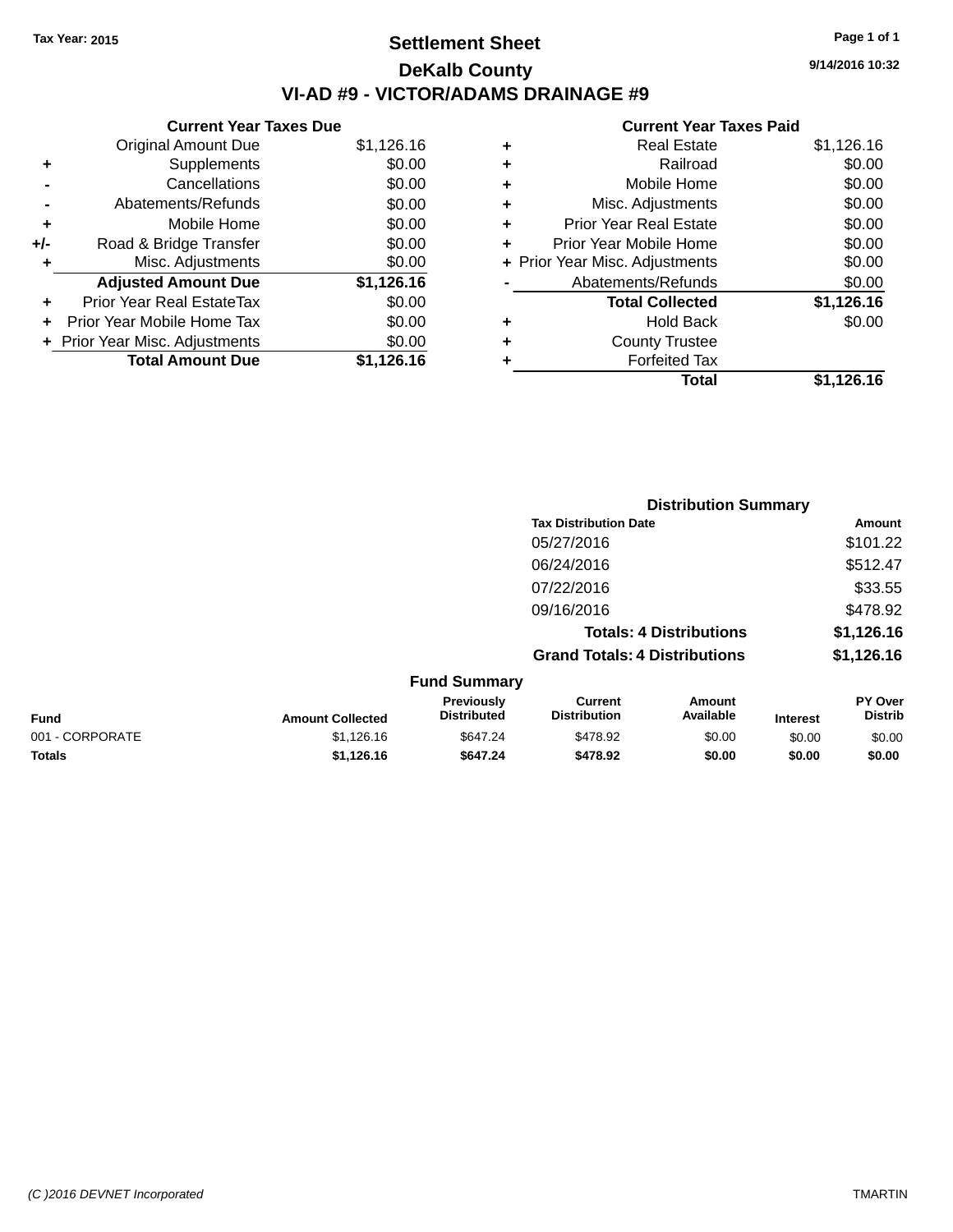Tax Year: 2015

# Settlement Sheet

## DeKalb County

## VI-AD #9 - VICTOR/ADAMS DRAINAGE #9

9/14/2016 10:32

### Current Year Taxes Due

| | | |
|---|---|---|
| | Original Amount Due | $1,126.16 |
| + | Supplements | $0.00 |
| - | Cancellations | $0.00 |
| - | Abatements/Refunds | $0.00 |
| + | Mobile Home | $0.00 |
| +/- | Road & Bridge Transfer | $0.00 |
| + | Misc. Adjustments | $0.00 |
| | **Adjusted Amount Due** | **$1,126.16** |
| + | Prior Year Real EstateTax | $0.00 |
| + | Prior Year Mobile Home Tax | $0.00 |
| + | Prior Year Misc. Adjustments | $0.00 |
| | **Total Amount Due** | **$1,126.16** |

### Current Year Taxes Paid

| | | |
|---|---|---|
| + | Real Estate | $1,126.16 |
| + | Railroad | $0.00 |
| + | Mobile Home | $0.00 |
| + | Misc. Adjustments | $0.00 |
| + | Prior Year Real Estate | $0.00 |
| + | Prior Year Mobile Home | $0.00 |
| + | Prior Year Misc. Adjustments | $0.00 |
| - | Abatements/Refunds | $0.00 |
| | **Total Collected** | **$1,126.16** |
| + | Hold Back | $0.00 |
| + | County Trustee | |
| + | Forfeited Tax | |
| | **Total** | **$1,126.16** |

### Distribution Summary

| Tax Distribution Date | Amount |
|---|---|
| 05/27/2016 | $101.22 |
| 06/24/2016 | $512.47 |
| 07/22/2016 | $33.55 |
| 09/16/2016 | $478.92 |
| **Totals: 4 Distributions** | **$1,126.16** |
| **Grand Totals: 4 Distributions** | **$1,126.16** |

### Fund Summary

| Fund | Amount Collected | Previously Distributed | Current Distribution | Amount Available | Interest | PY Over Distrib |
|---|---|---|---|---|---|---|
| 001 - CORPORATE | $1,126.16 | $647.24 | $478.92 | $0.00 | $0.00 | $0.00 |
| **Totals** | **$1,126.16** | **$647.24** | **$478.92** | **$0.00** | **$0.00** | **$0.00** |

(C )2016 DEVNET Incorporated

TMARTIN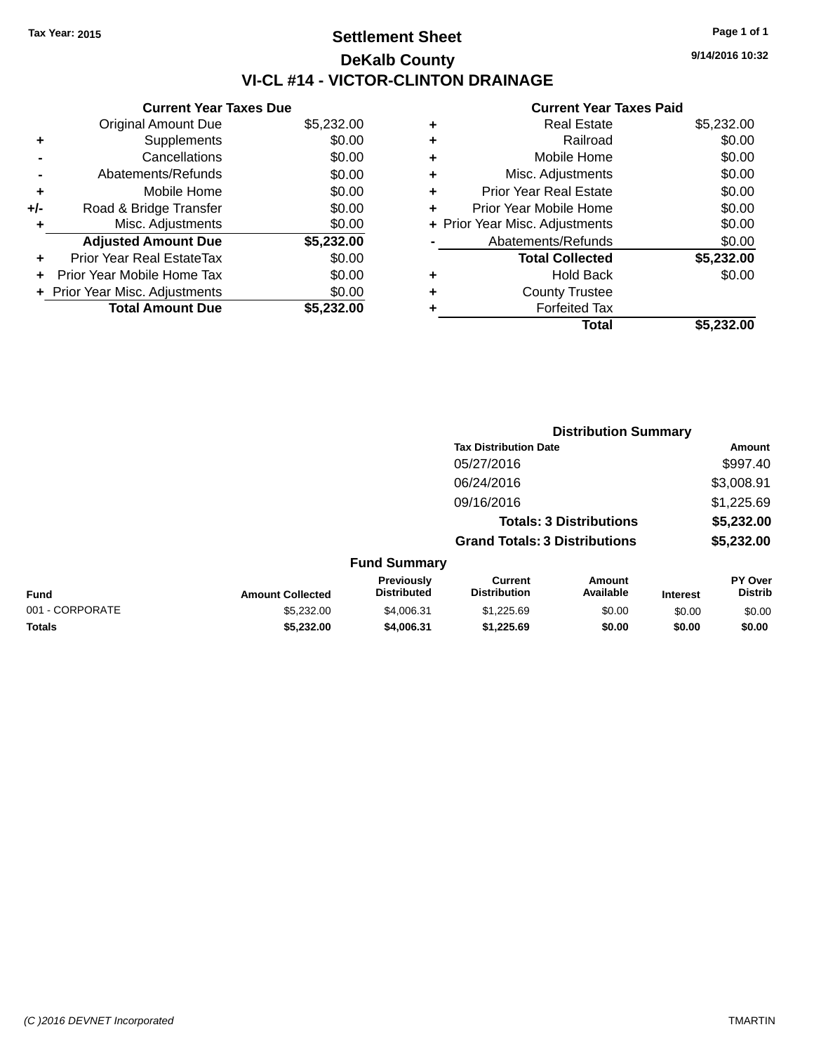Tax Year: 2015

# Settlement Sheet

## DeKalb County

## VI-CL #14 - VICTOR-CLINTON DRAINAGE

9/14/2016 10:32

### Current Year Taxes Due

| | | |
|---|---|---|
| | Original Amount Due | $5,232.00 |
| + | Supplements | $0.00 |
| - | Cancellations | $0.00 |
| - | Abatements/Refunds | $0.00 |
| + | Mobile Home | $0.00 |
| +/- | Road & Bridge Transfer | $0.00 |
| + | Misc. Adjustments | $0.00 |
| | **Adjusted Amount Due** | **$5,232.00** |
| + | Prior Year Real EstateTax | $0.00 |
| + | Prior Year Mobile Home Tax | $0.00 |
| + | Prior Year Misc. Adjustments | $0.00 |
| | **Total Amount Due** | **$5,232.00** |

### Current Year Taxes Paid

| | | |
|---|---|---|
| + | Real Estate | $5,232.00 |
| + | Railroad | $0.00 |
| + | Mobile Home | $0.00 |
| + | Misc. Adjustments | $0.00 |
| + | Prior Year Real Estate | $0.00 |
| + | Prior Year Mobile Home | $0.00 |
| + | Prior Year Misc. Adjustments | $0.00 |
| - | Abatements/Refunds | $0.00 |
| | **Total Collected** | **$5,232.00** |
| + | Hold Back | $0.00 |
| + | County Trustee | |
| + | Forfeited Tax | |
| | **Total** | **$5,232.00** |

### Distribution Summary

| Tax Distribution Date | Amount |
|---|---|
| 05/27/2016 | $997.40 |
| 06/24/2016 | $3,008.91 |
| 09/16/2016 | $1,225.69 |
| **Totals: 3 Distributions** | **$5,232.00** |
| **Grand Totals: 3 Distributions** | **$5,232.00** |

### Fund Summary

| Fund | Amount Collected | Previously Distributed | Current Distribution | Amount Available | Interest | PY Over Distrib |
|---|---|---|---|---|---|---|
| 001 - CORPORATE | $5,232.00 | $4,006.31 | $1,225.69 | $0.00 | $0.00 | $0.00 |
| **Totals** | **$5,232.00** | **$4,006.31** | **$1,225.69** | **$0.00** | **$0.00** | **$0.00** |

(C )2016 DEVNET Incorporated TMARTIN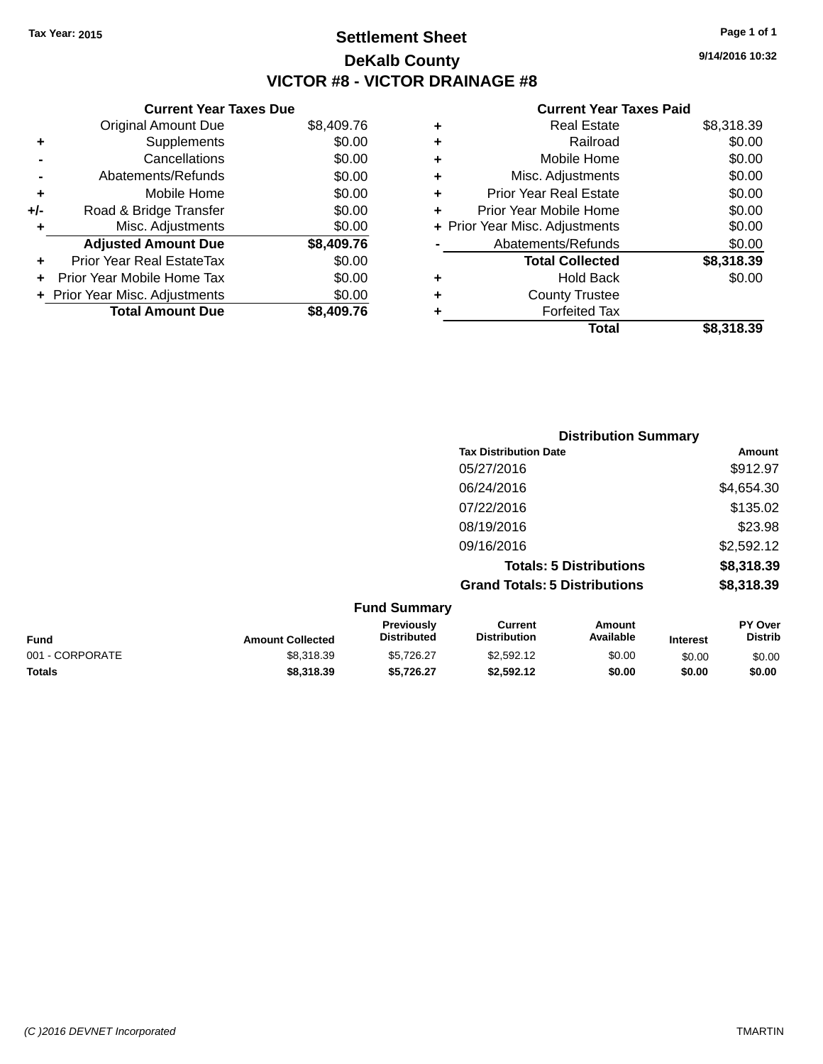Tax Year: 2015

# Settlement Sheet

## DeKalb County

## VICTOR #8 - VICTOR DRAINAGE #8

9/14/2016 10:32

**Current Year Taxes Due**

| | | |
|---|---|---|
| | Original Amount Due | $8,409.76 |
| + | Supplements | $0.00 |
| - | Cancellations | $0.00 |
| - | Abatements/Refunds | $0.00 |
| + | Mobile Home | $0.00 |
| +/- | Road & Bridge Transfer | $0.00 |
| + | Misc. Adjustments | $0.00 |
| | **Adjusted Amount Due** | **$8,409.76** |
| + | Prior Year Real EstateTax | $0.00 |
| + | Prior Year Mobile Home Tax | $0.00 |
| + | Prior Year Misc. Adjustments | $0.00 |
| | **Total Amount Due** | **$8,409.76** |

**Current Year Taxes Paid**

| | | |
|---|---|---|
| + | Real Estate | $8,318.39 |
| + | Railroad | $0.00 |
| + | Mobile Home | $0.00 |
| + | Misc. Adjustments | $0.00 |
| + | Prior Year Real Estate | $0.00 |
| + | Prior Year Mobile Home | $0.00 |
| + | Prior Year Misc. Adjustments | $0.00 |
| - | Abatements/Refunds | $0.00 |
| | **Total Collected** | **$8,318.39** |
| + | Hold Back | $0.00 |
| + | County Trustee | |
| + | Forfeited Tax | |
| | **Total** | **$8,318.39** |

**Distribution Summary**

| Tax Distribution Date | Amount |
|---|---|
| 05/27/2016 | $912.97 |
| 06/24/2016 | $4,654.30 |
| 07/22/2016 | $135.02 |
| 08/19/2016 | $23.98 |
| 09/16/2016 | $2,592.12 |
| **Totals: 5 Distributions** | **$8,318.39** |
| **Grand Totals: 5 Distributions** | **$8,318.39** |

**Fund Summary**

| Fund | Amount Collected | Previously Distributed | Current Distribution | Amount Available | Interest | PY Over Distrib |
|---|---|---|---|---|---|---|
| 001 - CORPORATE | $8,318.39 | $5,726.27 | $2,592.12 | $0.00 | $0.00 | $0.00 |
| **Totals** | **$8,318.39** | **$5,726.27** | **$2,592.12** | **$0.00** | **$0.00** | **$0.00** |

(C )2016 DEVNET Incorporated TMARTIN